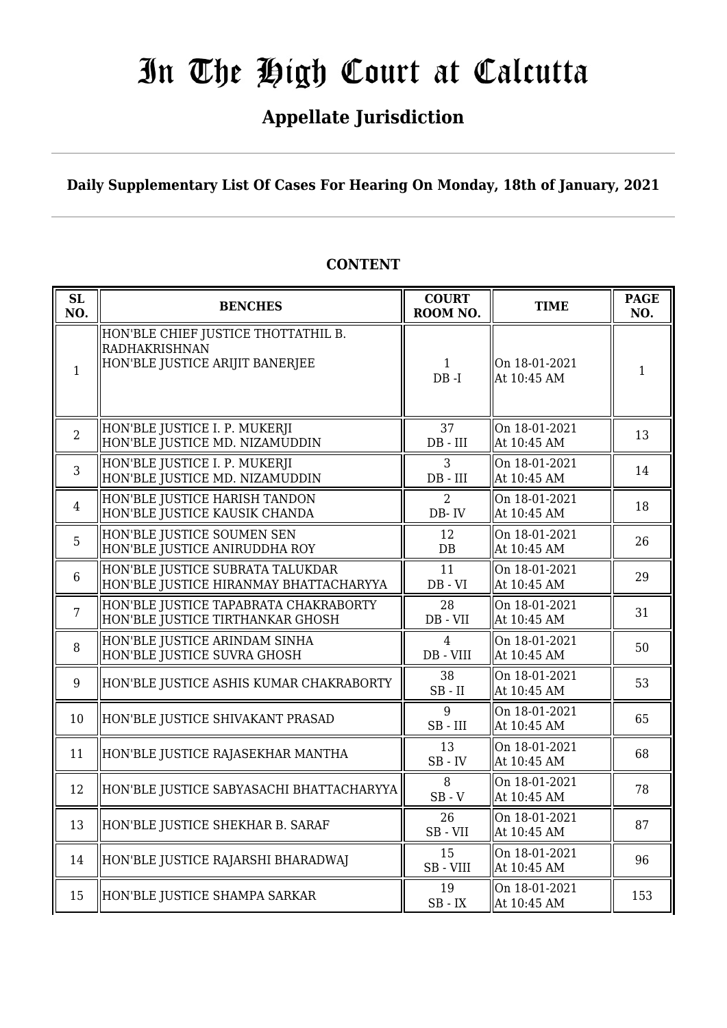# In The High Court at Calcutta

## Appellate Jurisdiction

**Daily Supplementary List Of Cases For Hearing On Monday, 18th of January, 2021**

### CONTENT

| SL NO. | BENCHES | COURT ROOM NO. | TIME | PAGE NO. |
|---|---|---|---|---|
| 1 | HON'BLE CHIEF JUSTICE THOTTATHIL B. RADHAKRISHNAN<br>HON'BLE JUSTICE ARIJIT BANERJEE | 1<br>DB -I | On 18-01-2021<br>At 10:45 AM | 1 |
| 2 | HON'BLE JUSTICE I. P. MUKERJI<br>HON'BLE JUSTICE MD. NIZAMUDDIN | 37<br>DB - III | On 18-01-2021<br>At 10:45 AM | 13 |
| 3 | HON'BLE JUSTICE I. P. MUKERJI<br>HON'BLE JUSTICE MD. NIZAMUDDIN | 3<br>DB - III | On 18-01-2021<br>At 10:45 AM | 14 |
| 4 | HON'BLE JUSTICE HARISH TANDON<br>HON'BLE JUSTICE KAUSIK CHANDA | 2<br>DB- IV | On 18-01-2021<br>At 10:45 AM | 18 |
| 5 | HON'BLE JUSTICE SOUMEN SEN<br>HON'BLE JUSTICE ANIRUDDHA ROY | 12<br>DB | On 18-01-2021<br>At 10:45 AM | 26 |
| 6 | HON'BLE JUSTICE SUBRATA TALUKDAR<br>HON'BLE JUSTICE HIRANMAY BHATTACHARYYA | 11<br>DB - VI | On 18-01-2021<br>At 10:45 AM | 29 |
| 7 | HON'BLE JUSTICE TAPABRATA CHAKRABORTY<br>HON'BLE JUSTICE TIRTHANKAR GHOSH | 28<br>DB - VII | On 18-01-2021<br>At 10:45 AM | 31 |
| 8 | HON'BLE JUSTICE ARINDAM SINHA<br>HON'BLE JUSTICE SUVRA GHOSH | 4<br>DB - VIII | On 18-01-2021<br>At 10:45 AM | 50 |
| 9 | HON'BLE JUSTICE ASHIS KUMAR CHAKRABORTY | 38<br>SB - II | On 18-01-2021<br>At 10:45 AM | 53 |
| 10 | HON'BLE JUSTICE SHIVAKANT PRASAD | 9<br>SB - III | On 18-01-2021<br>At 10:45 AM | 65 |
| 11 | HON'BLE JUSTICE RAJASEKHAR MANTHA | 13<br>SB - IV | On 18-01-2021<br>At 10:45 AM | 68 |
| 12 | HON'BLE JUSTICE SABYASACHI BHATTACHARYYA | 8<br>SB - V | On 18-01-2021<br>At 10:45 AM | 78 |
| 13 | HON'BLE JUSTICE SHEKHAR B. SARAF | 26<br>SB - VII | On 18-01-2021<br>At 10:45 AM | 87 |
| 14 | HON'BLE JUSTICE RAJARSHI BHARADWAJ | 15<br>SB - VIII | On 18-01-2021<br>At 10:45 AM | 96 |
| 15 | HON'BLE JUSTICE SHAMPA SARKAR | 19<br>SB - IX | On 18-01-2021<br>At 10:45 AM | 153 |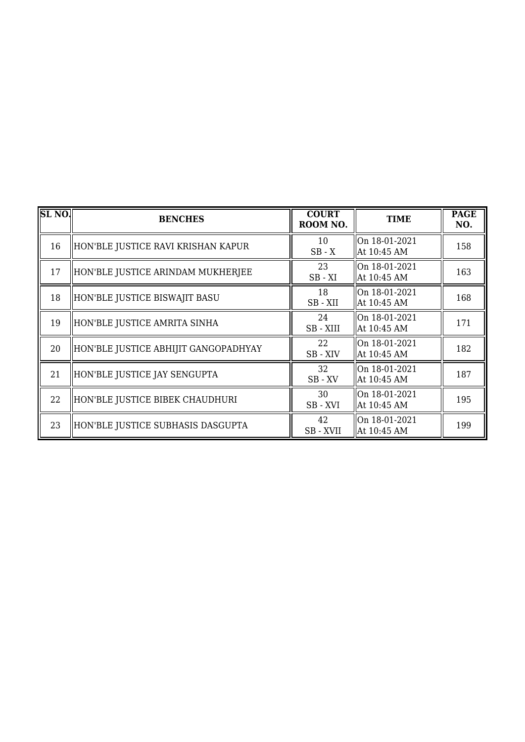| SL NO. | BENCHES | COURT ROOM NO. | TIME | PAGE NO. |
| --- | --- | --- | --- | --- |
| 16 | HON'BLE JUSTICE RAVI KRISHAN KAPUR | 10<br>SB - X | On 18-01-2021<br>At 10:45 AM | 158 |
| 17 | HON'BLE JUSTICE ARINDAM MUKHERJEE | 23<br>SB - XI | On 18-01-2021<br>At 10:45 AM | 163 |
| 18 | HON'BLE JUSTICE BISWAJIT BASU | 18<br>SB - XII | On 18-01-2021<br>At 10:45 AM | 168 |
| 19 | HON'BLE JUSTICE AMRITA SINHA | 24<br>SB - XIII | On 18-01-2021<br>At 10:45 AM | 171 |
| 20 | HON'BLE JUSTICE ABHIJIT GANGOPADHYAY | 22<br>SB - XIV | On 18-01-2021<br>At 10:45 AM | 182 |
| 21 | HON'BLE JUSTICE JAY SENGUPTA | 32<br>SB - XV | On 18-01-2021<br>At 10:45 AM | 187 |
| 22 | HON'BLE JUSTICE BIBEK CHAUDHURI | 30<br>SB - XVI | On 18-01-2021<br>At 10:45 AM | 195 |
| 23 | HON'BLE JUSTICE SUBHASIS DASGUPTA | 42<br>SB - XVII | On 18-01-2021<br>At 10:45 AM | 199 |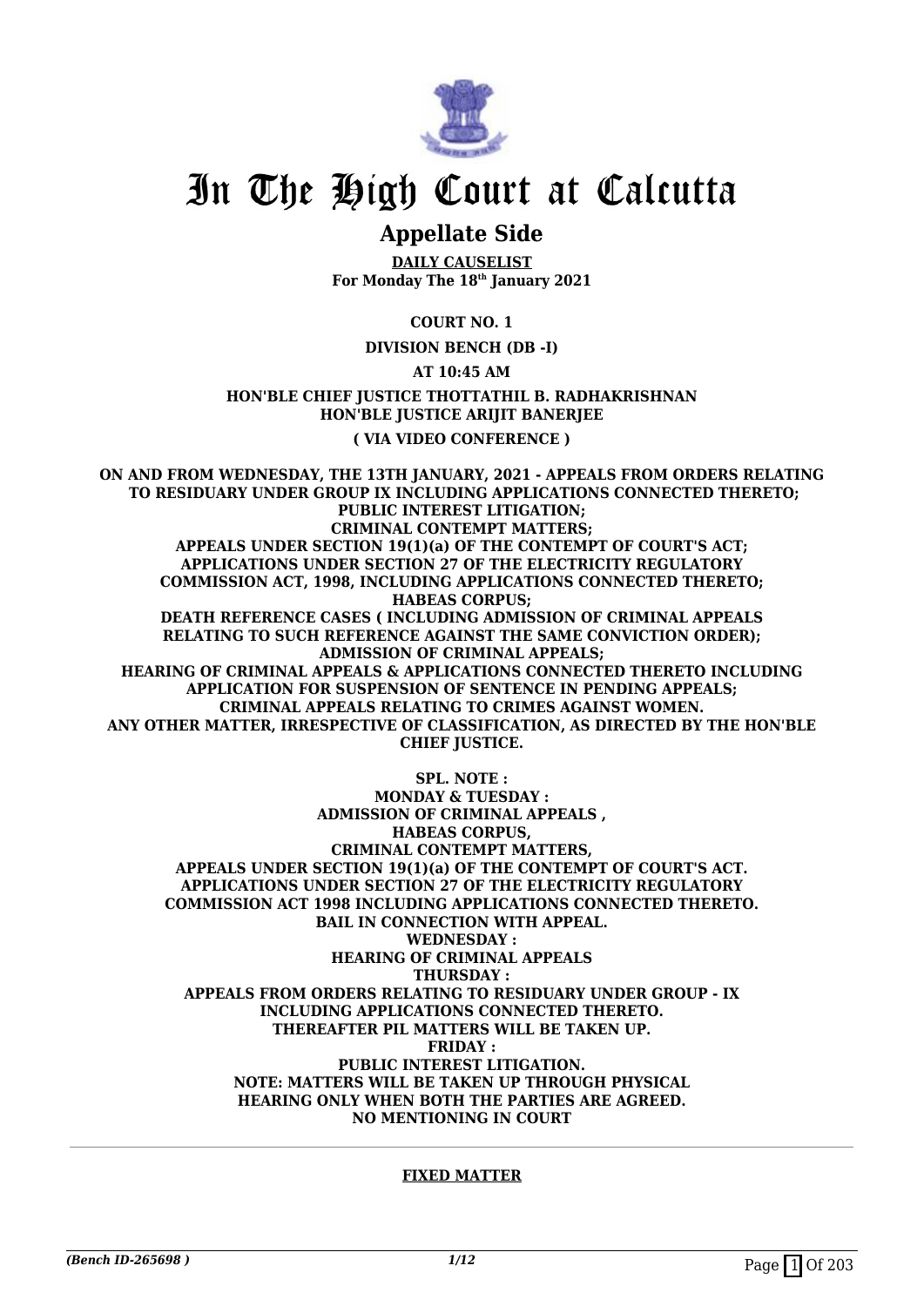# In The High Court at Calcutta

## Appellate Side

**DAILY CAUSELIST**
**For Monday The 18th January 2021**

**COURT NO. 1**

**DIVISION BENCH (DB -I)**

**AT 10:45 AM**

**HON'BLE CHIEF JUSTICE THOTTATHIL B. RADHAKRISHNAN**
**HON'BLE JUSTICE ARIJIT BANERJEE**

**( VIA VIDEO CONFERENCE )**

**ON AND FROM WEDNESDAY, THE 13TH JANUARY, 2021 - APPEALS FROM ORDERS RELATING TO RESIDUARY UNDER GROUP IX INCLUDING APPLICATIONS CONNECTED THERETO; PUBLIC INTEREST LITIGATION; CRIMINAL CONTEMPT MATTERS; APPEALS UNDER SECTION 19(1)(a) OF THE CONTEMPT OF COURT'S ACT; APPLICATIONS UNDER SECTION 27 OF THE ELECTRICITY REGULATORY COMMISSION ACT, 1998, INCLUDING APPLICATIONS CONNECTED THERETO; HABEAS CORPUS; DEATH REFERENCE CASES ( INCLUDING ADMISSION OF CRIMINAL APPEALS RELATING TO SUCH REFERENCE AGAINST THE SAME CONVICTION ORDER); ADMISSION OF CRIMINAL APPEALS; HEARING OF CRIMINAL APPEALS & APPLICATIONS CONNECTED THERETO INCLUDING APPLICATION FOR SUSPENSION OF SENTENCE IN PENDING APPEALS; CRIMINAL APPEALS RELATING TO CRIMES AGAINST WOMEN. ANY OTHER MATTER, IRRESPECTIVE OF CLASSIFICATION, AS DIRECTED BY THE HON'BLE CHIEF JUSTICE.**

**SPL. NOTE :**
**MONDAY & TUESDAY :**
**ADMISSION OF CRIMINAL APPEALS ,**
**HABEAS CORPUS,**
**CRIMINAL CONTEMPT MATTERS,**
**APPEALS UNDER SECTION 19(1)(a) OF THE CONTEMPT OF COURT'S ACT.**
**APPLICATIONS UNDER SECTION 27 OF THE ELECTRICITY REGULATORY COMMISSION ACT 1998 INCLUDING APPLICATIONS CONNECTED THERETO.**
**BAIL IN CONNECTION WITH APPEAL.**
**WEDNESDAY :**
**HEARING OF CRIMINAL APPEALS**
**THURSDAY :**
**APPEALS FROM ORDERS RELATING TO RESIDUARY UNDER GROUP - IX INCLUDING APPLICATIONS CONNECTED THERETO.**
**THEREAFTER PIL MATTERS WILL BE TAKEN UP.**
**FRIDAY :**
**PUBLIC INTEREST LITIGATION.**
**NOTE: MATTERS WILL BE TAKEN UP THROUGH PHYSICAL HEARING ONLY WHEN BOTH THE PARTIES ARE AGREED.**
**NO MENTIONING IN COURT**

**FIXED MATTER**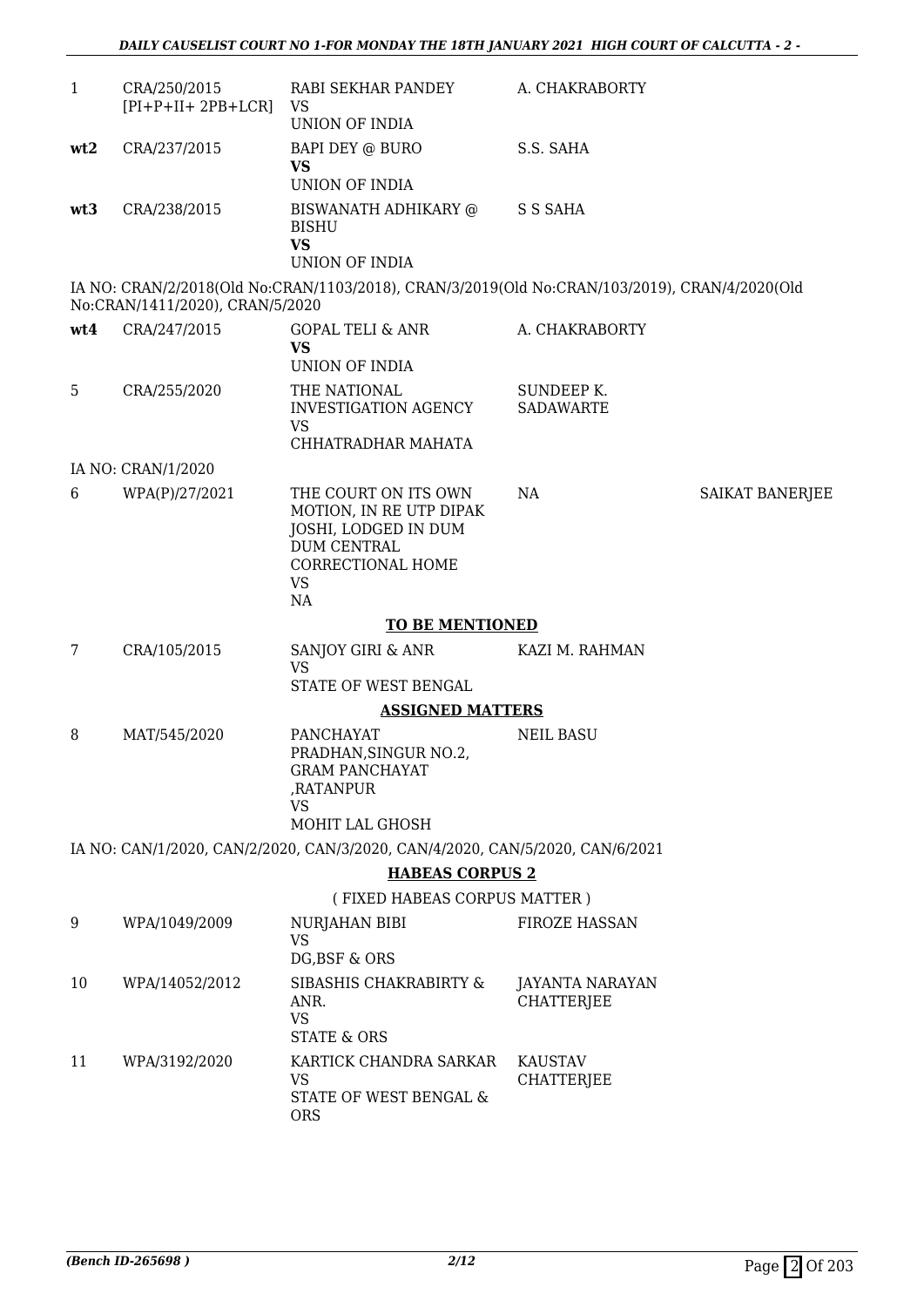| | | | | |
|---|---|---|---|---|
| 1 | CRA/250/2015 [PI+P+II+ 2PB+LCR] | RABI SEKHAR PANDEY VS UNION OF INDIA | A. CHAKRABORTY | |
| **wt2** | CRA/237/2015 | BAPI DEY @ BURO **VS** UNION OF INDIA | S.S. SAHA | |
| **wt3** | CRA/238/2015 | BISWANATH ADHIKARY @ BISHU **VS** UNION OF INDIA | S S SAHA | |

IA NO: CRAN/2/2018(Old No:CRAN/1103/2018), CRAN/3/2019(Old No:CRAN/103/2019), CRAN/4/2020(Old No:CRAN/1411/2020), CRAN/5/2020

| | | | | |
|---|---|---|---|---|
| **wt4** | CRA/247/2015 | GOPAL TELI & ANR **VS** UNION OF INDIA | A. CHAKRABORTY | |
| 5 | CRA/255/2020 | THE NATIONAL INVESTIGATION AGENCY VS CHHATRADHAR MAHATA | SUNDEEP K. SADAWARTE | |

IA NO: CRAN/1/2020

| | | | | |
|---|---|---|---|---|
| 6 | WPA(P)/27/2021 | THE COURT ON ITS OWN MOTION, IN RE UTP DIPAK JOSHI, LODGED IN DUM DUM CENTRAL CORRECTIONAL HOME VS NA | NA | SAIKAT BANERJEE |

**TO BE MENTIONED**

| | | | | |
|---|---|---|---|---|
| 7 | CRA/105/2015 | SANJOY GIRI & ANR VS STATE OF WEST BENGAL | KAZI M. RAHMAN | |

**ASSIGNED MATTERS**

| | | | | |
|---|---|---|---|---|
| 8 | MAT/545/2020 | PANCHAYAT PRADHAN,SINGUR NO.2, GRAM PANCHAYAT ,RATANPUR VS MOHIT LAL GHOSH | NEIL BASU | |

IA NO: CAN/1/2020, CAN/2/2020, CAN/3/2020, CAN/4/2020, CAN/5/2020, CAN/6/2021

**HABEAS CORPUS 2**

( FIXED HABEAS CORPUS MATTER )

| | | | | |
|---|---|---|---|---|
| 9 | WPA/1049/2009 | NURJAHAN BIBI VS DG,BSF & ORS | FIROZE HASSAN | |
| 10 | WPA/14052/2012 | SIBASHIS CHAKRABIRTY & ANR. VS STATE & ORS | JAYANTA NARAYAN CHATTERJEE | |
| 11 | WPA/3192/2020 | KARTICK CHANDRA SARKAR VS STATE OF WEST BENGAL & ORS | KAUSTAV CHATTERJEE | |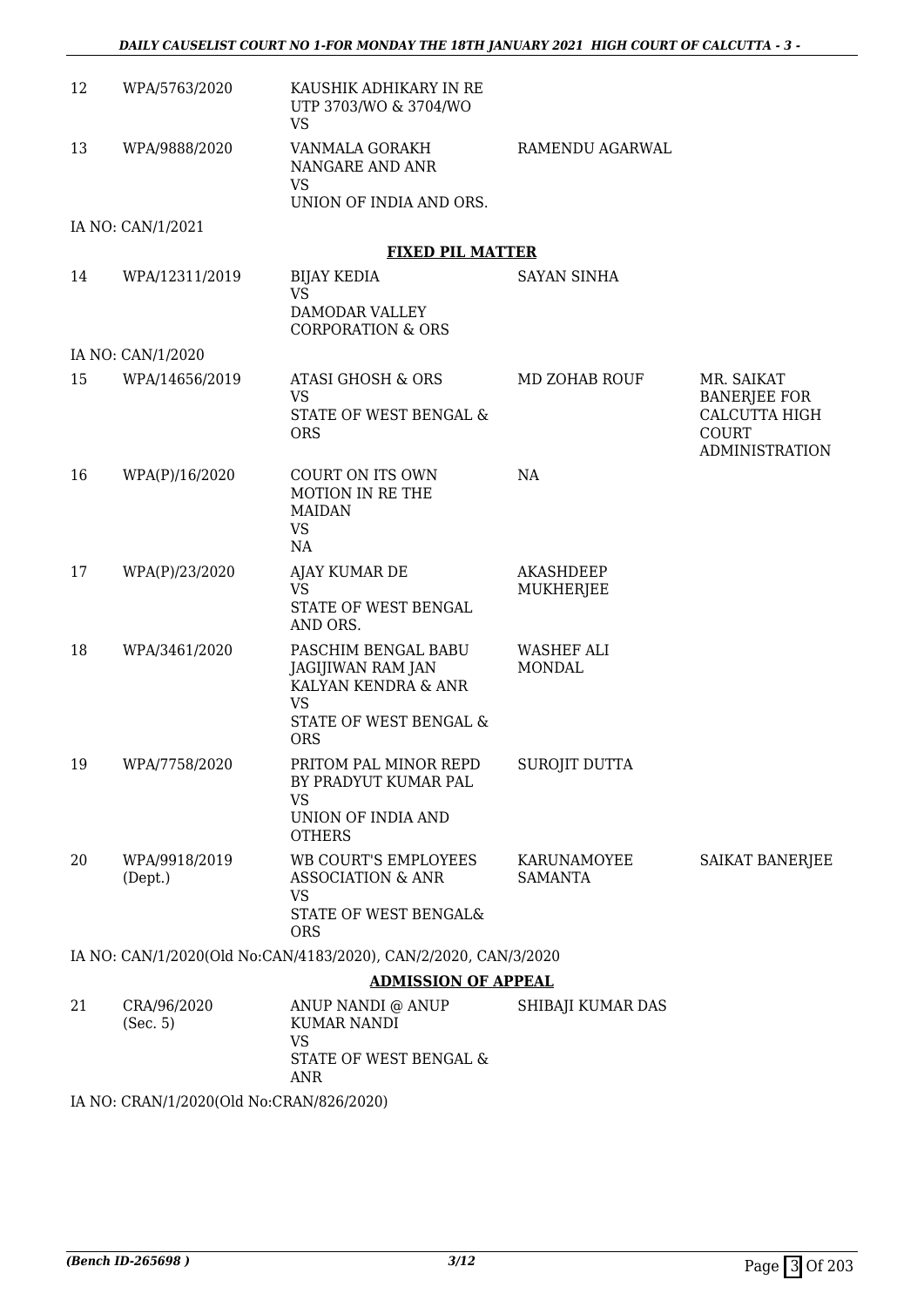| 12 | WPA/5763/2020 | KAUSHIK ADHIKARY IN RE UTP 3703/WO & 3704/WO VS | | |
|---|---|---|---|---|
| 13 | WPA/9888/2020 | VANMALA GORAKH NANGARE AND ANR VS UNION OF INDIA AND ORS. | RAMENDU AGARWAL | |

IA NO: CAN/1/2021

**FIXED PIL MATTER**

| 14 | WPA/12311/2019 | BIJAY KEDIA VS DAMODAR VALLEY CORPORATION & ORS | SAYAN SINHA | |
|---|---|---|---|---|

IA NO: CAN/1/2020

| 15 | WPA/14656/2019 | ATASI GHOSH & ORS VS STATE OF WEST BENGAL & ORS | MD ZOHAB ROUF | MR. SAIKAT BANERJEE FOR CALCUTTA HIGH COURT ADMINISTRATION |
|---|---|---|---|---|
| 16 | WPA(P)/16/2020 | COURT ON ITS OWN MOTION IN RE THE MAIDAN VS NA | NA | |
| 17 | WPA(P)/23/2020 | AJAY KUMAR DE VS STATE OF WEST BENGAL AND ORS. | AKASHDEEP MUKHERJEE | |
| 18 | WPA/3461/2020 | PASCHIM BENGAL BABU JAGIJIWAN RAM JAN KALYAN KENDRA & ANR VS STATE OF WEST BENGAL & ORS | WASHEF ALI MONDAL | |
| 19 | WPA/7758/2020 | PRITOM PAL MINOR REPD BY PRADYUT KUMAR PAL VS UNION OF INDIA AND OTHERS | SUROJIT DUTTA | |
| 20 | WPA/9918/2019 (Dept.) | WB COURT'S EMPLOYEES ASSOCIATION & ANR VS STATE OF WEST BENGAL& ORS | KARUNAMOYEE SAMANTA | SAIKAT BANERJEE |

IA NO: CAN/1/2020(Old No:CAN/4183/2020), CAN/2/2020, CAN/3/2020

**ADMISSION OF APPEAL**

| 21 | CRA/96/2020 (Sec. 5) | ANUP NANDI @ ANUP KUMAR NANDI VS STATE OF WEST BENGAL & ANR | SHIBAJI KUMAR DAS | |
|---|---|---|---|---|

IA NO: CRAN/1/2020(Old No:CRAN/826/2020)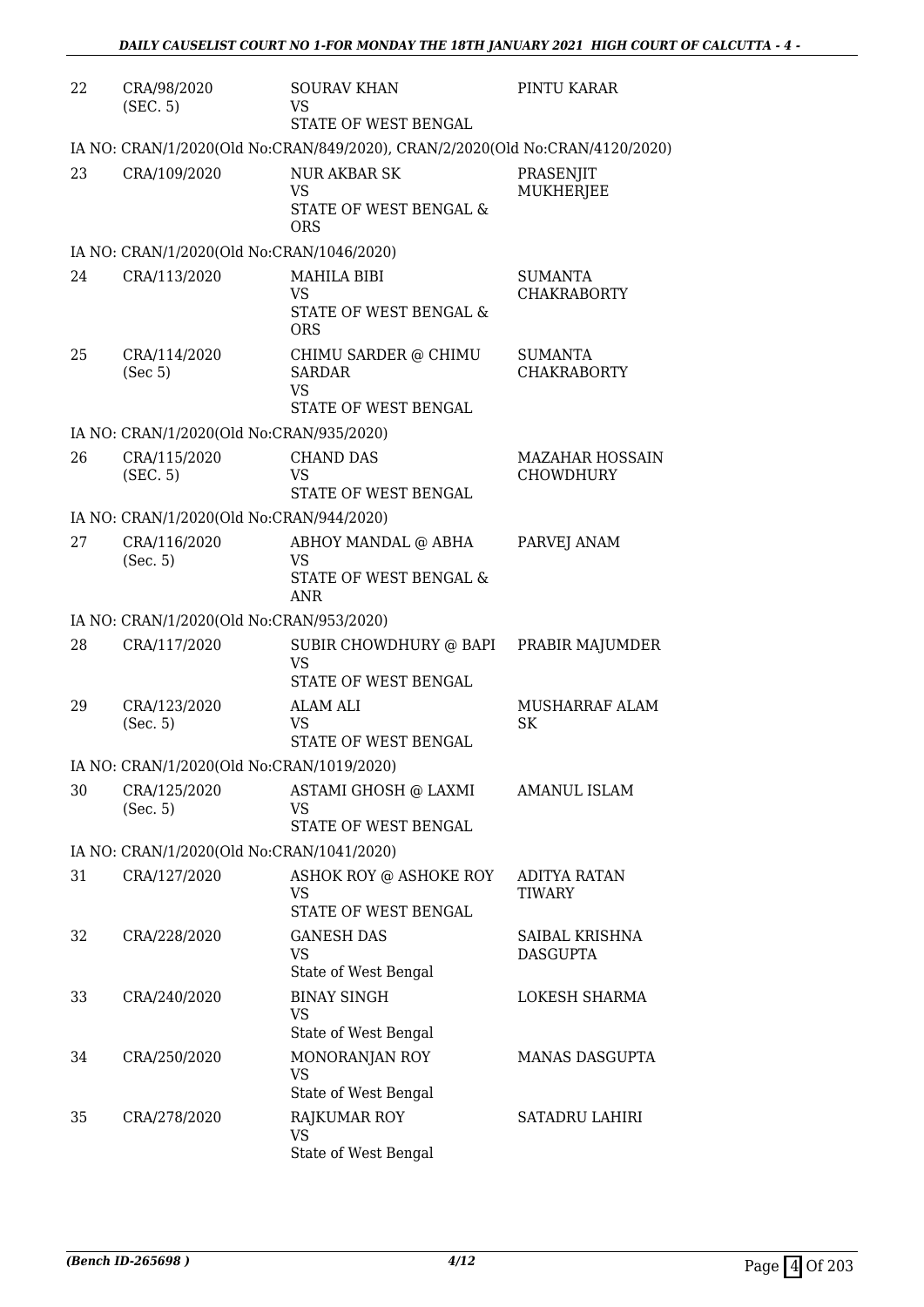| | | | |
|---|---|---|---|
| 22 | CRA/98/2020 (SEC. 5) | SOURAV KHAN VS STATE OF WEST BENGAL | PINTU KARAR |
| IA NO: CRAN/1/2020(Old No:CRAN/849/2020), CRAN/2/2020(Old No:CRAN/4120/2020) | | | |
| 23 | CRA/109/2020 | NUR AKBAR SK VS STATE OF WEST BENGAL & ORS | PRASENJIT MUKHERJEE |
| IA NO: CRAN/1/2020(Old No:CRAN/1046/2020) | | | |
| 24 | CRA/113/2020 | MAHILA BIBI VS STATE OF WEST BENGAL & ORS | SUMANTA CHAKRABORTY |
| 25 | CRA/114/2020 (Sec 5) | CHIMU SARDER @ CHIMU SARDAR VS STATE OF WEST BENGAL | SUMANTA CHAKRABORTY |
| IA NO: CRAN/1/2020(Old No:CRAN/935/2020) | | | |
| 26 | CRA/115/2020 (SEC. 5) | CHAND DAS VS STATE OF WEST BENGAL | MAZAHAR HOSSAIN CHOWDHURY |
| IA NO: CRAN/1/2020(Old No:CRAN/944/2020) | | | |
| 27 | CRA/116/2020 (Sec. 5) | ABHOY MANDAL @ ABHA VS STATE OF WEST BENGAL & ANR | PARVEJ ANAM |
| IA NO: CRAN/1/2020(Old No:CRAN/953/2020) | | | |
| 28 | CRA/117/2020 | SUBIR CHOWDHURY @ BAPI VS STATE OF WEST BENGAL | PRABIR MAJUMDER |
| 29 | CRA/123/2020 (Sec. 5) | ALAM ALI VS STATE OF WEST BENGAL | MUSHARRAF ALAM SK |
| IA NO: CRAN/1/2020(Old No:CRAN/1019/2020) | | | |
| 30 | CRA/125/2020 (Sec. 5) | ASTAMI GHOSH @ LAXMI VS STATE OF WEST BENGAL | AMANUL ISLAM |
| IA NO: CRAN/1/2020(Old No:CRAN/1041/2020) | | | |
| 31 | CRA/127/2020 | ASHOK ROY @ ASHOKE ROY VS STATE OF WEST BENGAL | ADITYA RATAN TIWARY |
| 32 | CRA/228/2020 | GANESH DAS VS State of West Bengal | SAIBAL KRISHNA DASGUPTA |
| 33 | CRA/240/2020 | BINAY SINGH VS State of West Bengal | LOKESH SHARMA |
| 34 | CRA/250/2020 | MONORANJAN ROY VS State of West Bengal | MANAS DASGUPTA |
| 35 | CRA/278/2020 | RAJKUMAR ROY VS State of West Bengal | SATADRU LAHIRI |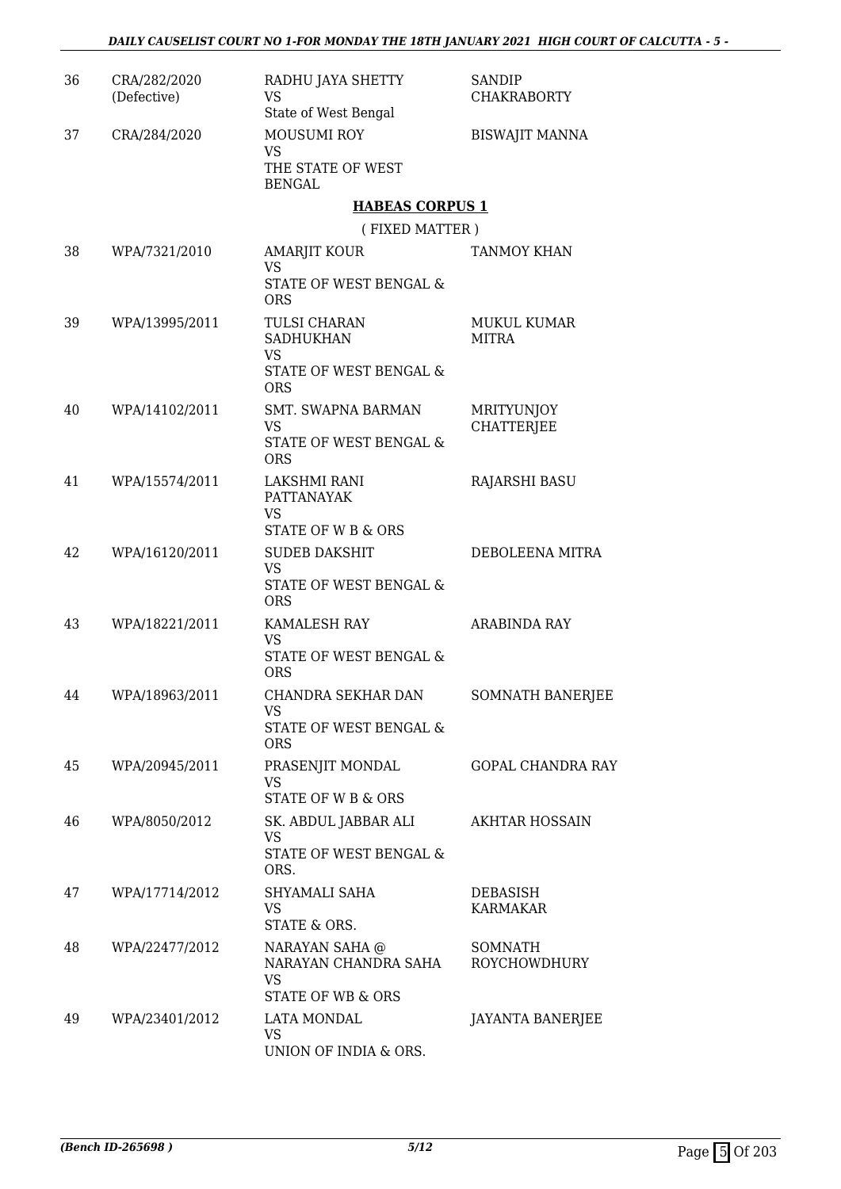| | | | |
|---|---|---|---|
| 36 | CRA/282/2020 (Defective) | RADHU JAYA SHETTY<br>VS<br>State of West Bengal | SANDIP CHAKRABORTY |
| 37 | CRA/284/2020 | MOUSUMI ROY<br>VS<br>THE STATE OF WEST BENGAL | BISWAJIT MANNA |

## HABEAS CORPUS 1

( FIXED MATTER )

| | | | |
|---|---|---|---|
| 38 | WPA/7321/2010 | AMARJIT KOUR<br>VS<br>STATE OF WEST BENGAL & ORS | TANMOY KHAN |
| 39 | WPA/13995/2011 | TULSI CHARAN SADHUKHAN<br>VS<br>STATE OF WEST BENGAL & ORS | MUKUL KUMAR MITRA |
| 40 | WPA/14102/2011 | SMT. SWAPNA BARMAN<br>VS<br>STATE OF WEST BENGAL & ORS | MRITYUNJOY CHATTERJEE |
| 41 | WPA/15574/2011 | LAKSHMI RANI PATTANAYAK<br>VS<br>STATE OF W B & ORS | RAJARSHI BASU |
| 42 | WPA/16120/2011 | SUDEB DAKSHIT<br>VS<br>STATE OF WEST BENGAL & ORS | DEBOLEENA MITRA |
| 43 | WPA/18221/2011 | KAMALESH RAY<br>VS<br>STATE OF WEST BENGAL & ORS | ARABINDA RAY |
| 44 | WPA/18963/2011 | CHANDRA SEKHAR DAN<br>VS<br>STATE OF WEST BENGAL & ORS | SOMNATH BANERJEE |
| 45 | WPA/20945/2011 | PRASENJIT MONDAL<br>VS<br>STATE OF W B & ORS | GOPAL CHANDRA RAY |
| 46 | WPA/8050/2012 | SK. ABDUL JABBAR ALI<br>VS<br>STATE OF WEST BENGAL & ORS. | AKHTAR HOSSAIN |
| 47 | WPA/17714/2012 | SHYAMALI SAHA<br>VS<br>STATE & ORS. | DEBASISH KARMAKAR |
| 48 | WPA/22477/2012 | NARAYAN SAHA @ NARAYAN CHANDRA SAHA<br>VS<br>STATE OF WB & ORS | SOMNATH ROYCHOWDHURY |
| 49 | WPA/23401/2012 | LATA MONDAL<br>VS<br>UNION OF INDIA & ORS. | JAYANTA BANERJEE |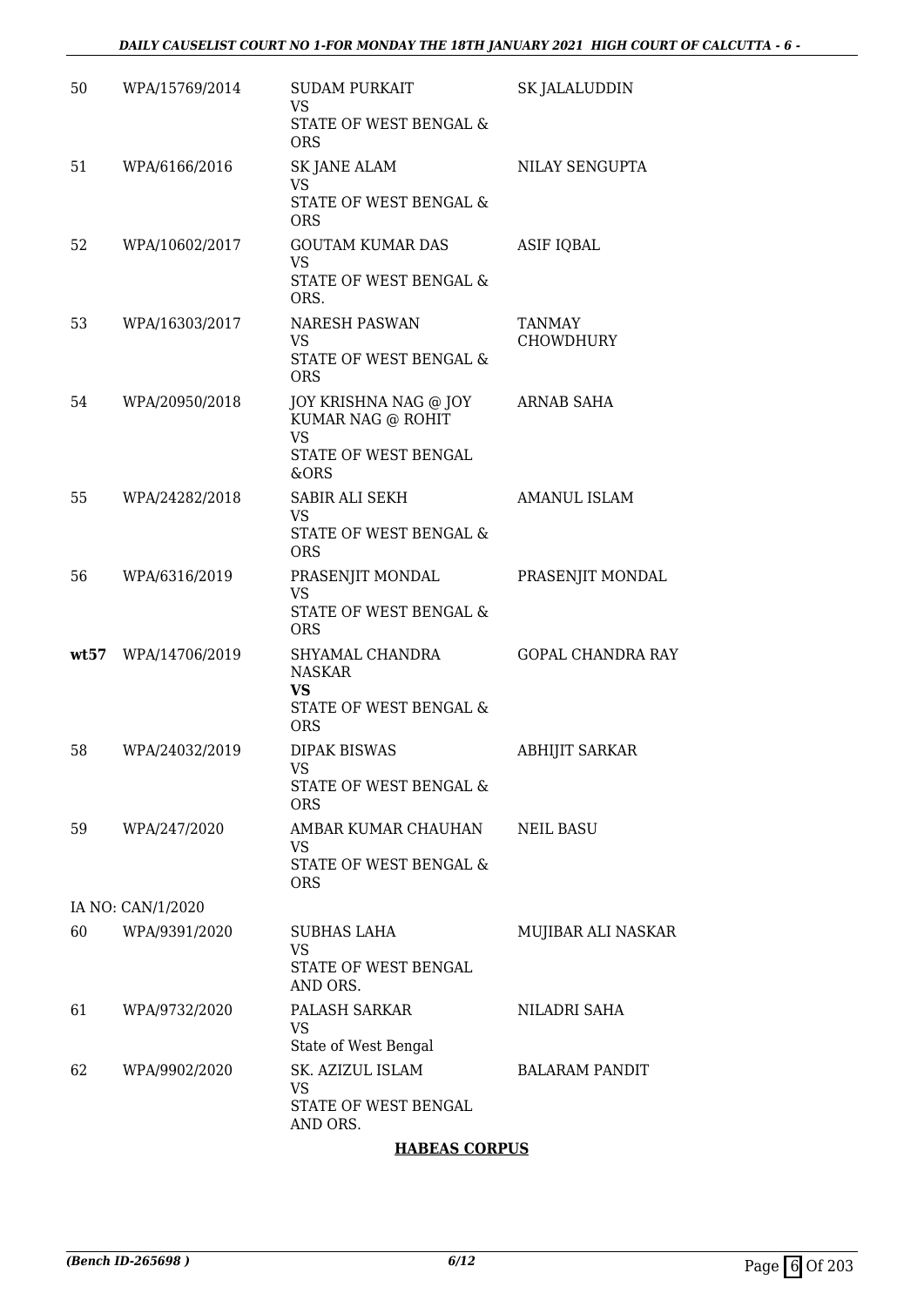| | | | |
|---|---|---|---|
| 50 | WPA/15769/2014 | SUDAM PURKAIT<br>VS<br>STATE OF WEST BENGAL & ORS | SK JALALUDDIN |
| 51 | WPA/6166/2016 | SK JANE ALAM<br>VS<br>STATE OF WEST BENGAL & ORS | NILAY SENGUPTA |
| 52 | WPA/10602/2017 | GOUTAM KUMAR DAS<br>VS<br>STATE OF WEST BENGAL & ORS. | ASIF IQBAL |
| 53 | WPA/16303/2017 | NARESH PASWAN<br>VS<br>STATE OF WEST BENGAL & ORS | TANMAY CHOWDHURY |
| 54 | WPA/20950/2018 | JOY KRISHNA NAG @ JOY KUMAR NAG @ ROHIT<br>VS<br>STATE OF WEST BENGAL &ORS | ARNAB SAHA |
| 55 | WPA/24282/2018 | SABIR ALI SEKH<br>VS<br>STATE OF WEST BENGAL & ORS | AMANUL ISLAM |
| 56 | WPA/6316/2019 | PRASENJIT MONDAL<br>VS<br>STATE OF WEST BENGAL & ORS | PRASENJIT MONDAL |
| **wt57** | WPA/14706/2019 | SHYAMAL CHANDRA NASKAR<br>**VS**<br>STATE OF WEST BENGAL & ORS | GOPAL CHANDRA RAY |
| 58 | WPA/24032/2019 | DIPAK BISWAS<br>VS<br>STATE OF WEST BENGAL & ORS | ABHIJIT SARKAR |
| 59 | WPA/247/2020 | AMBAR KUMAR CHAUHAN<br>VS<br>STATE OF WEST BENGAL & ORS | NEIL BASU |
| | IA NO: CAN/1/2020 | | |
| 60 | WPA/9391/2020 | SUBHAS LAHA<br>VS<br>STATE OF WEST BENGAL AND ORS. | MUJIBAR ALI NASKAR |
| 61 | WPA/9732/2020 | PALASH SARKAR<br>VS<br>State of West Bengal | NILADRI SAHA |
| 62 | WPA/9902/2020 | SK. AZIZUL ISLAM<br>VS<br>STATE OF WEST BENGAL AND ORS. | BALARAM PANDIT |

**HABEAS CORPUS**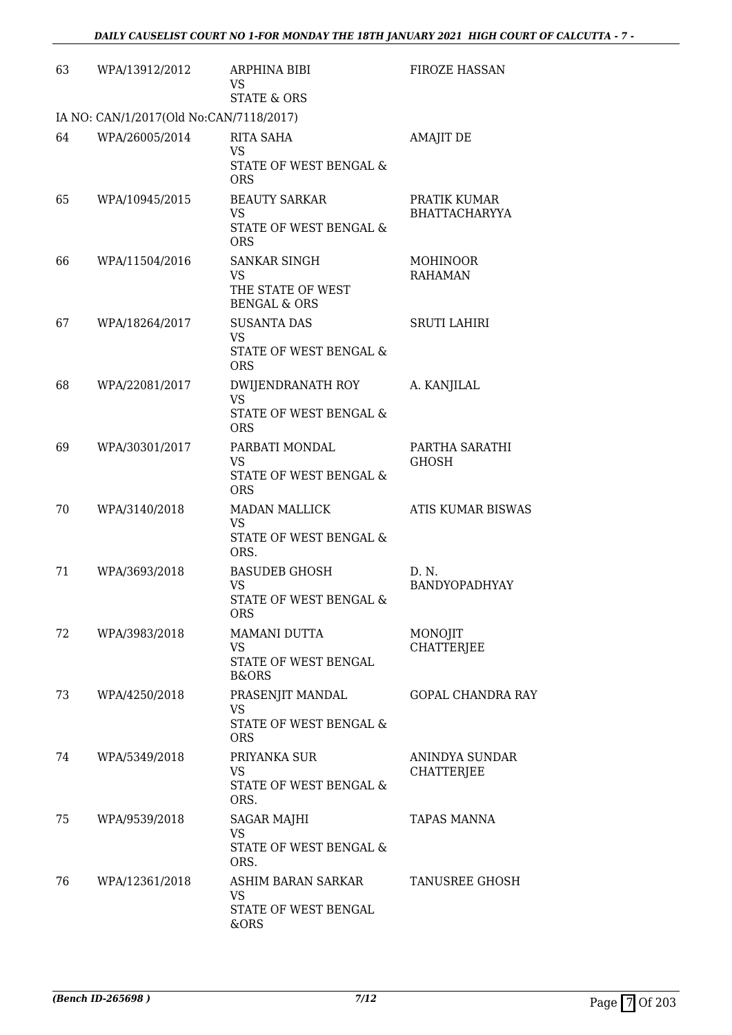| 63 | WPA/13912/2012 | ARPHINA BIBI<br>VS<br>STATE & ORS | FIROZE HASSAN |
|---|---|---|---|
| IA NO: CAN/1/2017(Old No:CAN/7118/2017) | | | |
| 64 | WPA/26005/2014 | RITA SAHA<br>VS<br>STATE OF WEST BENGAL & ORS | AMAJIT DE |
| 65 | WPA/10945/2015 | BEAUTY SARKAR<br>VS<br>STATE OF WEST BENGAL & ORS | PRATIK KUMAR BHATTACHARYYA |
| 66 | WPA/11504/2016 | SANKAR SINGH<br>VS<br>THE STATE OF WEST BENGAL & ORS | MOHINOOR RAHAMAN |
| 67 | WPA/18264/2017 | SUSANTA DAS<br>VS<br>STATE OF WEST BENGAL & ORS | SRUTI LAHIRI |
| 68 | WPA/22081/2017 | DWIJENDRANATH ROY<br>VS<br>STATE OF WEST BENGAL & ORS | A. KANJILAL |
| 69 | WPA/30301/2017 | PARBATI MONDAL<br>VS<br>STATE OF WEST BENGAL & ORS | PARTHA SARATHI GHOSH |
| 70 | WPA/3140/2018 | MADAN MALLICK<br>VS<br>STATE OF WEST BENGAL & ORS. | ATIS KUMAR BISWAS |
| 71 | WPA/3693/2018 | BASUDEB GHOSH<br>VS<br>STATE OF WEST BENGAL & ORS | D. N. BANDYOPADHYAY |
| 72 | WPA/3983/2018 | MAMANI DUTTA<br>VS<br>STATE OF WEST BENGAL B&ORS | MONOJIT CHATTERJEE |
| 73 | WPA/4250/2018 | PRASENJIT MANDAL<br>VS<br>STATE OF WEST BENGAL & ORS | GOPAL CHANDRA RAY |
| 74 | WPA/5349/2018 | PRIYANKA SUR<br>VS<br>STATE OF WEST BENGAL & ORS. | ANINDYA SUNDAR CHATTERJEE |
| 75 | WPA/9539/2018 | SAGAR MAJHI<br>VS<br>STATE OF WEST BENGAL & ORS. | TAPAS MANNA |
| 76 | WPA/12361/2018 | ASHIM BARAN SARKAR<br>VS<br>STATE OF WEST BENGAL &ORS | TANUSREE GHOSH |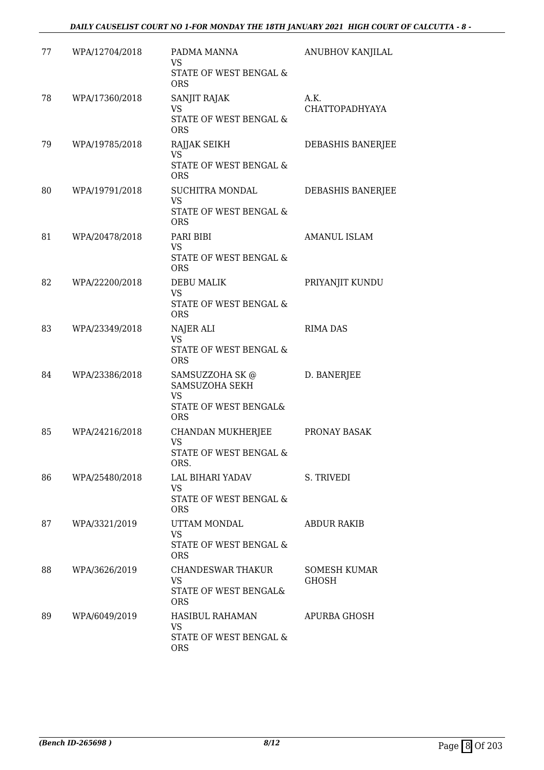| | | | |
|---|---|---|---|
| 77 | WPA/12704/2018 | PADMA MANNA<br>VS<br>STATE OF WEST BENGAL & ORS | ANUBHOV KANJILAL |
| 78 | WPA/17360/2018 | SANJIT RAJAK<br>VS<br>STATE OF WEST BENGAL & ORS | A.K. CHATTOPADHYAYA |
| 79 | WPA/19785/2018 | RAJJAK SEIKH<br>VS<br>STATE OF WEST BENGAL & ORS | DEBASHIS BANERJEE |
| 80 | WPA/19791/2018 | SUCHITRA MONDAL<br>VS<br>STATE OF WEST BENGAL & ORS | DEBASHIS BANERJEE |
| 81 | WPA/20478/2018 | PARI BIBI<br>VS<br>STATE OF WEST BENGAL & ORS | AMANUL ISLAM |
| 82 | WPA/22200/2018 | DEBU MALIK<br>VS<br>STATE OF WEST BENGAL & ORS | PRIYANJIT KUNDU |
| 83 | WPA/23349/2018 | NAJER ALI<br>VS<br>STATE OF WEST BENGAL & ORS | RIMA DAS |
| 84 | WPA/23386/2018 | SAMSUZZOHA SK @ SAMSUZOHA SEKH<br>VS<br>STATE OF WEST BENGAL& ORS | D. BANERJEE |
| 85 | WPA/24216/2018 | CHANDAN MUKHERJEE<br>VS<br>STATE OF WEST BENGAL & ORS. | PRONAY BASAK |
| 86 | WPA/25480/2018 | LAL BIHARI YADAV<br>VS<br>STATE OF WEST BENGAL & ORS | S. TRIVEDI |
| 87 | WPA/3321/2019 | UTTAM MONDAL<br>VS<br>STATE OF WEST BENGAL & ORS | ABDUR RAKIB |
| 88 | WPA/3626/2019 | CHANDESWAR THAKUR<br>VS<br>STATE OF WEST BENGAL& ORS | SOMESH KUMAR GHOSH |
| 89 | WPA/6049/2019 | HASIBUL RAHAMAN<br>VS<br>STATE OF WEST BENGAL & ORS | APURBA GHOSH |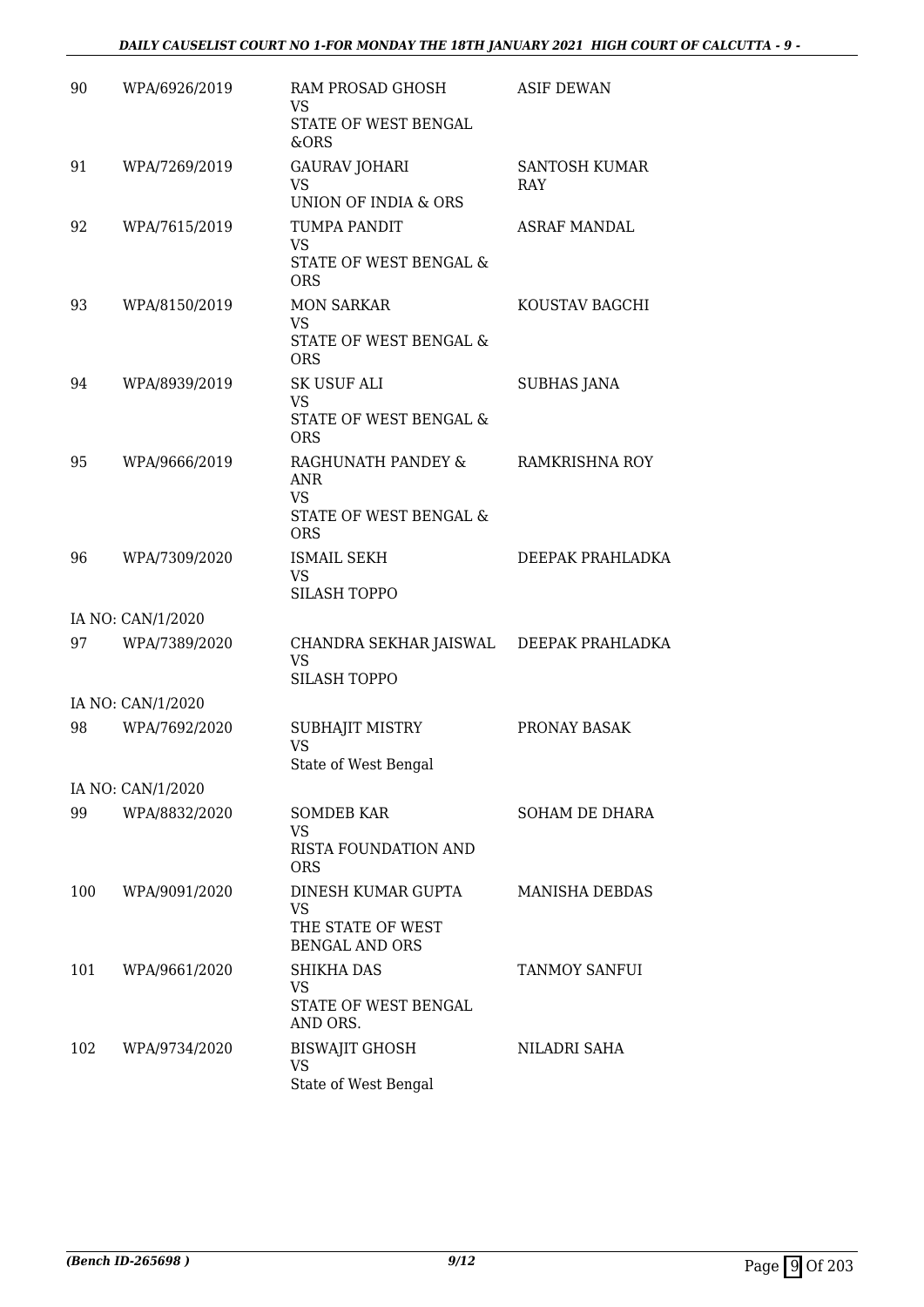| 90 | WPA/6926/2019 | RAM PROSAD GHOSH<br>VS<br>STATE OF WEST BENGAL &ORS | ASIF DEWAN |
|---|---|---|---|
| 91 | WPA/7269/2019 | GAURAV JOHARI<br>VS<br>UNION OF INDIA & ORS | SANTOSH KUMAR RAY |
| 92 | WPA/7615/2019 | TUMPA PANDIT<br>VS<br>STATE OF WEST BENGAL & ORS | ASRAF MANDAL |
| 93 | WPA/8150/2019 | MON SARKAR<br>VS<br>STATE OF WEST BENGAL & ORS | KOUSTAV BAGCHI |
| 94 | WPA/8939/2019 | SK USUF ALI<br>VS<br>STATE OF WEST BENGAL & ORS | SUBHAS JANA |
| 95 | WPA/9666/2019 | RAGHUNATH PANDEY & ANR<br>VS<br>STATE OF WEST BENGAL & ORS | RAMKRISHNA ROY |
| 96 | WPA/7309/2020 | ISMAIL SEKH<br>VS<br>SILASH TOPPO | DEEPAK PRAHLADKA |
| | IA NO: CAN/1/2020 | | |
| 97 | WPA/7389/2020 | CHANDRA SEKHAR JAISWAL<br>VS<br>SILASH TOPPO | DEEPAK PRAHLADKA |
| | IA NO: CAN/1/2020 | | |
| 98 | WPA/7692/2020 | SUBHAJIT MISTRY<br>VS<br>State of West Bengal | PRONAY BASAK |
| | IA NO: CAN/1/2020 | | |
| 99 | WPA/8832/2020 | SOMDEB KAR<br>VS<br>RISTA FOUNDATION AND ORS | SOHAM DE DHARA |
| 100 | WPA/9091/2020 | DINESH KUMAR GUPTA<br>VS<br>THE STATE OF WEST BENGAL AND ORS | MANISHA DEBDAS |
| 101 | WPA/9661/2020 | SHIKHA DAS<br>VS<br>STATE OF WEST BENGAL AND ORS. | TANMOY SANFUI |
| 102 | WPA/9734/2020 | BISWAJIT GHOSH<br>VS<br>State of West Bengal | NILADRI SAHA |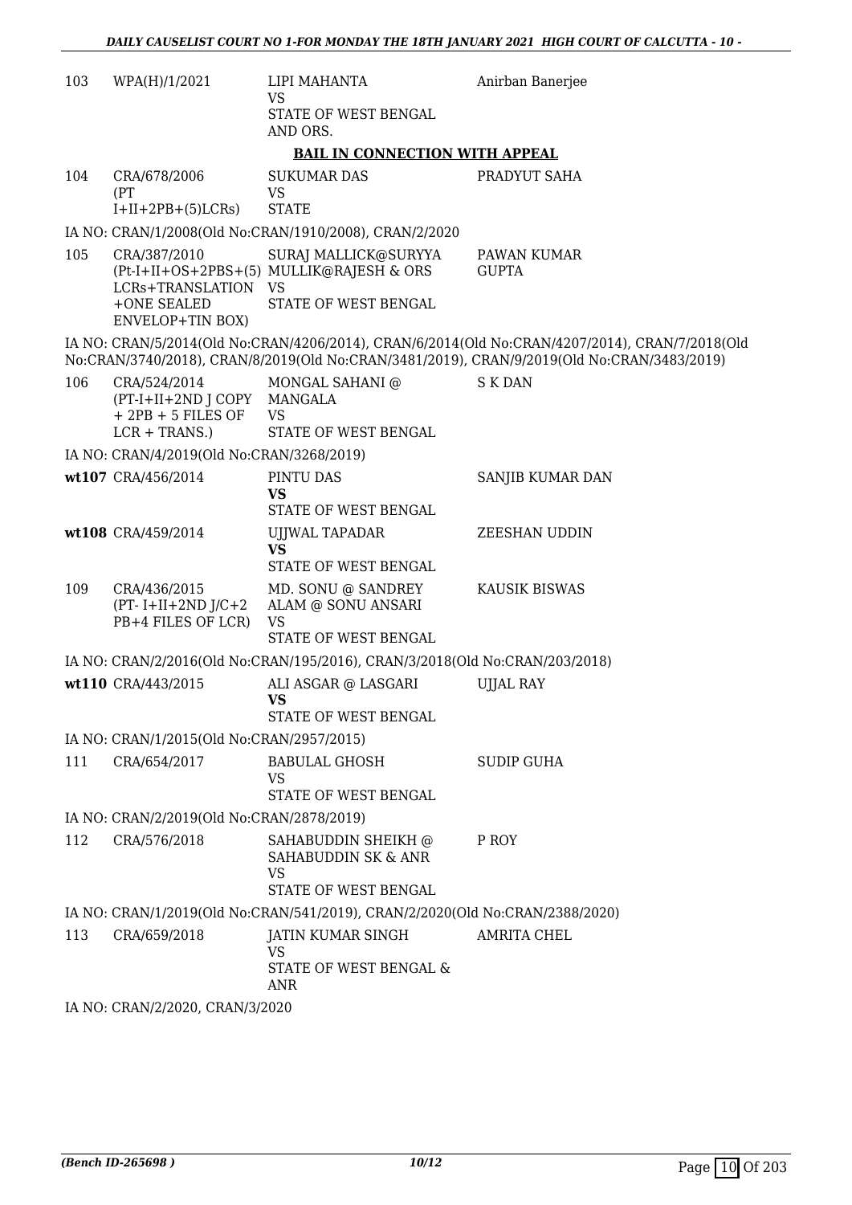| | | | |
|---|---|---|---|
| 103 | WPA(H)/1/2021 | LIPI MAHANTA<br>VS<br>STATE OF WEST BENGAL AND ORS. | Anirban Banerjee |

**BAIL IN CONNECTION WITH APPEAL**

| | | | |
|---|---|---|---|
| 104 | CRA/678/2006<br>(PT I+II+2PB+(5)LCRs) | SUKUMAR DAS<br>VS<br>STATE | PRADYUT SAHA |

IA NO: CRAN/1/2008(Old No:CRAN/1910/2008), CRAN/2/2020

| | | | |
|---|---|---|---|
| 105 | CRA/387/2010<br>(Pt-I+II+OS+2PBS+(5) LCRs+TRANSLATION +ONE SEALED ENVELOP+TIN BOX) | SURAJ MALLICK@SURYYA MULLIK@RAJESH & ORS<br>VS<br>STATE OF WEST BENGAL | PAWAN KUMAR GUPTA |

IA NO: CRAN/5/2014(Old No:CRAN/4206/2014), CRAN/6/2014(Old No:CRAN/4207/2014), CRAN/7/2018(Old No:CRAN/3740/2018), CRAN/8/2019(Old No:CRAN/3481/2019), CRAN/9/2019(Old No:CRAN/3483/2019)

| | | | |
|---|---|---|---|
| 106 | CRA/524/2014<br>(PT-I+II+2ND J COPY + 2PB + 5 FILES OF LCR + TRANS.) | MONGAL SAHANI @ MANGALA<br>VS<br>STATE OF WEST BENGAL | S K DAN |

IA NO: CRAN/4/2019(Old No:CRAN/3268/2019)

| | | | |
|---|---|---|---|
| wt107 | CRA/456/2014 | PINTU DAS<br>**VS**<br>STATE OF WEST BENGAL | SANJIB KUMAR DAN |
| wt108 | CRA/459/2014 | UJJWAL TAPADAR<br>**VS**<br>STATE OF WEST BENGAL | ZEESHAN UDDIN |
| 109 | CRA/436/2015<br>(PT- I+II+2ND J/C+2 PB+4 FILES OF LCR) | MD. SONU @ SANDREY ALAM @ SONU ANSARI<br>VS<br>STATE OF WEST BENGAL | KAUSIK BISWAS |

IA NO: CRAN/2/2016(Old No:CRAN/195/2016), CRAN/3/2018(Old No:CRAN/203/2018)

| | | | |
|---|---|---|---|
| wt110 | CRA/443/2015 | ALI ASGAR @ LASGARI<br>**VS**<br>STATE OF WEST BENGAL | UJJAL RAY |

IA NO: CRAN/1/2015(Old No:CRAN/2957/2015)

| | | | |
|---|---|---|---|
| 111 | CRA/654/2017 | BABULAL GHOSH<br>VS<br>STATE OF WEST BENGAL | SUDIP GUHA |

IA NO: CRAN/2/2019(Old No:CRAN/2878/2019)

| | | | |
|---|---|---|---|
| 112 | CRA/576/2018 | SAHABUDDIN SHEIKH @ SAHABUDDIN SK & ANR<br>VS<br>STATE OF WEST BENGAL | P ROY |

IA NO: CRAN/1/2019(Old No:CRAN/541/2019), CRAN/2/2020(Old No:CRAN/2388/2020)

| | | | |
|---|---|---|---|
| 113 | CRA/659/2018 | JATIN KUMAR SINGH<br>VS<br>STATE OF WEST BENGAL & ANR | AMRITA CHEL |

IA NO: CRAN/2/2020, CRAN/3/2020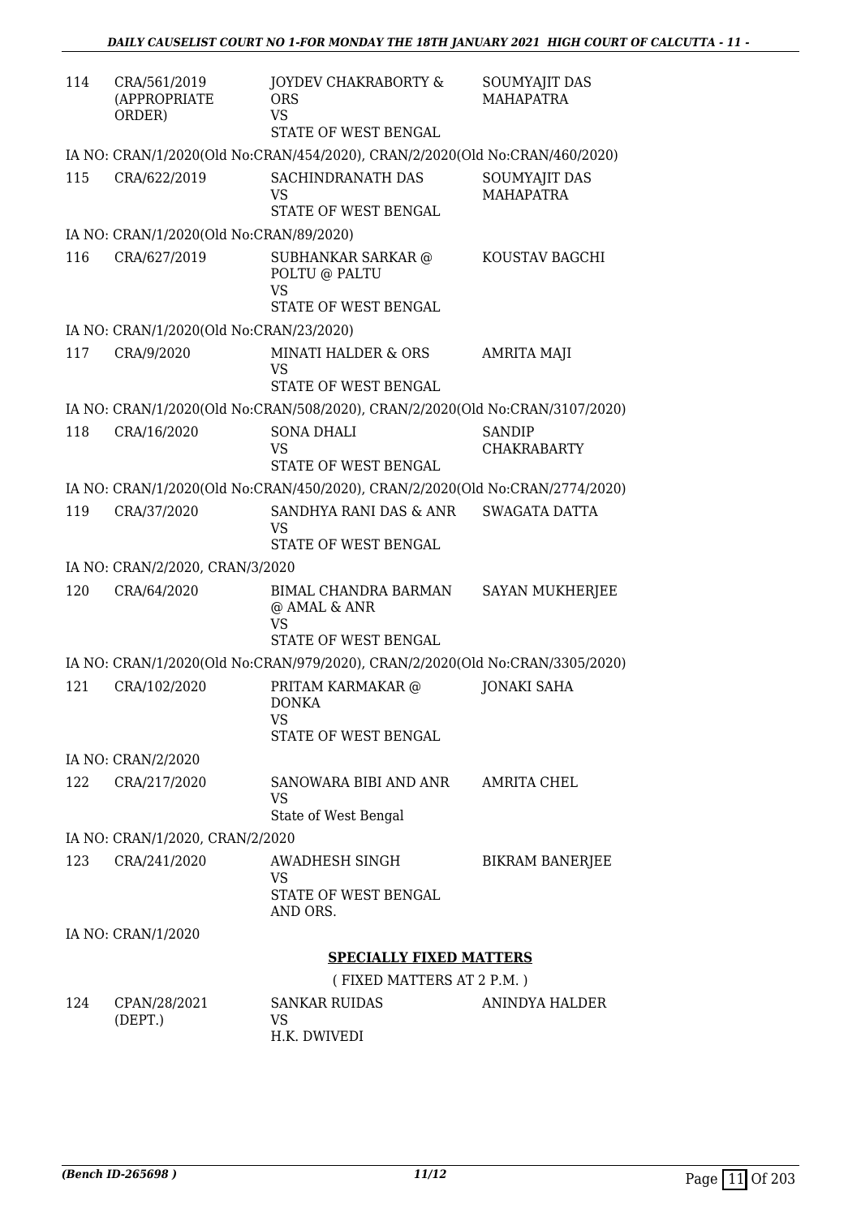| | | | |
|---|---|---|---|
| 114 | CRA/561/2019 (APPROPRIATE ORDER) | JOYDEV CHAKRABORTY & ORS VS STATE OF WEST BENGAL | SOUMYAJIT DAS MAHAPATRA |
| | IA NO: CRAN/1/2020(Old No:CRAN/454/2020), CRAN/2/2020(Old No:CRAN/460/2020) | | |
| 115 | CRA/622/2019 | SACHINDRANATH DAS VS STATE OF WEST BENGAL | SOUMYAJIT DAS MAHAPATRA |
| | IA NO: CRAN/1/2020(Old No:CRAN/89/2020) | | |
| 116 | CRA/627/2019 | SUBHANKAR SARKAR @ POLTU @ PALTU VS STATE OF WEST BENGAL | KOUSTAV BAGCHI |
| | IA NO: CRAN/1/2020(Old No:CRAN/23/2020) | | |
| 117 | CRA/9/2020 | MINATI HALDER & ORS VS STATE OF WEST BENGAL | AMRITA MAJI |
| | IA NO: CRAN/1/2020(Old No:CRAN/508/2020), CRAN/2/2020(Old No:CRAN/3107/2020) | | |
| 118 | CRA/16/2020 | SONA DHALI VS STATE OF WEST BENGAL | SANDIP CHAKRABARTY |
| | IA NO: CRAN/1/2020(Old No:CRAN/450/2020), CRAN/2/2020(Old No:CRAN/2774/2020) | | |
| 119 | CRA/37/2020 | SANDHYA RANI DAS & ANR VS STATE OF WEST BENGAL | SWAGATA DATTA |
| | IA NO: CRAN/2/2020, CRAN/3/2020 | | |
| 120 | CRA/64/2020 | BIMAL CHANDRA BARMAN @ AMAL & ANR VS STATE OF WEST BENGAL | SAYAN MUKHERJEE |
| | IA NO: CRAN/1/2020(Old No:CRAN/979/2020), CRAN/2/2020(Old No:CRAN/3305/2020) | | |
| 121 | CRA/102/2020 | PRITAM KARMAKAR @ DONKA VS STATE OF WEST BENGAL | JONAKI SAHA |
| | IA NO: CRAN/2/2020 | | |
| 122 | CRA/217/2020 | SANOWARA BIBI AND ANR VS State of West Bengal | AMRITA CHEL |
| | IA NO: CRAN/1/2020, CRAN/2/2020 | | |
| 123 | CRA/241/2020 | AWADHESH SINGH VS STATE OF WEST BENGAL AND ORS. | BIKRAM BANERJEE |
| | IA NO: CRAN/1/2020 | | |

## SPECIALLY FIXED MATTERS

( FIXED MATTERS AT 2 P.M. )

| | | | |
|---|---|---|---|
| 124 | CPAN/28/2021 (DEPT.) | SANKAR RUIDAS VS H.K. DWIVEDI | ANINDYA HALDER |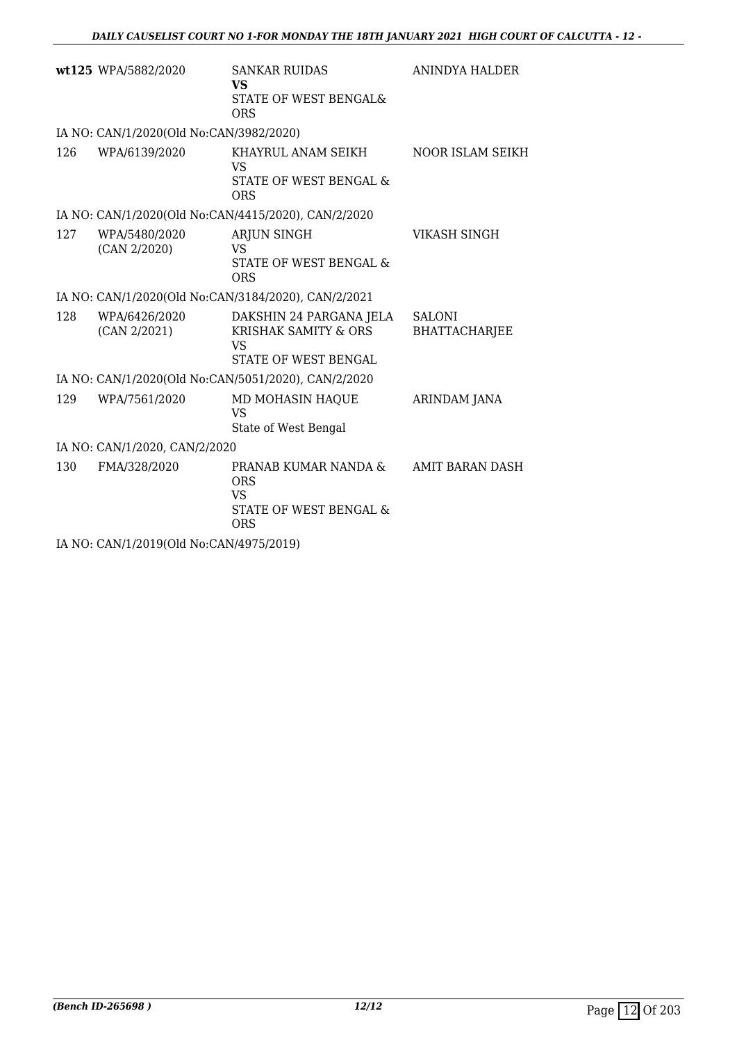| | | | |
|---|---|---|---|
| **wt125** | WPA/5882/2020 | SANKAR RUIDAS<br>**VS**<br>STATE OF WEST BENGAL& ORS | ANINDYA HALDER |

IA NO: CAN/1/2020(Old No:CAN/3982/2020)

| | | | |
|---|---|---|---|
| 126 | WPA/6139/2020 | KHAYRUL ANAM SEIKH<br>VS<br>STATE OF WEST BENGAL & ORS | NOOR ISLAM SEIKH |

IA NO: CAN/1/2020(Old No:CAN/4415/2020), CAN/2/2020

| | | | |
|---|---|---|---|
| 127 | WPA/5480/2020<br>(CAN 2/2020) | ARJUN SINGH<br>VS<br>STATE OF WEST BENGAL & ORS | VIKASH SINGH |

IA NO: CAN/1/2020(Old No:CAN/3184/2020), CAN/2/2021

| | | | |
|---|---|---|---|
| 128 | WPA/6426/2020<br>(CAN 2/2021) | DAKSHIN 24 PARGANA JELA KRISHAK SAMITY & ORS<br>VS<br>STATE OF WEST BENGAL | SALONI BHATTACHARJEE |

IA NO: CAN/1/2020(Old No:CAN/5051/2020), CAN/2/2020

| | | | |
|---|---|---|---|
| 129 | WPA/7561/2020 | MD MOHASIN HAQUE<br>VS<br>State of West Bengal | ARINDAM JANA |

IA NO: CAN/1/2020, CAN/2/2020

| | | | |
|---|---|---|---|
| 130 | FMA/328/2020 | PRANAB KUMAR NANDA & ORS<br>VS<br>STATE OF WEST BENGAL & ORS | AMIT BARAN DASH |

IA NO: CAN/1/2019(Old No:CAN/4975/2019)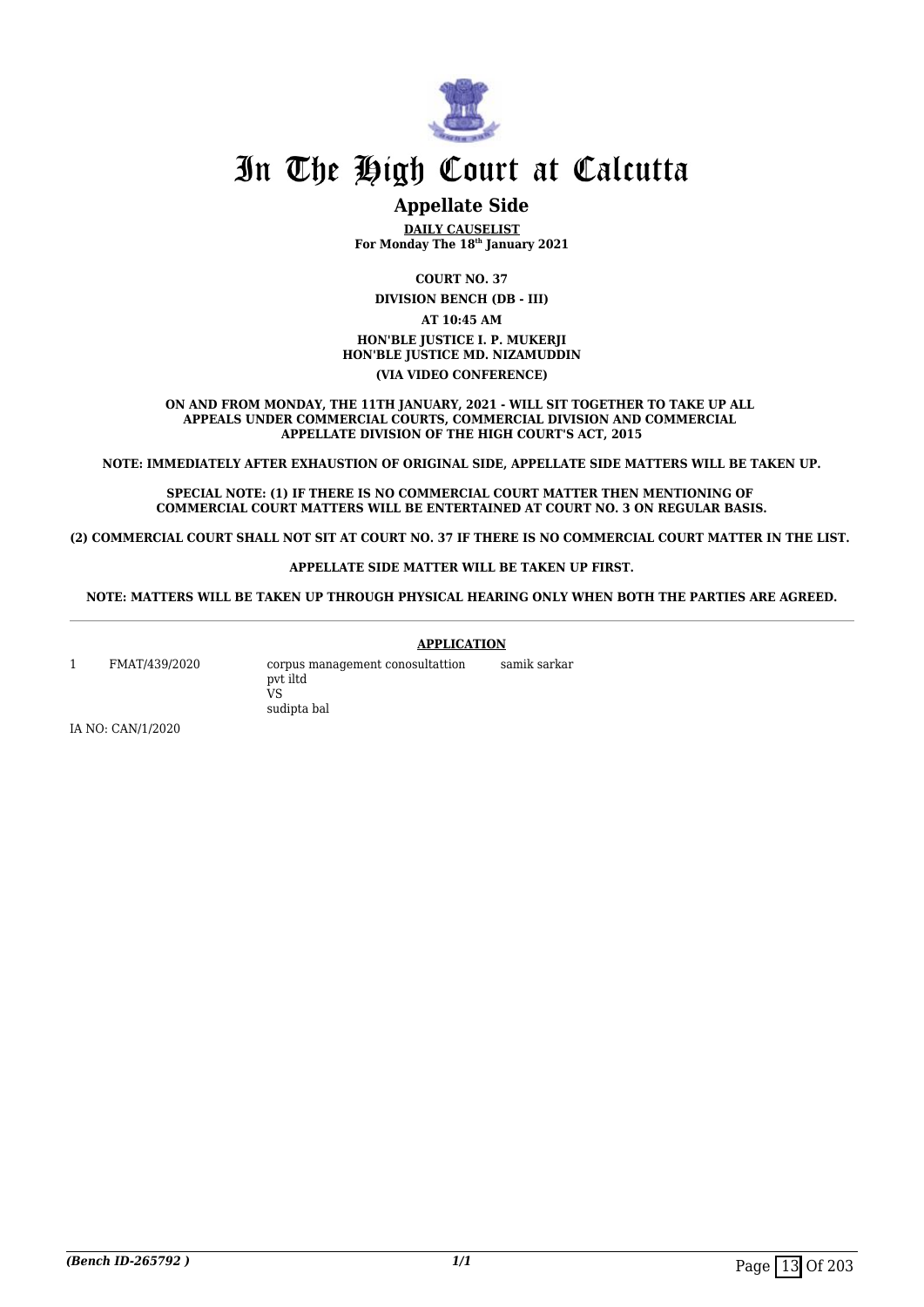# In The High Court at Calcutta

## Appellate Side

**DAILY CAUSELIST**
**For Monday The 18th January 2021**

**COURT NO. 37**

**DIVISION BENCH (DB - III)**

**AT 10:45 AM**

**HON'BLE JUSTICE I. P. MUKERJI**
**HON'BLE JUSTICE MD. NIZAMUDDIN**

**(VIA VIDEO CONFERENCE)**

**ON AND FROM MONDAY, THE 11TH JANUARY, 2021 - WILL SIT TOGETHER TO TAKE UP ALL APPEALS UNDER COMMERCIAL COURTS, COMMERCIAL DIVISION AND COMMERCIAL APPELLATE DIVISION OF THE HIGH COURT'S ACT, 2015**

**NOTE: IMMEDIATELY AFTER EXHAUSTION OF ORIGINAL SIDE, APPELLATE SIDE MATTERS WILL BE TAKEN UP.**

**SPECIAL NOTE: (1) IF THERE IS NO COMMERCIAL COURT MATTER THEN MENTIONING OF COMMERCIAL COURT MATTERS WILL BE ENTERTAINED AT COURT NO. 3 ON REGULAR BASIS.**

**(2) COMMERCIAL COURT SHALL NOT SIT AT COURT NO. 37 IF THERE IS NO COMMERCIAL COURT MATTER IN THE LIST.**

**APPELLATE SIDE MATTER WILL BE TAKEN UP FIRST.**

**NOTE: MATTERS WILL BE TAKEN UP THROUGH PHYSICAL HEARING ONLY WHEN BOTH THE PARTIES ARE AGREED.**

---

**APPLICATION**

| | | | |
|---|---|---|---|
| 1 | FMAT/439/2020 | corpus management conosultattion pvt iltd<br>VS<br>sudipta bal | samik sarkar |

IA NO: CAN/1/2020

*(Bench ID-265792 )*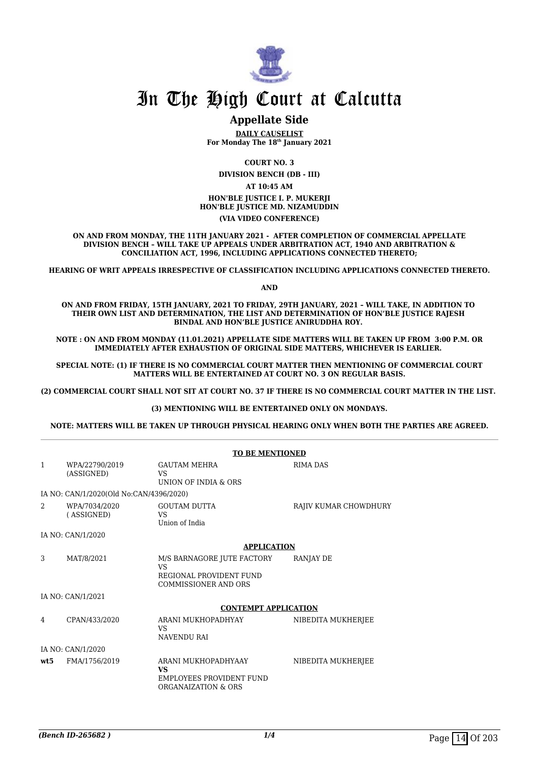# In The High Court at Calcutta

## Appellate Side

**DAILY CAUSELIST**
**For Monday The 18th January 2021**

**COURT NO. 3**

**DIVISION BENCH (DB - III)**

**AT 10:45 AM**

**HON'BLE JUSTICE I. P. MUKERJI**
**HON'BLE JUSTICE MD. NIZAMUDDIN**

**(VIA VIDEO CONFERENCE)**

**ON AND FROM MONDAY, THE 11TH JANUARY 2021 - AFTER COMPLETION OF COMMERCIAL APPELLATE DIVISION BENCH – WILL TAKE UP APPEALS UNDER ARBITRATION ACT, 1940 AND ARBITRATION & CONCILIATION ACT, 1996, INCLUDING APPLICATIONS CONNECTED THERETO;**

**HEARING OF WRIT APPEALS IRRESPECTIVE OF CLASSIFICATION INCLUDING APPLICATIONS CONNECTED THERETO.**

**AND**

**ON AND FROM FRIDAY, 15TH JANUARY, 2021 TO FRIDAY, 29TH JANUARY, 2021 – WILL TAKE, IN ADDITION TO THEIR OWN LIST AND DETERMINATION, THE LIST AND DETERMINATION OF HON'BLE JUSTICE RAJESH BINDAL AND HON'BLE JUSTICE ANIRUDDHA ROY.**

**NOTE : ON AND FROM MONDAY (11.01.2021) APPELLATE SIDE MATTERS WILL BE TAKEN UP FROM 3:00 P.M. OR IMMEDIATELY AFTER EXHAUSTION OF ORIGINAL SIDE MATTERS, WHICHEVER IS EARLIER.**

**SPECIAL NOTE: (1) IF THERE IS NO COMMERCIAL COURT MATTER THEN MENTIONING OF COMMERCIAL COURT MATTERS WILL BE ENTERTAINED AT COURT NO. 3 ON REGULAR BASIS.**

**(2) COMMERCIAL COURT SHALL NOT SIT AT COURT NO. 37 IF THERE IS NO COMMERCIAL COURT MATTER IN THE LIST.**

**(3) MENTIONING WILL BE ENTERTAINED ONLY ON MONDAYS.**

**NOTE: MATTERS WILL BE TAKEN UP THROUGH PHYSICAL HEARING ONLY WHEN BOTH THE PARTIES ARE AGREED.**

---

**TO BE MENTIONED**

| | | | |
|---|---|---|---|
| 1 | WPA/22790/2019 (ASSIGNED) | GAUTAM MEHRA VS UNION OF INDIA & ORS | RIMA DAS |
| | IA NO: CAN/1/2020(Old No:CAN/4396/2020) | | |
| 2 | WPA/7034/2020 ( ASSIGNED) | GOUTAM DUTTA VS Union of India | RAJIV KUMAR CHOWDHURY |
| | IA NO: CAN/1/2020 | | |

**APPLICATION**

| | | | |
|---|---|---|---|
| 3 | MAT/8/2021 | M/S BARNAGORE JUTE FACTORY VS REGIONAL PROVIDENT FUND COMMISSIONER AND ORS | RANJAY DE |
| | IA NO: CAN/1/2021 | | |

**CONTEMPT APPLICATION**

| | | | |
|---|---|---|---|
| 4 | CPAN/433/2020 | ARANI MUKHOPADHYAY VS NAVENDU RAI | NIBEDITA MUKHERJEE |
| | IA NO: CAN/1/2020 | | |
| **wt5** | FMA/1756/2019 | ARANI MUKHOPADHYAAY **VS** EMPLOYEES PROVIDENT FUND ORGANAIZATION & ORS | NIBEDITA MUKHERJEE |

*(Bench ID-265682 )* 1/4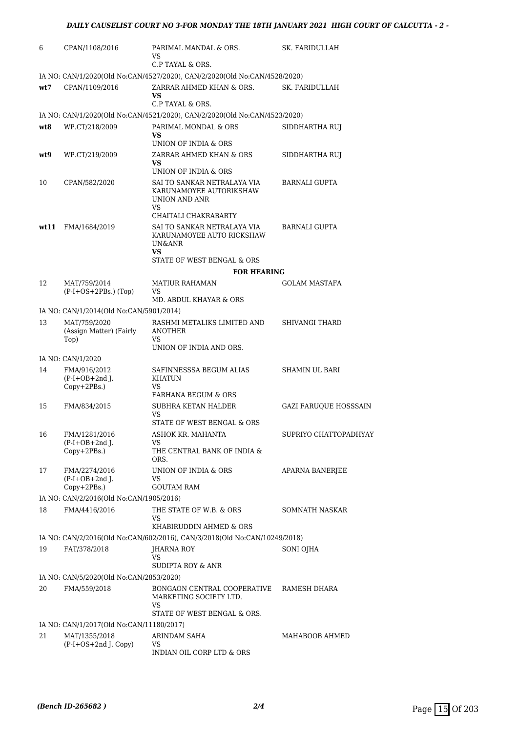| | | | |
|---|---|---|---|
| 6 | CPAN/1108/2016 | PARIMAL MANDAL & ORS.<br>VS<br>C.P TAYAL & ORS. | SK. FARIDULLAH |
| | IA NO: CAN/1/2020(Old No:CAN/4527/2020), CAN/2/2020(Old No:CAN/4528/2020) | | |
| **wt7** | CPAN/1109/2016 | ZARRAR AHMED KHAN & ORS.<br>**VS**<br>C.P TAYAL & ORS. | SK. FARIDULLAH |
| | IA NO: CAN/1/2020(Old No:CAN/4521/2020), CAN/2/2020(Old No:CAN/4523/2020) | | |
| **wt8** | WP.CT/218/2009 | PARIMAL MONDAL & ORS<br>**VS**<br>UNION OF INDIA & ORS | SIDDHARTHA RUJ |
| **wt9** | WP.CT/219/2009 | ZARRAR AHMED KHAN & ORS<br>**VS**<br>UNION OF INDIA & ORS | SIDDHARTHA RUJ |
| 10 | CPAN/582/2020 | SAI TO SANKAR NETRALAYA VIA KARUNAMOYEE AUTORIKSHAW UNION AND ANR<br>VS<br>CHAITALI CHAKRABARTY | BARNALI GUPTA |
| **wt11** | FMA/1684/2019 | SAI TO SANKAR NETRALAYA VIA KARUNAMOYEE AUTO RICKSHAW UN&ANR<br>**VS**<br>STATE OF WEST BENGAL & ORS | BARNALI GUPTA |

**FOR HEARING**

| | | | |
|---|---|---|---|
| 12 | MAT/759/2014<br>(P-I+OS+2PBs.) (Top) | MATIUR RAHAMAN<br>VS<br>MD. ABDUL KHAYAR & ORS | GOLAM MASTAFA |
| | IA NO: CAN/1/2014(Old No:CAN/5901/2014) | | |
| 13 | MAT/759/2020<br>(Assign Matter) (Fairly Top) | RASHMI METALIKS LIMITED AND ANOTHER<br>VS<br>UNION OF INDIA AND ORS. | SHIVANGI THARD |
| | IA NO: CAN/1/2020 | | |
| 14 | FMA/916/2012<br>(P-I+OB+2nd J. Copy+2PBs.) | SAFINNESSSA BEGUM ALIAS KHATUN<br>VS<br>FARHANA BEGUM & ORS | SHAMIN UL BARI |
| 15 | FMA/834/2015 | SUBHRA KETAN HALDER<br>VS<br>STATE OF WEST BENGAL & ORS | GAZI FARUQUE HOSSSAIN |
| 16 | FMA/1281/2016<br>(P-I+OB+2nd J. Copy+2PBs.) | ASHOK KR. MAHANTA<br>VS<br>THE CENTRAL BANK OF INDIA & ORS. | SUPRIYO CHATTOPADHYAY |
| 17 | FMA/2274/2016<br>(P-I+OB+2nd J. Copy+2PBs.) | UNION OF INDIA & ORS<br>VS<br>GOUTAM RAM | APARNA BANERJEE |
| | IA NO: CAN/2/2016(Old No:CAN/1905/2016) | | |
| 18 | FMA/4416/2016 | THE STATE OF W.B. & ORS<br>VS<br>KHABIRUDDIN AHMED & ORS | SOMNATH NASKAR |
| | IA NO: CAN/2/2016(Old No:CAN/602/2016), CAN/3/2018(Old No:CAN/10249/2018) | | |
| 19 | FAT/378/2018 | JHARNA ROY<br>VS<br>SUDIPTA ROY & ANR | SONI OJHA |
| | IA NO: CAN/5/2020(Old No:CAN/2853/2020) | | |
| 20 | FMA/559/2018 | BONGAON CENTRAL COOPERATIVE MARKETING SOCIETY LTD.<br>VS<br>STATE OF WEST BENGAL & ORS. | RAMESH DHARA |
| | IA NO: CAN/1/2017(Old No:CAN/11180/2017) | | |
| 21 | MAT/1355/2018<br>(P-I+OS+2nd J. Copy) | ARINDAM SAHA<br>VS<br>INDIAN OIL CORP LTD & ORS | MAHABOOB AHMED |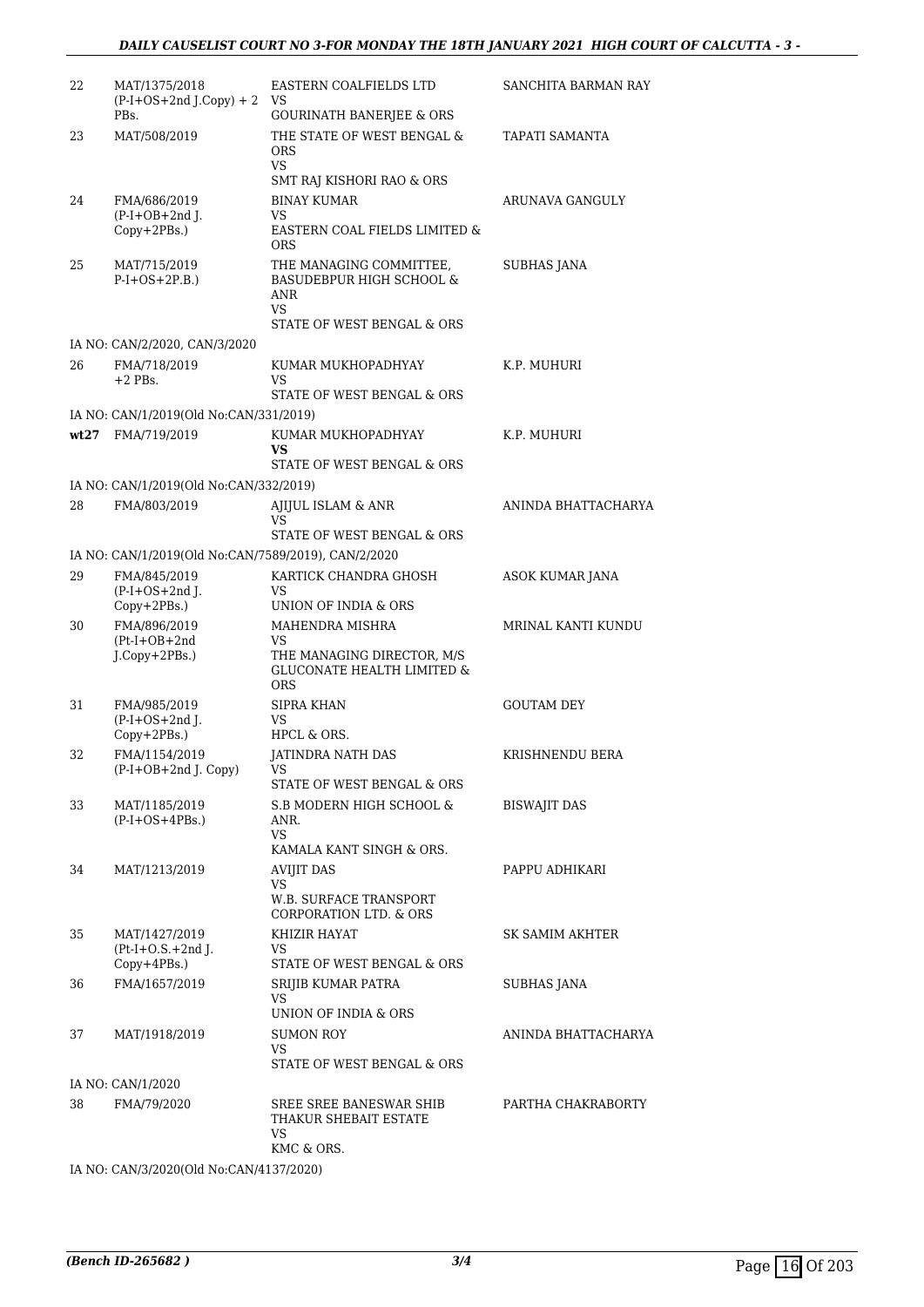| | | | |
|---|---|---|---|
| 22 | MAT/1375/2018 (P-I+OS+2nd J.Copy) + 2 PBs. | EASTERN COALFIELDS LTD VS GOURINATH BANERJEE & ORS | SANCHITA BARMAN RAY |
| 23 | MAT/508/2019 | THE STATE OF WEST BENGAL & ORS VS SMT RAJ KISHORI RAO & ORS | TAPATI SAMANTA |
| 24 | FMA/686/2019 (P-I+OB+2nd J. Copy+2PBs.) | BINAY KUMAR VS EASTERN COAL FIELDS LIMITED & ORS | ARUNAVA GANGULY |
| 25 | MAT/715/2019 P-I+OS+2P.B.) | THE MANAGING COMMITTEE, BASUDEBPUR HIGH SCHOOL & ANR VS STATE OF WEST BENGAL & ORS | SUBHAS JANA |
| | IA NO: CAN/2/2020, CAN/3/2020 | | |
| 26 | FMA/718/2019 +2 PBs. | KUMAR MUKHOPADHYAY VS STATE OF WEST BENGAL & ORS | K.P. MUHURI |
| | IA NO: CAN/1/2019(Old No:CAN/331/2019) | | |
| wt27 | FMA/719/2019 | KUMAR MUKHOPADHYAY **VS** STATE OF WEST BENGAL & ORS | K.P. MUHURI |
| | IA NO: CAN/1/2019(Old No:CAN/332/2019) | | |
| 28 | FMA/803/2019 | AJIJUL ISLAM & ANR VS STATE OF WEST BENGAL & ORS | ANINDA BHATTACHARYA |
| | IA NO: CAN/1/2019(Old No:CAN/7589/2019), CAN/2/2020 | | |
| 29 | FMA/845/2019 (P-I+OS+2nd J. Copy+2PBs.) | KARTICK CHANDRA GHOSH VS UNION OF INDIA & ORS | ASOK KUMAR JANA |
| 30 | FMA/896/2019 (Pt-I+OB+2nd J.Copy+2PBs.) | MAHENDRA MISHRA VS THE MANAGING DIRECTOR, M/S GLUCONATE HEALTH LIMITED & ORS | MRINAL KANTI KUNDU |
| 31 | FMA/985/2019 (P-I+OS+2nd J. Copy+2PBs.) | SIPRA KHAN VS HPCL & ORS. | GOUTAM DEY |
| 32 | FMA/1154/2019 (P-I+OB+2nd J. Copy) | JATINDRA NATH DAS VS STATE OF WEST BENGAL & ORS | KRISHNENDU BERA |
| 33 | MAT/1185/2019 (P-I+OS+4PBs.) | S.B MODERN HIGH SCHOOL & ANR. VS KAMALA KANT SINGH & ORS. | BISWAJIT DAS |
| 34 | MAT/1213/2019 | AVIJIT DAS VS W.B. SURFACE TRANSPORT CORPORATION LTD. & ORS | PAPPU ADHIKARI |
| 35 | MAT/1427/2019 (Pt-I+O.S.+2nd J. Copy+4PBs.) | KHIZIR HAYAT VS STATE OF WEST BENGAL & ORS | SK SAMIM AKHTER |
| 36 | FMA/1657/2019 | SRIJIB KUMAR PATRA VS UNION OF INDIA & ORS | SUBHAS JANA |
| 37 | MAT/1918/2019 | SUMON ROY VS STATE OF WEST BENGAL & ORS | ANINDA BHATTACHARYA |
| | IA NO: CAN/1/2020 | | |
| 38 | FMA/79/2020 | SREE SREE BANESWAR SHIB THAKUR SHEBAIT ESTATE VS KMC & ORS. | PARTHA CHAKRABORTY |
| | IA NO: CAN/3/2020(Old No:CAN/4137/2020) | | |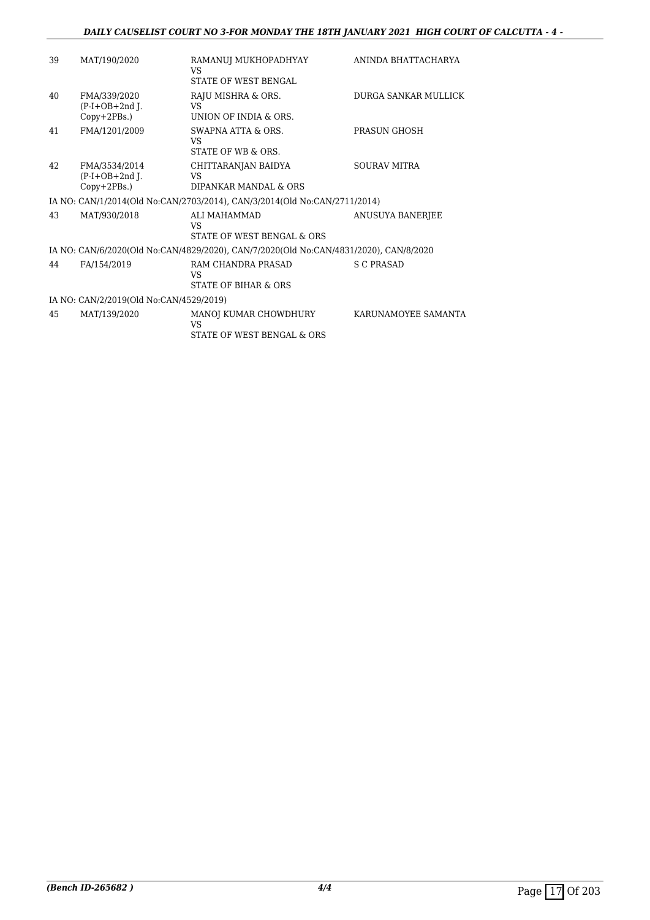| | | | |
|---|---|---|---|
| 39 | MAT/190/2020 | RAMANUJ MUKHOPADHYAY<br>VS<br>STATE OF WEST BENGAL | ANINDA BHATTACHARYA |
| 40 | FMA/339/2020<br>(P-I+OB+2nd J.<br>Copy+2PBs.) | RAJU MISHRA & ORS.<br>VS<br>UNION OF INDIA & ORS. | DURGA SANKAR MULLICK |
| 41 | FMA/1201/2009 | SWAPNA ATTA & ORS.<br>VS<br>STATE OF WB & ORS. | PRASUN GHOSH |
| 42 | FMA/3534/2014<br>(P-I+OB+2nd J.<br>Copy+2PBs.) | CHITTARANJAN BAIDYA<br>VS<br>DIPANKAR MANDAL & ORS | SOURAV MITRA |
| | IA NO: CAN/1/2014(Old No:CAN/2703/2014), CAN/3/2014(Old No:CAN/2711/2014) | | |
| 43 | MAT/930/2018 | ALI MAHAMMAD<br>VS<br>STATE OF WEST BENGAL & ORS | ANUSUYA BANERJEE |
| | IA NO: CAN/6/2020(Old No:CAN/4829/2020), CAN/7/2020(Old No:CAN/4831/2020), CAN/8/2020 | | |
| 44 | FA/154/2019 | RAM CHANDRA PRASAD<br>VS<br>STATE OF BIHAR & ORS | S C PRASAD |
| | IA NO: CAN/2/2019(Old No:CAN/4529/2019) | | |
| 45 | MAT/139/2020 | MANOJ KUMAR CHOWDHURY<br>VS<br>STATE OF WEST BENGAL & ORS | KARUNAMOYEE SAMANTA |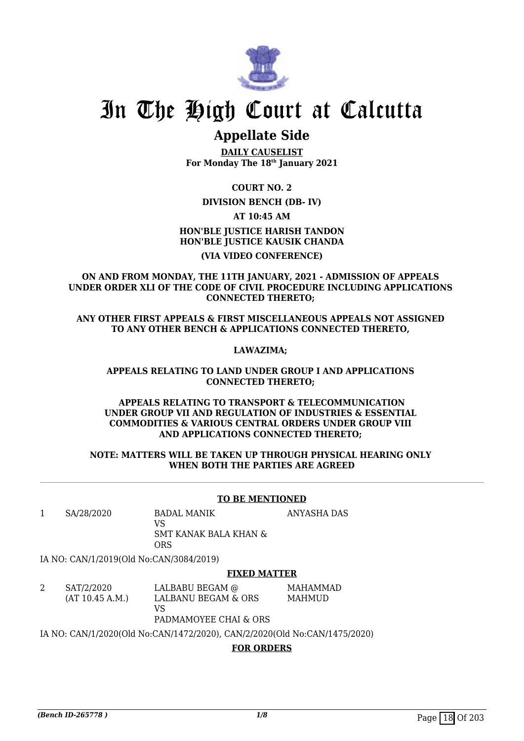# In The High Court at Calcutta

## Appellate Side

**DAILY CAUSELIST**
**For Monday The 18th January 2021**

**COURT NO. 2**

**DIVISION BENCH (DB- IV)**

**AT 10:45 AM**

**HON'BLE JUSTICE HARISH TANDON**
**HON'BLE JUSTICE KAUSIK CHANDA**

**(VIA VIDEO CONFERENCE)**

**ON AND FROM MONDAY, THE 11TH JANUARY, 2021 - ADMISSION OF APPEALS UNDER ORDER XLI OF THE CODE OF CIVIL PROCEDURE INCLUDING APPLICATIONS CONNECTED THERETO;**

**ANY OTHER FIRST APPEALS & FIRST MISCELLANEOUS APPEALS NOT ASSIGNED TO ANY OTHER BENCH & APPLICATIONS CONNECTED THERETO,**

**LAWAZIMA;**

**APPEALS RELATING TO LAND UNDER GROUP I AND APPLICATIONS CONNECTED THERETO;**

**APPEALS RELATING TO TRANSPORT & TELECOMMUNICATION UNDER GROUP VII AND REGULATION OF INDUSTRIES & ESSENTIAL COMMODITIES & VARIOUS CENTRAL ORDERS UNDER GROUP VIII AND APPLICATIONS CONNECTED THERETO;**

**NOTE: MATTERS WILL BE TAKEN UP THROUGH PHYSICAL HEARING ONLY WHEN BOTH THE PARTIES ARE AGREED**

---

**TO BE MENTIONED**

| | | | |
|---|---|---|---|
| 1 | SA/28/2020 | BADAL MANIK<br>VS<br>SMT KANAK BALA KHAN & ORS | ANYASHA DAS |

IA NO: CAN/1/2019(Old No:CAN/3084/2019)

**FIXED MATTER**

| | | | |
|---|---|---|---|
| 2 | SAT/2/2020<br>(AT 10.45 A.M.) | LALBABU BEGAM @ LALBANU BEGAM & ORS<br>VS<br>PADMAMOYEE CHAI & ORS | MAHAMMAD MAHMUD |

IA NO: CAN/1/2020(Old No:CAN/1472/2020), CAN/2/2020(Old No:CAN/1475/2020)

**FOR ORDERS**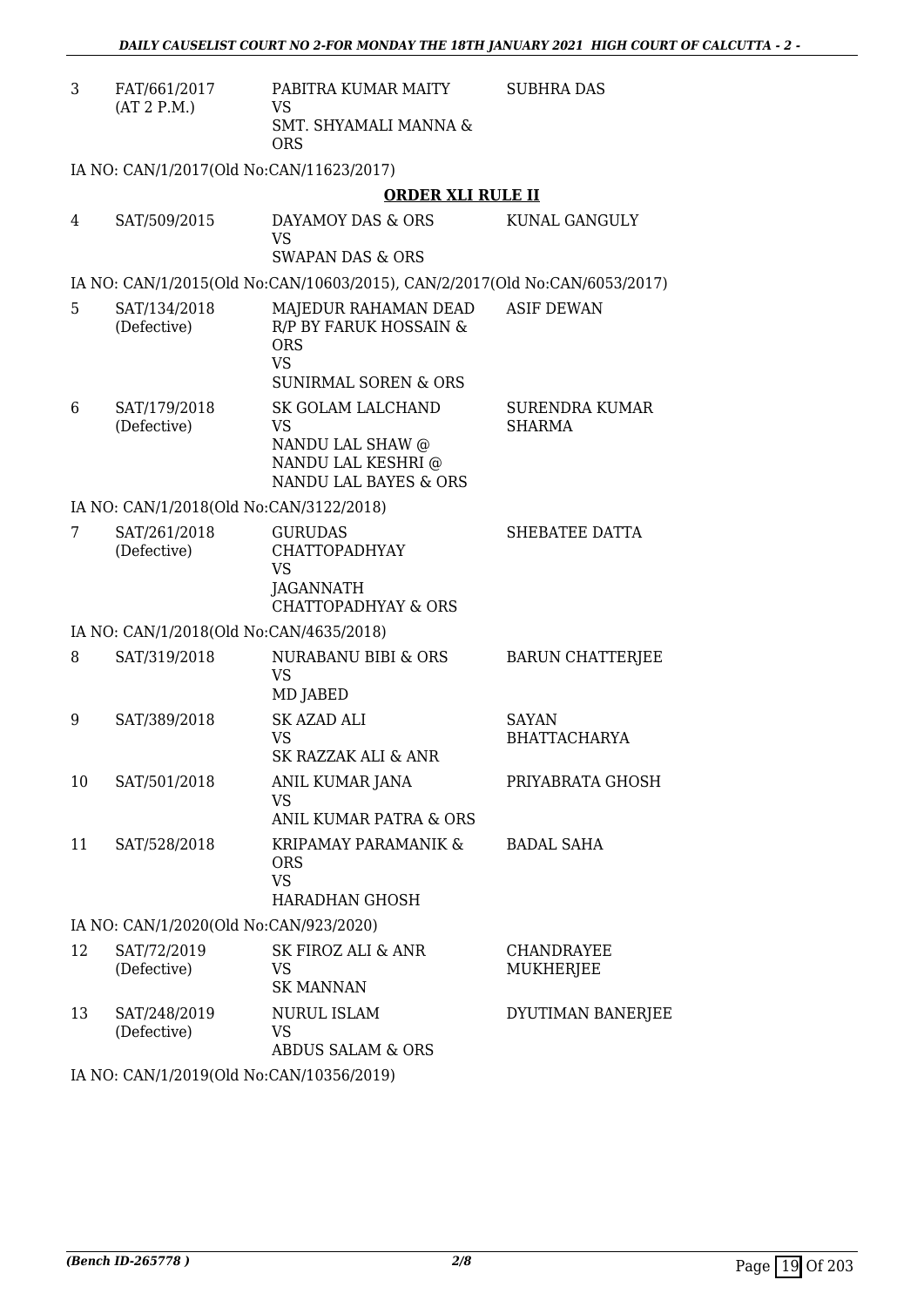| | | | |
|---|---|---|---|
| 3 | FAT/661/2017 (AT 2 P.M.) | PABITRA KUMAR MAITY VS SMT. SHYAMALI MANNA & ORS | SUBHRA DAS |

IA NO: CAN/1/2017(Old No:CAN/11623/2017)

**ORDER XLI RULE II**

| | | | |
|---|---|---|---|
| 4 | SAT/509/2015 | DAYAMOY DAS & ORS VS SWAPAN DAS & ORS | KUNAL GANGULY |

IA NO: CAN/1/2015(Old No:CAN/10603/2015), CAN/2/2017(Old No:CAN/6053/2017)

| | | | |
|---|---|---|---|
| 5 | SAT/134/2018 (Defective) | MAJEDUR RAHAMAN DEAD R/P BY FARUK HOSSAIN & ORS VS SUNIRMAL SOREN & ORS | ASIF DEWAN |
| 6 | SAT/179/2018 (Defective) | SK GOLAM LALCHAND VS NANDU LAL SHAW @ NANDU LAL KESHRI @ NANDU LAL BAYES & ORS | SURENDRA KUMAR SHARMA |

IA NO: CAN/1/2018(Old No:CAN/3122/2018)

| | | | |
|---|---|---|---|
| 7 | SAT/261/2018 (Defective) | GURUDAS CHATTOPADHYAY VS JAGANNATH CHATTOPADHYAY & ORS | SHEBATEE DATTA |

IA NO: CAN/1/2018(Old No:CAN/4635/2018)

| | | | |
|---|---|---|---|
| 8 | SAT/319/2018 | NURABANU BIBI & ORS VS MD JABED | BARUN CHATTERJEE |
| 9 | SAT/389/2018 | SK AZAD ALI VS SK RAZZAK ALI & ANR | SAYAN BHATTACHARYA |
| 10 | SAT/501/2018 | ANIL KUMAR JANA VS ANIL KUMAR PATRA & ORS | PRIYABRATA GHOSH |
| 11 | SAT/528/2018 | KRIPAMAY PARAMANIK & ORS VS HARADHAN GHOSH | BADAL SAHA |

IA NO: CAN/1/2020(Old No:CAN/923/2020)

| | | | |
|---|---|---|---|
| 12 | SAT/72/2019 (Defective) | SK FIROZ ALI & ANR VS SK MANNAN | CHANDRAYEE MUKHERJEE |
| 13 | SAT/248/2019 (Defective) | NURUL ISLAM VS ABDUS SALAM & ORS | DYUTIMAN BANERJEE |

IA NO: CAN/1/2019(Old No:CAN/10356/2019)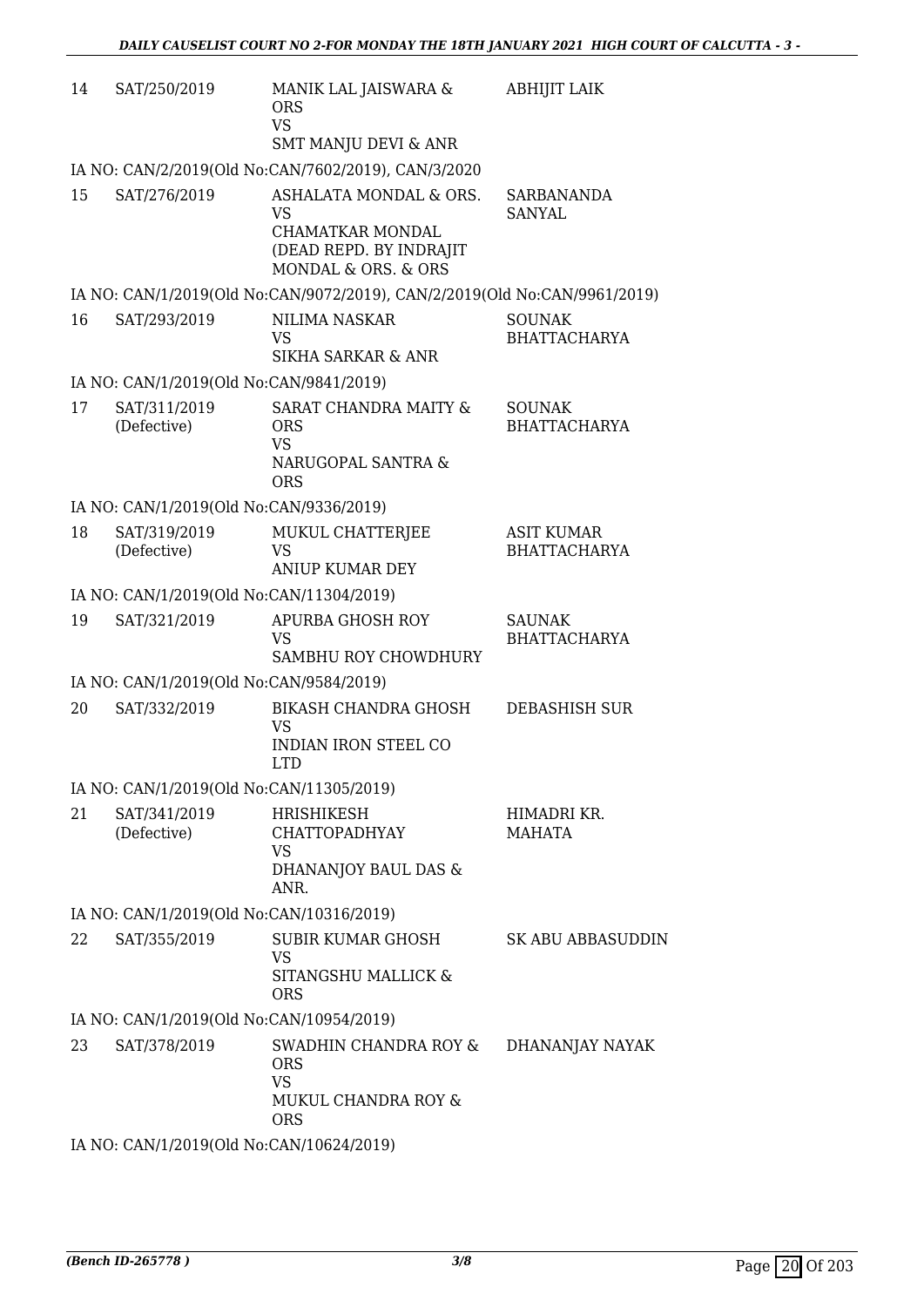| | | | |
|---|---|---|---|
| 14 | SAT/250/2019 | MANIK LAL JAISWARA & ORS<br>VS<br>SMT MANJU DEVI & ANR | ABHIJIT LAIK |
| | IA NO: CAN/2/2019(Old No:CAN/7602/2019), CAN/3/2020 | | |
| 15 | SAT/276/2019 | ASHALATA MONDAL & ORS.<br>VS<br>CHAMATKAR MONDAL (DEAD REPD. BY INDRAJIT MONDAL & ORS. & ORS | SARBANANDA SANYAL |
| | IA NO: CAN/1/2019(Old No:CAN/9072/2019), CAN/2/2019(Old No:CAN/9961/2019) | | |
| 16 | SAT/293/2019 | NILIMA NASKAR<br>VS<br>SIKHA SARKAR & ANR | SOUNAK BHATTACHARYA |
| | IA NO: CAN/1/2019(Old No:CAN/9841/2019) | | |
| 17 | SAT/311/2019 (Defective) | SARAT CHANDRA MAITY & ORS<br>VS<br>NARUGOPAL SANTRA & ORS | SOUNAK BHATTACHARYA |
| | IA NO: CAN/1/2019(Old No:CAN/9336/2019) | | |
| 18 | SAT/319/2019 (Defective) | MUKUL CHATTERJEE<br>VS<br>ANIUP KUMAR DEY | ASIT KUMAR BHATTACHARYA |
| | IA NO: CAN/1/2019(Old No:CAN/11304/2019) | | |
| 19 | SAT/321/2019 | APURBA GHOSH ROY<br>VS<br>SAMBHU ROY CHOWDHURY | SAUNAK BHATTACHARYA |
| | IA NO: CAN/1/2019(Old No:CAN/9584/2019) | | |
| 20 | SAT/332/2019 | BIKASH CHANDRA GHOSH<br>VS<br>INDIAN IRON STEEL CO LTD | DEBASHISH SUR |
| | IA NO: CAN/1/2019(Old No:CAN/11305/2019) | | |
| 21 | SAT/341/2019 (Defective) | HRISHIKESH CHATTOPADHYAY<br>VS<br>DHANANJOY BAUL DAS & ANR. | HIMADRI KR. MAHATA |
| | IA NO: CAN/1/2019(Old No:CAN/10316/2019) | | |
| 22 | SAT/355/2019 | SUBIR KUMAR GHOSH<br>VS<br>SITANGSHU MALLICK & ORS | SK ABU ABBASUDDIN |
| | IA NO: CAN/1/2019(Old No:CAN/10954/2019) | | |
| 23 | SAT/378/2019 | SWADHIN CHANDRA ROY & ORS<br>VS<br>MUKUL CHANDRA ROY & ORS | DHANANJAY NAYAK |
| | IA NO: CAN/1/2019(Old No:CAN/10624/2019) | | |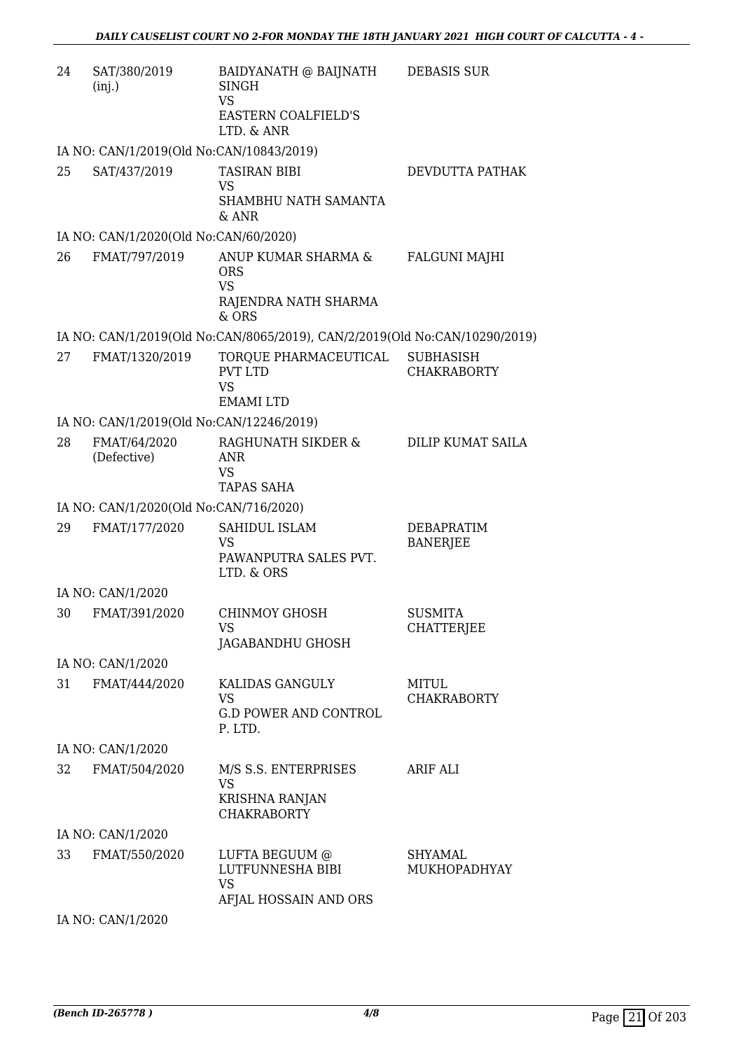| | | | |
|---|---|---|---|
| 24 | SAT/380/2019 (inj.) | BAIDYANATH @ BAIJNATH SINGH<br>VS<br>EASTERN COALFIELD'S LTD. & ANR | DEBASIS SUR |
| | IA NO: CAN/1/2019(Old No:CAN/10843/2019) | | |
| 25 | SAT/437/2019 | TASIRAN BIBI<br>VS<br>SHAMBHU NATH SAMANTA & ANR | DEVDUTTA PATHAK |
| | IA NO: CAN/1/2020(Old No:CAN/60/2020) | | |
| 26 | FMAT/797/2019 | ANUP KUMAR SHARMA & ORS<br>VS<br>RAJENDRA NATH SHARMA & ORS | FALGUNI MAJHI |
| | IA NO: CAN/1/2019(Old No:CAN/8065/2019), CAN/2/2019(Old No:CAN/10290/2019) | | |
| 27 | FMAT/1320/2019 | TORQUE PHARMACEUTICAL PVT LTD<br>VS<br>EMAMI LTD | SUBHASISH CHAKRABORTY |
| | IA NO: CAN/1/2019(Old No:CAN/12246/2019) | | |
| 28 | FMAT/64/2020 (Defective) | RAGHUNATH SIKDER & ANR<br>VS<br>TAPAS SAHA | DILIP KUMAT SAILA |
| | IA NO: CAN/1/2020(Old No:CAN/716/2020) | | |
| 29 | FMAT/177/2020 | SAHIDUL ISLAM<br>VS<br>PAWANPUTRA SALES PVT. LTD. & ORS | DEBAPRATIM BANERJEE |
| | IA NO: CAN/1/2020 | | |
| 30 | FMAT/391/2020 | CHINMOY GHOSH<br>VS<br>JAGABANDHU GHOSH | SUSMITA CHATTERJEE |
| | IA NO: CAN/1/2020 | | |
| 31 | FMAT/444/2020 | KALIDAS GANGULY<br>VS<br>G.D POWER AND CONTROL P. LTD. | MITUL CHAKRABORTY |
| | IA NO: CAN/1/2020 | | |
| 32 | FMAT/504/2020 | M/S S.S. ENTERPRISES<br>VS<br>KRISHNA RANJAN CHAKRABORTY | ARIF ALI |
| | IA NO: CAN/1/2020 | | |
| 33 | FMAT/550/2020 | LUFTA BEGUUM @ LUTFUNNESHA BIBI<br>VS<br>AFJAL HOSSAIN AND ORS | SHYAMAL MUKHOPADHYAY |
| | IA NO: CAN/1/2020 | | |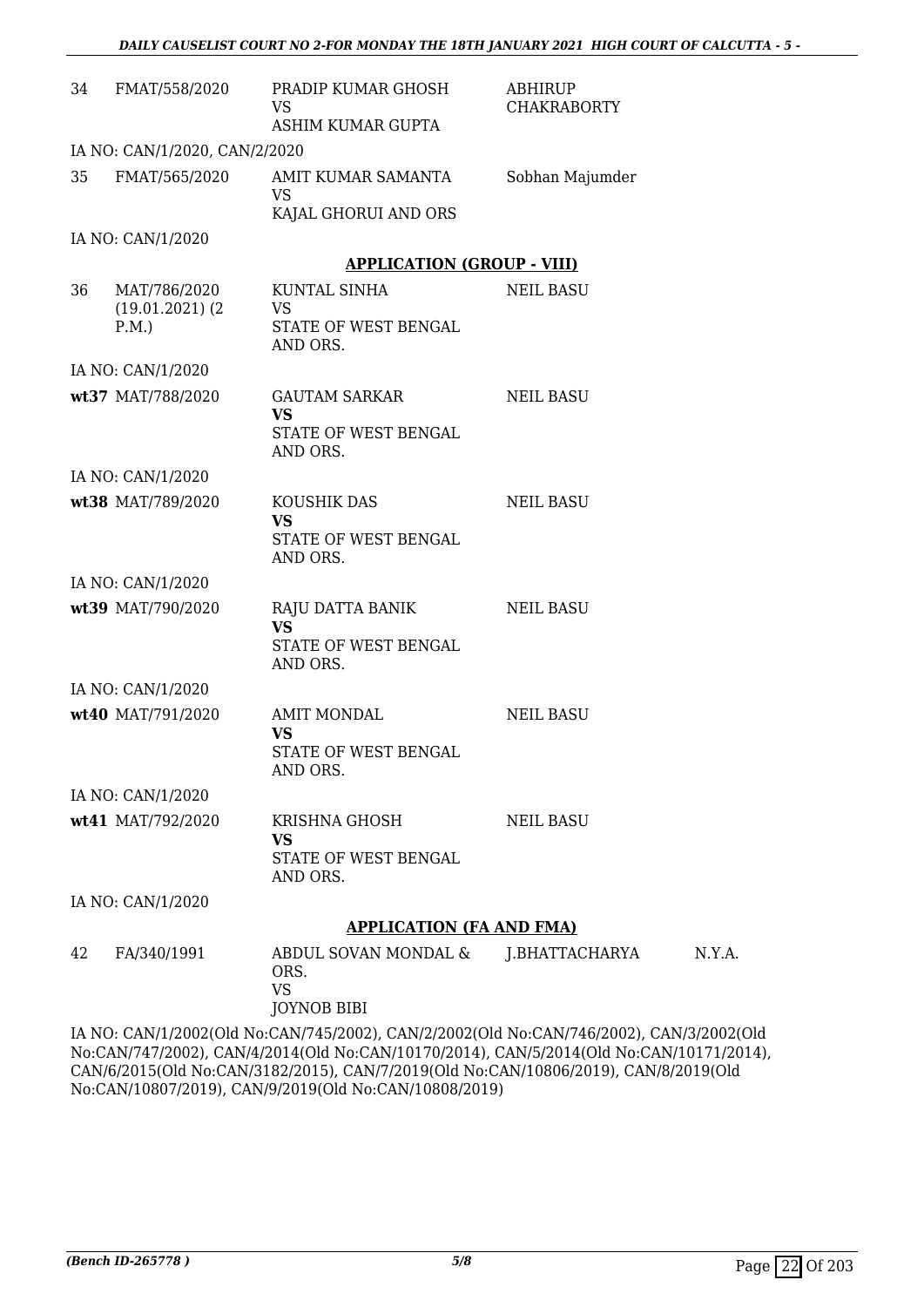| | | | | |
|---|---|---|---|---|
| 34 | FMAT/558/2020 | PRADIP KUMAR GHOSH<br>VS<br>ASHIM KUMAR GUPTA | ABHIRUP CHAKRABORTY | |

IA NO: CAN/1/2020, CAN/2/2020

| | | | | |
|---|---|---|---|---|
| 35 | FMAT/565/2020 | AMIT KUMAR SAMANTA<br>VS<br>KAJAL GHORUI AND ORS | Sobhan Majumder | |

IA NO: CAN/1/2020

## APPLICATION (GROUP - VIII)

| | | | | |
|---|---|---|---|---|
| 36 | MAT/786/2020 (19.01.2021) (2 P.M.) | KUNTAL SINHA<br>VS<br>STATE OF WEST BENGAL AND ORS. | NEIL BASU | |

IA NO: CAN/1/2020

| | | | | |
|---|---|---|---|---|
| wt37 | MAT/788/2020 | GAUTAM SARKAR<br>**VS**<br>STATE OF WEST BENGAL AND ORS. | NEIL BASU | |

IA NO: CAN/1/2020

| | | | | |
|---|---|---|---|---|
| wt38 | MAT/789/2020 | KOUSHIK DAS<br>**VS**<br>STATE OF WEST BENGAL AND ORS. | NEIL BASU | |

IA NO: CAN/1/2020

| | | | | |
|---|---|---|---|---|
| wt39 | MAT/790/2020 | RAJU DATTA BANIK<br>**VS**<br>STATE OF WEST BENGAL AND ORS. | NEIL BASU | |

IA NO: CAN/1/2020

| | | | | |
|---|---|---|---|---|
| wt40 | MAT/791/2020 | AMIT MONDAL<br>**VS**<br>STATE OF WEST BENGAL AND ORS. | NEIL BASU | |

IA NO: CAN/1/2020

| | | | | |
|---|---|---|---|---|
| wt41 | MAT/792/2020 | KRISHNA GHOSH<br>**VS**<br>STATE OF WEST BENGAL AND ORS. | NEIL BASU | |

IA NO: CAN/1/2020

## APPLICATION (FA AND FMA)

| | | | | |
|---|---|---|---|---|
| 42 | FA/340/1991 | ABDUL SOVAN MONDAL & ORS.<br>VS<br>JOYNOB BIBI | J.BHATTACHARYA | N.Y.A. |

IA NO: CAN/1/2002(Old No:CAN/745/2002), CAN/2/2002(Old No:CAN/746/2002), CAN/3/2002(Old No:CAN/747/2002), CAN/4/2014(Old No:CAN/10170/2014), CAN/5/2014(Old No:CAN/10171/2014), CAN/6/2015(Old No:CAN/3182/2015), CAN/7/2019(Old No:CAN/10806/2019), CAN/8/2019(Old No:CAN/10807/2019), CAN/9/2019(Old No:CAN/10808/2019)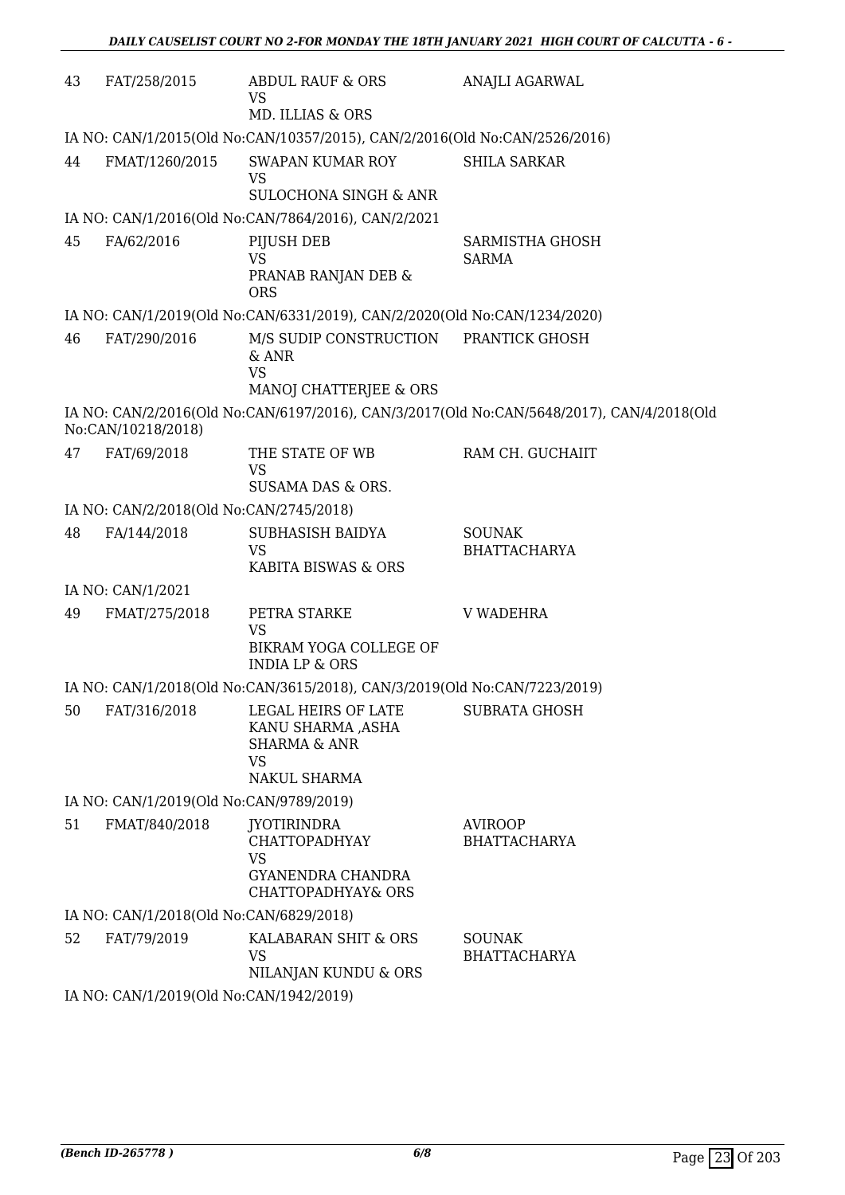| | | | |
|---|---|---|---|
| 43 | FAT/258/2015 | ABDUL RAUF & ORS<br>VS<br>MD. ILLIAS & ORS | ANAJLI AGARWAL |
| IA NO: CAN/1/2015(Old No:CAN/10357/2015), CAN/2/2016(Old No:CAN/2526/2016) | | | |
| 44 | FMAT/1260/2015 | SWAPAN KUMAR ROY<br>VS<br>SULOCHONA SINGH & ANR | SHILA SARKAR |
| IA NO: CAN/1/2016(Old No:CAN/7864/2016), CAN/2/2021 | | | |
| 45 | FA/62/2016 | PIJUSH DEB<br>VS<br>PRANAB RANJAN DEB & ORS | SARMISTHA GHOSH SARMA |
| IA NO: CAN/1/2019(Old No:CAN/6331/2019), CAN/2/2020(Old No:CAN/1234/2020) | | | |
| 46 | FAT/290/2016 | M/S SUDIP CONSTRUCTION & ANR<br>VS<br>MANOJ CHATTERJEE & ORS | PRANTICK GHOSH |
| IA NO: CAN/2/2016(Old No:CAN/6197/2016), CAN/3/2017(Old No:CAN/5648/2017), CAN/4/2018(Old No:CAN/10218/2018) | | | |
| 47 | FAT/69/2018 | THE STATE OF WB<br>VS<br>SUSAMA DAS & ORS. | RAM CH. GUCHAIIT |
| IA NO: CAN/2/2018(Old No:CAN/2745/2018) | | | |
| 48 | FA/144/2018 | SUBHASISH BAIDYA<br>VS<br>KABITA BISWAS & ORS | SOUNAK BHATTACHARYA |
| IA NO: CAN/1/2021 | | | |
| 49 | FMAT/275/2018 | PETRA STARKE<br>VS<br>BIKRAM YOGA COLLEGE OF INDIA LP & ORS | V WADEHRA |
| IA NO: CAN/1/2018(Old No:CAN/3615/2018), CAN/3/2019(Old No:CAN/7223/2019) | | | |
| 50 | FAT/316/2018 | LEGAL HEIRS OF LATE KANU SHARMA ,ASHA SHARMA & ANR<br>VS<br>NAKUL SHARMA | SUBRATA GHOSH |
| IA NO: CAN/1/2019(Old No:CAN/9789/2019) | | | |
| 51 | FMAT/840/2018 | JYOTIRINDRA CHATTOPADHYAY<br>VS<br>GYANENDRA CHANDRA CHATTOPADHYAY& ORS | AVIROOP BHATTACHARYA |
| IA NO: CAN/1/2018(Old No:CAN/6829/2018) | | | |
| 52 | FAT/79/2019 | KALABARAN SHIT & ORS<br>VS<br>NILANJAN KUNDU & ORS | SOUNAK BHATTACHARYA |
| IA NO: CAN/1/2019(Old No:CAN/1942/2019) | | | |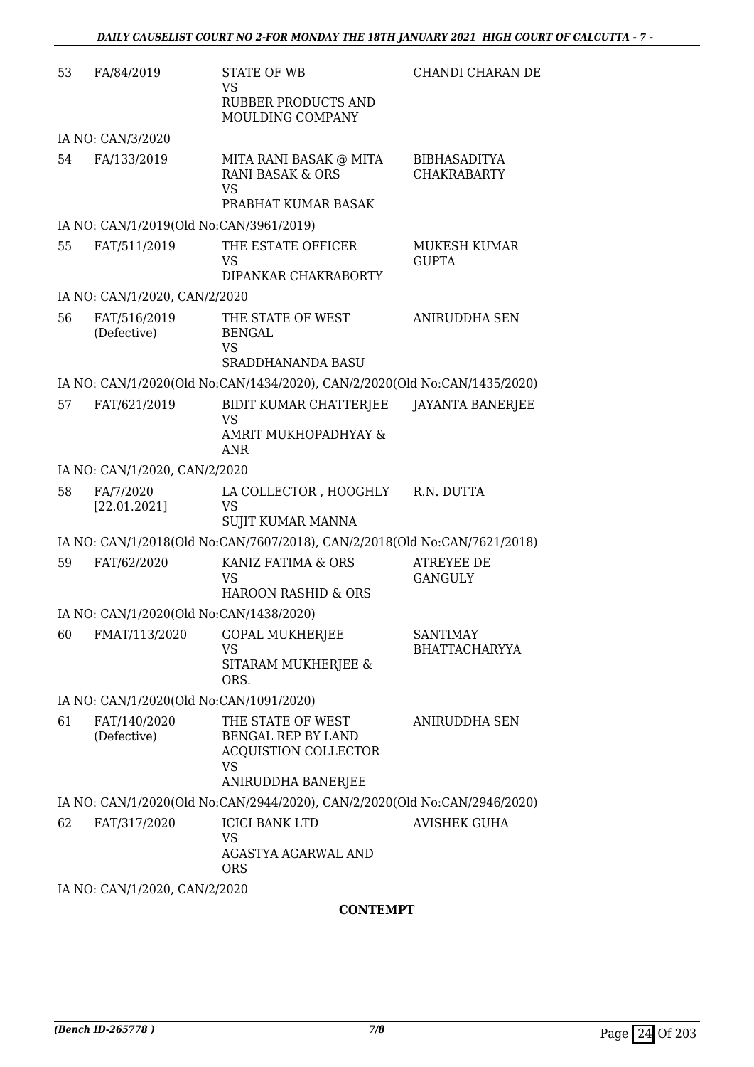| | | | |
|---|---|---|---|
| 53 | FA/84/2019 | STATE OF WB<br>VS<br>RUBBER PRODUCTS AND MOULDING COMPANY | CHANDI CHARAN DE |
| | IA NO: CAN/3/2020 | | |
| 54 | FA/133/2019 | MITA RANI BASAK @ MITA RANI BASAK & ORS<br>VS<br>PRABHAT KUMAR BASAK | BIBHASADITYA CHAKRABARTY |
| | IA NO: CAN/1/2019(Old No:CAN/3961/2019) | | |
| 55 | FAT/511/2019 | THE ESTATE OFFICER<br>VS<br>DIPANKAR CHAKRABORTY | MUKESH KUMAR GUPTA |
| | IA NO: CAN/1/2020, CAN/2/2020 | | |
| 56 | FAT/516/2019 (Defective) | THE STATE OF WEST BENGAL<br>VS<br>SRADDHANANDA BASU | ANIRUDDHA SEN |
| | IA NO: CAN/1/2020(Old No:CAN/1434/2020), CAN/2/2020(Old No:CAN/1435/2020) | | |
| 57 | FAT/621/2019 | BIDIT KUMAR CHATTERJEE<br>VS<br>AMRIT MUKHOPADHYAY & ANR | JAYANTA BANERJEE |
| | IA NO: CAN/1/2020, CAN/2/2020 | | |
| 58 | FA/7/2020 [22.01.2021] | LA COLLECTOR , HOOGHLY<br>VS<br>SUJIT KUMAR MANNA | R.N. DUTTA |
| | IA NO: CAN/1/2018(Old No:CAN/7607/2018), CAN/2/2018(Old No:CAN/7621/2018) | | |
| 59 | FAT/62/2020 | KANIZ FATIMA & ORS<br>VS<br>HAROON RASHID & ORS | ATREYEE DE GANGULY |
| | IA NO: CAN/1/2020(Old No:CAN/1438/2020) | | |
| 60 | FMAT/113/2020 | GOPAL MUKHERJEE<br>VS<br>SITARAM MUKHERJEE & ORS. | SANTIMAY BHATTACHARYYA |
| | IA NO: CAN/1/2020(Old No:CAN/1091/2020) | | |
| 61 | FAT/140/2020 (Defective) | THE STATE OF WEST BENGAL REP BY LAND ACQUISTION COLLECTOR<br>VS<br>ANIRUDDHA BANERJEE | ANIRUDDHA SEN |
| | IA NO: CAN/1/2020(Old No:CAN/2944/2020), CAN/2/2020(Old No:CAN/2946/2020) | | |
| 62 | FAT/317/2020 | ICICI BANK LTD<br>VS<br>AGASTYA AGARWAL AND ORS | AVISHEK GUHA |
| | IA NO: CAN/1/2020, CAN/2/2020 | | |

**CONTEMPT**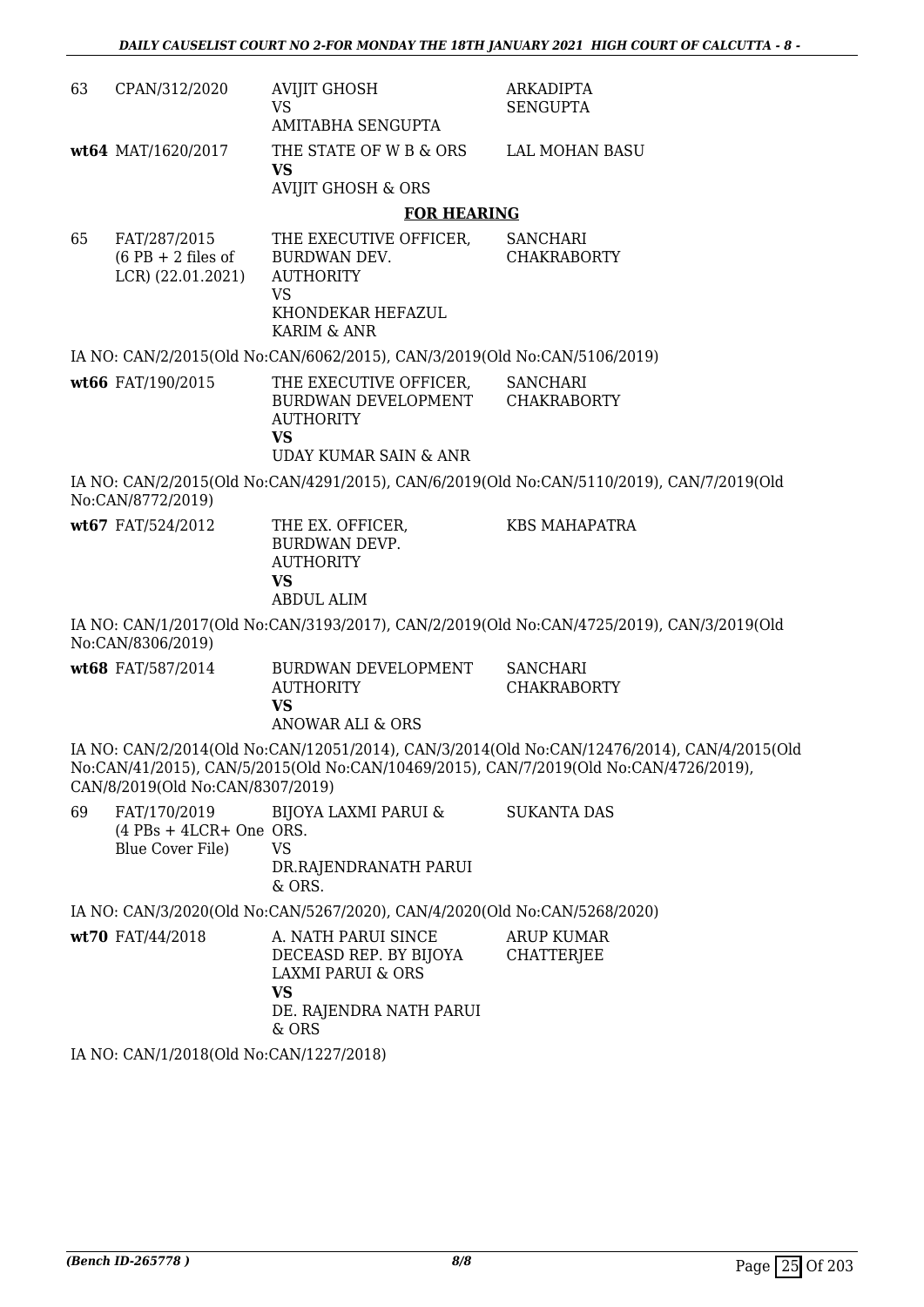| | | | |
|---|---|---|---|
| 63 | CPAN/312/2020 | AVIJIT GHOSH<br>VS<br>AMITABHA SENGUPTA | ARKADIPTA SENGUPTA |
| **wt64** | MAT/1620/2017 | THE STATE OF W B & ORS<br>**VS**<br>AVIJIT GHOSH & ORS | LAL MOHAN BASU |

## FOR HEARING

| | | | |
|---|---|---|---|
| 65 | FAT/287/2015<br>(6 PB + 2 files of LCR) (22.01.2021) | THE EXECUTIVE OFFICER, BURDWAN DEV. AUTHORITY<br>VS<br>KHONDEKAR HEFAZUL KARIM & ANR | SANCHARI CHAKRABORTY |

IA NO: CAN/2/2015(Old No:CAN/6062/2015), CAN/3/2019(Old No:CAN/5106/2019)

| | | | |
|---|---|---|---|
| **wt66** | FAT/190/2015 | THE EXECUTIVE OFFICER, BURDWAN DEVELOPMENT AUTHORITY<br>**VS**<br>UDAY KUMAR SAIN & ANR | SANCHARI CHAKRABORTY |

IA NO: CAN/2/2015(Old No:CAN/4291/2015), CAN/6/2019(Old No:CAN/5110/2019), CAN/7/2019(Old No:CAN/8772/2019)

| | | | |
|---|---|---|---|
| **wt67** | FAT/524/2012 | THE EX. OFFICER, BURDWAN DEVP. AUTHORITY<br>**VS**<br>ABDUL ALIM | KBS MAHAPATRA |

IA NO: CAN/1/2017(Old No:CAN/3193/2017), CAN/2/2019(Old No:CAN/4725/2019), CAN/3/2019(Old No:CAN/8306/2019)

| | | | |
|---|---|---|---|
| **wt68** | FAT/587/2014 | BURDWAN DEVELOPMENT AUTHORITY<br>**VS**<br>ANOWAR ALI & ORS | SANCHARI CHAKRABORTY |

IA NO: CAN/2/2014(Old No:CAN/12051/2014), CAN/3/2014(Old No:CAN/12476/2014), CAN/4/2015(Old No:CAN/41/2015), CAN/5/2015(Old No:CAN/10469/2015), CAN/7/2019(Old No:CAN/4726/2019), CAN/8/2019(Old No:CAN/8307/2019)

| | | | |
|---|---|---|---|
| 69 | FAT/170/2019<br>(4 PBs + 4LCR+ One Blue Cover File) | BIJOYA LAXMI PARUI & ORS.<br>VS<br>DR.RAJENDRANATH PARUI & ORS. | SUKANTA DAS |

IA NO: CAN/3/2020(Old No:CAN/5267/2020), CAN/4/2020(Old No:CAN/5268/2020)

| | | | |
|---|---|---|---|
| **wt70** | FAT/44/2018 | A. NATH PARUI SINCE DECEASD REP. BY BIJOYA LAXMI PARUI & ORS<br>**VS**<br>DE. RAJENDRA NATH PARUI & ORS | ARUP KUMAR CHATTERJEE |

IA NO: CAN/1/2018(Old No:CAN/1227/2018)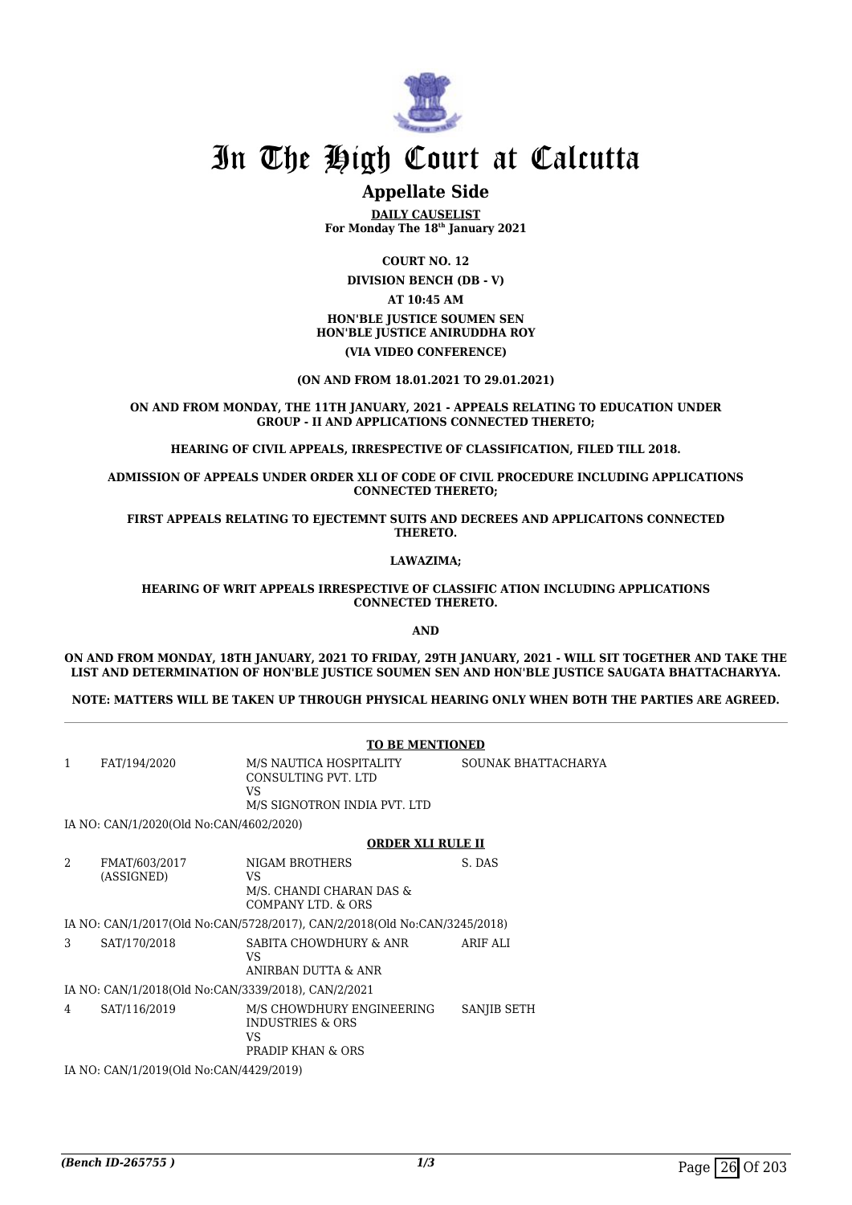# In The High Court at Calcutta

## Appellate Side

**DAILY CAUSELIST**
**For Monday The 18th January 2021**

**COURT NO. 12**

**DIVISION BENCH (DB - V)**

**AT 10:45 AM**

**HON'BLE JUSTICE SOUMEN SEN**
**HON'BLE JUSTICE ANIRUDDHA ROY**

**(VIA VIDEO CONFERENCE)**

**(ON AND FROM 18.01.2021 TO 29.01.2021)**

**ON AND FROM MONDAY, THE 11TH JANUARY, 2021 - APPEALS RELATING TO EDUCATION UNDER GROUP - II AND APPLICATIONS CONNECTED THERETO;**

**HEARING OF CIVIL APPEALS, IRRESPECTIVE OF CLASSIFICATION, FILED TILL 2018.**

**ADMISSION OF APPEALS UNDER ORDER XLI OF CODE OF CIVIL PROCEDURE INCLUDING APPLICATIONS CONNECTED THERETO;**

**FIRST APPEALS RELATING TO EJECTEMNT SUITS AND DECREES AND APPLICAITONS CONNECTED THERETO.**

**LAWAZIMA;**

**HEARING OF WRIT APPEALS IRRESPECTIVE OF CLASSIFIC ATION INCLUDING APPLICATIONS CONNECTED THERETO.**

**AND**

**ON AND FROM MONDAY, 18TH JANUARY, 2021 TO FRIDAY, 29TH JANUARY, 2021 - WILL SIT TOGETHER AND TAKE THE LIST AND DETERMINATION OF HON'BLE JUSTICE SOUMEN SEN AND HON'BLE JUSTICE SAUGATA BHATTACHARYYA.**

**NOTE: MATTERS WILL BE TAKEN UP THROUGH PHYSICAL HEARING ONLY WHEN BOTH THE PARTIES ARE AGREED.**

**TO BE MENTIONED**

| | | | |
|---|---|---|---|
| 1 | FAT/194/2020 | M/S NAUTICA HOSPITALITY CONSULTING PVT. LTD<br>VS<br>M/S SIGNOTRON INDIA PVT. LTD | SOUNAK BHATTACHARYA |

IA NO: CAN/1/2020(Old No:CAN/4602/2020)

**ORDER XLI RULE II**

| | | | |
|---|---|---|---|
| 2 | FMAT/603/2017<br>(ASSIGNED) | NIGAM BROTHERS<br>VS<br>M/S. CHANDI CHARAN DAS & COMPANY LTD. & ORS | S. DAS |

IA NO: CAN/1/2017(Old No:CAN/5728/2017), CAN/2/2018(Old No:CAN/3245/2018)

| | | | |
|---|---|---|---|
| 3 | SAT/170/2018 | SABITA CHOWDHURY & ANR<br>VS<br>ANIRBAN DUTTA & ANR | ARIF ALI |

IA NO: CAN/1/2018(Old No:CAN/3339/2018), CAN/2/2021

| | | | |
|---|---|---|---|
| 4 | SAT/116/2019 | M/S CHOWDHURY ENGINEERING INDUSTRIES & ORS<br>VS<br>PRADIP KHAN & ORS | SANJIB SETH |

IA NO: CAN/1/2019(Old No:CAN/4429/2019)

*(Bench ID-265755 )*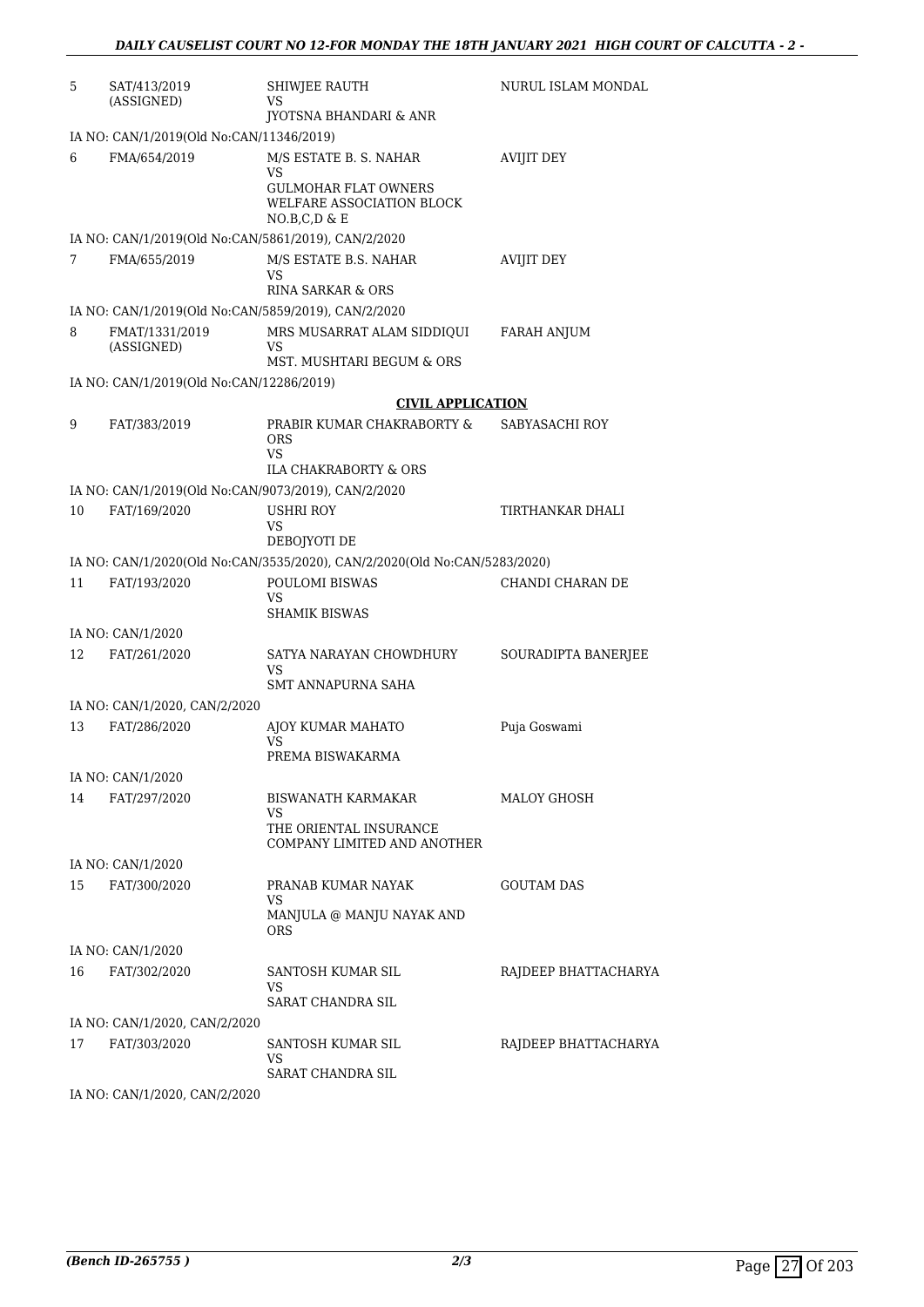| | | | |
|---|---|---|---|
| 5 | SAT/413/2019 (ASSIGNED) | SHIWJEE RAUTH<br>VS<br>JYOTSNA BHANDARI & ANR | NURUL ISLAM MONDAL |
| | IA NO: CAN/1/2019(Old No:CAN/11346/2019) | | |
| 6 | FMA/654/2019 | M/S ESTATE B. S. NAHAR<br>VS<br>GULMOHAR FLAT OWNERS WELFARE ASSOCIATION BLOCK NO.B,C,D & E | AVIJIT DEY |
| | IA NO: CAN/1/2019(Old No:CAN/5861/2019), CAN/2/2020 | | |
| 7 | FMA/655/2019 | M/S ESTATE B.S. NAHAR<br>VS<br>RINA SARKAR & ORS | AVIJIT DEY |
| | IA NO: CAN/1/2019(Old No:CAN/5859/2019), CAN/2/2020 | | |
| 8 | FMAT/1331/2019 (ASSIGNED) | MRS MUSARRAT ALAM SIDDIQUI<br>VS<br>MST. MUSHTARI BEGUM & ORS | FARAH ANJUM |
| | IA NO: CAN/1/2019(Old No:CAN/12286/2019) | | |

**CIVIL APPLICATION**

| | | | |
|---|---|---|---|
| 9 | FAT/383/2019 | PRABIR KUMAR CHAKRABORTY & ORS<br>VS<br>ILA CHAKRABORTY & ORS | SABYASACHI ROY |
| | IA NO: CAN/1/2019(Old No:CAN/9073/2019), CAN/2/2020 | | |
| 10 | FAT/169/2020 | USHRI ROY<br>VS<br>DEBOJYOTI DE | TIRTHANKAR DHALI |
| | IA NO: CAN/1/2020(Old No:CAN/3535/2020), CAN/2/2020(Old No:CAN/5283/2020) | | |
| 11 | FAT/193/2020 | POULOMI BISWAS<br>VS<br>SHAMIK BISWAS | CHANDI CHARAN DE |
| | IA NO: CAN/1/2020 | | |
| 12 | FAT/261/2020 | SATYA NARAYAN CHOWDHURY<br>VS<br>SMT ANNAPURNA SAHA | SOURADIPTA BANERJEE |
| | IA NO: CAN/1/2020, CAN/2/2020 | | |
| 13 | FAT/286/2020 | AJOY KUMAR MAHATO<br>VS<br>PREMA BISWAKARMA | Puja Goswami |
| | IA NO: CAN/1/2020 | | |
| 14 | FAT/297/2020 | BISWANATH KARMAKAR<br>VS<br>THE ORIENTAL INSURANCE COMPANY LIMITED AND ANOTHER | MALOY GHOSH |
| | IA NO: CAN/1/2020 | | |
| 15 | FAT/300/2020 | PRANAB KUMAR NAYAK<br>VS<br>MANJULA @ MANJU NAYAK AND ORS | GOUTAM DAS |
| | IA NO: CAN/1/2020 | | |
| 16 | FAT/302/2020 | SANTOSH KUMAR SIL<br>VS<br>SARAT CHANDRA SIL | RAJDEEP BHATTACHARYA |
| | IA NO: CAN/1/2020, CAN/2/2020 | | |
| 17 | FAT/303/2020 | SANTOSH KUMAR SIL<br>VS<br>SARAT CHANDRA SIL | RAJDEEP BHATTACHARYA |
| | IA NO: CAN/1/2020, CAN/2/2020 | | |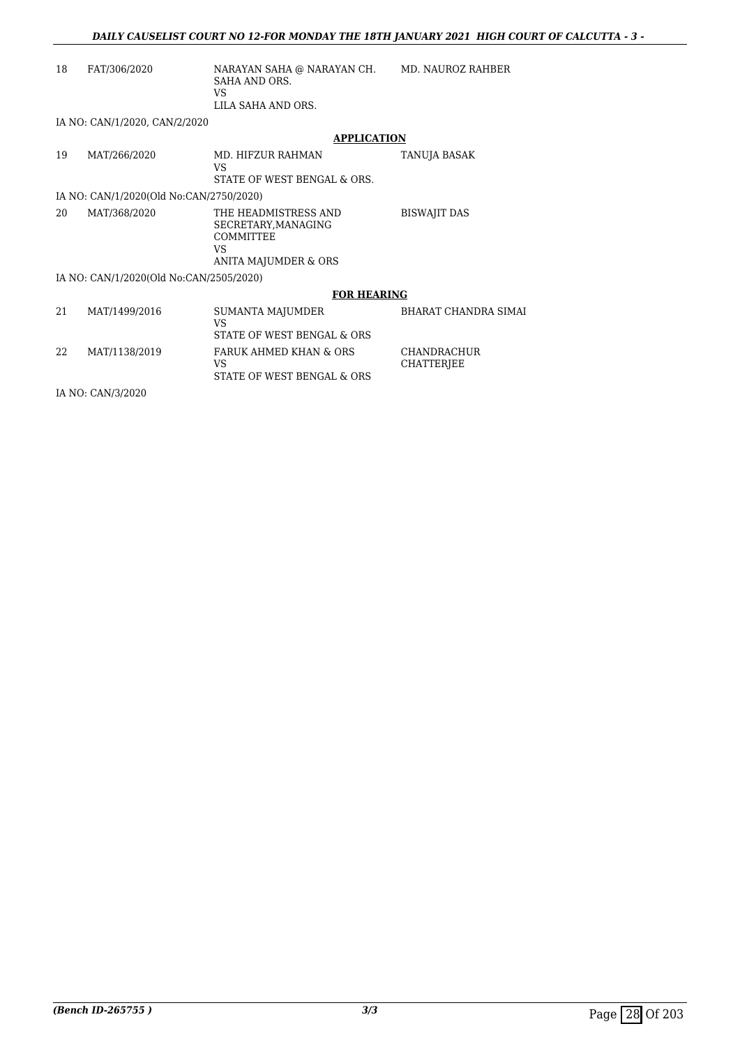| | | | |
|---|---|---|---|
| 18 | FAT/306/2020 | NARAYAN SAHA @ NARAYAN CH. SAHA AND ORS.<br>VS<br>LILA SAHA AND ORS. | MD. NAUROZ RAHBER |

IA NO: CAN/1/2020, CAN/2/2020

**APPLICATION**

| | | | |
|---|---|---|---|
| 19 | MAT/266/2020 | MD. HIFZUR RAHMAN<br>VS<br>STATE OF WEST BENGAL & ORS. | TANUJA BASAK |

IA NO: CAN/1/2020(Old No:CAN/2750/2020)

| | | | |
|---|---|---|---|
| 20 | MAT/368/2020 | THE HEADMISTRESS AND SECRETARY,MANAGING COMMITTEE<br>VS<br>ANITA MAJUMDER & ORS | BISWAJIT DAS |

IA NO: CAN/1/2020(Old No:CAN/2505/2020)

**FOR HEARING**

| | | | |
|---|---|---|---|
| 21 | MAT/1499/2016 | SUMANTA MAJUMDER<br>VS<br>STATE OF WEST BENGAL & ORS | BHARAT CHANDRA SIMAI |
| 22 | MAT/1138/2019 | FARUK AHMED KHAN & ORS<br>VS<br>STATE OF WEST BENGAL & ORS | CHANDRACHUR CHATTERJEE |

IA NO: CAN/3/2020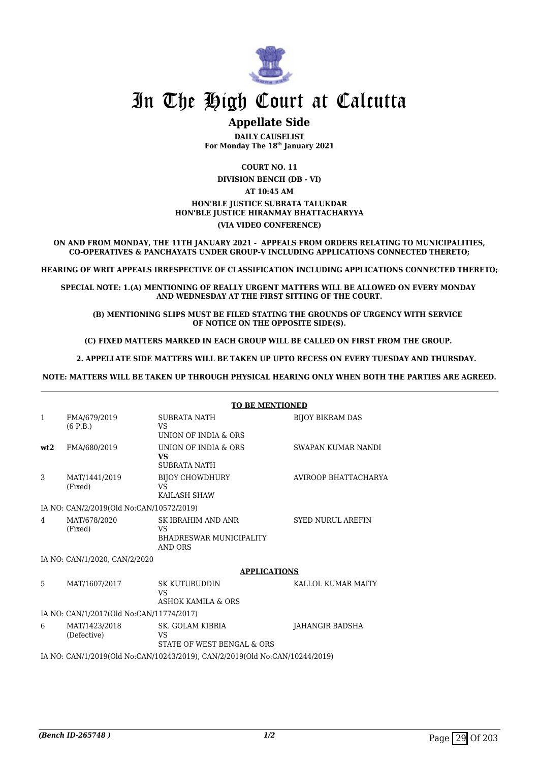# In The High Court at Calcutta

## Appellate Side

**DAILY CAUSELIST**
**For Monday The 18th January 2021**

**COURT NO. 11**

**DIVISION BENCH (DB - VI)**

**AT 10:45 AM**

**HON'BLE JUSTICE SUBRATA TALUKDAR**
**HON'BLE JUSTICE HIRANMAY BHATTACHARYYA**

**(VIA VIDEO CONFERENCE)**

**ON AND FROM MONDAY, THE 11TH JANUARY 2021 - APPEALS FROM ORDERS RELATING TO MUNICIPALITIES, CO-OPERATIVES & PANCHAYATS UNDER GROUP-V INCLUDING APPLICATIONS CONNECTED THERETO;**

**HEARING OF WRIT APPEALS IRRESPECTIVE OF CLASSIFICATION INCLUDING APPLICATIONS CONNECTED THERETO;**

**SPECIAL NOTE: 1.(A) MENTIONING OF REALLY URGENT MATTERS WILL BE ALLOWED ON EVERY MONDAY AND WEDNESDAY AT THE FIRST SITTING OF THE COURT.**

**(B) MENTIONING SLIPS MUST BE FILED STATING THE GROUNDS OF URGENCY WITH SERVICE OF NOTICE ON THE OPPOSITE SIDE(S).**

**(C) FIXED MATTERS MARKED IN EACH GROUP WILL BE CALLED ON FIRST FROM THE GROUP.**

**2. APPELLATE SIDE MATTERS WILL BE TAKEN UP UPTO RECESS ON EVERY TUESDAY AND THURSDAY.**

**NOTE: MATTERS WILL BE TAKEN UP THROUGH PHYSICAL HEARING ONLY WHEN BOTH THE PARTIES ARE AGREED.**

**TO BE MENTIONED**

| | | | |
|---|---|---|---|
| 1 | FMA/679/2019 (6 P.B.) | SUBRATA NATH VS UNION OF INDIA & ORS | BIJOY BIKRAM DAS |
| **wt2** | FMA/680/2019 | UNION OF INDIA & ORS **VS** SUBRATA NATH | SWAPAN KUMAR NANDI |
| 3 | MAT/1441/2019 (Fixed) | BIJOY CHOWDHURY VS KAILASH SHAW | AVIROOP BHATTACHARYA |

IA NO: CAN/2/2019(Old No:CAN/10572/2019)

| | | | |
|---|---|---|---|
| 4 | MAT/678/2020 (Fixed) | SK IBRAHIM AND ANR VS BHADRESWAR MUNICIPALITY AND ORS | SYED NURUL AREFIN |

IA NO: CAN/1/2020, CAN/2/2020

**APPLICATIONS**

| | | | |
|---|---|---|---|
| 5 | MAT/1607/2017 | SK KUTUBUDDIN VS ASHOK KAMILA & ORS | KALLOL KUMAR MAITY |

IA NO: CAN/1/2017(Old No:CAN/11774/2017)

| | | | |
|---|---|---|---|
| 6 | MAT/1423/2018 (Defective) | SK. GOLAM KIBRIA VS STATE OF WEST BENGAL & ORS | JAHANGIR BADSHA |

IA NO: CAN/1/2019(Old No:CAN/10243/2019), CAN/2/2019(Old No:CAN/10244/2019)

*(Bench ID-265748 )* 1/2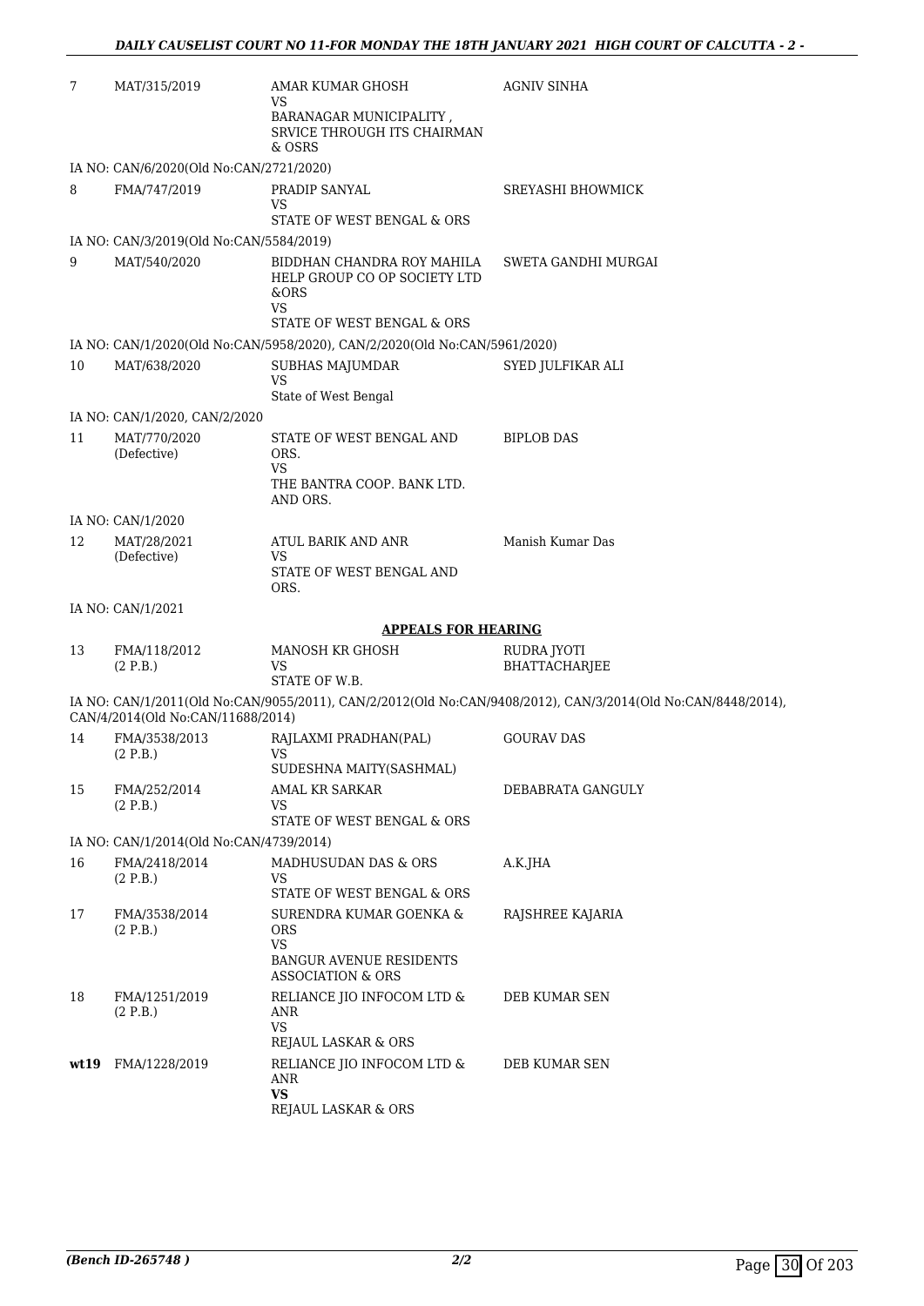| | | | |
|---|---|---|---|
| 7 | MAT/315/2019 | AMAR KUMAR GHOSH<br>VS<br>BARANAGAR MUNICIPALITY , SRVICE THROUGH ITS CHAIRMAN & OSRS | AGNIV SINHA |
| | IA NO: CAN/6/2020(Old No:CAN/2721/2020) | | |
| 8 | FMA/747/2019 | PRADIP SANYAL<br>VS<br>STATE OF WEST BENGAL & ORS | SREYASHI BHOWMICK |
| | IA NO: CAN/3/2019(Old No:CAN/5584/2019) | | |
| 9 | MAT/540/2020 | BIDDHAN CHANDRA ROY MAHILA HELP GROUP CO OP SOCIETY LTD &ORS<br>VS<br>STATE OF WEST BENGAL & ORS | SWETA GANDHI MURGAI |
| | IA NO: CAN/1/2020(Old No:CAN/5958/2020), CAN/2/2020(Old No:CAN/5961/2020) | | |
| 10 | MAT/638/2020 | SUBHAS MAJUMDAR<br>VS<br>State of West Bengal | SYED JULFIKAR ALI |
| | IA NO: CAN/1/2020, CAN/2/2020 | | |
| 11 | MAT/770/2020 (Defective) | STATE OF WEST BENGAL AND ORS.<br>VS<br>THE BANTRA COOP. BANK LTD. AND ORS. | BIPLOB DAS |
| | IA NO: CAN/1/2020 | | |
| 12 | MAT/28/2021 (Defective) | ATUL BARIK AND ANR<br>VS<br>STATE OF WEST BENGAL AND ORS. | Manish Kumar Das |
| | IA NO: CAN/1/2021 | | |

**APPEALS FOR HEARING**

| | | | |
|---|---|---|---|
| 13 | FMA/118/2012 (2 P.B.) | MANOSH KR GHOSH<br>VS<br>STATE OF W.B. | RUDRA JYOTI BHATTACHARJEE |
| | IA NO: CAN/1/2011(Old No:CAN/9055/2011), CAN/2/2012(Old No:CAN/9408/2012), CAN/3/2014(Old No:CAN/8448/2014), CAN/4/2014(Old No:CAN/11688/2014) | | |
| 14 | FMA/3538/2013 (2 P.B.) | RAJLAXMI PRADHAN(PAL)<br>VS<br>SUDESHNA MAITY(SASHMAL) | GOURAV DAS |
| 15 | FMA/252/2014 (2 P.B.) | AMAL KR SARKAR<br>VS<br>STATE OF WEST BENGAL & ORS | DEBABRATA GANGULY |
| | IA NO: CAN/1/2014(Old No:CAN/4739/2014) | | |
| 16 | FMA/2418/2014 (2 P.B.) | MADHUSUDAN DAS & ORS<br>VS<br>STATE OF WEST BENGAL & ORS | A.K.JHA |
| 17 | FMA/3538/2014 (2 P.B.) | SURENDRA KUMAR GOENKA & ORS<br>VS<br>BANGUR AVENUE RESIDENTS ASSOCIATION & ORS | RAJSHREE KAJARIA |
| 18 | FMA/1251/2019 (2 P.B.) | RELIANCE JIO INFOCOM LTD & ANR<br>VS<br>REJAUL LASKAR & ORS | DEB KUMAR SEN |
| **wt19** | FMA/1228/2019 | RELIANCE JIO INFOCOM LTD & ANR<br>**VS**<br>REJAUL LASKAR & ORS | DEB KUMAR SEN |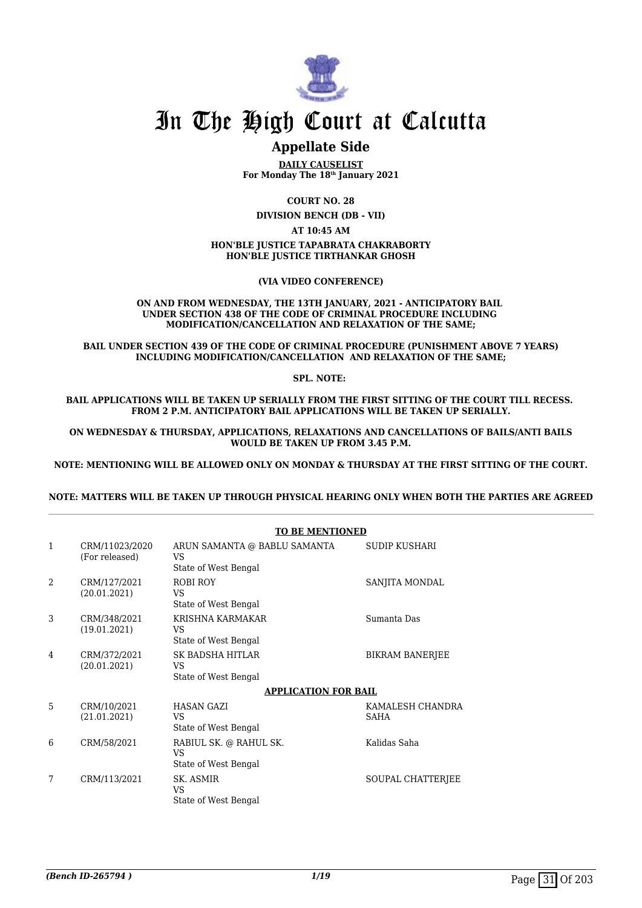# In The High Court at Calcutta

## Appellate Side

**DAILY CAUSELIST**
**For Monday The 18th January 2021**

**COURT NO. 28**

**DIVISION BENCH (DB - VII)**

**AT 10:45 AM**

**HON'BLE JUSTICE TAPABRATA CHAKRABORTY**
**HON'BLE JUSTICE TIRTHANKAR GHOSH**

**(VIA VIDEO CONFERENCE)**

**ON AND FROM WEDNESDAY, THE 13TH JANUARY, 2021 - ANTICIPATORY BAIL UNDER SECTION 438 OF THE CODE OF CRIMINAL PROCEDURE INCLUDING MODIFICATION/CANCELLATION AND RELAXATION OF THE SAME;**

**BAIL UNDER SECTION 439 OF THE CODE OF CRIMINAL PROCEDURE (PUNISHMENT ABOVE 7 YEARS) INCLUDING MODIFICATION/CANCELLATION AND RELAXATION OF THE SAME;**

**SPL. NOTE:**

**BAIL APPLICATIONS WILL BE TAKEN UP SERIALLY FROM THE FIRST SITTING OF THE COURT TILL RECESS. FROM 2 P.M. ANTICIPATORY BAIL APPLICATIONS WILL BE TAKEN UP SERIALLY.**

**ON WEDNESDAY & THURSDAY, APPLICATIONS, RELAXATIONS AND CANCELLATIONS OF BAILS/ANTI BAILS WOULD BE TAKEN UP FROM 3.45 P.M.**

**NOTE: MENTIONING WILL BE ALLOWED ONLY ON MONDAY & THURSDAY AT THE FIRST SITTING OF THE COURT.**

**NOTE: MATTERS WILL BE TAKEN UP THROUGH PHYSICAL HEARING ONLY WHEN BOTH THE PARTIES ARE AGREED**

**TO BE MENTIONED**

| | | | |
|---|---|---|---|
| 1 | CRM/11023/2020 (For released) | ARUN SAMANTA @ BABLU SAMANTA VS State of West Bengal | SUDIP KUSHARI |
| 2 | CRM/127/2021 (20.01.2021) | ROBI ROY VS State of West Bengal | SANJITA MONDAL |
| 3 | CRM/348/2021 (19.01.2021) | KRISHNA KARMAKAR VS State of West Bengal | Sumanta Das |
| 4 | CRM/372/2021 (20.01.2021) | SK BADSHA HITLAR VS State of West Bengal | BIKRAM BANERJEE |

**APPLICATION FOR BAIL**

| | | | |
|---|---|---|---|
| 5 | CRM/10/2021 (21.01.2021) | HASAN GAZI VS State of West Bengal | KAMALESH CHANDRA SAHA |
| 6 | CRM/58/2021 | RABIUL SK. @ RAHUL SK. VS State of West Bengal | Kalidas Saha |
| 7 | CRM/113/2021 | SK. ASMIR VS State of West Bengal | SOUPAL CHATTERJEE |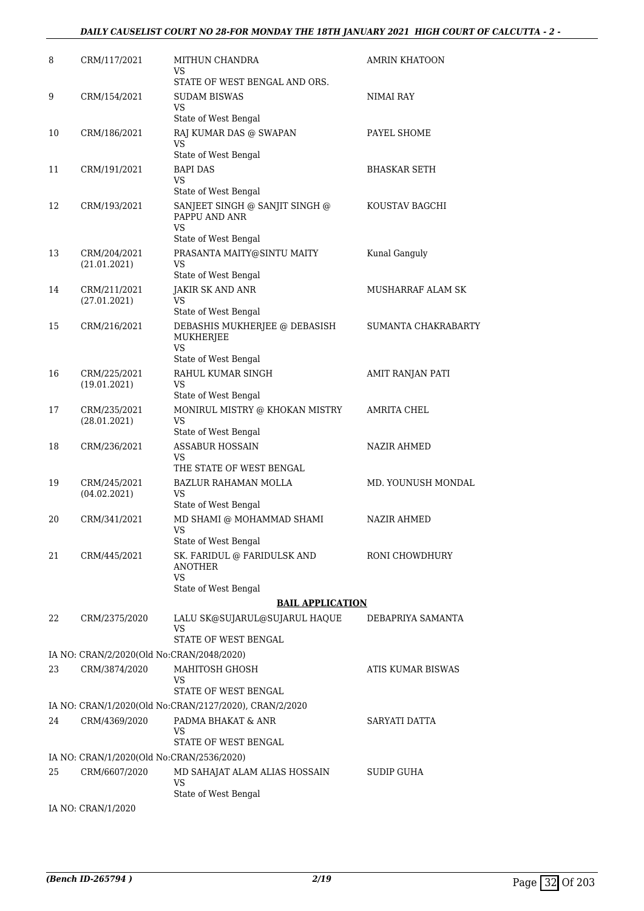| | | | |
|---|---|---|---|
| 8 | CRM/117/2021 | MITHUN CHANDRA<br>VS<br>STATE OF WEST BENGAL AND ORS. | AMRIN KHATOON |
| 9 | CRM/154/2021 | SUDAM BISWAS<br>VS<br>State of West Bengal | NIMAI RAY |
| 10 | CRM/186/2021 | RAJ KUMAR DAS @ SWAPAN<br>VS<br>State of West Bengal | PAYEL SHOME |
| 11 | CRM/191/2021 | BAPI DAS<br>VS<br>State of West Bengal | BHASKAR SETH |
| 12 | CRM/193/2021 | SANJEET SINGH @ SANJIT SINGH @ PAPPU AND ANR<br>VS<br>State of West Bengal | KOUSTAV BAGCHI |
| 13 | CRM/204/2021<br>(21.01.2021) | PRASANTA MAITY@SINTU MAITY<br>VS<br>State of West Bengal | Kunal Ganguly |
| 14 | CRM/211/2021<br>(27.01.2021) | JAKIR SK AND ANR<br>VS<br>State of West Bengal | MUSHARRAF ALAM SK |
| 15 | CRM/216/2021 | DEBASHIS MUKHERJEE @ DEBASISH MUKHERJEE<br>VS<br>State of West Bengal | SUMANTA CHAKRABARTY |
| 16 | CRM/225/2021<br>(19.01.2021) | RAHUL KUMAR SINGH<br>VS<br>State of West Bengal | AMIT RANJAN PATI |
| 17 | CRM/235/2021<br>(28.01.2021) | MONIRUL MISTRY @ KHOKAN MISTRY<br>VS<br>State of West Bengal | AMRITA CHEL |
| 18 | CRM/236/2021 | ASSABUR HOSSAIN<br>VS<br>THE STATE OF WEST BENGAL | NAZIR AHMED |
| 19 | CRM/245/2021<br>(04.02.2021) | BAZLUR RAHAMAN MOLLA<br>VS<br>State of West Bengal | MD. YOUNUSH MONDAL |
| 20 | CRM/341/2021 | MD SHAMI @ MOHAMMAD SHAMI<br>VS<br>State of West Bengal | NAZIR AHMED |
| 21 | CRM/445/2021 | SK. FARIDUL @ FARIDULSK AND ANOTHER<br>VS<br>State of West Bengal | RONI CHOWDHURY |

**BAIL APPLICATION**

| | | | |
|---|---|---|---|
| 22 | CRM/2375/2020 | LALU SK@SUJARUL@SUJARUL HAQUE<br>VS<br>STATE OF WEST BENGAL | DEBAPRIYA SAMANTA |
| | IA NO: CRAN/2/2020(Old No:CRAN/2048/2020) | | |
| 23 | CRM/3874/2020 | MAHITOSH GHOSH<br>VS<br>STATE OF WEST BENGAL | ATIS KUMAR BISWAS |
| | IA NO: CRAN/1/2020(Old No:CRAN/2127/2020), CRAN/2/2020 | | |
| 24 | CRM/4369/2020 | PADMA BHAKAT & ANR<br>VS<br>STATE OF WEST BENGAL | SARYATI DATTA |
| | IA NO: CRAN/1/2020(Old No:CRAN/2536/2020) | | |
| 25 | CRM/6607/2020 | MD SAHAJAT ALAM ALIAS HOSSAIN<br>VS<br>State of West Bengal | SUDIP GUHA |
| | IA NO: CRAN/1/2020 | | |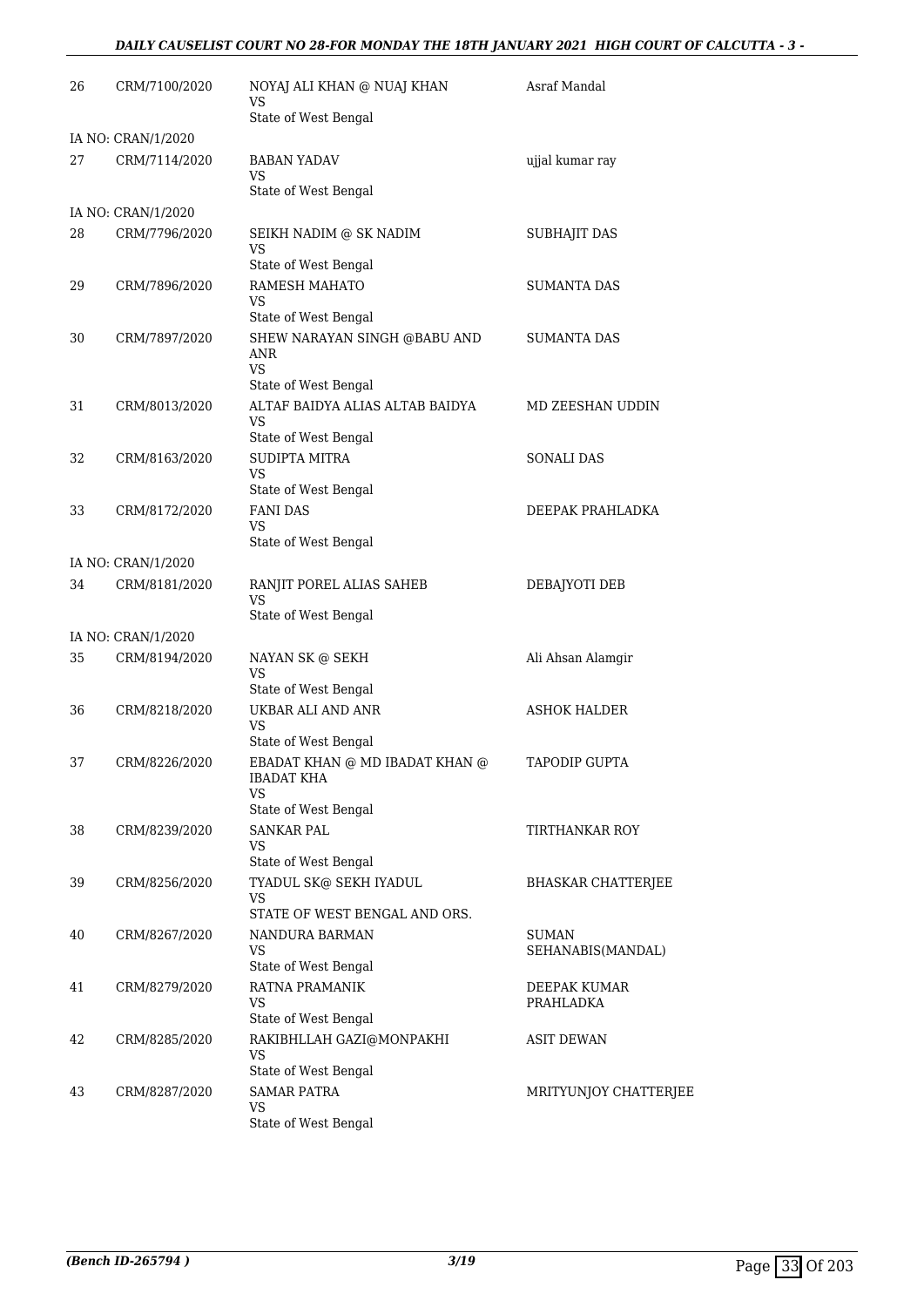| | | | |
|---|---|---|---|
| 26 | CRM/7100/2020 | NOYAJ ALI KHAN @ NUAJ KHAN<br>VS<br>State of West Bengal | Asraf Mandal |
| IA NO: CRAN/1/2020 | | | |
| 27 | CRM/7114/2020 | BABAN YADAV<br>VS<br>State of West Bengal | ujjal kumar ray |
| IA NO: CRAN/1/2020 | | | |
| 28 | CRM/7796/2020 | SEIKH NADIM @ SK NADIM<br>VS<br>State of West Bengal | SUBHAJIT DAS |
| 29 | CRM/7896/2020 | RAMESH MAHATO<br>VS<br>State of West Bengal | SUMANTA DAS |
| 30 | CRM/7897/2020 | SHEW NARAYAN SINGH @BABU AND ANR<br>VS<br>State of West Bengal | SUMANTA DAS |
| 31 | CRM/8013/2020 | ALTAF BAIDYA ALIAS ALTAB BAIDYA<br>VS<br>State of West Bengal | MD ZEESHAN UDDIN |
| 32 | CRM/8163/2020 | SUDIPTA MITRA<br>VS<br>State of West Bengal | SONALI DAS |
| 33 | CRM/8172/2020 | FANI DAS<br>VS<br>State of West Bengal | DEEPAK PRAHLADKA |
| IA NO: CRAN/1/2020 | | | |
| 34 | CRM/8181/2020 | RANJIT POREL ALIAS SAHEB<br>VS<br>State of West Bengal | DEBAJYOTI DEB |
| IA NO: CRAN/1/2020 | | | |
| 35 | CRM/8194/2020 | NAYAN SK @ SEKH<br>VS<br>State of West Bengal | Ali Ahsan Alamgir |
| 36 | CRM/8218/2020 | UKBAR ALI AND ANR<br>VS<br>State of West Bengal | ASHOK HALDER |
| 37 | CRM/8226/2020 | EBADAT KHAN @ MD IBADAT KHAN @ IBADAT KHA<br>VS<br>State of West Bengal | TAPODIP GUPTA |
| 38 | CRM/8239/2020 | SANKAR PAL<br>VS<br>State of West Bengal | TIRTHANKAR ROY |
| 39 | CRM/8256/2020 | TYADUL SK@ SEKH IYADUL<br>VS<br>STATE OF WEST BENGAL AND ORS. | BHASKAR CHATTERJEE |
| 40 | CRM/8267/2020 | NANDURA BARMAN<br>VS<br>State of West Bengal | SUMAN SEHANABIS(MANDAL) |
| 41 | CRM/8279/2020 | RATNA PRAMANIK<br>VS<br>State of West Bengal | DEEPAK KUMAR PRAHLADKA |
| 42 | CRM/8285/2020 | RAKIBHLLAH GAZI@MONPAKHI<br>VS<br>State of West Bengal | ASIT DEWAN |
| 43 | CRM/8287/2020 | SAMAR PATRA<br>VS<br>State of West Bengal | MRITYUNJOY CHATTERJEE |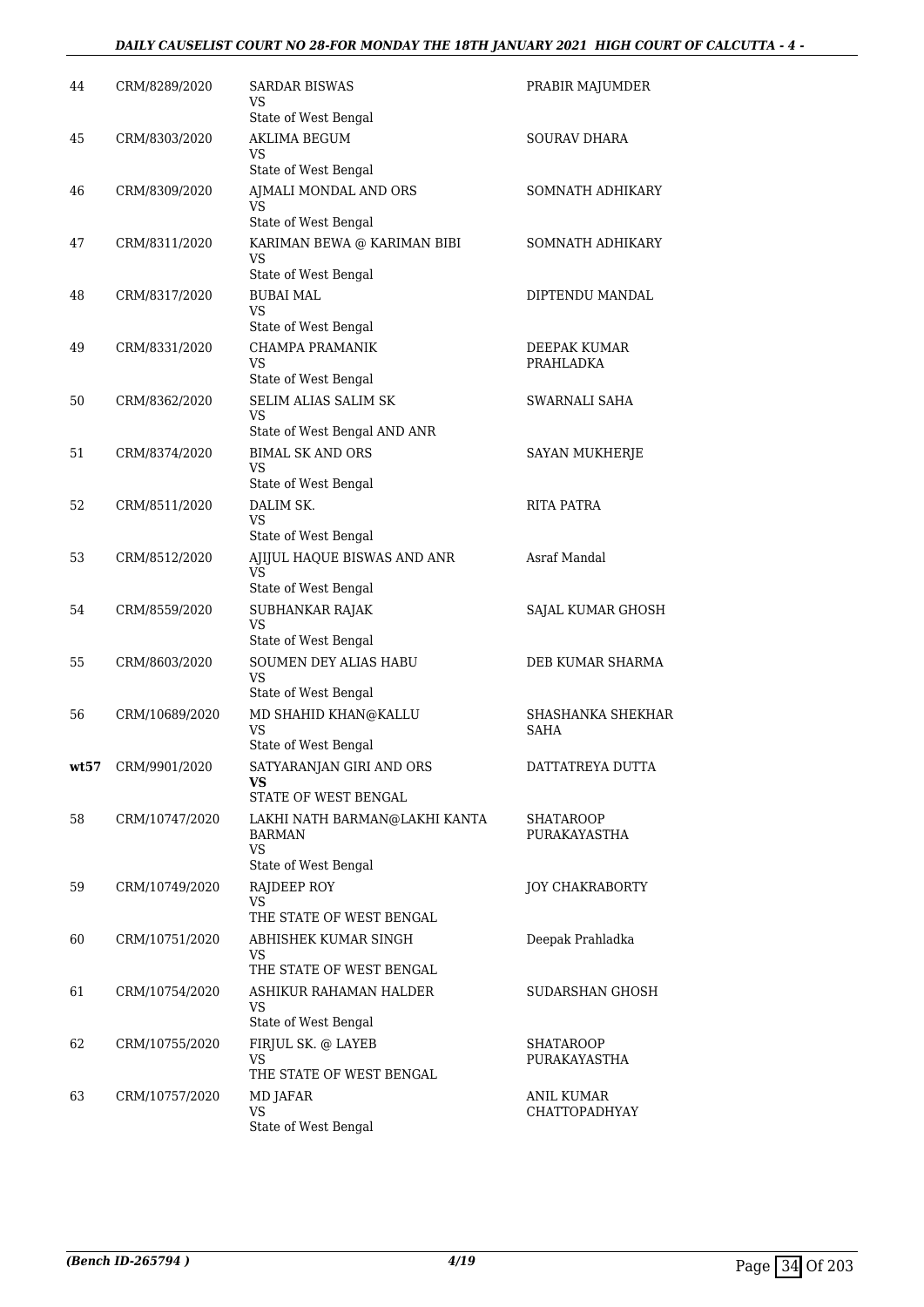| | | | |
|---|---|---|---|
| 44 | CRM/8289/2020 | SARDAR BISWAS<br>VS<br>State of West Bengal | PRABIR MAJUMDER |
| 45 | CRM/8303/2020 | AKLIMA BEGUM<br>VS<br>State of West Bengal | SOURAV DHARA |
| 46 | CRM/8309/2020 | AJMALI MONDAL AND ORS<br>VS<br>State of West Bengal | SOMNATH ADHIKARY |
| 47 | CRM/8311/2020 | KARIMAN BEWA @ KARIMAN BIBI<br>VS<br>State of West Bengal | SOMNATH ADHIKARY |
| 48 | CRM/8317/2020 | BUBAI MAL<br>VS<br>State of West Bengal | DIPTENDU MANDAL |
| 49 | CRM/8331/2020 | CHAMPA PRAMANIK<br>VS<br>State of West Bengal | DEEPAK KUMAR PRAHLADKA |
| 50 | CRM/8362/2020 | SELIM ALIAS SALIM SK<br>VS<br>State of West Bengal AND ANR | SWARNALI SAHA |
| 51 | CRM/8374/2020 | BIMAL SK AND ORS<br>VS<br>State of West Bengal | SAYAN MUKHERJE |
| 52 | CRM/8511/2020 | DALIM SK.<br>VS<br>State of West Bengal | RITA PATRA |
| 53 | CRM/8512/2020 | AJIJUL HAQUE BISWAS AND ANR<br>VS<br>State of West Bengal | Asraf Mandal |
| 54 | CRM/8559/2020 | SUBHANKAR RAJAK<br>VS<br>State of West Bengal | SAJAL KUMAR GHOSH |
| 55 | CRM/8603/2020 | SOUMEN DEY ALIAS HABU<br>VS<br>State of West Bengal | DEB KUMAR SHARMA |
| 56 | CRM/10689/2020 | MD SHAHID KHAN@KALLU<br>VS<br>State of West Bengal | SHASHANKA SHEKHAR SAHA |
| **wt57** | CRM/9901/2020 | SATYARANJAN GIRI AND ORS<br>**VS**<br>STATE OF WEST BENGAL | DATTATREYA DUTTA |
| 58 | CRM/10747/2020 | LAKHI NATH BARMAN@LAKHI KANTA BARMAN<br>VS<br>State of West Bengal | SHATAROOP PURAKAYASTHA |
| 59 | CRM/10749/2020 | RAJDEEP ROY<br>VS<br>THE STATE OF WEST BENGAL | JOY CHAKRABORTY |
| 60 | CRM/10751/2020 | ABHISHEK KUMAR SINGH<br>VS<br>THE STATE OF WEST BENGAL | Deepak Prahladka |
| 61 | CRM/10754/2020 | ASHIKUR RAHAMAN HALDER<br>VS<br>State of West Bengal | SUDARSHAN GHOSH |
| 62 | CRM/10755/2020 | FIRJUL SK. @ LAYEB<br>VS<br>THE STATE OF WEST BENGAL | SHATAROOP PURAKAYASTHA |
| 63 | CRM/10757/2020 | MD JAFAR<br>VS<br>State of West Bengal | ANIL KUMAR CHATTOPADHYAY |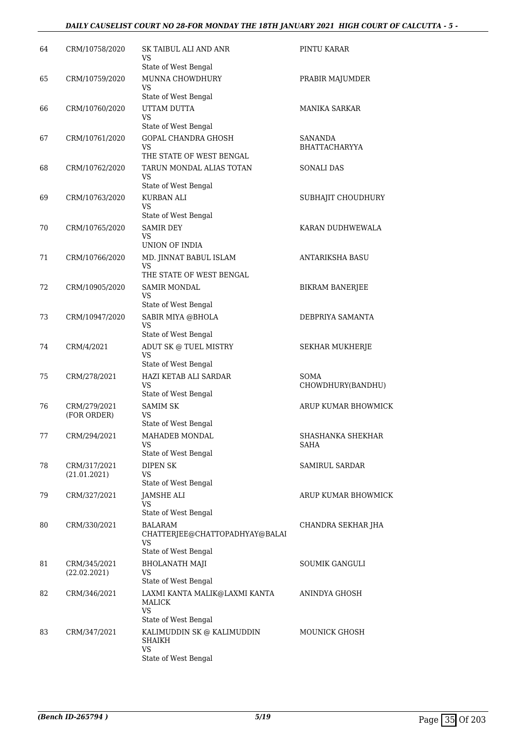| | | | |
|---|---|---|---|
| 64 | CRM/10758/2020 | SK TAIBUL ALI AND ANR<br>VS<br>State of West Bengal | PINTU KARAR |
| 65 | CRM/10759/2020 | MUNNA CHOWDHURY<br>VS<br>State of West Bengal | PRABIR MAJUMDER |
| 66 | CRM/10760/2020 | UTTAM DUTTA<br>VS<br>State of West Bengal | MANIKA SARKAR |
| 67 | CRM/10761/2020 | GOPAL CHANDRA GHOSH<br>VS<br>THE STATE OF WEST BENGAL | SANANDA BHATTACHARYYA |
| 68 | CRM/10762/2020 | TARUN MONDAL ALIAS TOTAN<br>VS<br>State of West Bengal | SONALI DAS |
| 69 | CRM/10763/2020 | KURBAN ALI<br>VS<br>State of West Bengal | SUBHAJIT CHOUDHURY |
| 70 | CRM/10765/2020 | SAMIR DEY<br>VS<br>UNION OF INDIA | KARAN DUDHWEWALA |
| 71 | CRM/10766/2020 | MD. JINNAT BABUL ISLAM<br>VS<br>THE STATE OF WEST BENGAL | ANTARIKSHA BASU |
| 72 | CRM/10905/2020 | SAMIR MONDAL<br>VS<br>State of West Bengal | BIKRAM BANERJEE |
| 73 | CRM/10947/2020 | SABIR MIYA @BHOLA<br>VS<br>State of West Bengal | DEBPRIYA SAMANTA |
| 74 | CRM/4/2021 | ADUT SK @ TUEL MISTRY<br>VS<br>State of West Bengal | SEKHAR MUKHERJE |
| 75 | CRM/278/2021 | HAZI KETAB ALI SARDAR<br>VS<br>State of West Bengal | SOMA CHOWDHURY(BANDHU) |
| 76 | CRM/279/2021<br>(FOR ORDER) | SAMIM SK<br>VS<br>State of West Bengal | ARUP KUMAR BHOWMICK |
| 77 | CRM/294/2021 | MAHADEB MONDAL<br>VS<br>State of West Bengal | SHASHANKA SHEKHAR SAHA |
| 78 | CRM/317/2021<br>(21.01.2021) | DIPEN SK<br>VS<br>State of West Bengal | SAMIRUL SARDAR |
| 79 | CRM/327/2021 | JAMSHE ALI<br>VS<br>State of West Bengal | ARUP KUMAR BHOWMICK |
| 80 | CRM/330/2021 | BALARAM CHATTERJEE@CHATTOPADHYAY@BALAI<br>VS<br>State of West Bengal | CHANDRA SEKHAR JHA |
| 81 | CRM/345/2021<br>(22.02.2021) | BHOLANATH MAJI<br>VS<br>State of West Bengal | SOUMIK GANGULI |
| 82 | CRM/346/2021 | LAXMI KANTA MALIK@LAXMI KANTA MALICK<br>VS<br>State of West Bengal | ANINDYA GHOSH |
| 83 | CRM/347/2021 | KALIMUDDIN SK @ KALIMUDDIN SHAIKH<br>VS<br>State of West Bengal | MOUNICK GHOSH |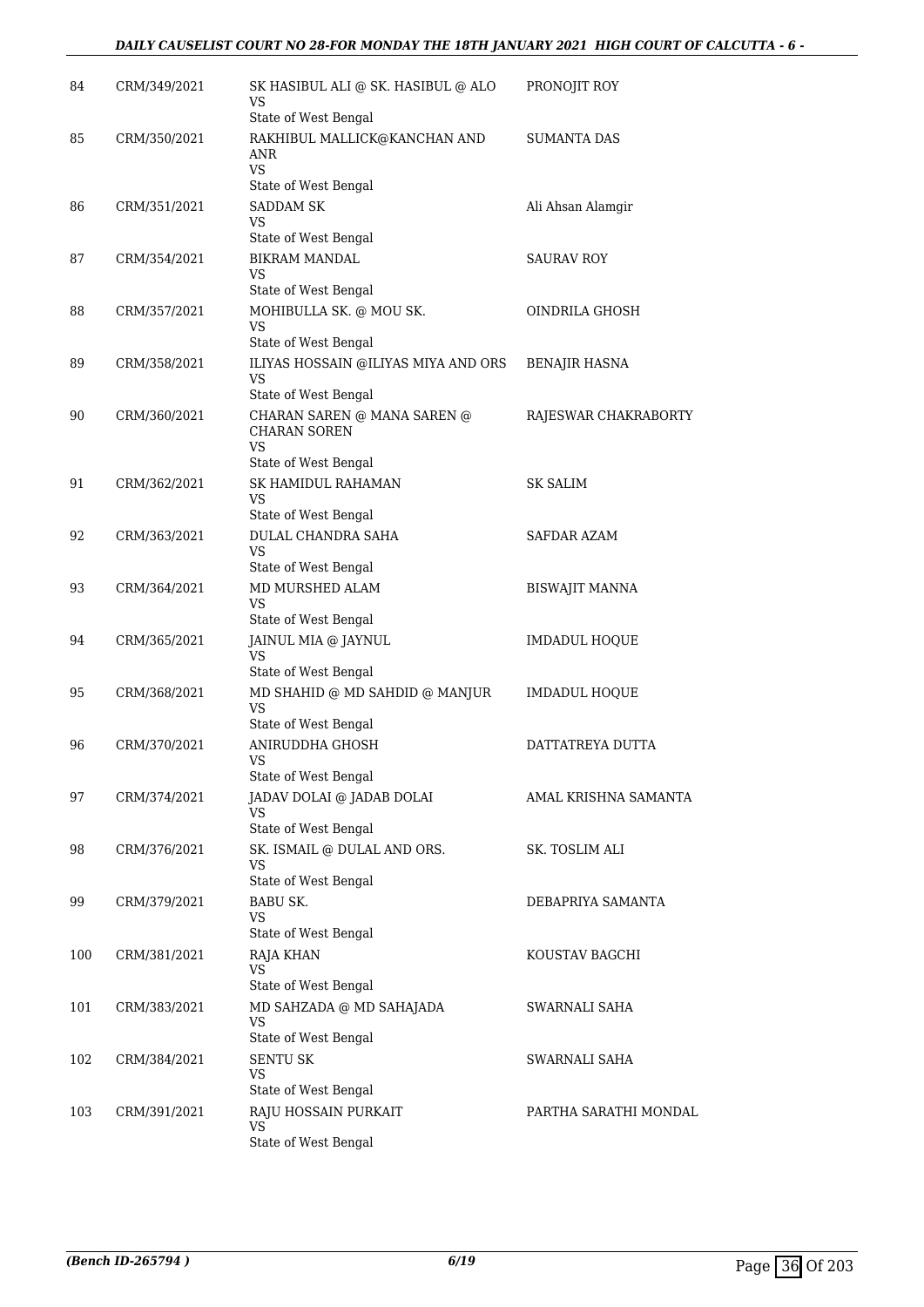| | | | |
|---|---|---|---|
| 84 | CRM/349/2021 | SK HASIBUL ALI @ SK. HASIBUL @ ALO<br>VS<br>State of West Bengal | PRONOJIT ROY |
| 85 | CRM/350/2021 | RAKHIBUL MALLICK@KANCHAN AND ANR<br>VS<br>State of West Bengal | SUMANTA DAS |
| 86 | CRM/351/2021 | SADDAM SK<br>VS<br>State of West Bengal | Ali Ahsan Alamgir |
| 87 | CRM/354/2021 | BIKRAM MANDAL<br>VS<br>State of West Bengal | SAURAV ROY |
| 88 | CRM/357/2021 | MOHIBULLA SK. @ MOU SK.<br>VS<br>State of West Bengal | OINDRILA GHOSH |
| 89 | CRM/358/2021 | ILIYAS HOSSAIN @ILIYAS MIYA AND ORS<br>VS<br>State of West Bengal | BENAJIR HASNA |
| 90 | CRM/360/2021 | CHARAN SAREN @ MANA SAREN @ CHARAN SOREN<br>VS<br>State of West Bengal | RAJESWAR CHAKRABORTY |
| 91 | CRM/362/2021 | SK HAMIDUL RAHAMAN<br>VS<br>State of West Bengal | SK SALIM |
| 92 | CRM/363/2021 | DULAL CHANDRA SAHA<br>VS<br>State of West Bengal | SAFDAR AZAM |
| 93 | CRM/364/2021 | MD MURSHED ALAM<br>VS<br>State of West Bengal | BISWAJIT MANNA |
| 94 | CRM/365/2021 | JAINUL MIA @ JAYNUL<br>VS<br>State of West Bengal | IMDADUL HOQUE |
| 95 | CRM/368/2021 | MD SHAHID @ MD SAHDID @ MANJUR<br>VS<br>State of West Bengal | IMDADUL HOQUE |
| 96 | CRM/370/2021 | ANIRUDDHA GHOSH<br>VS<br>State of West Bengal | DATTATREYA DUTTA |
| 97 | CRM/374/2021 | JADAV DOLAI @ JADAB DOLAI<br>VS<br>State of West Bengal | AMAL KRISHNA SAMANTA |
| 98 | CRM/376/2021 | SK. ISMAIL @ DULAL AND ORS.<br>VS<br>State of West Bengal | SK. TOSLIM ALI |
| 99 | CRM/379/2021 | BABU SK.<br>VS<br>State of West Bengal | DEBAPRIYA SAMANTA |
| 100 | CRM/381/2021 | RAJA KHAN<br>VS<br>State of West Bengal | KOUSTAV BAGCHI |
| 101 | CRM/383/2021 | MD SAHZADA @ MD SAHAJADA<br>VS<br>State of West Bengal | SWARNALI SAHA |
| 102 | CRM/384/2021 | SENTU SK<br>VS<br>State of West Bengal | SWARNALI SAHA |
| 103 | CRM/391/2021 | RAJU HOSSAIN PURKAIT<br>VS<br>State of West Bengal | PARTHA SARATHI MONDAL |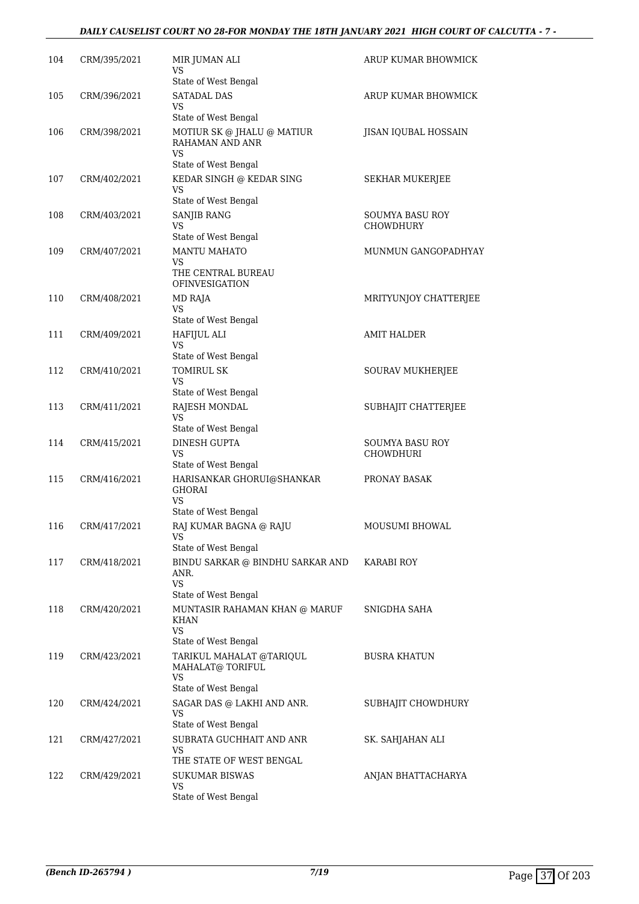| 104 | CRM/395/2021 | MIR JUMAN ALI<br>VS<br>State of West Bengal | ARUP KUMAR BHOWMICK |
|---|---|---|---|
| 105 | CRM/396/2021 | SATADAL DAS<br>VS<br>State of West Bengal | ARUP KUMAR BHOWMICK |
| 106 | CRM/398/2021 | MOTIUR SK @ JHALU @ MATIUR RAHAMAN AND ANR<br>VS<br>State of West Bengal | JISAN IQUBAL HOSSAIN |
| 107 | CRM/402/2021 | KEDAR SINGH @ KEDAR SING<br>VS<br>State of West Bengal | SEKHAR MUKERJEE |
| 108 | CRM/403/2021 | SANJIB RANG<br>VS<br>State of West Bengal | SOUMYA BASU ROY CHOWDHURY |
| 109 | CRM/407/2021 | MANTU MAHATO<br>VS<br>THE CENTRAL BUREAU OFINVESIGATION | MUNMUN GANGOPADHYAY |
| 110 | CRM/408/2021 | MD RAJA<br>VS<br>State of West Bengal | MRITYUNJOY CHATTERJEE |
| 111 | CRM/409/2021 | HAFIJUL ALI<br>VS<br>State of West Bengal | AMIT HALDER |
| 112 | CRM/410/2021 | TOMIRUL SK<br>VS<br>State of West Bengal | SOURAV MUKHERJEE |
| 113 | CRM/411/2021 | RAJESH MONDAL<br>VS<br>State of West Bengal | SUBHAJIT CHATTERJEE |
| 114 | CRM/415/2021 | DINESH GUPTA<br>VS<br>State of West Bengal | SOUMYA BASU ROY CHOWDHURI |
| 115 | CRM/416/2021 | HARISANKAR GHORUI@SHANKAR GHORAI<br>VS<br>State of West Bengal | PRONAY BASAK |
| 116 | CRM/417/2021 | RAJ KUMAR BAGNA @ RAJU<br>VS<br>State of West Bengal | MOUSUMI BHOWAL |
| 117 | CRM/418/2021 | BINDU SARKAR @ BINDHU SARKAR AND ANR.<br>VS<br>State of West Bengal | KARABI ROY |
| 118 | CRM/420/2021 | MUNTASIR RAHAMAN KHAN @ MARUF KHAN<br>VS<br>State of West Bengal | SNIGDHA SAHA |
| 119 | CRM/423/2021 | TARIKUL MAHALAT @TARIQUL MAHALAT@ TORIFUL<br>VS<br>State of West Bengal | BUSRA KHATUN |
| 120 | CRM/424/2021 | SAGAR DAS @ LAKHI AND ANR.<br>VS<br>State of West Bengal | SUBHAJIT CHOWDHURY |
| 121 | CRM/427/2021 | SUBRATA GUCHHAIT AND ANR<br>VS<br>THE STATE OF WEST BENGAL | SK. SAHJAHAN ALI |
| 122 | CRM/429/2021 | SUKUMAR BISWAS<br>VS<br>State of West Bengal | ANJAN BHATTACHARYA |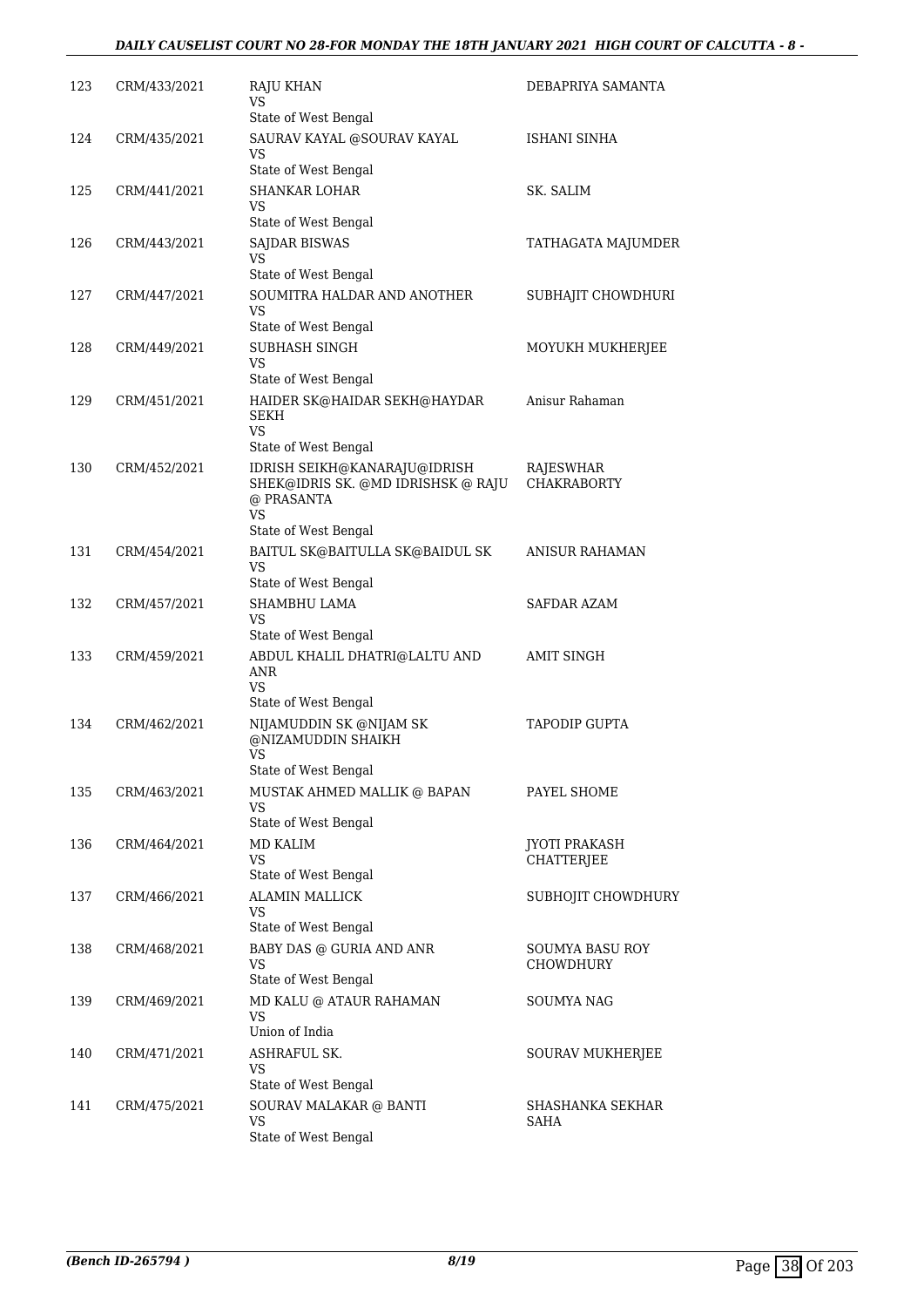| | | | |
|---|---|---|---|
| 123 | CRM/433/2021 | RAJU KHAN<br>VS<br>State of West Bengal | DEBAPRIYA SAMANTA |
| 124 | CRM/435/2021 | SAURAV KAYAL @SOURAV KAYAL<br>VS<br>State of West Bengal | ISHANI SINHA |
| 125 | CRM/441/2021 | SHANKAR LOHAR<br>VS<br>State of West Bengal | SK. SALIM |
| 126 | CRM/443/2021 | SAJDAR BISWAS<br>VS<br>State of West Bengal | TATHAGATA MAJUMDER |
| 127 | CRM/447/2021 | SOUMITRA HALDAR AND ANOTHER<br>VS<br>State of West Bengal | SUBHAJIT CHOWDHURI |
| 128 | CRM/449/2021 | SUBHASH SINGH<br>VS<br>State of West Bengal | MOYUKH MUKHERJEE |
| 129 | CRM/451/2021 | HAIDER SK@HAIDAR SEKH@HAYDAR SEKH<br>VS<br>State of West Bengal | Anisur Rahaman |
| 130 | CRM/452/2021 | IDRISH SEIKH@KANARAJU@IDRISH SHEK@IDRIS SK. @MD IDRISHSK @ RAJU @ PRASANTA<br>VS<br>State of West Bengal | RAJESWHAR CHAKRABORTY |
| 131 | CRM/454/2021 | BAITUL SK@BAITULLA SK@BAIDUL SK<br>VS<br>State of West Bengal | ANISUR RAHAMAN |
| 132 | CRM/457/2021 | SHAMBHU LAMA<br>VS<br>State of West Bengal | SAFDAR AZAM |
| 133 | CRM/459/2021 | ABDUL KHALIL DHATRI@LALTU AND ANR<br>VS<br>State of West Bengal | AMIT SINGH |
| 134 | CRM/462/2021 | NIJAMUDDIN SK @NIJAM SK @NIZAMUDDIN SHAIKH<br>VS<br>State of West Bengal | TAPODIP GUPTA |
| 135 | CRM/463/2021 | MUSTAK AHMED MALLIK @ BAPAN<br>VS<br>State of West Bengal | PAYEL SHOME |
| 136 | CRM/464/2021 | MD KALIM<br>VS<br>State of West Bengal | JYOTI PRAKASH CHATTERJEE |
| 137 | CRM/466/2021 | ALAMIN MALLICK<br>VS<br>State of West Bengal | SUBHOJIT CHOWDHURY |
| 138 | CRM/468/2021 | BABY DAS @ GURIA AND ANR<br>VS<br>State of West Bengal | SOUMYA BASU ROY CHOWDHURY |
| 139 | CRM/469/2021 | MD KALU @ ATAUR RAHAMAN<br>VS<br>Union of India | SOUMYA NAG |
| 140 | CRM/471/2021 | ASHRAFUL SK.<br>VS<br>State of West Bengal | SOURAV MUKHERJEE |
| 141 | CRM/475/2021 | SOURAV MALAKAR @ BANTI<br>VS<br>State of West Bengal | SHASHANKA SEKHAR SAHA |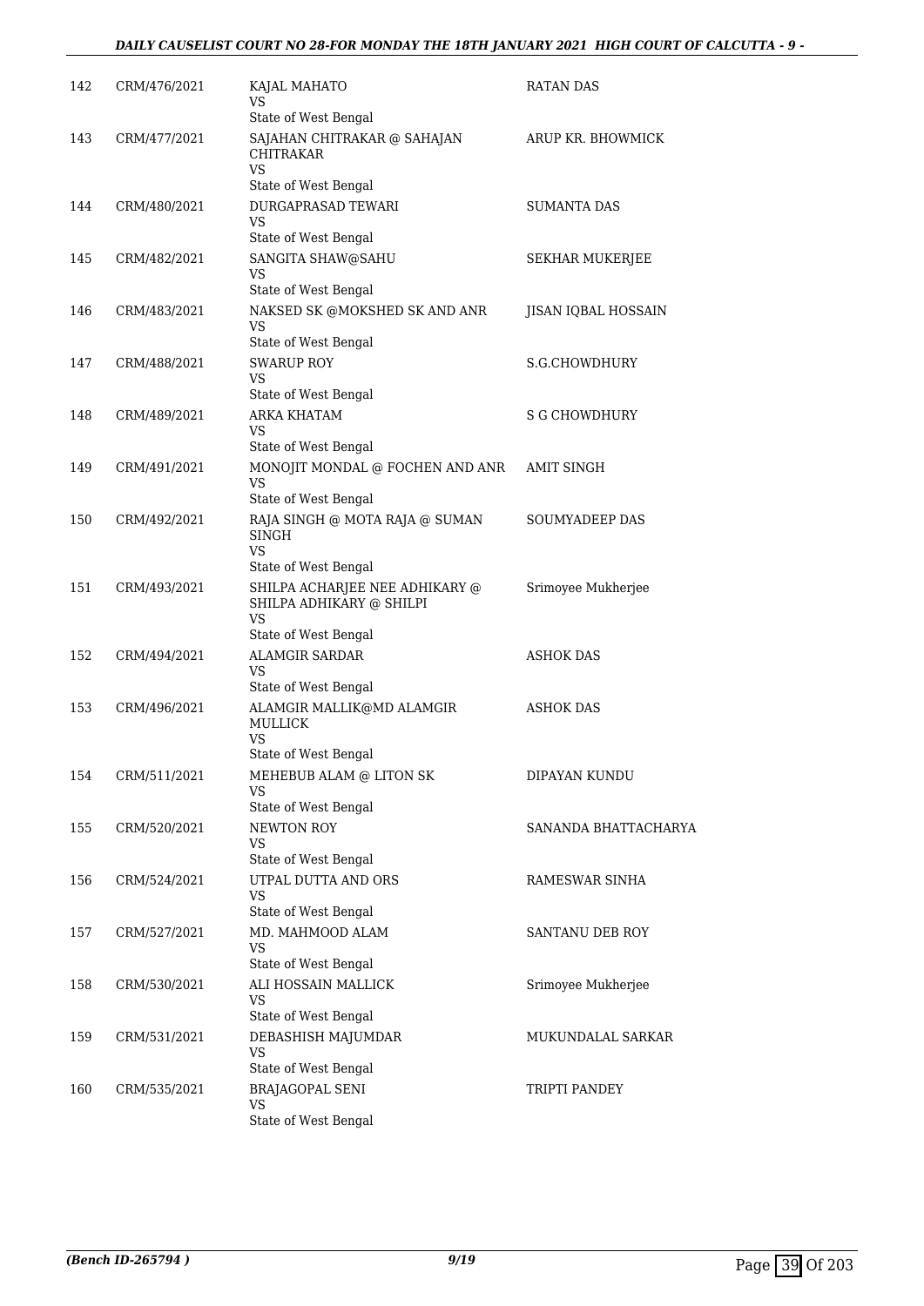| | | | |
|---|---|---|---|
| 142 | CRM/476/2021 | KAJAL MAHATO<br>VS<br>State of West Bengal | RATAN DAS |
| 143 | CRM/477/2021 | SAJAHAN CHITRAKAR @ SAHAJAN CHITRAKAR<br>VS<br>State of West Bengal | ARUP KR. BHOWMICK |
| 144 | CRM/480/2021 | DURGAPRASAD TEWARI<br>VS<br>State of West Bengal | SUMANTA DAS |
| 145 | CRM/482/2021 | SANGITA SHAW@SAHU<br>VS<br>State of West Bengal | SEKHAR MUKERJEE |
| 146 | CRM/483/2021 | NAKSED SK @MOKSHED SK AND ANR<br>VS<br>State of West Bengal | JISAN IQBAL HOSSAIN |
| 147 | CRM/488/2021 | SWARUP ROY<br>VS<br>State of West Bengal | S.G.CHOWDHURY |
| 148 | CRM/489/2021 | ARKA KHATAM<br>VS<br>State of West Bengal | S G CHOWDHURY |
| 149 | CRM/491/2021 | MONOJIT MONDAL @ FOCHEN AND ANR<br>VS<br>State of West Bengal | AMIT SINGH |
| 150 | CRM/492/2021 | RAJA SINGH @ MOTA RAJA @ SUMAN SINGH<br>VS<br>State of West Bengal | SOUMYADEEP DAS |
| 151 | CRM/493/2021 | SHILPA ACHARJEE NEE ADHIKARY @ SHILPA ADHIKARY @ SHILPI<br>VS<br>State of West Bengal | Srimoyee Mukherjee |
| 152 | CRM/494/2021 | ALAMGIR SARDAR<br>VS<br>State of West Bengal | ASHOK DAS |
| 153 | CRM/496/2021 | ALAMGIR MALLIK@MD ALAMGIR MULLICK<br>VS<br>State of West Bengal | ASHOK DAS |
| 154 | CRM/511/2021 | MEHEBUB ALAM @ LITON SK<br>VS<br>State of West Bengal | DIPAYAN KUNDU |
| 155 | CRM/520/2021 | NEWTON ROY<br>VS<br>State of West Bengal | SANANDA BHATTACHARYA |
| 156 | CRM/524/2021 | UTPAL DUTTA AND ORS<br>VS<br>State of West Bengal | RAMESWAR SINHA |
| 157 | CRM/527/2021 | MD. MAHMOOD ALAM<br>VS<br>State of West Bengal | SANTANU DEB ROY |
| 158 | CRM/530/2021 | ALI HOSSAIN MALLICK<br>VS<br>State of West Bengal | Srimoyee Mukherjee |
| 159 | CRM/531/2021 | DEBASHISH MAJUMDAR<br>VS<br>State of West Bengal | MUKUNDALAL SARKAR |
| 160 | CRM/535/2021 | BRAJAGOPAL SENI<br>VS<br>State of West Bengal | TRIPTI PANDEY |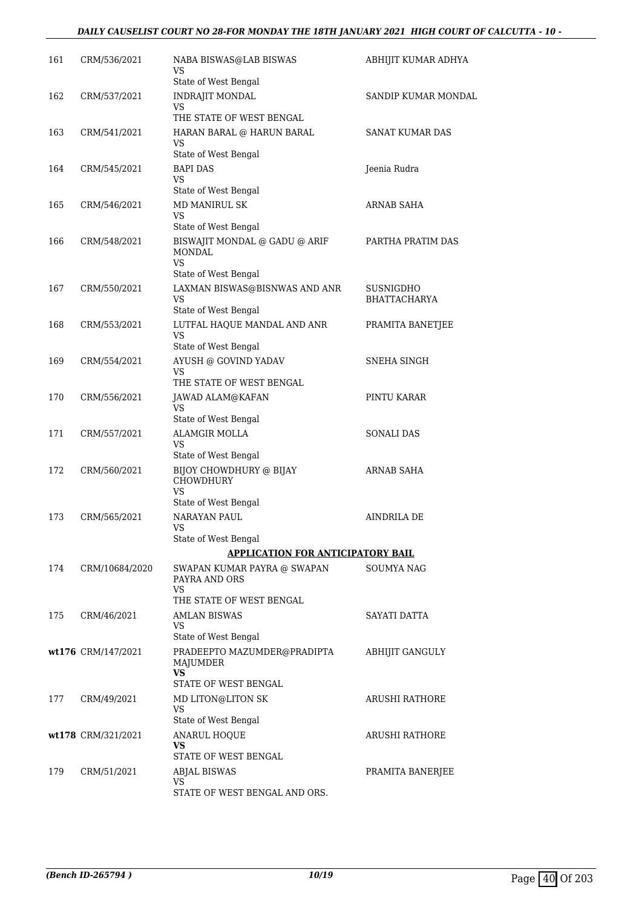| | | | |
|---|---|---|---|
| 161 | CRM/536/2021 | NABA BISWAS@LAB BISWAS<br>VS<br>State of West Bengal | ABHIJIT KUMAR ADHYA |
| 162 | CRM/537/2021 | INDRAJIT MONDAL<br>VS<br>THE STATE OF WEST BENGAL | SANDIP KUMAR MONDAL |
| 163 | CRM/541/2021 | HARAN BARAL @ HARUN BARAL<br>VS<br>State of West Bengal | SANAT KUMAR DAS |
| 164 | CRM/545/2021 | BAPI DAS<br>VS<br>State of West Bengal | Jeenia Rudra |
| 165 | CRM/546/2021 | MD MANIRUL SK<br>VS<br>State of West Bengal | ARNAB SAHA |
| 166 | CRM/548/2021 | BISWAJIT MONDAL @ GADU @ ARIF MONDAL<br>VS<br>State of West Bengal | PARTHA PRATIM DAS |
| 167 | CRM/550/2021 | LAXMAN BISWAS@BISNWAS AND ANR<br>VS<br>State of West Bengal | SUSNIGDHO BHATTACHARYA |
| 168 | CRM/553/2021 | LUTFAL HAQUE MANDAL AND ANR<br>VS<br>State of West Bengal | PRAMITA BANETJEE |
| 169 | CRM/554/2021 | AYUSH @ GOVIND YADAV<br>VS<br>THE STATE OF WEST BENGAL | SNEHA SINGH |
| 170 | CRM/556/2021 | JAWAD ALAM@KAFAN<br>VS<br>State of West Bengal | PINTU KARAR |
| 171 | CRM/557/2021 | ALAMGIR MOLLA<br>VS<br>State of West Bengal | SONALI DAS |
| 172 | CRM/560/2021 | BIJOY CHOWDHURY @ BIJAY CHOWDHURY<br>VS<br>State of West Bengal | ARNAB SAHA |
| 173 | CRM/565/2021 | NARAYAN PAUL<br>VS<br>State of West Bengal | AINDRILA DE |
| | | **APPLICATION FOR ANTICIPATORY BAIL** | |
| 174 | CRM/10684/2020 | SWAPAN KUMAR PAYRA @ SWAPAN PAYRA AND ORS<br>VS<br>THE STATE OF WEST BENGAL | SOUMYA NAG |
| 175 | CRM/46/2021 | AMLAN BISWAS<br>VS<br>State of West Bengal | SAYATI DATTA |
| wt176 | CRM/147/2021 | PRADEEPTO MAZUMDER@PRADIPTA MAJUMDER<br>**VS**<br>STATE OF WEST BENGAL | ABHIJIT GANGULY |
| 177 | CRM/49/2021 | MD LITON@LITON SK<br>VS<br>State of West Bengal | ARUSHI RATHORE |
| wt178 | CRM/321/2021 | ANARUL HOQUE<br>**VS**<br>STATE OF WEST BENGAL | ARUSHI RATHORE |
| 179 | CRM/51/2021 | ABJAL BISWAS<br>VS<br>STATE OF WEST BENGAL AND ORS. | PRAMITA BANERJEE |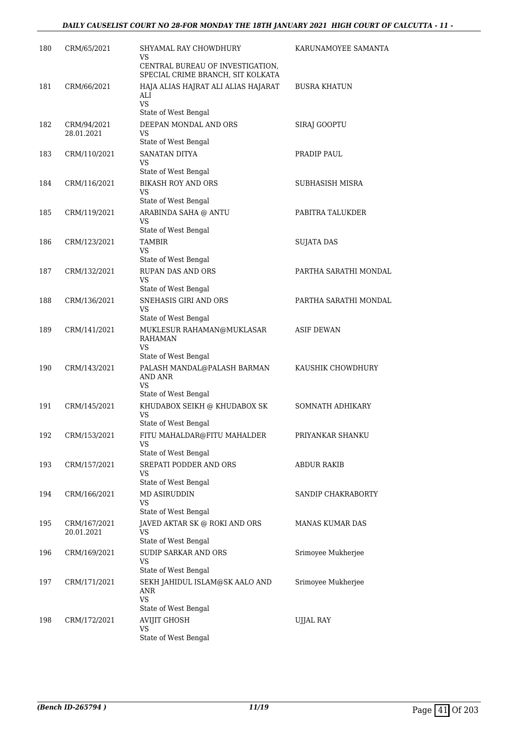| | | | |
|---|---|---|---|
| 180 | CRM/65/2021 | SHYAMAL RAY CHOWDHURY<br>VS<br>CENTRAL BUREAU OF INVESTIGATION, SPECIAL CRIME BRANCH, SIT KOLKATA | KARUNAMOYEE SAMANTA |
| 181 | CRM/66/2021 | HAJA ALIAS HAJRAT ALI ALIAS HAJARAT ALI<br>VS<br>State of West Bengal | BUSRA KHATUN |
| 182 | CRM/94/2021<br>28.01.2021 | DEEPAN MONDAL AND ORS<br>VS<br>State of West Bengal | SIRAJ GOOPTU |
| 183 | CRM/110/2021 | SANATAN DITYA<br>VS<br>State of West Bengal | PRADIP PAUL |
| 184 | CRM/116/2021 | BIKASH ROY AND ORS<br>VS<br>State of West Bengal | SUBHASISH MISRA |
| 185 | CRM/119/2021 | ARABINDA SAHA @ ANTU<br>VS<br>State of West Bengal | PABITRA TALUKDER |
| 186 | CRM/123/2021 | TAMBIR<br>VS<br>State of West Bengal | SUJATA DAS |
| 187 | CRM/132/2021 | RUPAN DAS AND ORS<br>VS<br>State of West Bengal | PARTHA SARATHI MONDAL |
| 188 | CRM/136/2021 | SNEHASIS GIRI AND ORS<br>VS<br>State of West Bengal | PARTHA SARATHI MONDAL |
| 189 | CRM/141/2021 | MUKLESUR RAHAMAN@MUKLASAR RAHAMAN<br>VS<br>State of West Bengal | ASIF DEWAN |
| 190 | CRM/143/2021 | PALASH MANDAL@PALASH BARMAN AND ANR<br>VS<br>State of West Bengal | KAUSHIK CHOWDHURY |
| 191 | CRM/145/2021 | KHUDABOX SEIKH @ KHUDABOX SK<br>VS<br>State of West Bengal | SOMNATH ADHIKARY |
| 192 | CRM/153/2021 | FITU MAHALDAR@FITU MAHALDER<br>VS<br>State of West Bengal | PRIYANKAR SHANKU |
| 193 | CRM/157/2021 | SREPATI PODDER AND ORS<br>VS<br>State of West Bengal | ABDUR RAKIB |
| 194 | CRM/166/2021 | MD ASIRUDDIN<br>VS<br>State of West Bengal | SANDIP CHAKRABORTY |
| 195 | CRM/167/2021<br>20.01.2021 | JAVED AKTAR SK @ ROKI AND ORS<br>VS<br>State of West Bengal | MANAS KUMAR DAS |
| 196 | CRM/169/2021 | SUDIP SARKAR AND ORS<br>VS<br>State of West Bengal | Srimoyee Mukherjee |
| 197 | CRM/171/2021 | SEKH JAHIDUL ISLAM@SK AALO AND ANR<br>VS<br>State of West Bengal | Srimoyee Mukherjee |
| 198 | CRM/172/2021 | AVIJIT GHOSH<br>VS<br>State of West Bengal | UJJAL RAY |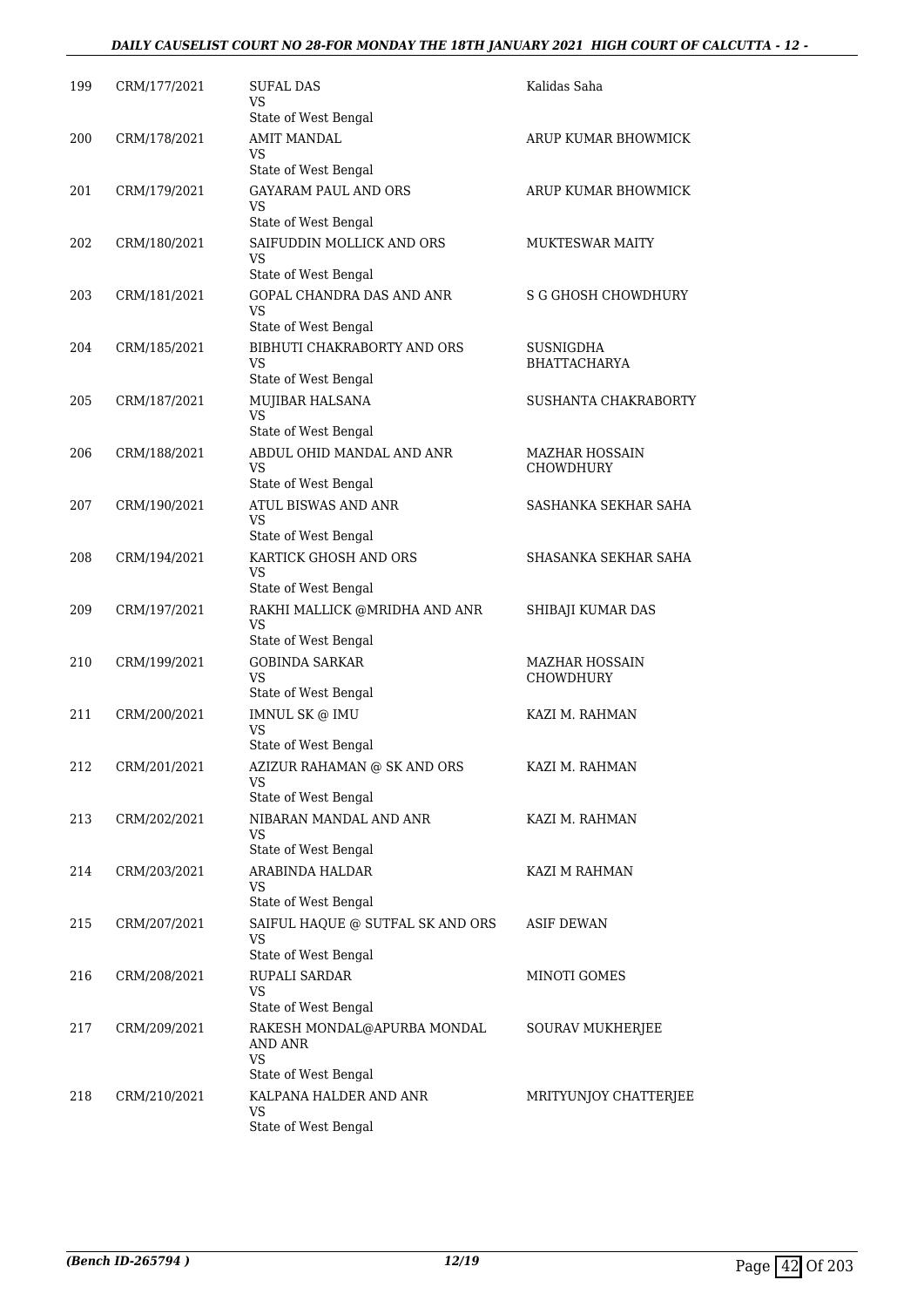| 199 | CRM/177/2021 | SUFAL DAS<br>VS<br>State of West Bengal | Kalidas Saha |
|---|---|---|---|
| 200 | CRM/178/2021 | AMIT MANDAL<br>VS<br>State of West Bengal | ARUP KUMAR BHOWMICK |
| 201 | CRM/179/2021 | GAYARAM PAUL AND ORS<br>VS<br>State of West Bengal | ARUP KUMAR BHOWMICK |
| 202 | CRM/180/2021 | SAIFUDDIN MOLLICK AND ORS<br>VS<br>State of West Bengal | MUKTESWAR MAITY |
| 203 | CRM/181/2021 | GOPAL CHANDRA DAS AND ANR<br>VS<br>State of West Bengal | S G GHOSH CHOWDHURY |
| 204 | CRM/185/2021 | BIBHUTI CHAKRABORTY AND ORS<br>VS<br>State of West Bengal | SUSNIGDHA BHATTACHARYA |
| 205 | CRM/187/2021 | MUJIBAR HALSANA<br>VS<br>State of West Bengal | SUSHANTA CHAKRABORTY |
| 206 | CRM/188/2021 | ABDUL OHID MANDAL AND ANR<br>VS<br>State of West Bengal | MAZHAR HOSSAIN CHOWDHURY |
| 207 | CRM/190/2021 | ATUL BISWAS AND ANR<br>VS<br>State of West Bengal | SASHANKA SEKHAR SAHA |
| 208 | CRM/194/2021 | KARTICK GHOSH AND ORS<br>VS<br>State of West Bengal | SHASANKA SEKHAR SAHA |
| 209 | CRM/197/2021 | RAKHI MALLICK @MRIDHA AND ANR<br>VS<br>State of West Bengal | SHIBAJI KUMAR DAS |
| 210 | CRM/199/2021 | GOBINDA SARKAR<br>VS<br>State of West Bengal | MAZHAR HOSSAIN CHOWDHURY |
| 211 | CRM/200/2021 | IMNUL SK @ IMU<br>VS<br>State of West Bengal | KAZI M. RAHMAN |
| 212 | CRM/201/2021 | AZIZUR RAHAMAN @ SK AND ORS<br>VS<br>State of West Bengal | KAZI M. RAHMAN |
| 213 | CRM/202/2021 | NIBARAN MANDAL AND ANR<br>VS<br>State of West Bengal | KAZI M. RAHMAN |
| 214 | CRM/203/2021 | ARABINDA HALDAR<br>VS<br>State of West Bengal | KAZI M RAHMAN |
| 215 | CRM/207/2021 | SAIFUL HAQUE @ SUTFAL SK AND ORS<br>VS<br>State of West Bengal | ASIF DEWAN |
| 216 | CRM/208/2021 | RUPALI SARDAR<br>VS<br>State of West Bengal | MINOTI GOMES |
| 217 | CRM/209/2021 | RAKESH MONDAL@APURBA MONDAL AND ANR<br>VS<br>State of West Bengal | SOURAV MUKHERJEE |
| 218 | CRM/210/2021 | KALPANA HALDER AND ANR<br>VS<br>State of West Bengal | MRITYUNJOY CHATTERJEE |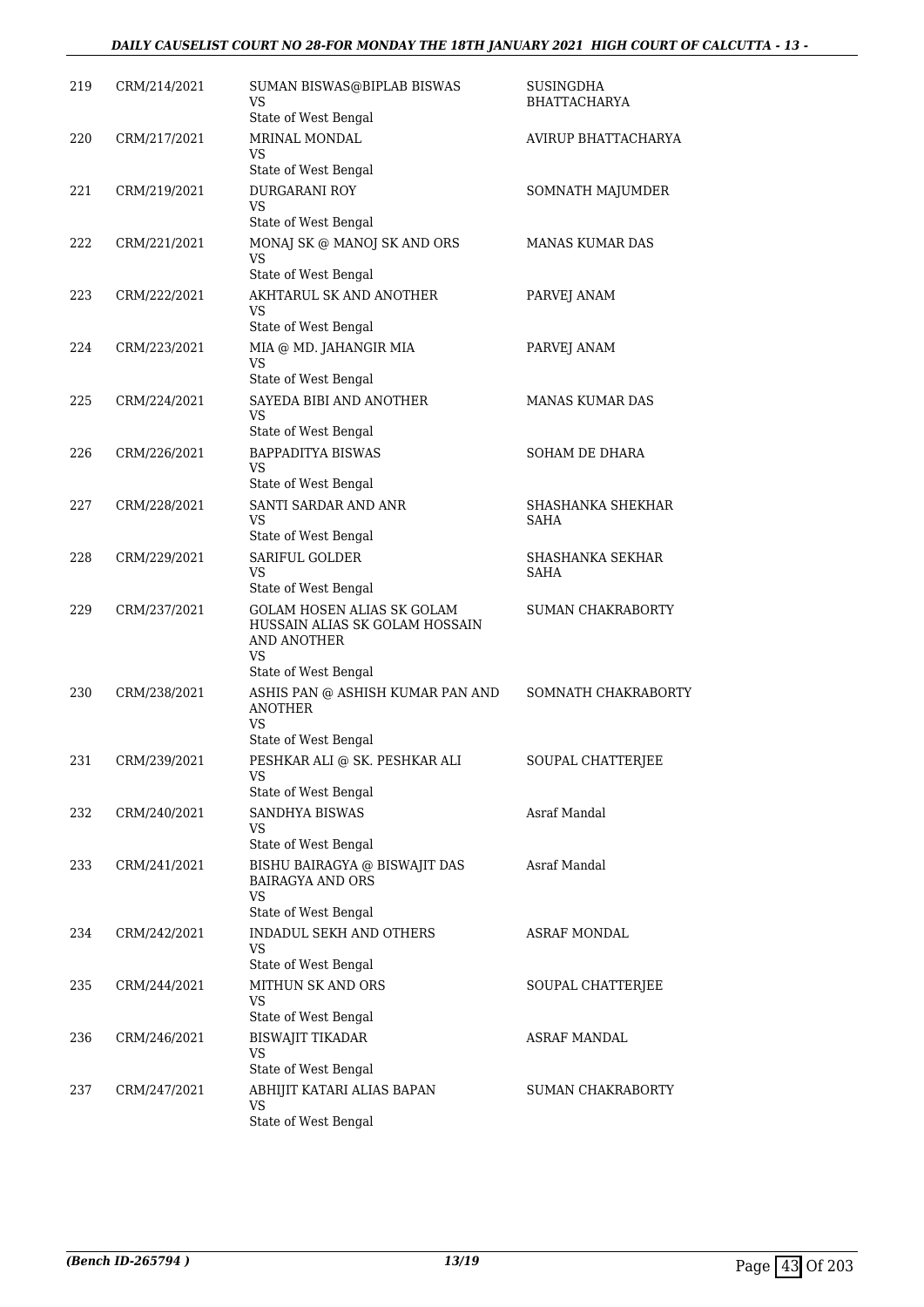| 219 | CRM/214/2021 | SUMAN BISWAS@BIPLAB BISWAS<br>VS<br>State of West Bengal | SUSINGDHA BHATTACHARYA |
|---|---|---|---|
| 220 | CRM/217/2021 | MRINAL MONDAL<br>VS<br>State of West Bengal | AVIRUP BHATTACHARYA |
| 221 | CRM/219/2021 | DURGARANI ROY<br>VS<br>State of West Bengal | SOMNATH MAJUMDER |
| 222 | CRM/221/2021 | MONAJ SK @ MANOJ SK AND ORS<br>VS<br>State of West Bengal | MANAS KUMAR DAS |
| 223 | CRM/222/2021 | AKHTARUL SK AND ANOTHER<br>VS<br>State of West Bengal | PARVEJ ANAM |
| 224 | CRM/223/2021 | MIA @ MD. JAHANGIR MIA<br>VS<br>State of West Bengal | PARVEJ ANAM |
| 225 | CRM/224/2021 | SAYEDA BIBI AND ANOTHER<br>VS<br>State of West Bengal | MANAS KUMAR DAS |
| 226 | CRM/226/2021 | BAPPADITYA BISWAS<br>VS<br>State of West Bengal | SOHAM DE DHARA |
| 227 | CRM/228/2021 | SANTI SARDAR AND ANR<br>VS<br>State of West Bengal | SHASHANKA SHEKHAR SAHA |
| 228 | CRM/229/2021 | SARIFUL GOLDER<br>VS<br>State of West Bengal | SHASHANKA SEKHAR SAHA |
| 229 | CRM/237/2021 | GOLAM HOSEN ALIAS SK GOLAM HUSSAIN ALIAS SK GOLAM HOSSAIN AND ANOTHER<br>VS<br>State of West Bengal | SUMAN CHAKRABORTY |
| 230 | CRM/238/2021 | ASHIS PAN @ ASHISH KUMAR PAN AND ANOTHER<br>VS<br>State of West Bengal | SOMNATH CHAKRABORTY |
| 231 | CRM/239/2021 | PESHKAR ALI @ SK. PESHKAR ALI<br>VS<br>State of West Bengal | SOUPAL CHATTERJEE |
| 232 | CRM/240/2021 | SANDHYA BISWAS<br>VS<br>State of West Bengal | Asraf Mandal |
| 233 | CRM/241/2021 | BISHU BAIRAGYA @ BISWAJIT DAS BAIRAGYA AND ORS<br>VS<br>State of West Bengal | Asraf Mandal |
| 234 | CRM/242/2021 | INDADUL SEKH AND OTHERS<br>VS<br>State of West Bengal | ASRAF MONDAL |
| 235 | CRM/244/2021 | MITHUN SK AND ORS<br>VS<br>State of West Bengal | SOUPAL CHATTERJEE |
| 236 | CRM/246/2021 | BISWAJIT TIKADAR<br>VS<br>State of West Bengal | ASRAF MANDAL |
| 237 | CRM/247/2021 | ABHIJIT KATARI ALIAS BAPAN<br>VS<br>State of West Bengal | SUMAN CHAKRABORTY |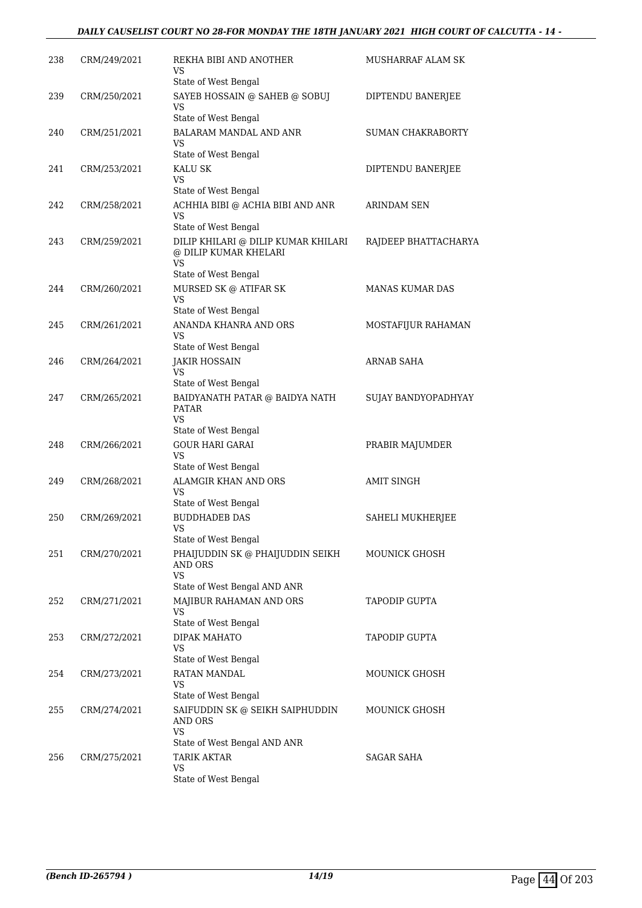| | | | |
|---|---|---|---|
| 238 | CRM/249/2021 | REKHA BIBI AND ANOTHER<br>VS<br>State of West Bengal | MUSHARRAF ALAM SK |
| 239 | CRM/250/2021 | SAYEB HOSSAIN @ SAHEB @ SOBUJ<br>VS<br>State of West Bengal | DIPTENDU BANERJEE |
| 240 | CRM/251/2021 | BALARAM MANDAL AND ANR<br>VS<br>State of West Bengal | SUMAN CHAKRABORTY |
| 241 | CRM/253/2021 | KALU SK<br>VS<br>State of West Bengal | DIPTENDU BANERJEE |
| 242 | CRM/258/2021 | ACHHIA BIBI @ ACHIA BIBI AND ANR<br>VS<br>State of West Bengal | ARINDAM SEN |
| 243 | CRM/259/2021 | DILIP KHILARI @ DILIP KUMAR KHILARI @ DILIP KUMAR KHELARI<br>VS<br>State of West Bengal | RAJDEEP BHATTACHARYA |
| 244 | CRM/260/2021 | MURSED SK @ ATIFAR SK<br>VS<br>State of West Bengal | MANAS KUMAR DAS |
| 245 | CRM/261/2021 | ANANDA KHANRA AND ORS<br>VS<br>State of West Bengal | MOSTAFIJUR RAHAMAN |
| 246 | CRM/264/2021 | JAKIR HOSSAIN<br>VS<br>State of West Bengal | ARNAB SAHA |
| 247 | CRM/265/2021 | BAIDYANATH PATAR @ BAIDYA NATH PATAR<br>VS<br>State of West Bengal | SUJAY BANDYOPADHYAY |
| 248 | CRM/266/2021 | GOUR HARI GARAI<br>VS<br>State of West Bengal | PRABIR MAJUMDER |
| 249 | CRM/268/2021 | ALAMGIR KHAN AND ORS<br>VS<br>State of West Bengal | AMIT SINGH |
| 250 | CRM/269/2021 | BUDDHADEB DAS<br>VS<br>State of West Bengal | SAHELI MUKHERJEE |
| 251 | CRM/270/2021 | PHAIJUDDIN SK @ PHAIJUDDIN SEIKH AND ORS<br>VS<br>State of West Bengal AND ANR | MOUNICK GHOSH |
| 252 | CRM/271/2021 | MAJIBUR RAHAMAN AND ORS<br>VS<br>State of West Bengal | TAPODIP GUPTA |
| 253 | CRM/272/2021 | DIPAK MAHATO<br>VS<br>State of West Bengal | TAPODIP GUPTA |
| 254 | CRM/273/2021 | RATAN MANDAL<br>VS<br>State of West Bengal | MOUNICK GHOSH |
| 255 | CRM/274/2021 | SAIFUDDIN SK @ SEIKH SAIPHUDDIN AND ORS<br>VS<br>State of West Bengal AND ANR | MOUNICK GHOSH |
| 256 | CRM/275/2021 | TARIK AKTAR<br>VS<br>State of West Bengal | SAGAR SAHA |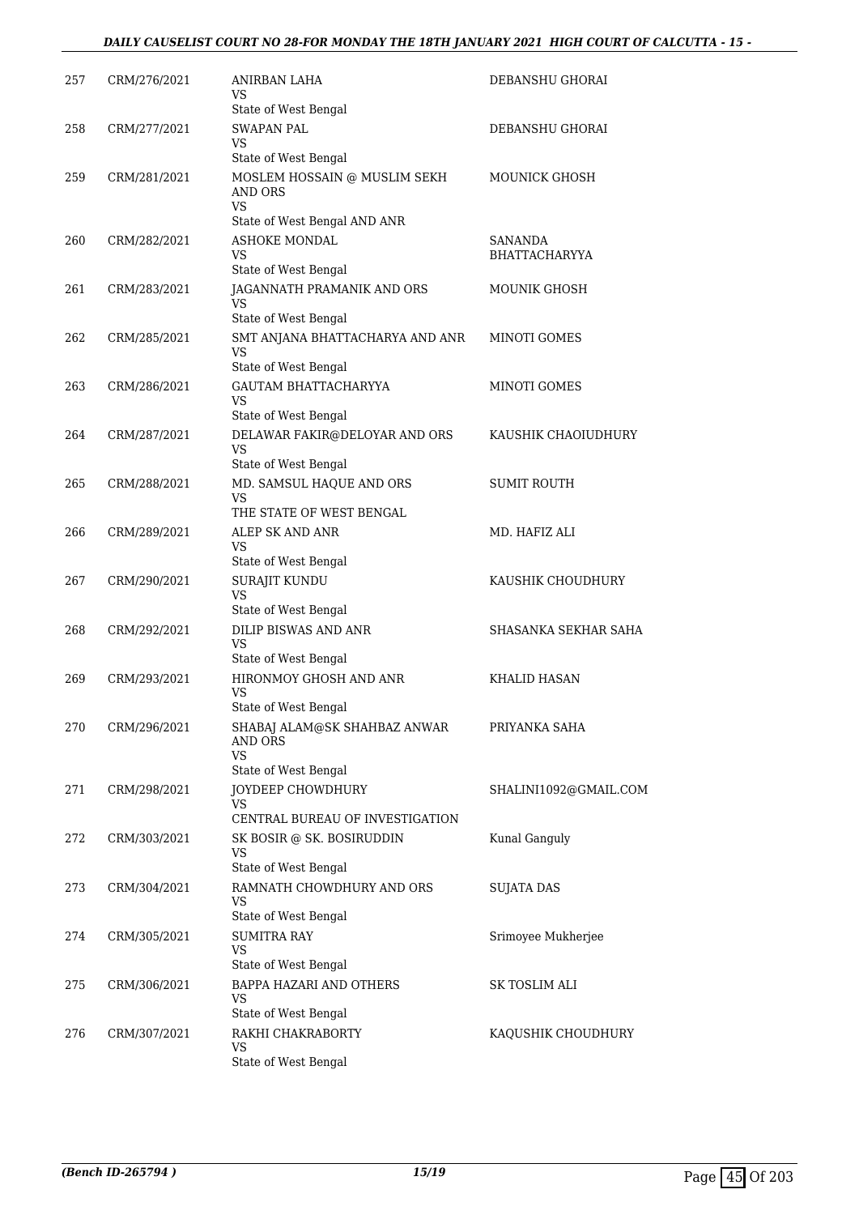| | | | |
|---|---|---|---|
| 257 | CRM/276/2021 | ANIRBAN LAHA<br>VS<br>State of West Bengal | DEBANSHU GHORAI |
| 258 | CRM/277/2021 | SWAPAN PAL<br>VS<br>State of West Bengal | DEBANSHU GHORAI |
| 259 | CRM/281/2021 | MOSLEM HOSSAIN @ MUSLIM SEKH AND ORS<br>VS<br>State of West Bengal AND ANR | MOUNICK GHOSH |
| 260 | CRM/282/2021 | ASHOKE MONDAL<br>VS<br>State of West Bengal | SANANDA BHATTACHARYYA |
| 261 | CRM/283/2021 | JAGANNATH PRAMANIK AND ORS<br>VS<br>State of West Bengal | MOUNIK GHOSH |
| 262 | CRM/285/2021 | SMT ANJANA BHATTACHARYA AND ANR<br>VS<br>State of West Bengal | MINOTI GOMES |
| 263 | CRM/286/2021 | GAUTAM BHATTACHARYYA<br>VS<br>State of West Bengal | MINOTI GOMES |
| 264 | CRM/287/2021 | DELAWAR FAKIR@DELOYAR AND ORS<br>VS<br>State of West Bengal | KAUSHIK CHAOIUDHURY |
| 265 | CRM/288/2021 | MD. SAMSUL HAQUE AND ORS<br>VS<br>THE STATE OF WEST BENGAL | SUMIT ROUTH |
| 266 | CRM/289/2021 | ALEP SK AND ANR<br>VS<br>State of West Bengal | MD. HAFIZ ALI |
| 267 | CRM/290/2021 | SURAJIT KUNDU<br>VS<br>State of West Bengal | KAUSHIK CHOUDHURY |
| 268 | CRM/292/2021 | DILIP BISWAS AND ANR<br>VS<br>State of West Bengal | SHASANKA SEKHAR SAHA |
| 269 | CRM/293/2021 | HIRONMOY GHOSH AND ANR<br>VS<br>State of West Bengal | KHALID HASAN |
| 270 | CRM/296/2021 | SHABAJ ALAM@SK SHAHBAZ ANWAR AND ORS<br>VS<br>State of West Bengal | PRIYANKA SAHA |
| 271 | CRM/298/2021 | JOYDEEP CHOWDHURY<br>VS<br>CENTRAL BUREAU OF INVESTIGATION | SHALINI1092@GMAIL.COM |
| 272 | CRM/303/2021 | SK BOSIR @ SK. BOSIRUDDIN<br>VS<br>State of West Bengal | Kunal Ganguly |
| 273 | CRM/304/2021 | RAMNATH CHOWDHURY AND ORS<br>VS<br>State of West Bengal | SUJATA DAS |
| 274 | CRM/305/2021 | SUMITRA RAY<br>VS<br>State of West Bengal | Srimoyee Mukherjee |
| 275 | CRM/306/2021 | BAPPA HAZARI AND OTHERS<br>VS<br>State of West Bengal | SK TOSLIM ALI |
| 276 | CRM/307/2021 | RAKHI CHAKRABORTY<br>VS<br>State of West Bengal | KAQUSHIK CHOUDHURY |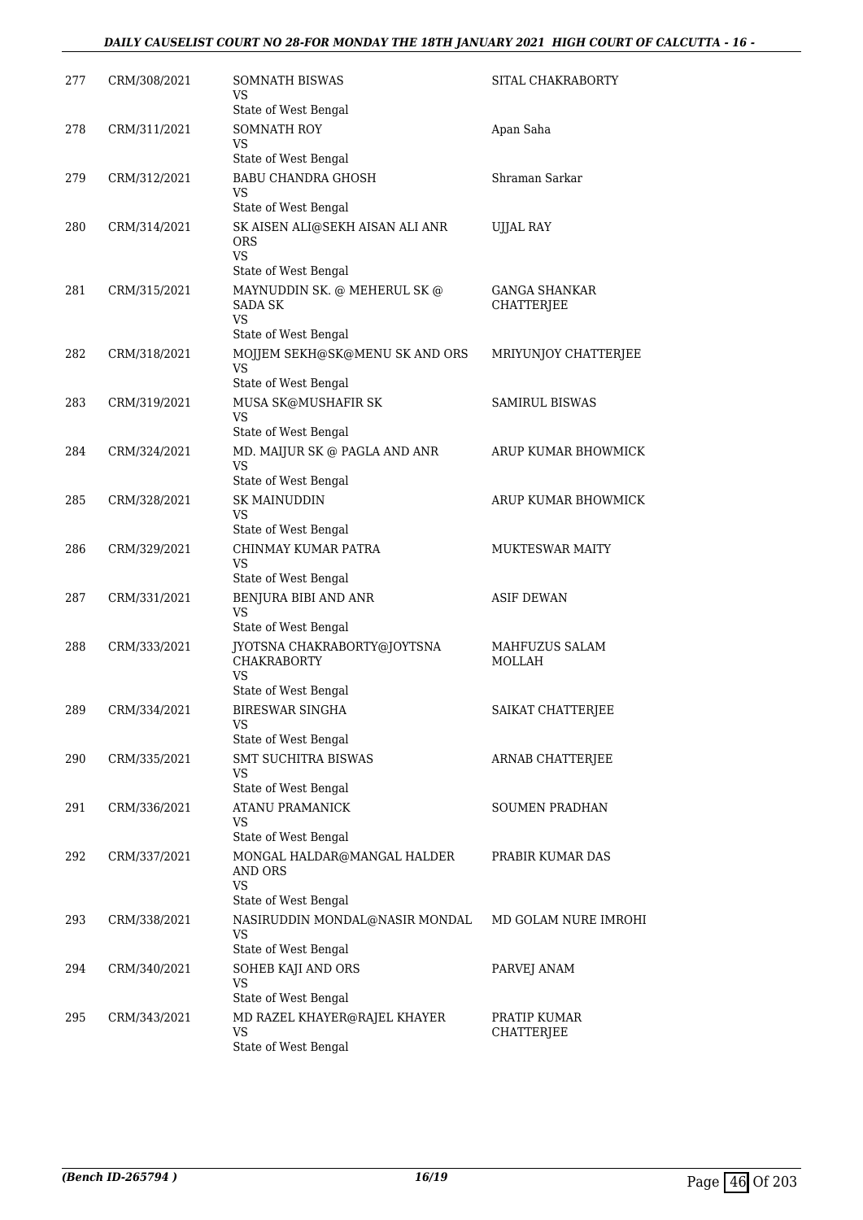| | | | |
|---|---|---|---|
| 277 | CRM/308/2021 | SOMNATH BISWAS<br>VS<br>State of West Bengal | SITAL CHAKRABORTY |
| 278 | CRM/311/2021 | SOMNATH ROY<br>VS<br>State of West Bengal | Apan Saha |
| 279 | CRM/312/2021 | BABU CHANDRA GHOSH<br>VS<br>State of West Bengal | Shraman Sarkar |
| 280 | CRM/314/2021 | SK AISEN ALI@SEKH AISAN ALI ANR ORS<br>VS<br>State of West Bengal | UJJAL RAY |
| 281 | CRM/315/2021 | MAYNUDDIN SK. @ MEHERUL SK @ SADA SK<br>VS<br>State of West Bengal | GANGA SHANKAR CHATTERJEE |
| 282 | CRM/318/2021 | MOJJEM SEKH@SK@MENU SK AND ORS<br>VS<br>State of West Bengal | MRIYUNJOY CHATTERJEE |
| 283 | CRM/319/2021 | MUSA SK@MUSHAFIR SK<br>VS<br>State of West Bengal | SAMIRUL BISWAS |
| 284 | CRM/324/2021 | MD. MAIJUR SK @ PAGLA AND ANR<br>VS<br>State of West Bengal | ARUP KUMAR BHOWMICK |
| 285 | CRM/328/2021 | SK MAINUDDIN<br>VS<br>State of West Bengal | ARUP KUMAR BHOWMICK |
| 286 | CRM/329/2021 | CHINMAY KUMAR PATRA<br>VS<br>State of West Bengal | MUKTESWAR MAITY |
| 287 | CRM/331/2021 | BENJURA BIBI AND ANR<br>VS<br>State of West Bengal | ASIF DEWAN |
| 288 | CRM/333/2021 | JYOTSNA CHAKRABORTY@JOYTSNA CHAKRABORTY<br>VS<br>State of West Bengal | MAHFUZUS SALAM MOLLAH |
| 289 | CRM/334/2021 | BIRESWAR SINGHA<br>VS<br>State of West Bengal | SAIKAT CHATTERJEE |
| 290 | CRM/335/2021 | SMT SUCHITRA BISWAS<br>VS<br>State of West Bengal | ARNAB CHATTERJEE |
| 291 | CRM/336/2021 | ATANU PRAMANICK<br>VS<br>State of West Bengal | SOUMEN PRADHAN |
| 292 | CRM/337/2021 | MONGAL HALDAR@MANGAL HALDER AND ORS<br>VS<br>State of West Bengal | PRABIR KUMAR DAS |
| 293 | CRM/338/2021 | NASIRUDDIN MONDAL@NASIR MONDAL<br>VS<br>State of West Bengal | MD GOLAM NURE IMROHI |
| 294 | CRM/340/2021 | SOHEB KAJI AND ORS<br>VS<br>State of West Bengal | PARVEJ ANAM |
| 295 | CRM/343/2021 | MD RAZEL KHAYER@RAJEL KHAYER<br>VS<br>State of West Bengal | PRATIP KUMAR CHATTERJEE |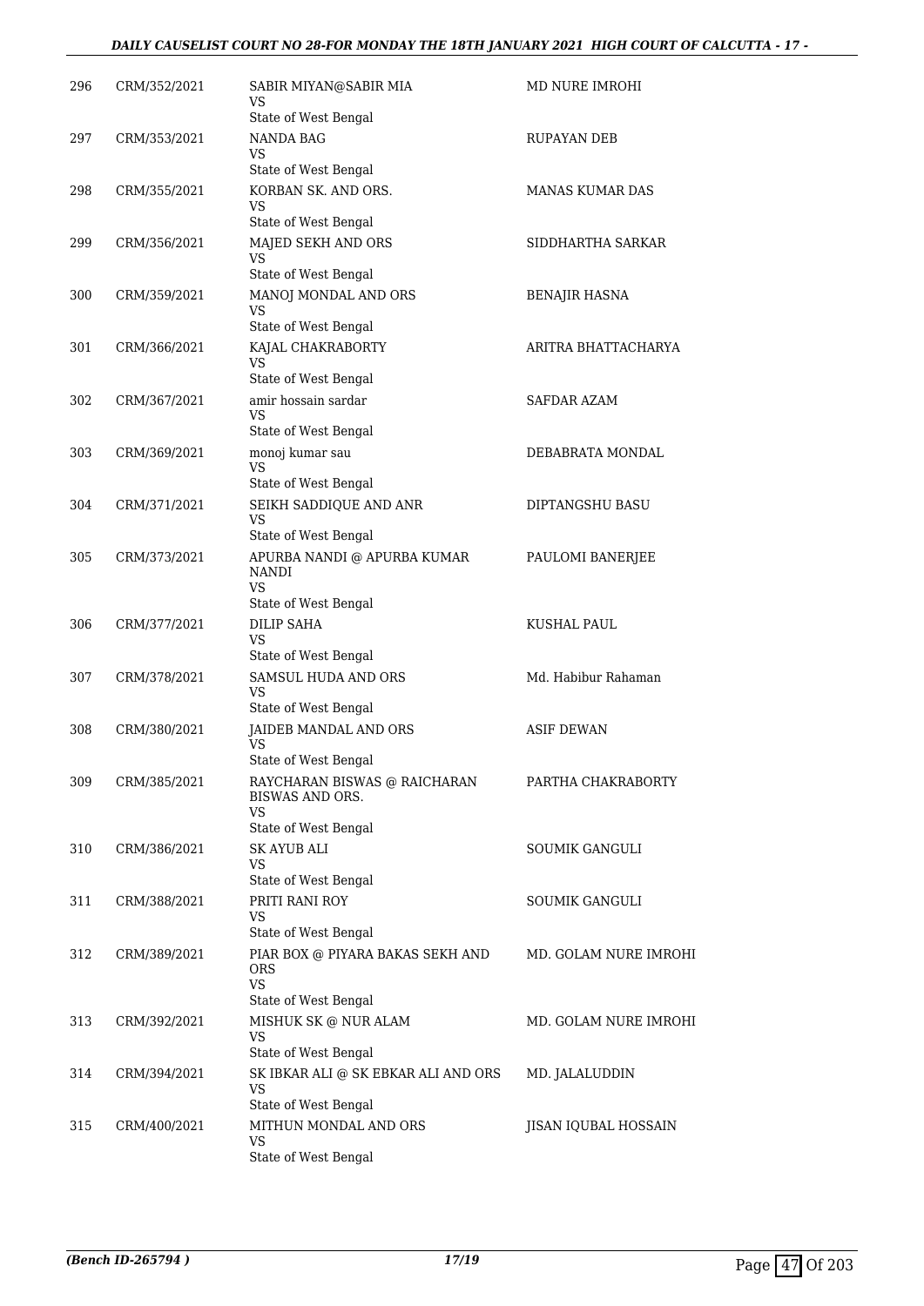| | | | |
|---|---|---|---|
| 296 | CRM/352/2021 | SABIR MIYAN@SABIR MIA<br>VS<br>State of West Bengal | MD NURE IMROHI |
| 297 | CRM/353/2021 | NANDA BAG<br>VS<br>State of West Bengal | RUPAYAN DEB |
| 298 | CRM/355/2021 | KORBAN SK. AND ORS.<br>VS<br>State of West Bengal | MANAS KUMAR DAS |
| 299 | CRM/356/2021 | MAJED SEKH AND ORS<br>VS<br>State of West Bengal | SIDDHARTHA SARKAR |
| 300 | CRM/359/2021 | MANOJ MONDAL AND ORS<br>VS<br>State of West Bengal | BENAJIR HASNA |
| 301 | CRM/366/2021 | KAJAL CHAKRABORTY<br>VS<br>State of West Bengal | ARITRA BHATTACHARYA |
| 302 | CRM/367/2021 | amir hossain sardar<br>VS<br>State of West Bengal | SAFDAR AZAM |
| 303 | CRM/369/2021 | monoj kumar sau<br>VS<br>State of West Bengal | DEBABRATA MONDAL |
| 304 | CRM/371/2021 | SEIKH SADDIQUE AND ANR<br>VS<br>State of West Bengal | DIPTANGSHU BASU |
| 305 | CRM/373/2021 | APURBA NANDI @ APURBA KUMAR NANDI<br>VS<br>State of West Bengal | PAULOMI BANERJEE |
| 306 | CRM/377/2021 | DILIP SAHA<br>VS<br>State of West Bengal | KUSHAL PAUL |
| 307 | CRM/378/2021 | SAMSUL HUDA AND ORS<br>VS<br>State of West Bengal | Md. Habibur Rahaman |
| 308 | CRM/380/2021 | JAIDEB MANDAL AND ORS<br>VS<br>State of West Bengal | ASIF DEWAN |
| 309 | CRM/385/2021 | RAYCHARAN BISWAS @ RAICHARAN BISWAS AND ORS.<br>VS<br>State of West Bengal | PARTHA CHAKRABORTY |
| 310 | CRM/386/2021 | SK AYUB ALI<br>VS<br>State of West Bengal | SOUMIK GANGULI |
| 311 | CRM/388/2021 | PRITI RANI ROY<br>VS<br>State of West Bengal | SOUMIK GANGULI |
| 312 | CRM/389/2021 | PIAR BOX @ PIYARA BAKAS SEKH AND ORS<br>VS<br>State of West Bengal | MD. GOLAM NURE IMROHI |
| 313 | CRM/392/2021 | MISHUK SK @ NUR ALAM<br>VS<br>State of West Bengal | MD. GOLAM NURE IMROHI |
| 314 | CRM/394/2021 | SK IBKAR ALI @ SK EBKAR ALI AND ORS<br>VS<br>State of West Bengal | MD. JALALUDDIN |
| 315 | CRM/400/2021 | MITHUN MONDAL AND ORS<br>VS<br>State of West Bengal | JISAN IQUBAL HOSSAIN |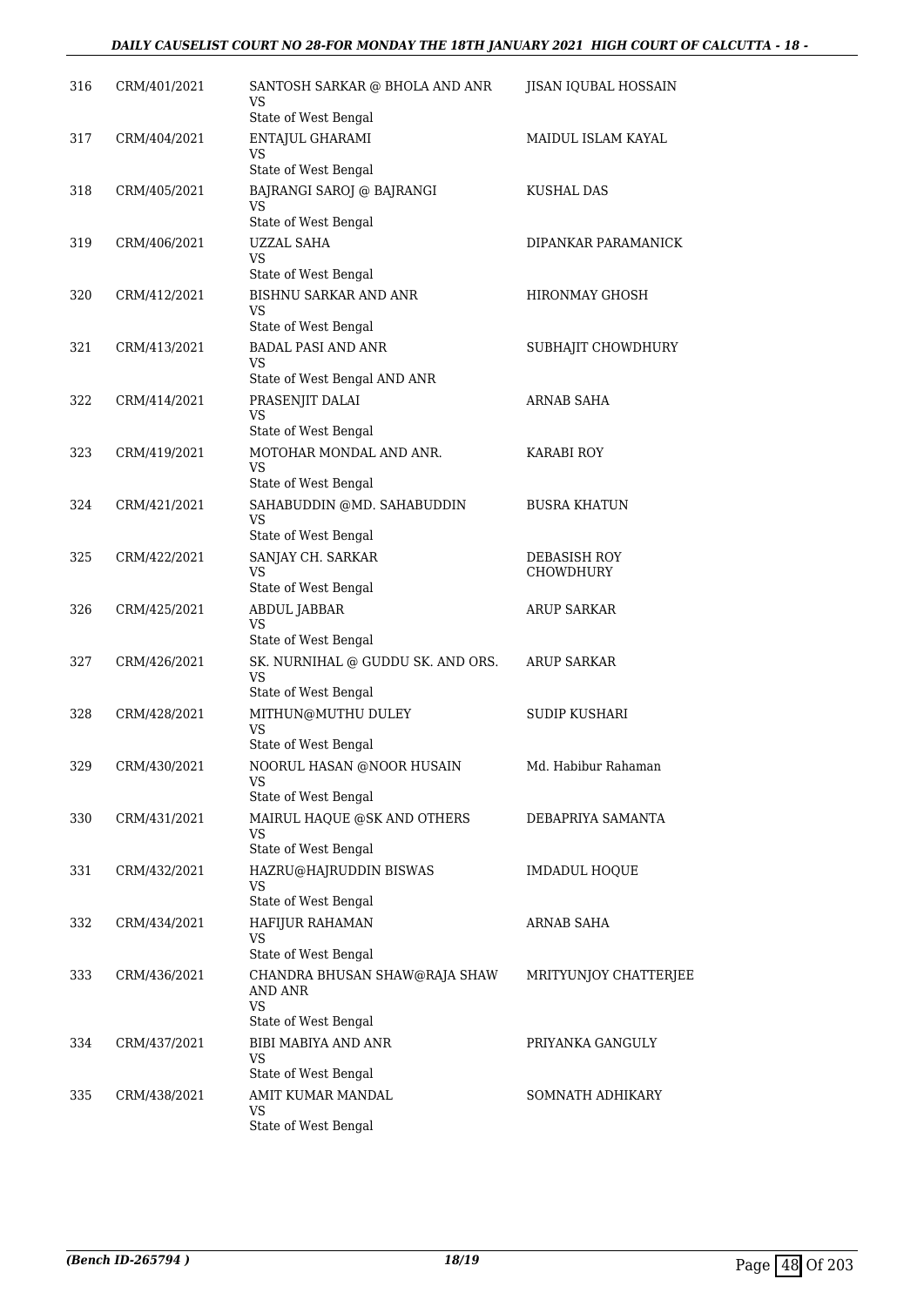| | | | |
|---|---|---|---|
| 316 | CRM/401/2021 | SANTOSH SARKAR @ BHOLA AND ANR<br>VS<br>State of West Bengal | JISAN IQUBAL HOSSAIN |
| 317 | CRM/404/2021 | ENTAJUL GHARAMI<br>VS<br>State of West Bengal | MAIDUL ISLAM KAYAL |
| 318 | CRM/405/2021 | BAJRANGI SAROJ @ BAJRANGI<br>VS<br>State of West Bengal | KUSHAL DAS |
| 319 | CRM/406/2021 | UZZAL SAHA<br>VS<br>State of West Bengal | DIPANKAR PARAMANICK |
| 320 | CRM/412/2021 | BISHNU SARKAR AND ANR<br>VS<br>State of West Bengal | HIRONMAY GHOSH |
| 321 | CRM/413/2021 | BADAL PASI AND ANR<br>VS<br>State of West Bengal AND ANR | SUBHAJIT CHOWDHURY |
| 322 | CRM/414/2021 | PRASENJIT DALAI<br>VS<br>State of West Bengal | ARNAB SAHA |
| 323 | CRM/419/2021 | MOTOHAR MONDAL AND ANR.<br>VS<br>State of West Bengal | KARABI ROY |
| 324 | CRM/421/2021 | SAHABUDDIN @MD. SAHABUDDIN<br>VS<br>State of West Bengal | BUSRA KHATUN |
| 325 | CRM/422/2021 | SANJAY CH. SARKAR<br>VS<br>State of West Bengal | DEBASISH ROY CHOWDHURY |
| 326 | CRM/425/2021 | ABDUL JABBAR<br>VS<br>State of West Bengal | ARUP SARKAR |
| 327 | CRM/426/2021 | SK. NURNIHAL @ GUDDU SK. AND ORS.<br>VS<br>State of West Bengal | ARUP SARKAR |
| 328 | CRM/428/2021 | MITHUN@MUTHU DULEY<br>VS<br>State of West Bengal | SUDIP KUSHARI |
| 329 | CRM/430/2021 | NOORUL HASAN @NOOR HUSAIN<br>VS<br>State of West Bengal | Md. Habibur Rahaman |
| 330 | CRM/431/2021 | MAIRUL HAQUE @SK AND OTHERS<br>VS<br>State of West Bengal | DEBAPRIYA SAMANTA |
| 331 | CRM/432/2021 | HAZRU@HAJRUDDIN BISWAS<br>VS<br>State of West Bengal | IMDADUL HOQUE |
| 332 | CRM/434/2021 | HAFIJUR RAHAMAN<br>VS<br>State of West Bengal | ARNAB SAHA |
| 333 | CRM/436/2021 | CHANDRA BHUSAN SHAW@RAJA SHAW AND ANR<br>VS<br>State of West Bengal | MRITYUNJOY CHATTERJEE |
| 334 | CRM/437/2021 | BIBI MABIYA AND ANR<br>VS<br>State of West Bengal | PRIYANKA GANGULY |
| 335 | CRM/438/2021 | AMIT KUMAR MANDAL<br>VS<br>State of West Bengal | SOMNATH ADHIKARY |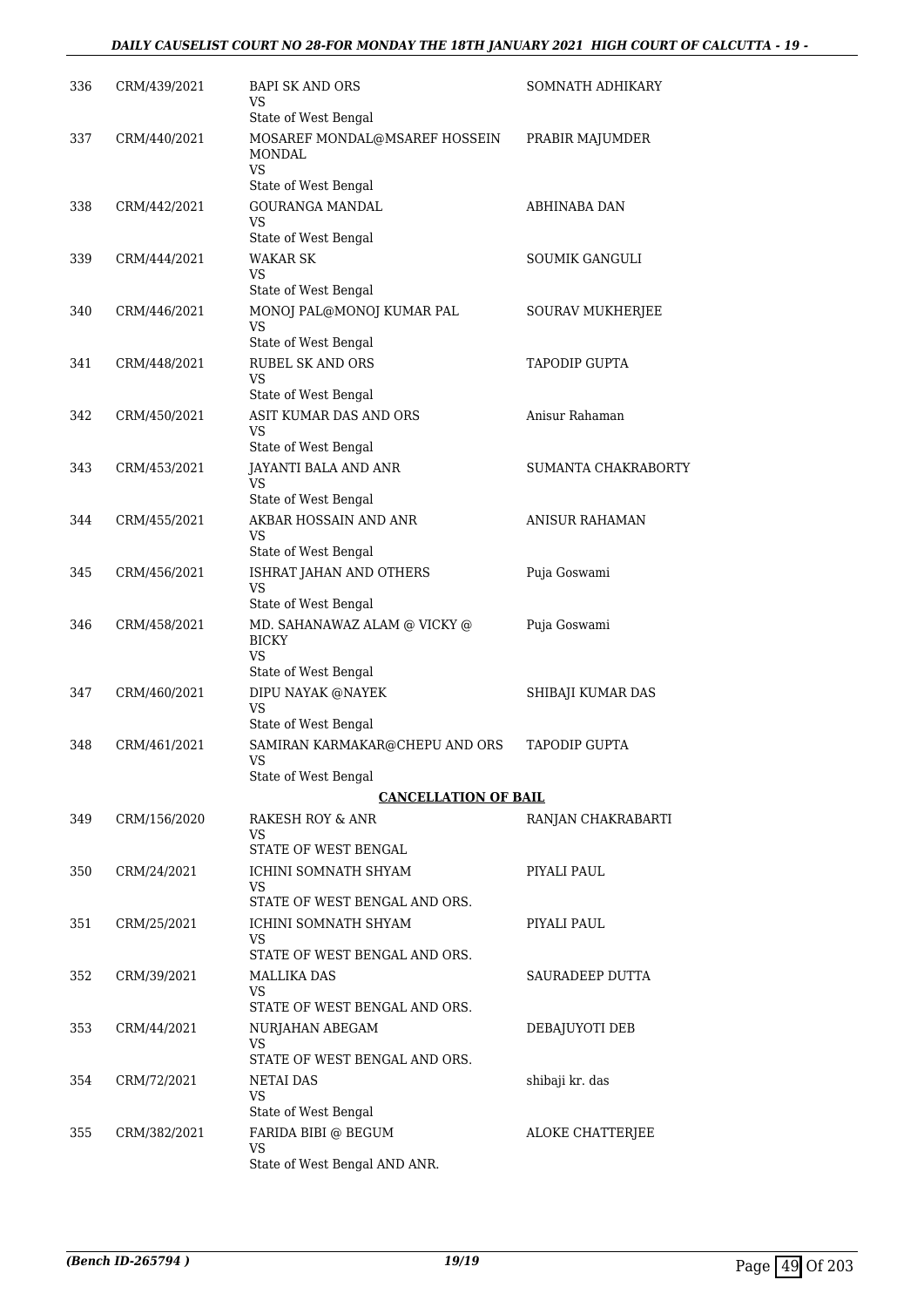| | | | |
|---|---|---|---|
| 336 | CRM/439/2021 | BAPI SK AND ORS<br>VS<br>State of West Bengal | SOMNATH ADHIKARY |
| 337 | CRM/440/2021 | MOSAREF MONDAL@MSAREF HOSSEIN MONDAL<br>VS<br>State of West Bengal | PRABIR MAJUMDER |
| 338 | CRM/442/2021 | GOURANGA MANDAL<br>VS<br>State of West Bengal | ABHINABA DAN |
| 339 | CRM/444/2021 | WAKAR SK<br>VS<br>State of West Bengal | SOUMIK GANGULI |
| 340 | CRM/446/2021 | MONOJ PAL@MONOJ KUMAR PAL<br>VS<br>State of West Bengal | SOURAV MUKHERJEE |
| 341 | CRM/448/2021 | RUBEL SK AND ORS<br>VS<br>State of West Bengal | TAPODIP GUPTA |
| 342 | CRM/450/2021 | ASIT KUMAR DAS AND ORS<br>VS<br>State of West Bengal | Anisur Rahaman |
| 343 | CRM/453/2021 | JAYANTI BALA AND ANR<br>VS<br>State of West Bengal | SUMANTA CHAKRABORTY |
| 344 | CRM/455/2021 | AKBAR HOSSAIN AND ANR<br>VS<br>State of West Bengal | ANISUR RAHAMAN |
| 345 | CRM/456/2021 | ISHRAT JAHAN AND OTHERS<br>VS<br>State of West Bengal | Puja Goswami |
| 346 | CRM/458/2021 | MD. SAHANAWAZ ALAM @ VICKY @ BICKY<br>VS<br>State of West Bengal | Puja Goswami |
| 347 | CRM/460/2021 | DIPU NAYAK @NAYEK<br>VS<br>State of West Bengal | SHIBAJI KUMAR DAS |
| 348 | CRM/461/2021 | SAMIRAN KARMAKAR@CHEPU AND ORS<br>VS<br>State of West Bengal | TAPODIP GUPTA |

**CANCELLATION OF BAIL**

| | | | |
|---|---|---|---|
| 349 | CRM/156/2020 | RAKESH ROY & ANR<br>VS<br>STATE OF WEST BENGAL | RANJAN CHAKRABARTI |
| 350 | CRM/24/2021 | ICHINI SOMNATH SHYAM<br>VS<br>STATE OF WEST BENGAL AND ORS. | PIYALI PAUL |
| 351 | CRM/25/2021 | ICHINI SOMNATH SHYAM<br>VS<br>STATE OF WEST BENGAL AND ORS. | PIYALI PAUL |
| 352 | CRM/39/2021 | MALLIKA DAS<br>VS<br>STATE OF WEST BENGAL AND ORS. | SAURADEEP DUTTA |
| 353 | CRM/44/2021 | NURJAHAN ABEGAM<br>VS<br>STATE OF WEST BENGAL AND ORS. | DEBAJUYOTI DEB |
| 354 | CRM/72/2021 | NETAI DAS<br>VS<br>State of West Bengal | shibaji kr. das |
| 355 | CRM/382/2021 | FARIDA BIBI @ BEGUM<br>VS<br>State of West Bengal AND ANR. | ALOKE CHATTERJEE |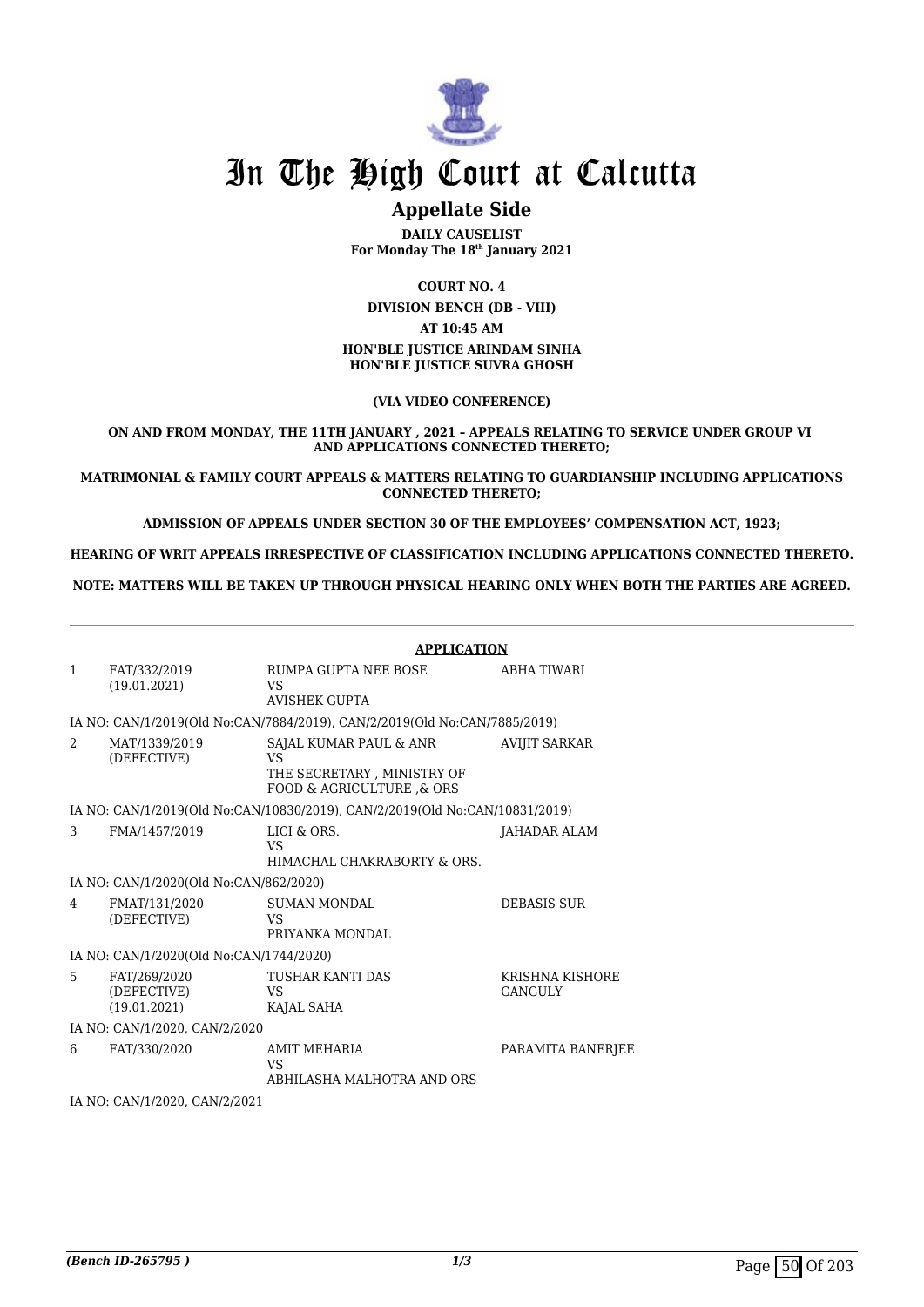# In The High Court at Calcutta

## Appellate Side

**DAILY CAUSELIST**
**For Monday The 18th January 2021**

**COURT NO. 4**

**DIVISION BENCH (DB - VIII)**

**AT 10:45 AM**

**HON'BLE JUSTICE ARINDAM SINHA**
**HON'BLE JUSTICE SUVRA GHOSH**

**(VIA VIDEO CONFERENCE)**

**ON AND FROM MONDAY, THE 11TH JANUARY , 2021 – APPEALS RELATING TO SERVICE UNDER GROUP VI AND APPLICATIONS CONNECTED THERETO;**

**MATRIMONIAL & FAMILY COURT APPEALS & MATTERS RELATING TO GUARDIANSHIP INCLUDING APPLICATIONS CONNECTED THERETO;**

**ADMISSION OF APPEALS UNDER SECTION 30 OF THE EMPLOYEES' COMPENSATION ACT, 1923;**

**HEARING OF WRIT APPEALS IRRESPECTIVE OF CLASSIFICATION INCLUDING APPLICATIONS CONNECTED THERETO.**

**NOTE: MATTERS WILL BE TAKEN UP THROUGH PHYSICAL HEARING ONLY WHEN BOTH THE PARTIES ARE AGREED.**

**APPLICATION**

| | | | |
|---|---|---|---|
| 1 | FAT/332/2019 (19.01.2021) | RUMPA GUPTA NEE BOSE VS AVISHEK GUPTA | ABHA TIWARI |
| | IA NO: CAN/1/2019(Old No:CAN/7884/2019), CAN/2/2019(Old No:CAN/7885/2019) | | |
| 2 | MAT/1339/2019 (DEFECTIVE) | SAJAL KUMAR PAUL & ANR VS THE SECRETARY , MINISTRY OF FOOD & AGRICULTURE ,& ORS | AVIJIT SARKAR |
| | IA NO: CAN/1/2019(Old No:CAN/10830/2019), CAN/2/2019(Old No:CAN/10831/2019) | | |
| 3 | FMA/1457/2019 | LICI & ORS. VS HIMACHAL CHAKRABORTY & ORS. | JAHADAR ALAM |
| | IA NO: CAN/1/2020(Old No:CAN/862/2020) | | |
| 4 | FMAT/131/2020 (DEFECTIVE) | SUMAN MONDAL VS PRIYANKA MONDAL | DEBASIS SUR |
| | IA NO: CAN/1/2020(Old No:CAN/1744/2020) | | |
| 5 | FAT/269/2020 (DEFECTIVE) (19.01.2021) | TUSHAR KANTI DAS VS KAJAL SAHA | KRISHNA KISHORE GANGULY |
| | IA NO: CAN/1/2020, CAN/2/2020 | | |
| 6 | FAT/330/2020 | AMIT MEHARIA VS ABHILASHA MALHOTRA AND ORS | PARAMITA BANERJEE |
| | IA NO: CAN/1/2020, CAN/2/2021 | | |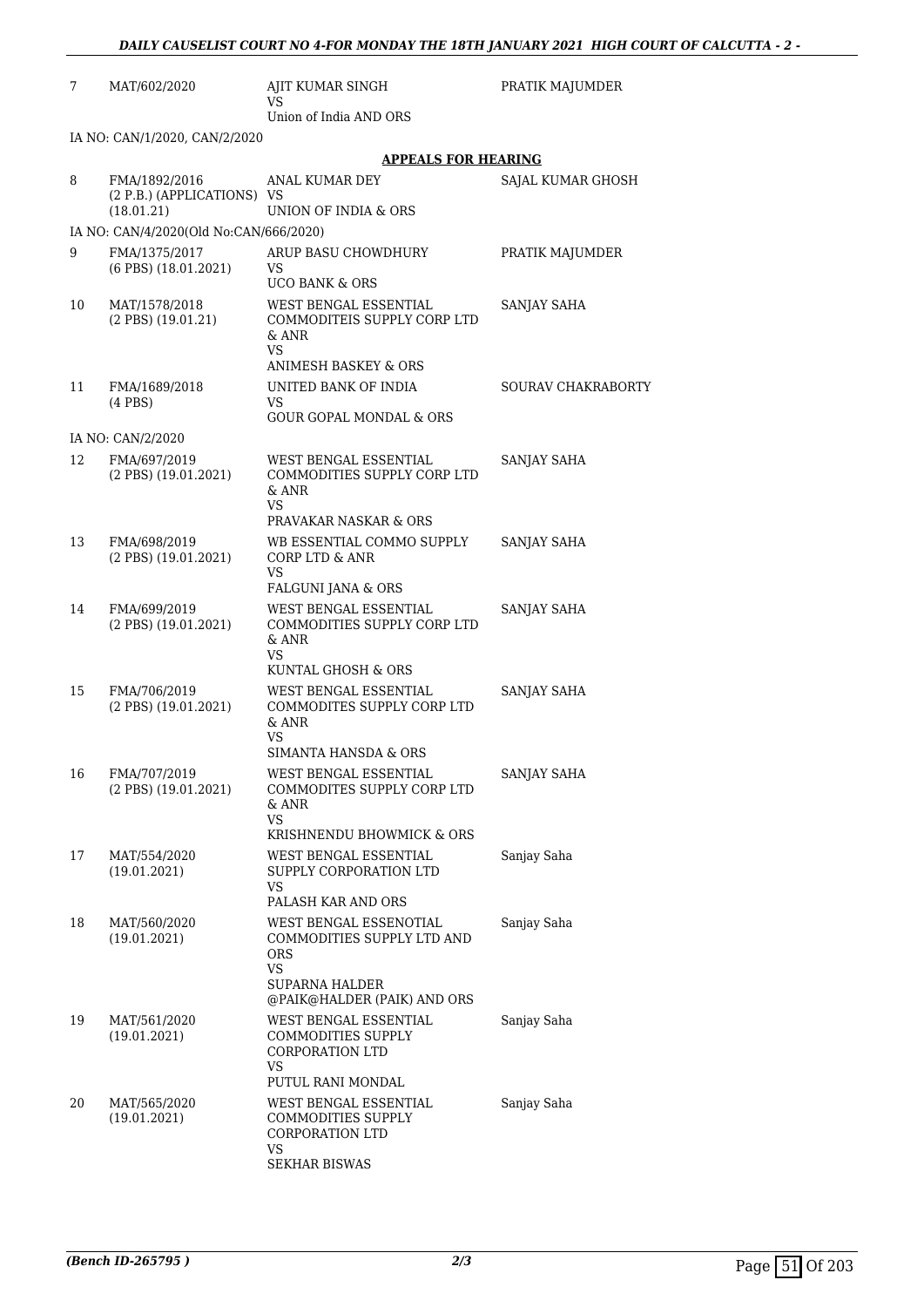| | | | |
|---|---|---|---|
| 7 | MAT/602/2020 | AJIT KUMAR SINGH<br>VS<br>Union of India AND ORS | PRATIK MAJUMDER |

IA NO: CAN/1/2020, CAN/2/2020

**APPEALS FOR HEARING**

| | | | |
|---|---|---|---|
| 8 | FMA/1892/2016<br>(2 P.B.) (APPLICATIONS)<br>(18.01.21) | ANAL KUMAR DEY<br>VS<br>UNION OF INDIA & ORS | SAJAL KUMAR GHOSH |

IA NO: CAN/4/2020(Old No:CAN/666/2020)

| | | | |
|---|---|---|---|
| 9 | FMA/1375/2017<br>(6 PBS) (18.01.2021) | ARUP BASU CHOWDHURY<br>VS<br>UCO BANK & ORS | PRATIK MAJUMDER |
| 10 | MAT/1578/2018<br>(2 PBS) (19.01.21) | WEST BENGAL ESSENTIAL COMMODITEIS SUPPLY CORP LTD & ANR<br>VS<br>ANIMESH BASKEY & ORS | SANJAY SAHA |
| 11 | FMA/1689/2018<br>(4 PBS) | UNITED BANK OF INDIA<br>VS<br>GOUR GOPAL MONDAL & ORS | SOURAV CHAKRABORTY |

IA NO: CAN/2/2020

| | | | |
|---|---|---|---|
| 12 | FMA/697/2019<br>(2 PBS) (19.01.2021) | WEST BENGAL ESSENTIAL COMMODITIES SUPPLY CORP LTD & ANR<br>VS<br>PRAVAKAR NASKAR & ORS | SANJAY SAHA |
| 13 | FMA/698/2019<br>(2 PBS) (19.01.2021) | WB ESSENTIAL COMMO SUPPLY CORP LTD & ANR<br>VS<br>FALGUNI JANA & ORS | SANJAY SAHA |
| 14 | FMA/699/2019<br>(2 PBS) (19.01.2021) | WEST BENGAL ESSENTIAL COMMODITIES SUPPLY CORP LTD & ANR<br>VS<br>KUNTAL GHOSH & ORS | SANJAY SAHA |
| 15 | FMA/706/2019<br>(2 PBS) (19.01.2021) | WEST BENGAL ESSENTIAL COMMODOTES SUPPLY CORP LTD & ANR<br>VS<br>SIMANTA HANSDA & ORS | SANJAY SAHA |
| 16 | FMA/707/2019<br>(2 PBS) (19.01.2021) | WEST BENGAL ESSENTIAL COMMODITES SUPPLY CORP LTD & ANR<br>VS<br>KRISHNENDU BHOWMICK & ORS | SANJAY SAHA |
| 17 | MAT/554/2020<br>(19.01.2021) | WEST BENGAL ESSENTIAL SUPPLY CORPORATION LTD<br>VS<br>PALASH KAR AND ORS | Sanjay Saha |
| 18 | MAT/560/2020<br>(19.01.2021) | WEST BENGAL ESSENOTIAL COMMODITIES SUPPLY LTD AND ORS<br>VS<br>SUPARNA HALDER @PAIK@HALDER (PAIK) AND ORS | Sanjay Saha |
| 19 | MAT/561/2020<br>(19.01.2021) | WEST BENGAL ESSENTIAL COMMODITIES SUPPLY CORPORATION LTD<br>VS<br>PUTUL RANI MONDAL | Sanjay Saha |
| 20 | MAT/565/2020<br>(19.01.2021) | WEST BENGAL ESSENTIAL COMMODITIES SUPPLY CORPORATION LTD<br>VS<br>SEKHAR BISWAS | Sanjay Saha |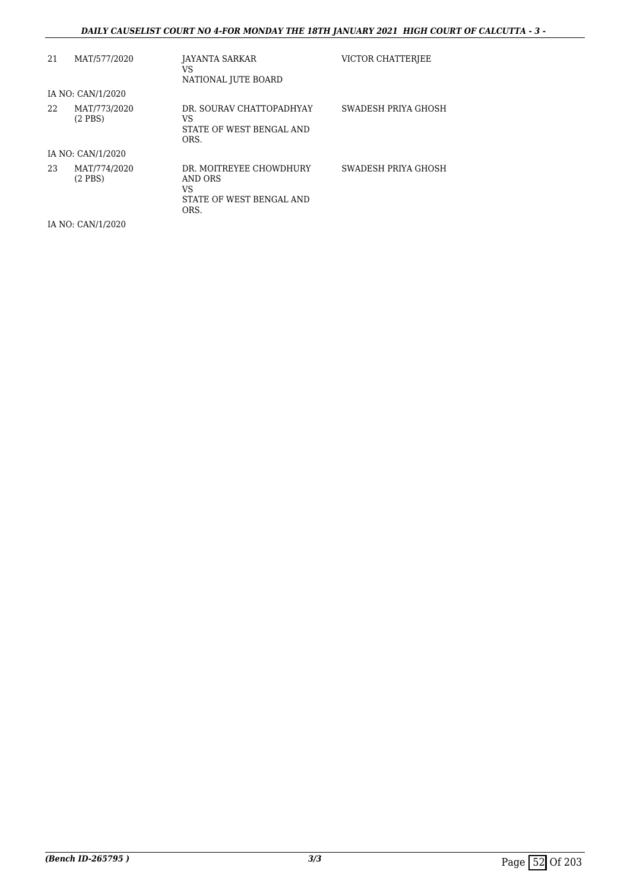| | | | |
|---|---|---|---|
| 21 | MAT/577/2020 | JAYANTA SARKAR<br>VS<br>NATIONAL JUTE BOARD | VICTOR CHATTERJEE |
| | IA NO: CAN/1/2020 | | |
| 22 | MAT/773/2020<br>(2 PBS) | DR. SOURAV CHATTOPADHYAY<br>VS<br>STATE OF WEST BENGAL AND ORS. | SWADESH PRIYA GHOSH |
| | IA NO: CAN/1/2020 | | |
| 23 | MAT/774/2020<br>(2 PBS) | DR. MOITREYEE CHOWDHURY AND ORS<br>VS<br>STATE OF WEST BENGAL AND ORS. | SWADESH PRIYA GHOSH |
| | IA NO: CAN/1/2020 | | |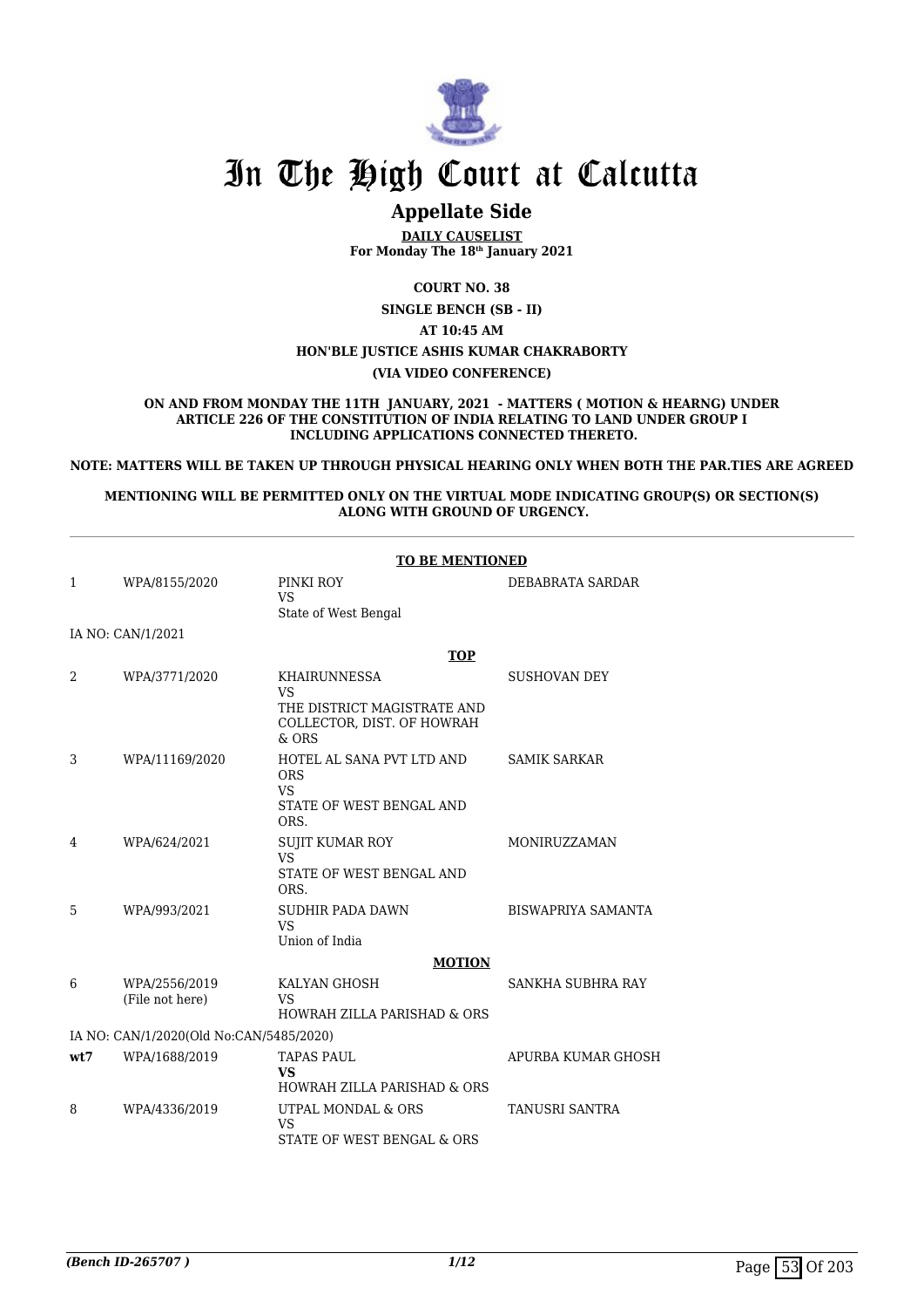# In The High Court at Calcutta

## Appellate Side

**DAILY CAUSELIST**
**For Monday The 18th January 2021**

**COURT NO. 38**

**SINGLE BENCH (SB - II)**

**AT 10:45 AM**

**HON'BLE JUSTICE ASHIS KUMAR CHAKRABORTY**

**(VIA VIDEO CONFERENCE)**

**ON AND FROM MONDAY THE 11TH JANUARY, 2021 - MATTERS ( MOTION & HEARNG) UNDER ARTICLE 226 OF THE CONSTITUTION OF INDIA RELATING TO LAND UNDER GROUP I INCLUDING APPLICATIONS CONNECTED THERETO.**

**NOTE: MATTERS WILL BE TAKEN UP THROUGH PHYSICAL HEARING ONLY WHEN BOTH THE PAR.TIES ARE AGREED**

**MENTIONING WILL BE PERMITTED ONLY ON THE VIRTUAL MODE INDICATING GROUP(S) OR SECTION(S) ALONG WITH GROUND OF URGENCY.**

**TO BE MENTIONED**

| | | | |
|---|---|---|---|
| 1 | WPA/8155/2020 | PINKI ROY<br>VS<br>State of West Bengal | DEBABRATA SARDAR |
| IA NO: CAN/1/2021 | | | |

**TOP**

| | | | |
|---|---|---|---|
| 2 | WPA/3771/2020 | KHAIRUNNESSA<br>VS<br>THE DISTRICT MAGISTRATE AND COLLECTOR, DIST. OF HOWRAH & ORS | SUSHOVAN DEY |
| 3 | WPA/11169/2020 | HOTEL AL SANA PVT LTD AND ORS<br>VS<br>STATE OF WEST BENGAL AND ORS. | SAMIK SARKAR |
| 4 | WPA/624/2021 | SUJIT KUMAR ROY<br>VS<br>STATE OF WEST BENGAL AND ORS. | MONIRUZZAMAN |
| 5 | WPA/993/2021 | SUDHIR PADA DAWN<br>VS<br>Union of India | BISWAPRIYA SAMANTA |

**MOTION**

| | | | |
|---|---|---|---|
| 6 | WPA/2556/2019<br>(File not here) | KALYAN GHOSH<br>VS<br>HOWRAH ZILLA PARISHAD & ORS | SANKHA SUBHRA RAY |
| IA NO: CAN/1/2020(Old No:CAN/5485/2020) | | | |
| wt7 | WPA/1688/2019 | TAPAS PAUL<br>**VS**<br>HOWRAH ZILLA PARISHAD & ORS | APURBA KUMAR GHOSH |
| 8 | WPA/4336/2019 | UTPAL MONDAL & ORS<br>VS<br>STATE OF WEST BENGAL & ORS | TANUSRI SANTRA |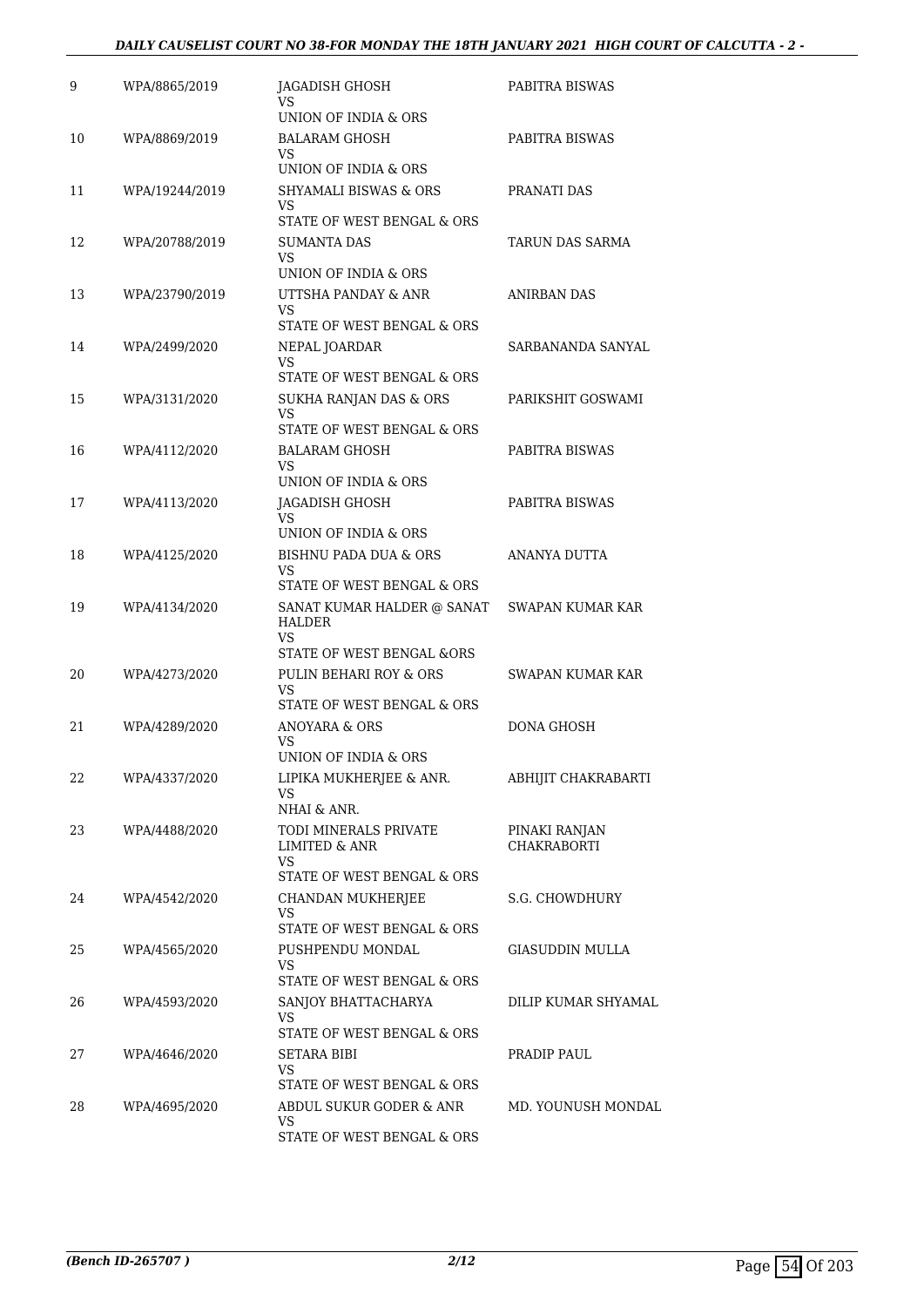| | | | |
|---|---|---|---|
| 9 | WPA/8865/2019 | JAGADISH GHOSH<br>VS<br>UNION OF INDIA & ORS | PABITRA BISWAS |
| 10 | WPA/8869/2019 | BALARAM GHOSH<br>VS<br>UNION OF INDIA & ORS | PABITRA BISWAS |
| 11 | WPA/19244/2019 | SHYAMALI BISWAS & ORS<br>VS<br>STATE OF WEST BENGAL & ORS | PRANATI DAS |
| 12 | WPA/20788/2019 | SUMANTA DAS<br>VS<br>UNION OF INDIA & ORS | TARUN DAS SARMA |
| 13 | WPA/23790/2019 | UTTSHA PANDAY & ANR<br>VS<br>STATE OF WEST BENGAL & ORS | ANIRBAN DAS |
| 14 | WPA/2499/2020 | NEPAL JOARDAR<br>VS<br>STATE OF WEST BENGAL & ORS | SARBANANDA SANYAL |
| 15 | WPA/3131/2020 | SUKHA RANJAN DAS & ORS<br>VS<br>STATE OF WEST BENGAL & ORS | PARIKSHIT GOSWAMI |
| 16 | WPA/4112/2020 | BALARAM GHOSH<br>VS<br>UNION OF INDIA & ORS | PABITRA BISWAS |
| 17 | WPA/4113/2020 | JAGADISH GHOSH<br>VS<br>UNION OF INDIA & ORS | PABITRA BISWAS |
| 18 | WPA/4125/2020 | BISHNU PADA DUA & ORS<br>VS<br>STATE OF WEST BENGAL & ORS | ANANYA DUTTA |
| 19 | WPA/4134/2020 | SANAT KUMAR HALDER @ SANAT HALDER<br>VS<br>STATE OF WEST BENGAL &ORS | SWAPAN KUMAR KAR |
| 20 | WPA/4273/2020 | PULIN BEHARI ROY & ORS<br>VS<br>STATE OF WEST BENGAL & ORS | SWAPAN KUMAR KAR |
| 21 | WPA/4289/2020 | ANOYARA & ORS<br>VS<br>UNION OF INDIA & ORS | DONA GHOSH |
| 22 | WPA/4337/2020 | LIPIKA MUKHERJEE & ANR.<br>VS<br>NHAI & ANR. | ABHIJIT CHAKRABARTI |
| 23 | WPA/4488/2020 | TODI MINERALS PRIVATE LIMITED & ANR<br>VS<br>STATE OF WEST BENGAL & ORS | PINAKI RANJAN CHAKRABORTI |
| 24 | WPA/4542/2020 | CHANDAN MUKHERJEE<br>VS<br>STATE OF WEST BENGAL & ORS | S.G. CHOWDHURY |
| 25 | WPA/4565/2020 | PUSHPENDU MONDAL<br>VS<br>STATE OF WEST BENGAL & ORS | GIASUDDIN MULLA |
| 26 | WPA/4593/2020 | SANJOY BHATTACHARYA<br>VS<br>STATE OF WEST BENGAL & ORS | DILIP KUMAR SHYAMAL |
| 27 | WPA/4646/2020 | SETARA BIBI<br>VS<br>STATE OF WEST BENGAL & ORS | PRADIP PAUL |
| 28 | WPA/4695/2020 | ABDUL SUKUR GODER & ANR<br>VS<br>STATE OF WEST BENGAL & ORS | MD. YOUNUSH MONDAL |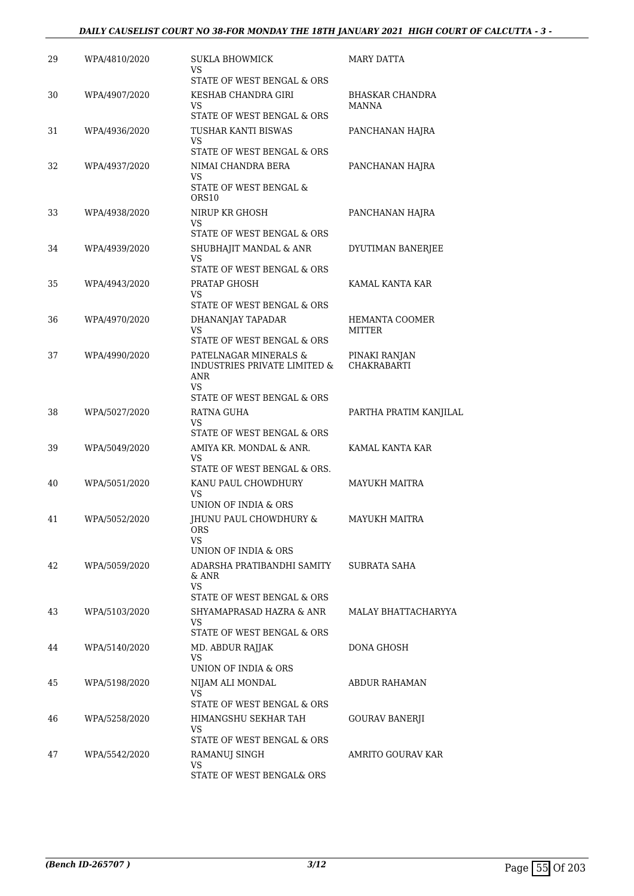| | | | |
|---|---|---|---|
| 29 | WPA/4810/2020 | SUKLA BHOWMICK<br>VS<br>STATE OF WEST BENGAL & ORS | MARY DATTA |
| 30 | WPA/4907/2020 | KESHAB CHANDRA GIRI<br>VS<br>STATE OF WEST BENGAL & ORS | BHASKAR CHANDRA MANNA |
| 31 | WPA/4936/2020 | TUSHAR KANTI BISWAS<br>VS<br>STATE OF WEST BENGAL & ORS | PANCHANAN HAJRA |
| 32 | WPA/4937/2020 | NIMAI CHANDRA BERA<br>VS<br>STATE OF WEST BENGAL & ORS10 | PANCHANAN HAJRA |
| 33 | WPA/4938/2020 | NIRUP KR GHOSH<br>VS<br>STATE OF WEST BENGAL & ORS | PANCHANAN HAJRA |
| 34 | WPA/4939/2020 | SHUBHAJIT MANDAL & ANR<br>VS<br>STATE OF WEST BENGAL & ORS | DYUTIMAN BANERJEE |
| 35 | WPA/4943/2020 | PRATAP GHOSH<br>VS<br>STATE OF WEST BENGAL & ORS | KAMAL KANTA KAR |
| 36 | WPA/4970/2020 | DHANANJAY TAPADAR<br>VS<br>STATE OF WEST BENGAL & ORS | HEMANTA COOMER MITTER |
| 37 | WPA/4990/2020 | PATELNAGAR MINERALS & INDUSTRIES PRIVATE LIMITED & ANR<br>VS<br>STATE OF WEST BENGAL & ORS | PINAKI RANJAN CHAKRABARTI |
| 38 | WPA/5027/2020 | RATNA GUHA<br>VS<br>STATE OF WEST BENGAL & ORS | PARTHA PRATIM KANJILAL |
| 39 | WPA/5049/2020 | AMIYA KR. MONDAL & ANR.<br>VS<br>STATE OF WEST BENGAL & ORS. | KAMAL KANTA KAR |
| 40 | WPA/5051/2020 | KANU PAUL CHOWDHURY<br>VS<br>UNION OF INDIA & ORS | MAYUKH MAITRA |
| 41 | WPA/5052/2020 | JHUNU PAUL CHOWDHURY & ORS<br>VS<br>UNION OF INDIA & ORS | MAYUKH MAITRA |
| 42 | WPA/5059/2020 | ADARSHA PRATIBANDHI SAMITY & ANR<br>VS<br>STATE OF WEST BENGAL & ORS | SUBRATA SAHA |
| 43 | WPA/5103/2020 | SHYAMAPRASAD HAZRA & ANR<br>VS<br>STATE OF WEST BENGAL & ORS | MALAY BHATTACHARYYA |
| 44 | WPA/5140/2020 | MD. ABDUR RAJJAK<br>VS<br>UNION OF INDIA & ORS | DONA GHOSH |
| 45 | WPA/5198/2020 | NIJAM ALI MONDAL<br>VS<br>STATE OF WEST BENGAL & ORS | ABDUR RAHAMAN |
| 46 | WPA/5258/2020 | HIMANGSHU SEKHAR TAH<br>VS<br>STATE OF WEST BENGAL & ORS | GOURAV BANERJI |
| 47 | WPA/5542/2020 | RAMANUJ SINGH<br>VS<br>STATE OF WEST BENGAL& ORS | AMRITO GOURAV KAR |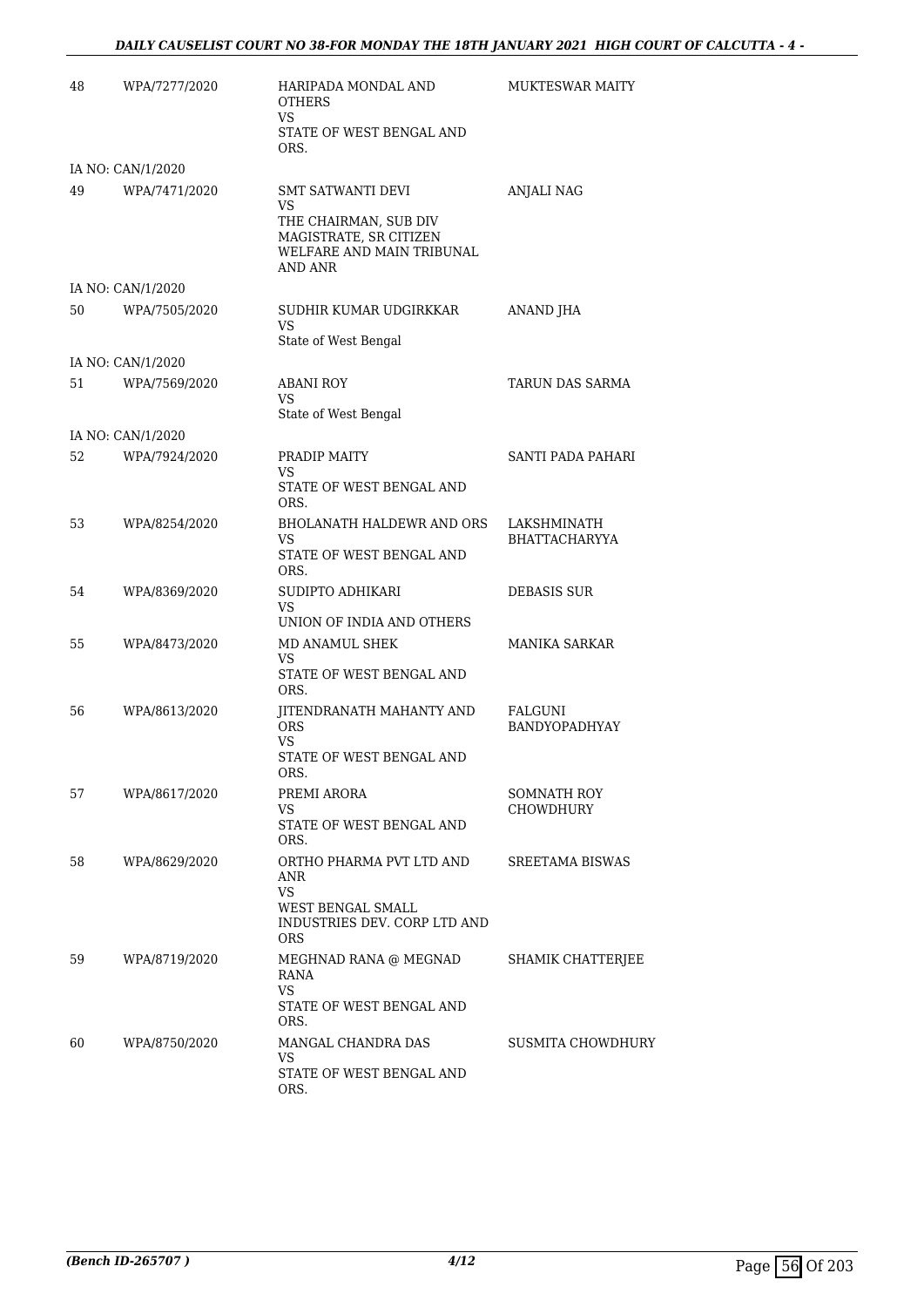| | | | |
|---|---|---|---|
| 48 | WPA/7277/2020 | HARIPADA MONDAL AND OTHERS<br>VS<br>STATE OF WEST BENGAL AND ORS. | MUKTESWAR MAITY |
| IA NO: CAN/1/2020 | | | |
| 49 | WPA/7471/2020 | SMT SATWANTI DEVI<br>VS<br>THE CHAIRMAN, SUB DIV MAGISTRATE, SR CITIZEN WELFARE AND MAIN TRIBUNAL AND ANR | ANJALI NAG |
| IA NO: CAN/1/2020 | | | |
| 50 | WPA/7505/2020 | SUDHIR KUMAR UDGIRKKAR<br>VS<br>State of West Bengal | ANAND JHA |
| IA NO: CAN/1/2020 | | | |
| 51 | WPA/7569/2020 | ABANI ROY<br>VS<br>State of West Bengal | TARUN DAS SARMA |
| IA NO: CAN/1/2020 | | | |
| 52 | WPA/7924/2020 | PRADIP MAITY<br>VS<br>STATE OF WEST BENGAL AND ORS. | SANTI PADA PAHARI |
| 53 | WPA/8254/2020 | BHOLANATH HALDEWR AND ORS<br>VS<br>STATE OF WEST BENGAL AND ORS. | LAKSHMINATH BHATTACHARYYA |
| 54 | WPA/8369/2020 | SUDIPTO ADHIKARI<br>VS<br>UNION OF INDIA AND OTHERS | DEBASIS SUR |
| 55 | WPA/8473/2020 | MD ANAMUL SHEK<br>VS<br>STATE OF WEST BENGAL AND ORS. | MANIKA SARKAR |
| 56 | WPA/8613/2020 | JITENDRANATH MAHANTY AND ORS<br>VS<br>STATE OF WEST BENGAL AND ORS. | FALGUNI BANDYOPADHYAY |
| 57 | WPA/8617/2020 | PREMI ARORA<br>VS<br>STATE OF WEST BENGAL AND ORS. | SOMNATH ROY CHOWDHURY |
| 58 | WPA/8629/2020 | ORTHO PHARMA PVT LTD AND ANR<br>VS<br>WEST BENGAL SMALL INDUSTRIES DEV. CORP LTD AND ORS | SREETAMA BISWAS |
| 59 | WPA/8719/2020 | MEGHNAD RANA @ MEGNAD RANA<br>VS<br>STATE OF WEST BENGAL AND ORS. | SHAMIK CHATTERJEE |
| 60 | WPA/8750/2020 | MANGAL CHANDRA DAS<br>VS<br>STATE OF WEST BENGAL AND ORS. | SUSMITA CHOWDHURY |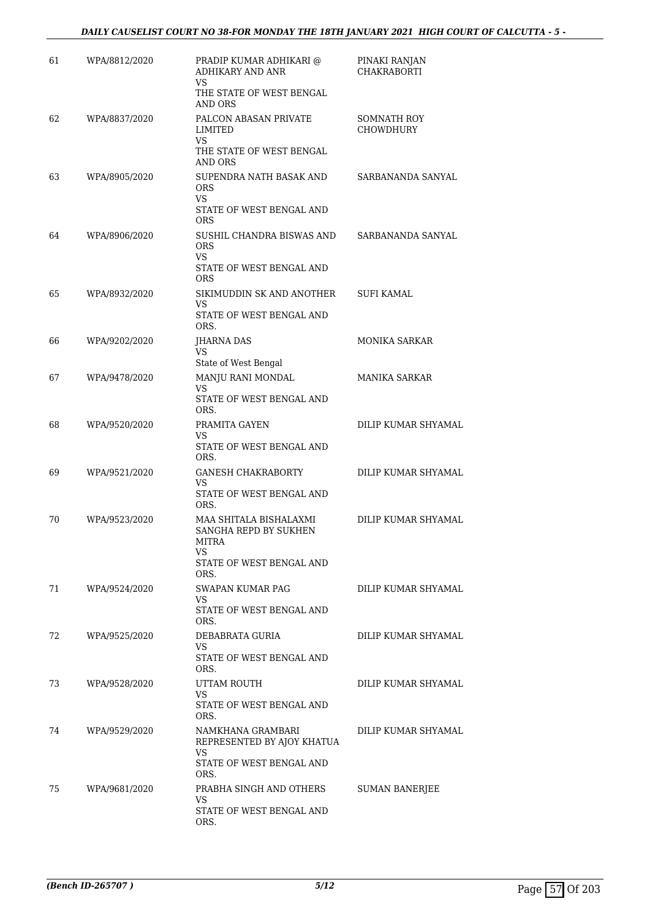| | | | |
|---|---|---|---|
| 61 | WPA/8812/2020 | PRADIP KUMAR ADHIKARI @ ADHIKARY AND ANR<br>VS<br>THE STATE OF WEST BENGAL AND ORS | PINAKI RANJAN CHAKRABORTI |
| 62 | WPA/8837/2020 | PALCON ABASAN PRIVATE LIMITED<br>VS<br>THE STATE OF WEST BENGAL AND ORS | SOMNATH ROY CHOWDHURY |
| 63 | WPA/8905/2020 | SUPENDRA NATH BASAK AND ORS<br>VS<br>STATE OF WEST BENGAL AND ORS | SARBANANDA SANYAL |
| 64 | WPA/8906/2020 | SUSHIL CHANDRA BISWAS AND ORS<br>VS<br>STATE OF WEST BENGAL AND ORS | SARBANANDA SANYAL |
| 65 | WPA/8932/2020 | SIKIMUDDIN SK AND ANOTHER<br>VS<br>STATE OF WEST BENGAL AND ORS. | SUFI KAMAL |
| 66 | WPA/9202/2020 | JHARNA DAS<br>VS<br>State of West Bengal | MONIKA SARKAR |
| 67 | WPA/9478/2020 | MANJU RANI MONDAL<br>VS<br>STATE OF WEST BENGAL AND ORS. | MANIKA SARKAR |
| 68 | WPA/9520/2020 | PRAMITA GAYEN<br>VS<br>STATE OF WEST BENGAL AND ORS. | DILIP KUMAR SHYAMAL |
| 69 | WPA/9521/2020 | GANESH CHAKRABORTY<br>VS<br>STATE OF WEST BENGAL AND ORS. | DILIP KUMAR SHYAMAL |
| 70 | WPA/9523/2020 | MAA SHITALA BISHALAXMI SANGHA REPD BY SUKHEN MITRA<br>VS<br>STATE OF WEST BENGAL AND ORS. | DILIP KUMAR SHYAMAL |
| 71 | WPA/9524/2020 | SWAPAN KUMAR PAG<br>VS<br>STATE OF WEST BENGAL AND ORS. | DILIP KUMAR SHYAMAL |
| 72 | WPA/9525/2020 | DEBABRATA GURIA<br>VS<br>STATE OF WEST BENGAL AND ORS. | DILIP KUMAR SHYAMAL |
| 73 | WPA/9528/2020 | UTTAM ROUTH<br>VS<br>STATE OF WEST BENGAL AND ORS. | DILIP KUMAR SHYAMAL |
| 74 | WPA/9529/2020 | NAMKHANA GRAMBARI REPRESENTED BY AJOY KHATUA<br>VS<br>STATE OF WEST BENGAL AND ORS. | DILIP KUMAR SHYAMAL |
| 75 | WPA/9681/2020 | PRABHA SINGH AND OTHERS<br>VS<br>STATE OF WEST BENGAL AND ORS. | SUMAN BANERJEE |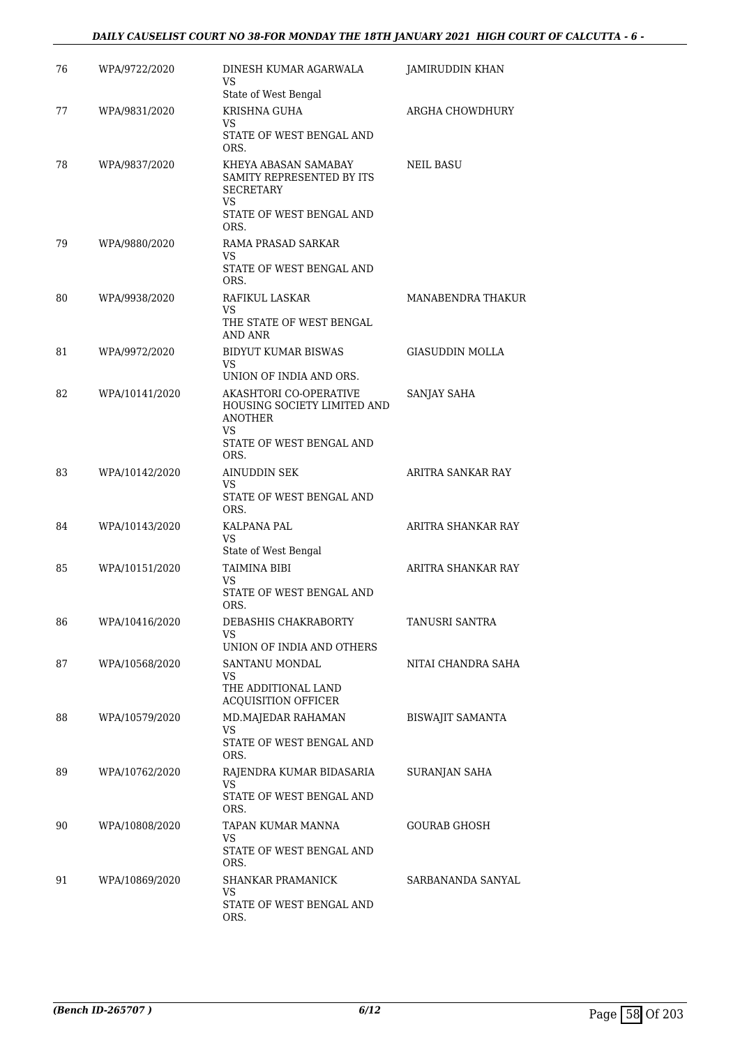| | | | |
|---|---|---|---|
| 76 | WPA/9722/2020 | DINESH KUMAR AGARWALA<br>VS<br>State of West Bengal | JAMIRUDDIN KHAN |
| 77 | WPA/9831/2020 | KRISHNA GUHA<br>VS<br>STATE OF WEST BENGAL AND ORS. | ARGHA CHOWDHURY |
| 78 | WPA/9837/2020 | KHEYA ABASAN SAMABAY SAMITY REPRESENTED BY ITS SECRETARY<br>VS<br>STATE OF WEST BENGAL AND ORS. | NEIL BASU |
| 79 | WPA/9880/2020 | RAMA PRASAD SARKAR<br>VS<br>STATE OF WEST BENGAL AND ORS. | |
| 80 | WPA/9938/2020 | RAFIKUL LASKAR<br>VS<br>THE STATE OF WEST BENGAL AND ANR | MANABENDRA THAKUR |
| 81 | WPA/9972/2020 | BIDYUT KUMAR BISWAS<br>VS<br>UNION OF INDIA AND ORS. | GIASUDDIN MOLLA |
| 82 | WPA/10141/2020 | AKASHTORI CO-OPERATIVE HOUSING SOCIETY LIMITED AND ANOTHER<br>VS<br>STATE OF WEST BENGAL AND ORS. | SANJAY SAHA |
| 83 | WPA/10142/2020 | AINUDDIN SEK<br>VS<br>STATE OF WEST BENGAL AND ORS. | ARITRA SANKAR RAY |
| 84 | WPA/10143/2020 | KALPANA PAL<br>VS<br>State of West Bengal | ARITRA SHANKAR RAY |
| 85 | WPA/10151/2020 | TAIMINA BIBI<br>VS<br>STATE OF WEST BENGAL AND ORS. | ARITRA SHANKAR RAY |
| 86 | WPA/10416/2020 | DEBASHIS CHAKRABORTY<br>VS<br>UNION OF INDIA AND OTHERS | TANUSRI SANTRA |
| 87 | WPA/10568/2020 | SANTANU MONDAL<br>VS<br>THE ADDITIONAL LAND ACQUISITION OFFICER | NITAI CHANDRA SAHA |
| 88 | WPA/10579/2020 | MD.MAJEDAR RAHAMAN<br>VS<br>STATE OF WEST BENGAL AND ORS. | BISWAJIT SAMANTA |
| 89 | WPA/10762/2020 | RAJENDRA KUMAR BIDASARIA<br>VS<br>STATE OF WEST BENGAL AND ORS. | SURANJAN SAHA |
| 90 | WPA/10808/2020 | TAPAN KUMAR MANNA<br>VS<br>STATE OF WEST BENGAL AND ORS. | GOURAB GHOSH |
| 91 | WPA/10869/2020 | SHANKAR PRAMANICK<br>VS<br>STATE OF WEST BENGAL AND ORS. | SARBANANDA SANYAL |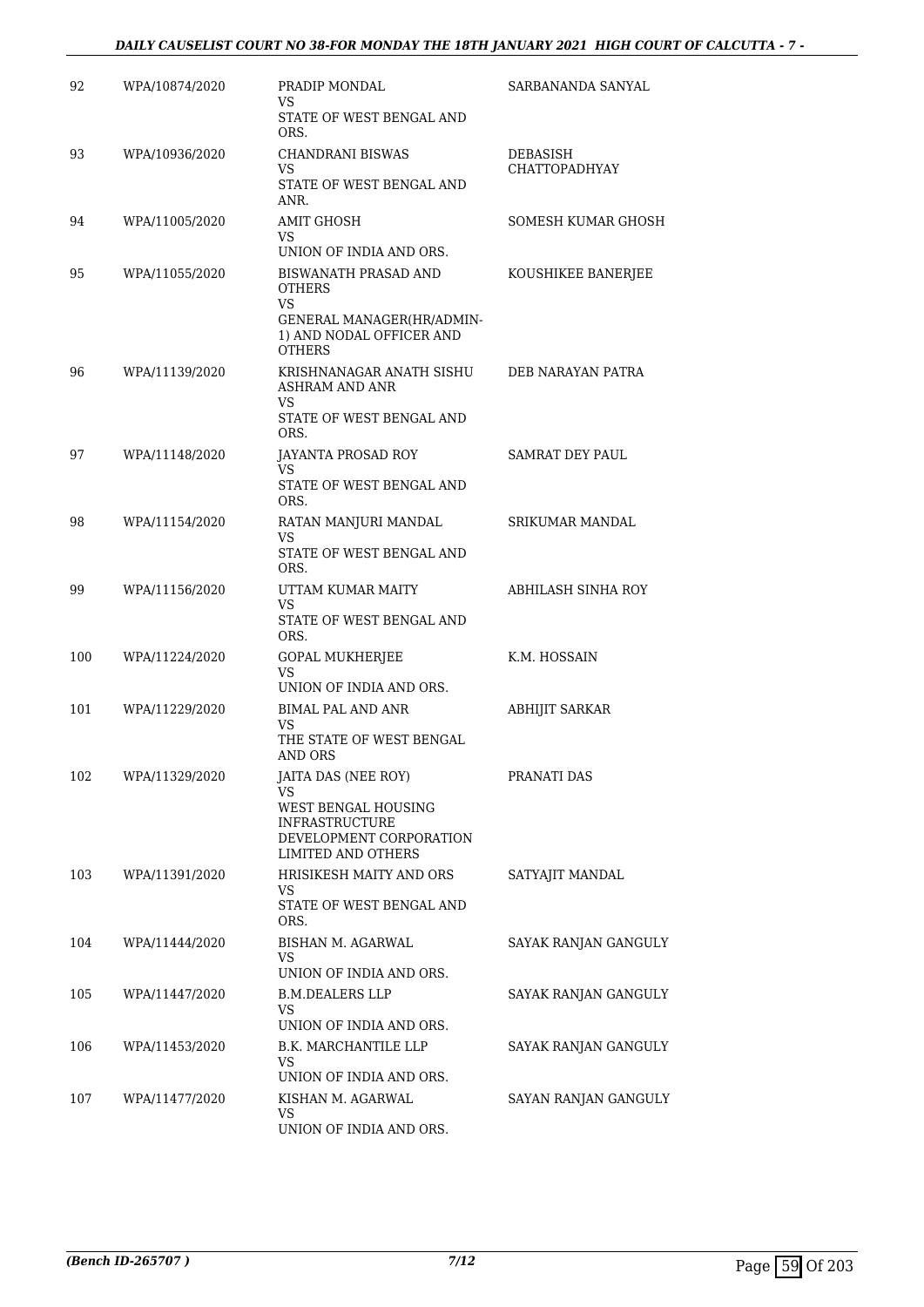| 92 | WPA/10874/2020 | PRADIP MONDAL<br>VS<br>STATE OF WEST BENGAL AND ORS. | SARBANANDA SANYAL |
|---|---|---|---|
| 93 | WPA/10936/2020 | CHANDRANI BISWAS<br>VS<br>STATE OF WEST BENGAL AND ANR. | DEBASISH CHATTOPADHYAY |
| 94 | WPA/11005/2020 | AMIT GHOSH<br>VS<br>UNION OF INDIA AND ORS. | SOMESH KUMAR GHOSH |
| 95 | WPA/11055/2020 | BISWANATH PRASAD AND OTHERS<br>VS<br>GENERAL MANAGER(HR/ADMIN-1) AND NODAL OFFICER AND OTHERS | KOUSHIKEE BANERJEE |
| 96 | WPA/11139/2020 | KRISHNANAGAR ANATH SISHU ASHRAM AND ANR<br>VS<br>STATE OF WEST BENGAL AND ORS. | DEB NARAYAN PATRA |
| 97 | WPA/11148/2020 | JAYANTA PROSAD ROY<br>VS<br>STATE OF WEST BENGAL AND ORS. | SAMRAT DEY PAUL |
| 98 | WPA/11154/2020 | RATAN MANJURI MANDAL<br>VS<br>STATE OF WEST BENGAL AND ORS. | SRIKUMAR MANDAL |
| 99 | WPA/11156/2020 | UTTAM KUMAR MAITY<br>VS<br>STATE OF WEST BENGAL AND ORS. | ABHILASH SINHA ROY |
| 100 | WPA/11224/2020 | GOPAL MUKHERJEE<br>VS<br>UNION OF INDIA AND ORS. | K.M. HOSSAIN |
| 101 | WPA/11229/2020 | BIMAL PAL AND ANR<br>VS<br>THE STATE OF WEST BENGAL AND ORS | ABHIJIT SARKAR |
| 102 | WPA/11329/2020 | JAITA DAS (NEE ROY)<br>VS<br>WEST BENGAL HOUSING INFRASTRUCTURE DEVELOPMENT CORPORATION LIMITED AND OTHERS | PRANATI DAS |
| 103 | WPA/11391/2020 | HRISIKESH MAITY AND ORS<br>VS<br>STATE OF WEST BENGAL AND ORS. | SATYAJIT MANDAL |
| 104 | WPA/11444/2020 | BISHAN M. AGARWAL<br>VS<br>UNION OF INDIA AND ORS. | SAYAK RANJAN GANGULY |
| 105 | WPA/11447/2020 | B.M.DEALERS LLP<br>VS<br>UNION OF INDIA AND ORS. | SAYAK RANJAN GANGULY |
| 106 | WPA/11453/2020 | B.K. MARCHANTILE LLP<br>VS<br>UNION OF INDIA AND ORS. | SAYAK RANJAN GANGULY |
| 107 | WPA/11477/2020 | KISHAN M. AGARWAL<br>VS<br>UNION OF INDIA AND ORS. | SAYAN RANJAN GANGULY |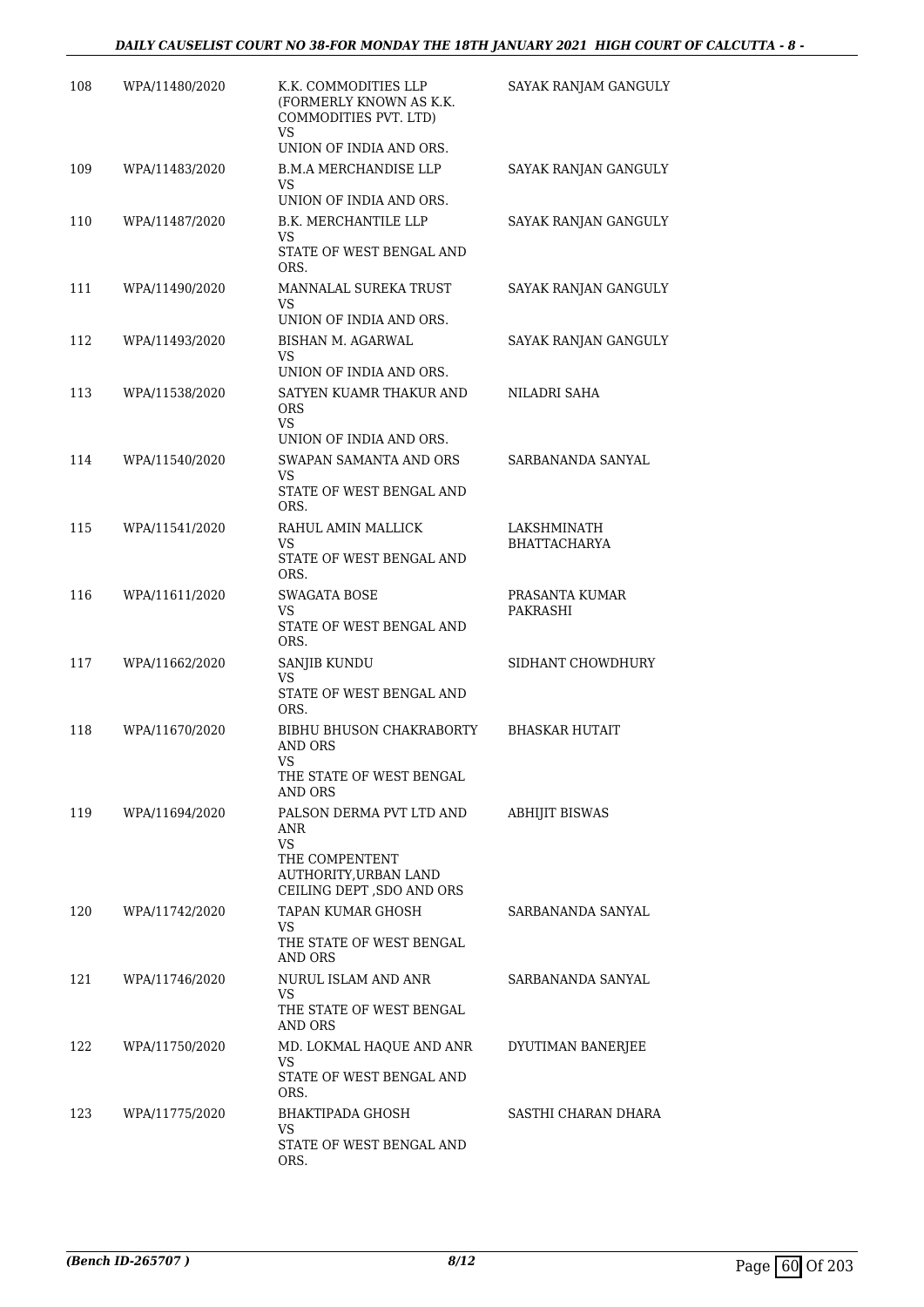| 108 | WPA/11480/2020 | K.K. COMMODITIES LLP (FORMERLY KNOWN AS K.K. COMMODITIES PVT. LTD) VS UNION OF INDIA AND ORS. | SAYAK RANJAM GANGULY |
|---|---|---|---|
| 109 | WPA/11483/2020 | B.M.A MERCHANDISE LLP VS UNION OF INDIA AND ORS. | SAYAK RANJAN GANGULY |
| 110 | WPA/11487/2020 | B.K. MERCHANTILE LLP VS STATE OF WEST BENGAL AND ORS. | SAYAK RANJAN GANGULY |
| 111 | WPA/11490/2020 | MANNALAL SUREKA TRUST VS UNION OF INDIA AND ORS. | SAYAK RANJAN GANGULY |
| 112 | WPA/11493/2020 | BISHAN M. AGARWAL VS UNION OF INDIA AND ORS. | SAYAK RANJAN GANGULY |
| 113 | WPA/11538/2020 | SATYEN KUAMR THAKUR AND ORS VS UNION OF INDIA AND ORS. | NILADRI SAHA |
| 114 | WPA/11540/2020 | SWAPAN SAMANTA AND ORS VS STATE OF WEST BENGAL AND ORS. | SARBANANDA SANYAL |
| 115 | WPA/11541/2020 | RAHUL AMIN MALLICK VS STATE OF WEST BENGAL AND ORS. | LAKSHMINATH BHATTACHARYA |
| 116 | WPA/11611/2020 | SWAGATA BOSE VS STATE OF WEST BENGAL AND ORS. | PRASANTA KUMAR PAKRASHI |
| 117 | WPA/11662/2020 | SANJIB KUNDU VS STATE OF WEST BENGAL AND ORS. | SIDHANT CHOWDHURY |
| 118 | WPA/11670/2020 | BIBHU BHUSON CHAKRABORTY AND ORS VS THE STATE OF WEST BENGAL AND ORS | BHASKAR HUTAIT |
| 119 | WPA/11694/2020 | PALSON DERMA PVT LTD AND ANR VS THE COMPENTENT AUTHORITY,URBAN LAND CEILING DEPT ,SDO AND ORS | ABHIJIT BISWAS |
| 120 | WPA/11742/2020 | TAPAN KUMAR GHOSH VS THE STATE OF WEST BENGAL AND ORS | SARBANANDA SANYAL |
| 121 | WPA/11746/2020 | NURUL ISLAM AND ANR VS THE STATE OF WEST BENGAL AND ORS | SARBANANDA SANYAL |
| 122 | WPA/11750/2020 | MD. LOKMAL HAQUE AND ANR VS STATE OF WEST BENGAL AND ORS. | DYUTIMAN BANERJEE |
| 123 | WPA/11775/2020 | BHAKTIPADA GHOSH VS STATE OF WEST BENGAL AND ORS. | SASTHI CHARAN DHARA |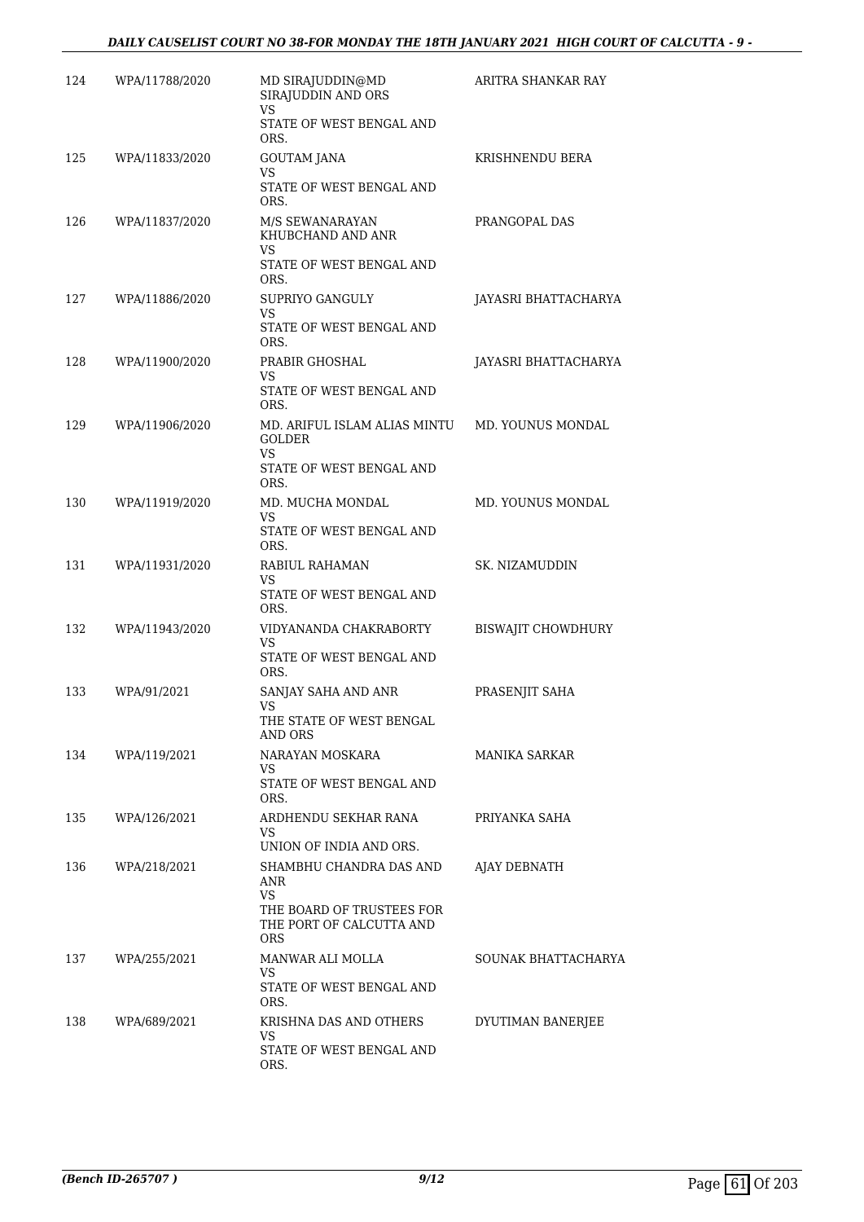| | | | |
|---|---|---|---|
| 124 | WPA/11788/2020 | MD SIRAJUDDIN@MD SIRAJUDDIN AND ORS<br>VS<br>STATE OF WEST BENGAL AND ORS. | ARITRA SHANKAR RAY |
| 125 | WPA/11833/2020 | GOUTAM JANA<br>VS<br>STATE OF WEST BENGAL AND ORS. | KRISHNENDU BERA |
| 126 | WPA/11837/2020 | M/S SEWANARAYAN KHUBCHAND AND ANR<br>VS<br>STATE OF WEST BENGAL AND ORS. | PRANGOPAL DAS |
| 127 | WPA/11886/2020 | SUPRIYO GANGULY<br>VS<br>STATE OF WEST BENGAL AND ORS. | JAYASRI BHATTACHARYA |
| 128 | WPA/11900/2020 | PRABIR GHOSHAL<br>VS<br>STATE OF WEST BENGAL AND ORS. | JAYASRI BHATTACHARYA |
| 129 | WPA/11906/2020 | MD. ARIFUL ISLAM ALIAS MINTU GOLDER<br>VS<br>STATE OF WEST BENGAL AND ORS. | MD. YOUNUS MONDAL |
| 130 | WPA/11919/2020 | MD. MUCHA MONDAL<br>VS<br>STATE OF WEST BENGAL AND ORS. | MD. YOUNUS MONDAL |
| 131 | WPA/11931/2020 | RABIUL RAHAMAN<br>VS<br>STATE OF WEST BENGAL AND ORS. | SK. NIZAMUDDIN |
| 132 | WPA/11943/2020 | VIDYANANDA CHAKRABORTY<br>VS<br>STATE OF WEST BENGAL AND ORS. | BISWAJIT CHOWDHURY |
| 133 | WPA/91/2021 | SANJAY SAHA AND ANR<br>VS<br>THE STATE OF WEST BENGAL AND ORS | PRASENJIT SAHA |
| 134 | WPA/119/2021 | NARAYAN MOSKARA<br>VS<br>STATE OF WEST BENGAL AND ORS. | MANIKA SARKAR |
| 135 | WPA/126/2021 | ARDHENDU SEKHAR RANA<br>VS<br>UNION OF INDIA AND ORS. | PRIYANKA SAHA |
| 136 | WPA/218/2021 | SHAMBHU CHANDRA DAS AND ANR<br>VS<br>THE BOARD OF TRUSTEES FOR THE PORT OF CALCUTTA AND ORS | AJAY DEBNATH |
| 137 | WPA/255/2021 | MANWAR ALI MOLLA<br>VS<br>STATE OF WEST BENGAL AND ORS. | SOUNAK BHATTACHARYA |
| 138 | WPA/689/2021 | KRISHNA DAS AND OTHERS<br>VS<br>STATE OF WEST BENGAL AND ORS. | DYUTIMAN BANERJEE |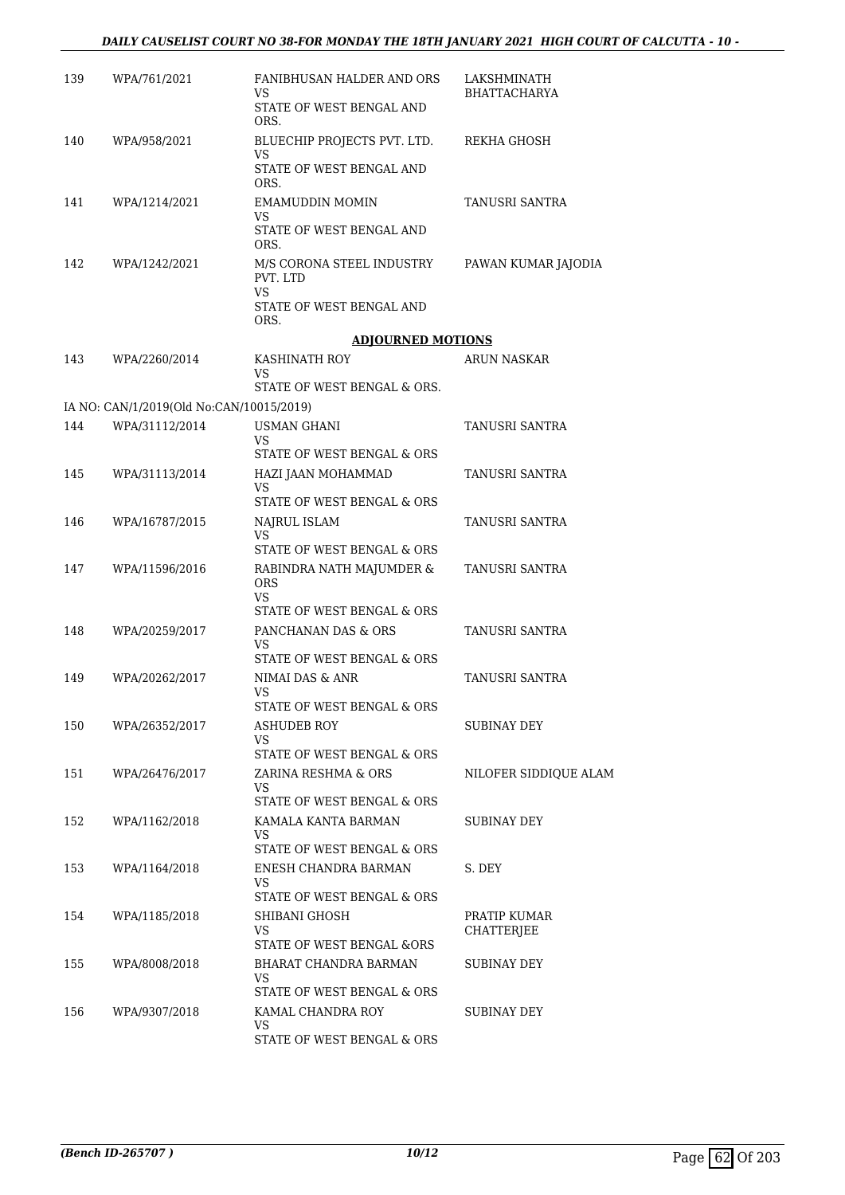| | | | |
|---|---|---|---|
| 139 | WPA/761/2021 | FANIBHUSAN HALDER AND ORS<br>VS<br>STATE OF WEST BENGAL AND ORS. | LAKSHMINATH BHATTACHARYA |
| 140 | WPA/958/2021 | BLUECHIP PROJECTS PVT. LTD.<br>VS<br>STATE OF WEST BENGAL AND ORS. | REKHA GHOSH |
| 141 | WPA/1214/2021 | EMAMUDDIN MOMIN<br>VS<br>STATE OF WEST BENGAL AND ORS. | TANUSRI SANTRA |
| 142 | WPA/1242/2021 | M/S CORONA STEEL INDUSTRY PVT. LTD<br>VS<br>STATE OF WEST BENGAL AND ORS. | PAWAN KUMAR JAJODIA |

**ADJOURNED MOTIONS**

| | | | |
|---|---|---|---|
| 143 | WPA/2260/2014 | KASHINATH ROY<br>VS<br>STATE OF WEST BENGAL & ORS. | ARUN NASKAR |
| | IA NO: CAN/1/2019(Old No:CAN/10015/2019) | | |
| 144 | WPA/31112/2014 | USMAN GHANI<br>VS<br>STATE OF WEST BENGAL & ORS | TANUSRI SANTRA |
| 145 | WPA/31113/2014 | HAZI JAAN MOHAMMAD<br>VS<br>STATE OF WEST BENGAL & ORS | TANUSRI SANTRA |
| 146 | WPA/16787/2015 | NAJRUL ISLAM<br>VS<br>STATE OF WEST BENGAL & ORS | TANUSRI SANTRA |
| 147 | WPA/11596/2016 | RABINDRA NATH MAJUMDER & ORS<br>VS<br>STATE OF WEST BENGAL & ORS | TANUSRI SANTRA |
| 148 | WPA/20259/2017 | PANCHANAN DAS & ORS<br>VS<br>STATE OF WEST BENGAL & ORS | TANUSRI SANTRA |
| 149 | WPA/20262/2017 | NIMAI DAS & ANR<br>VS<br>STATE OF WEST BENGAL & ORS | TANUSRI SANTRA |
| 150 | WPA/26352/2017 | ASHUDEB ROY<br>VS<br>STATE OF WEST BENGAL & ORS | SUBINAY DEY |
| 151 | WPA/26476/2017 | ZARINA RESHMA & ORS<br>VS<br>STATE OF WEST BENGAL & ORS | NILOFER SIDDIQUE ALAM |
| 152 | WPA/1162/2018 | KAMALA KANTA BARMAN<br>VS<br>STATE OF WEST BENGAL & ORS | SUBINAY DEY |
| 153 | WPA/1164/2018 | ENESH CHANDRA BARMAN<br>VS<br>STATE OF WEST BENGAL & ORS | S. DEY |
| 154 | WPA/1185/2018 | SHIBANI GHOSH<br>VS<br>STATE OF WEST BENGAL &ORS | PRATIP KUMAR CHATTERJEE |
| 155 | WPA/8008/2018 | BHARAT CHANDRA BARMAN<br>VS<br>STATE OF WEST BENGAL & ORS | SUBINAY DEY |
| 156 | WPA/9307/2018 | KAMAL CHANDRA ROY<br>VS<br>STATE OF WEST BENGAL & ORS | SUBINAY DEY |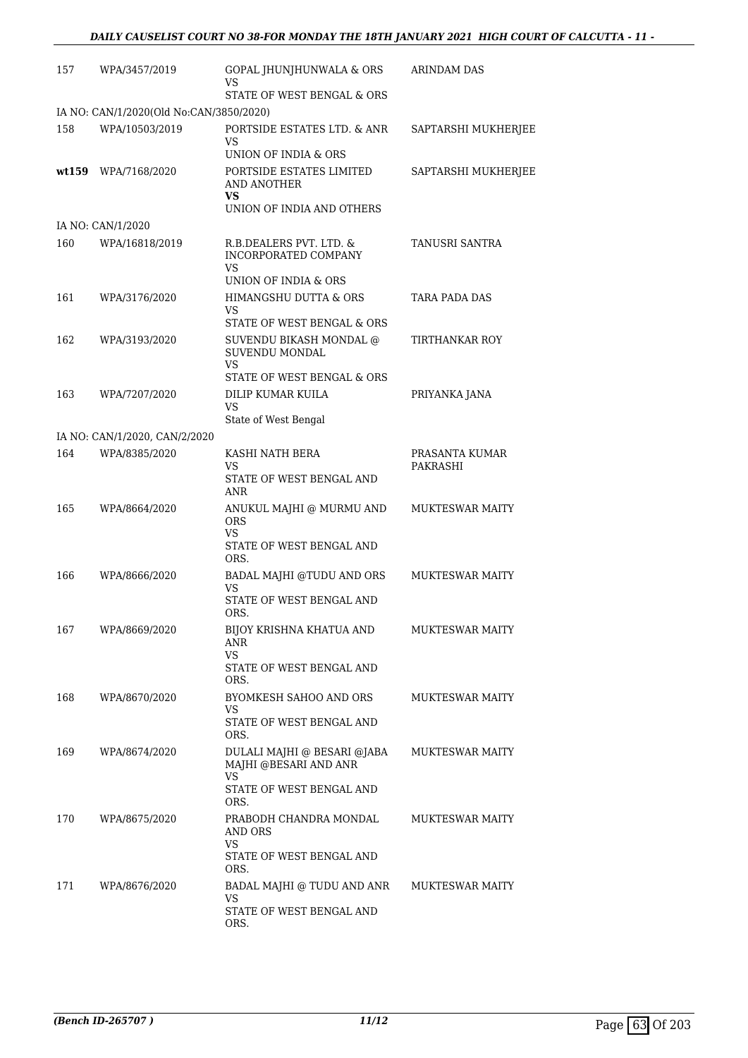| | | | |
|---|---|---|---|
| 157 | WPA/3457/2019 | GOPAL JHUNJHUNWALA & ORS<br>VS<br>STATE OF WEST BENGAL & ORS | ARINDAM DAS |
| IA NO: CAN/1/2020(Old No:CAN/3850/2020) | | | |
| 158 | WPA/10503/2019 | PORTSIDE ESTATES LTD. & ANR<br>VS<br>UNION OF INDIA & ORS | SAPTARSHI MUKHERJEE |
| **wt159** | WPA/7168/2020 | PORTSIDE ESTATES LIMITED AND ANOTHER<br>**VS**<br>UNION OF INDIA AND OTHERS | SAPTARSHI MUKHERJEE |
| IA NO: CAN/1/2020 | | | |
| 160 | WPA/16818/2019 | R.B.DEALERS PVT. LTD. & INCORPORATED COMPANY<br>VS<br>UNION OF INDIA & ORS | TANUSRI SANTRA |
| 161 | WPA/3176/2020 | HIMANGSHU DUTTA & ORS<br>VS<br>STATE OF WEST BENGAL & ORS | TARA PADA DAS |
| 162 | WPA/3193/2020 | SUVENDU BIKASH MONDAL @ SUVENDU MONDAL<br>VS<br>STATE OF WEST BENGAL & ORS | TIRTHANKAR ROY |
| 163 | WPA/7207/2020 | DILIP KUMAR KUILA<br>VS<br>State of West Bengal | PRIYANKA JANA |
| IA NO: CAN/1/2020, CAN/2/2020 | | | |
| 164 | WPA/8385/2020 | KASHI NATH BERA<br>VS<br>STATE OF WEST BENGAL AND ANR | PRASANTA KUMAR PAKRASHI |
| 165 | WPA/8664/2020 | ANUKUL MAJHI @ MURMU AND ORS<br>VS<br>STATE OF WEST BENGAL AND ORS. | MUKTESWAR MAITY |
| 166 | WPA/8666/2020 | BADAL MAJHI @TUDU AND ORS<br>VS<br>STATE OF WEST BENGAL AND ORS. | MUKTESWAR MAITY |
| 167 | WPA/8669/2020 | BIJOY KRISHNA KHATUA AND ANR<br>VS<br>STATE OF WEST BENGAL AND ORS. | MUKTESWAR MAITY |
| 168 | WPA/8670/2020 | BYOMKESH SAHOO AND ORS<br>VS<br>STATE OF WEST BENGAL AND ORS. | MUKTESWAR MAITY |
| 169 | WPA/8674/2020 | DULALI MAJHI @ BESARI @JABA MAJHI @BESARI AND ANR<br>VS<br>STATE OF WEST BENGAL AND ORS. | MUKTESWAR MAITY |
| 170 | WPA/8675/2020 | PRABODH CHANDRA MONDAL AND ORS<br>VS<br>STATE OF WEST BENGAL AND ORS. | MUKTESWAR MAITY |
| 171 | WPA/8676/2020 | BADAL MAJHI @ TUDU AND ANR<br>VS<br>STATE OF WEST BENGAL AND ORS. | MUKTESWAR MAITY |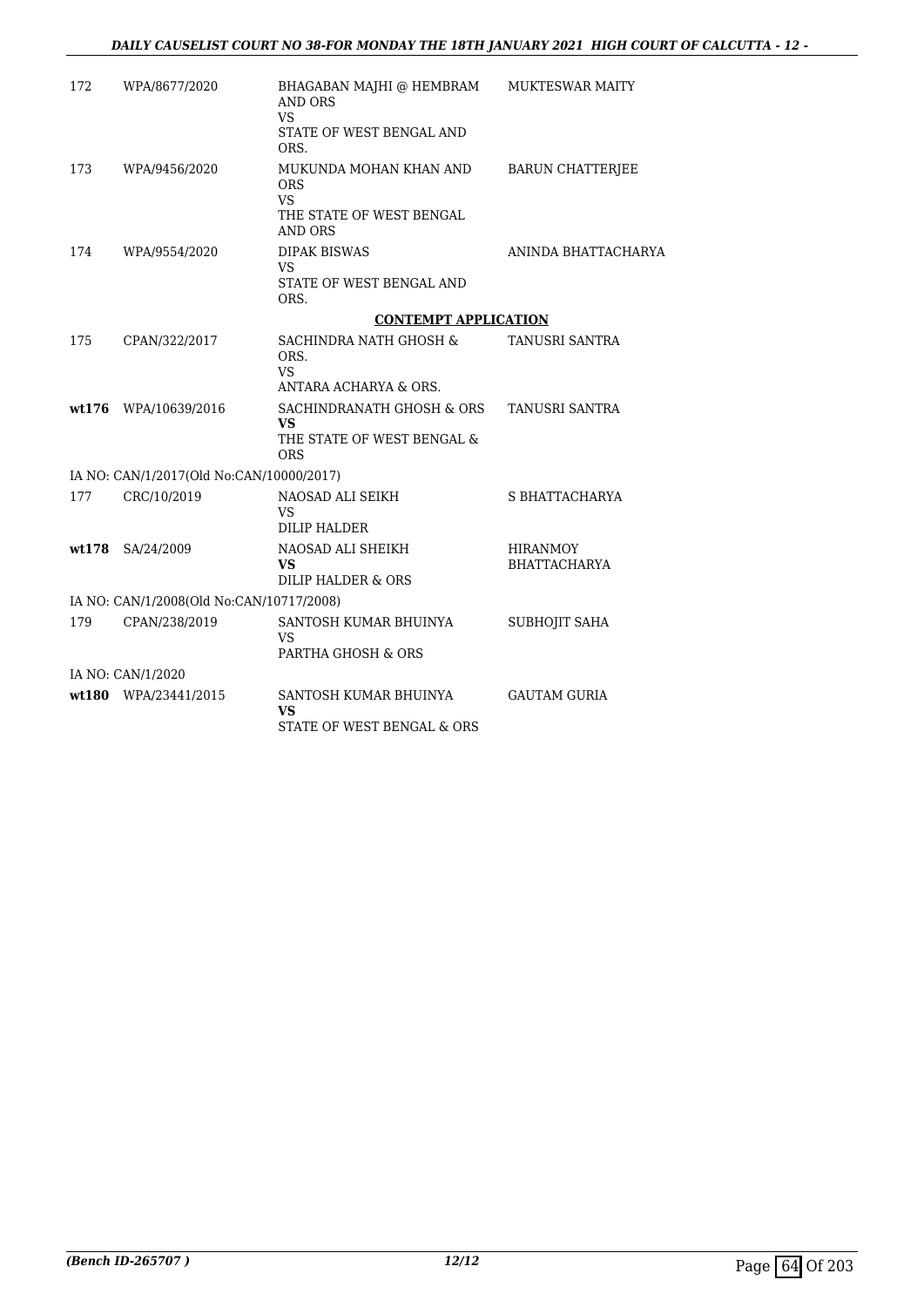| | | | |
|---|---|---|---|
| 172 | WPA/8677/2020 | BHAGABAN MAJHI @ HEMBRAM AND ORS<br>VS<br>STATE OF WEST BENGAL AND ORS. | MUKTESWAR MAITY |
| 173 | WPA/9456/2020 | MUKUNDA MOHAN KHAN AND ORS<br>VS<br>THE STATE OF WEST BENGAL AND ORS | BARUN CHATTERJEE |
| 174 | WPA/9554/2020 | DIPAK BISWAS<br>VS<br>STATE OF WEST BENGAL AND ORS. | ANINDA BHATTACHARYA |
| | | **CONTEMPT APPLICATION** | |
| 175 | CPAN/322/2017 | SACHINDRA NATH GHOSH & ORS.<br>VS<br>ANTARA ACHARYA & ORS. | TANUSRI SANTRA |
| **wt176** | WPA/10639/2016 | SACHINDRANATH GHOSH & ORS<br>**VS**<br>THE STATE OF WEST BENGAL & ORS | TANUSRI SANTRA |
| IA NO: CAN/1/2017(Old No:CAN/10000/2017) | | | |
| 177 | CRC/10/2019 | NAOSAD ALI SEIKH<br>VS<br>DILIP HALDER | S BHATTACHARYA |
| **wt178** | SA/24/2009 | NAOSAD ALI SHEIKH<br>**VS**<br>DILIP HALDER & ORS | HIRANMOY BHATTACHARYA |
| IA NO: CAN/1/2008(Old No:CAN/10717/2008) | | | |
| 179 | CPAN/238/2019 | SANTOSH KUMAR BHUINYA<br>VS<br>PARTHA GHOSH & ORS | SUBHOJIT SAHA |
| IA NO: CAN/1/2020 | | | |
| **wt180** | WPA/23441/2015 | SANTOSH KUMAR BHUINYA<br>**VS**<br>STATE OF WEST BENGAL & ORS | GAUTAM GURIA |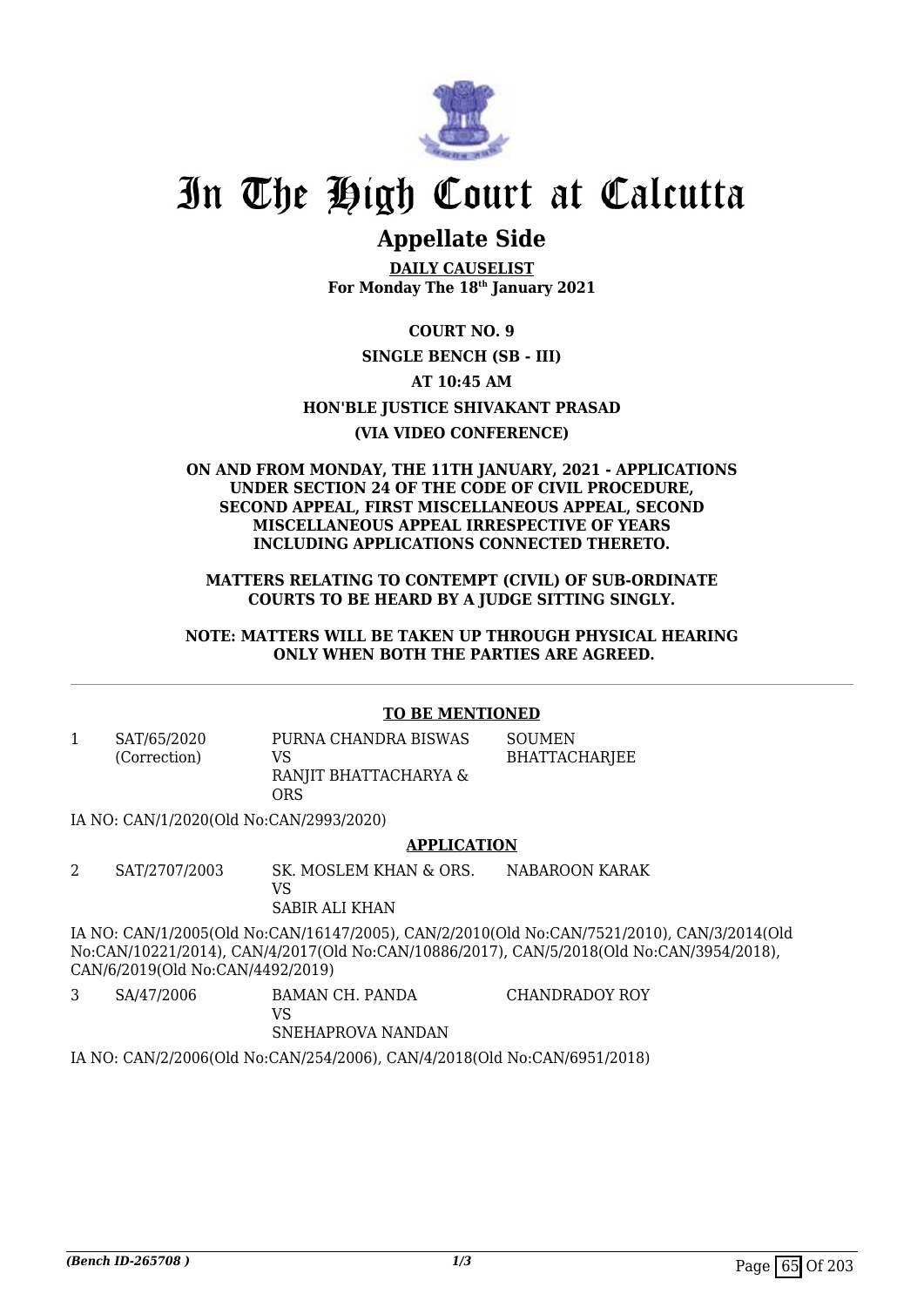# In The High Court at Calcutta

## Appellate Side

**DAILY CAUSELIST**
**For Monday The 18th January 2021**

**COURT NO. 9**

**SINGLE BENCH (SB - III)**

**AT 10:45 AM**

**HON'BLE JUSTICE SHIVAKANT PRASAD**

**(VIA VIDEO CONFERENCE)**

**ON AND FROM MONDAY, THE 11TH JANUARY, 2021 - APPLICATIONS UNDER SECTION 24 OF THE CODE OF CIVIL PROCEDURE, SECOND APPEAL, FIRST MISCELLANEOUS APPEAL, SECOND MISCELLANEOUS APPEAL IRRESPECTIVE OF YEARS INCLUDING APPLICATIONS CONNECTED THERETO.**

**MATTERS RELATING TO CONTEMPT (CIVIL) OF SUB-ORDINATE COURTS TO BE HEARD BY A JUDGE SITTING SINGLY.**

**NOTE: MATTERS WILL BE TAKEN UP THROUGH PHYSICAL HEARING ONLY WHEN BOTH THE PARTIES ARE AGREED.**

**TO BE MENTIONED**

| | | | |
|---|---|---|---|
| 1 | SAT/65/2020 (Correction) | PURNA CHANDRA BISWAS VS RANJIT BHATTACHARYA & ORS | SOUMEN BHATTACHARJEE |

IA NO: CAN/1/2020(Old No:CAN/2993/2020)

**APPLICATION**

| | | | |
|---|---|---|---|
| 2 | SAT/2707/2003 | SK. MOSLEM KHAN & ORS. VS SABIR ALI KHAN | NABAROON KARAK |

IA NO: CAN/1/2005(Old No:CAN/16147/2005), CAN/2/2010(Old No:CAN/7521/2010), CAN/3/2014(Old No:CAN/10221/2014), CAN/4/2017(Old No:CAN/10886/2017), CAN/5/2018(Old No:CAN/3954/2018), CAN/6/2019(Old No:CAN/4492/2019)

| | | | |
|---|---|---|---|
| 3 | SA/47/2006 | BAMAN CH. PANDA VS SNEHAPROVA NANDAN | CHANDRADOY ROY |

IA NO: CAN/2/2006(Old No:CAN/254/2006), CAN/4/2018(Old No:CAN/6951/2018)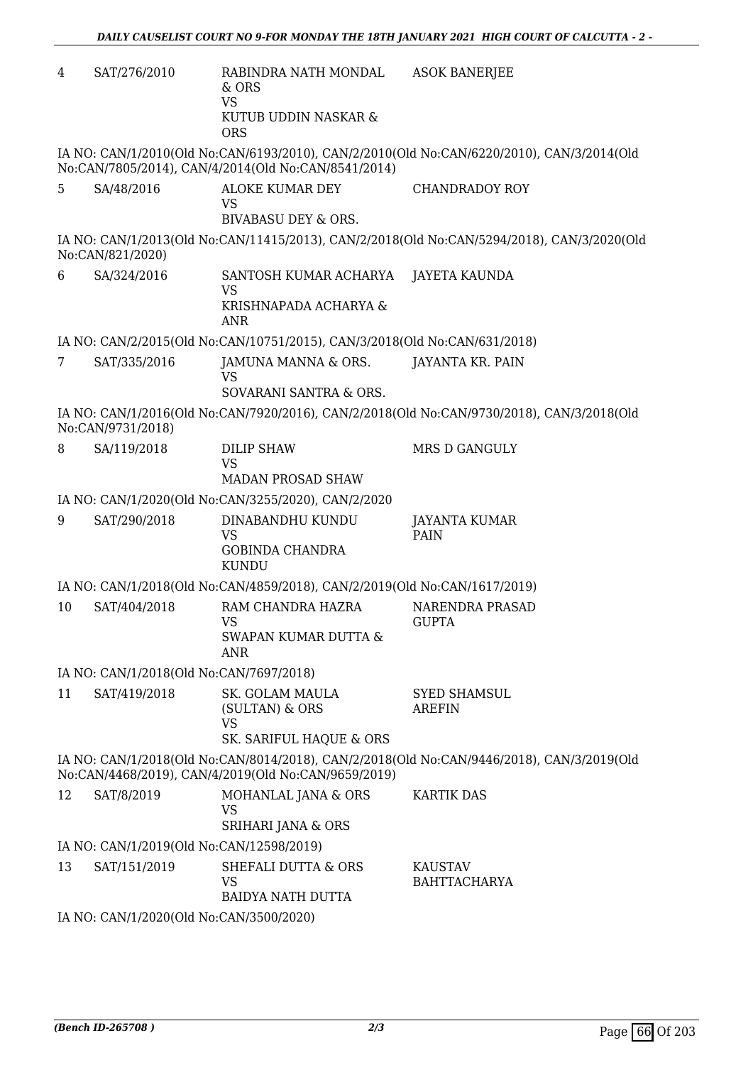| 4 | SAT/276/2010 | RABINDRA NATH MONDAL & ORS<br>VS<br>KUTUB UDDIN NASKAR & ORS | ASOK BANERJEE |
|---|---|---|---|

IA NO: CAN/1/2010(Old No:CAN/6193/2010), CAN/2/2010(Old No:CAN/6220/2010), CAN/3/2014(Old No:CAN/7805/2014), CAN/4/2014(Old No:CAN/8541/2014)

| 5 | SA/48/2016 | ALOKE KUMAR DEY<br>VS<br>BIVABASU DEY & ORS. | CHANDRADOY ROY |
|---|---|---|---|

IA NO: CAN/1/2013(Old No:CAN/11415/2013), CAN/2/2018(Old No:CAN/5294/2018), CAN/3/2020(Old No:CAN/821/2020)

| 6 | SA/324/2016 | SANTOSH KUMAR ACHARYA<br>VS<br>KRISHNAPADA ACHARYA & ANR | JAYETA KAUNDA |
|---|---|---|---|

IA NO: CAN/2/2015(Old No:CAN/10751/2015), CAN/3/2018(Old No:CAN/631/2018)

| 7 | SAT/335/2016 | JAMUNA MANNA & ORS.<br>VS<br>SOVARANI SANTRA & ORS. | JAYANTA KR. PAIN |
|---|---|---|---|

IA NO: CAN/1/2016(Old No:CAN/7920/2016), CAN/2/2018(Old No:CAN/9730/2018), CAN/3/2018(Old No:CAN/9731/2018)

| 8 | SA/119/2018 | DILIP SHAW<br>VS<br>MADAN PROSAD SHAW | MRS D GANGULY |
|---|---|---|---|

IA NO: CAN/1/2020(Old No:CAN/3255/2020), CAN/2/2020

| 9 | SAT/290/2018 | DINABANDHU KUNDU<br>VS<br>GOBINDA CHANDRA KUNDU | JAYANTA KUMAR PAIN |
|---|---|---|---|

IA NO: CAN/1/2018(Old No:CAN/4859/2018), CAN/2/2019(Old No:CAN/1617/2019)

| 10 | SAT/404/2018 | RAM CHANDRA HAZRA<br>VS<br>SWAPAN KUMAR DUTTA & ANR | NARENDRA PRASAD GUPTA |
|---|---|---|---|

IA NO: CAN/1/2018(Old No:CAN/7697/2018)

| 11 | SAT/419/2018 | SK. GOLAM MAULA (SULTAN) & ORS<br>VS<br>SK. SARIFUL HAQUE & ORS | SYED SHAMSUL AREFIN |
|---|---|---|---|

IA NO: CAN/1/2018(Old No:CAN/8014/2018), CAN/2/2018(Old No:CAN/9446/2018), CAN/3/2019(Old No:CAN/4468/2019), CAN/4/2019(Old No:CAN/9659/2019)

| 12 | SAT/8/2019 | MOHANLAL JANA & ORS<br>VS<br>SRIHARI JANA & ORS | KARTIK DAS |
|---|---|---|---|

IA NO: CAN/1/2019(Old No:CAN/12598/2019)

| 13 | SAT/151/2019 | SHEFALI DUTTA & ORS<br>VS<br>BAIDYA NATH DUTTA | KAUSTAV BAHTTACHARYA |
|---|---|---|---|

IA NO: CAN/1/2020(Old No:CAN/3500/2020)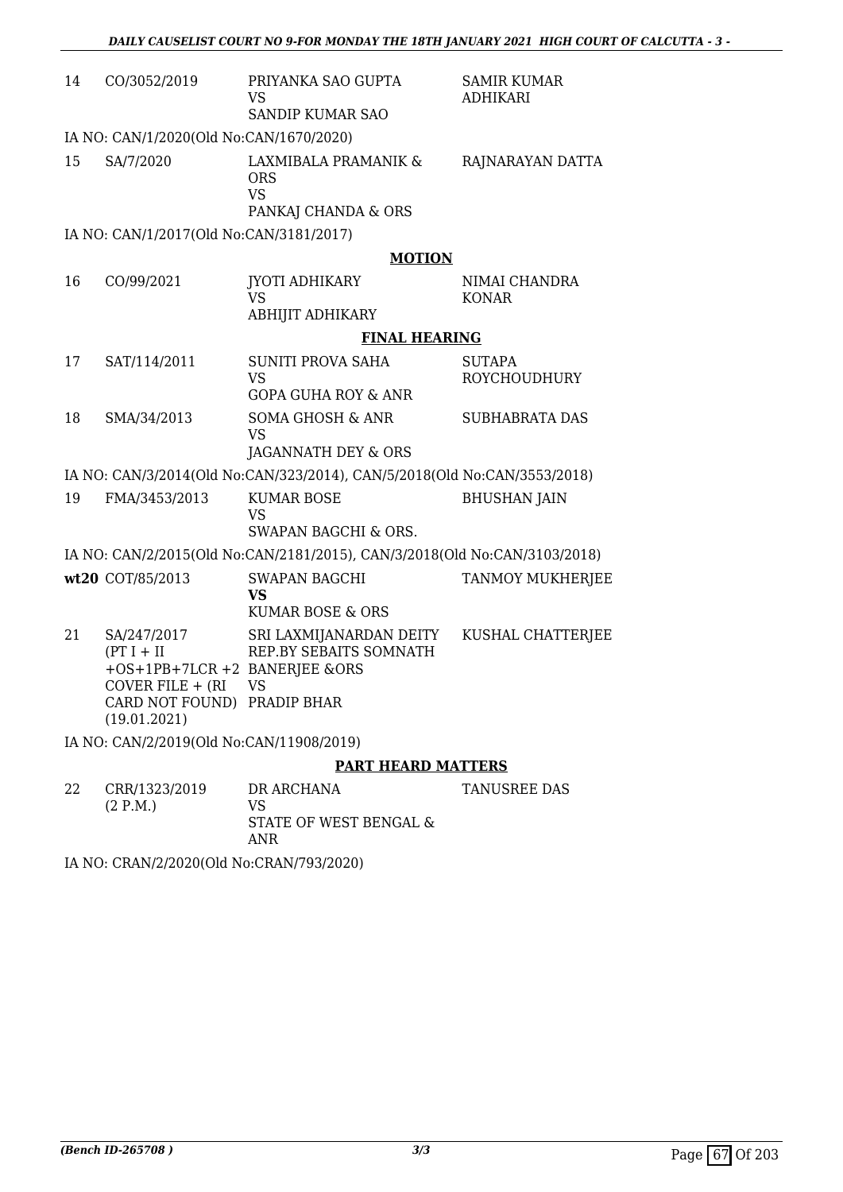| 14 | CO/3052/2019 | PRIYANKA SAO GUPTA<br>VS<br>SANDIP KUMAR SAO | SAMIR KUMAR ADHIKARI |
|---|---|---|---|

IA NO: CAN/1/2020(Old No:CAN/1670/2020)

| 15 | SA/7/2020 | LAXMIBALA PRAMANIK & ORS<br>VS<br>PANKAJ CHANDA & ORS | RAJNARAYAN DATTA |
|---|---|---|---|

IA NO: CAN/1/2017(Old No:CAN/3181/2017)

**MOTION**

| 16 | CO/99/2021 | JYOTI ADHIKARY<br>VS<br>ABHIJIT ADHIKARY | NIMAI CHANDRA KONAR |
|---|---|---|---|

**FINAL HEARING**

| 17 | SAT/114/2011 | SUNITI PROVA SAHA<br>VS<br>GOPA GUHA ROY & ANR | SUTAPA ROYCHOUDHURY |
|---|---|---|---|
| 18 | SMA/34/2013 | SOMA GHOSH & ANR<br>VS<br>JAGANNATH DEY & ORS | SUBHABRATA DAS |

IA NO: CAN/3/2014(Old No:CAN/323/2014), CAN/5/2018(Old No:CAN/3553/2018)

| 19 | FMA/3453/2013 | KUMAR BOSE<br>VS<br>SWAPAN BAGCHI & ORS. | BHUSHAN JAIN |
|---|---|---|---|

IA NO: CAN/2/2015(Old No:CAN/2181/2015), CAN/3/2018(Old No:CAN/3103/2018)

| **wt20** | COT/85/2013 | SWAPAN BAGCHI<br>**VS**<br>KUMAR BOSE & ORS | TANMOY MUKHERJEE |
|---|---|---|---|
| 21 | SA/247/2017<br>(PT I + II +OS+1PB+7LCR +2 COVER FILE + (RI CARD NOT FOUND) (19.01.2021) | SRI LAXMIJANARDAN DEITY REP.BY SEBAITS SOMNATH BANERJEE &ORS<br>VS<br>PRADIP BHAR | KUSHAL CHATTERJEE |

IA NO: CAN/2/2019(Old No:CAN/11908/2019)

**PART HEARD MATTERS**

| 22 | CRR/1323/2019<br>(2 P.M.) | DR ARCHANA<br>VS<br>STATE OF WEST BENGAL & ANR | TANUSREE DAS |
|---|---|---|---|

IA NO: CRAN/2/2020(Old No:CRAN/793/2020)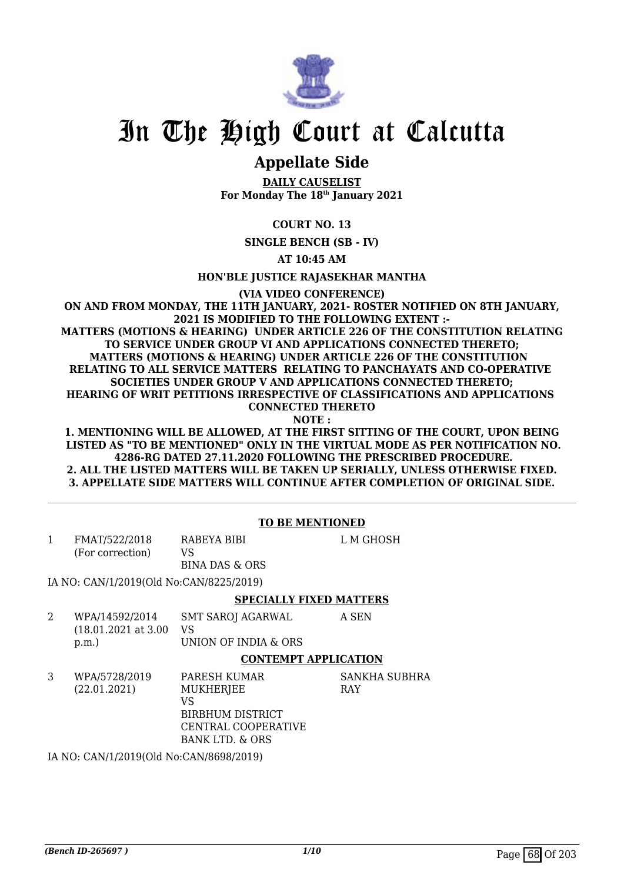# In The High Court at Calcutta

## Appellate Side

**DAILY CAUSELIST**
**For Monday The 18th January 2021**

**COURT NO. 13**

**SINGLE BENCH (SB - IV)**

**AT 10:45 AM**

**HON'BLE JUSTICE RAJASEKHAR MANTHA**

**(VIA VIDEO CONFERENCE)**

**ON AND FROM MONDAY, THE 11TH JANUARY, 2021- ROSTER NOTIFIED ON 8TH JANUARY, 2021 IS MODIFIED TO THE FOLLOWING EXTENT :-**
**MATTERS (MOTIONS & HEARING) UNDER ARTICLE 226 OF THE CONSTITUTION RELATING TO SERVICE UNDER GROUP VI AND APPLICATIONS CONNECTED THERETO;**
**MATTERS (MOTIONS & HEARING) UNDER ARTICLE 226 OF THE CONSTITUTION RELATING TO ALL SERVICE MATTERS RELATING TO PANCHAYATS AND CO-OPERATIVE SOCIETIES UNDER GROUP V AND APPLICATIONS CONNECTED THERETO;**
**HEARING OF WRIT PETITIONS IRRESPECTIVE OF CLASSIFICATIONS AND APPLICATIONS CONNECTED THERETO**

**NOTE :**

**1. MENTIONING WILL BE ALLOWED, AT THE FIRST SITTING OF THE COURT, UPON BEING LISTED AS "TO BE MENTIONED" ONLY IN THE VIRTUAL MODE AS PER NOTIFICATION NO. 4286-RG DATED 27.11.2020 FOLLOWING THE PRESCRIBED PROCEDURE.**
**2. ALL THE LISTED MATTERS WILL BE TAKEN UP SERIALLY, UNLESS OTHERWISE FIXED.**
**3. APPELLATE SIDE MATTERS WILL CONTINUE AFTER COMPLETION OF ORIGINAL SIDE.**

---

**TO BE MENTIONED**

| | | | |
|---|---|---|---|
| 1 | FMAT/522/2018 (For correction) | RABEYA BIBI VS BINA DAS & ORS | L M GHOSH |

IA NO: CAN/1/2019(Old No:CAN/8225/2019)

**SPECIALLY FIXED MATTERS**

| | | | |
|---|---|---|---|
| 2 | WPA/14592/2014 (18.01.2021 at 3.00 p.m.) | SMT SAROJ AGARWAL VS UNION OF INDIA & ORS | A SEN |

**CONTEMPT APPLICATION**

| | | | |
|---|---|---|---|
| 3 | WPA/5728/2019 (22.01.2021) | PARESH KUMAR MUKHERJEE VS BIRBHUM DISTRICT CENTRAL COOPERATIVE BANK LTD. & ORS | SANKHA SUBHRA RAY |

IA NO: CAN/1/2019(Old No:CAN/8698/2019)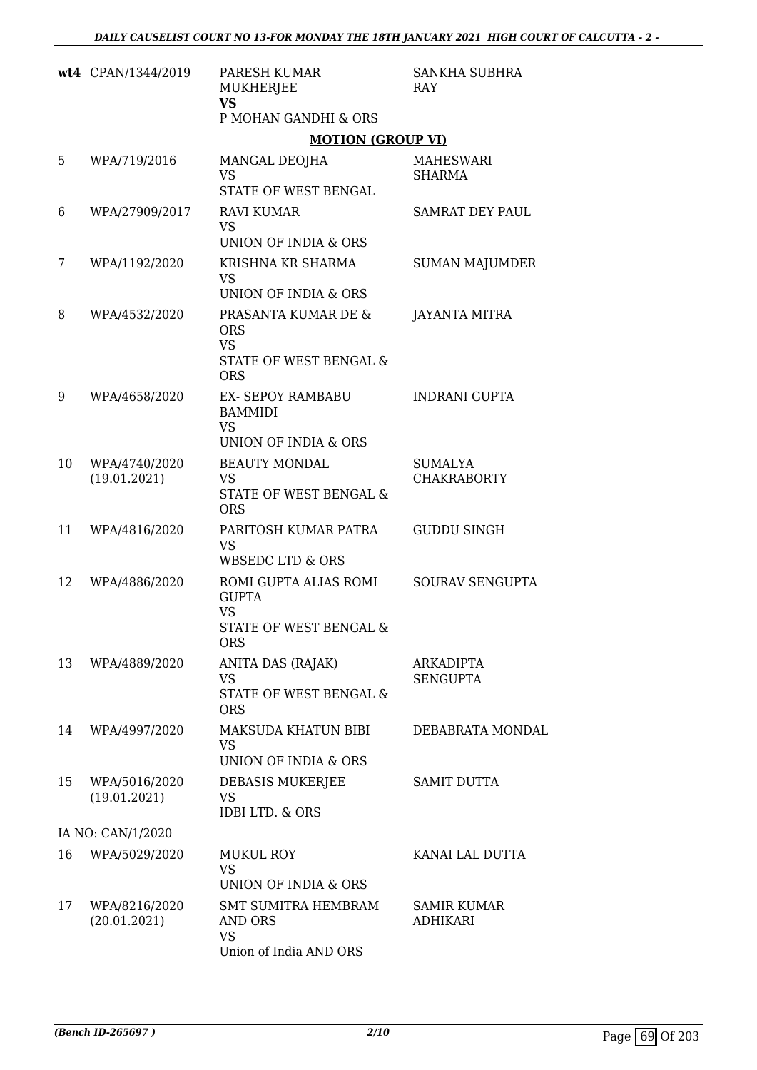| | | | |
|---|---|---|---|
| wt4 | CPAN/1344/2019 | PARESH KUMAR MUKHERJEE **VS** P MOHAN GANDHI & ORS | SANKHA SUBHRA RAY |

**MOTION (GROUP VI)**

| | | | |
|---|---|---|---|
| 5 | WPA/719/2016 | MANGAL DEOJHA VS STATE OF WEST BENGAL | MAHESWARI SHARMA |
| 6 | WPA/27909/2017 | RAVI KUMAR VS UNION OF INDIA & ORS | SAMRAT DEY PAUL |
| 7 | WPA/1192/2020 | KRISHNA KR SHARMA VS UNION OF INDIA & ORS | SUMAN MAJUMDER |
| 8 | WPA/4532/2020 | PRASANTA KUMAR DE & ORS VS STATE OF WEST BENGAL & ORS | JAYANTA MITRA |
| 9 | WPA/4658/2020 | EX- SEPOY RAMBABU BAMMIDI VS UNION OF INDIA & ORS | INDRANI GUPTA |
| 10 | WPA/4740/2020 (19.01.2021) | BEAUTY MONDAL VS STATE OF WEST BENGAL & ORS | SUMALYA CHAKRABORTY |
| 11 | WPA/4816/2020 | PARITOSH KUMAR PATRA VS WBSEDC LTD & ORS | GUDDU SINGH |
| 12 | WPA/4886/2020 | ROMI GUPTA ALIAS ROMI GUPTA VS STATE OF WEST BENGAL & ORS | SOURAV SENGUPTA |
| 13 | WPA/4889/2020 | ANITA DAS (RAJAK) VS STATE OF WEST BENGAL & ORS | ARKADIPTA SENGUPTA |
| 14 | WPA/4997/2020 | MAKSUDA KHATUN BIBI VS UNION OF INDIA & ORS | DEBABRATA MONDAL |
| 15 | WPA/5016/2020 (19.01.2021) | DEBASIS MUKERJEE VS IDBI LTD. & ORS | SAMIT DUTTA |
| | IA NO: CAN/1/2020 | | |
| 16 | WPA/5029/2020 | MUKUL ROY VS UNION OF INDIA & ORS | KANAI LAL DUTTA |
| 17 | WPA/8216/2020 (20.01.2021) | SMT SUMITRA HEMBRAM AND ORS VS Union of India AND ORS | SAMIR KUMAR ADHIKARI |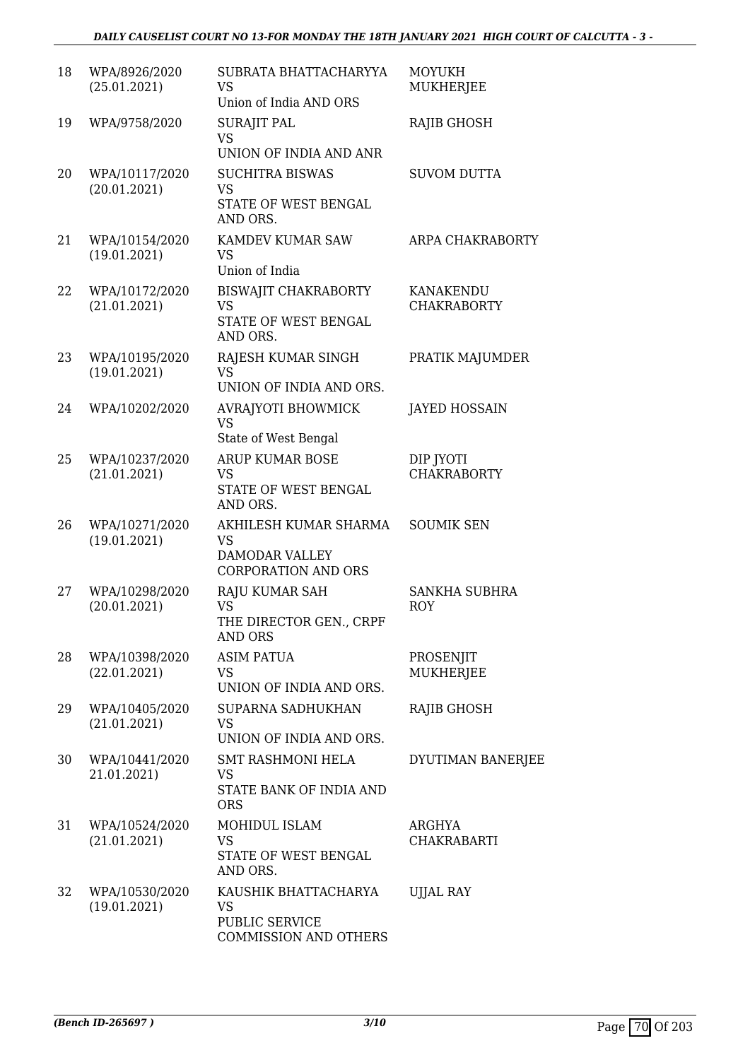| 18 | WPA/8926/2020 (25.01.2021) | SUBRATA BHATTACHARYYA VS Union of India AND ORS | MOYUKH MUKHERJEE |
|---|---|---|---|
| 19 | WPA/9758/2020 | SURAJIT PAL VS UNION OF INDIA AND ANR | RAJIB GHOSH |
| 20 | WPA/10117/2020 (20.01.2021) | SUCHITRA BISWAS VS STATE OF WEST BENGAL AND ORS. | SUVOM DUTTA |
| 21 | WPA/10154/2020 (19.01.2021) | KAMDEV KUMAR SAW VS Union of India | ARPA CHAKRABORTY |
| 22 | WPA/10172/2020 (21.01.2021) | BISWAJIT CHAKRABORTY VS STATE OF WEST BENGAL AND ORS. | KANAKENDU CHAKRABORTY |
| 23 | WPA/10195/2020 (19.01.2021) | RAJESH KUMAR SINGH VS UNION OF INDIA AND ORS. | PRATIK MAJUMDER |
| 24 | WPA/10202/2020 | AVRAJYOTI BHOWMICK VS State of West Bengal | JAYED HOSSAIN |
| 25 | WPA/10237/2020 (21.01.2021) | ARUP KUMAR BOSE VS STATE OF WEST BENGAL AND ORS. | DIP JYOTI CHAKRABORTY |
| 26 | WPA/10271/2020 (19.01.2021) | AKHILESH KUMAR SHARMA VS DAMODAR VALLEY CORPORATION AND ORS | SOUMIK SEN |
| 27 | WPA/10298/2020 (20.01.2021) | RAJU KUMAR SAH VS THE DIRECTOR GEN., CRPF AND ORS | SANKHA SUBHRA ROY |
| 28 | WPA/10398/2020 (22.01.2021) | ASIM PATUA VS UNION OF INDIA AND ORS. | PROSENJIT MUKHERJEE |
| 29 | WPA/10405/2020 (21.01.2021) | SUPARNA SADHUKHAN VS UNION OF INDIA AND ORS. | RAJIB GHOSH |
| 30 | WPA/10441/2020 21.01.2021) | SMT RASHMONI HELA VS STATE BANK OF INDIA AND ORS | DYUTIMAN BANERJEE |
| 31 | WPA/10524/2020 (21.01.2021) | MOHIDUL ISLAM VS STATE OF WEST BENGAL AND ORS. | ARGHYA CHAKRABARTI |
| 32 | WPA/10530/2020 (19.01.2021) | KAUSHIK BHATTACHARYA VS PUBLIC SERVICE COMMISSION AND OTHERS | UJJAL RAY |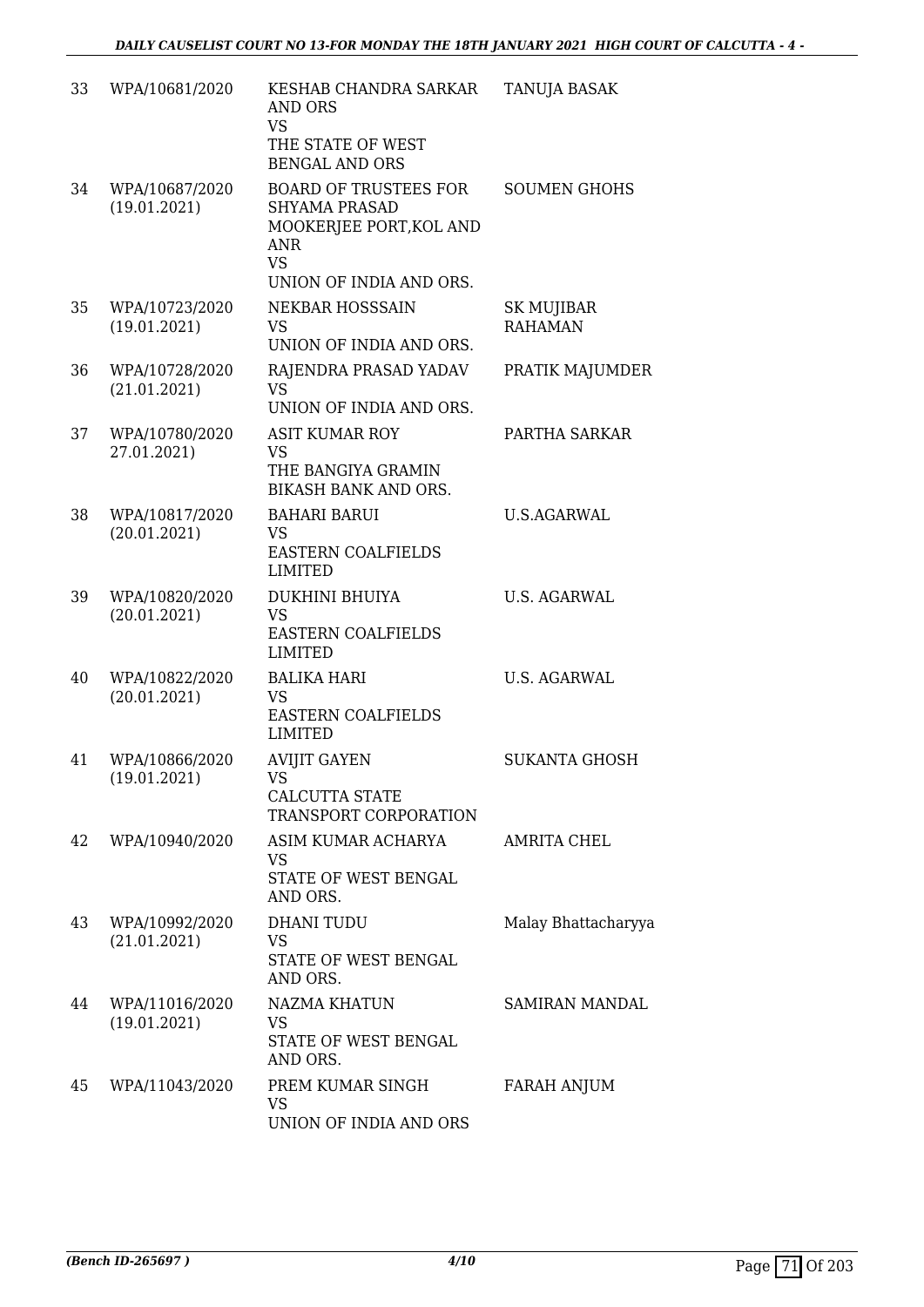| 33 | WPA/10681/2020 | KESHAB CHANDRA SARKAR AND ORS VS THE STATE OF WEST BENGAL AND ORS | TANUJA BASAK |
|---|---|---|---|
| 34 | WPA/10687/2020 (19.01.2021) | BOARD OF TRUSTEES FOR SHYAMA PRASAD MOOKERJEE PORT,KOL AND ANR VS UNION OF INDIA AND ORS. | SOUMEN GHOHS |
| 35 | WPA/10723/2020 (19.01.2021) | NEKBAR HOSSSAIN VS UNION OF INDIA AND ORS. | SK MUJIBAR RAHAMAN |
| 36 | WPA/10728/2020 (21.01.2021) | RAJENDRA PRASAD YADAV VS UNION OF INDIA AND ORS. | PRATIK MAJUMDER |
| 37 | WPA/10780/2020 27.01.2021) | ASIT KUMAR ROY VS THE BANGIYA GRAMIN BIKASH BANK AND ORS. | PARTHA SARKAR |
| 38 | WPA/10817/2020 (20.01.2021) | BAHARI BARUI VS EASTERN COALFIELDS LIMITED | U.S.AGARWAL |
| 39 | WPA/10820/2020 (20.01.2021) | DUKHINI BHUIYA VS EASTERN COALFIELDS LIMITED | U.S. AGARWAL |
| 40 | WPA/10822/2020 (20.01.2021) | BALIKA HARI VS EASTERN COALFIELDS LIMITED | U.S. AGARWAL |
| 41 | WPA/10866/2020 (19.01.2021) | AVIJIT GAYEN VS CALCUTTA STATE TRANSPORT CORPORATION | SUKANTA GHOSH |
| 42 | WPA/10940/2020 | ASIM KUMAR ACHARYA VS STATE OF WEST BENGAL AND ORS. | AMRITA CHEL |
| 43 | WPA/10992/2020 (21.01.2021) | DHANI TUDU VS STATE OF WEST BENGAL AND ORS. | Malay Bhattacharyya |
| 44 | WPA/11016/2020 (19.01.2021) | NAZMA KHATUN VS STATE OF WEST BENGAL AND ORS. | SAMIRAN MANDAL |
| 45 | WPA/11043/2020 | PREM KUMAR SINGH VS UNION OF INDIA AND ORS | FARAH ANJUM |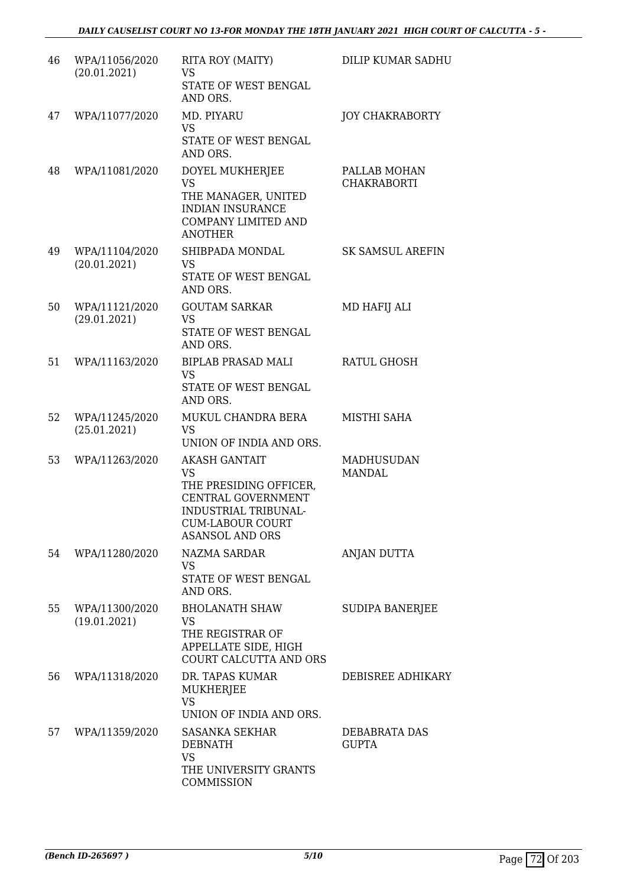| 46 | WPA/11056/2020<br>(20.01.2021) | RITA ROY (MAITY)<br>VS<br>STATE OF WEST BENGAL AND ORS. | DILIP KUMAR SADHU |
|---|---|---|---|
| 47 | WPA/11077/2020 | MD. PIYARU<br>VS<br>STATE OF WEST BENGAL AND ORS. | JOY CHAKRABORTY |
| 48 | WPA/11081/2020 | DOYEL MUKHERJEE<br>VS<br>THE MANAGER, UNITED INDIAN INSURANCE COMPANY LIMITED AND ANOTHER | PALLAB MOHAN CHAKRABORTI |
| 49 | WPA/11104/2020<br>(20.01.2021) | SHIBPADA MONDAL<br>VS<br>STATE OF WEST BENGAL AND ORS. | SK SAMSUL AREFIN |
| 50 | WPA/11121/2020<br>(29.01.2021) | GOUTAM SARKAR<br>VS<br>STATE OF WEST BENGAL AND ORS. | MD HAFIJ ALI |
| 51 | WPA/11163/2020 | BIPLAB PRASAD MALI<br>VS<br>STATE OF WEST BENGAL AND ORS. | RATUL GHOSH |
| 52 | WPA/11245/2020<br>(25.01.2021) | MUKUL CHANDRA BERA<br>VS<br>UNION OF INDIA AND ORS. | MISTHI SAHA |
| 53 | WPA/11263/2020 | AKASH GANTAIT<br>VS<br>THE PRESIDING OFFICER, CENTRAL GOVERNMENT INDUSTRIAL TRIBUNAL-CUM-LABOUR COURT ASANSOL AND ORS | MADHUSUDAN MANDAL |
| 54 | WPA/11280/2020 | NAZMA SARDAR<br>VS<br>STATE OF WEST BENGAL AND ORS. | ANJAN DUTTA |
| 55 | WPA/11300/2020<br>(19.01.2021) | BHOLANATH SHAW<br>VS<br>THE REGISTRAR OF APPELLATE SIDE, HIGH COURT CALCUTTA AND ORS | SUDIPA BANERJEE |
| 56 | WPA/11318/2020 | DR. TAPAS KUMAR MUKHERJEE<br>VS<br>UNION OF INDIA AND ORS. | DEBISREE ADHIKARY |
| 57 | WPA/11359/2020 | SASANKA SEKHAR DEBNATH<br>VS<br>THE UNIVERSITY GRANTS COMMISSION | DEBABRATA DAS GUPTA |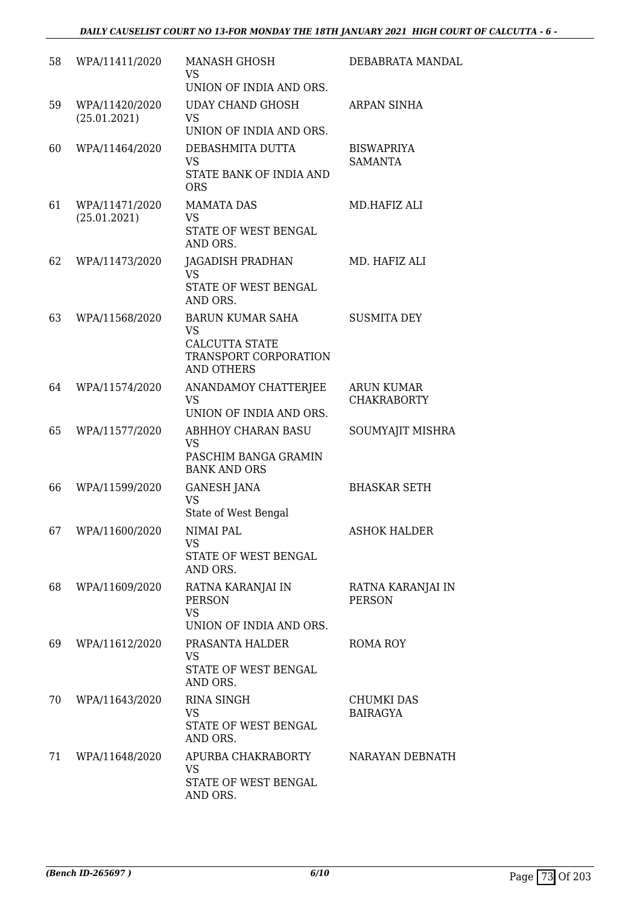| | | | |
|---|---|---|---|
| 58 | WPA/11411/2020 | MANASH GHOSH<br>VS<br>UNION OF INDIA AND ORS. | DEBABRATA MANDAL |
| 59 | WPA/11420/2020<br>(25.01.2021) | UDAY CHAND GHOSH<br>VS<br>UNION OF INDIA AND ORS. | ARPAN SINHA |
| 60 | WPA/11464/2020 | DEBASHMITA DUTTA<br>VS<br>STATE BANK OF INDIA AND ORS | BISWAPRIYA SAMANTA |
| 61 | WPA/11471/2020<br>(25.01.2021) | MAMATA DAS<br>VS<br>STATE OF WEST BENGAL AND ORS. | MD.HAFIZ ALI |
| 62 | WPA/11473/2020 | JAGADISH PRADHAN<br>VS<br>STATE OF WEST BENGAL AND ORS. | MD. HAFIZ ALI |
| 63 | WPA/11568/2020 | BARUN KUMAR SAHA<br>VS<br>CALCUTTA STATE TRANSPORT CORPORATION AND OTHERS | SUSMITA DEY |
| 64 | WPA/11574/2020 | ANANDAMOY CHATTERJEE<br>VS<br>UNION OF INDIA AND ORS. | ARUN KUMAR CHAKRABORTY |
| 65 | WPA/11577/2020 | ABHHOY CHARAN BASU<br>VS<br>PASCHIM BANGA GRAMIN BANK AND ORS | SOUMYAJIT MISHRA |
| 66 | WPA/11599/2020 | GANESH JANA<br>VS<br>State of West Bengal | BHASKAR SETH |
| 67 | WPA/11600/2020 | NIMAI PAL<br>VS<br>STATE OF WEST BENGAL AND ORS. | ASHOK HALDER |
| 68 | WPA/11609/2020 | RATNA KARANJAI IN PERSON<br>VS<br>UNION OF INDIA AND ORS. | RATNA KARANJAI IN PERSON |
| 69 | WPA/11612/2020 | PRASANTA HALDER<br>VS<br>STATE OF WEST BENGAL AND ORS. | ROMA ROY |
| 70 | WPA/11643/2020 | RINA SINGH<br>VS<br>STATE OF WEST BENGAL AND ORS. | CHUMKI DAS BAIRAGYA |
| 71 | WPA/11648/2020 | APURBA CHAKRABORTY<br>VS<br>STATE OF WEST BENGAL AND ORS. | NARAYAN DEBNATH |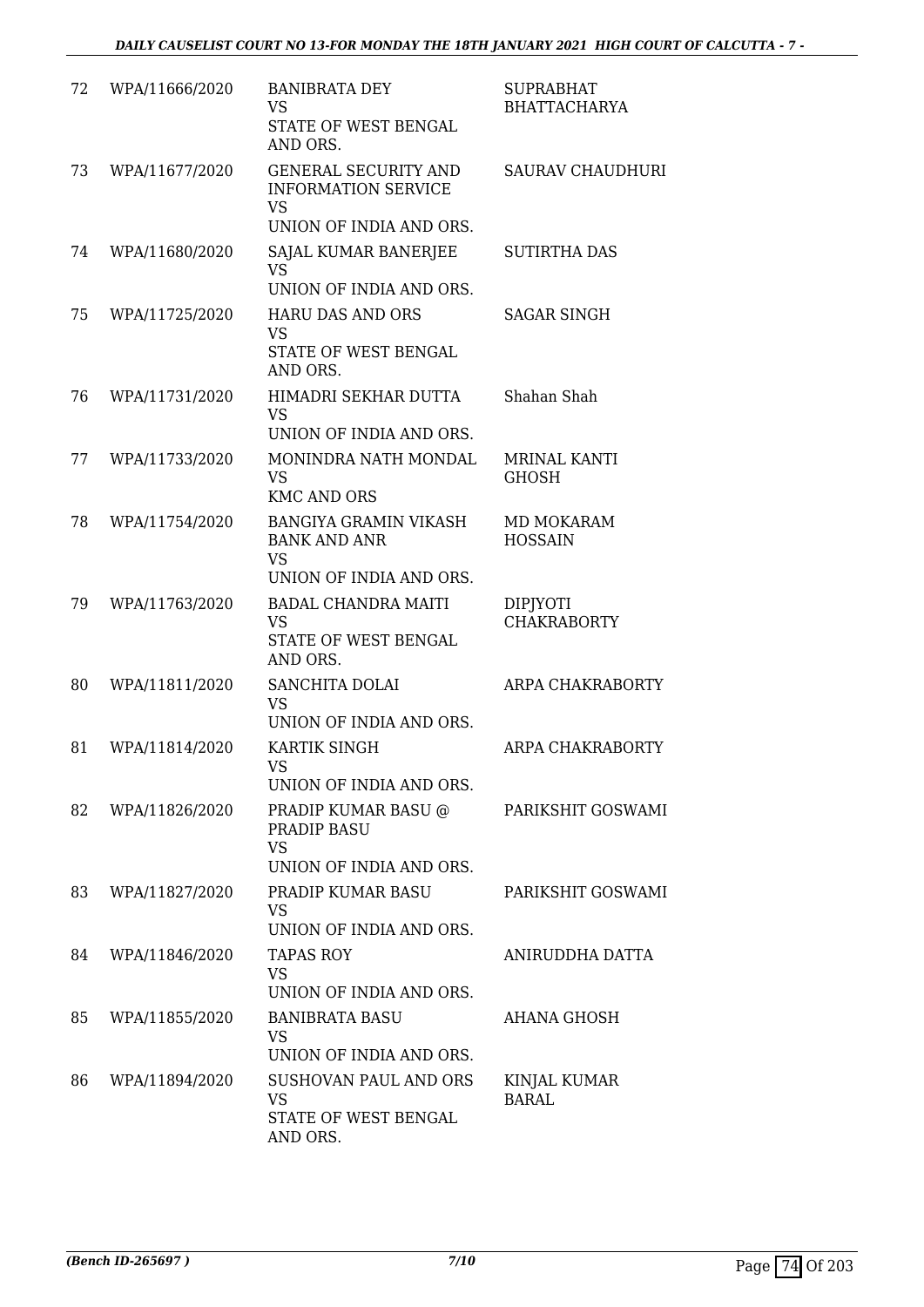| | | | |
|---|---|---|---|
| 72 | WPA/11666/2020 | BANIBRATA DEY<br>VS<br>STATE OF WEST BENGAL AND ORS. | SUPRABHAT BHATTACHARYA |
| 73 | WPA/11677/2020 | GENERAL SECURITY AND INFORMATION SERVICE<br>VS<br>UNION OF INDIA AND ORS. | SAURAV CHAUDHURI |
| 74 | WPA/11680/2020 | SAJAL KUMAR BANERJEE<br>VS<br>UNION OF INDIA AND ORS. | SUTIRTHA DAS |
| 75 | WPA/11725/2020 | HARU DAS AND ORS<br>VS<br>STATE OF WEST BENGAL AND ORS. | SAGAR SINGH |
| 76 | WPA/11731/2020 | HIMADRI SEKHAR DUTTA<br>VS<br>UNION OF INDIA AND ORS. | Shahan Shah |
| 77 | WPA/11733/2020 | MONINDRA NATH MONDAL<br>VS<br>KMC AND ORS | MRINAL KANTI GHOSH |
| 78 | WPA/11754/2020 | BANGIYA GRAMIN VIKASH BANK AND ANR<br>VS<br>UNION OF INDIA AND ORS. | MD MOKARAM HOSSAIN |
| 79 | WPA/11763/2020 | BADAL CHANDRA MAITI<br>VS<br>STATE OF WEST BENGAL AND ORS. | DIPJYOTI CHAKRABORTY |
| 80 | WPA/11811/2020 | SANCHITA DOLAI<br>VS<br>UNION OF INDIA AND ORS. | ARPA CHAKRABORTY |
| 81 | WPA/11814/2020 | KARTIK SINGH<br>VS<br>UNION OF INDIA AND ORS. | ARPA CHAKRABORTY |
| 82 | WPA/11826/2020 | PRADIP KUMAR BASU @ PRADIP BASU<br>VS<br>UNION OF INDIA AND ORS. | PARIKSHIT GOSWAMI |
| 83 | WPA/11827/2020 | PRADIP KUMAR BASU<br>VS<br>UNION OF INDIA AND ORS. | PARIKSHIT GOSWAMI |
| 84 | WPA/11846/2020 | TAPAS ROY<br>VS<br>UNION OF INDIA AND ORS. | ANIRUDDHA DATTA |
| 85 | WPA/11855/2020 | BANIBRATA BASU<br>VS<br>UNION OF INDIA AND ORS. | AHANA GHOSH |
| 86 | WPA/11894/2020 | SUSHOVAN PAUL AND ORS<br>VS<br>STATE OF WEST BENGAL AND ORS. | KINJAL KUMAR BARAL |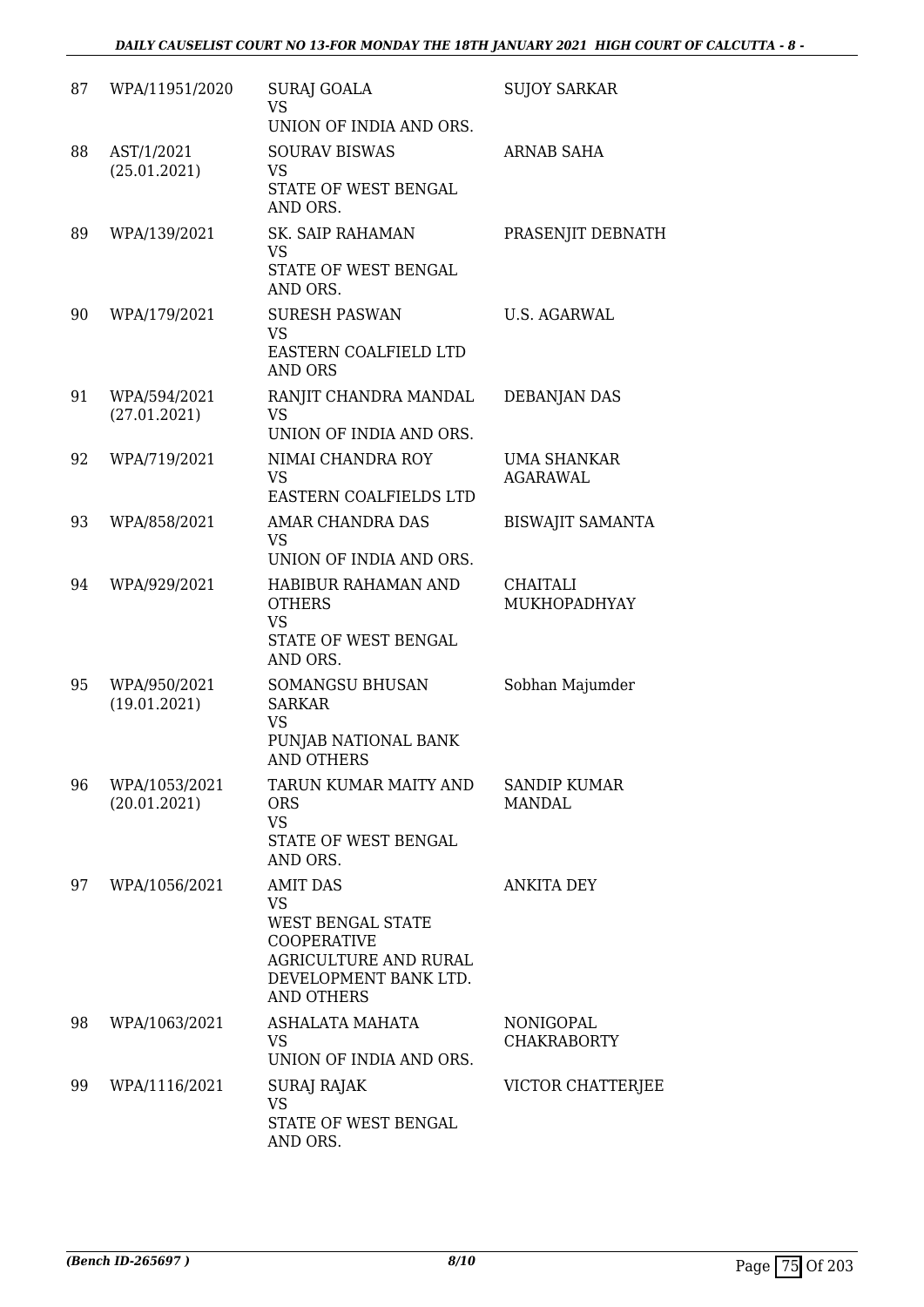| | | | |
|---|---|---|---|
| 87 | WPA/11951/2020 | SURAJ GOALA<br>VS<br>UNION OF INDIA AND ORS. | SUJOY SARKAR |
| 88 | AST/1/2021<br>(25.01.2021) | SOURAV BISWAS<br>VS<br>STATE OF WEST BENGAL AND ORS. | ARNAB SAHA |
| 89 | WPA/139/2021 | SK. SAIP RAHAMAN<br>VS<br>STATE OF WEST BENGAL AND ORS. | PRASENJIT DEBNATH |
| 90 | WPA/179/2021 | SURESH PASWAN<br>VS<br>EASTERN COALFIELD LTD AND ORS | U.S. AGARWAL |
| 91 | WPA/594/2021<br>(27.01.2021) | RANJIT CHANDRA MANDAL<br>VS<br>UNION OF INDIA AND ORS. | DEBANJAN DAS |
| 92 | WPA/719/2021 | NIMAI CHANDRA ROY<br>VS<br>EASTERN COALFIELDS LTD | UMA SHANKAR AGARAWAL |
| 93 | WPA/858/2021 | AMAR CHANDRA DAS<br>VS<br>UNION OF INDIA AND ORS. | BISWAJIT SAMANTA |
| 94 | WPA/929/2021 | HABIBUR RAHAMAN AND OTHERS<br>VS<br>STATE OF WEST BENGAL AND ORS. | CHAITALI MUKHOPADHYAY |
| 95 | WPA/950/2021<br>(19.01.2021) | SOMANGSU BHUSAN SARKAR<br>VS<br>PUNJAB NATIONAL BANK AND OTHERS | Sobhan Majumder |
| 96 | WPA/1053/2021<br>(20.01.2021) | TARUN KUMAR MAITY AND ORS<br>VS<br>STATE OF WEST BENGAL AND ORS. | SANDIP KUMAR MANDAL |
| 97 | WPA/1056/2021 | AMIT DAS<br>VS<br>WEST BENGAL STATE COOPERATIVE AGRICULTURE AND RURAL DEVELOPMENT BANK LTD. AND OTHERS | ANKITA DEY |
| 98 | WPA/1063/2021 | ASHALATA MAHATA<br>VS<br>UNION OF INDIA AND ORS. | NONIGOPAL CHAKRABORTY |
| 99 | WPA/1116/2021 | SURAJ RAJAK<br>VS<br>STATE OF WEST BENGAL AND ORS. | VICTOR CHATTERJEE |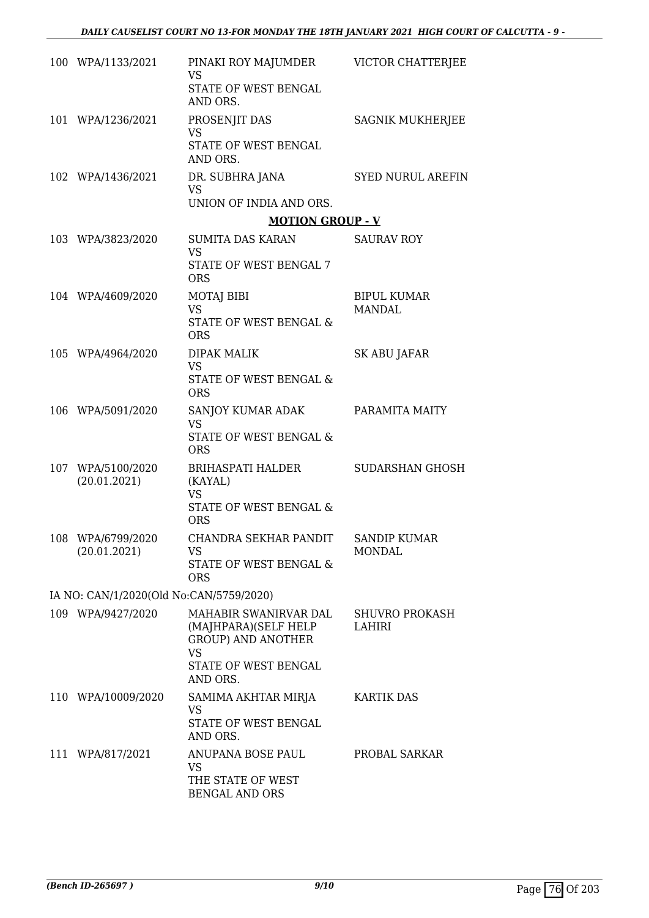| | | | |
|---|---|---|---|
| 100 | WPA/1133/2021 | PINAKI ROY MAJUMDER<br>VS<br>STATE OF WEST BENGAL AND ORS. | VICTOR CHATTERJEE |
| 101 | WPA/1236/2021 | PROSENJIT DAS<br>VS<br>STATE OF WEST BENGAL AND ORS. | SAGNIK MUKHERJEE |
| 102 | WPA/1436/2021 | DR. SUBHRA JANA<br>VS<br>UNION OF INDIA AND ORS. | SYED NURUL AREFIN |

**MOTION GROUP - V**

| | | | |
|---|---|---|---|
| 103 | WPA/3823/2020 | SUMITA DAS KARAN<br>VS<br>STATE OF WEST BENGAL 7 ORS | SAURAV ROY |
| 104 | WPA/4609/2020 | MOTAJ BIBI<br>VS<br>STATE OF WEST BENGAL & ORS | BIPUL KUMAR MANDAL |
| 105 | WPA/4964/2020 | DIPAK MALIK<br>VS<br>STATE OF WEST BENGAL & ORS | SK ABU JAFAR |
| 106 | WPA/5091/2020 | SANJOY KUMAR ADAK<br>VS<br>STATE OF WEST BENGAL & ORS | PARAMITA MAITY |
| 107 | WPA/5100/2020<br>(20.01.2021) | BRIHASPATI HALDER (KAYAL)<br>VS<br>STATE OF WEST BENGAL & ORS | SUDARSHAN GHOSH |
| 108 | WPA/6799/2020<br>(20.01.2021) | CHANDRA SEKHAR PANDIT<br>VS<br>STATE OF WEST BENGAL & ORS | SANDIP KUMAR MONDAL |

IA NO: CAN/1/2020(Old No:CAN/5759/2020)

| | | | |
|---|---|---|---|
| 109 | WPA/9427/2020 | MAHABIR SWANIRVAR DAL (MAJHPARA)(SELF HELP GROUP) AND ANOTHER<br>VS<br>STATE OF WEST BENGAL AND ORS. | SHUVRO PROKASH LAHIRI |
| 110 | WPA/10009/2020 | SAMIMA AKHTAR MIRJA<br>VS<br>STATE OF WEST BENGAL AND ORS. | KARTIK DAS |
| 111 | WPA/817/2021 | ANUPANA BOSE PAUL<br>VS<br>THE STATE OF WEST BENGAL AND ORS | PROBAL SARKAR |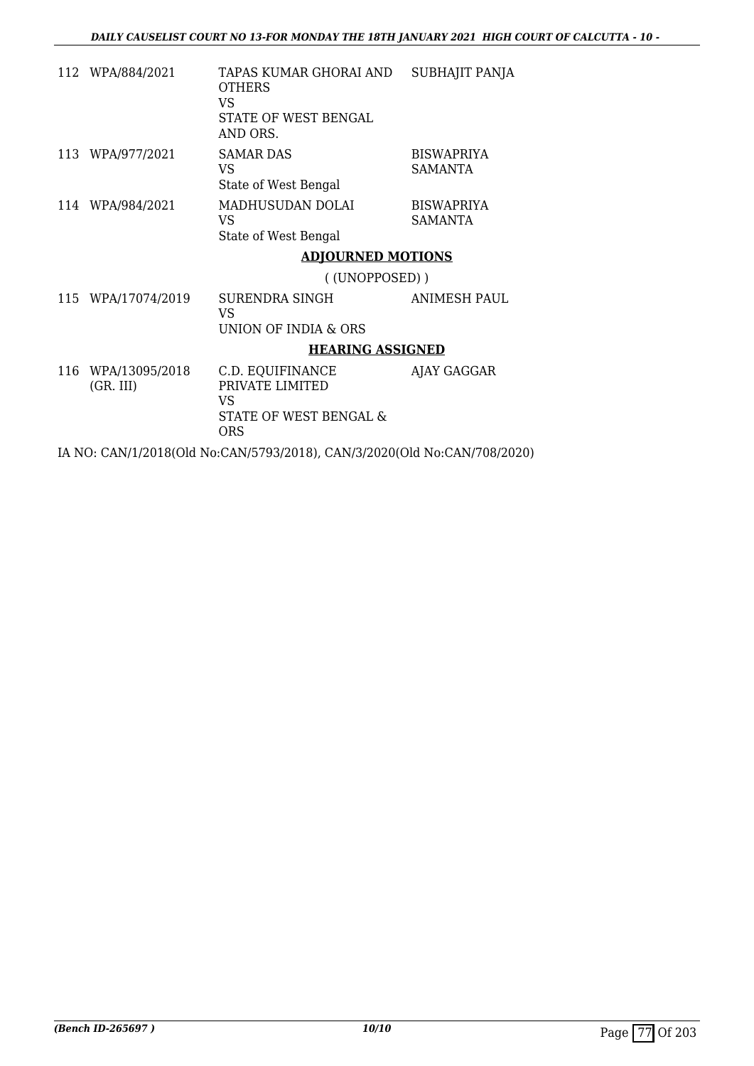| | | | |
|---|---|---|---|
| 112 | WPA/884/2021 | TAPAS KUMAR GHORAI AND OTHERS<br>VS<br>STATE OF WEST BENGAL AND ORS. | SUBHAJIT PANJA |
| 113 | WPA/977/2021 | SAMAR DAS<br>VS<br>State of West Bengal | BISWAPRIYA SAMANTA |
| 114 | WPA/984/2021 | MADHUSUDAN DOLAI<br>VS<br>State of West Bengal | BISWAPRIYA SAMANTA |

**ADJOURNED MOTIONS**

( (UNOPPOSED) )

| | | | |
|---|---|---|---|
| 115 | WPA/17074/2019 | SURENDRA SINGH<br>VS<br>UNION OF INDIA & ORS | ANIMESH PAUL |

**HEARING ASSIGNED**

| | | | |
|---|---|---|---|
| 116 | WPA/13095/2018<br>(GR. III) | C.D. EQUIFINANCE PRIVATE LIMITED<br>VS<br>STATE OF WEST BENGAL & ORS | AJAY GAGGAR |

IA NO: CAN/1/2018(Old No:CAN/5793/2018), CAN/3/2020(Old No:CAN/708/2020)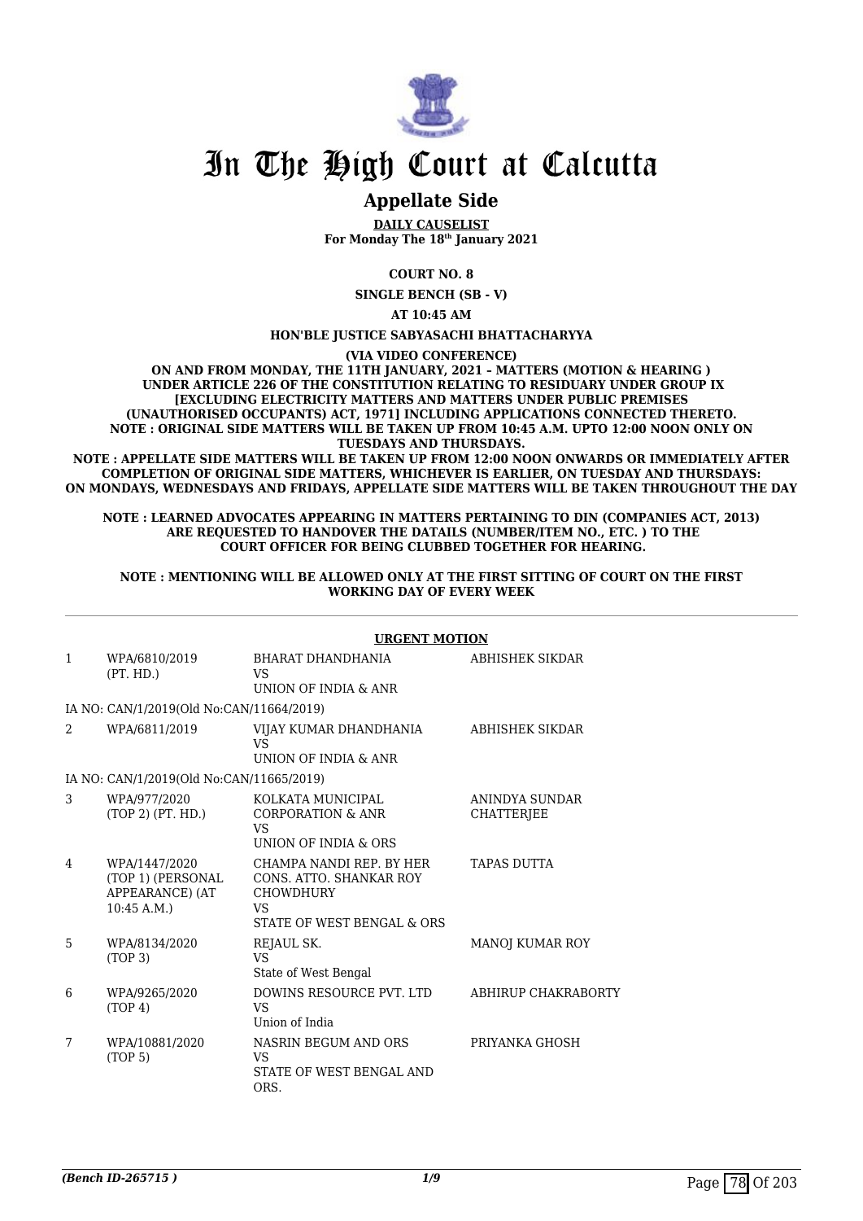# In The High Court at Calcutta

## Appellate Side

**DAILY CAUSELIST**
**For Monday The 18th January 2021**

**COURT NO. 8**

**SINGLE BENCH (SB - V)**

**AT 10:45 AM**

**HON'BLE JUSTICE SABYASACHI BHATTACHARYYA**

**(VIA VIDEO CONFERENCE)**

**ON AND FROM MONDAY, THE 11TH JANUARY, 2021 – MATTERS (MOTION & HEARING ) UNDER ARTICLE 226 OF THE CONSTITUTION RELATING TO RESIDUARY UNDER GROUP IX [EXCLUDING ELECTRICITY MATTERS AND MATTERS UNDER PUBLIC PREMISES (UNAUTHORISED OCCUPANTS) ACT, 1971] INCLUDING APPLICATIONS CONNECTED THERETO.**
**NOTE : ORIGINAL SIDE MATTERS WILL BE TAKEN UP FROM 10:45 A.M. UPTO 12:00 NOON ONLY ON TUESDAYS AND THURSDAYS.**
**NOTE : APPELLATE SIDE MATTERS WILL BE TAKEN UP FROM 12:00 NOON ONWARDS OR IMMEDIATELY AFTER COMPLETION OF ORIGINAL SIDE MATTERS, WHICHEVER IS EARLIER, ON TUESDAY AND THURSDAYS: ON MONDAYS, WEDNESDAYS AND FRIDAYS, APPELLATE SIDE MATTERS WILL BE TAKEN THROUGHOUT THE DAY**

**NOTE : LEARNED ADVOCATES APPEARING IN MATTERS PERTAINING TO DIN (COMPANIES ACT, 2013) ARE REQUESTED TO HANDOVER THE DATAILS (NUMBER/ITEM NO., ETC. ) TO THE COURT OFFICER FOR BEING CLUBBED TOGETHER FOR HEARING.**

**NOTE : MENTIONING WILL BE ALLOWED ONLY AT THE FIRST SITTING OF COURT ON THE FIRST WORKING DAY OF EVERY WEEK**

**URGENT MOTION**

| | | | |
|---|---|---|---|
| 1 | WPA/6810/2019 (PT. HD.) | BHARAT DHANDHANIA VS UNION OF INDIA & ANR | ABHISHEK SIKDAR |
| | IA NO: CAN/1/2019(Old No:CAN/11664/2019) | | |
| 2 | WPA/6811/2019 | VIJAY KUMAR DHANDHANIA VS UNION OF INDIA & ANR | ABHISHEK SIKDAR |
| | IA NO: CAN/1/2019(Old No:CAN/11665/2019) | | |
| 3 | WPA/977/2020 (TOP 2) (PT. HD.) | KOLKATA MUNICIPAL CORPORATION & ANR VS UNION OF INDIA & ORS | ANINDYA SUNDAR CHATTERJEE |
| 4 | WPA/1447/2020 (TOP 1) (PERSONAL APPEARANCE) (AT 10:45 A.M.) | CHAMPA NANDI REP. BY HER CONS. ATTO. SHANKAR ROY CHOWDHURY VS STATE OF WEST BENGAL & ORS | TAPAS DUTTA |
| 5 | WPA/8134/2020 (TOP 3) | REJAUL SK. VS State of West Bengal | MANOJ KUMAR ROY |
| 6 | WPA/9265/2020 (TOP 4) | DOWINS RESOURCE PVT. LTD VS Union of India | ABHIRUP CHAKRABORTY |
| 7 | WPA/10881/2020 (TOP 5) | NASRIN BEGUM AND ORS VS STATE OF WEST BENGAL AND ORS. | PRIYANKA GHOSH |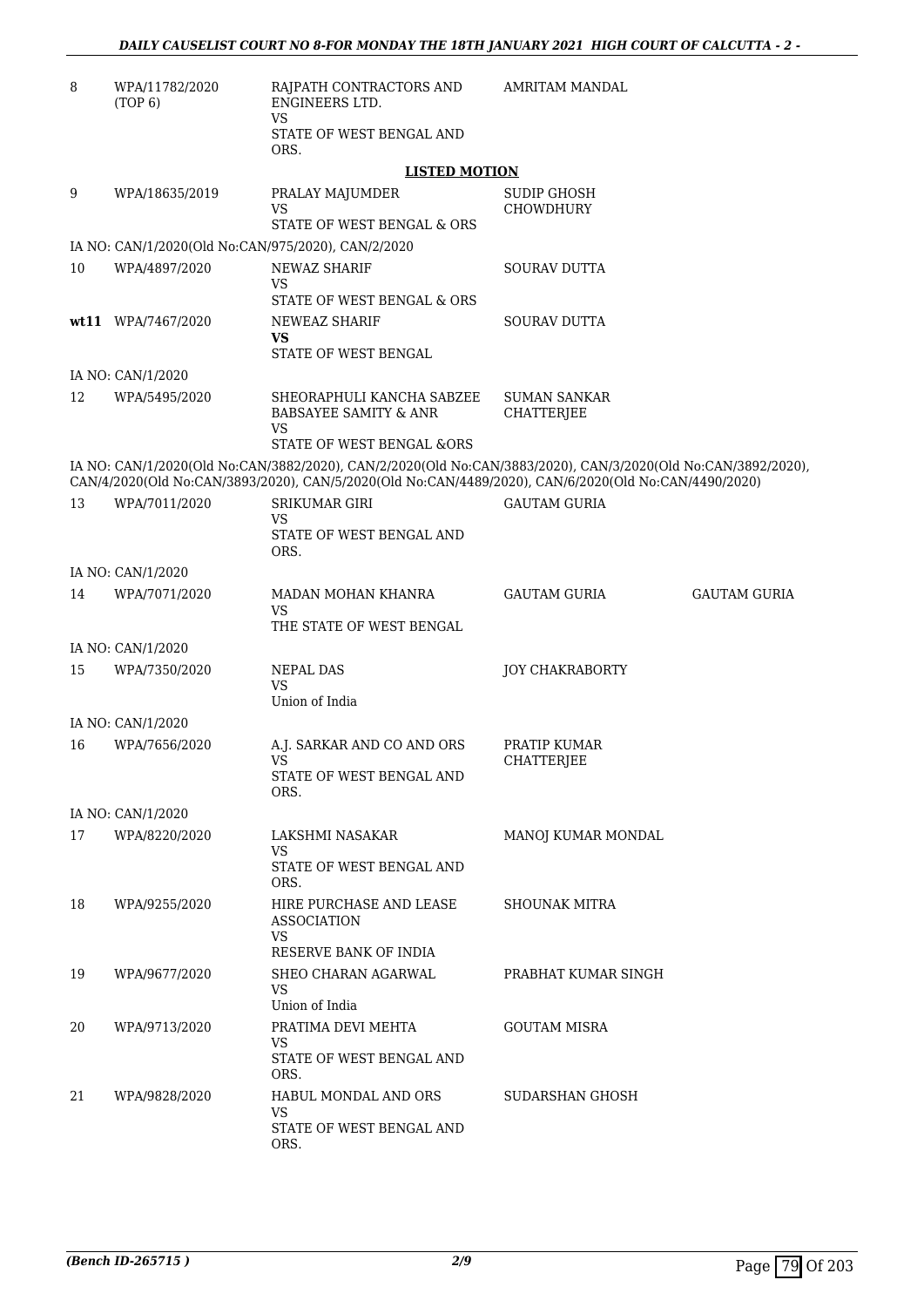| | | | | |
|---|---|---|---|---|
| 8 | WPA/11782/2020 (TOP 6) | RAJPATH CONTRACTORS AND ENGINEERS LTD. VS STATE OF WEST BENGAL AND ORS. | AMRITAM MANDAL | |

**LISTED MOTION**

| | | | | |
|---|---|---|---|---|
| 9 | WPA/18635/2019 | PRALAY MAJUMDER VS STATE OF WEST BENGAL & ORS | SUDIP GHOSH CHOWDHURY | |
| | IA NO: CAN/1/2020(Old No:CAN/975/2020), CAN/2/2020 | | | |
| 10 | WPA/4897/2020 | NEWAZ SHARIF VS STATE OF WEST BENGAL & ORS | SOURAV DUTTA | |
| **wt11** | WPA/7467/2020 | NEWEAZ SHARIF **VS** STATE OF WEST BENGAL | SOURAV DUTTA | |
| | IA NO: CAN/1/2020 | | | |
| 12 | WPA/5495/2020 | SHEORAPHULI KANCHA SABZEE BABSAYEE SAMITY & ANR VS STATE OF WEST BENGAL &ORS | SUMAN SANKAR CHATTERJEE | |
| | IA NO: CAN/1/2020(Old No:CAN/3882/2020), CAN/2/2020(Old No:CAN/3883/2020), CAN/3/2020(Old No:CAN/3892/2020), CAN/4/2020(Old No:CAN/3893/2020), CAN/5/2020(Old No:CAN/4489/2020), CAN/6/2020(Old No:CAN/4490/2020) | | | |
| 13 | WPA/7011/2020 | SRIKUMAR GIRI VS STATE OF WEST BENGAL AND ORS. | GAUTAM GURIA | |
| | IA NO: CAN/1/2020 | | | |
| 14 | WPA/7071/2020 | MADAN MOHAN KHANRA VS THE STATE OF WEST BENGAL | GAUTAM GURIA | GAUTAM GURIA |
| | IA NO: CAN/1/2020 | | | |
| 15 | WPA/7350/2020 | NEPAL DAS VS Union of India | JOY CHAKRABORTY | |
| | IA NO: CAN/1/2020 | | | |
| 16 | WPA/7656/2020 | A.J. SARKAR AND CO AND ORS VS STATE OF WEST BENGAL AND ORS. | PRATIP KUMAR CHATTERJEE | |
| | IA NO: CAN/1/2020 | | | |
| 17 | WPA/8220/2020 | LAKSHMI NASAKAR VS STATE OF WEST BENGAL AND ORS. | MANOJ KUMAR MONDAL | |
| 18 | WPA/9255/2020 | HIRE PURCHASE AND LEASE ASSOCIATION VS RESERVE BANK OF INDIA | SHOUNAK MITRA | |
| 19 | WPA/9677/2020 | SHEO CHARAN AGARWAL VS Union of India | PRABHAT KUMAR SINGH | |
| 20 | WPA/9713/2020 | PRATIMA DEVI MEHTA VS STATE OF WEST BENGAL AND ORS. | GOUTAM MISRA | |
| 21 | WPA/9828/2020 | HABUL MONDAL AND ORS VS STATE OF WEST BENGAL AND ORS. | SUDARSHAN GHOSH | |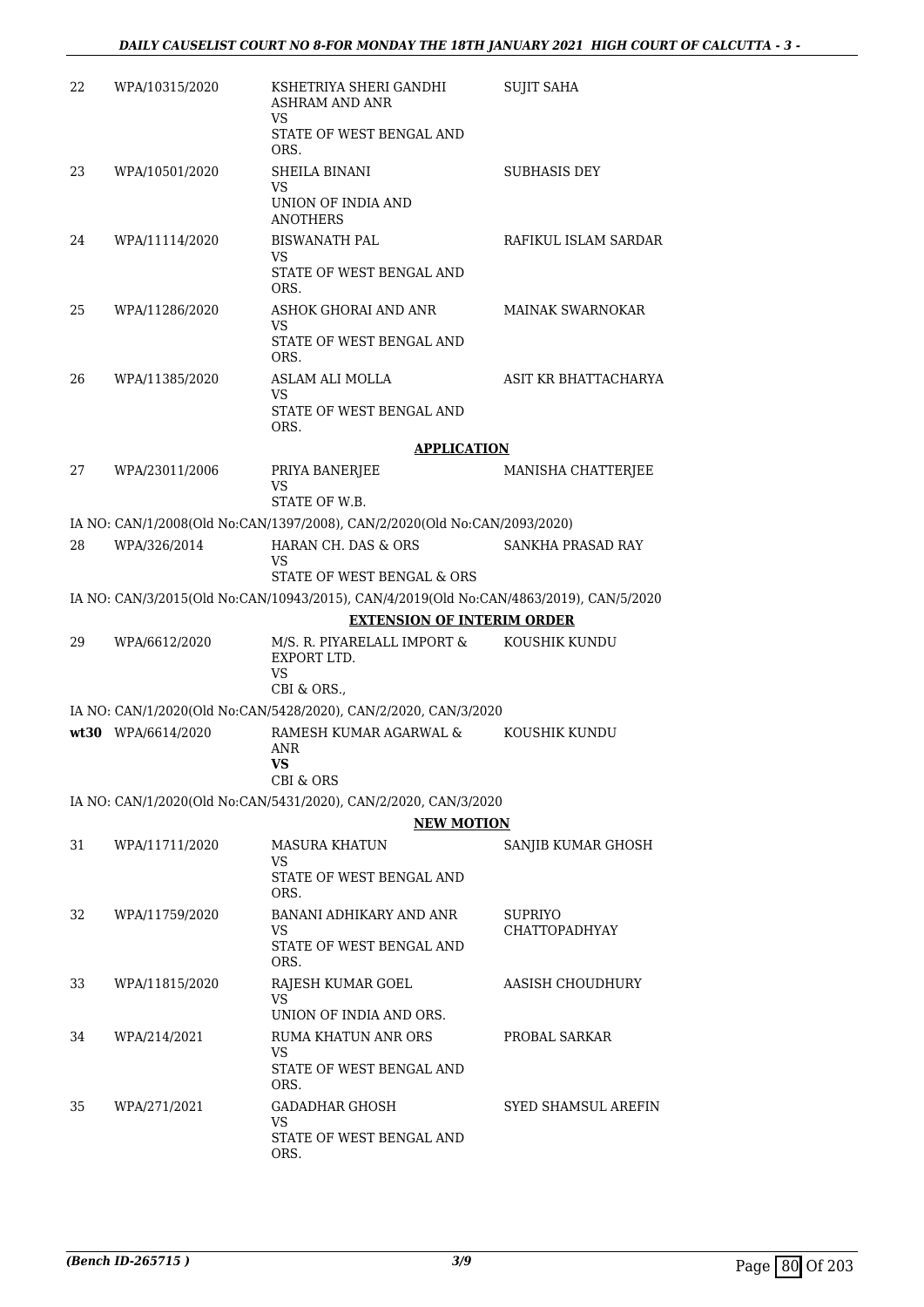| | | | |
|---|---|---|---|
| 22 | WPA/10315/2020 | KSHETRIYA SHERI GANDHI ASHRAM AND ANR<br>VS<br>STATE OF WEST BENGAL AND ORS. | SUJIT SAHA |
| 23 | WPA/10501/2020 | SHEILA BINANI<br>VS<br>UNION OF INDIA AND ANOTHERS | SUBHASIS DEY |
| 24 | WPA/11114/2020 | BISWANATH PAL<br>VS<br>STATE OF WEST BENGAL AND ORS. | RAFIKUL ISLAM SARDAR |
| 25 | WPA/11286/2020 | ASHOK GHORAI AND ANR<br>VS<br>STATE OF WEST BENGAL AND ORS. | MAINAK SWARNOKAR |
| 26 | WPA/11385/2020 | ASLAM ALI MOLLA<br>VS<br>STATE OF WEST BENGAL AND ORS. | ASIT KR BHATTACHARYA |

**APPLICATION**

| | | | |
|---|---|---|---|
| 27 | WPA/23011/2006 | PRIYA BANERJEE<br>VS<br>STATE OF W.B. | MANISHA CHATTERJEE |

IA NO: CAN/1/2008(Old No:CAN/1397/2008), CAN/2/2020(Old No:CAN/2093/2020)

| | | | |
|---|---|---|---|
| 28 | WPA/326/2014 | HARAN CH. DAS & ORS<br>VS<br>STATE OF WEST BENGAL & ORS | SANKHA PRASAD RAY |

IA NO: CAN/3/2015(Old No:CAN/10943/2015), CAN/4/2019(Old No:CAN/4863/2019), CAN/5/2020

**EXTENSION OF INTERIM ORDER**

| | | | |
|---|---|---|---|
| 29 | WPA/6612/2020 | M/S. R. PIYARELALL IMPORT & EXPORT LTD.<br>VS<br>CBI & ORS., | KOUSHIK KUNDU |

IA NO: CAN/1/2020(Old No:CAN/5428/2020), CAN/2/2020, CAN/3/2020

| | | | |
|---|---|---|---|
| wt30 | WPA/6614/2020 | RAMESH KUMAR AGARWAL & ANR<br>**VS**<br>CBI & ORS | KOUSHIK KUNDU |

IA NO: CAN/1/2020(Old No:CAN/5431/2020), CAN/2/2020, CAN/3/2020

**NEW MOTION**

| | | | |
|---|---|---|---|
| 31 | WPA/11711/2020 | MASURA KHATUN<br>VS<br>STATE OF WEST BENGAL AND ORS. | SANJIB KUMAR GHOSH |
| 32 | WPA/11759/2020 | BANANI ADHIKARY AND ANR<br>VS<br>STATE OF WEST BENGAL AND ORS. | SUPRIYO CHATTOPADHYAY |
| 33 | WPA/11815/2020 | RAJESH KUMAR GOEL<br>VS<br>UNION OF INDIA AND ORS. | AASISH CHOUDHURY |
| 34 | WPA/214/2021 | RUMA KHATUN ANR ORS<br>VS<br>STATE OF WEST BENGAL AND ORS. | PROBAL SARKAR |
| 35 | WPA/271/2021 | GADADHAR GHOSH<br>VS<br>STATE OF WEST BENGAL AND ORS. | SYED SHAMSUL AREFIN |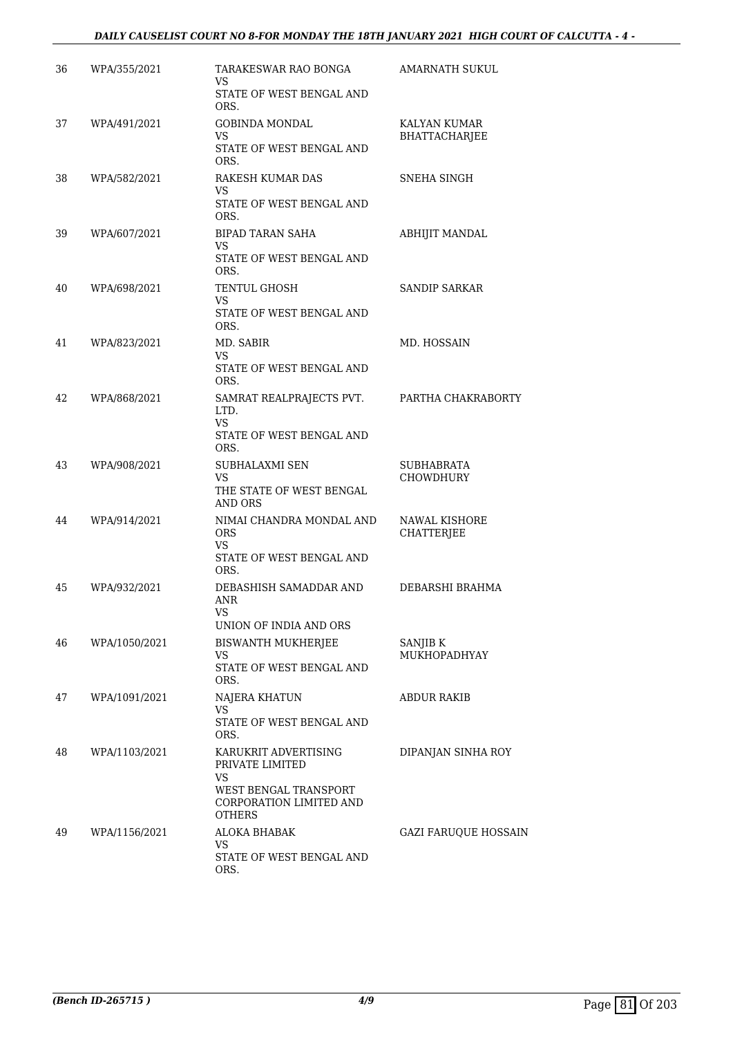| | | | |
|---|---|---|---|
| 36 | WPA/355/2021 | TARAKESWAR RAO BONGA<br>VS<br>STATE OF WEST BENGAL AND ORS. | AMARNATH SUKUL |
| 37 | WPA/491/2021 | GOBINDA MONDAL<br>VS<br>STATE OF WEST BENGAL AND ORS. | KALYAN KUMAR BHATTACHARJEE |
| 38 | WPA/582/2021 | RAKESH KUMAR DAS<br>VS<br>STATE OF WEST BENGAL AND ORS. | SNEHA SINGH |
| 39 | WPA/607/2021 | BIPAD TARAN SAHA<br>VS<br>STATE OF WEST BENGAL AND ORS. | ABHIJIT MANDAL |
| 40 | WPA/698/2021 | TENTUL GHOSH<br>VS<br>STATE OF WEST BENGAL AND ORS. | SANDIP SARKAR |
| 41 | WPA/823/2021 | MD. SABIR<br>VS<br>STATE OF WEST BENGAL AND ORS. | MD. HOSSAIN |
| 42 | WPA/868/2021 | SAMRAT REALPRAJECTS PVT. LTD.<br>VS<br>STATE OF WEST BENGAL AND ORS. | PARTHA CHAKRABORTY |
| 43 | WPA/908/2021 | SUBHALAXMI SEN<br>VS<br>THE STATE OF WEST BENGAL AND ORS | SUBHABRATA CHOWDHURY |
| 44 | WPA/914/2021 | NIMAI CHANDRA MONDAL AND ORS<br>VS<br>STATE OF WEST BENGAL AND ORS. | NAWAL KISHORE CHATTERJEE |
| 45 | WPA/932/2021 | DEBASHISH SAMADDAR AND ANR<br>VS<br>UNION OF INDIA AND ORS | DEBARSHI BRAHMA |
| 46 | WPA/1050/2021 | BISWANTH MUKHERJEE<br>VS<br>STATE OF WEST BENGAL AND ORS. | SANJIB K MUKHOPADHYAY |
| 47 | WPA/1091/2021 | NAJERA KHATUN<br>VS<br>STATE OF WEST BENGAL AND ORS. | ABDUR RAKIB |
| 48 | WPA/1103/2021 | KARUKRIT ADVERTISING PRIVATE LIMITED<br>VS<br>WEST BENGAL TRANSPORT CORPORATION LIMITED AND OTHERS | DIPANJAN SINHA ROY |
| 49 | WPA/1156/2021 | ALOKA BHABAK<br>VS<br>STATE OF WEST BENGAL AND ORS. | GAZI FARUQUE HOSSAIN |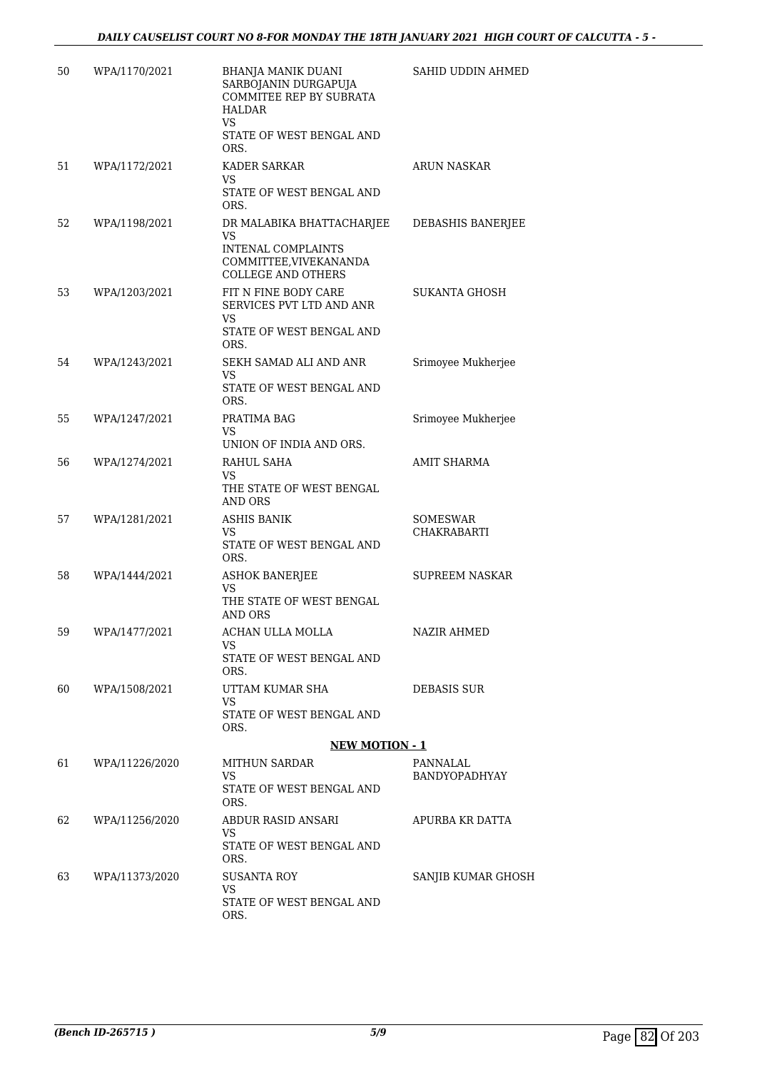| | | | |
|---|---|---|---|
| 50 | WPA/1170/2021 | BHANJA MANIK DUANI SARBOJANIN DURGAPUJA COMMITEE REP BY SUBRATA HALDAR<br>VS<br>STATE OF WEST BENGAL AND ORS. | SAHID UDDIN AHMED |
| 51 | WPA/1172/2021 | KADER SARKAR<br>VS<br>STATE OF WEST BENGAL AND ORS. | ARUN NASKAR |
| 52 | WPA/1198/2021 | DR MALABIKA BHATTACHARJEE<br>VS<br>INTENAL COMPLAINTS COMMITTEE,VIVEKANANDA COLLEGE AND OTHERS | DEBASHIS BANERJEE |
| 53 | WPA/1203/2021 | FIT N FINE BODY CARE SERVICES PVT LTD AND ANR<br>VS<br>STATE OF WEST BENGAL AND ORS. | SUKANTA GHOSH |
| 54 | WPA/1243/2021 | SEKH SAMAD ALI AND ANR<br>VS<br>STATE OF WEST BENGAL AND ORS. | Srimoyee Mukherjee |
| 55 | WPA/1247/2021 | PRATIMA BAG<br>VS<br>UNION OF INDIA AND ORS. | Srimoyee Mukherjee |
| 56 | WPA/1274/2021 | RAHUL SAHA<br>VS<br>THE STATE OF WEST BENGAL AND ORS | AMIT SHARMA |
| 57 | WPA/1281/2021 | ASHIS BANIK<br>VS<br>STATE OF WEST BENGAL AND ORS. | SOMESWAR CHAKRABARTI |
| 58 | WPA/1444/2021 | ASHOK BANERJEE<br>VS<br>THE STATE OF WEST BENGAL AND ORS | SUPREEM NASKAR |
| 59 | WPA/1477/2021 | ACHAN ULLA MOLLA<br>VS<br>STATE OF WEST BENGAL AND ORS. | NAZIR AHMED |
| 60 | WPA/1508/2021 | UTTAM KUMAR SHA<br>VS<br>STATE OF WEST BENGAL AND ORS. | DEBASIS SUR |

**NEW MOTION - 1**

| | | | |
|---|---|---|---|
| 61 | WPA/11226/2020 | MITHUN SARDAR<br>VS<br>STATE OF WEST BENGAL AND ORS. | PANNALAL BANDYOPADHYAY |
| 62 | WPA/11256/2020 | ABDUR RASID ANSARI<br>VS<br>STATE OF WEST BENGAL AND ORS. | APURBA KR DATTA |
| 63 | WPA/11373/2020 | SUSANTA ROY<br>VS<br>STATE OF WEST BENGAL AND ORS. | SANJIB KUMAR GHOSH |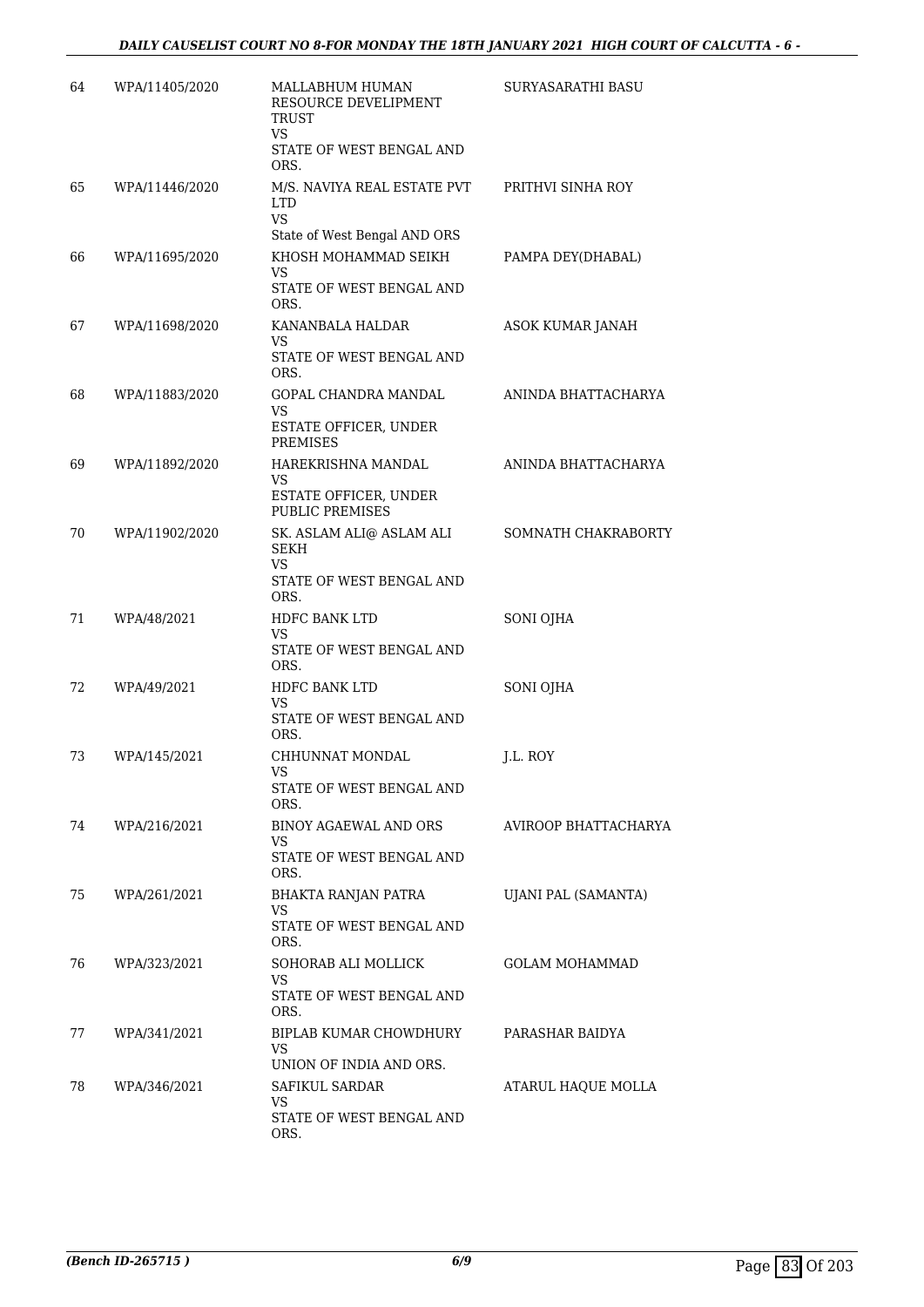| | | | |
|---|---|---|---|
| 64 | WPA/11405/2020 | MALLABHUM HUMAN RESOURCE DEVELIPMENT TRUST<br>VS<br>STATE OF WEST BENGAL AND ORS. | SURYASARATHI BASU |
| 65 | WPA/11446/2020 | M/S. NAVIYA REAL ESTATE PVT LTD<br>VS<br>State of West Bengal AND ORS | PRITHVI SINHA ROY |
| 66 | WPA/11695/2020 | KHOSH MOHAMMAD SEIKH<br>VS<br>STATE OF WEST BENGAL AND ORS. | PAMPA DEY(DHABAL) |
| 67 | WPA/11698/2020 | KANANBALA HALDAR<br>VS<br>STATE OF WEST BENGAL AND ORS. | ASOK KUMAR JANAH |
| 68 | WPA/11883/2020 | GOPAL CHANDRA MANDAL<br>VS<br>ESTATE OFFICER, UNDER PREMISES | ANINDA BHATTACHARYA |
| 69 | WPA/11892/2020 | HAREKRISHNA MANDAL<br>VS<br>ESTATE OFFICER, UNDER PUBLIC PREMISES | ANINDA BHATTACHARYA |
| 70 | WPA/11902/2020 | SK. ASLAM ALI@ ASLAM ALI SEKH<br>VS<br>STATE OF WEST BENGAL AND ORS. | SOMNATH CHAKRABORTY |
| 71 | WPA/48/2021 | HDFC BANK LTD<br>VS<br>STATE OF WEST BENGAL AND ORS. | SONI OJHA |
| 72 | WPA/49/2021 | HDFC BANK LTD<br>VS<br>STATE OF WEST BENGAL AND ORS. | SONI OJHA |
| 73 | WPA/145/2021 | CHHUNNAT MONDAL<br>VS<br>STATE OF WEST BENGAL AND ORS. | J.L. ROY |
| 74 | WPA/216/2021 | BINOY AGAEWAL AND ORS<br>VS<br>STATE OF WEST BENGAL AND ORS. | AVIROOP BHATTACHARYA |
| 75 | WPA/261/2021 | BHAKTA RANJAN PATRA<br>VS<br>STATE OF WEST BENGAL AND ORS. | UJANI PAL (SAMANTA) |
| 76 | WPA/323/2021 | SOHORAB ALI MOLLICK<br>VS<br>STATE OF WEST BENGAL AND ORS. | GOLAM MOHAMMAD |
| 77 | WPA/341/2021 | BIPLAB KUMAR CHOWDHURY<br>VS<br>UNION OF INDIA AND ORS. | PARASHAR BAIDYA |
| 78 | WPA/346/2021 | SAFIKUL SARDAR<br>VS<br>STATE OF WEST BENGAL AND ORS. | ATARUL HAQUE MOLLA |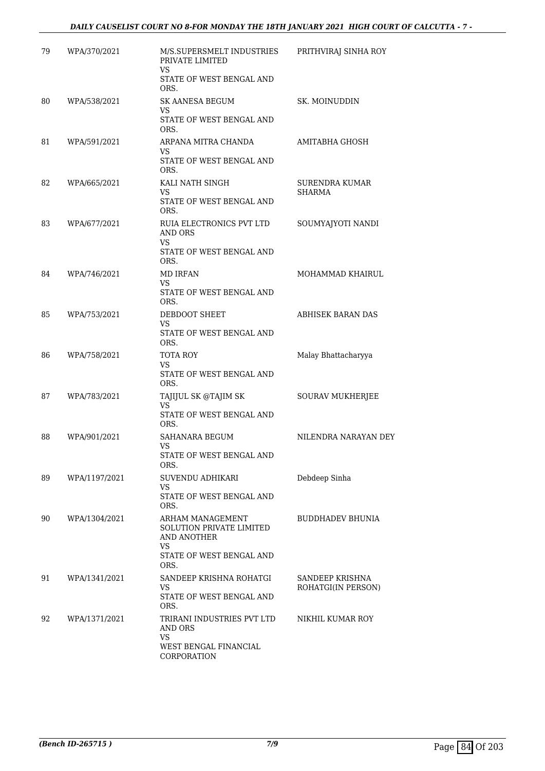| 79 | WPA/370/2021 | M/S.SUPERSMELT INDUSTRIES PRIVATE LIMITED VS STATE OF WEST BENGAL AND ORS. | PRITHVIRAJ SINHA ROY |
|---|---|---|---|
| 80 | WPA/538/2021 | SK AANESA BEGUM VS STATE OF WEST BENGAL AND ORS. | SK. MOINUDDIN |
| 81 | WPA/591/2021 | ARPANA MITRA CHANDA VS STATE OF WEST BENGAL AND ORS. | AMITABHA GHOSH |
| 82 | WPA/665/2021 | KALI NATH SINGH VS STATE OF WEST BENGAL AND ORS. | SURENDRA KUMAR SHARMA |
| 83 | WPA/677/2021 | RUIA ELECTRONICS PVT LTD AND ORS VS STATE OF WEST BENGAL AND ORS. | SOUMYAJYOTI NANDI |
| 84 | WPA/746/2021 | MD IRFAN VS STATE OF WEST BENGAL AND ORS. | MOHAMMAD KHAIRUL |
| 85 | WPA/753/2021 | DEBDOOT SHEET VS STATE OF WEST BENGAL AND ORS. | ABHISEK BARAN DAS |
| 86 | WPA/758/2021 | TOTA ROY VS STATE OF WEST BENGAL AND ORS. | Malay Bhattacharyya |
| 87 | WPA/783/2021 | TAJIJUL SK @TAJIM SK VS STATE OF WEST BENGAL AND ORS. | SOURAV MUKHERJEE |
| 88 | WPA/901/2021 | SAHANARA BEGUM VS STATE OF WEST BENGAL AND ORS. | NILENDRA NARAYAN DEY |
| 89 | WPA/1197/2021 | SUVENDU ADHIKARI VS STATE OF WEST BENGAL AND ORS. | Debdeep Sinha |
| 90 | WPA/1304/2021 | ARHAM MANAGEMENT SOLUTION PRIVATE LIMITED AND ANOTHER VS STATE OF WEST BENGAL AND ORS. | BUDDHADEV BHUNIA |
| 91 | WPA/1341/2021 | SANDEEP KRISHNA ROHATGI VS STATE OF WEST BENGAL AND ORS. | SANDEEP KRISHNA ROHATGI(IN PERSON) |
| 92 | WPA/1371/2021 | TRIRANI INDUSTRIES PVT LTD AND ORS VS WEST BENGAL FINANCIAL CORPORATION | NIKHIL KUMAR ROY |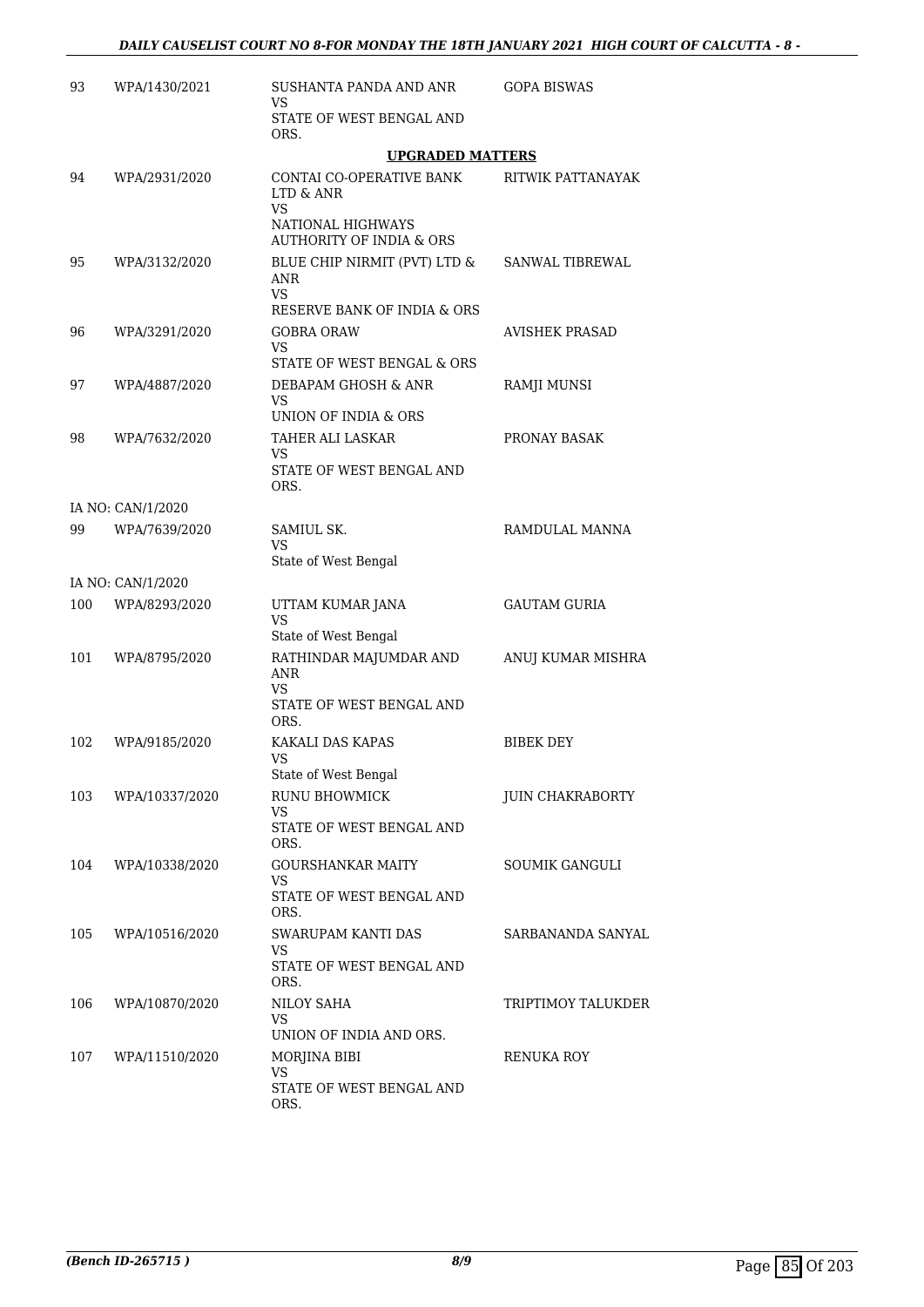| | | | |
|---|---|---|---|
| 93 | WPA/1430/2021 | SUSHANTA PANDA AND ANR<br>VS<br>STATE OF WEST BENGAL AND ORS. | GOPA BISWAS |

**UPGRADED MATTERS**

| | | | |
|---|---|---|---|
| 94 | WPA/2931/2020 | CONTAI CO-OPERATIVE BANK LTD & ANR<br>VS<br>NATIONAL HIGHWAYS AUTHORITY OF INDIA & ORS | RITWIK PATTANAYAK |
| 95 | WPA/3132/2020 | BLUE CHIP NIRMIT (PVT) LTD & ANR<br>VS<br>RESERVE BANK OF INDIA & ORS | SANWAL TIBREWAL |
| 96 | WPA/3291/2020 | GOBRA ORAW<br>VS<br>STATE OF WEST BENGAL & ORS | AVISHEK PRASAD |
| 97 | WPA/4887/2020 | DEBAPAM GHOSH & ANR<br>VS<br>UNION OF INDIA & ORS | RAMJI MUNSI |
| 98 | WPA/7632/2020 | TAHER ALI LASKAR<br>VS<br>STATE OF WEST BENGAL AND ORS. | PRONAY BASAK |
| | IA NO: CAN/1/2020 | | |
| 99 | WPA/7639/2020 | SAMIUL SK.<br>VS<br>State of West Bengal | RAMDULAL MANNA |
| | IA NO: CAN/1/2020 | | |
| 100 | WPA/8293/2020 | UTTAM KUMAR JANA<br>VS<br>State of West Bengal | GAUTAM GURIA |
| 101 | WPA/8795/2020 | RATHINDAR MAJUMDAR AND ANR<br>VS<br>STATE OF WEST BENGAL AND ORS. | ANUJ KUMAR MISHRA |
| 102 | WPA/9185/2020 | KAKALI DAS KAPAS<br>VS<br>State of West Bengal | BIBEK DEY |
| 103 | WPA/10337/2020 | RUNU BHOWMICK<br>VS<br>STATE OF WEST BENGAL AND ORS. | JUIN CHAKRABORTY |
| 104 | WPA/10338/2020 | GOURSHANKAR MAITY<br>VS<br>STATE OF WEST BENGAL AND ORS. | SOUMIK GANGULI |
| 105 | WPA/10516/2020 | SWARUPAM KANTI DAS<br>VS<br>STATE OF WEST BENGAL AND ORS. | SARBANANDA SANYAL |
| 106 | WPA/10870/2020 | NILOY SAHA<br>VS<br>UNION OF INDIA AND ORS. | TRIPTIMOY TALUKDER |
| 107 | WPA/11510/2020 | MORJINA BIBI<br>VS<br>STATE OF WEST BENGAL AND ORS. | RENUKA ROY |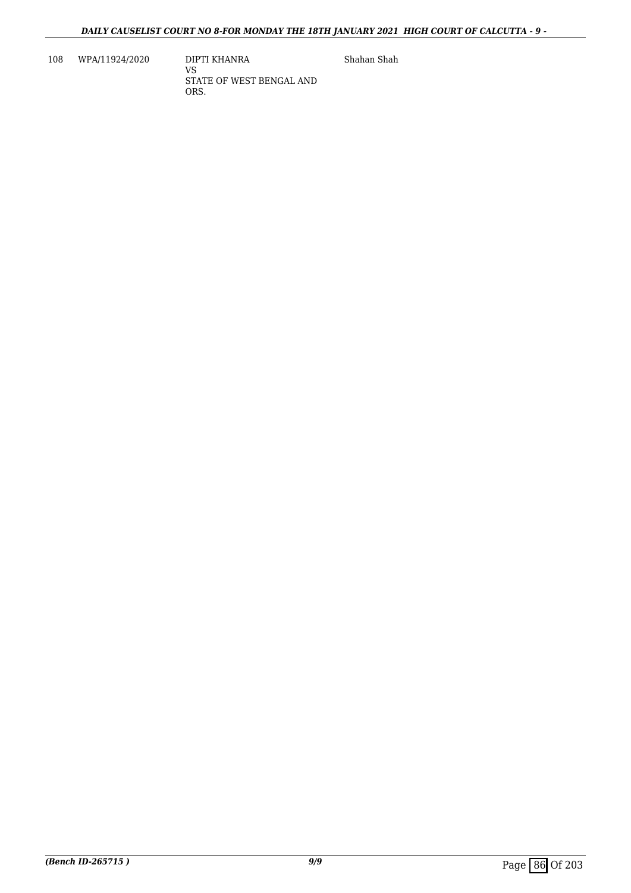| 108 | WPA/11924/2020 | DIPTI KHANRA<br>VS<br>STATE OF WEST BENGAL AND ORS. | Shahan Shah |
|---|---|---|---|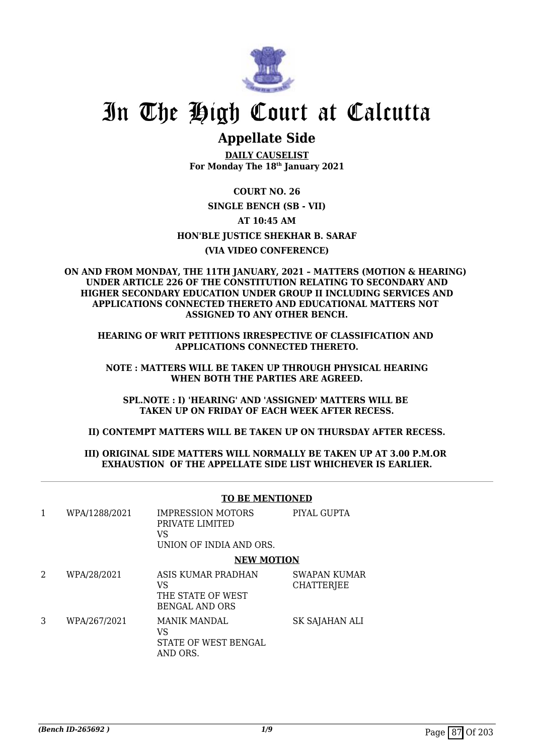# In The High Court at Calcutta

## Appellate Side

**DAILY CAUSELIST**
**For Monday The 18th January 2021**

**COURT NO. 26**

**SINGLE BENCH (SB - VII)**

**AT 10:45 AM**

**HON'BLE JUSTICE SHEKHAR B. SARAF**

**(VIA VIDEO CONFERENCE)**

**ON AND FROM MONDAY, THE 11TH JANUARY, 2021 – MATTERS (MOTION & HEARING) UNDER ARTICLE 226 OF THE CONSTITUTION RELATING TO SECONDARY AND HIGHER SECONDARY EDUCATION UNDER GROUP II INCLUDING SERVICES AND APPLICATIONS CONNECTED THERETO AND EDUCATIONAL MATTERS NOT ASSIGNED TO ANY OTHER BENCH.**

**HEARING OF WRIT PETITIONS IRRESPECTIVE OF CLASSIFICATION AND APPLICATIONS CONNECTED THERETO.**

**NOTE : MATTERS WILL BE TAKEN UP THROUGH PHYSICAL HEARING WHEN BOTH THE PARTIES ARE AGREED.**

**SPL.NOTE : I) 'HEARING' AND 'ASSIGNED' MATTERS WILL BE TAKEN UP ON FRIDAY OF EACH WEEK AFTER RECESS.**

**II) CONTEMPT MATTERS WILL BE TAKEN UP ON THURSDAY AFTER RECESS.**

**III) ORIGINAL SIDE MATTERS WILL NORMALLY BE TAKEN UP AT 3.00 P.M.OR EXHAUSTION OF THE APPELLATE SIDE LIST WHICHEVER IS EARLIER.**

**TO BE MENTIONED**

| | | | |
|---|---|---|---|
| 1 | WPA/1288/2021 | IMPRESSION MOTORS PRIVATE LIMITED VS UNION OF INDIA AND ORS. | PIYAL GUPTA |

**NEW MOTION**

| | | | |
|---|---|---|---|
| 2 | WPA/28/2021 | ASIS KUMAR PRADHAN VS THE STATE OF WEST BENGAL AND ORS | SWAPAN KUMAR CHATTERJEE |
| 3 | WPA/267/2021 | MANIK MANDAL VS STATE OF WEST BENGAL AND ORS. | SK SAJAHAN ALI |

*(Bench ID-265692 )*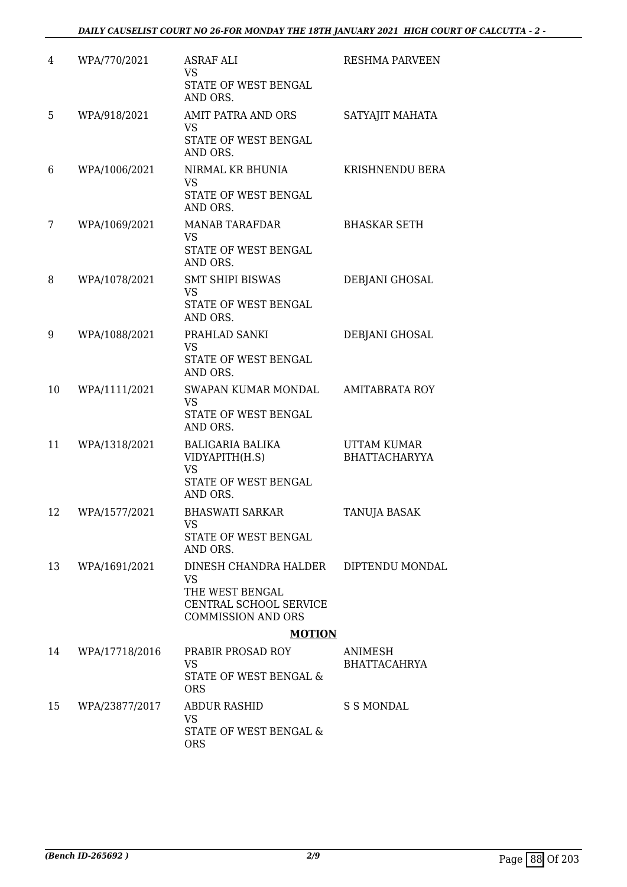| 4 | WPA/770/2021 | ASRAF ALI<br>VS<br>STATE OF WEST BENGAL AND ORS. | RESHMA PARVEEN |
|---|---|---|---|
| 5 | WPA/918/2021 | AMIT PATRA AND ORS<br>VS<br>STATE OF WEST BENGAL AND ORS. | SATYAJIT MAHATA |
| 6 | WPA/1006/2021 | NIRMAL KR BHUNIA<br>VS<br>STATE OF WEST BENGAL AND ORS. | KRISHNENDU BERA |
| 7 | WPA/1069/2021 | MANAB TARAFDAR<br>VS<br>STATE OF WEST BENGAL AND ORS. | BHASKAR SETH |
| 8 | WPA/1078/2021 | SMT SHIPI BISWAS<br>VS<br>STATE OF WEST BENGAL AND ORS. | DEBJANI GHOSAL |
| 9 | WPA/1088/2021 | PRAHLAD SANKI<br>VS<br>STATE OF WEST BENGAL AND ORS. | DEBJANI GHOSAL |
| 10 | WPA/1111/2021 | SWAPAN KUMAR MONDAL<br>VS<br>STATE OF WEST BENGAL AND ORS. | AMITABRATA ROY |
| 11 | WPA/1318/2021 | BALIGARIA BALIKA VIDYAPITH(H.S)<br>VS<br>STATE OF WEST BENGAL AND ORS. | UTTAM KUMAR BHATTACHARYYA |
| 12 | WPA/1577/2021 | BHASWATI SARKAR<br>VS<br>STATE OF WEST BENGAL AND ORS. | TANUJA BASAK |
| 13 | WPA/1691/2021 | DINESH CHANDRA HALDER<br>VS<br>THE WEST BENGAL CENTRAL SCHOOL SERVICE COMMISSION AND ORS | DIPTENDU MONDAL |

**MOTION**

| 14 | WPA/17718/2016 | PRABIR PROSAD ROY<br>VS<br>STATE OF WEST BENGAL & ORS | ANIMESH BHATTACAHRYA |
|---|---|---|---|
| 15 | WPA/23877/2017 | ABDUR RASHID<br>VS<br>STATE OF WEST BENGAL & ORS | S S MONDAL |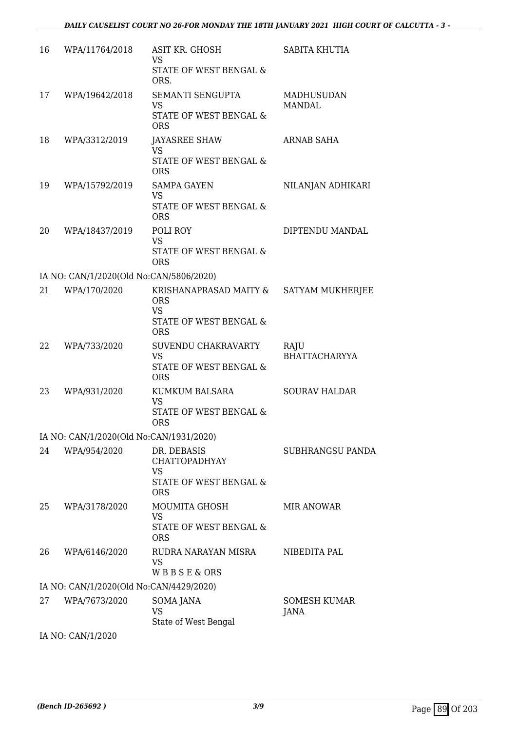| | | | |
|---|---|---|---|
| 16 | WPA/11764/2018 | ASIT KR. GHOSH<br>VS<br>STATE OF WEST BENGAL & ORS. | SABITA KHUTIA |
| 17 | WPA/19642/2018 | SEMANTI SENGUPTA<br>VS<br>STATE OF WEST BENGAL & ORS | MADHUSUDAN MANDAL |
| 18 | WPA/3312/2019 | JAYASREE SHAW<br>VS<br>STATE OF WEST BENGAL & ORS | ARNAB SAHA |
| 19 | WPA/15792/2019 | SAMPA GAYEN<br>VS<br>STATE OF WEST BENGAL & ORS | NILANJAN ADHIKARI |
| 20 | WPA/18437/2019 | POLI ROY<br>VS<br>STATE OF WEST BENGAL & ORS | DIPTENDU MANDAL |
| IA NO: CAN/1/2020(Old No:CAN/5806/2020) | | | |
| 21 | WPA/170/2020 | KRISHANAPRASAD MAITY & ORS<br>VS<br>STATE OF WEST BENGAL & ORS | SATYAM MUKHERJEE |
| 22 | WPA/733/2020 | SUVENDU CHAKRAVARTY<br>VS<br>STATE OF WEST BENGAL & ORS | RAJU BHATTACHARYYA |
| 23 | WPA/931/2020 | KUMKUM BALSARA<br>VS<br>STATE OF WEST BENGAL & ORS | SOURAV HALDAR |
| IA NO: CAN/1/2020(Old No:CAN/1931/2020) | | | |
| 24 | WPA/954/2020 | DR. DEBASIS CHATTOPADHYAY<br>VS<br>STATE OF WEST BENGAL & ORS | SUBHRANGSU PANDA |
| 25 | WPA/3178/2020 | MOUMITA GHOSH<br>VS<br>STATE OF WEST BENGAL & ORS | MIR ANOWAR |
| 26 | WPA/6146/2020 | RUDRA NARAYAN MISRA<br>VS<br>W B B S E & ORS | NIBEDITA PAL |
| IA NO: CAN/1/2020(Old No:CAN/4429/2020) | | | |
| 27 | WPA/7673/2020 | SOMA JANA<br>VS<br>State of West Bengal | SOMESH KUMAR JANA |
| IA NO: CAN/1/2020 | | | |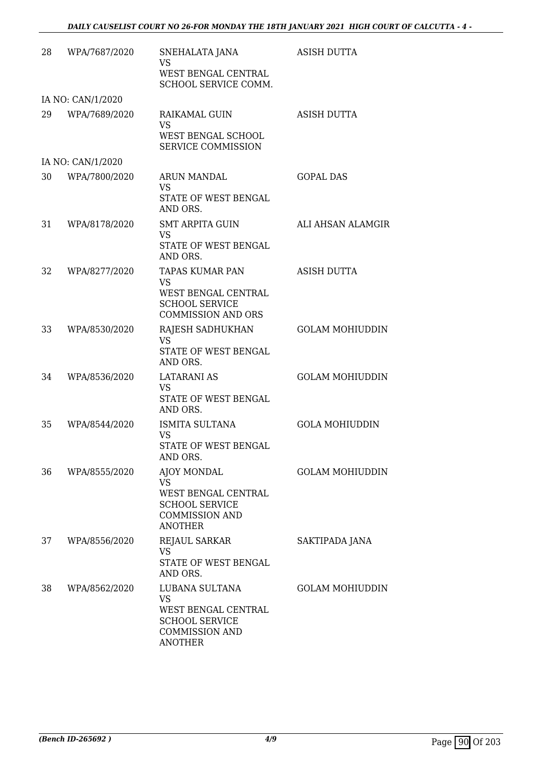| 28 | WPA/7687/2020 | SNEHALATA JANA<br>VS<br>WEST BENGAL CENTRAL SCHOOL SERVICE COMM. | ASISH DUTTA |
|---|---|---|---|
| | IA NO: CAN/1/2020 | | |
| 29 | WPA/7689/2020 | RAIKAMAL GUIN<br>VS<br>WEST BENGAL SCHOOL SERVICE COMMISSION | ASISH DUTTA |
| | IA NO: CAN/1/2020 | | |
| 30 | WPA/7800/2020 | ARUN MANDAL<br>VS<br>STATE OF WEST BENGAL AND ORS. | GOPAL DAS |
| 31 | WPA/8178/2020 | SMT ARPITA GUIN<br>VS<br>STATE OF WEST BENGAL AND ORS. | ALI AHSAN ALAMGIR |
| 32 | WPA/8277/2020 | TAPAS KUMAR PAN<br>VS<br>WEST BENGAL CENTRAL SCHOOL SERVICE COMMISSION AND ORS | ASISH DUTTA |
| 33 | WPA/8530/2020 | RAJESH SADHUKHAN<br>VS<br>STATE OF WEST BENGAL AND ORS. | GOLAM MOHIUDDIN |
| 34 | WPA/8536/2020 | LATARANI AS<br>VS<br>STATE OF WEST BENGAL AND ORS. | GOLAM MOHIUDDIN |
| 35 | WPA/8544/2020 | ISMITA SULTANA<br>VS<br>STATE OF WEST BENGAL AND ORS. | GOLA MOHIUDDIN |
| 36 | WPA/8555/2020 | AJOY MONDAL<br>VS<br>WEST BENGAL CENTRAL SCHOOL SERVICE COMMISSION AND ANOTHER | GOLAM MOHIUDDIN |
| 37 | WPA/8556/2020 | REJAUL SARKAR<br>VS<br>STATE OF WEST BENGAL AND ORS. | SAKTIPADA JANA |
| 38 | WPA/8562/2020 | LUBANA SULTANA<br>VS<br>WEST BENGAL CENTRAL SCHOOL SERVICE COMMISSION AND ANOTHER | GOLAM MOHIUDDIN |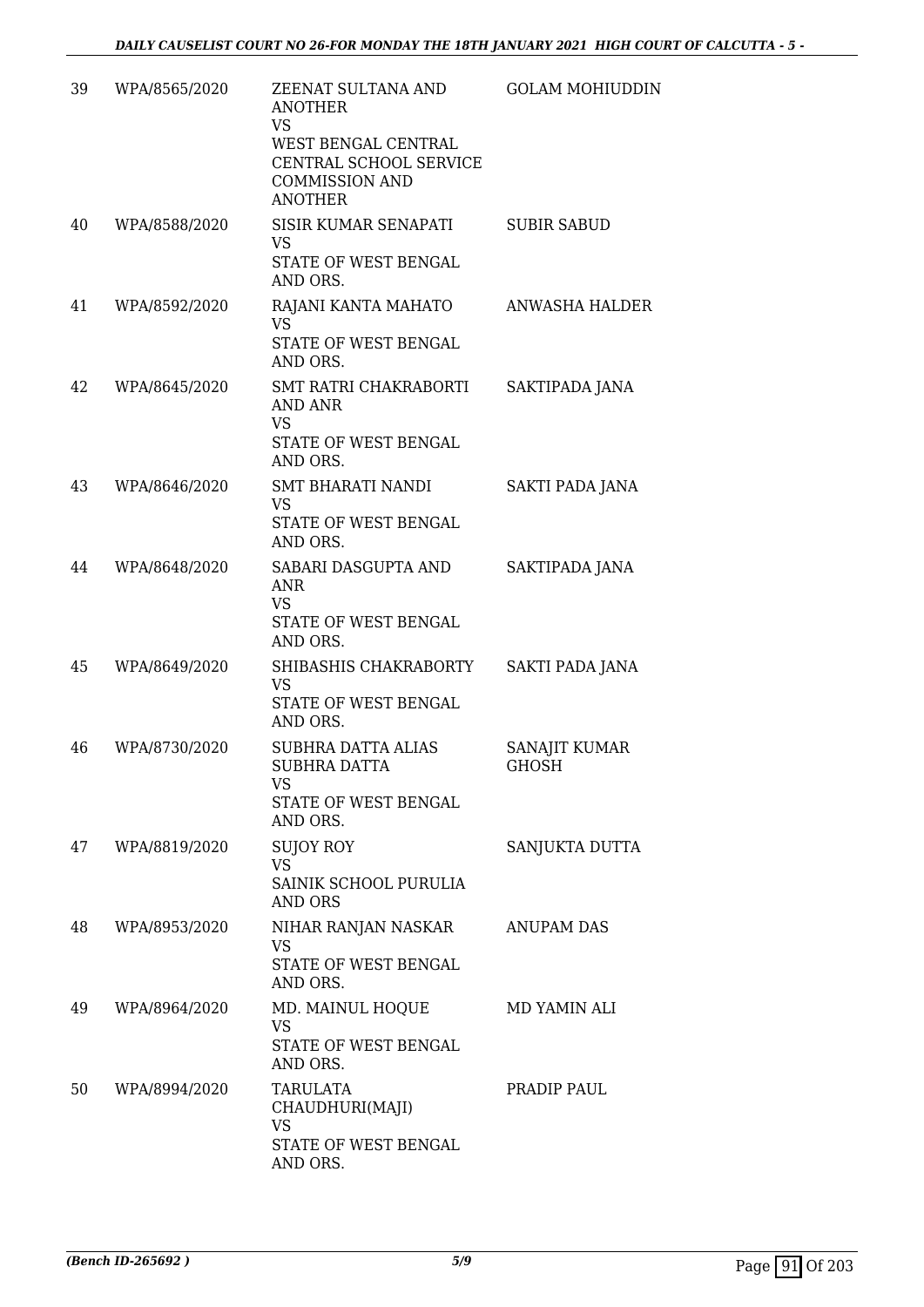| | | | |
|---|---|---|---|
| 39 | WPA/8565/2020 | ZEENAT SULTANA AND ANOTHER<br>VS<br>WEST BENGAL CENTRAL CENTRAL SCHOOL SERVICE COMMISSION AND ANOTHER | GOLAM MOHIUDDIN |
| 40 | WPA/8588/2020 | SISIR KUMAR SENAPATI<br>VS<br>STATE OF WEST BENGAL AND ORS. | SUBIR SABUD |
| 41 | WPA/8592/2020 | RAJANI KANTA MAHATO<br>VS<br>STATE OF WEST BENGAL AND ORS. | ANWASHA HALDER |
| 42 | WPA/8645/2020 | SMT RATRI CHAKRABORTI AND ANR<br>VS<br>STATE OF WEST BENGAL AND ORS. | SAKTIPADA JANA |
| 43 | WPA/8646/2020 | SMT BHARATI NANDI<br>VS<br>STATE OF WEST BENGAL AND ORS. | SAKTI PADA JANA |
| 44 | WPA/8648/2020 | SABARI DASGUPTA AND ANR<br>VS<br>STATE OF WEST BENGAL AND ORS. | SAKTIPADA JANA |
| 45 | WPA/8649/2020 | SHIBASHIS CHAKRABORTY<br>VS<br>STATE OF WEST BENGAL AND ORS. | SAKTI PADA JANA |
| 46 | WPA/8730/2020 | SUBHRA DATTA ALIAS SUBHRA DATTA<br>VS<br>STATE OF WEST BENGAL AND ORS. | SANAJIT KUMAR GHOSH |
| 47 | WPA/8819/2020 | SUJOY ROY<br>VS<br>SAINIK SCHOOL PURULIA AND ORS | SANJUKTA DUTTA |
| 48 | WPA/8953/2020 | NIHAR RANJAN NASKAR<br>VS<br>STATE OF WEST BENGAL AND ORS. | ANUPAM DAS |
| 49 | WPA/8964/2020 | MD. MAINUL HOQUE<br>VS<br>STATE OF WEST BENGAL AND ORS. | MD YAMIN ALI |
| 50 | WPA/8994/2020 | TARULATA CHAUDHURI(MAJI)<br>VS<br>STATE OF WEST BENGAL AND ORS. | PRADIP PAUL |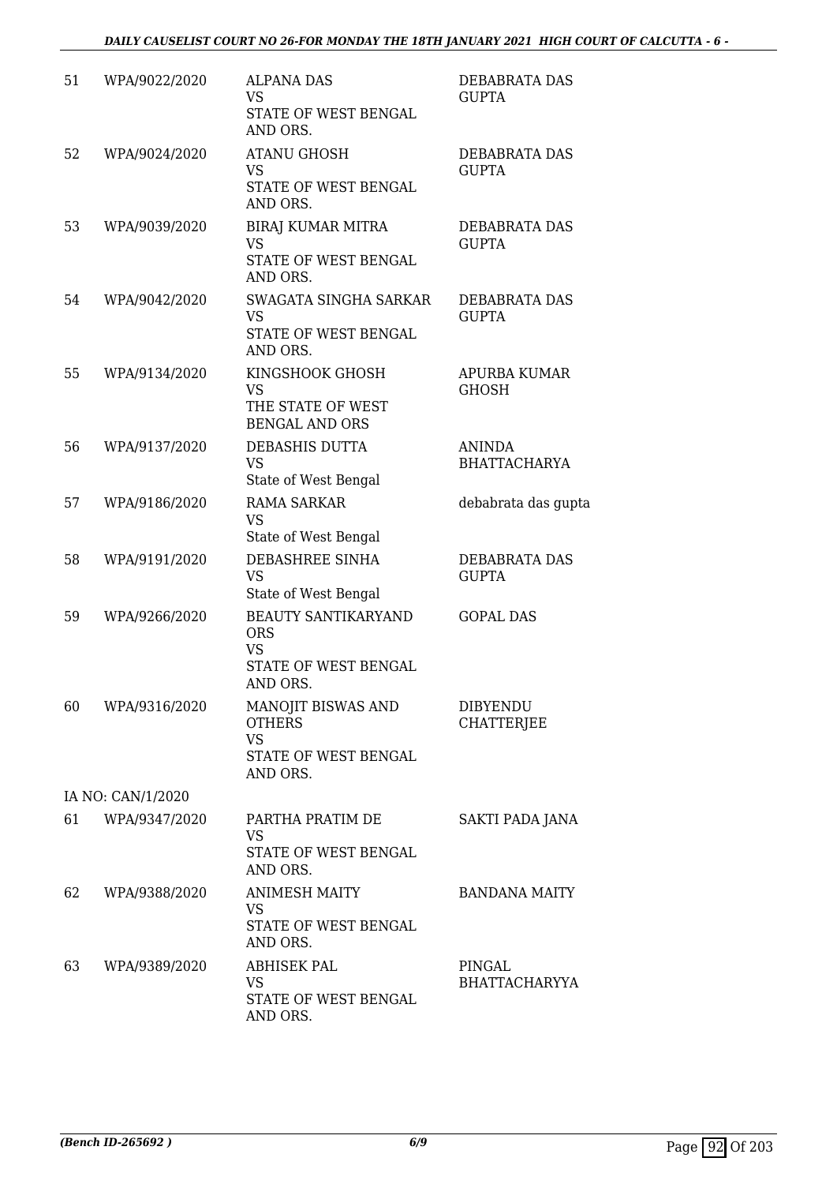| | | | |
|---|---|---|---|
| 51 | WPA/9022/2020 | ALPANA DAS<br>VS<br>STATE OF WEST BENGAL AND ORS. | DEBABRATA DAS GUPTA |
| 52 | WPA/9024/2020 | ATANU GHOSH<br>VS<br>STATE OF WEST BENGAL AND ORS. | DEBABRATA DAS GUPTA |
| 53 | WPA/9039/2020 | BIRAJ KUMAR MITRA<br>VS<br>STATE OF WEST BENGAL AND ORS. | DEBABRATA DAS GUPTA |
| 54 | WPA/9042/2020 | SWAGATA SINGHA SARKAR<br>VS<br>STATE OF WEST BENGAL AND ORS. | DEBABRATA DAS GUPTA |
| 55 | WPA/9134/2020 | KINGSHOOK GHOSH<br>VS<br>THE STATE OF WEST BENGAL AND ORS | APURBA KUMAR GHOSH |
| 56 | WPA/9137/2020 | DEBASHIS DUTTA<br>VS<br>State of West Bengal | ANINDA BHATTACHARYA |
| 57 | WPA/9186/2020 | RAMA SARKAR<br>VS<br>State of West Bengal | debabrata das gupta |
| 58 | WPA/9191/2020 | DEBASHREE SINHA<br>VS<br>State of West Bengal | DEBABRATA DAS GUPTA |
| 59 | WPA/9266/2020 | BEAUTY SANTIKARYAND ORS<br>VS<br>STATE OF WEST BENGAL AND ORS. | GOPAL DAS |
| 60 | WPA/9316/2020 | MANOJIT BISWAS AND OTHERS<br>VS<br>STATE OF WEST BENGAL AND ORS. | DIBYENDU CHATTERJEE |
| | IA NO: CAN/1/2020 | | |
| 61 | WPA/9347/2020 | PARTHA PRATIM DE<br>VS<br>STATE OF WEST BENGAL AND ORS. | SAKTI PADA JANA |
| 62 | WPA/9388/2020 | ANIMESH MAITY<br>VS<br>STATE OF WEST BENGAL AND ORS. | BANDANA MAITY |
| 63 | WPA/9389/2020 | ABHISEK PAL<br>VS<br>STATE OF WEST BENGAL AND ORS. | PINGAL BHATTACHARYYA |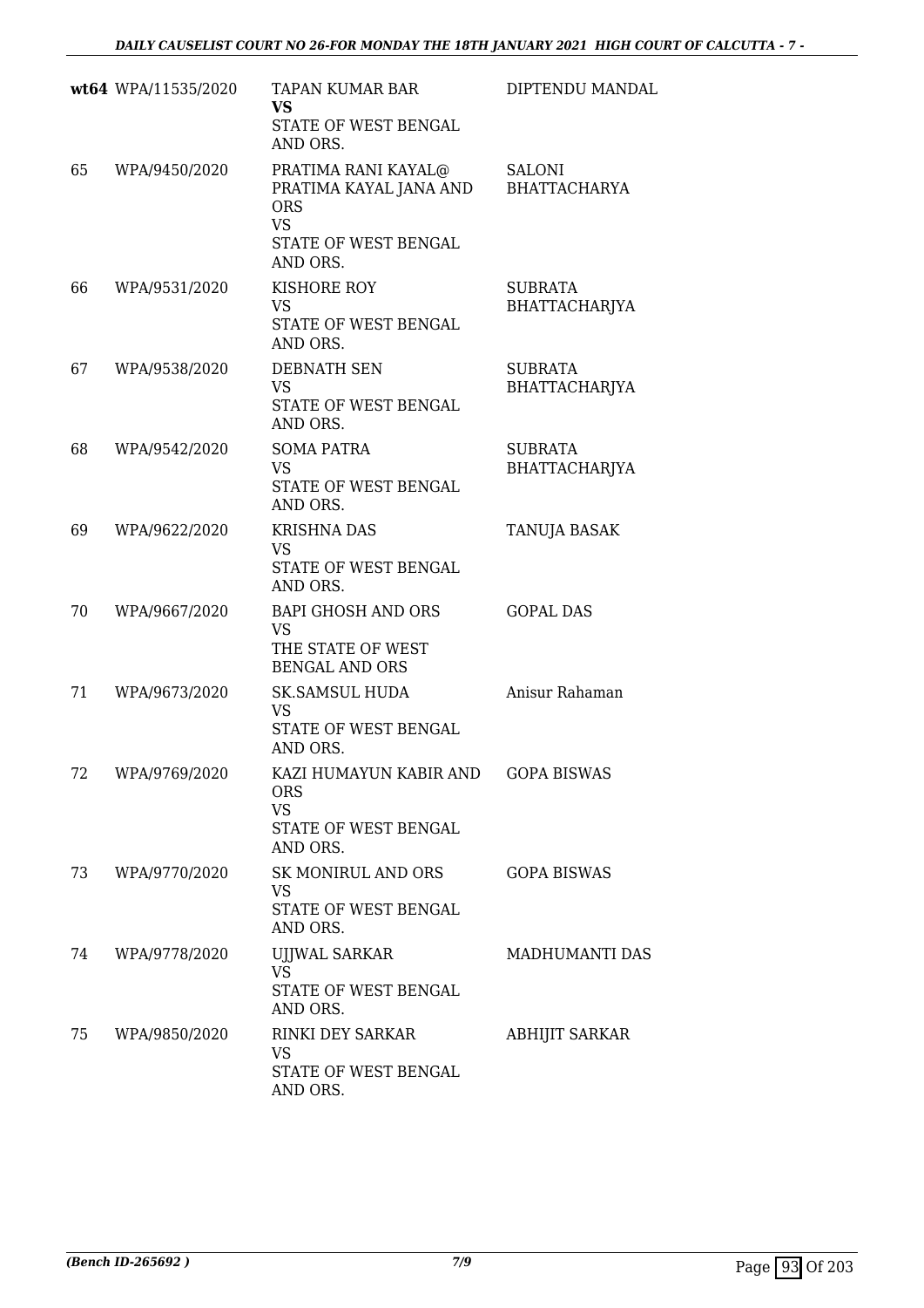| | | | |
|---|---|---|---|
| **wt64** | WPA/11535/2020 | TAPAN KUMAR BAR<br>**VS**<br>STATE OF WEST BENGAL AND ORS. | DIPTENDU MANDAL |
| 65 | WPA/9450/2020 | PRATIMA RANI KAYAL@ PRATIMA KAYAL JANA AND ORS<br>VS<br>STATE OF WEST BENGAL AND ORS. | SALONI BHATTACHARYA |
| 66 | WPA/9531/2020 | KISHORE ROY<br>VS<br>STATE OF WEST BENGAL AND ORS. | SUBRATA BHATTACHARJYA |
| 67 | WPA/9538/2020 | DEBNATH SEN<br>VS<br>STATE OF WEST BENGAL AND ORS. | SUBRATA BHATTACHARJYA |
| 68 | WPA/9542/2020 | SOMA PATRA<br>VS<br>STATE OF WEST BENGAL AND ORS. | SUBRATA BHATTACHARJYA |
| 69 | WPA/9622/2020 | KRISHNA DAS<br>VS<br>STATE OF WEST BENGAL AND ORS. | TANUJA BASAK |
| 70 | WPA/9667/2020 | BAPI GHOSH AND ORS<br>VS<br>THE STATE OF WEST BENGAL AND ORS | GOPAL DAS |
| 71 | WPA/9673/2020 | SK.SAMSUL HUDA<br>VS<br>STATE OF WEST BENGAL AND ORS. | Anisur Rahaman |
| 72 | WPA/9769/2020 | KAZI HUMAYUN KABIR AND ORS<br>VS<br>STATE OF WEST BENGAL AND ORS. | GOPA BISWAS |
| 73 | WPA/9770/2020 | SK MONIRUL AND ORS<br>VS<br>STATE OF WEST BENGAL AND ORS. | GOPA BISWAS |
| 74 | WPA/9778/2020 | UJJWAL SARKAR<br>VS<br>STATE OF WEST BENGAL AND ORS. | MADHUMANTI DAS |
| 75 | WPA/9850/2020 | RINKI DEY SARKAR<br>VS<br>STATE OF WEST BENGAL AND ORS. | ABHIJIT SARKAR |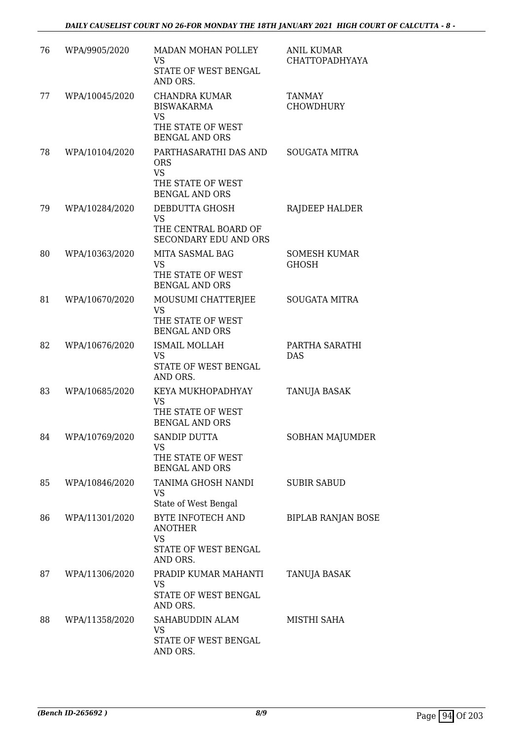| | | | |
|---|---|---|---|
| 76 | WPA/9905/2020 | MADAN MOHAN POLLEY<br>VS<br>STATE OF WEST BENGAL AND ORS. | ANIL KUMAR CHATTOPADHYAYA |
| 77 | WPA/10045/2020 | CHANDRA KUMAR BISWAKARMA<br>VS<br>THE STATE OF WEST BENGAL AND ORS | TANMAY CHOWDHURY |
| 78 | WPA/10104/2020 | PARTHASARATHI DAS AND ORS<br>VS<br>THE STATE OF WEST BENGAL AND ORS | SOUGATA MITRA |
| 79 | WPA/10284/2020 | DEBDUTTA GHOSH<br>VS<br>THE CENTRAL BOARD OF SECONDARY EDU AND ORS | RAJDEEP HALDER |
| 80 | WPA/10363/2020 | MITA SASMAL BAG<br>VS<br>THE STATE OF WEST BENGAL AND ORS | SOMESH KUMAR GHOSH |
| 81 | WPA/10670/2020 | MOUSUMI CHATTERJEE<br>VS<br>THE STATE OF WEST BENGAL AND ORS | SOUGATA MITRA |
| 82 | WPA/10676/2020 | ISMAIL MOLLAH<br>VS<br>STATE OF WEST BENGAL AND ORS. | PARTHA SARATHI DAS |
| 83 | WPA/10685/2020 | KEYA MUKHOPADHYAY<br>VS<br>THE STATE OF WEST BENGAL AND ORS | TANUJA BASAK |
| 84 | WPA/10769/2020 | SANDIP DUTTA<br>VS<br>THE STATE OF WEST BENGAL AND ORS | SOBHAN MAJUMDER |
| 85 | WPA/10846/2020 | TANIMA GHOSH NANDI<br>VS<br>State of West Bengal | SUBIR SABUD |
| 86 | WPA/11301/2020 | BYTE INFOTECH AND ANOTHER<br>VS<br>STATE OF WEST BENGAL AND ORS. | BIPLAB RANJAN BOSE |
| 87 | WPA/11306/2020 | PRADIP KUMAR MAHANTI<br>VS<br>STATE OF WEST BENGAL AND ORS. | TANUJA BASAK |
| 88 | WPA/11358/2020 | SAHABUDDIN ALAM<br>VS<br>STATE OF WEST BENGAL AND ORS. | MISTHI SAHA |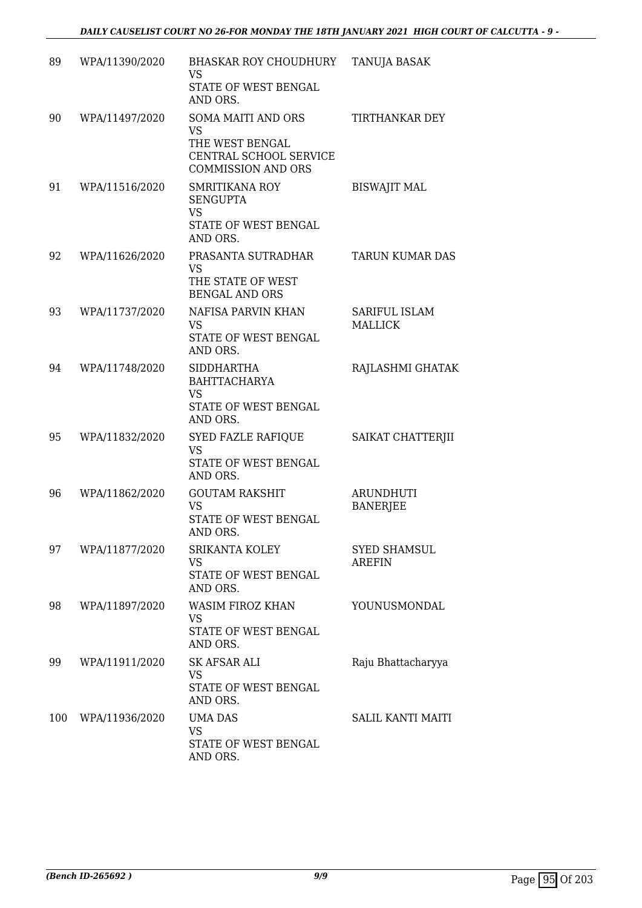| | | | |
|---|---|---|---|
| 89 | WPA/11390/2020 | BHASKAR ROY CHOUDHURY<br>VS<br>STATE OF WEST BENGAL AND ORS. | TANUJA BASAK |
| 90 | WPA/11497/2020 | SOMA MAITI AND ORS<br>VS<br>THE WEST BENGAL CENTRAL SCHOOL SERVICE COMMISSION AND ORS | TIRTHANKAR DEY |
| 91 | WPA/11516/2020 | SMRITIKANA ROY SENGUPTA<br>VS<br>STATE OF WEST BENGAL AND ORS. | BISWAJIT MAL |
| 92 | WPA/11626/2020 | PRASANTA SUTRADHAR<br>VS<br>THE STATE OF WEST BENGAL AND ORS | TARUN KUMAR DAS |
| 93 | WPA/11737/2020 | NAFISA PARVIN KHAN<br>VS<br>STATE OF WEST BENGAL AND ORS. | SARIFUL ISLAM MALLICK |
| 94 | WPA/11748/2020 | SIDDHARTHA BAHTTACHARYA<br>VS<br>STATE OF WEST BENGAL AND ORS. | RAJLASHMI GHATAK |
| 95 | WPA/11832/2020 | SYED FAZLE RAFIQUE<br>VS<br>STATE OF WEST BENGAL AND ORS. | SAIKAT CHATTERJII |
| 96 | WPA/11862/2020 | GOUTAM RAKSHIT<br>VS<br>STATE OF WEST BENGAL AND ORS. | ARUNDHUTI BANERJEE |
| 97 | WPA/11877/2020 | SRIKANTA KOLEY<br>VS<br>STATE OF WEST BENGAL AND ORS. | SYED SHAMSUL AREFIN |
| 98 | WPA/11897/2020 | WASIM FIROZ KHAN<br>VS<br>STATE OF WEST BENGAL AND ORS. | YOUNUSMONDAL |
| 99 | WPA/11911/2020 | SK AFSAR ALI<br>VS<br>STATE OF WEST BENGAL AND ORS. | Raju Bhattacharyya |
| 100 | WPA/11936/2020 | UMA DAS<br>VS<br>STATE OF WEST BENGAL AND ORS. | SALIL KANTI MAITI |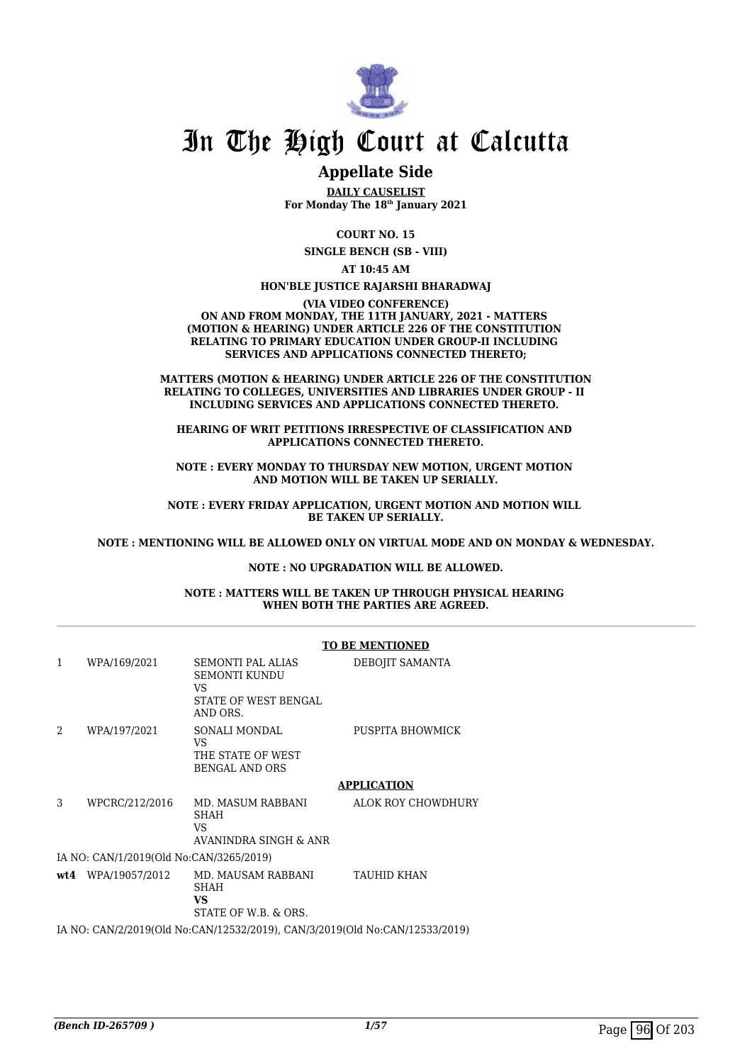# In The High Court at Calcutta

## Appellate Side

**DAILY CAUSELIST**
**For Monday The 18th January 2021**

**COURT NO. 15**

**SINGLE BENCH (SB - VIII)**

**AT 10:45 AM**

**HON'BLE JUSTICE RAJARSHI BHARADWAJ**

**(VIA VIDEO CONFERENCE)**
**ON AND FROM MONDAY, THE 11TH JANUARY, 2021 - MATTERS (MOTION & HEARING) UNDER ARTICLE 226 OF THE CONSTITUTION RELATING TO PRIMARY EDUCATION UNDER GROUP-II INCLUDING SERVICES AND APPLICATIONS CONNECTED THERETO;**

**MATTERS (MOTION & HEARING) UNDER ARTICLE 226 OF THE CONSTITUTION RELATING TO COLLEGES, UNIVERSITIES AND LIBRARIES UNDER GROUP - II INCLUDING SERVICES AND APPLICATIONS CONNECTED THERETO.**

**HEARING OF WRIT PETITIONS IRRESPECTIVE OF CLASSIFICATION AND APPLICATIONS CONNECTED THERETO.**

**NOTE : EVERY MONDAY TO THURSDAY NEW MOTION, URGENT MOTION AND MOTION WILL BE TAKEN UP SERIALLY.**

**NOTE : EVERY FRIDAY APPLICATION, URGENT MOTION AND MOTION WILL BE TAKEN UP SERIALLY.**

**NOTE : MENTIONING WILL BE ALLOWED ONLY ON VIRTUAL MODE AND ON MONDAY & WEDNESDAY.**

**NOTE : NO UPGRADATION WILL BE ALLOWED.**

**NOTE : MATTERS WILL BE TAKEN UP THROUGH PHYSICAL HEARING WHEN BOTH THE PARTIES ARE AGREED.**

---

**TO BE MENTIONED**

| | | | |
|---|---|---|---|
| 1 | WPA/169/2021 | SEMONTI PAL ALIAS SEMONTI KUNDU<br>VS<br>STATE OF WEST BENGAL AND ORS. | DEBOJIT SAMANTA |
| 2 | WPA/197/2021 | SONALI MONDAL<br>VS<br>THE STATE OF WEST BENGAL AND ORS | PUSPITA BHOWMICK |

**APPLICATION**

| | | | |
|---|---|---|---|
| 3 | WPCRC/212/2016 | MD. MASUM RABBANI SHAH<br>VS<br>AVANINDRA SINGH & ANR | ALOK ROY CHOWDHURY |

IA NO: CAN/1/2019(Old No:CAN/3265/2019)

| | | | |
|---|---|---|---|
| **wt4** | WPA/19057/2012 | MD. MAUSAM RABBANI SHAH<br>**VS**<br>STATE OF W.B. & ORS. | TAUHID KHAN |

IA NO: CAN/2/2019(Old No:CAN/12532/2019), CAN/3/2019(Old No:CAN/12533/2019)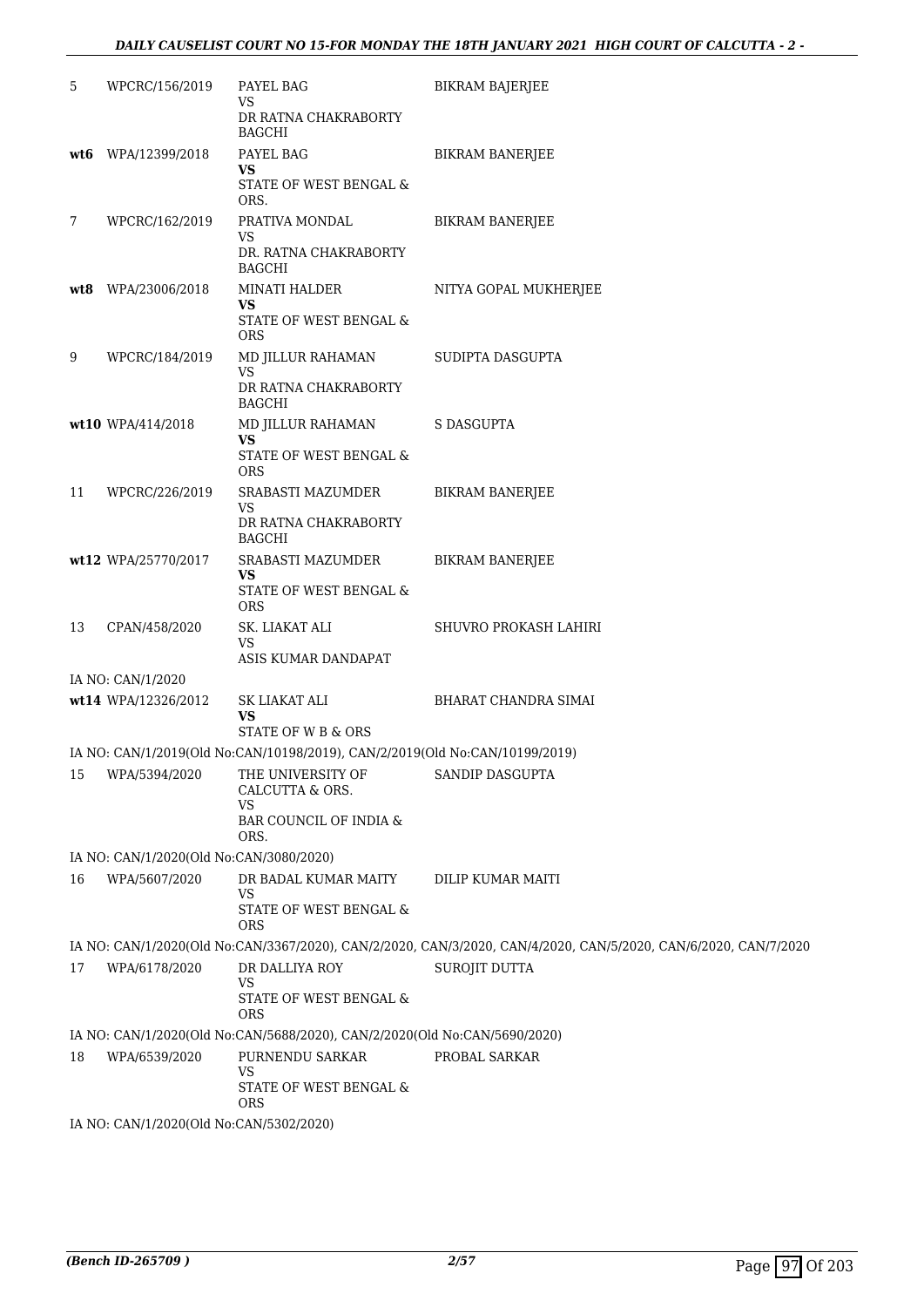| | | | |
|---|---|---|---|
| 5 | WPCRC/156/2019 | PAYEL BAG<br>VS<br>DR RATNA CHAKRABORTY BAGCHI | BIKRAM BAJERJEE |
| **wt6** | WPA/12399/2018 | PAYEL BAG<br>**VS**<br>STATE OF WEST BENGAL & ORS. | BIKRAM BANERJEE |
| 7 | WPCRC/162/2019 | PRATIVA MONDAL<br>VS<br>DR. RATNA CHAKRABORTY BAGCHI | BIKRAM BANERJEE |
| **wt8** | WPA/23006/2018 | MINATI HALDER<br>**VS**<br>STATE OF WEST BENGAL & ORS | NITYA GOPAL MUKHERJEE |
| 9 | WPCRC/184/2019 | MD JILLUR RAHAMAN<br>VS<br>DR RATNA CHAKRABORTY BAGCHI | SUDIPTA DASGUPTA |
| **wt10** | WPA/414/2018 | MD JILLUR RAHAMAN<br>**VS**<br>STATE OF WEST BENGAL & ORS | S DASGUPTA |
| 11 | WPCRC/226/2019 | SRABASTI MAZUMDER<br>VS<br>DR RATNA CHAKRABORTY BAGCHI | BIKRAM BANERJEE |
| **wt12** | WPA/25770/2017 | SRABASTI MAZUMDER<br>**VS**<br>STATE OF WEST BENGAL & ORS | BIKRAM BANERJEE |
| 13 | CPAN/458/2020 | SK. LIAKAT ALI<br>VS<br>ASIS KUMAR DANDAPAT | SHUVRO PROKASH LAHIRI |
| | IA NO: CAN/1/2020 | | |
| **wt14** | WPA/12326/2012 | SK LIAKAT ALI<br>**VS**<br>STATE OF W B & ORS | BHARAT CHANDRA SIMAI |
| | IA NO: CAN/1/2019(Old No:CAN/10198/2019), CAN/2/2019(Old No:CAN/10199/2019) | | |
| 15 | WPA/5394/2020 | THE UNIVERSITY OF CALCUTTA & ORS.<br>VS<br>BAR COUNCIL OF INDIA & ORS. | SANDIP DASGUPTA |
| | IA NO: CAN/1/2020(Old No:CAN/3080/2020) | | |
| 16 | WPA/5607/2020 | DR BADAL KUMAR MAITY<br>VS<br>STATE OF WEST BENGAL & ORS | DILIP KUMAR MAITI |
| | IA NO: CAN/1/2020(Old No:CAN/3367/2020), CAN/2/2020, CAN/3/2020, CAN/4/2020, CAN/5/2020, CAN/6/2020, CAN/7/2020 | | |
| 17 | WPA/6178/2020 | DR DALLIYA ROY<br>VS<br>STATE OF WEST BENGAL & ORS | SUROJIT DUTTA |
| | IA NO: CAN/1/2020(Old No:CAN/5688/2020), CAN/2/2020(Old No:CAN/5690/2020) | | |
| 18 | WPA/6539/2020 | PURNENDU SARKAR<br>VS<br>STATE OF WEST BENGAL & ORS | PROBAL SARKAR |
| | IA NO: CAN/1/2020(Old No:CAN/5302/2020) | | |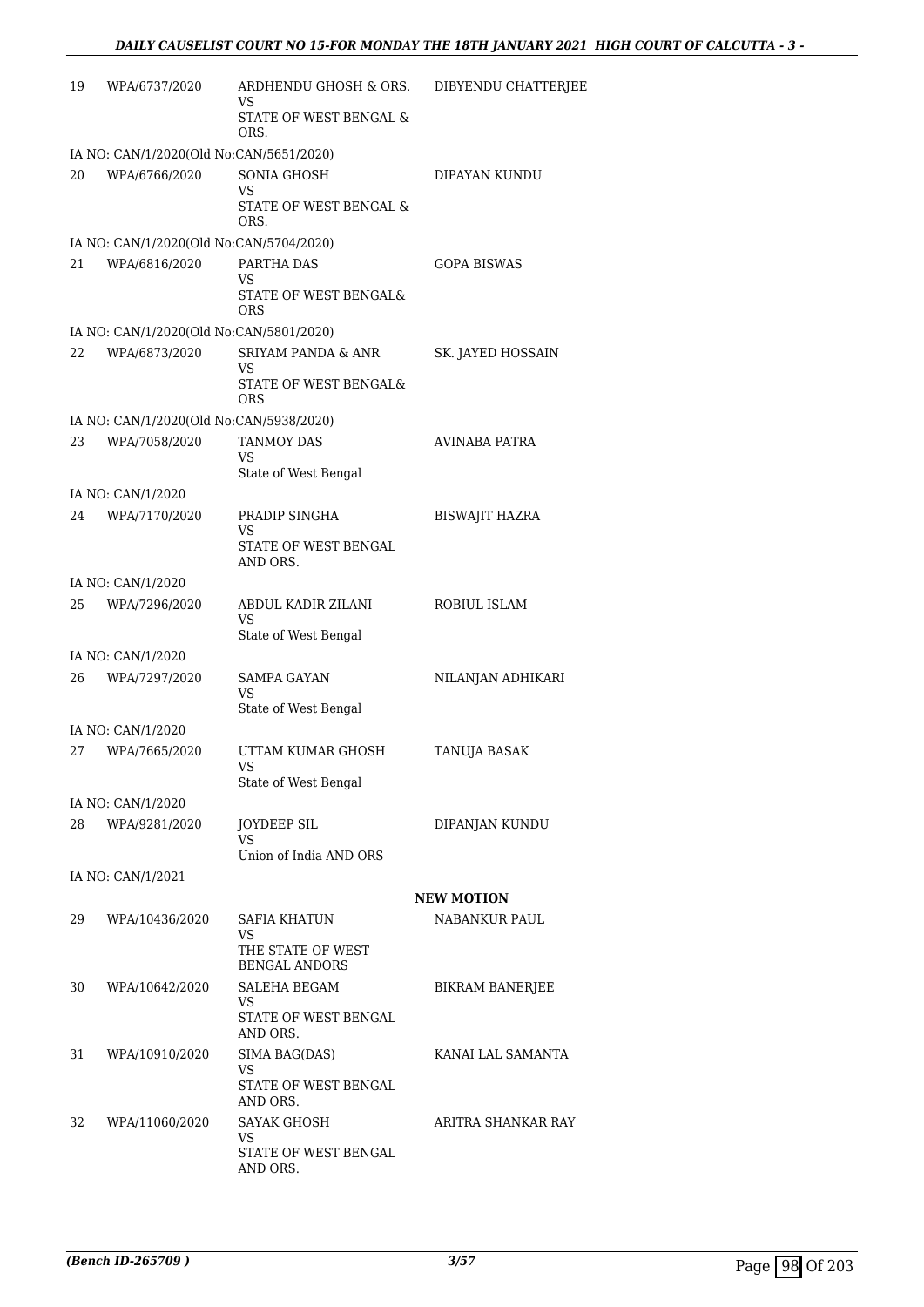| | | | |
|---|---|---|---|
| 19 | WPA/6737/2020 | ARDHENDU GHOSH & ORS.<br>VS<br>STATE OF WEST BENGAL & ORS. | DIBYENDU CHATTERJEE |
| IA NO: CAN/1/2020(Old No:CAN/5651/2020) | | | |
| 20 | WPA/6766/2020 | SONIA GHOSH<br>VS<br>STATE OF WEST BENGAL & ORS. | DIPAYAN KUNDU |
| IA NO: CAN/1/2020(Old No:CAN/5704/2020) | | | |
| 21 | WPA/6816/2020 | PARTHA DAS<br>VS<br>STATE OF WEST BENGAL& ORS | GOPA BISWAS |
| IA NO: CAN/1/2020(Old No:CAN/5801/2020) | | | |
| 22 | WPA/6873/2020 | SRIYAM PANDA & ANR<br>VS<br>STATE OF WEST BENGAL& ORS | SK. JAYED HOSSAIN |
| IA NO: CAN/1/2020(Old No:CAN/5938/2020) | | | |
| 23 | WPA/7058/2020 | TANMOY DAS<br>VS<br>State of West Bengal | AVINABA PATRA |
| IA NO: CAN/1/2020 | | | |
| 24 | WPA/7170/2020 | PRADIP SINGHA<br>VS<br>STATE OF WEST BENGAL AND ORS. | BISWAJIT HAZRA |
| IA NO: CAN/1/2020 | | | |
| 25 | WPA/7296/2020 | ABDUL KADIR ZILANI<br>VS<br>State of West Bengal | ROBIUL ISLAM |
| IA NO: CAN/1/2020 | | | |
| 26 | WPA/7297/2020 | SAMPA GAYAN<br>VS<br>State of West Bengal | NILANJAN ADHIKARI |
| IA NO: CAN/1/2020 | | | |
| 27 | WPA/7665/2020 | UTTAM KUMAR GHOSH<br>VS<br>State of West Bengal | TANUJA BASAK |
| IA NO: CAN/1/2020 | | | |
| 28 | WPA/9281/2020 | JOYDEEP SIL<br>VS<br>Union of India AND ORS | DIPANJAN KUNDU |
| IA NO: CAN/1/2021 | | | |

**NEW MOTION**

| | | | |
|---|---|---|---|
| 29 | WPA/10436/2020 | SAFIA KHATUN<br>VS<br>THE STATE OF WEST BENGAL ANDORS | NABANKUR PAUL |
| 30 | WPA/10642/2020 | SALEHA BEGAM<br>VS<br>STATE OF WEST BENGAL AND ORS. | BIKRAM BANERJEE |
| 31 | WPA/10910/2020 | SIMA BAG(DAS)<br>VS<br>STATE OF WEST BENGAL AND ORS. | KANAI LAL SAMANTA |
| 32 | WPA/11060/2020 | SAYAK GHOSH<br>VS<br>STATE OF WEST BENGAL AND ORS. | ARITRA SHANKAR RAY |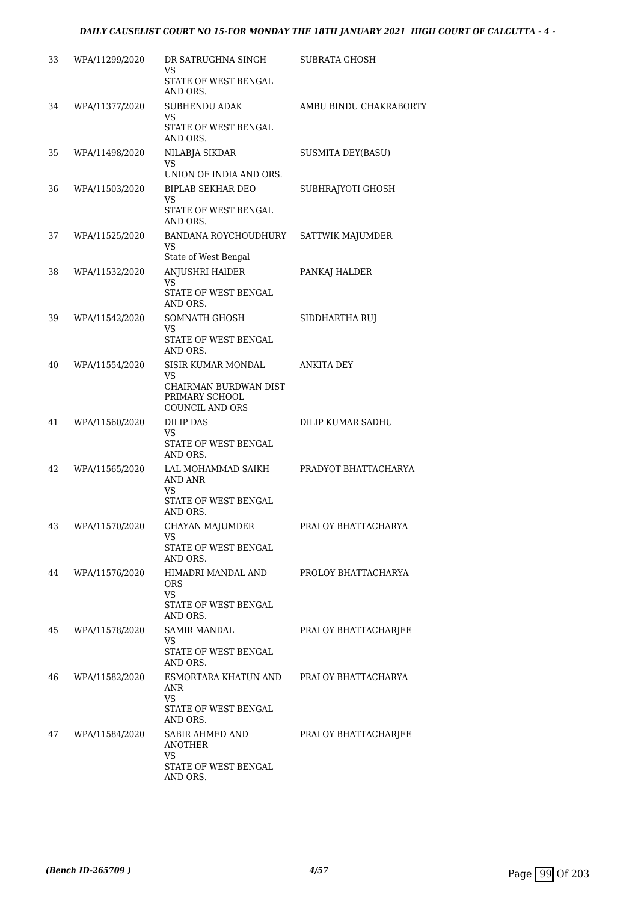| | | | |
|---|---|---|---|
| 33 | WPA/11299/2020 | DR SATRUGHNA SINGH<br>VS<br>STATE OF WEST BENGAL AND ORS. | SUBRATA GHOSH |
| 34 | WPA/11377/2020 | SUBHENDU ADAK<br>VS<br>STATE OF WEST BENGAL AND ORS. | AMBU BINDU CHAKRABORTY |
| 35 | WPA/11498/2020 | NILABJA SIKDAR<br>VS<br>UNION OF INDIA AND ORS. | SUSMITA DEY(BASU) |
| 36 | WPA/11503/2020 | BIPLAB SEKHAR DEO<br>VS<br>STATE OF WEST BENGAL AND ORS. | SUBHRAJYOTI GHOSH |
| 37 | WPA/11525/2020 | BANDANA ROYCHOUDHURY<br>VS<br>State of West Bengal | SATTWIK MAJUMDER |
| 38 | WPA/11532/2020 | ANJUSHRI HAlDER<br>VS<br>STATE OF WEST BENGAL AND ORS. | PANKAJ HALDER |
| 39 | WPA/11542/2020 | SOMNATH GHOSH<br>VS<br>STATE OF WEST BENGAL AND ORS. | SIDDHARTHA RUJ |
| 40 | WPA/11554/2020 | SISIR KUMAR MONDAL<br>VS<br>CHAIRMAN BURDWAN DIST PRIMARY SCHOOL COUNCIL AND ORS | ANKITA DEY |
| 41 | WPA/11560/2020 | DILIP DAS<br>VS<br>STATE OF WEST BENGAL AND ORS. | DILIP KUMAR SADHU |
| 42 | WPA/11565/2020 | LAL MOHAMMAD SAIKH AND ANR<br>VS<br>STATE OF WEST BENGAL AND ORS. | PRADYOT BHATTACHARYA |
| 43 | WPA/11570/2020 | CHAYAN MAJUMDER<br>VS<br>STATE OF WEST BENGAL AND ORS. | PRALOY BHATTACHARYA |
| 44 | WPA/11576/2020 | HIMADRI MANDAL AND ORS<br>VS<br>STATE OF WEST BENGAL AND ORS. | PROLOY BHATTACHARYA |
| 45 | WPA/11578/2020 | SAMIR MANDAL<br>VS<br>STATE OF WEST BENGAL AND ORS. | PRALOY BHATTACHARJEE |
| 46 | WPA/11582/2020 | ESMORTARA KHATUN AND ANR<br>VS<br>STATE OF WEST BENGAL AND ORS. | PRALOY BHATTACHARYA |
| 47 | WPA/11584/2020 | SABIR AHMED AND ANOTHER<br>VS<br>STATE OF WEST BENGAL AND ORS. | PRALOY BHATTACHARJEE |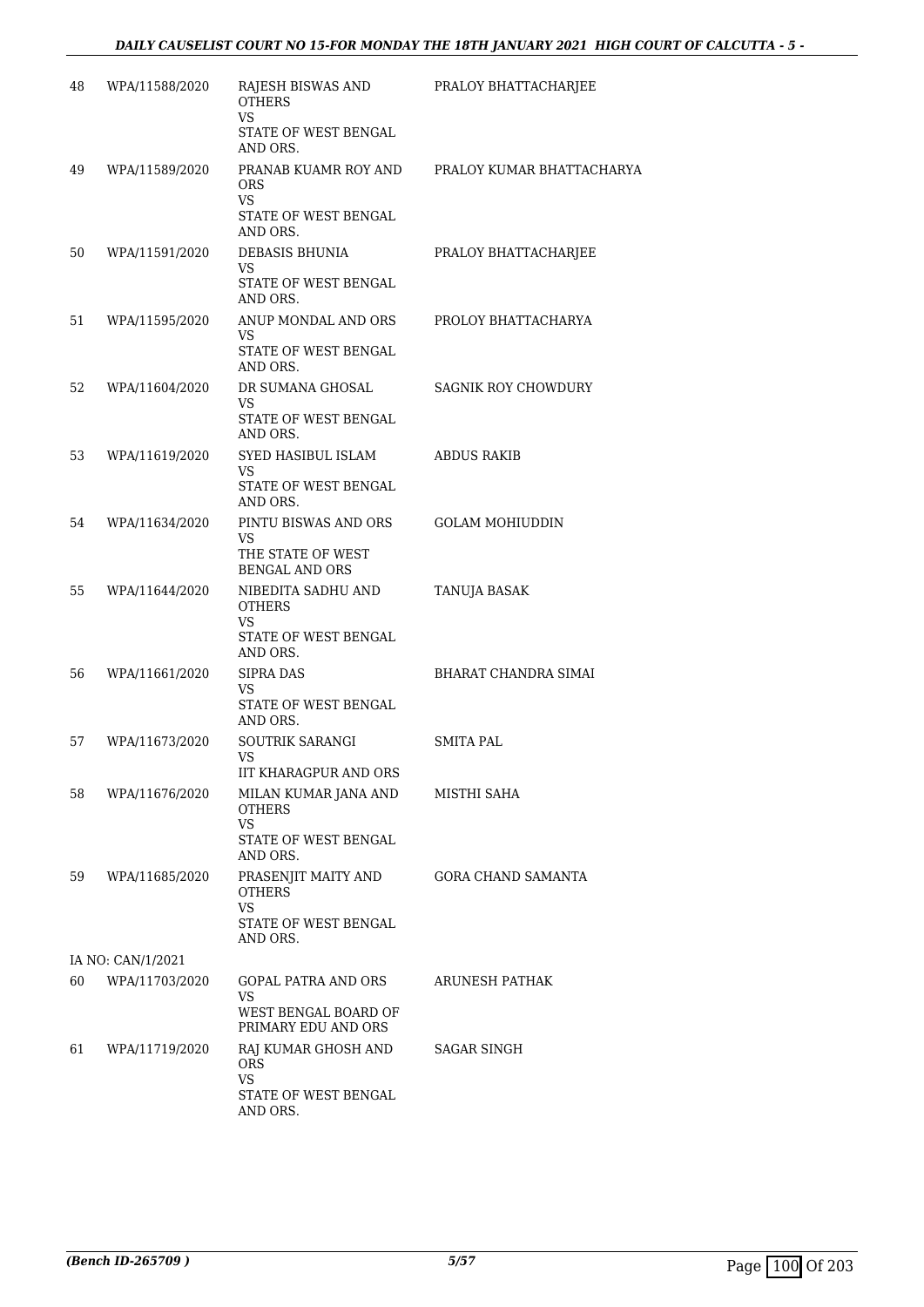| | | | |
|---|---|---|---|
| 48 | WPA/11588/2020 | RAJESH BISWAS AND OTHERS<br>VS<br>STATE OF WEST BENGAL AND ORS. | PRALOY BHATTACHARJEE |
| 49 | WPA/11589/2020 | PRANAB KUAMR ROY AND ORS<br>VS<br>STATE OF WEST BENGAL AND ORS. | PRALOY KUMAR BHATTACHARYA |
| 50 | WPA/11591/2020 | DEBASIS BHUNIA<br>VS<br>STATE OF WEST BENGAL AND ORS. | PRALOY BHATTACHARJEE |
| 51 | WPA/11595/2020 | ANUP MONDAL AND ORS<br>VS<br>STATE OF WEST BENGAL AND ORS. | PROLOY BHATTACHARYA |
| 52 | WPA/11604/2020 | DR SUMANA GHOSAL<br>VS<br>STATE OF WEST BENGAL AND ORS. | SAGNIK ROY CHOWDURY |
| 53 | WPA/11619/2020 | SYED HASIBUL ISLAM<br>VS<br>STATE OF WEST BENGAL AND ORS. | ABDUS RAKIB |
| 54 | WPA/11634/2020 | PINTU BISWAS AND ORS<br>VS<br>THE STATE OF WEST BENGAL AND ORS | GOLAM MOHIUDDIN |
| 55 | WPA/11644/2020 | NIBEDITA SADHU AND OTHERS<br>VS<br>STATE OF WEST BENGAL AND ORS. | TANUJA BASAK |
| 56 | WPA/11661/2020 | SIPRA DAS<br>VS<br>STATE OF WEST BENGAL AND ORS. | BHARAT CHANDRA SIMAI |
| 57 | WPA/11673/2020 | SOUTRIK SARANGI<br>VS<br>IIT KHARAGPUR AND ORS | SMITA PAL |
| 58 | WPA/11676/2020 | MILAN KUMAR JANA AND OTHERS<br>VS<br>STATE OF WEST BENGAL AND ORS. | MISTHI SAHA |
| 59 | WPA/11685/2020 | PRASENJIT MAITY AND OTHERS<br>VS<br>STATE OF WEST BENGAL AND ORS. | GORA CHAND SAMANTA |
| | IA NO: CAN/1/2021 | | |
| 60 | WPA/11703/2020 | GOPAL PATRA AND ORS<br>VS<br>WEST BENGAL BOARD OF PRIMARY EDU AND ORS | ARUNESH PATHAK |
| 61 | WPA/11719/2020 | RAJ KUMAR GHOSH AND ORS<br>VS<br>STATE OF WEST BENGAL AND ORS. | SAGAR SINGH |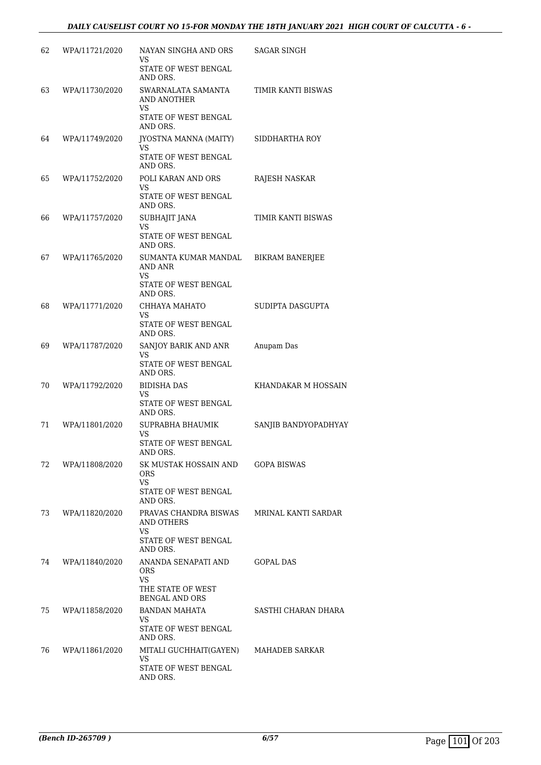| | | | |
|---|---|---|---|
| 62 | WPA/11721/2020 | NAYAN SINGHA AND ORS<br>VS<br>STATE OF WEST BENGAL AND ORS. | SAGAR SINGH |
| 63 | WPA/11730/2020 | SWARNALATA SAMANTA AND ANOTHER<br>VS<br>STATE OF WEST BENGAL AND ORS. | TIMIR KANTI BISWAS |
| 64 | WPA/11749/2020 | JYOSTNA MANNA (MAITY)<br>VS<br>STATE OF WEST BENGAL AND ORS. | SIDDHARTHA ROY |
| 65 | WPA/11752/2020 | POLI KARAN AND ORS<br>VS<br>STATE OF WEST BENGAL AND ORS. | RAJESH NASKAR |
| 66 | WPA/11757/2020 | SUBHAJIT JANA<br>VS<br>STATE OF WEST BENGAL AND ORS. | TIMIR KANTI BISWAS |
| 67 | WPA/11765/2020 | SUMANTA KUMAR MANDAL AND ANR<br>VS<br>STATE OF WEST BENGAL AND ORS. | BIKRAM BANERJEE |
| 68 | WPA/11771/2020 | CHHAYA MAHATO<br>VS<br>STATE OF WEST BENGAL AND ORS. | SUDIPTA DASGUPTA |
| 69 | WPA/11787/2020 | SANJOY BARIK AND ANR<br>VS<br>STATE OF WEST BENGAL AND ORS. | Anupam Das |
| 70 | WPA/11792/2020 | BIDISHA DAS<br>VS<br>STATE OF WEST BENGAL AND ORS. | KHANDAKAR M HOSSAIN |
| 71 | WPA/11801/2020 | SUPRABHA BHAUMIK<br>VS<br>STATE OF WEST BENGAL AND ORS. | SANJIB BANDYOPADHYAY |
| 72 | WPA/11808/2020 | SK MUSTAK HOSSAIN AND ORS<br>VS<br>STATE OF WEST BENGAL AND ORS. | GOPA BISWAS |
| 73 | WPA/11820/2020 | PRAVAS CHANDRA BISWAS AND OTHERS<br>VS<br>STATE OF WEST BENGAL AND ORS. | MRINAL KANTI SARDAR |
| 74 | WPA/11840/2020 | ANANDA SENAPATI AND ORS<br>VS<br>THE STATE OF WEST BENGAL AND ORS | GOPAL DAS |
| 75 | WPA/11858/2020 | BANDAN MAHATA<br>VS<br>STATE OF WEST BENGAL AND ORS. | SASTHI CHARAN DHARA |
| 76 | WPA/11861/2020 | MITALI GUCHHAIT(GAYEN)<br>VS<br>STATE OF WEST BENGAL AND ORS. | MAHADEB SARKAR |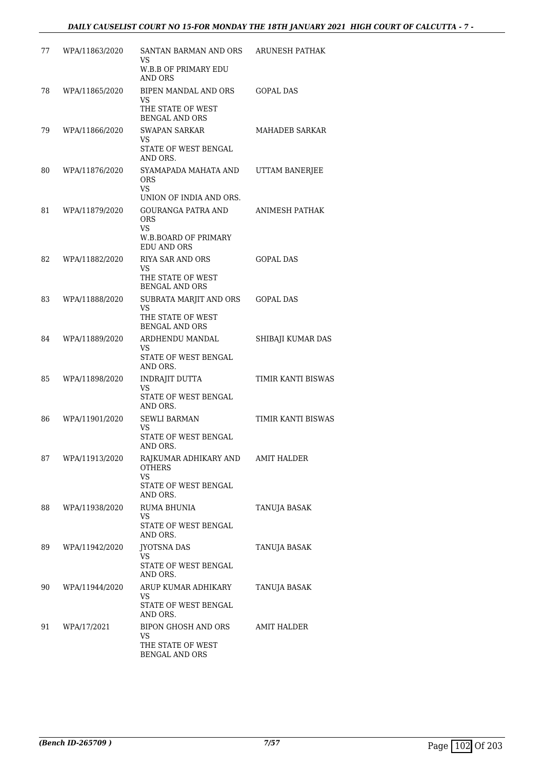| | | | |
|---|---|---|---|
| 77 | WPA/11863/2020 | SANTAN BARMAN AND ORS<br>VS<br>W.B.B OF PRIMARY EDU AND ORS | ARUNESH PATHAK |
| 78 | WPA/11865/2020 | BIPEN MANDAL AND ORS<br>VS<br>THE STATE OF WEST BENGAL AND ORS | GOPAL DAS |
| 79 | WPA/11866/2020 | SWAPAN SARKAR<br>VS<br>STATE OF WEST BENGAL AND ORS. | MAHADEB SARKAR |
| 80 | WPA/11876/2020 | SYAMAPADA MAHATA AND ORS<br>VS<br>UNION OF INDIA AND ORS. | UTTAM BANERJEE |
| 81 | WPA/11879/2020 | GOURANGA PATRA AND ORS<br>VS<br>W.B.BOARD OF PRIMARY EDU AND ORS | ANIMESH PATHAK |
| 82 | WPA/11882/2020 | RIYA SAR AND ORS<br>VS<br>THE STATE OF WEST BENGAL AND ORS | GOPAL DAS |
| 83 | WPA/11888/2020 | SUBRATA MARJIT AND ORS<br>VS<br>THE STATE OF WEST BENGAL AND ORS | GOPAL DAS |
| 84 | WPA/11889/2020 | ARDHENDU MANDAL<br>VS<br>STATE OF WEST BENGAL AND ORS. | SHIBAJI KUMAR DAS |
| 85 | WPA/11898/2020 | INDRAJIT DUTTA<br>VS<br>STATE OF WEST BENGAL AND ORS. | TIMIR KANTI BISWAS |
| 86 | WPA/11901/2020 | SEWLI BARMAN<br>VS<br>STATE OF WEST BENGAL AND ORS. | TIMIR KANTI BISWAS |
| 87 | WPA/11913/2020 | RAJKUMAR ADHIKARY AND OTHERS<br>VS<br>STATE OF WEST BENGAL AND ORS. | AMIT HALDER |
| 88 | WPA/11938/2020 | RUMA BHUNIA<br>VS<br>STATE OF WEST BENGAL AND ORS. | TANUJA BASAK |
| 89 | WPA/11942/2020 | JYOTSNA DAS<br>VS<br>STATE OF WEST BENGAL AND ORS. | TANUJA BASAK |
| 90 | WPA/11944/2020 | ARUP KUMAR ADHIKARY<br>VS<br>STATE OF WEST BENGAL AND ORS. | TANUJA BASAK |
| 91 | WPA/17/2021 | BIPON GHOSH AND ORS<br>VS<br>THE STATE OF WEST BENGAL AND ORS | AMIT HALDER |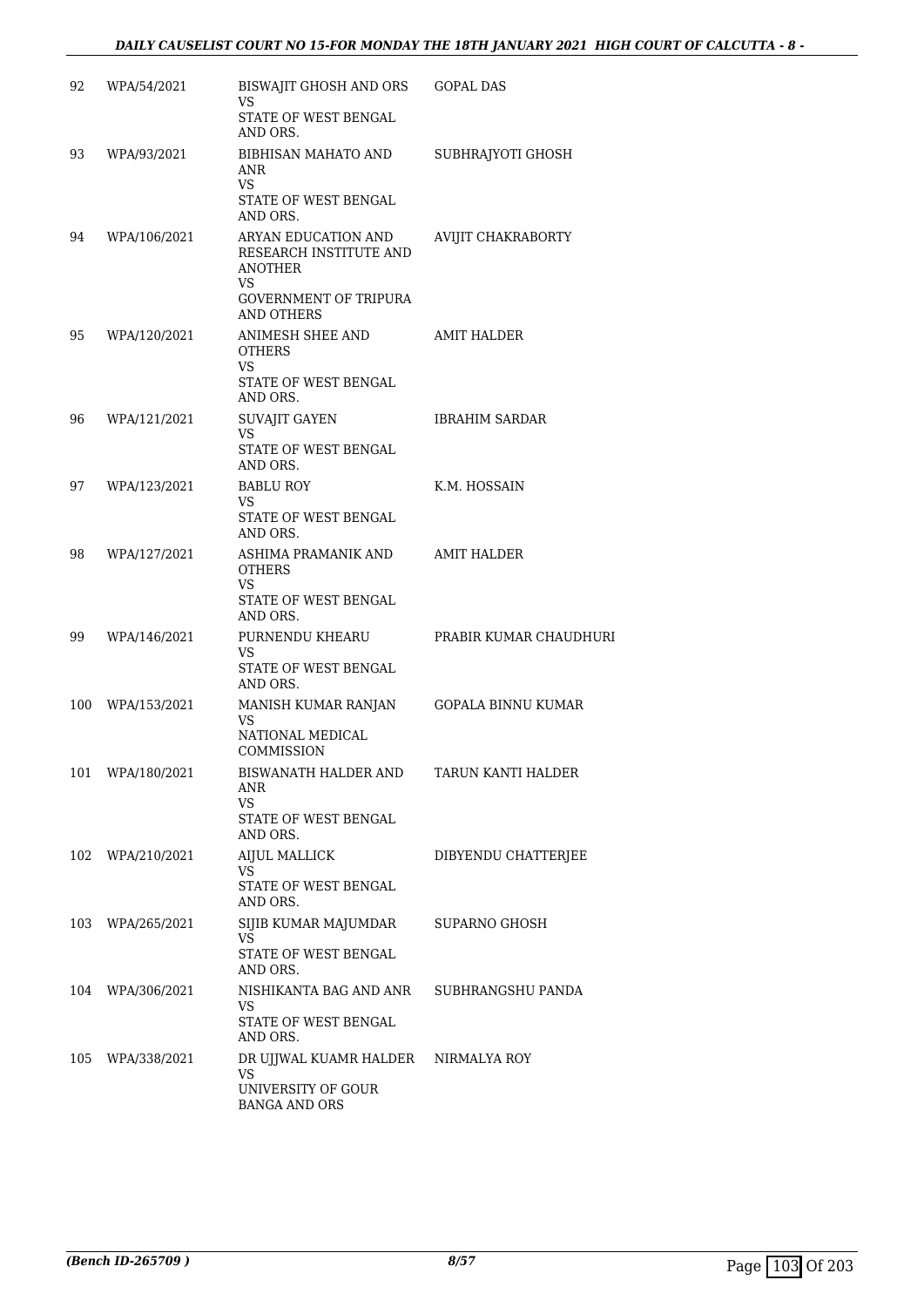| | | | |
|---|---|---|---|
| 92 | WPA/54/2021 | BISWAJIT GHOSH AND ORS<br>VS<br>STATE OF WEST BENGAL AND ORS. | GOPAL DAS |
| 93 | WPA/93/2021 | BIBHISAN MAHATO AND ANR<br>VS<br>STATE OF WEST BENGAL AND ORS. | SUBHRAJYOTI GHOSH |
| 94 | WPA/106/2021 | ARYAN EDUCATION AND RESEARCH INSTITUTE AND ANOTHER<br>VS<br>GOVERNMENT OF TRIPURA AND OTHERS | AVIJIT CHAKRABORTY |
| 95 | WPA/120/2021 | ANIMESH SHEE AND OTHERS<br>VS<br>STATE OF WEST BENGAL AND ORS. | AMIT HALDER |
| 96 | WPA/121/2021 | SUVAJIT GAYEN<br>VS<br>STATE OF WEST BENGAL AND ORS. | IBRAHIM SARDAR |
| 97 | WPA/123/2021 | BABLU ROY<br>VS<br>STATE OF WEST BENGAL AND ORS. | K.M. HOSSAIN |
| 98 | WPA/127/2021 | ASHIMA PRAMANIK AND OTHERS<br>VS<br>STATE OF WEST BENGAL AND ORS. | AMIT HALDER |
| 99 | WPA/146/2021 | PURNENDU KHEARU<br>VS<br>STATE OF WEST BENGAL AND ORS. | PRABIR KUMAR CHAUDHURI |
| 100 | WPA/153/2021 | MANISH KUMAR RANJAN<br>VS<br>NATIONAL MEDICAL COMMISSION | GOPALA BINNU KUMAR |
| 101 | WPA/180/2021 | BISWANATH HALDER AND ANR<br>VS<br>STATE OF WEST BENGAL AND ORS. | TARUN KANTI HALDER |
| 102 | WPA/210/2021 | AIJUL MALLICK<br>VS<br>STATE OF WEST BENGAL AND ORS. | DIBYENDU CHATTERJEE |
| 103 | WPA/265/2021 | SIJIB KUMAR MAJUMDAR<br>VS<br>STATE OF WEST BENGAL AND ORS. | SUPARNO GHOSH |
| 104 | WPA/306/2021 | NISHIKANTA BAG AND ANR<br>VS<br>STATE OF WEST BENGAL AND ORS. | SUBHRANGSHU PANDA |
| 105 | WPA/338/2021 | DR UJJWAL KUAMR HALDER<br>VS<br>UNIVERSITY OF GOUR BANGA AND ORS | NIRMALYA ROY |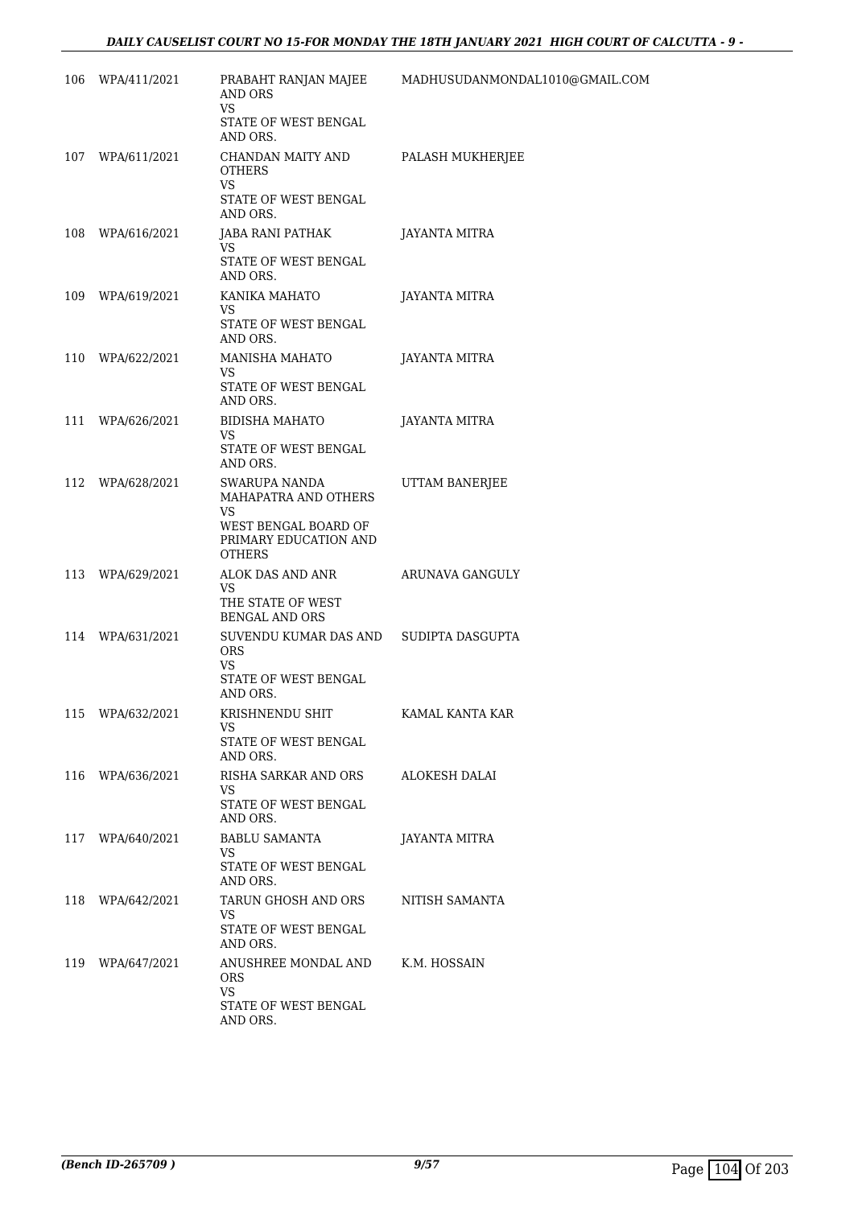| | | | |
|---|---|---|---|
| 106 | WPA/411/2021 | PRABAHT RANJAN MAJEE AND ORS<br>VS<br>STATE OF WEST BENGAL AND ORS. | MADHUSUDANMONDAL1010@GMAIL.COM |
| 107 | WPA/611/2021 | CHANDAN MAITY AND OTHERS<br>VS<br>STATE OF WEST BENGAL AND ORS. | PALASH MUKHERJEE |
| 108 | WPA/616/2021 | JABA RANI PATHAK<br>VS<br>STATE OF WEST BENGAL AND ORS. | JAYANTA MITRA |
| 109 | WPA/619/2021 | KANIKA MAHATO<br>VS<br>STATE OF WEST BENGAL AND ORS. | JAYANTA MITRA |
| 110 | WPA/622/2021 | MANISHA MAHATO<br>VS<br>STATE OF WEST BENGAL AND ORS. | JAYANTA MITRA |
| 111 | WPA/626/2021 | BIDISHA MAHATO<br>VS<br>STATE OF WEST BENGAL AND ORS. | JAYANTA MITRA |
| 112 | WPA/628/2021 | SWARUPA NANDA MAHAPATRA AND OTHERS<br>VS<br>WEST BENGAL BOARD OF PRIMARY EDUCATION AND OTHERS | UTTAM BANERJEE |
| 113 | WPA/629/2021 | ALOK DAS AND ANR<br>VS<br>THE STATE OF WEST BENGAL AND ORS | ARUNAVA GANGULY |
| 114 | WPA/631/2021 | SUVENDU KUMAR DAS AND ORS<br>VS<br>STATE OF WEST BENGAL AND ORS. | SUDIPTA DASGUPTA |
| 115 | WPA/632/2021 | KRISHNENDU SHIT<br>VS<br>STATE OF WEST BENGAL AND ORS. | KAMAL KANTA KAR |
| 116 | WPA/636/2021 | RISHA SARKAR AND ORS<br>VS<br>STATE OF WEST BENGAL AND ORS. | ALOKESH DALAI |
| 117 | WPA/640/2021 | BABLU SAMANTA<br>VS<br>STATE OF WEST BENGAL AND ORS. | JAYANTA MITRA |
| 118 | WPA/642/2021 | TARUN GHOSH AND ORS<br>VS<br>STATE OF WEST BENGAL AND ORS. | NITISH SAMANTA |
| 119 | WPA/647/2021 | ANUSHREE MONDAL AND ORS<br>VS<br>STATE OF WEST BENGAL AND ORS. | K.M. HOSSAIN |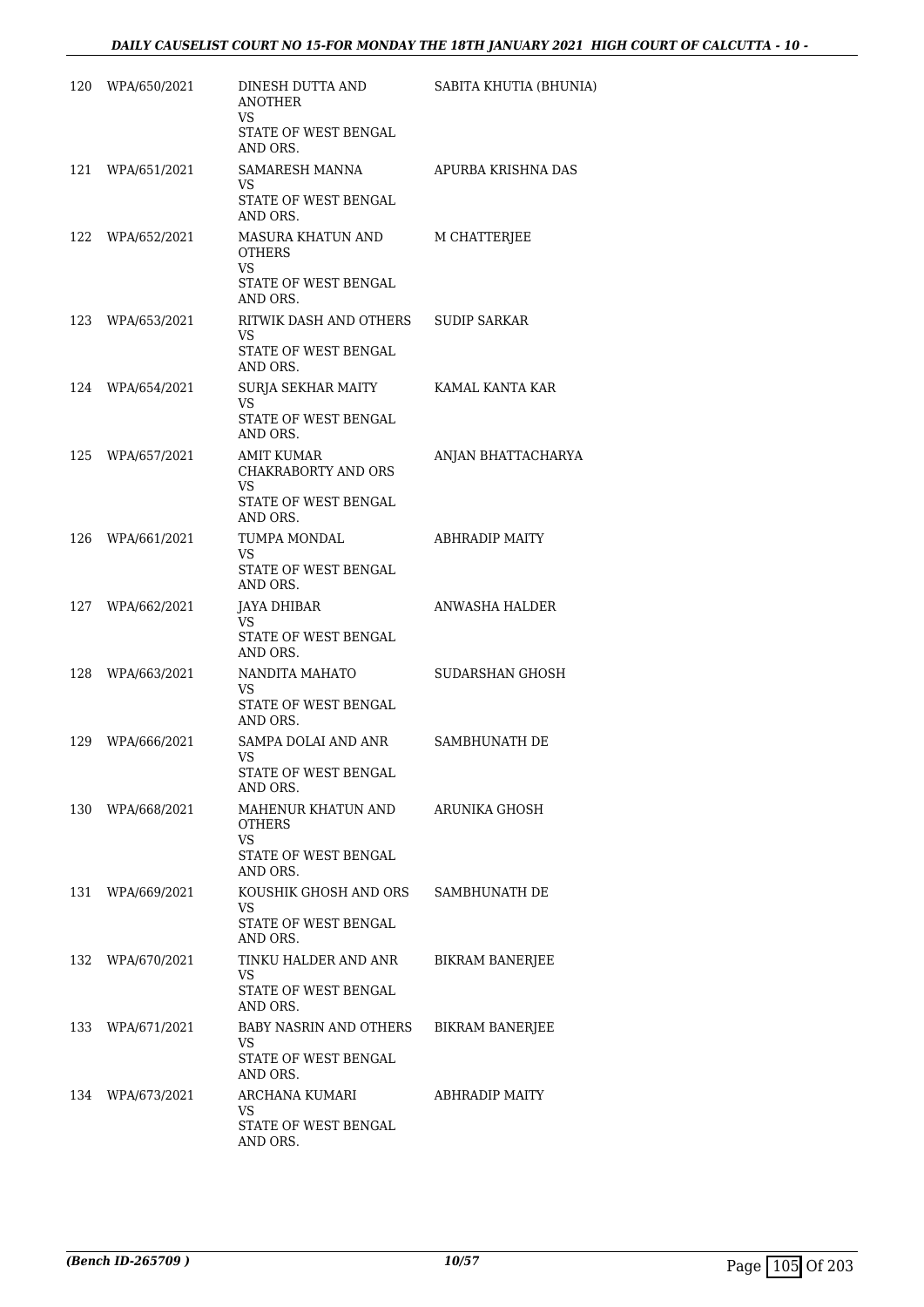| | | | |
|---|---|---|---|
| 120 | WPA/650/2021 | DINESH DUTTA AND ANOTHER<br>VS<br>STATE OF WEST BENGAL AND ORS. | SABITA KHUTIA (BHUNIA) |
| 121 | WPA/651/2021 | SAMARESH MANNA<br>VS<br>STATE OF WEST BENGAL AND ORS. | APURBA KRISHNA DAS |
| 122 | WPA/652/2021 | MASURA KHATUN AND OTHERS<br>VS<br>STATE OF WEST BENGAL AND ORS. | M CHATTERJEE |
| 123 | WPA/653/2021 | RITWIK DASH AND OTHERS<br>VS<br>STATE OF WEST BENGAL AND ORS. | SUDIP SARKAR |
| 124 | WPA/654/2021 | SURJA SEKHAR MAITY<br>VS<br>STATE OF WEST BENGAL AND ORS. | KAMAL KANTA KAR |
| 125 | WPA/657/2021 | AMIT KUMAR CHAKRABORTY AND ORS<br>VS<br>STATE OF WEST BENGAL AND ORS. | ANJAN BHATTACHARYA |
| 126 | WPA/661/2021 | TUMPA MONDAL<br>VS<br>STATE OF WEST BENGAL AND ORS. | ABHRADIP MAITY |
| 127 | WPA/662/2021 | JAYA DHIBAR<br>VS<br>STATE OF WEST BENGAL AND ORS. | ANWASHA HALDER |
| 128 | WPA/663/2021 | NANDITA MAHATO<br>VS<br>STATE OF WEST BENGAL AND ORS. | SUDARSHAN GHOSH |
| 129 | WPA/666/2021 | SAMPA DOLAI AND ANR<br>VS<br>STATE OF WEST BENGAL AND ORS. | SAMBHUNATH DE |
| 130 | WPA/668/2021 | MAHENUR KHATUN AND OTHERS<br>VS<br>STATE OF WEST BENGAL AND ORS. | ARUNIKA GHOSH |
| 131 | WPA/669/2021 | KOUSHIK GHOSH AND ORS<br>VS<br>STATE OF WEST BENGAL AND ORS. | SAMBHUNATH DE |
| 132 | WPA/670/2021 | TINKU HALDER AND ANR<br>VS<br>STATE OF WEST BENGAL AND ORS. | BIKRAM BANERJEE |
| 133 | WPA/671/2021 | BABY NASRIN AND OTHERS<br>VS<br>STATE OF WEST BENGAL AND ORS. | BIKRAM BANERJEE |
| 134 | WPA/673/2021 | ARCHANA KUMARI<br>VS<br>STATE OF WEST BENGAL AND ORS. | ABHRADIP MAITY |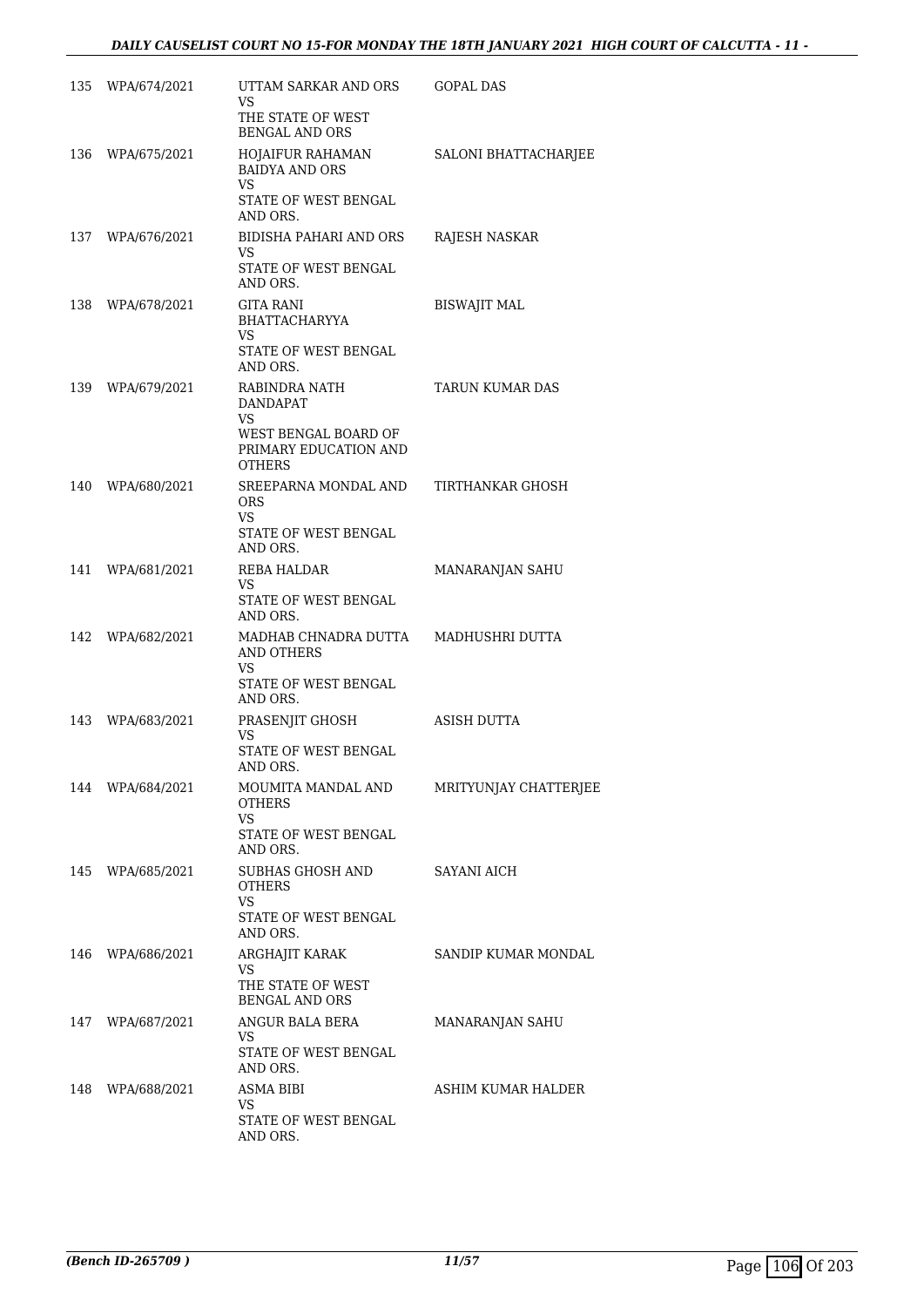| | | | |
|---|---|---|---|
| 135 | WPA/674/2021 | UTTAM SARKAR AND ORS<br>VS<br>THE STATE OF WEST BENGAL AND ORS | GOPAL DAS |
| 136 | WPA/675/2021 | HOJAIFUR RAHAMAN BAIDYA AND ORS<br>VS<br>STATE OF WEST BENGAL AND ORS. | SALONI BHATTACHARJEE |
| 137 | WPA/676/2021 | BIDISHA PAHARI AND ORS<br>VS<br>STATE OF WEST BENGAL AND ORS. | RAJESH NASKAR |
| 138 | WPA/678/2021 | GITA RANI BHATTACHARYYA<br>VS<br>STATE OF WEST BENGAL AND ORS. | BISWAJIT MAL |
| 139 | WPA/679/2021 | RABINDRA NATH DANDAPAT<br>VS<br>WEST BENGAL BOARD OF PRIMARY EDUCATION AND OTHERS | TARUN KUMAR DAS |
| 140 | WPA/680/2021 | SREEPARNA MONDAL AND ORS<br>VS<br>STATE OF WEST BENGAL AND ORS. | TIRTHANKAR GHOSH |
| 141 | WPA/681/2021 | REBA HALDAR<br>VS<br>STATE OF WEST BENGAL AND ORS. | MANARANJAN SAHU |
| 142 | WPA/682/2021 | MADHAB CHNADRA DUTTA AND OTHERS<br>VS<br>STATE OF WEST BENGAL AND ORS. | MADHUSHRI DUTTA |
| 143 | WPA/683/2021 | PRASENJIT GHOSH<br>VS<br>STATE OF WEST BENGAL AND ORS. | ASISH DUTTA |
| 144 | WPA/684/2021 | MOUMITA MANDAL AND OTHERS<br>VS<br>STATE OF WEST BENGAL AND ORS. | MRITYUNJAY CHATTERJEE |
| 145 | WPA/685/2021 | SUBHAS GHOSH AND OTHERS<br>VS<br>STATE OF WEST BENGAL AND ORS. | SAYANI AICH |
| 146 | WPA/686/2021 | ARGHAJIT KARAK<br>VS<br>THE STATE OF WEST BENGAL AND ORS | SANDIP KUMAR MONDAL |
| 147 | WPA/687/2021 | ANGUR BALA BERA<br>VS<br>STATE OF WEST BENGAL AND ORS. | MANARANJAN SAHU |
| 148 | WPA/688/2021 | ASMA BIBI<br>VS<br>STATE OF WEST BENGAL AND ORS. | ASHIM KUMAR HALDER |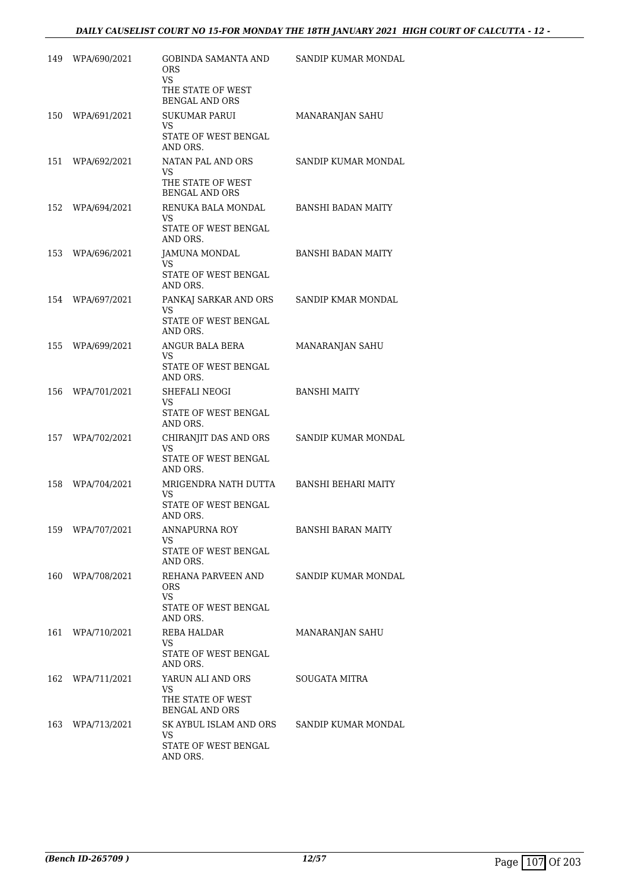| | | | |
|---|---|---|---|
| 149 | WPA/690/2021 | GOBINDA SAMANTA AND ORS<br>VS<br>THE STATE OF WEST BENGAL AND ORS | SANDIP KUMAR MONDAL |
| 150 | WPA/691/2021 | SUKUMAR PARUI<br>VS<br>STATE OF WEST BENGAL AND ORS. | MANARANJAN SAHU |
| 151 | WPA/692/2021 | NATAN PAL AND ORS<br>VS<br>THE STATE OF WEST BENGAL AND ORS | SANDIP KUMAR MONDAL |
| 152 | WPA/694/2021 | RENUKA BALA MONDAL<br>VS<br>STATE OF WEST BENGAL AND ORS. | BANSHI BADAN MAITY |
| 153 | WPA/696/2021 | JAMUNA MONDAL<br>VS<br>STATE OF WEST BENGAL AND ORS. | BANSHI BADAN MAITY |
| 154 | WPA/697/2021 | PANKAJ SARKAR AND ORS<br>VS<br>STATE OF WEST BENGAL AND ORS. | SANDIP KMAR MONDAL |
| 155 | WPA/699/2021 | ANGUR BALA BERA<br>VS<br>STATE OF WEST BENGAL AND ORS. | MANARANJAN SAHU |
| 156 | WPA/701/2021 | SHEFALI NEOGI<br>VS<br>STATE OF WEST BENGAL AND ORS. | BANSHI MAITY |
| 157 | WPA/702/2021 | CHIRANJIT DAS AND ORS<br>VS<br>STATE OF WEST BENGAL AND ORS. | SANDIP KUMAR MONDAL |
| 158 | WPA/704/2021 | MRIGENDRA NATH DUTTA<br>VS<br>STATE OF WEST BENGAL AND ORS. | BANSHI BEHARI MAITY |
| 159 | WPA/707/2021 | ANNAPURNA ROY<br>VS<br>STATE OF WEST BENGAL AND ORS. | BANSHI BARAN MAITY |
| 160 | WPA/708/2021 | REHANA PARVEEN AND ORS<br>VS<br>STATE OF WEST BENGAL AND ORS. | SANDIP KUMAR MONDAL |
| 161 | WPA/710/2021 | REBA HALDAR<br>VS<br>STATE OF WEST BENGAL AND ORS. | MANARANJAN SAHU |
| 162 | WPA/711/2021 | YARUN ALI AND ORS<br>VS<br>THE STATE OF WEST BENGAL AND ORS | SOUGATA MITRA |
| 163 | WPA/713/2021 | SK AYBUL ISLAM AND ORS<br>VS<br>STATE OF WEST BENGAL AND ORS. | SANDIP KUMAR MONDAL |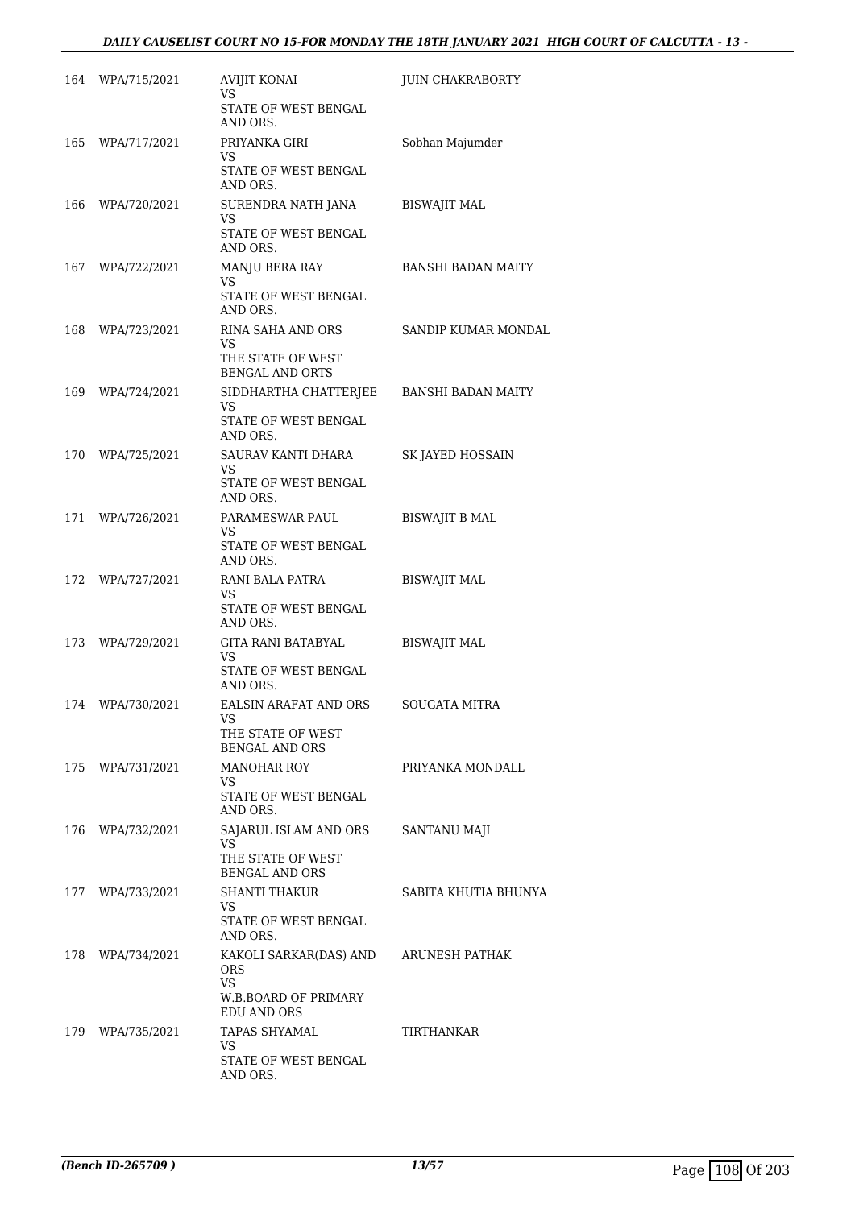| | | | |
|---|---|---|---|
| 164 | WPA/715/2021 | AVIJIT KONAI<br>VS<br>STATE OF WEST BENGAL AND ORS. | JUIN CHAKRABORTY |
| 165 | WPA/717/2021 | PRIYANKA GIRI<br>VS<br>STATE OF WEST BENGAL AND ORS. | Sobhan Majumder |
| 166 | WPA/720/2021 | SURENDRA NATH JANA<br>VS<br>STATE OF WEST BENGAL AND ORS. | BISWAJIT MAL |
| 167 | WPA/722/2021 | MANJU BERA RAY<br>VS<br>STATE OF WEST BENGAL AND ORS. | BANSHI BADAN MAITY |
| 168 | WPA/723/2021 | RINA SAHA AND ORS<br>VS<br>THE STATE OF WEST BENGAL AND ORTS | SANDIP KUMAR MONDAL |
| 169 | WPA/724/2021 | SIDDHARTHA CHATTERJEE<br>VS<br>STATE OF WEST BENGAL AND ORS. | BANSHI BADAN MAITY |
| 170 | WPA/725/2021 | SAURAV KANTI DHARA<br>VS<br>STATE OF WEST BENGAL AND ORS. | SK JAYED HOSSAIN |
| 171 | WPA/726/2021 | PARAMESWAR PAUL<br>VS<br>STATE OF WEST BENGAL AND ORS. | BISWAJIT B MAL |
| 172 | WPA/727/2021 | RANI BALA PATRA<br>VS<br>STATE OF WEST BENGAL AND ORS. | BISWAJIT MAL |
| 173 | WPA/729/2021 | GITA RANI BATABYAL<br>VS<br>STATE OF WEST BENGAL AND ORS. | BISWAJIT MAL |
| 174 | WPA/730/2021 | EALSIN ARAFAT AND ORS<br>VS<br>THE STATE OF WEST BENGAL AND ORS | SOUGATA MITRA |
| 175 | WPA/731/2021 | MANOHAR ROY<br>VS<br>STATE OF WEST BENGAL AND ORS. | PRIYANKA MONDALL |
| 176 | WPA/732/2021 | SAJARUL ISLAM AND ORS<br>VS<br>THE STATE OF WEST BENGAL AND ORS | SANTANU MAJI |
| 177 | WPA/733/2021 | SHANTI THAKUR<br>VS<br>STATE OF WEST BENGAL AND ORS. | SABITA KHUTIA BHUNYA |
| 178 | WPA/734/2021 | KAKOLI SARKAR(DAS) AND ORS<br>VS<br>W.B.BOARD OF PRIMARY EDU AND ORS | ARUNESH PATHAK |
| 179 | WPA/735/2021 | TAPAS SHYAMAL<br>VS<br>STATE OF WEST BENGAL AND ORS. | TIRTHANKAR |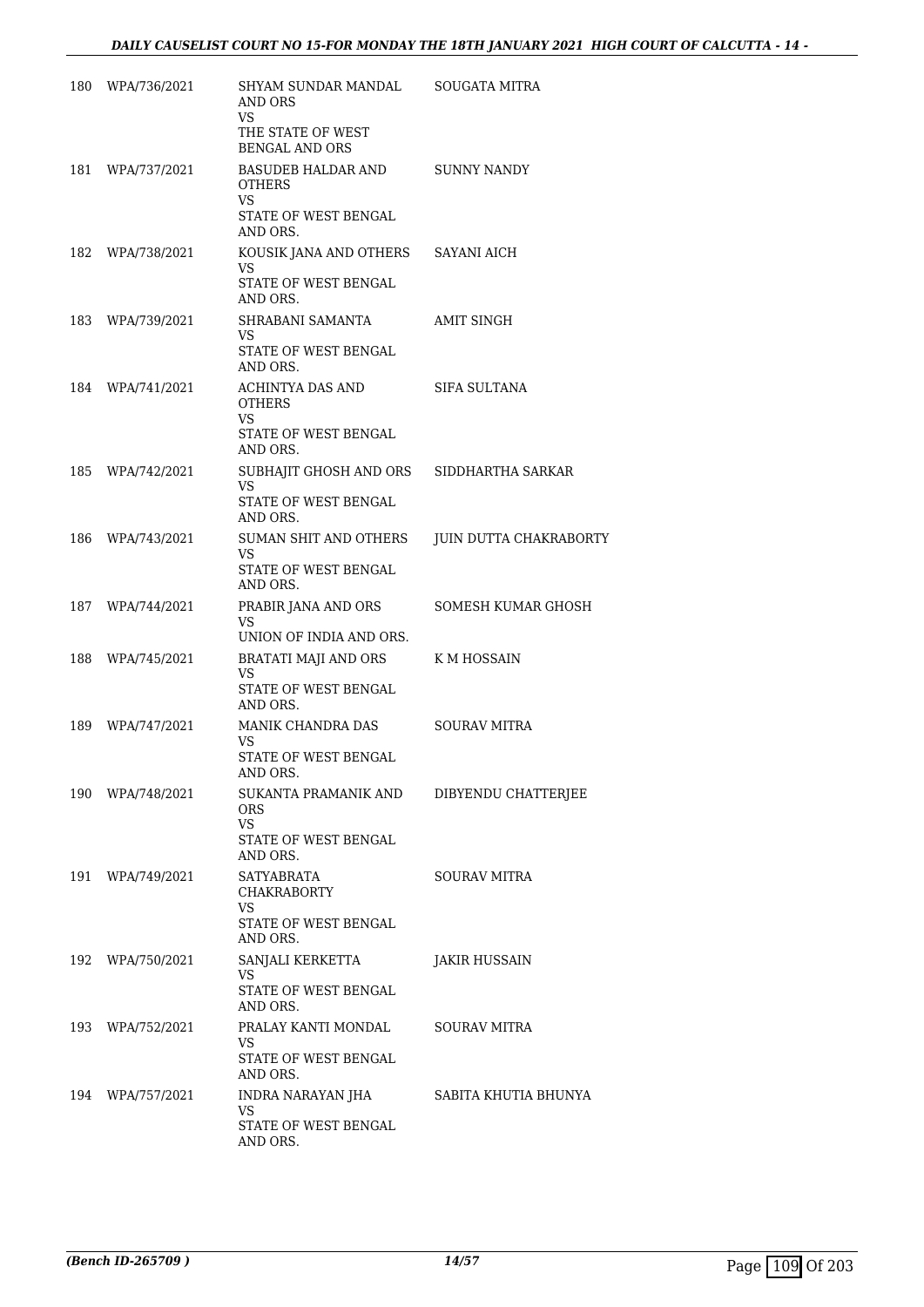| | | | |
|---|---|---|---|
| 180 | WPA/736/2021 | SHYAM SUNDAR MANDAL AND ORS<br>VS<br>THE STATE OF WEST BENGAL AND ORS | SOUGATA MITRA |
| 181 | WPA/737/2021 | BASUDEB HALDAR AND OTHERS<br>VS<br>STATE OF WEST BENGAL AND ORS. | SUNNY NANDY |
| 182 | WPA/738/2021 | KOUSIK JANA AND OTHERS<br>VS<br>STATE OF WEST BENGAL AND ORS. | SAYANI AICH |
| 183 | WPA/739/2021 | SHRABANI SAMANTA<br>VS<br>STATE OF WEST BENGAL AND ORS. | AMIT SINGH |
| 184 | WPA/741/2021 | ACHINTYA DAS AND OTHERS<br>VS<br>STATE OF WEST BENGAL AND ORS. | SIFA SULTANA |
| 185 | WPA/742/2021 | SUBHAJIT GHOSH AND ORS<br>VS<br>STATE OF WEST BENGAL AND ORS. | SIDDHARTHA SARKAR |
| 186 | WPA/743/2021 | SUMAN SHIT AND OTHERS<br>VS<br>STATE OF WEST BENGAL AND ORS. | JUIN DUTTA CHAKRABORTY |
| 187 | WPA/744/2021 | PRABIR JANA AND ORS<br>VS<br>UNION OF INDIA AND ORS. | SOMESH KUMAR GHOSH |
| 188 | WPA/745/2021 | BRATATI MAJI AND ORS<br>VS<br>STATE OF WEST BENGAL AND ORS. | K M HOSSAIN |
| 189 | WPA/747/2021 | MANIK CHANDRA DAS<br>VS<br>STATE OF WEST BENGAL AND ORS. | SOURAV MITRA |
| 190 | WPA/748/2021 | SUKANTA PRAMANIK AND ORS<br>VS<br>STATE OF WEST BENGAL AND ORS. | DIBYENDU CHATTERJEE |
| 191 | WPA/749/2021 | SATYABRATA CHAKRABORTY<br>VS<br>STATE OF WEST BENGAL AND ORS. | SOURAV MITRA |
| 192 | WPA/750/2021 | SANJALI KERKETTA<br>VS<br>STATE OF WEST BENGAL AND ORS. | JAKIR HUSSAIN |
| 193 | WPA/752/2021 | PRALAY KANTI MONDAL<br>VS<br>STATE OF WEST BENGAL AND ORS. | SOURAV MITRA |
| 194 | WPA/757/2021 | INDRA NARAYAN JHA<br>VS<br>STATE OF WEST BENGAL AND ORS. | SABITA KHUTIA BHUNYA |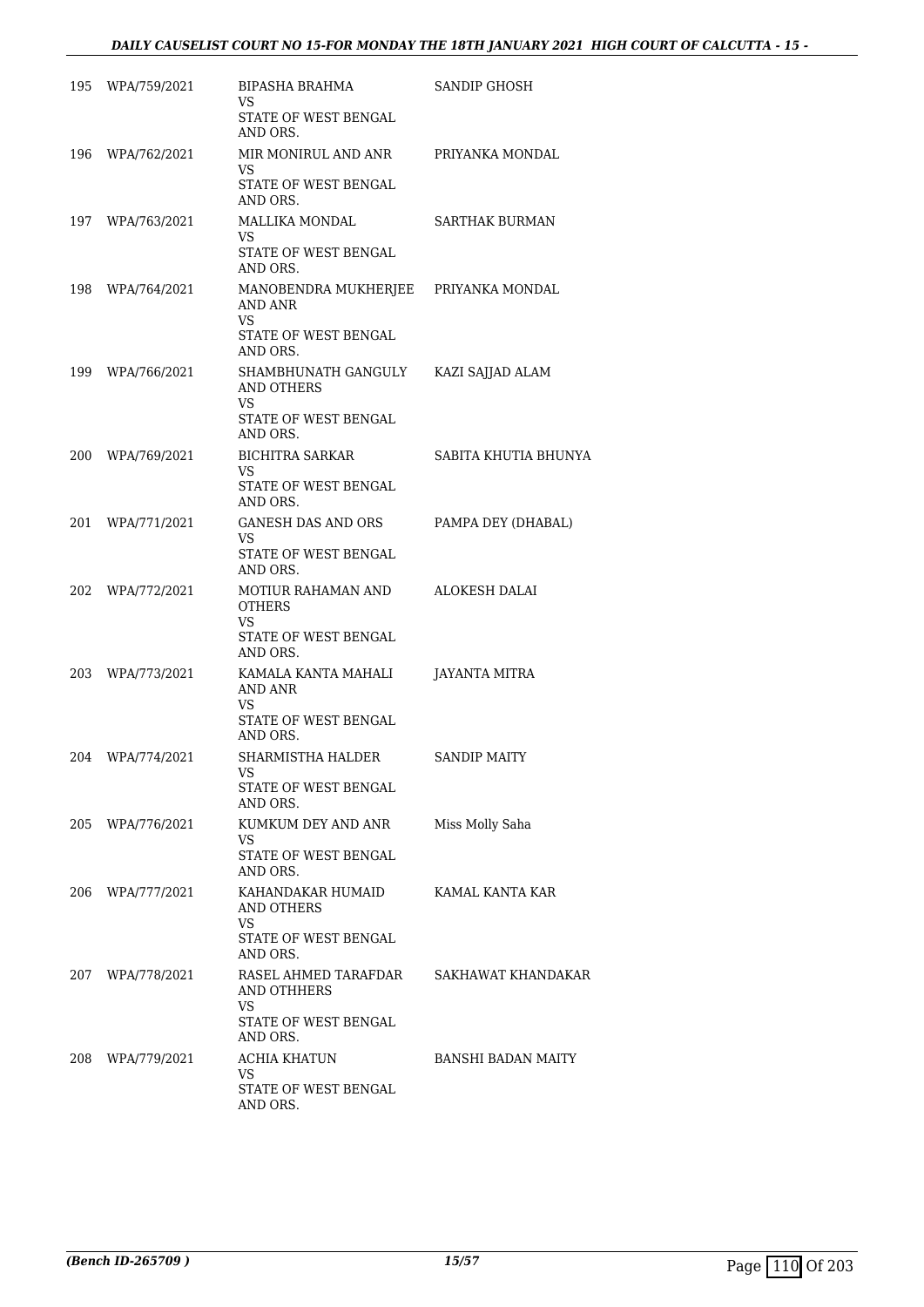| | | | |
|---|---|---|---|
| 195 | WPA/759/2021 | BIPASHA BRAHMA<br>VS<br>STATE OF WEST BENGAL AND ORS. | SANDIP GHOSH |
| 196 | WPA/762/2021 | MIR MONIRUL AND ANR<br>VS<br>STATE OF WEST BENGAL AND ORS. | PRIYANKA MONDAL |
| 197 | WPA/763/2021 | MALLIKA MONDAL<br>VS<br>STATE OF WEST BENGAL AND ORS. | SARTHAK BURMAN |
| 198 | WPA/764/2021 | MANOBENDRA MUKHERJEE AND ANR<br>VS<br>STATE OF WEST BENGAL AND ORS. | PRIYANKA MONDAL |
| 199 | WPA/766/2021 | SHAMBHUNATH GANGULY AND OTHERS<br>VS<br>STATE OF WEST BENGAL AND ORS. | KAZI SAJJAD ALAM |
| 200 | WPA/769/2021 | BICHITRA SARKAR<br>VS<br>STATE OF WEST BENGAL AND ORS. | SABITA KHUTIA BHUNYA |
| 201 | WPA/771/2021 | GANESH DAS AND ORS<br>VS<br>STATE OF WEST BENGAL AND ORS. | PAMPA DEY (DHABAL) |
| 202 | WPA/772/2021 | MOTIUR RAHAMAN AND OTHERS<br>VS<br>STATE OF WEST BENGAL AND ORS. | ALOKESH DALAI |
| 203 | WPA/773/2021 | KAMALA KANTA MAHALI AND ANR<br>VS<br>STATE OF WEST BENGAL AND ORS. | JAYANTA MITRA |
| 204 | WPA/774/2021 | SHARMISTHA HALDER<br>VS<br>STATE OF WEST BENGAL AND ORS. | SANDIP MAITY |
| 205 | WPA/776/2021 | KUMKUM DEY AND ANR<br>VS<br>STATE OF WEST BENGAL AND ORS. | Miss Molly Saha |
| 206 | WPA/777/2021 | KAHANDAKAR HUMAID AND OTHERS<br>VS<br>STATE OF WEST BENGAL AND ORS. | KAMAL KANTA KAR |
| 207 | WPA/778/2021 | RASEL AHMED TARAFDAR AND OTHHERS<br>VS<br>STATE OF WEST BENGAL AND ORS. | SAKHAWAT KHANDAKAR |
| 208 | WPA/779/2021 | ACHIA KHATUN<br>VS<br>STATE OF WEST BENGAL AND ORS. | BANSHI BADAN MAITY |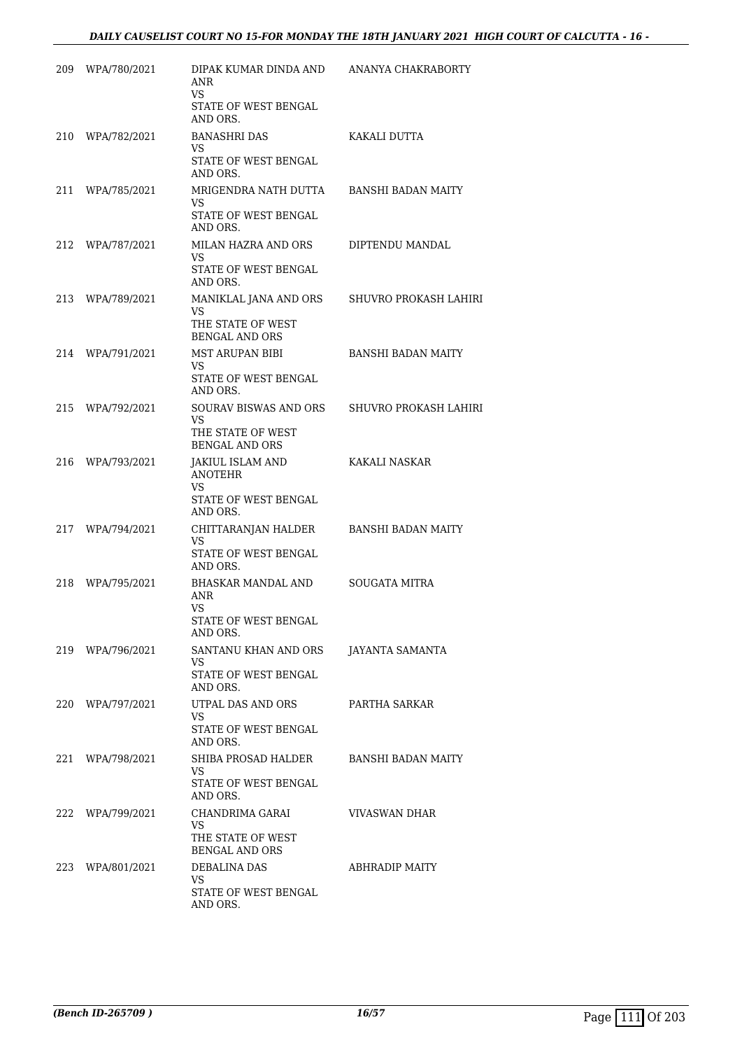| | | | |
|---|---|---|---|
| 209 | WPA/780/2021 | DIPAK KUMAR DINDA AND ANR<br>VS<br>STATE OF WEST BENGAL AND ORS. | ANANYA CHAKRABORTY |
| 210 | WPA/782/2021 | BANASHRI DAS<br>VS<br>STATE OF WEST BENGAL AND ORS. | KAKALI DUTTA |
| 211 | WPA/785/2021 | MRIGENDRA NATH DUTTA<br>VS<br>STATE OF WEST BENGAL AND ORS. | BANSHI BADAN MAITY |
| 212 | WPA/787/2021 | MILAN HAZRA AND ORS<br>VS<br>STATE OF WEST BENGAL AND ORS. | DIPTENDU MANDAL |
| 213 | WPA/789/2021 | MANIKLAL JANA AND ORS<br>VS<br>THE STATE OF WEST BENGAL AND ORS | SHUVRO PROKASH LAHIRI |
| 214 | WPA/791/2021 | MST ARUPAN BIBI<br>VS<br>STATE OF WEST BENGAL AND ORS. | BANSHI BADAN MAITY |
| 215 | WPA/792/2021 | SOURAV BISWAS AND ORS<br>VS<br>THE STATE OF WEST BENGAL AND ORS | SHUVRO PROKASH LAHIRI |
| 216 | WPA/793/2021 | JAKIUL ISLAM AND ANOTEHR<br>VS<br>STATE OF WEST BENGAL AND ORS. | KAKALI NASKAR |
| 217 | WPA/794/2021 | CHITTARANJAN HALDER<br>VS<br>STATE OF WEST BENGAL AND ORS. | BANSHI BADAN MAITY |
| 218 | WPA/795/2021 | BHASKAR MANDAL AND ANR<br>VS<br>STATE OF WEST BENGAL AND ORS. | SOUGATA MITRA |
| 219 | WPA/796/2021 | SANTANU KHAN AND ORS<br>VS<br>STATE OF WEST BENGAL AND ORS. | JAYANTA SAMANTA |
| 220 | WPA/797/2021 | UTPAL DAS AND ORS<br>VS<br>STATE OF WEST BENGAL AND ORS. | PARTHA SARKAR |
| 221 | WPA/798/2021 | SHIBA PROSAD HALDER<br>VS<br>STATE OF WEST BENGAL AND ORS. | BANSHI BADAN MAITY |
| 222 | WPA/799/2021 | CHANDRIMA GARAI<br>VS<br>THE STATE OF WEST BENGAL AND ORS | VIVASWAN DHAR |
| 223 | WPA/801/2021 | DEBALINA DAS<br>VS<br>STATE OF WEST BENGAL AND ORS. | ABHRADIP MAITY |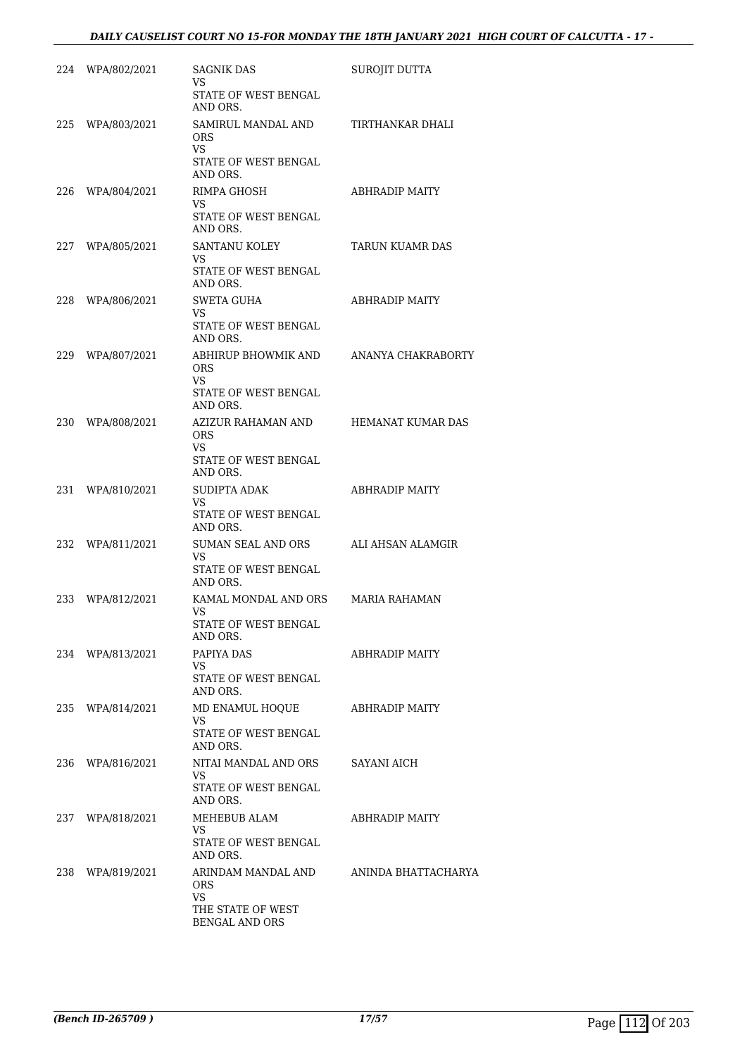| | | | |
|---|---|---|---|
| 224 | WPA/802/2021 | SAGNIK DAS<br>VS<br>STATE OF WEST BENGAL AND ORS. | SUROJIT DUTTA |
| 225 | WPA/803/2021 | SAMIRUL MANDAL AND ORS<br>VS<br>STATE OF WEST BENGAL AND ORS. | TIRTHANKAR DHALI |
| 226 | WPA/804/2021 | RIMPA GHOSH<br>VS<br>STATE OF WEST BENGAL AND ORS. | ABHRADIP MAITY |
| 227 | WPA/805/2021 | SANTANU KOLEY<br>VS<br>STATE OF WEST BENGAL AND ORS. | TARUN KUAMR DAS |
| 228 | WPA/806/2021 | SWETA GUHA<br>VS<br>STATE OF WEST BENGAL AND ORS. | ABHRADIP MAITY |
| 229 | WPA/807/2021 | ABHIRUP BHOWMIK AND ORS<br>VS<br>STATE OF WEST BENGAL AND ORS. | ANANYA CHAKRABORTY |
| 230 | WPA/808/2021 | AZIZUR RAHAMAN AND ORS<br>VS<br>STATE OF WEST BENGAL AND ORS. | HEMANAT KUMAR DAS |
| 231 | WPA/810/2021 | SUDIPTA ADAK<br>VS<br>STATE OF WEST BENGAL AND ORS. | ABHRADIP MAITY |
| 232 | WPA/811/2021 | SUMAN SEAL AND ORS<br>VS<br>STATE OF WEST BENGAL AND ORS. | ALI AHSAN ALAMGIR |
| 233 | WPA/812/2021 | KAMAL MONDAL AND ORS<br>VS<br>STATE OF WEST BENGAL AND ORS. | MARIA RAHAMAN |
| 234 | WPA/813/2021 | PAPIYA DAS<br>VS<br>STATE OF WEST BENGAL AND ORS. | ABHRADIP MAITY |
| 235 | WPA/814/2021 | MD ENAMUL HOQUE<br>VS<br>STATE OF WEST BENGAL AND ORS. | ABHRADIP MAITY |
| 236 | WPA/816/2021 | NITAI MANDAL AND ORS<br>VS<br>STATE OF WEST BENGAL AND ORS. | SAYANI AICH |
| 237 | WPA/818/2021 | MEHEBUB ALAM<br>VS<br>STATE OF WEST BENGAL AND ORS. | ABHRADIP MAITY |
| 238 | WPA/819/2021 | ARINDAM MANDAL AND ORS<br>VS<br>THE STATE OF WEST BENGAL AND ORS | ANINDA BHATTACHARYA |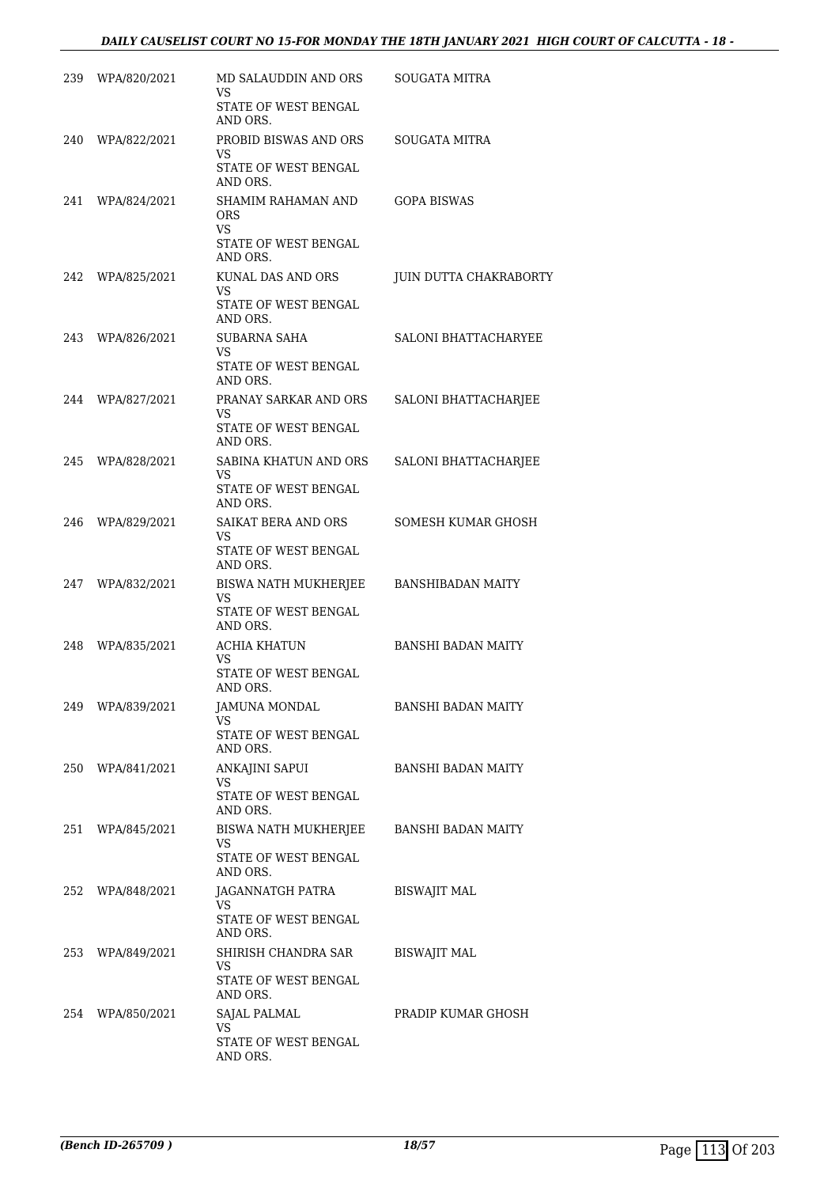| | | | |
|---|---|---|---|
| 239 | WPA/820/2021 | MD SALAUDDIN AND ORS<br>VS<br>STATE OF WEST BENGAL AND ORS. | SOUGATA MITRA |
| 240 | WPA/822/2021 | PROBID BISWAS AND ORS<br>VS<br>STATE OF WEST BENGAL AND ORS. | SOUGATA MITRA |
| 241 | WPA/824/2021 | SHAMIM RAHAMAN AND ORS<br>VS<br>STATE OF WEST BENGAL AND ORS. | GOPA BISWAS |
| 242 | WPA/825/2021 | KUNAL DAS AND ORS<br>VS<br>STATE OF WEST BENGAL AND ORS. | JUIN DUTTA CHAKRABORTY |
| 243 | WPA/826/2021 | SUBARNA SAHA<br>VS<br>STATE OF WEST BENGAL AND ORS. | SALONI BHATTACHARYEE |
| 244 | WPA/827/2021 | PRANAY SARKAR AND ORS<br>VS<br>STATE OF WEST BENGAL AND ORS. | SALONI BHATTACHARJEE |
| 245 | WPA/828/2021 | SABINA KHATUN AND ORS<br>VS<br>STATE OF WEST BENGAL AND ORS. | SALONI BHATTACHARJEE |
| 246 | WPA/829/2021 | SAIKAT BERA AND ORS<br>VS<br>STATE OF WEST BENGAL AND ORS. | SOMESH KUMAR GHOSH |
| 247 | WPA/832/2021 | BISWA NATH MUKHERJEE<br>VS<br>STATE OF WEST BENGAL AND ORS. | BANSHIBADAN MAITY |
| 248 | WPA/835/2021 | ACHIA KHATUN<br>VS<br>STATE OF WEST BENGAL AND ORS. | BANSHI BADAN MAITY |
| 249 | WPA/839/2021 | JAMUNA MONDAL<br>VS<br>STATE OF WEST BENGAL AND ORS. | BANSHI BADAN MAITY |
| 250 | WPA/841/2021 | ANKAJINI SAPUI<br>VS<br>STATE OF WEST BENGAL AND ORS. | BANSHI BADAN MAITY |
| 251 | WPA/845/2021 | BISWA NATH MUKHERJEE<br>VS<br>STATE OF WEST BENGAL AND ORS. | BANSHI BADAN MAITY |
| 252 | WPA/848/2021 | JAGANNATGH PATRA<br>VS<br>STATE OF WEST BENGAL AND ORS. | BISWAJIT MAL |
| 253 | WPA/849/2021 | SHIRISH CHANDRA SAR<br>VS<br>STATE OF WEST BENGAL AND ORS. | BISWAJIT MAL |
| 254 | WPA/850/2021 | SAJAL PALMAL<br>VS<br>STATE OF WEST BENGAL AND ORS. | PRADIP KUMAR GHOSH |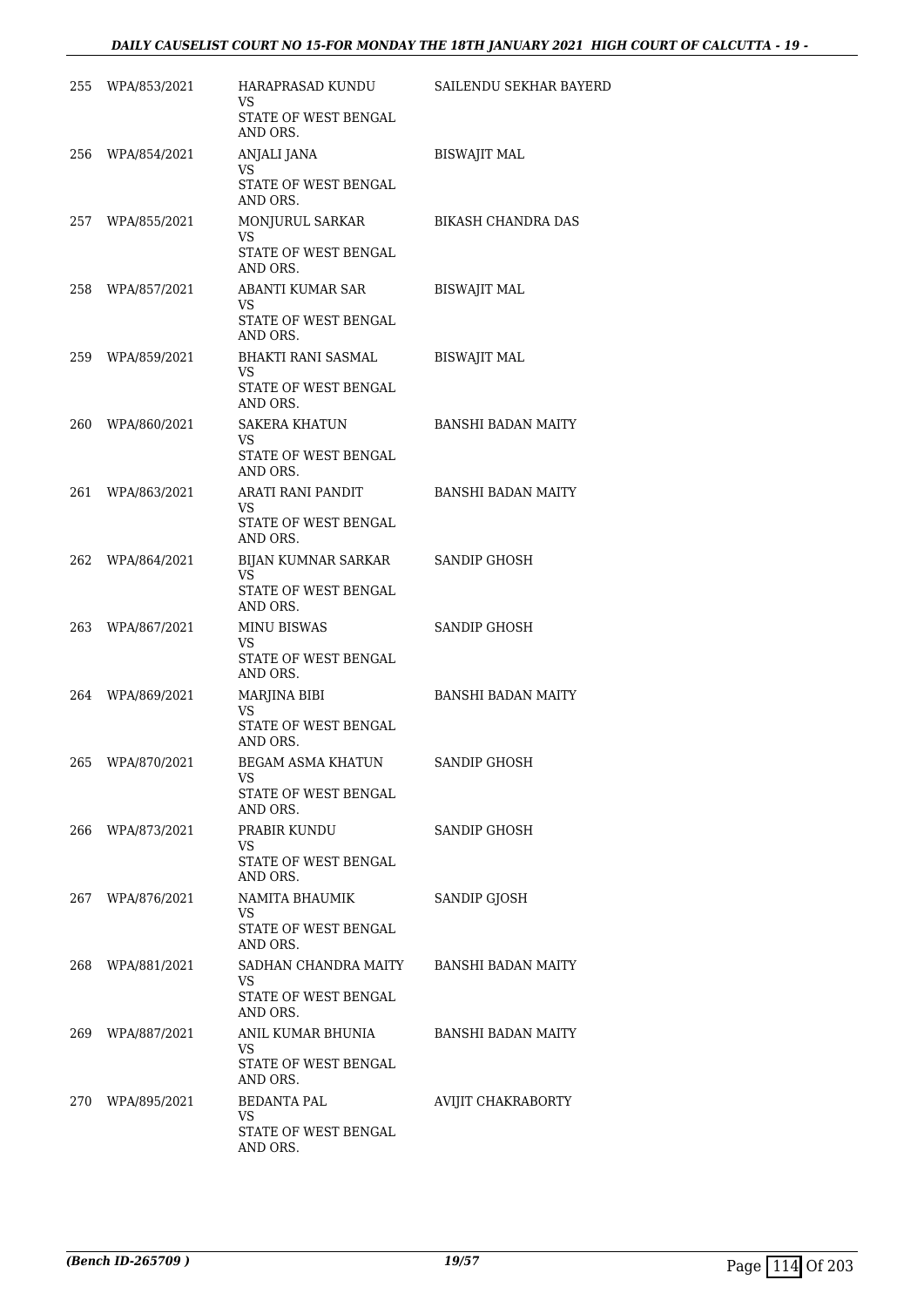| | | | |
|---|---|---|---|
| 255 | WPA/853/2021 | HARAPRASAD KUNDU<br>VS<br>STATE OF WEST BENGAL AND ORS. | SAILENDU SEKHAR BAYERD |
| 256 | WPA/854/2021 | ANJALI JANA<br>VS<br>STATE OF WEST BENGAL AND ORS. | BISWAJIT MAL |
| 257 | WPA/855/2021 | MONJURUL SARKAR<br>VS<br>STATE OF WEST BENGAL AND ORS. | BIKASH CHANDRA DAS |
| 258 | WPA/857/2021 | ABANTI KUMAR SAR<br>VS<br>STATE OF WEST BENGAL AND ORS. | BISWAJIT MAL |
| 259 | WPA/859/2021 | BHAKTI RANI SASMAL<br>VS<br>STATE OF WEST BENGAL AND ORS. | BISWAJIT MAL |
| 260 | WPA/860/2021 | SAKERA KHATUN<br>VS<br>STATE OF WEST BENGAL AND ORS. | BANSHI BADAN MAITY |
| 261 | WPA/863/2021 | ARATI RANI PANDIT<br>VS<br>STATE OF WEST BENGAL AND ORS. | BANSHI BADAN MAITY |
| 262 | WPA/864/2021 | BIJAN KUMNAR SARKAR<br>VS<br>STATE OF WEST BENGAL AND ORS. | SANDIP GHOSH |
| 263 | WPA/867/2021 | MINU BISWAS<br>VS<br>STATE OF WEST BENGAL AND ORS. | SANDIP GHOSH |
| 264 | WPA/869/2021 | MARJINA BIBI<br>VS<br>STATE OF WEST BENGAL AND ORS. | BANSHI BADAN MAITY |
| 265 | WPA/870/2021 | BEGAM ASMA KHATUN<br>VS<br>STATE OF WEST BENGAL AND ORS. | SANDIP GHOSH |
| 266 | WPA/873/2021 | PRABIR KUNDU<br>VS<br>STATE OF WEST BENGAL AND ORS. | SANDIP GHOSH |
| 267 | WPA/876/2021 | NAMITA BHAUMIK<br>VS<br>STATE OF WEST BENGAL AND ORS. | SANDIP GJOSH |
| 268 | WPA/881/2021 | SADHAN CHANDRA MAITY<br>VS<br>STATE OF WEST BENGAL AND ORS. | BANSHI BADAN MAITY |
| 269 | WPA/887/2021 | ANIL KUMAR BHUNIA<br>VS<br>STATE OF WEST BENGAL AND ORS. | BANSHI BADAN MAITY |
| 270 | WPA/895/2021 | BEDANTA PAL<br>VS<br>STATE OF WEST BENGAL AND ORS. | AVIJIT CHAKRABORTY |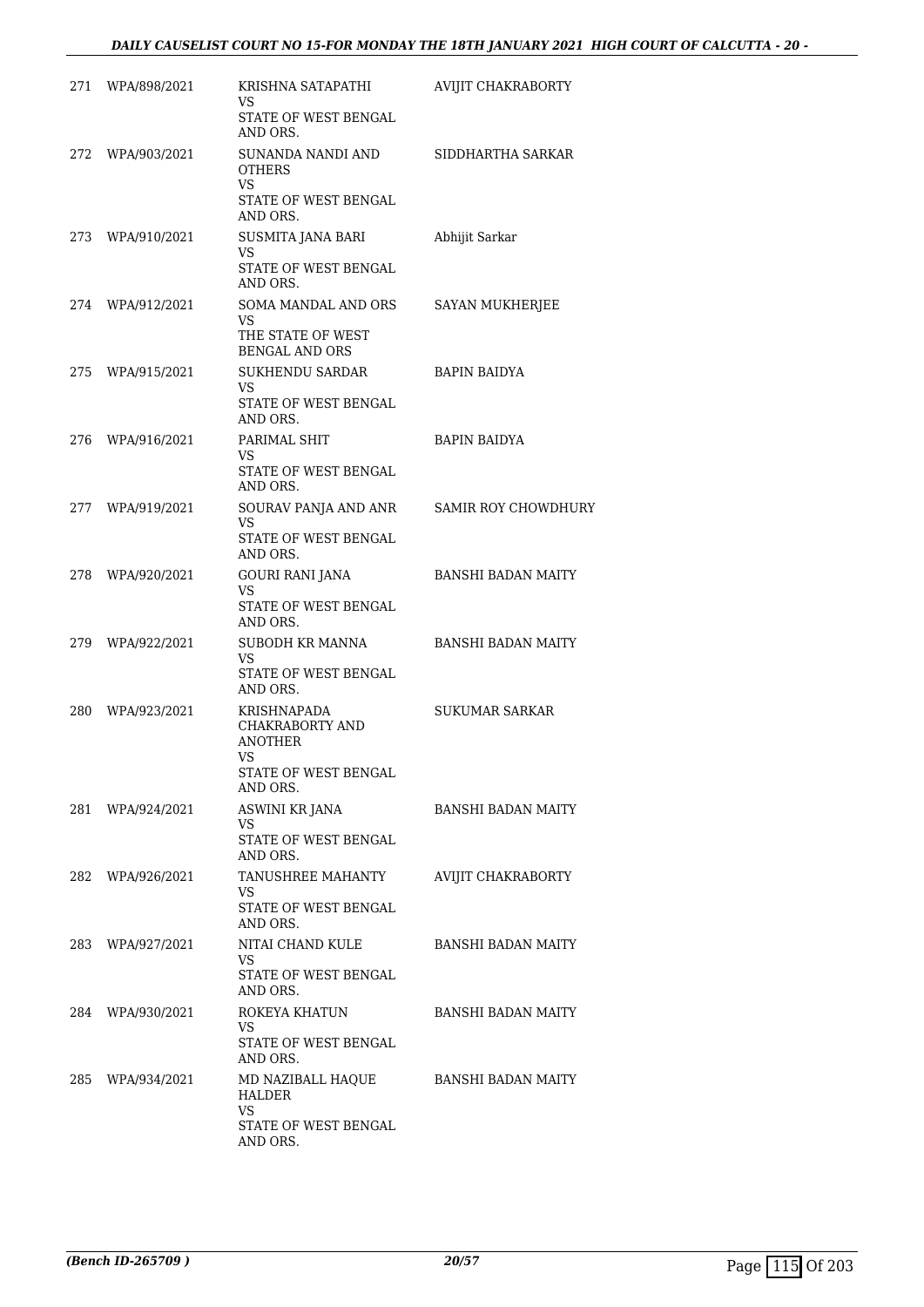| | | | |
|---|---|---|---|
| 271 | WPA/898/2021 | KRISHNA SATAPATHI<br>VS<br>STATE OF WEST BENGAL AND ORS. | AVIJIT CHAKRABORTY |
| 272 | WPA/903/2021 | SUNANDA NANDI AND OTHERS<br>VS<br>STATE OF WEST BENGAL AND ORS. | SIDDHARTHA SARKAR |
| 273 | WPA/910/2021 | SUSMITA JANA BARI<br>VS<br>STATE OF WEST BENGAL AND ORS. | Abhijit Sarkar |
| 274 | WPA/912/2021 | SOMA MANDAL AND ORS<br>VS<br>THE STATE OF WEST BENGAL AND ORS | SAYAN MUKHERJEE |
| 275 | WPA/915/2021 | SUKHENDU SARDAR<br>VS<br>STATE OF WEST BENGAL AND ORS. | BAPIN BAIDYA |
| 276 | WPA/916/2021 | PARIMAL SHIT<br>VS<br>STATE OF WEST BENGAL AND ORS. | BAPIN BAIDYA |
| 277 | WPA/919/2021 | SOURAV PANJA AND ANR<br>VS<br>STATE OF WEST BENGAL AND ORS. | SAMIR ROY CHOWDHURY |
| 278 | WPA/920/2021 | GOURI RANI JANA<br>VS<br>STATE OF WEST BENGAL AND ORS. | BANSHI BADAN MAITY |
| 279 | WPA/922/2021 | SUBODH KR MANNA<br>VS<br>STATE OF WEST BENGAL AND ORS. | BANSHI BADAN MAITY |
| 280 | WPA/923/2021 | KRISHNAPADA CHAKRABORTY AND ANOTHER<br>VS<br>STATE OF WEST BENGAL AND ORS. | SUKUMAR SARKAR |
| 281 | WPA/924/2021 | ASWINI KR JANA<br>VS<br>STATE OF WEST BENGAL AND ORS. | BANSHI BADAN MAITY |
| 282 | WPA/926/2021 | TANUSHREE MAHANTY<br>VS<br>STATE OF WEST BENGAL AND ORS. | AVIJIT CHAKRABORTY |
| 283 | WPA/927/2021 | NITAI CHAND KULE<br>VS<br>STATE OF WEST BENGAL AND ORS. | BANSHI BADAN MAITY |
| 284 | WPA/930/2021 | ROKEYA KHATUN<br>VS<br>STATE OF WEST BENGAL AND ORS. | BANSHI BADAN MAITY |
| 285 | WPA/934/2021 | MD NAZIBALL HAQUE HALDER<br>VS<br>STATE OF WEST BENGAL AND ORS. | BANSHI BADAN MAITY |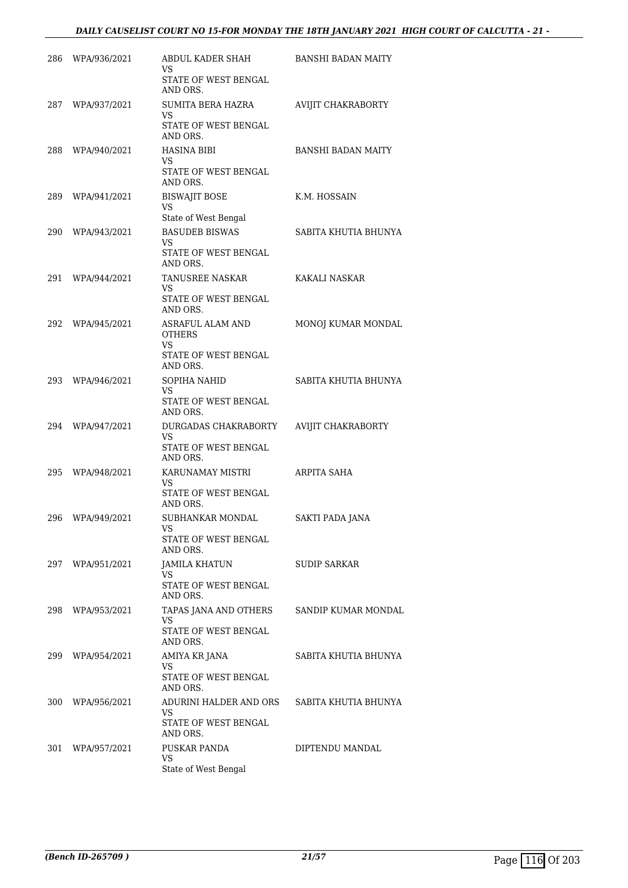| | | | |
|---|---|---|---|
| 286 | WPA/936/2021 | ABDUL KADER SHAH<br>VS<br>STATE OF WEST BENGAL AND ORS. | BANSHI BADAN MAITY |
| 287 | WPA/937/2021 | SUMITA BERA HAZRA<br>VS<br>STATE OF WEST BENGAL AND ORS. | AVIJIT CHAKRABORTY |
| 288 | WPA/940/2021 | HASINA BIBI<br>VS<br>STATE OF WEST BENGAL AND ORS. | BANSHI BADAN MAITY |
| 289 | WPA/941/2021 | BISWAJIT BOSE<br>VS<br>State of West Bengal | K.M. HOSSAIN |
| 290 | WPA/943/2021 | BASUDEB BISWAS<br>VS<br>STATE OF WEST BENGAL AND ORS. | SABITA KHUTIA BHUNYA |
| 291 | WPA/944/2021 | TANUSREE NASKAR<br>VS<br>STATE OF WEST BENGAL AND ORS. | KAKALI NASKAR |
| 292 | WPA/945/2021 | ASRAFUL ALAM AND OTHERS<br>VS<br>STATE OF WEST BENGAL AND ORS. | MONOJ KUMAR MONDAL |
| 293 | WPA/946/2021 | SOPIHA NAHID<br>VS<br>STATE OF WEST BENGAL AND ORS. | SABITA KHUTIA BHUNYA |
| 294 | WPA/947/2021 | DURGADAS CHAKRABORTY<br>VS<br>STATE OF WEST BENGAL AND ORS. | AVIJIT CHAKRABORTY |
| 295 | WPA/948/2021 | KARUNAMAY MISTRI<br>VS<br>STATE OF WEST BENGAL AND ORS. | ARPITA SAHA |
| 296 | WPA/949/2021 | SUBHANKAR MONDAL<br>VS<br>STATE OF WEST BENGAL AND ORS. | SAKTI PADA JANA |
| 297 | WPA/951/2021 | JAMILA KHATUN<br>VS<br>STATE OF WEST BENGAL AND ORS. | SUDIP SARKAR |
| 298 | WPA/953/2021 | TAPAS JANA AND OTHERS<br>VS<br>STATE OF WEST BENGAL AND ORS. | SANDIP KUMAR MONDAL |
| 299 | WPA/954/2021 | AMIYA KR JANA<br>VS<br>STATE OF WEST BENGAL AND ORS. | SABITA KHUTIA BHUNYA |
| 300 | WPA/956/2021 | ADURINI HALDER AND ORS<br>VS<br>STATE OF WEST BENGAL AND ORS. | SABITA KHUTIA BHUNYA |
| 301 | WPA/957/2021 | PUSKAR PANDA<br>VS<br>State of West Bengal | DIPTENDU MANDAL |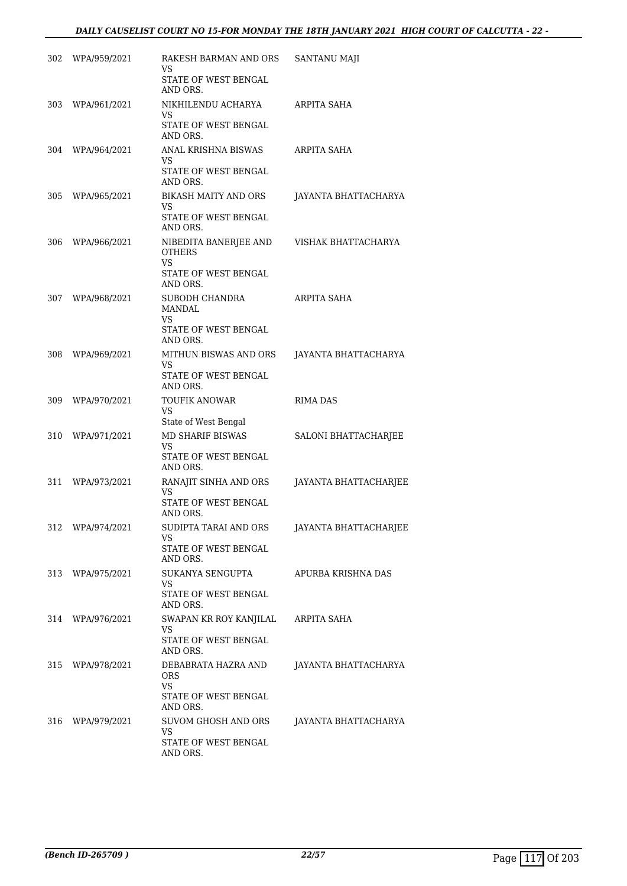| | | | |
|---|---|---|---|
| 302 | WPA/959/2021 | RAKESH BARMAN AND ORS<br>VS<br>STATE OF WEST BENGAL AND ORS. | SANTANU MAJI |
| 303 | WPA/961/2021 | NIKHILENDU ACHARYA<br>VS<br>STATE OF WEST BENGAL AND ORS. | ARPITA SAHA |
| 304 | WPA/964/2021 | ANAL KRISHNA BISWAS<br>VS<br>STATE OF WEST BENGAL AND ORS. | ARPITA SAHA |
| 305 | WPA/965/2021 | BIKASH MAITY AND ORS<br>VS<br>STATE OF WEST BENGAL AND ORS. | JAYANTA BHATTACHARYA |
| 306 | WPA/966/2021 | NIBEDITA BANERJEE AND OTHERS<br>VS<br>STATE OF WEST BENGAL AND ORS. | VISHAK BHATTACHARYA |
| 307 | WPA/968/2021 | SUBODH CHANDRA MANDAL<br>VS<br>STATE OF WEST BENGAL AND ORS. | ARPITA SAHA |
| 308 | WPA/969/2021 | MITHUN BISWAS AND ORS<br>VS<br>STATE OF WEST BENGAL AND ORS. | JAYANTA BHATTACHARYA |
| 309 | WPA/970/2021 | TOUFIK ANOWAR<br>VS<br>State of West Bengal | RIMA DAS |
| 310 | WPA/971/2021 | MD SHARIF BISWAS<br>VS<br>STATE OF WEST BENGAL AND ORS. | SALONI BHATTACHARJEE |
| 311 | WPA/973/2021 | RANAJIT SINHA AND ORS<br>VS<br>STATE OF WEST BENGAL AND ORS. | JAYANTA BHATTACHARJEE |
| 312 | WPA/974/2021 | SUDIPTA TARAI AND ORS<br>VS<br>STATE OF WEST BENGAL AND ORS. | JAYANTA BHATTACHARJEE |
| 313 | WPA/975/2021 | SUKANYA SENGUPTA<br>VS<br>STATE OF WEST BENGAL AND ORS. | APURBA KRISHNA DAS |
| 314 | WPA/976/2021 | SWAPAN KR ROY KANJILAL<br>VS<br>STATE OF WEST BENGAL AND ORS. | ARPITA SAHA |
| 315 | WPA/978/2021 | DEBABRATA HAZRA AND ORS<br>VS<br>STATE OF WEST BENGAL AND ORS. | JAYANTA BHATTACHARYA |
| 316 | WPA/979/2021 | SUVOM GHOSH AND ORS<br>VS<br>STATE OF WEST BENGAL AND ORS. | JAYANTA BHATTACHARYA |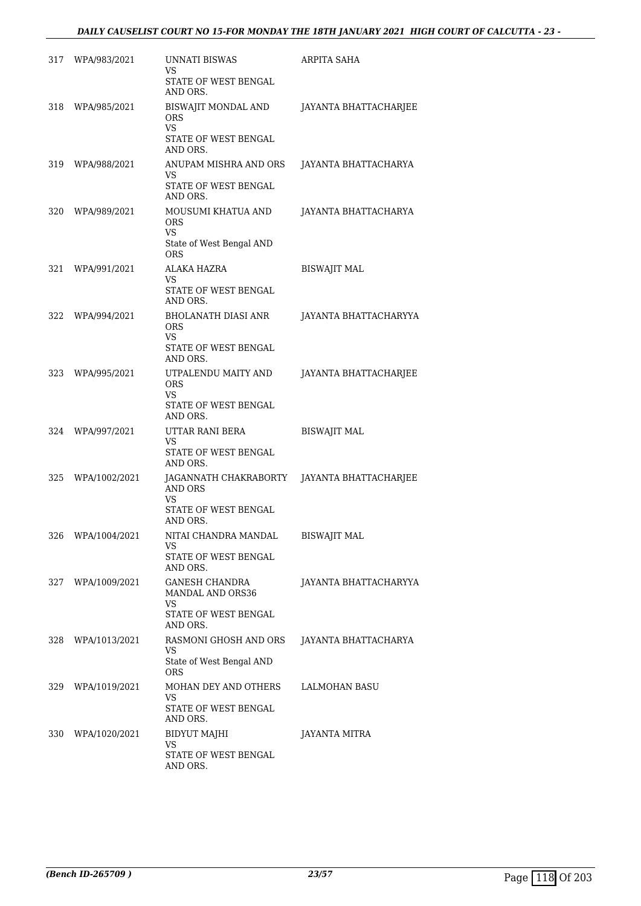| | | | |
|---|---|---|---|
| 317 | WPA/983/2021 | UNNATI BISWAS<br>VS<br>STATE OF WEST BENGAL AND ORS. | ARPITA SAHA |
| 318 | WPA/985/2021 | BISWAJIT MONDAL AND ORS<br>VS<br>STATE OF WEST BENGAL AND ORS. | JAYANTA BHATTACHARJEE |
| 319 | WPA/988/2021 | ANUPAM MISHRA AND ORS<br>VS<br>STATE OF WEST BENGAL AND ORS. | JAYANTA BHATTACHARYA |
| 320 | WPA/989/2021 | MOUSUMI KHATUA AND ORS<br>VS<br>State of West Bengal AND ORS | JAYANTA BHATTACHARYA |
| 321 | WPA/991/2021 | ALAKA HAZRA<br>VS<br>STATE OF WEST BENGAL AND ORS. | BISWAJIT MAL |
| 322 | WPA/994/2021 | BHOLANATH DIASI ANR ORS<br>VS<br>STATE OF WEST BENGAL AND ORS. | JAYANTA BHATTACHARYYA |
| 323 | WPA/995/2021 | UTPALENDU MAITY AND ORS<br>VS<br>STATE OF WEST BENGAL AND ORS. | JAYANTA BHATTACHARJEE |
| 324 | WPA/997/2021 | UTTAR RANI BERA<br>VS<br>STATE OF WEST BENGAL AND ORS. | BISWAJIT MAL |
| 325 | WPA/1002/2021 | JAGANNATH CHAKRABORTY AND ORS<br>VS<br>STATE OF WEST BENGAL AND ORS. | JAYANTA BHATTACHARJEE |
| 326 | WPA/1004/2021 | NITAI CHANDRA MANDAL<br>VS<br>STATE OF WEST BENGAL AND ORS. | BISWAJIT MAL |
| 327 | WPA/1009/2021 | GANESH CHANDRA MANDAL AND ORS36<br>VS<br>STATE OF WEST BENGAL AND ORS. | JAYANTA BHATTACHARYYA |
| 328 | WPA/1013/2021 | RASMONI GHOSH AND ORS<br>VS<br>State of West Bengal AND ORS | JAYANTA BHATTACHARYA |
| 329 | WPA/1019/2021 | MOHAN DEY AND OTHERS<br>VS<br>STATE OF WEST BENGAL AND ORS. | LALMOHAN BASU |
| 330 | WPA/1020/2021 | BIDYUT MAJHI<br>VS<br>STATE OF WEST BENGAL AND ORS. | JAYANTA MITRA |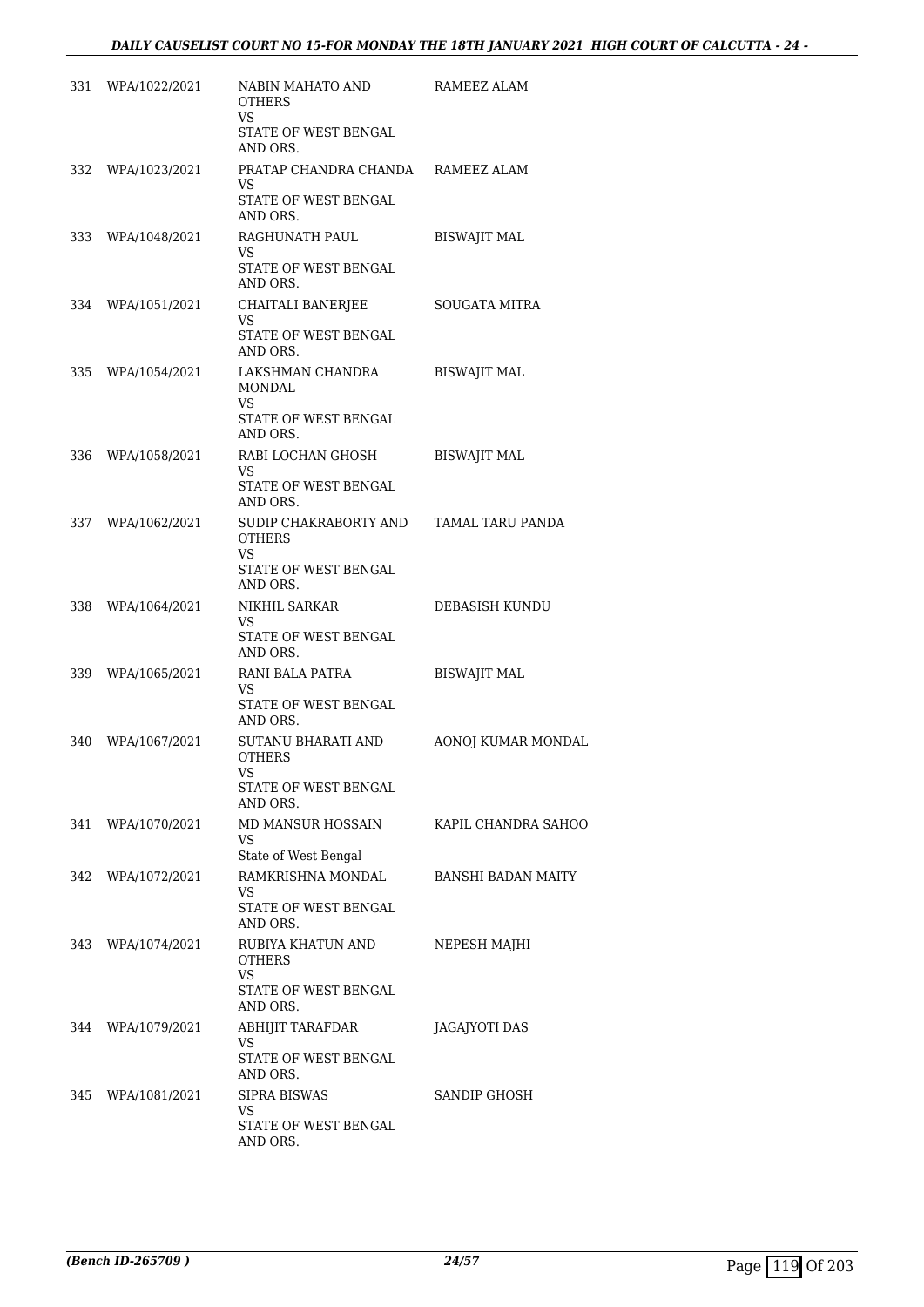| | | | |
|---|---|---|---|
| 331 | WPA/1022/2021 | NABIN MAHATO AND OTHERS<br>VS<br>STATE OF WEST BENGAL AND ORS. | RAMEEZ ALAM |
| 332 | WPA/1023/2021 | PRATAP CHANDRA CHANDA<br>VS<br>STATE OF WEST BENGAL AND ORS. | RAMEEZ ALAM |
| 333 | WPA/1048/2021 | RAGHUNATH PAUL<br>VS<br>STATE OF WEST BENGAL AND ORS. | BISWAJIT MAL |
| 334 | WPA/1051/2021 | CHAITALI BANERJEE<br>VS<br>STATE OF WEST BENGAL AND ORS. | SOUGATA MITRA |
| 335 | WPA/1054/2021 | LAKSHMAN CHANDRA MONDAL<br>VS<br>STATE OF WEST BENGAL AND ORS. | BISWAJIT MAL |
| 336 | WPA/1058/2021 | RABI LOCHAN GHOSH<br>VS<br>STATE OF WEST BENGAL AND ORS. | BISWAJIT MAL |
| 337 | WPA/1062/2021 | SUDIP CHAKRABORTY AND OTHERS<br>VS<br>STATE OF WEST BENGAL AND ORS. | TAMAL TARU PANDA |
| 338 | WPA/1064/2021 | NIKHIL SARKAR<br>VS<br>STATE OF WEST BENGAL AND ORS. | DEBASISH KUNDU |
| 339 | WPA/1065/2021 | RANI BALA PATRA<br>VS<br>STATE OF WEST BENGAL AND ORS. | BISWAJIT MAL |
| 340 | WPA/1067/2021 | SUTANU BHARATI AND OTHERS<br>VS<br>STATE OF WEST BENGAL AND ORS. | AONOJ KUMAR MONDAL |
| 341 | WPA/1070/2021 | MD MANSUR HOSSAIN<br>VS<br>State of West Bengal | KAPIL CHANDRA SAHOO |
| 342 | WPA/1072/2021 | RAMKRISHNA MONDAL<br>VS<br>STATE OF WEST BENGAL AND ORS. | BANSHI BADAN MAITY |
| 343 | WPA/1074/2021 | RUBIYA KHATUN AND OTHERS<br>VS<br>STATE OF WEST BENGAL AND ORS. | NEPESH MAJHI |
| 344 | WPA/1079/2021 | ABHIJIT TARAFDAR<br>VS<br>STATE OF WEST BENGAL AND ORS. | JAGAJYOTI DAS |
| 345 | WPA/1081/2021 | SIPRA BISWAS<br>VS<br>STATE OF WEST BENGAL AND ORS. | SANDIP GHOSH |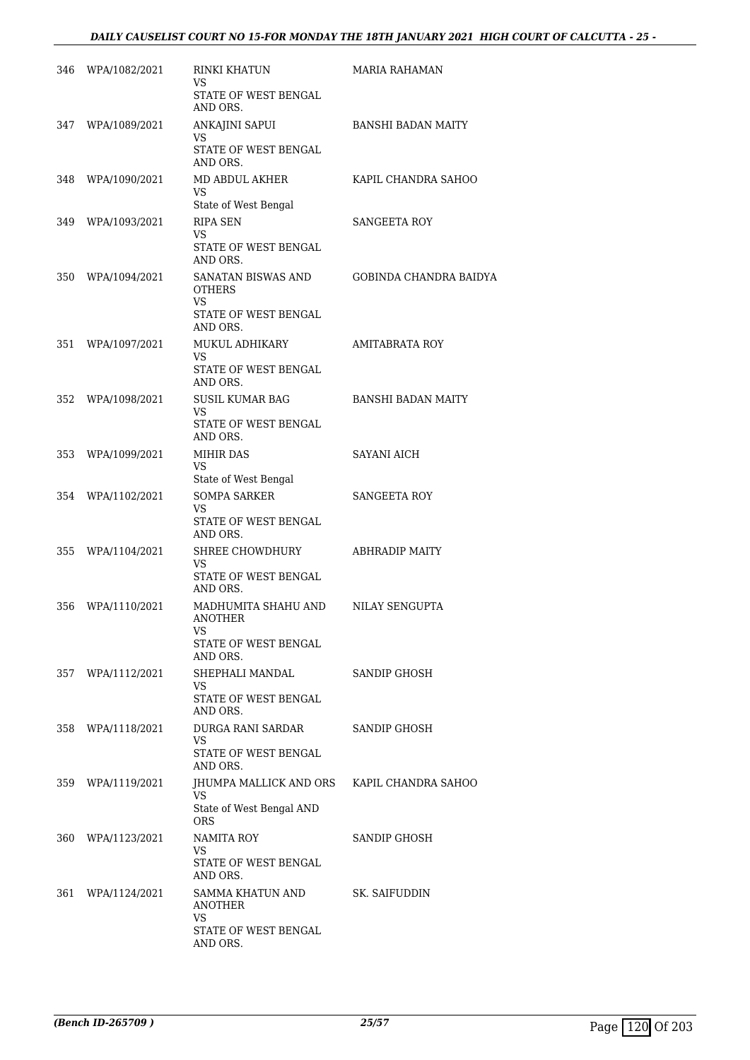| | | | |
|---|---|---|---|
| 346 | WPA/1082/2021 | RINKI KHATUN<br>VS<br>STATE OF WEST BENGAL AND ORS. | MARIA RAHAMAN |
| 347 | WPA/1089/2021 | ANKAJINI SAPUI<br>VS<br>STATE OF WEST BENGAL AND ORS. | BANSHI BADAN MAITY |
| 348 | WPA/1090/2021 | MD ABDUL AKHER<br>VS<br>State of West Bengal | KAPIL CHANDRA SAHOO |
| 349 | WPA/1093/2021 | RIPA SEN<br>VS<br>STATE OF WEST BENGAL AND ORS. | SANGEETA ROY |
| 350 | WPA/1094/2021 | SANATAN BISWAS AND OTHERS<br>VS<br>STATE OF WEST BENGAL AND ORS. | GOBINDA CHANDRA BAIDYA |
| 351 | WPA/1097/2021 | MUKUL ADHIKARY<br>VS<br>STATE OF WEST BENGAL AND ORS. | AMITABRATA ROY |
| 352 | WPA/1098/2021 | SUSIL KUMAR BAG<br>VS<br>STATE OF WEST BENGAL AND ORS. | BANSHI BADAN MAITY |
| 353 | WPA/1099/2021 | MIHIR DAS<br>VS<br>State of West Bengal | SAYANI AICH |
| 354 | WPA/1102/2021 | SOMPA SARKER<br>VS<br>STATE OF WEST BENGAL AND ORS. | SANGEETA ROY |
| 355 | WPA/1104/2021 | SHREE CHOWDHURY<br>VS<br>STATE OF WEST BENGAL AND ORS. | ABHRADIP MAITY |
| 356 | WPA/1110/2021 | MADHUMITA SHAHU AND ANOTHER<br>VS<br>STATE OF WEST BENGAL AND ORS. | NILAY SENGUPTA |
| 357 | WPA/1112/2021 | SHEPHALI MANDAL<br>VS<br>STATE OF WEST BENGAL AND ORS. | SANDIP GHOSH |
| 358 | WPA/1118/2021 | DURGA RANI SARDAR<br>VS<br>STATE OF WEST BENGAL AND ORS. | SANDIP GHOSH |
| 359 | WPA/1119/2021 | JHUMPA MALLICK AND ORS<br>VS<br>State of West Bengal AND ORS | KAPIL CHANDRA SAHOO |
| 360 | WPA/1123/2021 | NAMITA ROY<br>VS<br>STATE OF WEST BENGAL AND ORS. | SANDIP GHOSH |
| 361 | WPA/1124/2021 | SAMMA KHATUN AND ANOTHER<br>VS<br>STATE OF WEST BENGAL AND ORS. | SK. SAIFUDDIN |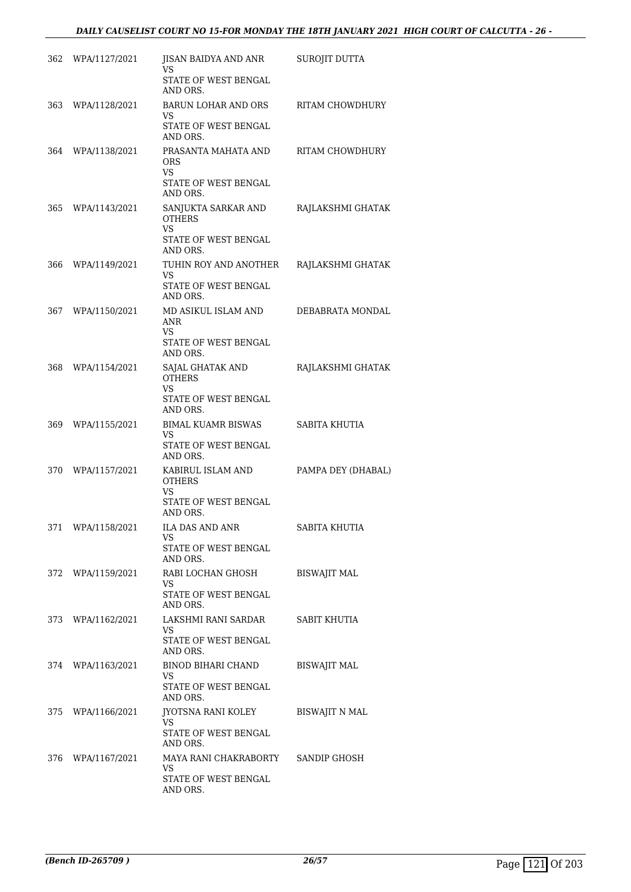| | | | |
|---|---|---|---|
| 362 | WPA/1127/2021 | JISAN BAIDYA AND ANR<br>VS<br>STATE OF WEST BENGAL AND ORS. | SUROJIT DUTTA |
| 363 | WPA/1128/2021 | BARUN LOHAR AND ORS<br>VS<br>STATE OF WEST BENGAL AND ORS. | RITAM CHOWDHURY |
| 364 | WPA/1138/2021 | PRASANTA MAHATA AND ORS<br>VS<br>STATE OF WEST BENGAL AND ORS. | RITAM CHOWDHURY |
| 365 | WPA/1143/2021 | SANJUKTA SARKAR AND OTHERS<br>VS<br>STATE OF WEST BENGAL AND ORS. | RAJLAKSHMI GHATAK |
| 366 | WPA/1149/2021 | TUHIN ROY AND ANOTHER<br>VS<br>STATE OF WEST BENGAL AND ORS. | RAJLAKSHMI GHATAK |
| 367 | WPA/1150/2021 | MD ASIKUL ISLAM AND ANR<br>VS<br>STATE OF WEST BENGAL AND ORS. | DEBABRATA MONDAL |
| 368 | WPA/1154/2021 | SAJAL GHATAK AND OTHERS<br>VS<br>STATE OF WEST BENGAL AND ORS. | RAJLAKSHMI GHATAK |
| 369 | WPA/1155/2021 | BIMAL KUAMR BISWAS<br>VS<br>STATE OF WEST BENGAL AND ORS. | SABITA KHUTIA |
| 370 | WPA/1157/2021 | KABIRUL ISLAM AND OTHERS<br>VS<br>STATE OF WEST BENGAL AND ORS. | PAMPA DEY (DHABAL) |
| 371 | WPA/1158/2021 | ILA DAS AND ANR<br>VS<br>STATE OF WEST BENGAL AND ORS. | SABITA KHUTIA |
| 372 | WPA/1159/2021 | RABI LOCHAN GHOSH<br>VS<br>STATE OF WEST BENGAL AND ORS. | BISWAJIT MAL |
| 373 | WPA/1162/2021 | LAKSHMI RANI SARDAR<br>VS<br>STATE OF WEST BENGAL AND ORS. | SABIT KHUTIA |
| 374 | WPA/1163/2021 | BINOD BIHARI CHAND<br>VS<br>STATE OF WEST BENGAL AND ORS. | BISWAJIT MAL |
| 375 | WPA/1166/2021 | JYOTSNA RANI KOLEY<br>VS<br>STATE OF WEST BENGAL AND ORS. | BISWAJIT N MAL |
| 376 | WPA/1167/2021 | MAYA RANI CHAKRABORTY<br>VS<br>STATE OF WEST BENGAL AND ORS. | SANDIP GHOSH |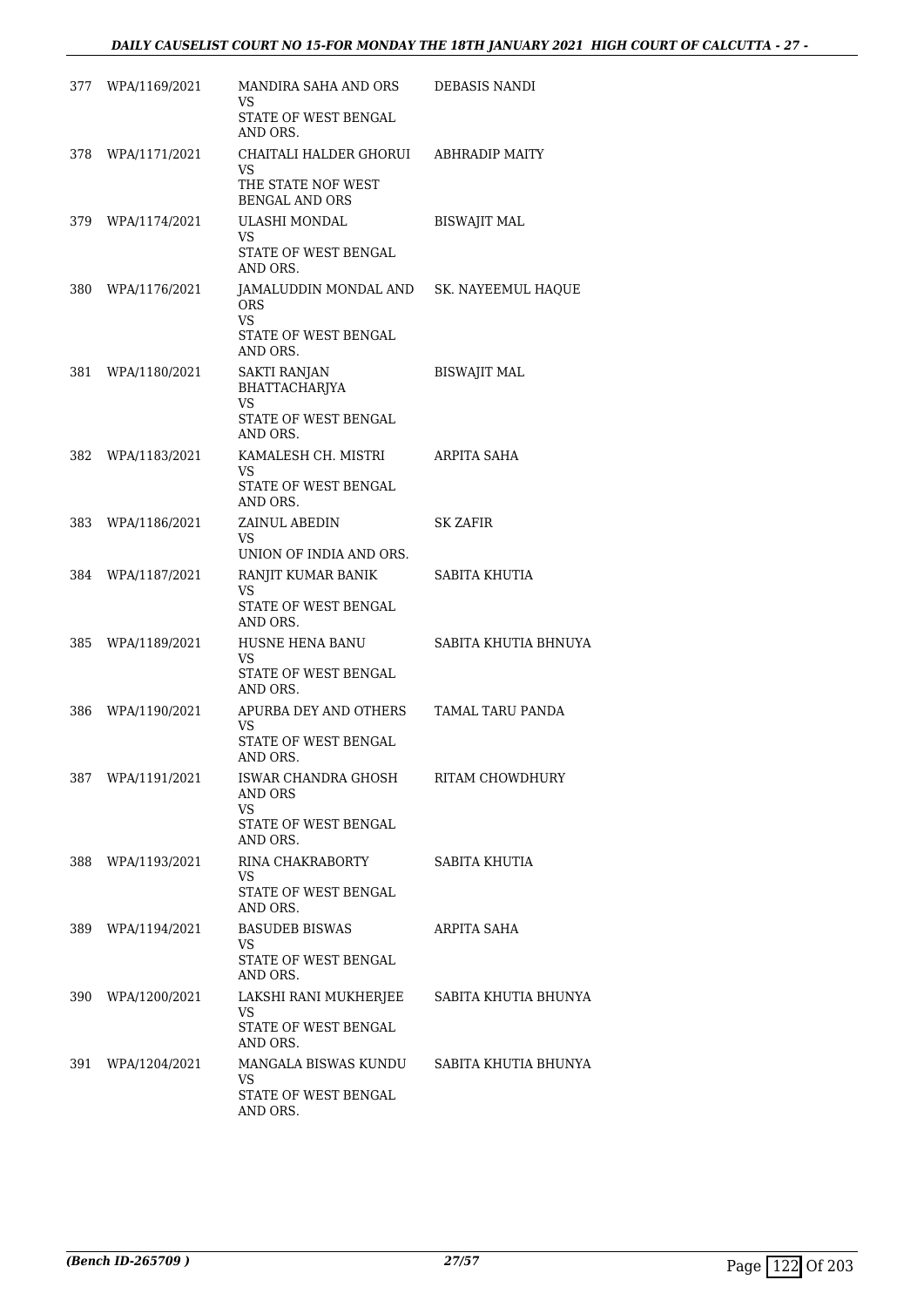| | | | |
|---|---|---|---|
| 377 | WPA/1169/2021 | MANDIRA SAHA AND ORS<br>VS<br>STATE OF WEST BENGAL AND ORS. | DEBASIS NANDI |
| 378 | WPA/1171/2021 | CHAITALI HALDER GHORUI<br>VS<br>THE STATE NOF WEST BENGAL AND ORS | ABHRADIP MAITY |
| 379 | WPA/1174/2021 | ULASHI MONDAL<br>VS<br>STATE OF WEST BENGAL AND ORS. | BISWAJIT MAL |
| 380 | WPA/1176/2021 | JAMALUDDIN MONDAL AND ORS<br>VS<br>STATE OF WEST BENGAL AND ORS. | SK. NAYEEMUL HAQUE |
| 381 | WPA/1180/2021 | SAKTI RANJAN BHATTACHARJYA<br>VS<br>STATE OF WEST BENGAL AND ORS. | BISWAJIT MAL |
| 382 | WPA/1183/2021 | KAMALESH CH. MISTRI<br>VS<br>STATE OF WEST BENGAL AND ORS. | ARPITA SAHA |
| 383 | WPA/1186/2021 | ZAINUL ABEDIN<br>VS<br>UNION OF INDIA AND ORS. | SK ZAFIR |
| 384 | WPA/1187/2021 | RANJIT KUMAR BANIK<br>VS<br>STATE OF WEST BENGAL AND ORS. | SABITA KHUTIA |
| 385 | WPA/1189/2021 | HUSNE HENA BANU<br>VS<br>STATE OF WEST BENGAL AND ORS. | SABITA KHUTIA BHNUYA |
| 386 | WPA/1190/2021 | APURBA DEY AND OTHERS<br>VS<br>STATE OF WEST BENGAL AND ORS. | TAMAL TARU PANDA |
| 387 | WPA/1191/2021 | ISWAR CHANDRA GHOSH AND ORS<br>VS<br>STATE OF WEST BENGAL AND ORS. | RITAM CHOWDHURY |
| 388 | WPA/1193/2021 | RINA CHAKRABORTY<br>VS<br>STATE OF WEST BENGAL AND ORS. | SABITA KHUTIA |
| 389 | WPA/1194/2021 | BASUDEB BISWAS<br>VS<br>STATE OF WEST BENGAL AND ORS. | ARPITA SAHA |
| 390 | WPA/1200/2021 | LAKSHI RANI MUKHERJEE<br>VS<br>STATE OF WEST BENGAL AND ORS. | SABITA KHUTIA BHUNYA |
| 391 | WPA/1204/2021 | MANGALA BISWAS KUNDU<br>VS<br>STATE OF WEST BENGAL AND ORS. | SABITA KHUTIA BHUNYA |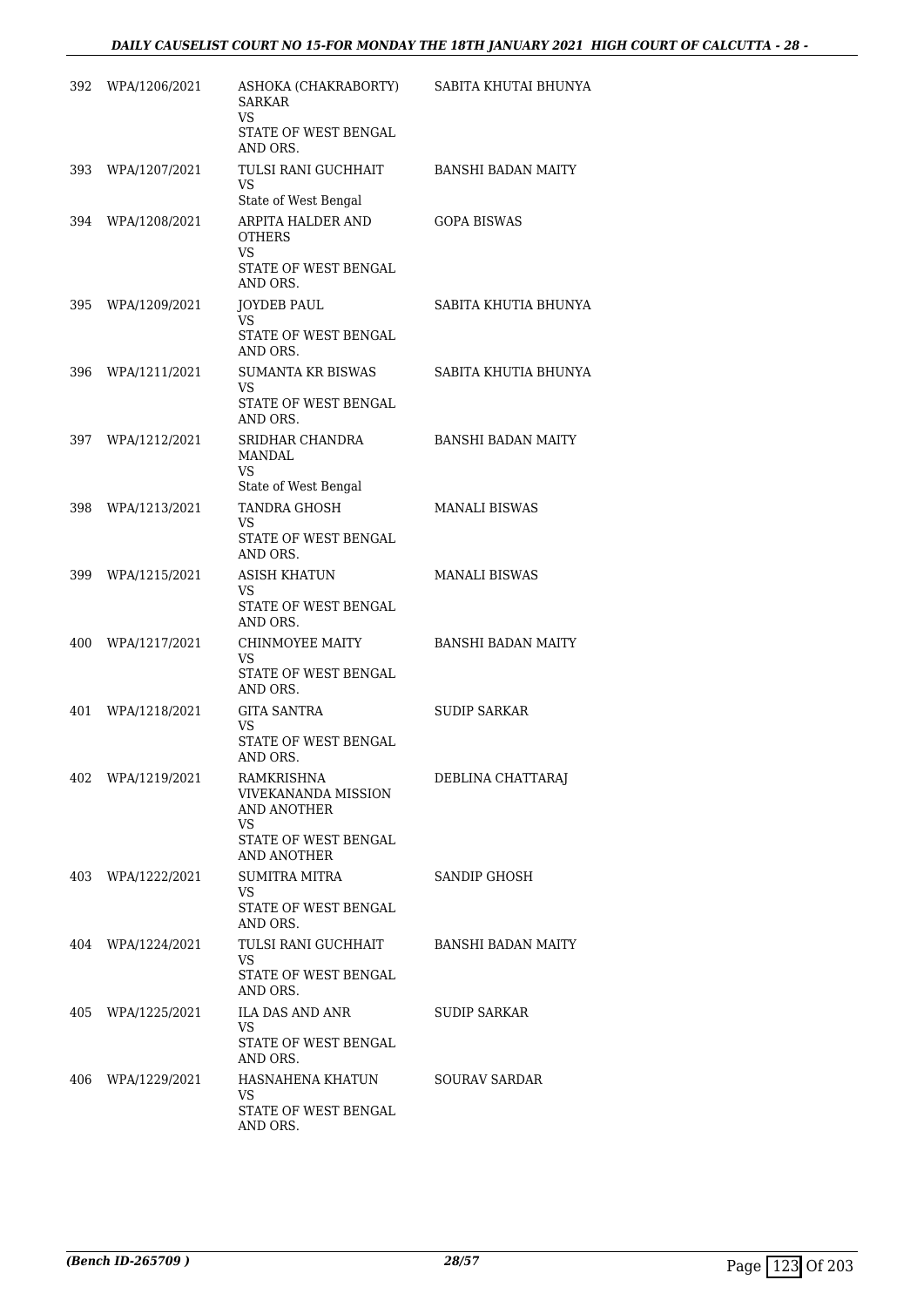| | | | |
|---|---|---|---|
| 392 | WPA/1206/2021 | ASHOKA (CHAKRABORTY) SARKAR<br>VS<br>STATE OF WEST BENGAL AND ORS. | SABITA KHUTAI BHUNYA |
| 393 | WPA/1207/2021 | TULSI RANI GUCHHAIT<br>VS<br>State of West Bengal | BANSHI BADAN MAITY |
| 394 | WPA/1208/2021 | ARPITA HALDER AND OTHERS<br>VS<br>STATE OF WEST BENGAL AND ORS. | GOPA BISWAS |
| 395 | WPA/1209/2021 | JOYDEB PAUL<br>VS<br>STATE OF WEST BENGAL AND ORS. | SABITA KHUTIA BHUNYA |
| 396 | WPA/1211/2021 | SUMANTA KR BISWAS<br>VS<br>STATE OF WEST BENGAL AND ORS. | SABITA KHUTIA BHUNYA |
| 397 | WPA/1212/2021 | SRIDHAR CHANDRA MANDAL<br>VS<br>State of West Bengal | BANSHI BADAN MAITY |
| 398 | WPA/1213/2021 | TANDRA GHOSH<br>VS<br>STATE OF WEST BENGAL AND ORS. | MANALI BISWAS |
| 399 | WPA/1215/2021 | ASISH KHATUN<br>VS<br>STATE OF WEST BENGAL AND ORS. | MANALI BISWAS |
| 400 | WPA/1217/2021 | CHINMOYEE MAITY<br>VS<br>STATE OF WEST BENGAL AND ORS. | BANSHI BADAN MAITY |
| 401 | WPA/1218/2021 | GITA SANTRA<br>VS<br>STATE OF WEST BENGAL AND ORS. | SUDIP SARKAR |
| 402 | WPA/1219/2021 | RAMKRISHNA VIVEKANANDA MISSION AND ANOTHER<br>VS<br>STATE OF WEST BENGAL AND ANOTHER | DEBLINA CHATTARAJ |
| 403 | WPA/1222/2021 | SUMITRA MITRA<br>VS<br>STATE OF WEST BENGAL AND ORS. | SANDIP GHOSH |
| 404 | WPA/1224/2021 | TULSI RANI GUCHHAIT<br>VS<br>STATE OF WEST BENGAL AND ORS. | BANSHI BADAN MAITY |
| 405 | WPA/1225/2021 | ILA DAS AND ANR<br>VS<br>STATE OF WEST BENGAL AND ORS. | SUDIP SARKAR |
| 406 | WPA/1229/2021 | HASNAHENA KHATUN<br>VS<br>STATE OF WEST BENGAL AND ORS. | SOURAV SARDAR |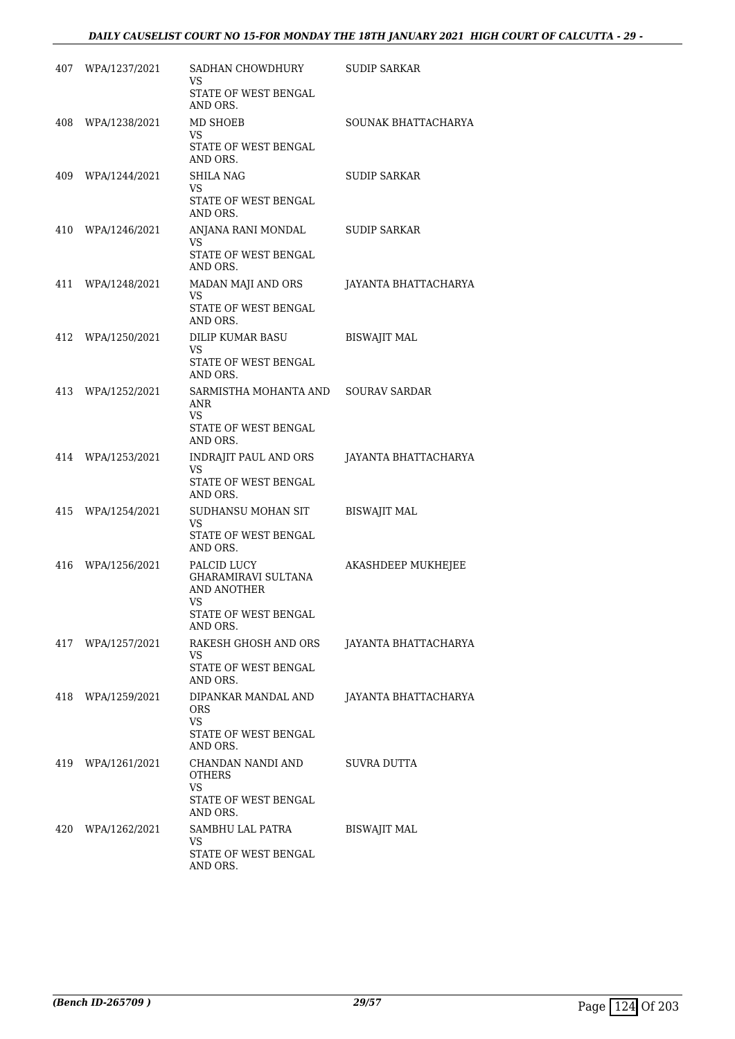| | | | |
|---|---|---|---|
| 407 | WPA/1237/2021 | SADHAN CHOWDHURY<br>VS<br>STATE OF WEST BENGAL AND ORS. | SUDIP SARKAR |
| 408 | WPA/1238/2021 | MD SHOEB<br>VS<br>STATE OF WEST BENGAL AND ORS. | SOUNAK BHATTACHARYA |
| 409 | WPA/1244/2021 | SHILA NAG<br>VS<br>STATE OF WEST BENGAL AND ORS. | SUDIP SARKAR |
| 410 | WPA/1246/2021 | ANJANA RANI MONDAL<br>VS<br>STATE OF WEST BENGAL AND ORS. | SUDIP SARKAR |
| 411 | WPA/1248/2021 | MADAN MAJI AND ORS<br>VS<br>STATE OF WEST BENGAL AND ORS. | JAYANTA BHATTACHARYA |
| 412 | WPA/1250/2021 | DILIP KUMAR BASU<br>VS<br>STATE OF WEST BENGAL AND ORS. | BISWAJIT MAL |
| 413 | WPA/1252/2021 | SARMISTHA MOHANTA AND ANR<br>VS<br>STATE OF WEST BENGAL AND ORS. | SOURAV SARDAR |
| 414 | WPA/1253/2021 | INDRAJIT PAUL AND ORS<br>VS<br>STATE OF WEST BENGAL AND ORS. | JAYANTA BHATTACHARYA |
| 415 | WPA/1254/2021 | SUDHANSU MOHAN SIT<br>VS<br>STATE OF WEST BENGAL AND ORS. | BISWAJIT MAL |
| 416 | WPA/1256/2021 | PALCID LUCY GHARAMIRAVI SULTANA AND ANOTHER<br>VS<br>STATE OF WEST BENGAL AND ORS. | AKASHDEEP MUKHEJEE |
| 417 | WPA/1257/2021 | RAKESH GHOSH AND ORS<br>VS<br>STATE OF WEST BENGAL AND ORS. | JAYANTA BHATTACHARYA |
| 418 | WPA/1259/2021 | DIPANKAR MANDAL AND ORS<br>VS<br>STATE OF WEST BENGAL AND ORS. | JAYANTA BHATTACHARYA |
| 419 | WPA/1261/2021 | CHANDAN NANDI AND OTHERS<br>VS<br>STATE OF WEST BENGAL AND ORS. | SUVRA DUTTA |
| 420 | WPA/1262/2021 | SAMBHU LAL PATRA<br>VS<br>STATE OF WEST BENGAL AND ORS. | BISWAJIT MAL |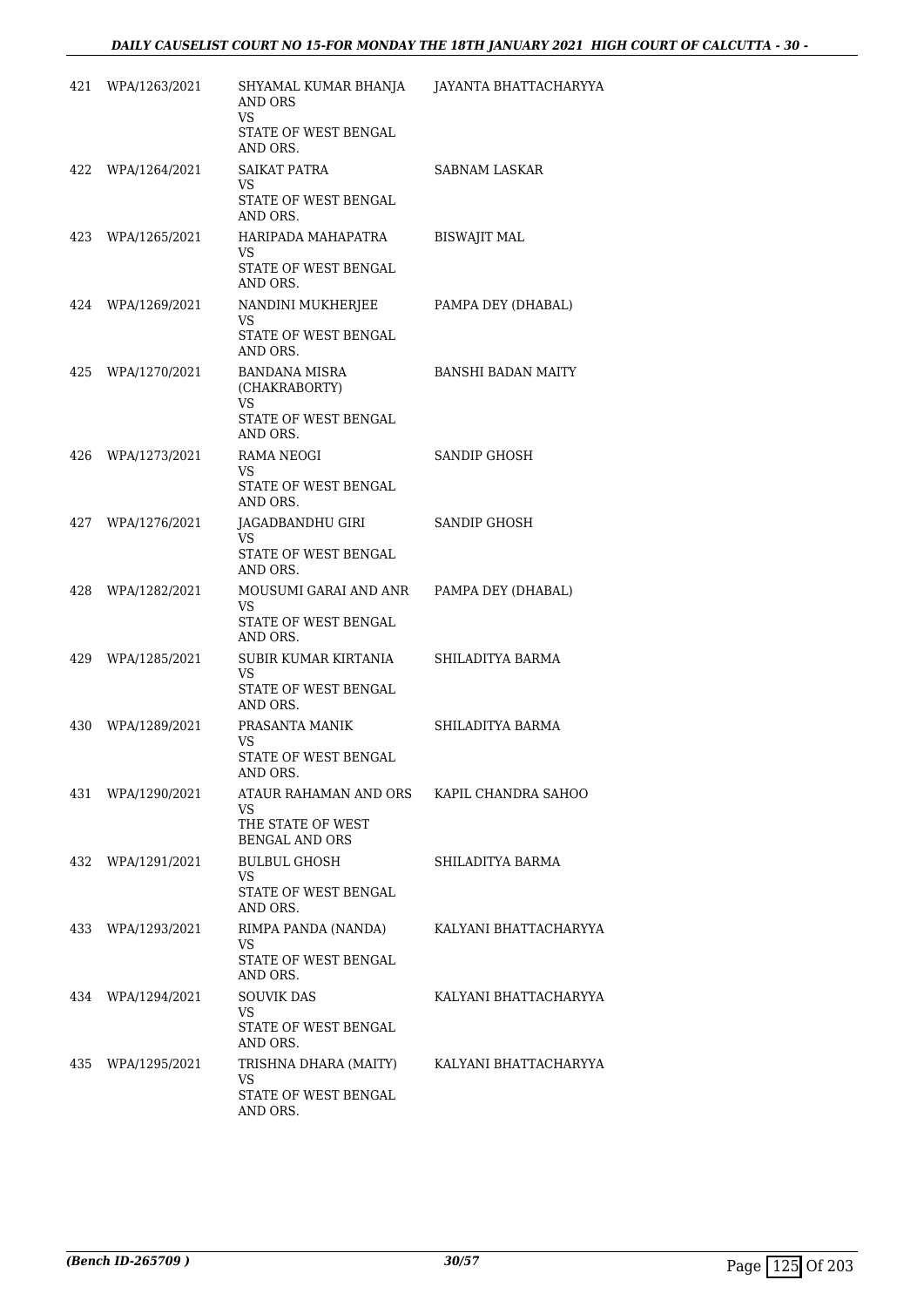| | | | |
|---|---|---|---|
| 421 | WPA/1263/2021 | SHYAMAL KUMAR BHANJA AND ORS<br>VS<br>STATE OF WEST BENGAL AND ORS. | JAYANTA BHATTACHARYYA |
| 422 | WPA/1264/2021 | SAIKAT PATRA<br>VS<br>STATE OF WEST BENGAL AND ORS. | SABNAM LASKAR |
| 423 | WPA/1265/2021 | HARIPADA MAHAPATRA<br>VS<br>STATE OF WEST BENGAL AND ORS. | BISWAJIT MAL |
| 424 | WPA/1269/2021 | NANDINI MUKHERJEE<br>VS<br>STATE OF WEST BENGAL AND ORS. | PAMPA DEY (DHABAL) |
| 425 | WPA/1270/2021 | BANDANA MISRA (CHAKRABORTY)<br>VS<br>STATE OF WEST BENGAL AND ORS. | BANSHI BADAN MAITY |
| 426 | WPA/1273/2021 | RAMA NEOGI<br>VS<br>STATE OF WEST BENGAL AND ORS. | SANDIP GHOSH |
| 427 | WPA/1276/2021 | JAGADBANDHU GIRI<br>VS<br>STATE OF WEST BENGAL AND ORS. | SANDIP GHOSH |
| 428 | WPA/1282/2021 | MOUSUMI GARAI AND ANR<br>VS<br>STATE OF WEST BENGAL AND ORS. | PAMPA DEY (DHABAL) |
| 429 | WPA/1285/2021 | SUBIR KUMAR KIRTANIA<br>VS<br>STATE OF WEST BENGAL AND ORS. | SHILADITYA BARMA |
| 430 | WPA/1289/2021 | PRASANTA MANIK<br>VS<br>STATE OF WEST BENGAL AND ORS. | SHILADITYA BARMA |
| 431 | WPA/1290/2021 | ATAUR RAHAMAN AND ORS<br>VS<br>THE STATE OF WEST BENGAL AND ORS | KAPIL CHANDRA SAHOO |
| 432 | WPA/1291/2021 | BULBUL GHOSH<br>VS<br>STATE OF WEST BENGAL AND ORS. | SHILADITYA BARMA |
| 433 | WPA/1293/2021 | RIMPA PANDA (NANDA)<br>VS<br>STATE OF WEST BENGAL AND ORS. | KALYANI BHATTACHARYYA |
| 434 | WPA/1294/2021 | SOUVIK DAS<br>VS<br>STATE OF WEST BENGAL AND ORS. | KALYANI BHATTACHARYYA |
| 435 | WPA/1295/2021 | TRISHNA DHARA (MAITY)<br>VS<br>STATE OF WEST BENGAL AND ORS. | KALYANI BHATTACHARYYA |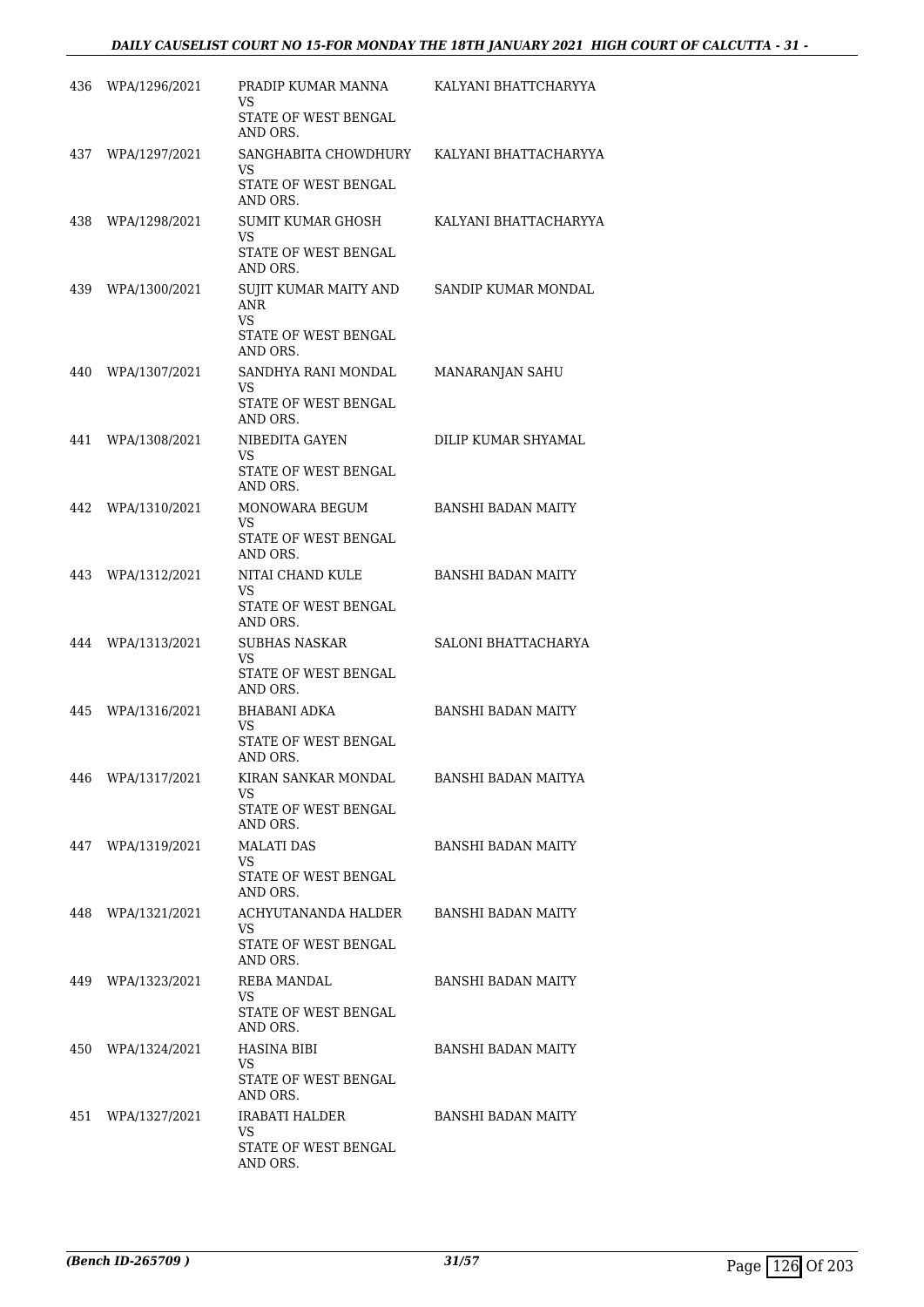| | | | |
|---|---|---|---|
| 436 | WPA/1296/2021 | PRADIP KUMAR MANNA<br>VS<br>STATE OF WEST BENGAL AND ORS. | KALYANI BHATTCHARYYA |
| 437 | WPA/1297/2021 | SANGHABITA CHOWDHURY<br>VS<br>STATE OF WEST BENGAL AND ORS. | KALYANI BHATTACHARYYA |
| 438 | WPA/1298/2021 | SUMIT KUMAR GHOSH<br>VS<br>STATE OF WEST BENGAL AND ORS. | KALYANI BHATTACHARYYA |
| 439 | WPA/1300/2021 | SUJIT KUMAR MAITY AND ANR<br>VS<br>STATE OF WEST BENGAL AND ORS. | SANDIP KUMAR MONDAL |
| 440 | WPA/1307/2021 | SANDHYA RANI MONDAL<br>VS<br>STATE OF WEST BENGAL AND ORS. | MANARANJAN SAHU |
| 441 | WPA/1308/2021 | NIBEDITA GAYEN<br>VS<br>STATE OF WEST BENGAL AND ORS. | DILIP KUMAR SHYAMAL |
| 442 | WPA/1310/2021 | MONOWARA BEGUM<br>VS<br>STATE OF WEST BENGAL AND ORS. | BANSHI BADAN MAITY |
| 443 | WPA/1312/2021 | NITAI CHAND KULE<br>VS<br>STATE OF WEST BENGAL AND ORS. | BANSHI BADAN MAITY |
| 444 | WPA/1313/2021 | SUBHAS NASKAR<br>VS<br>STATE OF WEST BENGAL AND ORS. | SALONI BHATTACHARYA |
| 445 | WPA/1316/2021 | BHABANI ADKA<br>VS<br>STATE OF WEST BENGAL AND ORS. | BANSHI BADAN MAITY |
| 446 | WPA/1317/2021 | KIRAN SANKAR MONDAL<br>VS<br>STATE OF WEST BENGAL AND ORS. | BANSHI BADAN MAITYA |
| 447 | WPA/1319/2021 | MALATI DAS<br>VS<br>STATE OF WEST BENGAL AND ORS. | BANSHI BADAN MAITY |
| 448 | WPA/1321/2021 | ACHYUTANANDA HALDER<br>VS<br>STATE OF WEST BENGAL AND ORS. | BANSHI BADAN MAITY |
| 449 | WPA/1323/2021 | REBA MANDAL<br>VS<br>STATE OF WEST BENGAL AND ORS. | BANSHI BADAN MAITY |
| 450 | WPA/1324/2021 | HASINA BIBI<br>VS<br>STATE OF WEST BENGAL AND ORS. | BANSHI BADAN MAITY |
| 451 | WPA/1327/2021 | IRABATI HALDER<br>VS<br>STATE OF WEST BENGAL AND ORS. | BANSHI BADAN MAITY |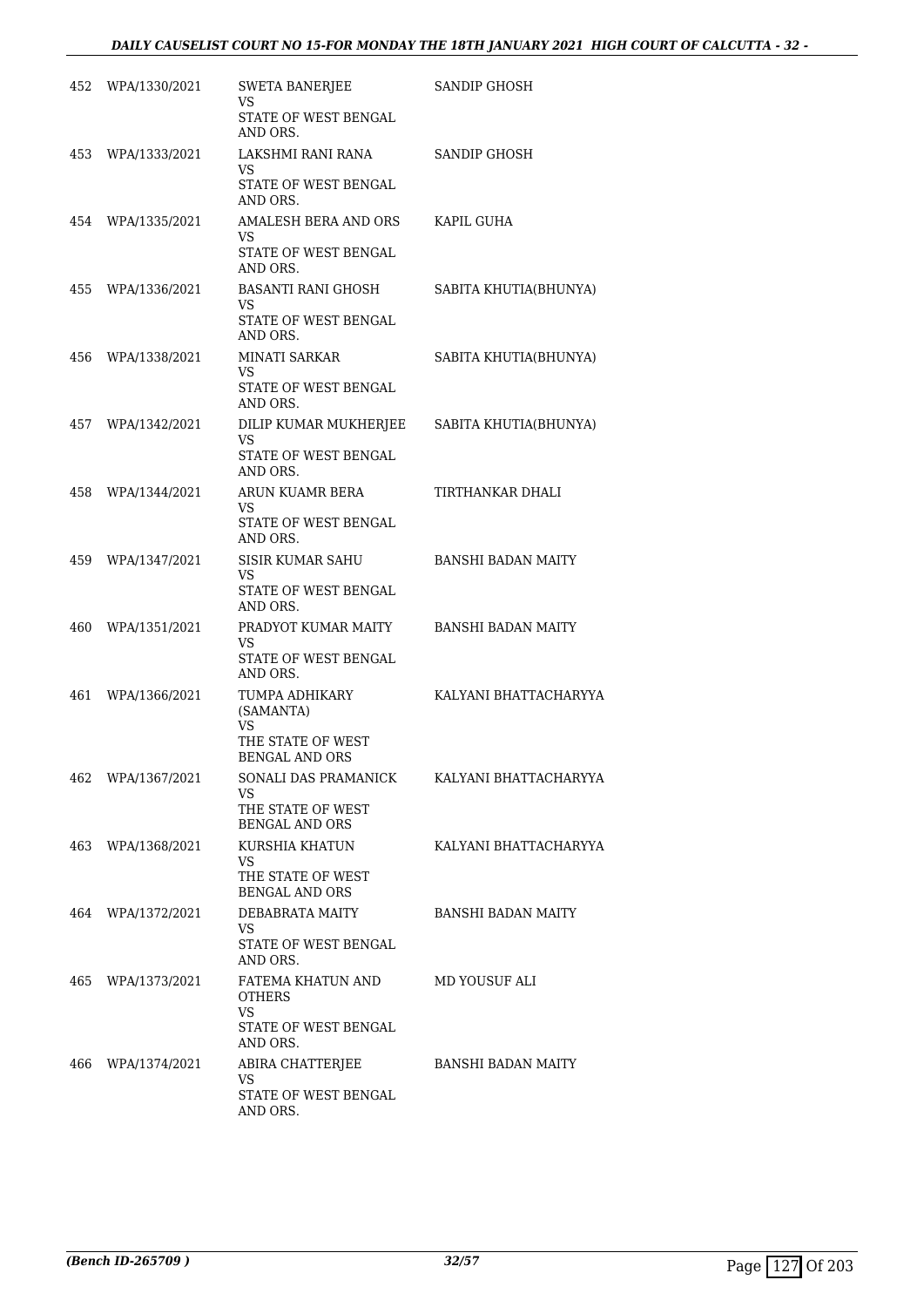| | | | |
|---|---|---|---|
| 452 | WPA/1330/2021 | SWETA BANERJEE<br>VS<br>STATE OF WEST BENGAL AND ORS. | SANDIP GHOSH |
| 453 | WPA/1333/2021 | LAKSHMI RANI RANA<br>VS<br>STATE OF WEST BENGAL AND ORS. | SANDIP GHOSH |
| 454 | WPA/1335/2021 | AMALESH BERA AND ORS<br>VS<br>STATE OF WEST BENGAL AND ORS. | KAPIL GUHA |
| 455 | WPA/1336/2021 | BASANTI RANI GHOSH<br>VS<br>STATE OF WEST BENGAL AND ORS. | SABITA KHUTIA(BHUNYA) |
| 456 | WPA/1338/2021 | MINATI SARKAR<br>VS<br>STATE OF WEST BENGAL AND ORS. | SABITA KHUTIA(BHUNYA) |
| 457 | WPA/1342/2021 | DILIP KUMAR MUKHERJEE<br>VS<br>STATE OF WEST BENGAL AND ORS. | SABITA KHUTIA(BHUNYA) |
| 458 | WPA/1344/2021 | ARUN KUAMR BERA<br>VS<br>STATE OF WEST BENGAL AND ORS. | TIRTHANKAR DHALI |
| 459 | WPA/1347/2021 | SISIR KUMAR SAHU<br>VS<br>STATE OF WEST BENGAL AND ORS. | BANSHI BADAN MAITY |
| 460 | WPA/1351/2021 | PRADYOT KUMAR MAITY<br>VS<br>STATE OF WEST BENGAL AND ORS. | BANSHI BADAN MAITY |
| 461 | WPA/1366/2021 | TUMPA ADHIKARY (SAMANTA)<br>VS<br>THE STATE OF WEST BENGAL AND ORS | KALYANI BHATTACHARYYA |
| 462 | WPA/1367/2021 | SONALI DAS PRAMANICK<br>VS<br>THE STATE OF WEST BENGAL AND ORS | KALYANI BHATTACHARYYA |
| 463 | WPA/1368/2021 | KURSHIA KHATUN<br>VS<br>THE STATE OF WEST BENGAL AND ORS | KALYANI BHATTACHARYYA |
| 464 | WPA/1372/2021 | DEBABRATA MAITY<br>VS<br>STATE OF WEST BENGAL AND ORS. | BANSHI BADAN MAITY |
| 465 | WPA/1373/2021 | FATEMA KHATUN AND OTHERS<br>VS<br>STATE OF WEST BENGAL AND ORS. | MD YOUSUF ALI |
| 466 | WPA/1374/2021 | ABIRA CHATTERJEE<br>VS<br>STATE OF WEST BENGAL AND ORS. | BANSHI BADAN MAITY |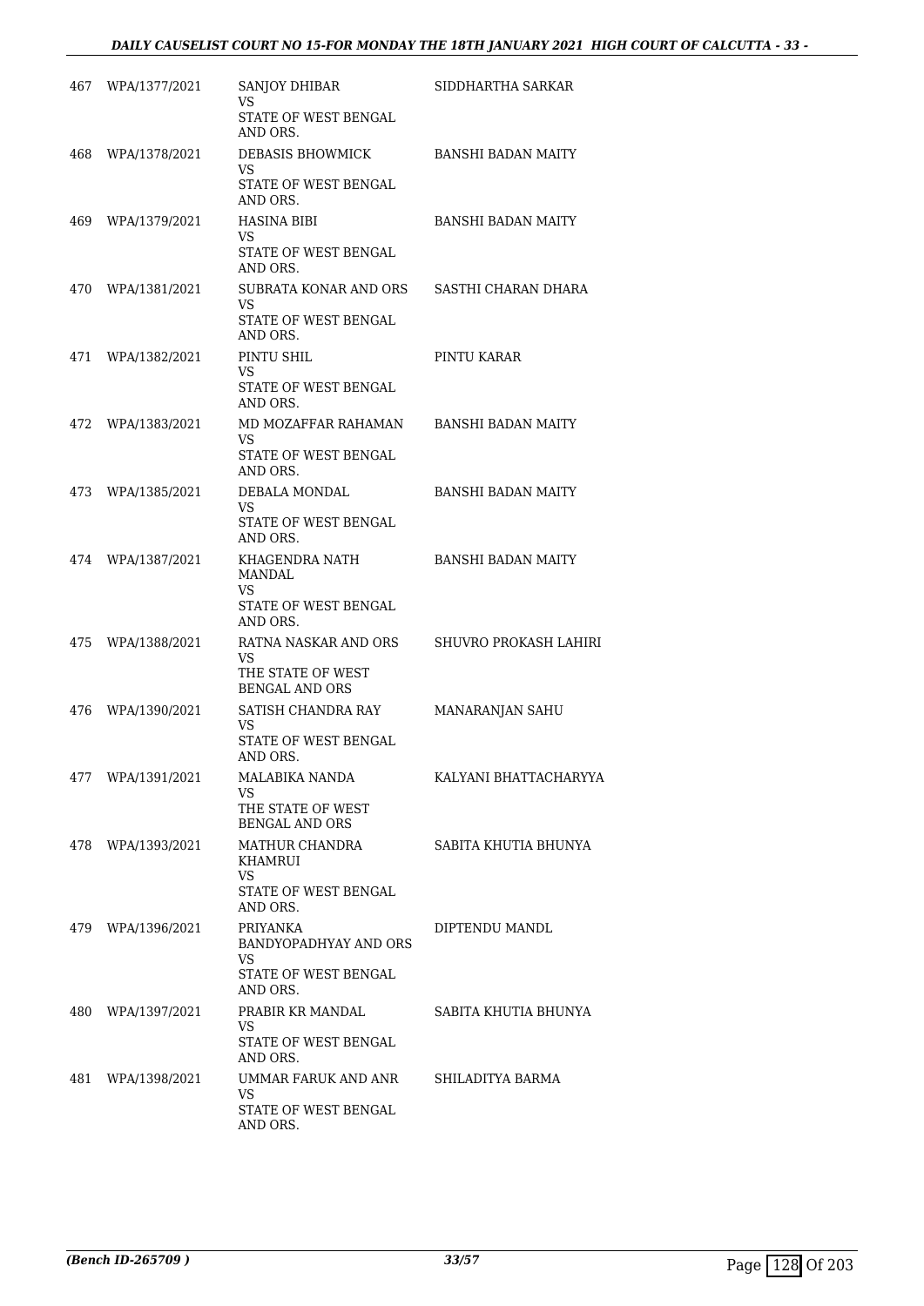| | | | |
|---|---|---|---|
| 467 | WPA/1377/2021 | SANJOY DHIBAR<br>VS<br>STATE OF WEST BENGAL AND ORS. | SIDDHARTHA SARKAR |
| 468 | WPA/1378/2021 | DEBASIS BHOWMICK<br>VS<br>STATE OF WEST BENGAL AND ORS. | BANSHI BADAN MAITY |
| 469 | WPA/1379/2021 | HASINA BIBI<br>VS<br>STATE OF WEST BENGAL AND ORS. | BANSHI BADAN MAITY |
| 470 | WPA/1381/2021 | SUBRATA KONAR AND ORS<br>VS<br>STATE OF WEST BENGAL AND ORS. | SASTHI CHARAN DHARA |
| 471 | WPA/1382/2021 | PINTU SHIL<br>VS<br>STATE OF WEST BENGAL AND ORS. | PINTU KARAR |
| 472 | WPA/1383/2021 | MD MOZAFFAR RAHAMAN<br>VS<br>STATE OF WEST BENGAL AND ORS. | BANSHI BADAN MAITY |
| 473 | WPA/1385/2021 | DEBALA MONDAL<br>VS<br>STATE OF WEST BENGAL AND ORS. | BANSHI BADAN MAITY |
| 474 | WPA/1387/2021 | KHAGENDRA NATH MANDAL<br>VS<br>STATE OF WEST BENGAL AND ORS. | BANSHI BADAN MAITY |
| 475 | WPA/1388/2021 | RATNA NASKAR AND ORS<br>VS<br>THE STATE OF WEST BENGAL AND ORS | SHUVRO PROKASH LAHIRI |
| 476 | WPA/1390/2021 | SATISH CHANDRA RAY<br>VS<br>STATE OF WEST BENGAL AND ORS. | MANARANJAN SAHU |
| 477 | WPA/1391/2021 | MALABIKA NANDA<br>VS<br>THE STATE OF WEST BENGAL AND ORS | KALYANI BHATTACHARYYA |
| 478 | WPA/1393/2021 | MATHUR CHANDRA KHAMRUI<br>VS<br>STATE OF WEST BENGAL AND ORS. | SABITA KHUTIA BHUNYA |
| 479 | WPA/1396/2021 | PRIYANKA BANDYOPADHYAY AND ORS<br>VS<br>STATE OF WEST BENGAL AND ORS. | DIPTENDU MANDL |
| 480 | WPA/1397/2021 | PRABIR KR MANDAL<br>VS<br>STATE OF WEST BENGAL AND ORS. | SABITA KHUTIA BHUNYA |
| 481 | WPA/1398/2021 | UMMAR FARUK AND ANR<br>VS<br>STATE OF WEST BENGAL AND ORS. | SHILADITYA BARMA |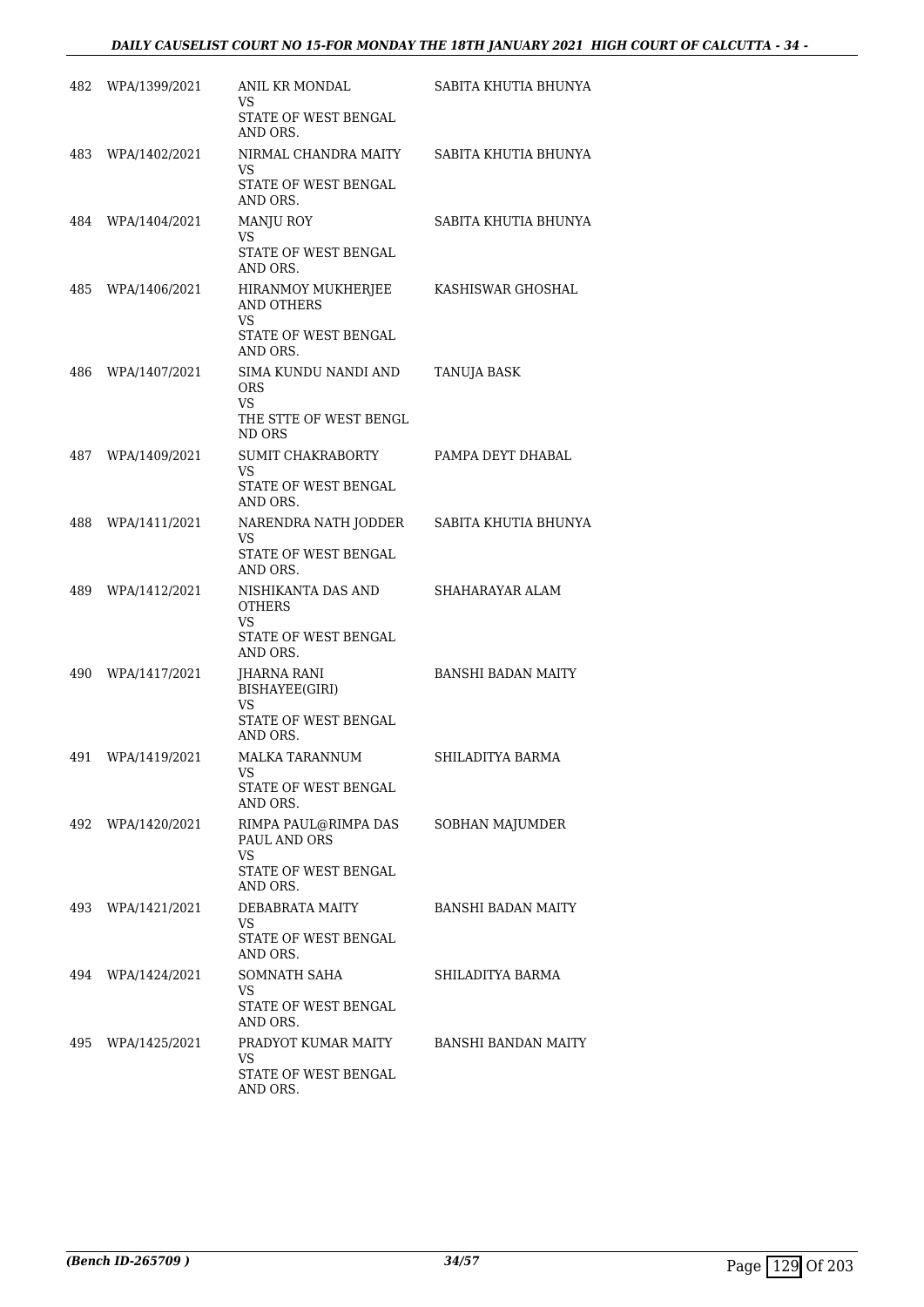| | | | |
|---|---|---|---|
| 482 | WPA/1399/2021 | ANIL KR MONDAL<br>VS<br>STATE OF WEST BENGAL AND ORS. | SABITA KHUTIA BHUNYA |
| 483 | WPA/1402/2021 | NIRMAL CHANDRA MAITY<br>VS<br>STATE OF WEST BENGAL AND ORS. | SABITA KHUTIA BHUNYA |
| 484 | WPA/1404/2021 | MANJU ROY<br>VS<br>STATE OF WEST BENGAL AND ORS. | SABITA KHUTIA BHUNYA |
| 485 | WPA/1406/2021 | HIRANMOY MUKHERJEE AND OTHERS<br>VS<br>STATE OF WEST BENGAL AND ORS. | KASHISWAR GHOSHAL |
| 486 | WPA/1407/2021 | SIMA KUNDU NANDI AND ORS<br>VS<br>THE STTE OF WEST BENGL ND ORS | TANUJA BASK |
| 487 | WPA/1409/2021 | SUMIT CHAKRABORTY<br>VS<br>STATE OF WEST BENGAL AND ORS. | PAMPA DEYT DHABAL |
| 488 | WPA/1411/2021 | NARENDRA NATH JODDER<br>VS<br>STATE OF WEST BENGAL AND ORS. | SABITA KHUTIA BHUNYA |
| 489 | WPA/1412/2021 | NISHIKANTA DAS AND OTHERS<br>VS<br>STATE OF WEST BENGAL AND ORS. | SHAHARAYAR ALAM |
| 490 | WPA/1417/2021 | JHARNA RANI BISHAYEE(GIRI)<br>VS<br>STATE OF WEST BENGAL AND ORS. | BANSHI BADAN MAITY |
| 491 | WPA/1419/2021 | MALKA TARANNUM<br>VS<br>STATE OF WEST BENGAL AND ORS. | SHILADITYA BARMA |
| 492 | WPA/1420/2021 | RIMPA PAUL@RIMPA DAS PAUL AND ORS<br>VS<br>STATE OF WEST BENGAL AND ORS. | SOBHAN MAJUMDER |
| 493 | WPA/1421/2021 | DEBABRATA MAITY<br>VS<br>STATE OF WEST BENGAL AND ORS. | BANSHI BADAN MAITY |
| 494 | WPA/1424/2021 | SOMNATH SAHA<br>VS<br>STATE OF WEST BENGAL AND ORS. | SHILADITYA BARMA |
| 495 | WPA/1425/2021 | PRADYOT KUMAR MAITY<br>VS<br>STATE OF WEST BENGAL AND ORS. | BANSHI BANDAN MAITY |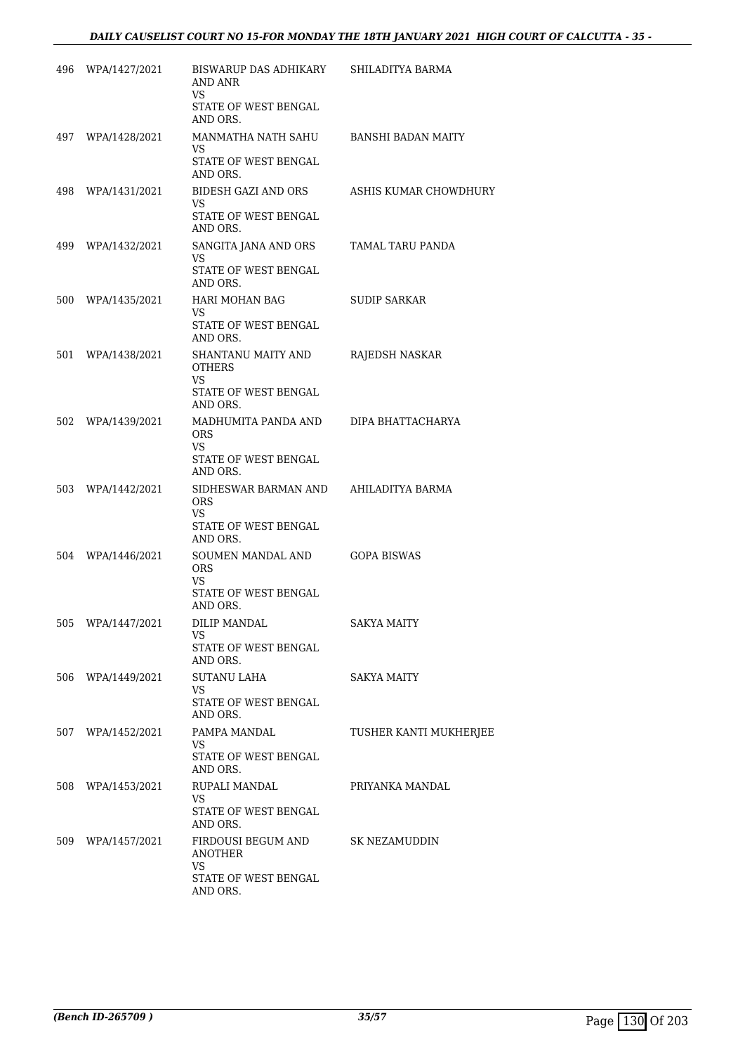| | | | |
|---|---|---|---|
| 496 | WPA/1427/2021 | BISWARUP DAS ADHIKARY AND ANR<br>VS<br>STATE OF WEST BENGAL AND ORS. | SHILADITYA BARMA |
| 497 | WPA/1428/2021 | MANMATHA NATH SAHU<br>VS<br>STATE OF WEST BENGAL AND ORS. | BANSHI BADAN MAITY |
| 498 | WPA/1431/2021 | BIDESH GAZI AND ORS<br>VS<br>STATE OF WEST BENGAL AND ORS. | ASHIS KUMAR CHOWDHURY |
| 499 | WPA/1432/2021 | SANGITA JANA AND ORS<br>VS<br>STATE OF WEST BENGAL AND ORS. | TAMAL TARU PANDA |
| 500 | WPA/1435/2021 | HARI MOHAN BAG<br>VS<br>STATE OF WEST BENGAL AND ORS. | SUDIP SARKAR |
| 501 | WPA/1438/2021 | SHANTANU MAITY AND OTHERS<br>VS<br>STATE OF WEST BENGAL AND ORS. | RAJEDSH NASKAR |
| 502 | WPA/1439/2021 | MADHUMITA PANDA AND ORS<br>VS<br>STATE OF WEST BENGAL AND ORS. | DIPA BHATTACHARYA |
| 503 | WPA/1442/2021 | SIDHESWAR BARMAN AND ORS<br>VS<br>STATE OF WEST BENGAL AND ORS. | AHILADITYA BARMA |
| 504 | WPA/1446/2021 | SOUMEN MANDAL AND ORS<br>VS<br>STATE OF WEST BENGAL AND ORS. | GOPA BISWAS |
| 505 | WPA/1447/2021 | DILIP MANDAL<br>VS<br>STATE OF WEST BENGAL AND ORS. | SAKYA MAITY |
| 506 | WPA/1449/2021 | SUTANU LAHA<br>VS<br>STATE OF WEST BENGAL AND ORS. | SAKYA MAITY |
| 507 | WPA/1452/2021 | PAMPA MANDAL<br>VS<br>STATE OF WEST BENGAL AND ORS. | TUSHER KANTI MUKHERJEE |
| 508 | WPA/1453/2021 | RUPALI MANDAL<br>VS<br>STATE OF WEST BENGAL AND ORS. | PRIYANKA MANDAL |
| 509 | WPA/1457/2021 | FIRDOUSI BEGUM AND ANOTHER<br>VS<br>STATE OF WEST BENGAL AND ORS. | SK NEZAMUDDIN |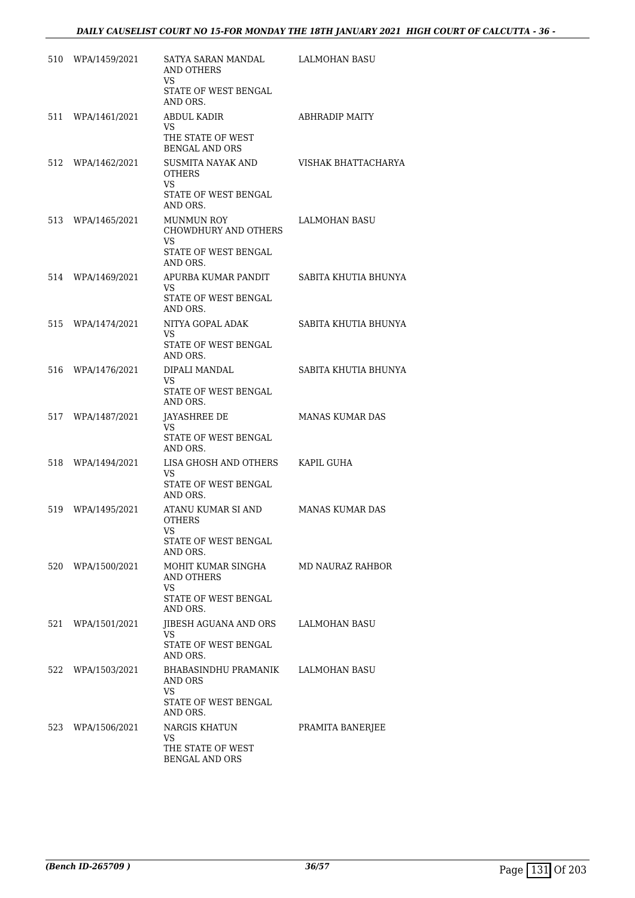| | | | |
|---|---|---|---|
| 510 | WPA/1459/2021 | SATYA SARAN MANDAL AND OTHERS<br>VS<br>STATE OF WEST BENGAL AND ORS. | LALMOHAN BASU |
| 511 | WPA/1461/2021 | ABDUL KADIR<br>VS<br>THE STATE OF WEST BENGAL AND ORS | ABHRADIP MAITY |
| 512 | WPA/1462/2021 | SUSMITA NAYAK AND OTHERS<br>VS<br>STATE OF WEST BENGAL AND ORS. | VISHAK BHATTACHARYA |
| 513 | WPA/1465/2021 | MUNMUN ROY CHOWDHURY AND OTHERS<br>VS<br>STATE OF WEST BENGAL AND ORS. | LALMOHAN BASU |
| 514 | WPA/1469/2021 | APURBA KUMAR PANDIT<br>VS<br>STATE OF WEST BENGAL AND ORS. | SABITA KHUTIA BHUNYA |
| 515 | WPA/1474/2021 | NITYA GOPAL ADAK<br>VS<br>STATE OF WEST BENGAL AND ORS. | SABITA KHUTIA BHUNYA |
| 516 | WPA/1476/2021 | DIPALI MANDAL<br>VS<br>STATE OF WEST BENGAL AND ORS. | SABITA KHUTIA BHUNYA |
| 517 | WPA/1487/2021 | JAYASHREE DE<br>VS<br>STATE OF WEST BENGAL AND ORS. | MANAS KUMAR DAS |
| 518 | WPA/1494/2021 | LISA GHOSH AND OTHERS<br>VS<br>STATE OF WEST BENGAL AND ORS. | KAPIL GUHA |
| 519 | WPA/1495/2021 | ATANU KUMAR SI AND OTHERS<br>VS<br>STATE OF WEST BENGAL AND ORS. | MANAS KUMAR DAS |
| 520 | WPA/1500/2021 | MOHIT KUMAR SINGHA AND OTHERS<br>VS<br>STATE OF WEST BENGAL AND ORS. | MD NAURAZ RAHBOR |
| 521 | WPA/1501/2021 | JIBESH AGUANA AND ORS<br>VS<br>STATE OF WEST BENGAL AND ORS. | LALMOHAN BASU |
| 522 | WPA/1503/2021 | BHABASINDHU PRAMANIK AND ORS<br>VS<br>STATE OF WEST BENGAL AND ORS. | LALMOHAN BASU |
| 523 | WPA/1506/2021 | NARGIS KHATUN<br>VS<br>THE STATE OF WEST BENGAL AND ORS | PRAMITA BANERJEE |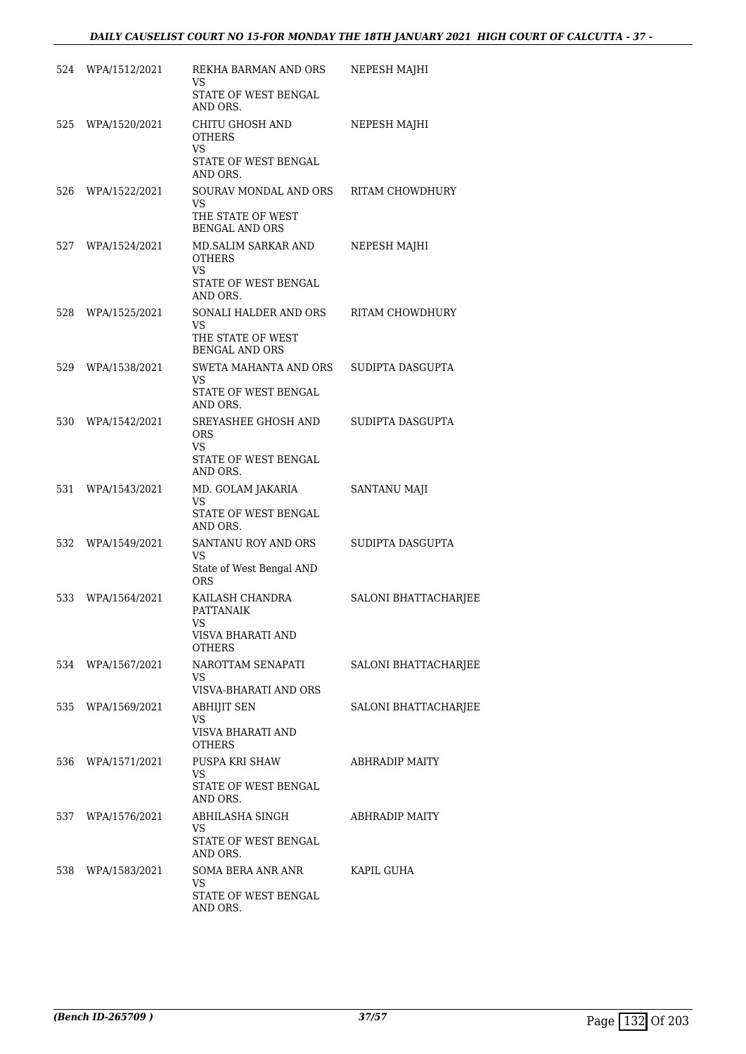| 524 | WPA/1512/2021 | REKHA BARMAN AND ORS<br>VS<br>STATE OF WEST BENGAL AND ORS. | NEPESH MAJHI |
|---|---|---|---|
| 525 | WPA/1520/2021 | CHITU GHOSH AND OTHERS<br>VS<br>STATE OF WEST BENGAL AND ORS. | NEPESH MAJHI |
| 526 | WPA/1522/2021 | SOURAV MONDAL AND ORS<br>VS<br>THE STATE OF WEST BENGAL AND ORS | RITAM CHOWDHURY |
| 527 | WPA/1524/2021 | MD.SALIM SARKAR AND OTHERS<br>VS<br>STATE OF WEST BENGAL AND ORS. | NEPESH MAJHI |
| 528 | WPA/1525/2021 | SONALI HALDER AND ORS<br>VS<br>THE STATE OF WEST BENGAL AND ORS | RITAM CHOWDHURY |
| 529 | WPA/1538/2021 | SWETA MAHANTA AND ORS<br>VS<br>STATE OF WEST BENGAL AND ORS. | SUDIPTA DASGUPTA |
| 530 | WPA/1542/2021 | SREYASHEE GHOSH AND ORS<br>VS<br>STATE OF WEST BENGAL AND ORS. | SUDIPTA DASGUPTA |
| 531 | WPA/1543/2021 | MD. GOLAM JAKARIA<br>VS<br>STATE OF WEST BENGAL AND ORS. | SANTANU MAJI |
| 532 | WPA/1549/2021 | SANTANU ROY AND ORS<br>VS<br>State of West Bengal AND ORS | SUDIPTA DASGUPTA |
| 533 | WPA/1564/2021 | KAILASH CHANDRA PATTANAIK<br>VS<br>VISVA BHARATI AND OTHERS | SALONI BHATTACHARJEE |
| 534 | WPA/1567/2021 | NAROTTAM SENAPATI<br>VS<br>VISVA-BHARATI AND ORS | SALONI BHATTACHARJEE |
| 535 | WPA/1569/2021 | ABHIJIT SEN<br>VS<br>VISVA BHARATI AND OTHERS | SALONI BHATTACHARJEE |
| 536 | WPA/1571/2021 | PUSPA KRI SHAW<br>VS<br>STATE OF WEST BENGAL AND ORS. | ABHRADIP MAITY |
| 537 | WPA/1576/2021 | ABHILASHA SINGH<br>VS<br>STATE OF WEST BENGAL AND ORS. | ABHRADIP MAITY |
| 538 | WPA/1583/2021 | SOMA BERA ANR ANR<br>VS<br>STATE OF WEST BENGAL AND ORS. | KAPIL GUHA |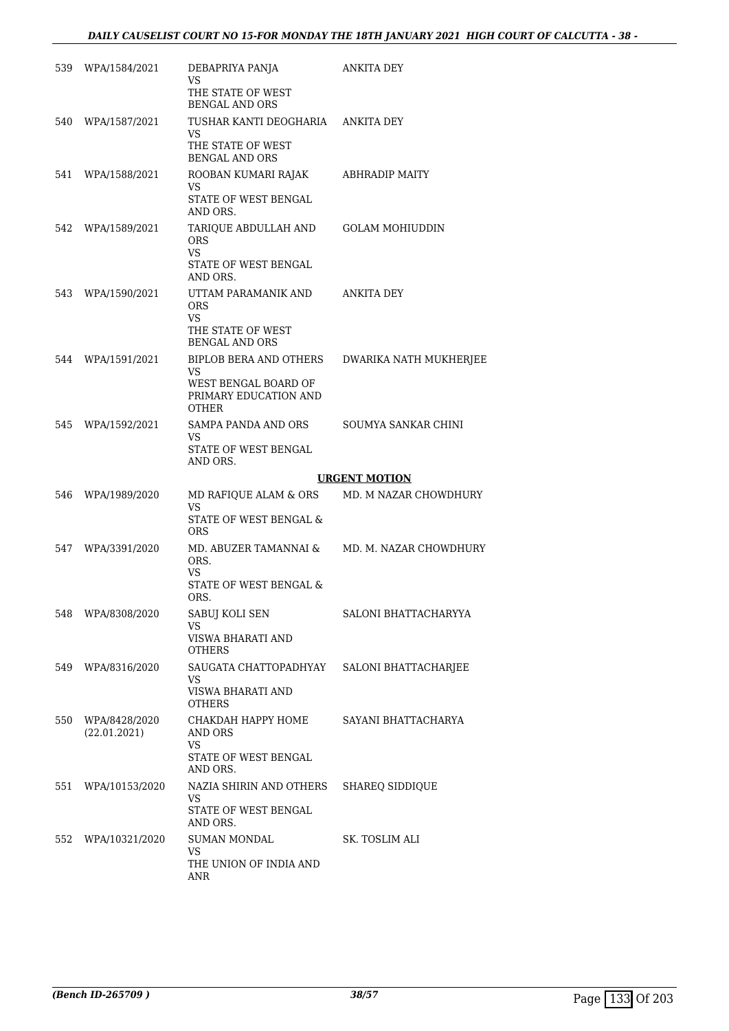| | | | |
|---|---|---|---|
| 539 | WPA/1584/2021 | DEBAPRIYA PANJA<br>VS<br>THE STATE OF WEST BENGAL AND ORS | ANKITA DEY |
| 540 | WPA/1587/2021 | TUSHAR KANTI DEOGHARIA<br>VS<br>THE STATE OF WEST BENGAL AND ORS | ANKITA DEY |
| 541 | WPA/1588/2021 | ROOBAN KUMARI RAJAK<br>VS<br>STATE OF WEST BENGAL AND ORS. | ABHRADIP MAITY |
| 542 | WPA/1589/2021 | TARIQUE ABDULLAH AND ORS<br>VS<br>STATE OF WEST BENGAL AND ORS. | GOLAM MOHIUDDIN |
| 543 | WPA/1590/2021 | UTTAM PARAMANIK AND ORS<br>VS<br>THE STATE OF WEST BENGAL AND ORS | ANKITA DEY |
| 544 | WPA/1591/2021 | BIPLOB BERA AND OTHERS<br>VS<br>WEST BENGAL BOARD OF PRIMARY EDUCATION AND OTHER | DWARIKA NATH MUKHERJEE |
| 545 | WPA/1592/2021 | SAMPA PANDA AND ORS<br>VS<br>STATE OF WEST BENGAL AND ORS. | SOUMYA SANKAR CHINI |

**URGENT MOTION**

| | | | |
|---|---|---|---|
| 546 | WPA/1989/2020 | MD RAFIQUE ALAM & ORS<br>VS<br>STATE OF WEST BENGAL & ORS | MD. M NAZAR CHOWDHURY |
| 547 | WPA/3391/2020 | MD. ABUZER TAMANNAI & ORS.<br>VS<br>STATE OF WEST BENGAL & ORS. | MD. M. NAZAR CHOWDHURY |
| 548 | WPA/8308/2020 | SABUJ KOLI SEN<br>VS<br>VISWA BHARATI AND OTHERS | SALONI BHATTACHARYYA |
| 549 | WPA/8316/2020 | SAUGATA CHATTOPADHYAY<br>VS<br>VISWA BHARATI AND OTHERS | SALONI BHATTACHARJEE |
| 550 | WPA/8428/2020<br>(22.01.2021) | CHAKDAH HAPPY HOME AND ORS<br>VS<br>STATE OF WEST BENGAL AND ORS. | SAYANI BHATTACHARYA |
| 551 | WPA/10153/2020 | NAZIA SHIRIN AND OTHERS<br>VS<br>STATE OF WEST BENGAL AND ORS. | SHAREQ SIDDIQUE |
| 552 | WPA/10321/2020 | SUMAN MONDAL<br>VS<br>THE UNION OF INDIA AND ANR | SK. TOSLIM ALI |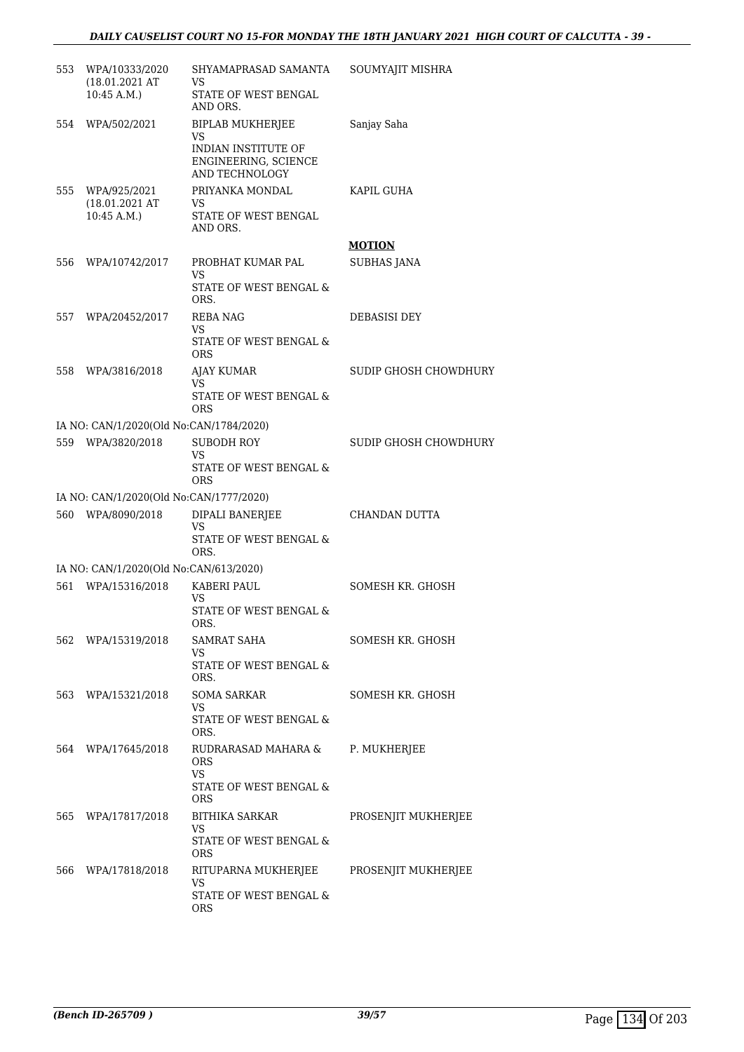| | | | |
|---|---|---|---|
| 553 | WPA/10333/2020 (18.01.2021 AT 10:45 A.M.) | SHYAMAPRASAD SAMANTA VS STATE OF WEST BENGAL AND ORS. | SOUMYAJIT MISHRA |
| 554 | WPA/502/2021 | BIPLAB MUKHERJEE VS INDIAN INSTITUTE OF ENGINEERING, SCIENCE AND TECHNOLOGY | Sanjay Saha |
| 555 | WPA/925/2021 (18.01.2021 AT 10:45 A.M.) | PRIYANKA MONDAL VS STATE OF WEST BENGAL AND ORS. | KAPIL GUHA |

**MOTION**

| | | | |
|---|---|---|---|
| 556 | WPA/10742/2017 | PROBHAT KUMAR PAL VS STATE OF WEST BENGAL & ORS. | SUBHAS JANA |
| 557 | WPA/20452/2017 | REBA NAG VS STATE OF WEST BENGAL & ORS | DEBASISI DEY |
| 558 | WPA/3816/2018 | AJAY KUMAR VS STATE OF WEST BENGAL & ORS | SUDIP GHOSH CHOWDHURY |
| | IA NO: CAN/1/2020(Old No:CAN/1784/2020) | | |
| 559 | WPA/3820/2018 | SUBODH ROY VS STATE OF WEST BENGAL & ORS | SUDIP GHOSH CHOWDHURY |
| | IA NO: CAN/1/2020(Old No:CAN/1777/2020) | | |
| 560 | WPA/8090/2018 | DIPALI BANERJEE VS STATE OF WEST BENGAL & ORS. | CHANDAN DUTTA |
| | IA NO: CAN/1/2020(Old No:CAN/613/2020) | | |
| 561 | WPA/15316/2018 | KABERI PAUL VS STATE OF WEST BENGAL & ORS. | SOMESH KR. GHOSH |
| 562 | WPA/15319/2018 | SAMRAT SAHA VS STATE OF WEST BENGAL & ORS. | SOMESH KR. GHOSH |
| 563 | WPA/15321/2018 | SOMA SARKAR VS STATE OF WEST BENGAL & ORS. | SOMESH KR. GHOSH |
| 564 | WPA/17645/2018 | RUDRARASAD MAHARA & ORS VS STATE OF WEST BENGAL & ORS | P. MUKHERJEE |
| 565 | WPA/17817/2018 | BITHIKA SARKAR VS STATE OF WEST BENGAL & ORS | PROSENJIT MUKHERJEE |
| 566 | WPA/17818/2018 | RITUPARNA MUKHERJEE VS STATE OF WEST BENGAL & ORS | PROSENJIT MUKHERJEE |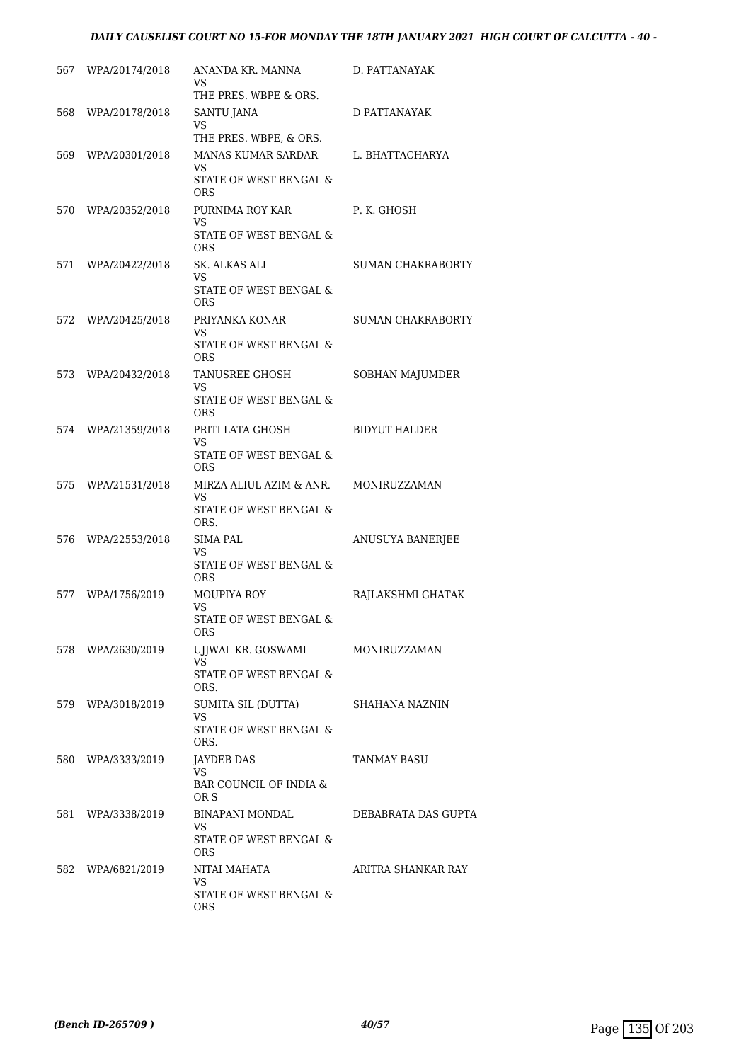| | | | |
|---|---|---|---|
| 567 | WPA/20174/2018 | ANANDA KR. MANNA<br>VS<br>THE PRES. WBPE & ORS. | D. PATTANAYAK |
| 568 | WPA/20178/2018 | SANTU JANA<br>VS<br>THE PRES. WBPE, & ORS. | D PATTANAYAK |
| 569 | WPA/20301/2018 | MANAS KUMAR SARDAR<br>VS<br>STATE OF WEST BENGAL & ORS | L. BHATTACHARYA |
| 570 | WPA/20352/2018 | PURNIMA ROY KAR<br>VS<br>STATE OF WEST BENGAL & ORS | P. K. GHOSH |
| 571 | WPA/20422/2018 | SK. ALKAS ALI<br>VS<br>STATE OF WEST BENGAL & ORS | SUMAN CHAKRABORTY |
| 572 | WPA/20425/2018 | PRIYANKA KONAR<br>VS<br>STATE OF WEST BENGAL & ORS | SUMAN CHAKRABORTY |
| 573 | WPA/20432/2018 | TANUSREE GHOSH<br>VS<br>STATE OF WEST BENGAL & ORS | SOBHAN MAJUMDER |
| 574 | WPA/21359/2018 | PRITI LATA GHOSH<br>VS<br>STATE OF WEST BENGAL & ORS | BIDYUT HALDER |
| 575 | WPA/21531/2018 | MIRZA ALIUL AZIM & ANR.<br>VS<br>STATE OF WEST BENGAL & ORS. | MONIRUZZAMAN |
| 576 | WPA/22553/2018 | SIMA PAL<br>VS<br>STATE OF WEST BENGAL & ORS | ANUSUYA BANERJEE |
| 577 | WPA/1756/2019 | MOUPIYA ROY<br>VS<br>STATE OF WEST BENGAL & ORS | RAJLAKSHMI GHATAK |
| 578 | WPA/2630/2019 | UJJWAL KR. GOSWAMI<br>VS<br>STATE OF WEST BENGAL & ORS. | MONIRUZZAMAN |
| 579 | WPA/3018/2019 | SUMITA SIL (DUTTA)<br>VS<br>STATE OF WEST BENGAL & ORS. | SHAHANA NAZNIN |
| 580 | WPA/3333/2019 | JAYDEB DAS<br>VS<br>BAR COUNCIL OF INDIA & OR S | TANMAY BASU |
| 581 | WPA/3338/2019 | BINAPANI MONDAL<br>VS<br>STATE OF WEST BENGAL & ORS | DEBABRATA DAS GUPTA |
| 582 | WPA/6821/2019 | NITAI MAHATA<br>VS<br>STATE OF WEST BENGAL & ORS | ARITRA SHANKAR RAY |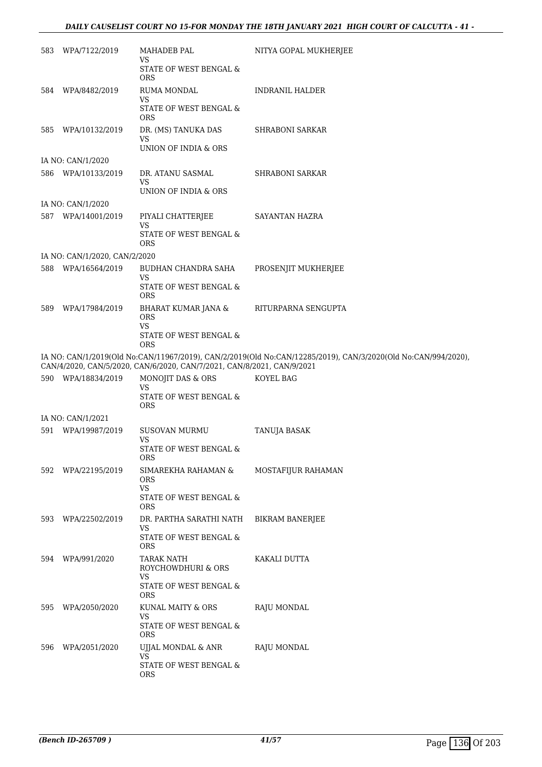| | | | |
|---|---|---|---|
| 583 | WPA/7122/2019 | MAHADEB PAL<br>VS<br>STATE OF WEST BENGAL & ORS | NITYA GOPAL MUKHERJEE |
| 584 | WPA/8482/2019 | RUMA MONDAL<br>VS<br>STATE OF WEST BENGAL & ORS | INDRANIL HALDER |
| 585 | WPA/10132/2019 | DR. (MS) TANUKA DAS<br>VS<br>UNION OF INDIA & ORS | SHRABONI SARKAR |
| | IA NO: CAN/1/2020 | | |
| 586 | WPA/10133/2019 | DR. ATANU SASMAL<br>VS<br>UNION OF INDIA & ORS | SHRABONI SARKAR |
| | IA NO: CAN/1/2020 | | |
| 587 | WPA/14001/2019 | PIYALI CHATTERJEE<br>VS<br>STATE OF WEST BENGAL & ORS | SAYANTAN HAZRA |
| | IA NO: CAN/1/2020, CAN/2/2020 | | |
| 588 | WPA/16564/2019 | BUDHAN CHANDRA SAHA<br>VS<br>STATE OF WEST BENGAL & ORS | PROSENJIT MUKHERJEE |
| 589 | WPA/17984/2019 | BHARAT KUMAR JANA & ORS<br>VS<br>STATE OF WEST BENGAL & ORS | RITURPARNA SENGUPTA |
| | IA NO: CAN/1/2019(Old No:CAN/11967/2019), CAN/2/2019(Old No:CAN/12285/2019), CAN/3/2020(Old No:CAN/994/2020), CAN/4/2020, CAN/5/2020, CAN/6/2020, CAN/7/2021, CAN/8/2021, CAN/9/2021 | | |
| 590 | WPA/18834/2019 | MONOJIT DAS & ORS<br>VS<br>STATE OF WEST BENGAL & ORS | KOYEL BAG |
| | IA NO: CAN/1/2021 | | |
| 591 | WPA/19987/2019 | SUSOVAN MURMU<br>VS<br>STATE OF WEST BENGAL & ORS | TANUJA BASAK |
| 592 | WPA/22195/2019 | SIMAREKHA RAHAMAN & ORS<br>VS<br>STATE OF WEST BENGAL & ORS | MOSTAFIJUR RAHAMAN |
| 593 | WPA/22502/2019 | DR. PARTHA SARATHI NATH<br>VS<br>STATE OF WEST BENGAL & ORS | BIKRAM BANERJEE |
| 594 | WPA/991/2020 | TARAK NATH ROYCHOWDHURI & ORS<br>VS<br>STATE OF WEST BENGAL & ORS | KAKALI DUTTA |
| 595 | WPA/2050/2020 | KUNAL MAITY & ORS<br>VS<br>STATE OF WEST BENGAL & ORS | RAJU MONDAL |
| 596 | WPA/2051/2020 | UJJAL MONDAL & ANR<br>VS<br>STATE OF WEST BENGAL & ORS | RAJU MONDAL |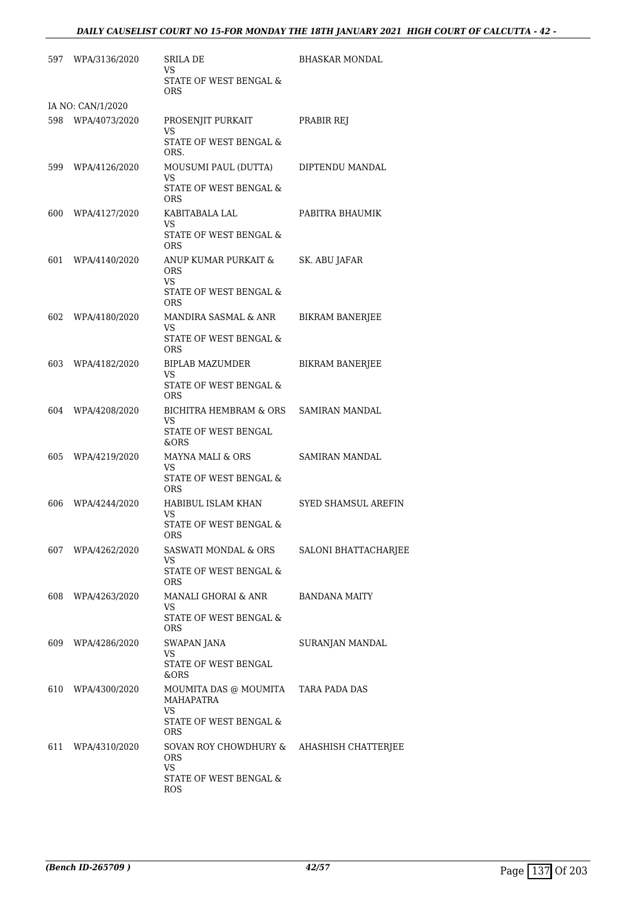| | | | |
|---|---|---|---|
| 597 | WPA/3136/2020 | SRILA DE<br>VS<br>STATE OF WEST BENGAL & ORS | BHASKAR MONDAL |
| IA NO: CAN/1/2020 | | | |
| 598 | WPA/4073/2020 | PROSENJIT PURKAIT<br>VS<br>STATE OF WEST BENGAL & ORS. | PRABIR REJ |
| 599 | WPA/4126/2020 | MOUSUMI PAUL (DUTTA)<br>VS<br>STATE OF WEST BENGAL & ORS | DIPTENDU MANDAL |
| 600 | WPA/4127/2020 | KABITABALA LAL<br>VS<br>STATE OF WEST BENGAL & ORS | PABITRA BHAUMIK |
| 601 | WPA/4140/2020 | ANUP KUMAR PURKAIT & ORS<br>VS<br>STATE OF WEST BENGAL & ORS | SK. ABU JAFAR |
| 602 | WPA/4180/2020 | MANDIRA SASMAL & ANR<br>VS<br>STATE OF WEST BENGAL & ORS | BIKRAM BANERJEE |
| 603 | WPA/4182/2020 | BIPLAB MAZUMDER<br>VS<br>STATE OF WEST BENGAL & ORS | BIKRAM BANERJEE |
| 604 | WPA/4208/2020 | BICHITRA HEMBRAM & ORS<br>VS<br>STATE OF WEST BENGAL &ORS | SAMIRAN MANDAL |
| 605 | WPA/4219/2020 | MAYNA MALI & ORS<br>VS<br>STATE OF WEST BENGAL & ORS | SAMIRAN MANDAL |
| 606 | WPA/4244/2020 | HABIBUL ISLAM KHAN<br>VS<br>STATE OF WEST BENGAL & ORS | SYED SHAMSUL AREFIN |
| 607 | WPA/4262/2020 | SASWATI MONDAL & ORS<br>VS<br>STATE OF WEST BENGAL & ORS | SALONI BHATTACHARJEE |
| 608 | WPA/4263/2020 | MANALI GHORAI & ANR<br>VS<br>STATE OF WEST BENGAL & ORS | BANDANA MAITY |
| 609 | WPA/4286/2020 | SWAPAN JANA<br>VS<br>STATE OF WEST BENGAL &ORS | SURANJAN MANDAL |
| 610 | WPA/4300/2020 | MOUMITA DAS @ MOUMITA MAHAPATRA<br>VS<br>STATE OF WEST BENGAL & ORS | TARA PADA DAS |
| 611 | WPA/4310/2020 | SOVAN ROY CHOWDHURY & ORS<br>VS<br>STATE OF WEST BENGAL & ROS | AHASHISH CHATTERJEE |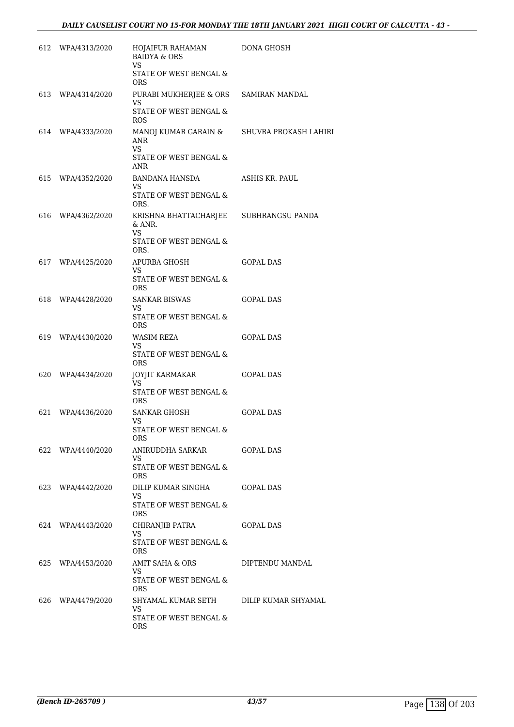| | | | |
|---|---|---|---|
| 612 | WPA/4313/2020 | HOJAIFUR RAHAMAN BAIDYA & ORS<br>VS<br>STATE OF WEST BENGAL & ORS | DONA GHOSH |
| 613 | WPA/4314/2020 | PURABI MUKHERJEE & ORS<br>VS<br>STATE OF WEST BENGAL & ROS | SAMIRAN MANDAL |
| 614 | WPA/4333/2020 | MANOJ KUMAR GARAIN & ANR<br>VS<br>STATE OF WEST BENGAL & ANR | SHUVRA PROKASH LAHIRI |
| 615 | WPA/4352/2020 | BANDANA HANSDA<br>VS<br>STATE OF WEST BENGAL & ORS. | ASHIS KR. PAUL |
| 616 | WPA/4362/2020 | KRISHNA BHATTACHARJEE & ANR.<br>VS<br>STATE OF WEST BENGAL & ORS. | SUBHRANGSU PANDA |
| 617 | WPA/4425/2020 | APURBA GHOSH<br>VS<br>STATE OF WEST BENGAL & ORS | GOPAL DAS |
| 618 | WPA/4428/2020 | SANKAR BISWAS<br>VS<br>STATE OF WEST BENGAL & ORS | GOPAL DAS |
| 619 | WPA/4430/2020 | WASIM REZA<br>VS<br>STATE OF WEST BENGAL & ORS | GOPAL DAS |
| 620 | WPA/4434/2020 | JOYJIT KARMAKAR<br>VS<br>STATE OF WEST BENGAL & ORS | GOPAL DAS |
| 621 | WPA/4436/2020 | SANKAR GHOSH<br>VS<br>STATE OF WEST BENGAL & ORS | GOPAL DAS |
| 622 | WPA/4440/2020 | ANIRUDDHA SARKAR<br>VS<br>STATE OF WEST BENGAL & ORS | GOPAL DAS |
| 623 | WPA/4442/2020 | DILIP KUMAR SINGHA<br>VS<br>STATE OF WEST BENGAL & ORS | GOPAL DAS |
| 624 | WPA/4443/2020 | CHIRANJIB PATRA<br>VS<br>STATE OF WEST BENGAL & ORS | GOPAL DAS |
| 625 | WPA/4453/2020 | AMIT SAHA & ORS<br>VS<br>STATE OF WEST BENGAL & ORS | DIPTENDU MANDAL |
| 626 | WPA/4479/2020 | SHYAMAL KUMAR SETH<br>VS<br>STATE OF WEST BENGAL & ORS | DILIP KUMAR SHYAMAL |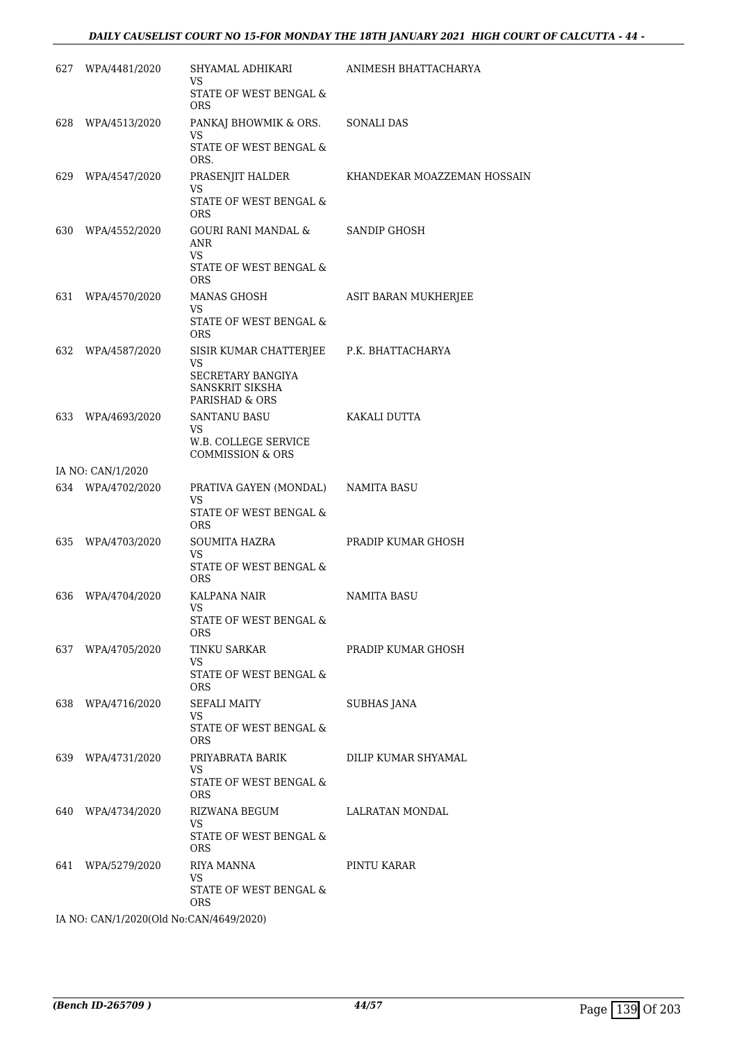| | | | |
|---|---|---|---|
| 627 | WPA/4481/2020 | SHYAMAL ADHIKARI<br>VS<br>STATE OF WEST BENGAL & ORS | ANIMESH BHATTACHARYA |
| 628 | WPA/4513/2020 | PANKAJ BHOWMIK & ORS.<br>VS<br>STATE OF WEST BENGAL & ORS. | SONALI DAS |
| 629 | WPA/4547/2020 | PRASENJIT HALDER<br>VS<br>STATE OF WEST BENGAL & ORS | KHANDEKAR MOAZZEMAN HOSSAIN |
| 630 | WPA/4552/2020 | GOURI RANI MANDAL & ANR<br>VS<br>STATE OF WEST BENGAL & ORS | SANDIP GHOSH |
| 631 | WPA/4570/2020 | MANAS GHOSH<br>VS<br>STATE OF WEST BENGAL & ORS | ASIT BARAN MUKHERJEE |
| 632 | WPA/4587/2020 | SISIR KUMAR CHATTERJEE<br>VS<br>SECRETARY BANGIYA SANSKRIT SIKSHA PARISHAD & ORS | P.K. BHATTACHARYA |
| 633 | WPA/4693/2020 | SANTANU BASU<br>VS<br>W.B. COLLEGE SERVICE COMMISSION & ORS | KAKALI DUTTA |
| IA NO: CAN/1/2020 | | | |
| 634 | WPA/4702/2020 | PRATIVA GAYEN (MONDAL)<br>VS<br>STATE OF WEST BENGAL & ORS | NAMITA BASU |
| 635 | WPA/4703/2020 | SOUMITA HAZRA<br>VS<br>STATE OF WEST BENGAL & ORS | PRADIP KUMAR GHOSH |
| 636 | WPA/4704/2020 | KALPANA NAIR<br>VS<br>STATE OF WEST BENGAL & ORS | NAMITA BASU |
| 637 | WPA/4705/2020 | TINKU SARKAR<br>VS<br>STATE OF WEST BENGAL & ORS | PRADIP KUMAR GHOSH |
| 638 | WPA/4716/2020 | SEFALI MAITY<br>VS<br>STATE OF WEST BENGAL & ORS | SUBHAS JANA |
| 639 | WPA/4731/2020 | PRIYABRATA BARIK<br>VS<br>STATE OF WEST BENGAL & ORS | DILIP KUMAR SHYAMAL |
| 640 | WPA/4734/2020 | RIZWANA BEGUM<br>VS<br>STATE OF WEST BENGAL & ORS | LALRATAN MONDAL |
| 641 | WPA/5279/2020 | RIYA MANNA<br>VS<br>STATE OF WEST BENGAL & ORS | PINTU KARAR |
| IA NO: CAN/1/2020(Old No:CAN/4649/2020) | | | |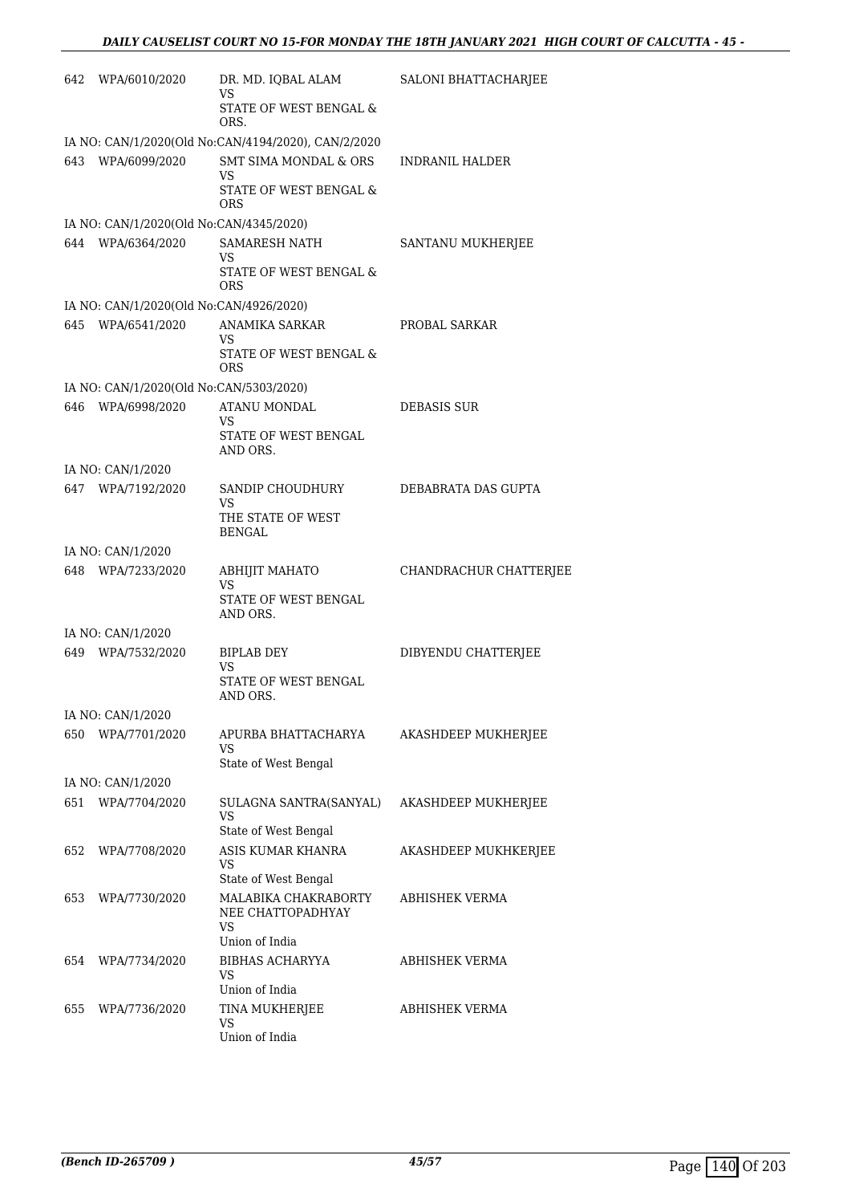| | | | |
|---|---|---|---|
| 642 | WPA/6010/2020 | DR. MD. IQBAL ALAM<br>VS<br>STATE OF WEST BENGAL & ORS. | SALONI BHATTACHARJEE |
| IA NO: CAN/1/2020(Old No:CAN/4194/2020), CAN/2/2020 | | | |
| 643 | WPA/6099/2020 | SMT SIMA MONDAL & ORS<br>VS<br>STATE OF WEST BENGAL & ORS | INDRANIL HALDER |
| IA NO: CAN/1/2020(Old No:CAN/4345/2020) | | | |
| 644 | WPA/6364/2020 | SAMARESH NATH<br>VS<br>STATE OF WEST BENGAL & ORS | SANTANU MUKHERJEE |
| IA NO: CAN/1/2020(Old No:CAN/4926/2020) | | | |
| 645 | WPA/6541/2020 | ANAMIKA SARKAR<br>VS<br>STATE OF WEST BENGAL & ORS | PROBAL SARKAR |
| IA NO: CAN/1/2020(Old No:CAN/5303/2020) | | | |
| 646 | WPA/6998/2020 | ATANU MONDAL<br>VS<br>STATE OF WEST BENGAL AND ORS. | DEBASIS SUR |
| IA NO: CAN/1/2020 | | | |
| 647 | WPA/7192/2020 | SANDIP CHOUDHURY<br>VS<br>THE STATE OF WEST BENGAL | DEBABRATA DAS GUPTA |
| IA NO: CAN/1/2020 | | | |
| 648 | WPA/7233/2020 | ABHIJIT MAHATO<br>VS<br>STATE OF WEST BENGAL AND ORS. | CHANDRACHUR CHATTERJEE |
| IA NO: CAN/1/2020 | | | |
| 649 | WPA/7532/2020 | BIPLAB DEY<br>VS<br>STATE OF WEST BENGAL AND ORS. | DIBYENDU CHATTERJEE |
| IA NO: CAN/1/2020 | | | |
| 650 | WPA/7701/2020 | APURBA BHATTACHARYA<br>VS<br>State of West Bengal | AKASHDEEP MUKHERJEE |
| IA NO: CAN/1/2020 | | | |
| 651 | WPA/7704/2020 | SULAGNA SANTRA(SANYAL)<br>VS<br>State of West Bengal | AKASHDEEP MUKHERJEE |
| 652 | WPA/7708/2020 | ASIS KUMAR KHANRA<br>VS<br>State of West Bengal | AKASHDEEP MUKHKERJEE |
| 653 | WPA/7730/2020 | MALABIKA CHAKRABORTY NEE CHATTOPADHYAY<br>VS<br>Union of India | ABHISHEK VERMA |
| 654 | WPA/7734/2020 | BIBHAS ACHARYYA<br>VS<br>Union of India | ABHISHEK VERMA |
| 655 | WPA/7736/2020 | TINA MUKHERJEE<br>VS<br>Union of India | ABHISHEK VERMA |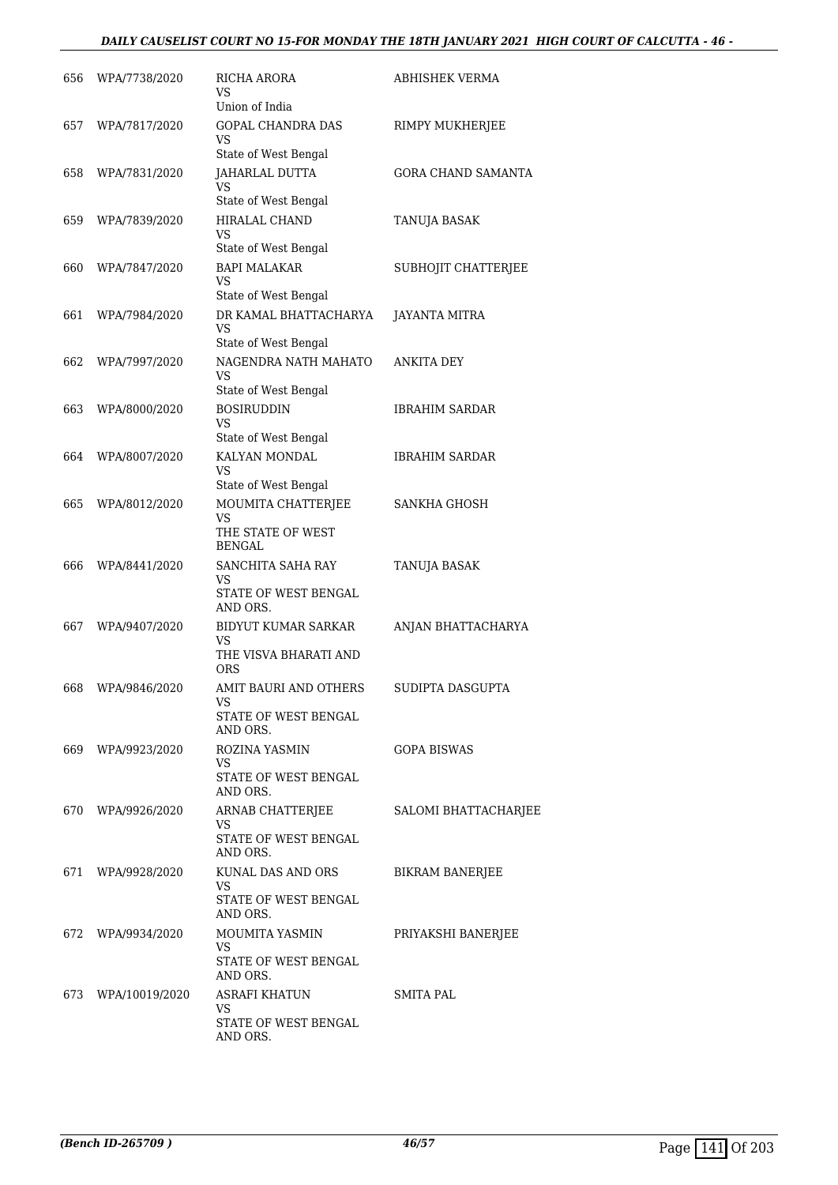| 656 | WPA/7738/2020 | RICHA ARORA<br>VS<br>Union of India | ABHISHEK VERMA |
|---|---|---|---|
| 657 | WPA/7817/2020 | GOPAL CHANDRA DAS<br>VS<br>State of West Bengal | RIMPY MUKHERJEE |
| 658 | WPA/7831/2020 | JAHARLAL DUTTA<br>VS<br>State of West Bengal | GORA CHAND SAMANTA |
| 659 | WPA/7839/2020 | HIRALAL CHAND<br>VS<br>State of West Bengal | TANUJA BASAK |
| 660 | WPA/7847/2020 | BAPI MALAKAR<br>VS<br>State of West Bengal | SUBHOJIT CHATTERJEE |
| 661 | WPA/7984/2020 | DR KAMAL BHATTACHARYA<br>VS<br>State of West Bengal | JAYANTA MITRA |
| 662 | WPA/7997/2020 | NAGENDRA NATH MAHATO<br>VS<br>State of West Bengal | ANKITA DEY |
| 663 | WPA/8000/2020 | BOSIRUDDIN<br>VS<br>State of West Bengal | IBRAHIM SARDAR |
| 664 | WPA/8007/2020 | KALYAN MONDAL<br>VS<br>State of West Bengal | IBRAHIM SARDAR |
| 665 | WPA/8012/2020 | MOUMITA CHATTERJEE<br>VS<br>THE STATE OF WEST BENGAL | SANKHA GHOSH |
| 666 | WPA/8441/2020 | SANCHITA SAHA RAY<br>VS<br>STATE OF WEST BENGAL AND ORS. | TANUJA BASAK |
| 667 | WPA/9407/2020 | BIDYUT KUMAR SARKAR<br>VS<br>THE VISVA BHARATI AND ORS | ANJAN BHATTACHARYA |
| 668 | WPA/9846/2020 | AMIT BAURI AND OTHERS<br>VS<br>STATE OF WEST BENGAL AND ORS. | SUDIPTA DASGUPTA |
| 669 | WPA/9923/2020 | ROZINA YASMIN<br>VS<br>STATE OF WEST BENGAL AND ORS. | GOPA BISWAS |
| 670 | WPA/9926/2020 | ARNAB CHATTERJEE<br>VS<br>STATE OF WEST BENGAL AND ORS. | SALOMI BHATTACHARJEE |
| 671 | WPA/9928/2020 | KUNAL DAS AND ORS<br>VS<br>STATE OF WEST BENGAL AND ORS. | BIKRAM BANERJEE |
| 672 | WPA/9934/2020 | MOUMITA YASMIN<br>VS<br>STATE OF WEST BENGAL AND ORS. | PRIYAKSHI BANERJEE |
| 673 | WPA/10019/2020 | ASRAFI KHATUN<br>VS<br>STATE OF WEST BENGAL AND ORS. | SMITA PAL |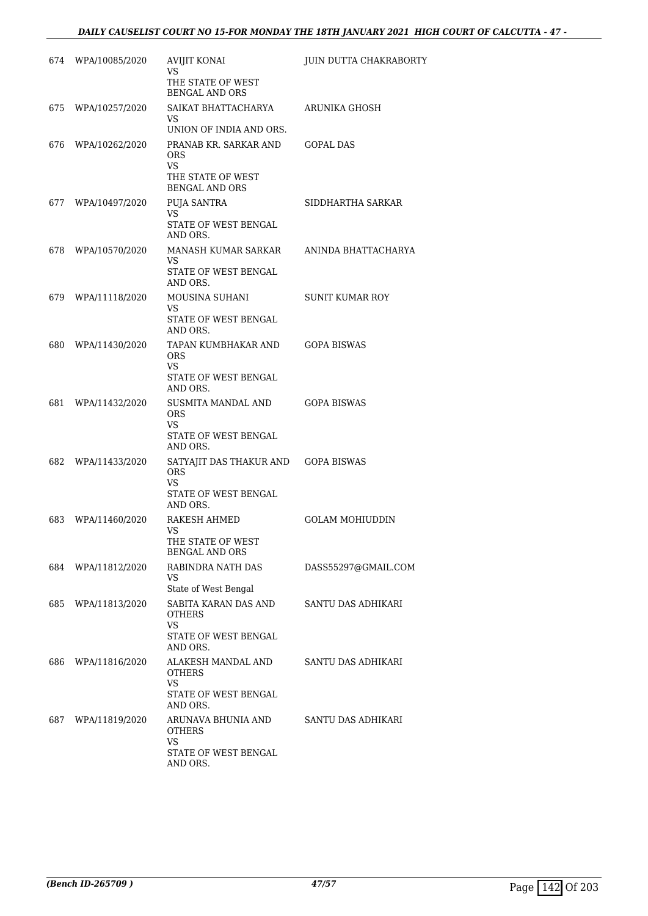| | | | |
|---|---|---|---|
| 674 | WPA/10085/2020 | AVIJIT KONAI<br>VS<br>THE STATE OF WEST BENGAL AND ORS | JUIN DUTTA CHAKRABORTY |
| 675 | WPA/10257/2020 | SAIKAT BHATTACHARYA<br>VS<br>UNION OF INDIA AND ORS. | ARUNIKA GHOSH |
| 676 | WPA/10262/2020 | PRANAB KR. SARKAR AND ORS<br>VS<br>THE STATE OF WEST BENGAL AND ORS | GOPAL DAS |
| 677 | WPA/10497/2020 | PUJA SANTRA<br>VS<br>STATE OF WEST BENGAL AND ORS. | SIDDHARTHA SARKAR |
| 678 | WPA/10570/2020 | MANASH KUMAR SARKAR<br>VS<br>STATE OF WEST BENGAL AND ORS. | ANINDA BHATTACHARYA |
| 679 | WPA/11118/2020 | MOUSINA SUHANI<br>VS<br>STATE OF WEST BENGAL AND ORS. | SUNIT KUMAR ROY |
| 680 | WPA/11430/2020 | TAPAN KUMBHAKAR AND ORS<br>VS<br>STATE OF WEST BENGAL AND ORS. | GOPA BISWAS |
| 681 | WPA/11432/2020 | SUSMITA MANDAL AND ORS<br>VS<br>STATE OF WEST BENGAL AND ORS. | GOPA BISWAS |
| 682 | WPA/11433/2020 | SATYAJIT DAS THAKUR AND ORS<br>VS<br>STATE OF WEST BENGAL AND ORS. | GOPA BISWAS |
| 683 | WPA/11460/2020 | RAKESH AHMED<br>VS<br>THE STATE OF WEST BENGAL AND ORS | GOLAM MOHIUDDIN |
| 684 | WPA/11812/2020 | RABINDRA NATH DAS<br>VS<br>State of West Bengal | DASS55297@GMAIL.COM |
| 685 | WPA/11813/2020 | SABITA KARAN DAS AND OTHERS<br>VS<br>STATE OF WEST BENGAL AND ORS. | SANTU DAS ADHIKARI |
| 686 | WPA/11816/2020 | ALAKESH MANDAL AND OTHERS<br>VS<br>STATE OF WEST BENGAL AND ORS. | SANTU DAS ADHIKARI |
| 687 | WPA/11819/2020 | ARUNAVA BHUNIA AND OTHERS<br>VS<br>STATE OF WEST BENGAL AND ORS. | SANTU DAS ADHIKARI |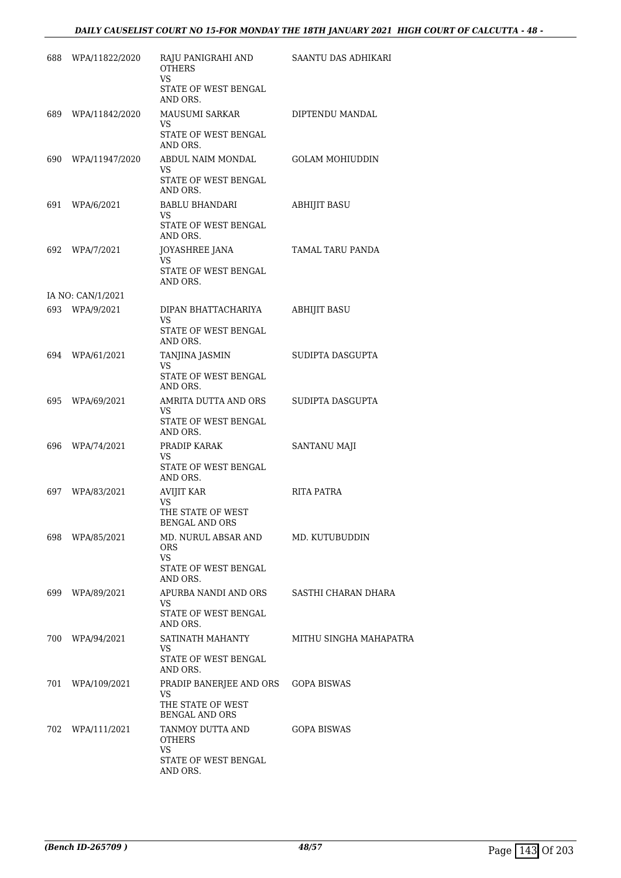| | | | |
|---|---|---|---|
| 688 | WPA/11822/2020 | RAJU PANIGRAHI AND OTHERS<br>VS<br>STATE OF WEST BENGAL AND ORS. | SAANTU DAS ADHIKARI |
| 689 | WPA/11842/2020 | MAUSUMI SARKAR<br>VS<br>STATE OF WEST BENGAL AND ORS. | DIPTENDU MANDAL |
| 690 | WPA/11947/2020 | ABDUL NAIM MONDAL<br>VS<br>STATE OF WEST BENGAL AND ORS. | GOLAM MOHIUDDIN |
| 691 | WPA/6/2021 | BABLU BHANDARI<br>VS<br>STATE OF WEST BENGAL AND ORS. | ABHIJIT BASU |
| 692 | WPA/7/2021 | JOYASHREE JANA<br>VS<br>STATE OF WEST BENGAL AND ORS. | TAMAL TARU PANDA |
| | IA NO: CAN/1/2021 | | |
| 693 | WPA/9/2021 | DIPAN BHATTACHARIYA<br>VS<br>STATE OF WEST BENGAL AND ORS. | ABHIJIT BASU |
| 694 | WPA/61/2021 | TANJINA JASMIN<br>VS<br>STATE OF WEST BENGAL AND ORS. | SUDIPTA DASGUPTA |
| 695 | WPA/69/2021 | AMRITA DUTTA AND ORS<br>VS<br>STATE OF WEST BENGAL AND ORS. | SUDIPTA DASGUPTA |
| 696 | WPA/74/2021 | PRADIP KARAK<br>VS<br>STATE OF WEST BENGAL AND ORS. | SANTANU MAJI |
| 697 | WPA/83/2021 | AVIJIT KAR<br>VS<br>THE STATE OF WEST BENGAL AND ORS | RITA PATRA |
| 698 | WPA/85/2021 | MD. NURUL ABSAR AND ORS<br>VS<br>STATE OF WEST BENGAL AND ORS. | MD. KUTUBUDDIN |
| 699 | WPA/89/2021 | APURBA NANDI AND ORS<br>VS<br>STATE OF WEST BENGAL AND ORS. | SASTHI CHARAN DHARA |
| 700 | WPA/94/2021 | SATINATH MAHANTY<br>VS<br>STATE OF WEST BENGAL AND ORS. | MITHU SINGHA MAHAPATRA |
| 701 | WPA/109/2021 | PRADIP BANERJEE AND ORS<br>VS<br>THE STATE OF WEST BENGAL AND ORS | GOPA BISWAS |
| 702 | WPA/111/2021 | TANMOY DUTTA AND OTHERS<br>VS<br>STATE OF WEST BENGAL AND ORS. | GOPA BISWAS |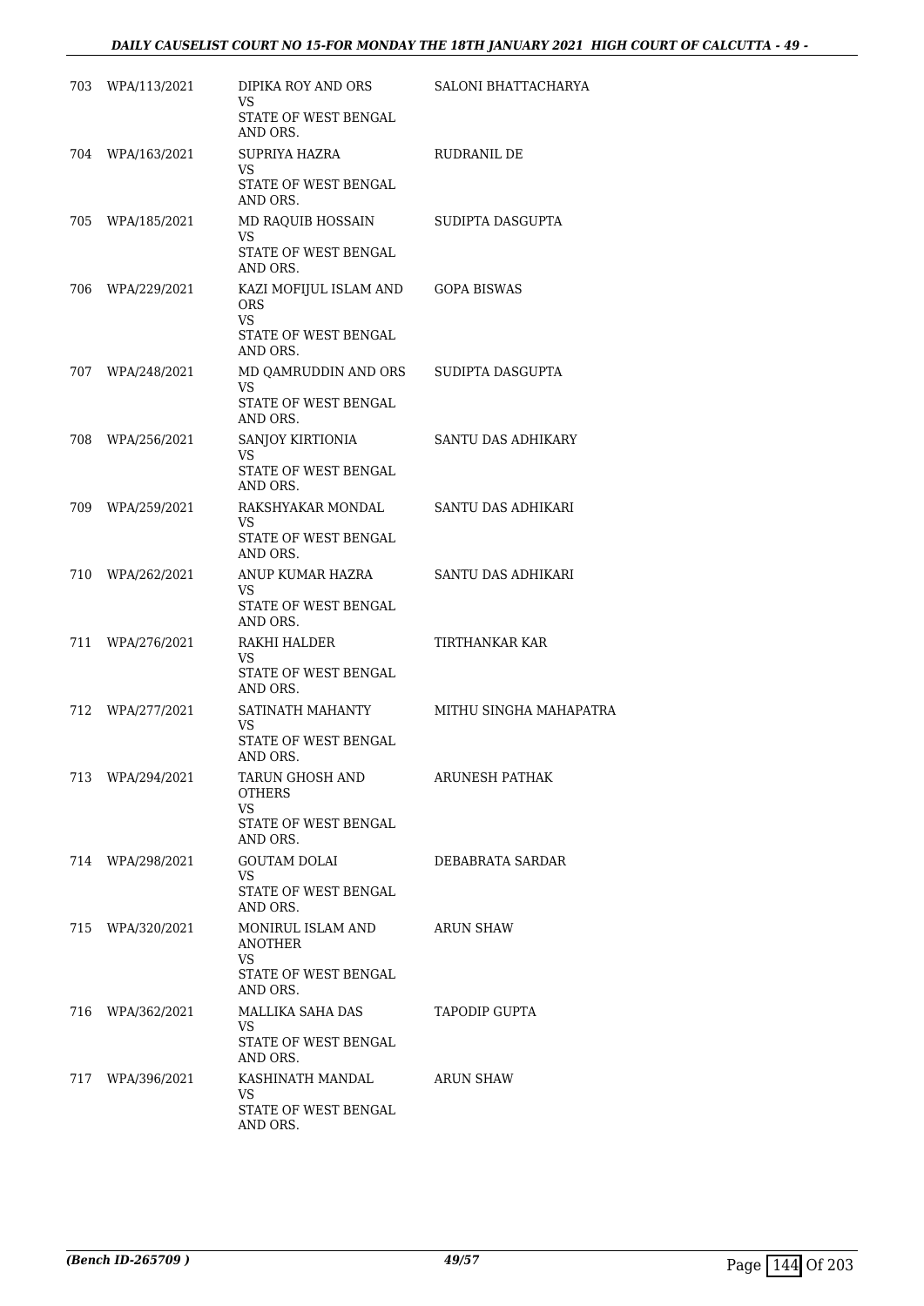| | | | |
|---|---|---|---|
| 703 | WPA/113/2021 | DIPIKA ROY AND ORS<br>VS<br>STATE OF WEST BENGAL AND ORS. | SALONI BHATTACHARYA |
| 704 | WPA/163/2021 | SUPRIYA HAZRA<br>VS<br>STATE OF WEST BENGAL AND ORS. | RUDRANIL DE |
| 705 | WPA/185/2021 | MD RAQUIB HOSSAIN<br>VS<br>STATE OF WEST BENGAL AND ORS. | SUDIPTA DASGUPTA |
| 706 | WPA/229/2021 | KAZI MOFIJUL ISLAM AND ORS<br>VS<br>STATE OF WEST BENGAL AND ORS. | GOPA BISWAS |
| 707 | WPA/248/2021 | MD QAMRUDDIN AND ORS<br>VS<br>STATE OF WEST BENGAL AND ORS. | SUDIPTA DASGUPTA |
| 708 | WPA/256/2021 | SANJOY KIRTIONIA<br>VS<br>STATE OF WEST BENGAL AND ORS. | SANTU DAS ADHIKARY |
| 709 | WPA/259/2021 | RAKSHYAKAR MONDAL<br>VS<br>STATE OF WEST BENGAL AND ORS. | SANTU DAS ADHIKARI |
| 710 | WPA/262/2021 | ANUP KUMAR HAZRA<br>VS<br>STATE OF WEST BENGAL AND ORS. | SANTU DAS ADHIKARI |
| 711 | WPA/276/2021 | RAKHI HALDER<br>VS<br>STATE OF WEST BENGAL AND ORS. | TIRTHANKAR KAR |
| 712 | WPA/277/2021 | SATINATH MAHANTY<br>VS<br>STATE OF WEST BENGAL AND ORS. | MITHU SINGHA MAHAPATRA |
| 713 | WPA/294/2021 | TARUN GHOSH AND OTHERS<br>VS<br>STATE OF WEST BENGAL AND ORS. | ARUNESH PATHAK |
| 714 | WPA/298/2021 | GOUTAM DOLAI<br>VS<br>STATE OF WEST BENGAL AND ORS. | DEBABRATA SARDAR |
| 715 | WPA/320/2021 | MONIRUL ISLAM AND ANOTHER<br>VS<br>STATE OF WEST BENGAL AND ORS. | ARUN SHAW |
| 716 | WPA/362/2021 | MALLIKA SAHA DAS<br>VS<br>STATE OF WEST BENGAL AND ORS. | TAPODIP GUPTA |
| 717 | WPA/396/2021 | KASHINATH MANDAL<br>VS<br>STATE OF WEST BENGAL AND ORS. | ARUN SHAW |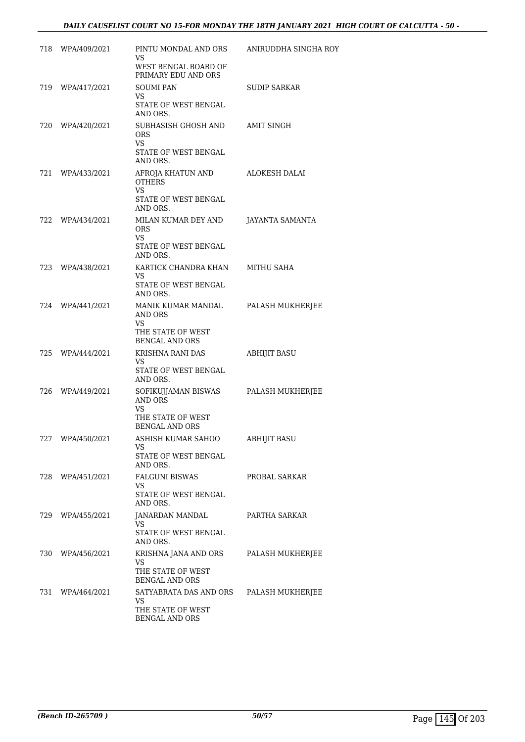| | | | |
|---|---|---|---|
| 718 | WPA/409/2021 | PINTU MONDAL AND ORS<br>VS<br>WEST BENGAL BOARD OF PRIMARY EDU AND ORS | ANIRUDDHA SINGHA ROY |
| 719 | WPA/417/2021 | SOUMI PAN<br>VS<br>STATE OF WEST BENGAL AND ORS. | SUDIP SARKAR |
| 720 | WPA/420/2021 | SUBHASISH GHOSH AND ORS<br>VS<br>STATE OF WEST BENGAL AND ORS. | AMIT SINGH |
| 721 | WPA/433/2021 | AFROJA KHATUN AND OTHERS<br>VS<br>STATE OF WEST BENGAL AND ORS. | ALOKESH DALAI |
| 722 | WPA/434/2021 | MILAN KUMAR DEY AND ORS<br>VS<br>STATE OF WEST BENGAL AND ORS. | JAYANTA SAMANTA |
| 723 | WPA/438/2021 | KARTICK CHANDRA KHAN<br>VS<br>STATE OF WEST BENGAL AND ORS. | MITHU SAHA |
| 724 | WPA/441/2021 | MANIK KUMAR MANDAL AND ORS<br>VS<br>THE STATE OF WEST BENGAL AND ORS | PALASH MUKHERJEE |
| 725 | WPA/444/2021 | KRISHNA RANI DAS<br>VS<br>STATE OF WEST BENGAL AND ORS. | ABHIJIT BASU |
| 726 | WPA/449/2021 | SOFIKUJJAMAN BISWAS AND ORS<br>VS<br>THE STATE OF WEST BENGAL AND ORS | PALASH MUKHERJEE |
| 727 | WPA/450/2021 | ASHISH KUMAR SAHOO<br>VS<br>STATE OF WEST BENGAL AND ORS. | ABHIJIT BASU |
| 728 | WPA/451/2021 | FALGUNI BISWAS<br>VS<br>STATE OF WEST BENGAL AND ORS. | PROBAL SARKAR |
| 729 | WPA/455/2021 | JANARDAN MANDAL<br>VS<br>STATE OF WEST BENGAL AND ORS. | PARTHA SARKAR |
| 730 | WPA/456/2021 | KRISHNA JANA AND ORS<br>VS<br>THE STATE OF WEST BENGAL AND ORS | PALASH MUKHERJEE |
| 731 | WPA/464/2021 | SATYABRATA DAS AND ORS<br>VS<br>THE STATE OF WEST BENGAL AND ORS | PALASH MUKHERJEE |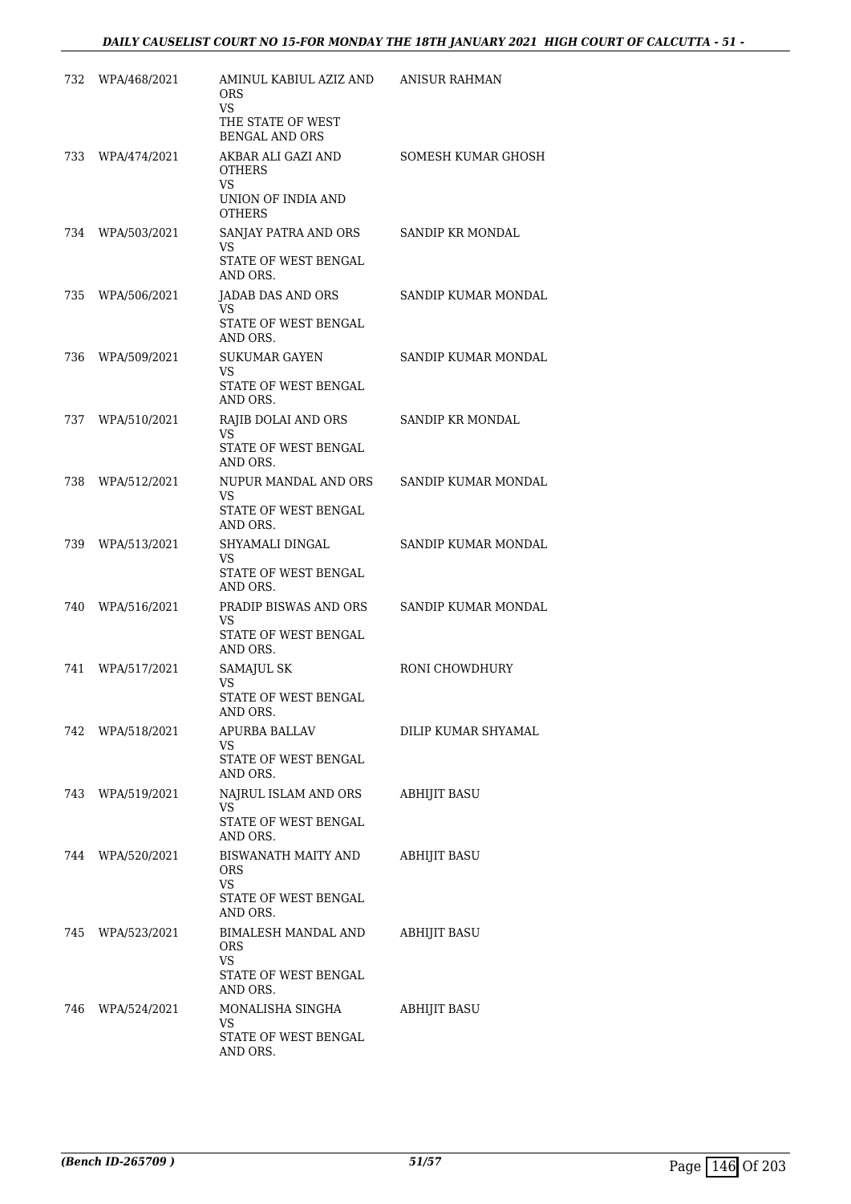| | | | |
|---|---|---|---|
| 732 | WPA/468/2021 | AMINUL KABIUL AZIZ AND ORS<br>VS<br>THE STATE OF WEST BENGAL AND ORS | ANISUR RAHMAN |
| 733 | WPA/474/2021 | AKBAR ALI GAZI AND OTHERS<br>VS<br>UNION OF INDIA AND OTHERS | SOMESH KUMAR GHOSH |
| 734 | WPA/503/2021 | SANJAY PATRA AND ORS<br>VS<br>STATE OF WEST BENGAL AND ORS. | SANDIP KR MONDAL |
| 735 | WPA/506/2021 | JADAB DAS AND ORS<br>VS<br>STATE OF WEST BENGAL AND ORS. | SANDIP KUMAR MONDAL |
| 736 | WPA/509/2021 | SUKUMAR GAYEN<br>VS<br>STATE OF WEST BENGAL AND ORS. | SANDIP KUMAR MONDAL |
| 737 | WPA/510/2021 | RAJIB DOLAI AND ORS<br>VS<br>STATE OF WEST BENGAL AND ORS. | SANDIP KR MONDAL |
| 738 | WPA/512/2021 | NUPUR MANDAL AND ORS<br>VS<br>STATE OF WEST BENGAL AND ORS. | SANDIP KUMAR MONDAL |
| 739 | WPA/513/2021 | SHYAMALI DINGAL<br>VS<br>STATE OF WEST BENGAL AND ORS. | SANDIP KUMAR MONDAL |
| 740 | WPA/516/2021 | PRADIP BISWAS AND ORS<br>VS<br>STATE OF WEST BENGAL AND ORS. | SANDIP KUMAR MONDAL |
| 741 | WPA/517/2021 | SAMAJUL SK<br>VS<br>STATE OF WEST BENGAL AND ORS. | RONI CHOWDHURY |
| 742 | WPA/518/2021 | APURBA BALLAV<br>VS<br>STATE OF WEST BENGAL AND ORS. | DILIP KUMAR SHYAMAL |
| 743 | WPA/519/2021 | NAJRUL ISLAM AND ORS<br>VS<br>STATE OF WEST BENGAL AND ORS. | ABHIJIT BASU |
| 744 | WPA/520/2021 | BISWANATH MAITY AND ORS<br>VS<br>STATE OF WEST BENGAL AND ORS. | ABHIJIT BASU |
| 745 | WPA/523/2021 | BIMALESH MANDAL AND ORS<br>VS<br>STATE OF WEST BENGAL AND ORS. | ABHIJIT BASU |
| 746 | WPA/524/2021 | MONALISHA SINGHA<br>VS<br>STATE OF WEST BENGAL AND ORS. | ABHIJIT BASU |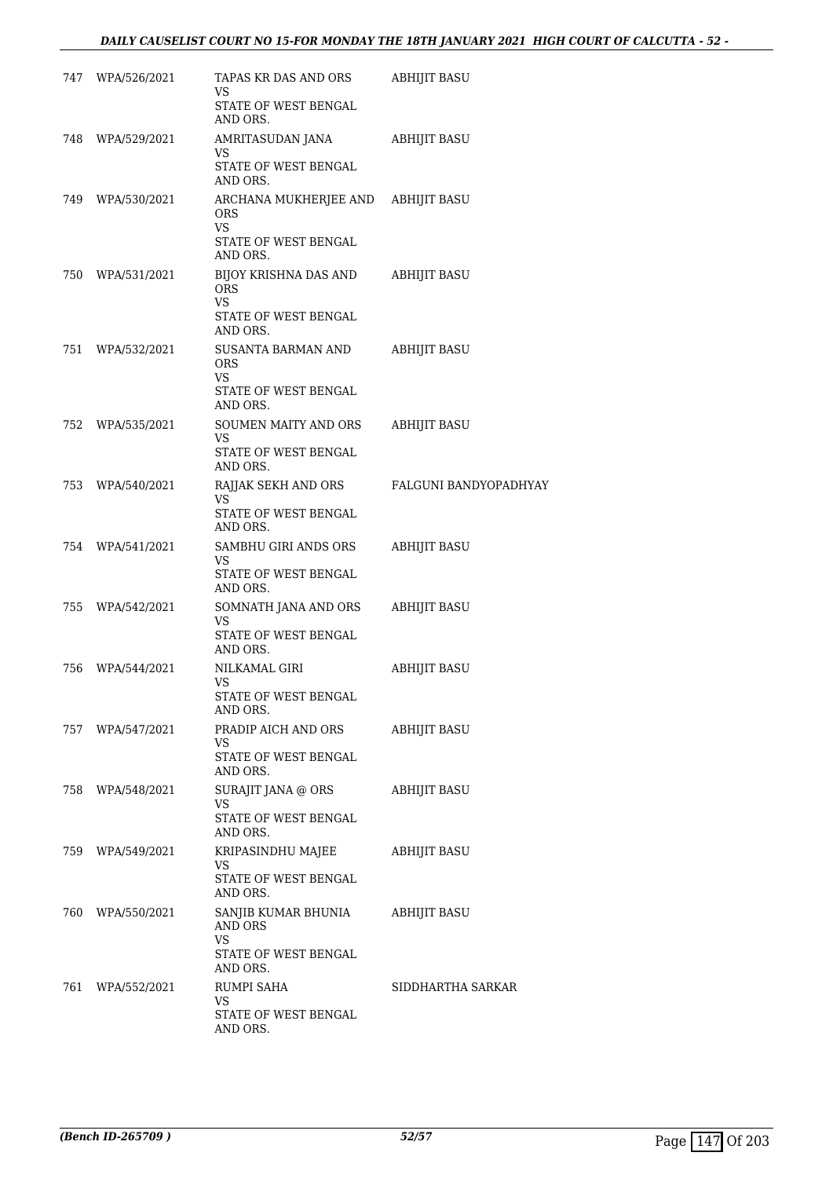| | | | |
|---|---|---|---|
| 747 | WPA/526/2021 | TAPAS KR DAS AND ORS<br>VS<br>STATE OF WEST BENGAL AND ORS. | ABHIJIT BASU |
| 748 | WPA/529/2021 | AMRITASUDAN JANA<br>VS<br>STATE OF WEST BENGAL AND ORS. | ABHIJIT BASU |
| 749 | WPA/530/2021 | ARCHANA MUKHERJEE AND ORS<br>VS<br>STATE OF WEST BENGAL AND ORS. | ABHIJIT BASU |
| 750 | WPA/531/2021 | BIJOY KRISHNA DAS AND ORS<br>VS<br>STATE OF WEST BENGAL AND ORS. | ABHIJIT BASU |
| 751 | WPA/532/2021 | SUSANTA BARMAN AND ORS<br>VS<br>STATE OF WEST BENGAL AND ORS. | ABHIJIT BASU |
| 752 | WPA/535/2021 | SOUMEN MAITY AND ORS<br>VS<br>STATE OF WEST BENGAL AND ORS. | ABHIJIT BASU |
| 753 | WPA/540/2021 | RAJJAK SEKH AND ORS<br>VS<br>STATE OF WEST BENGAL AND ORS. | FALGUNI BANDYOPADHYAY |
| 754 | WPA/541/2021 | SAMBHU GIRI ANDS ORS<br>VS<br>STATE OF WEST BENGAL AND ORS. | ABHIJIT BASU |
| 755 | WPA/542/2021 | SOMNATH JANA AND ORS<br>VS<br>STATE OF WEST BENGAL AND ORS. | ABHIJIT BASU |
| 756 | WPA/544/2021 | NILKAMAL GIRI<br>VS<br>STATE OF WEST BENGAL AND ORS. | ABHIJIT BASU |
| 757 | WPA/547/2021 | PRADIP AICH AND ORS<br>VS<br>STATE OF WEST BENGAL AND ORS. | ABHIJIT BASU |
| 758 | WPA/548/2021 | SURAJIT JANA @ ORS<br>VS<br>STATE OF WEST BENGAL AND ORS. | ABHIJIT BASU |
| 759 | WPA/549/2021 | KRIPASINDHU MAJEE<br>VS<br>STATE OF WEST BENGAL AND ORS. | ABHIJIT BASU |
| 760 | WPA/550/2021 | SANJIB KUMAR BHUNIA AND ORS<br>VS<br>STATE OF WEST BENGAL AND ORS. | ABHIJIT BASU |
| 761 | WPA/552/2021 | RUMPI SAHA<br>VS<br>STATE OF WEST BENGAL AND ORS. | SIDDHARTHA SARKAR |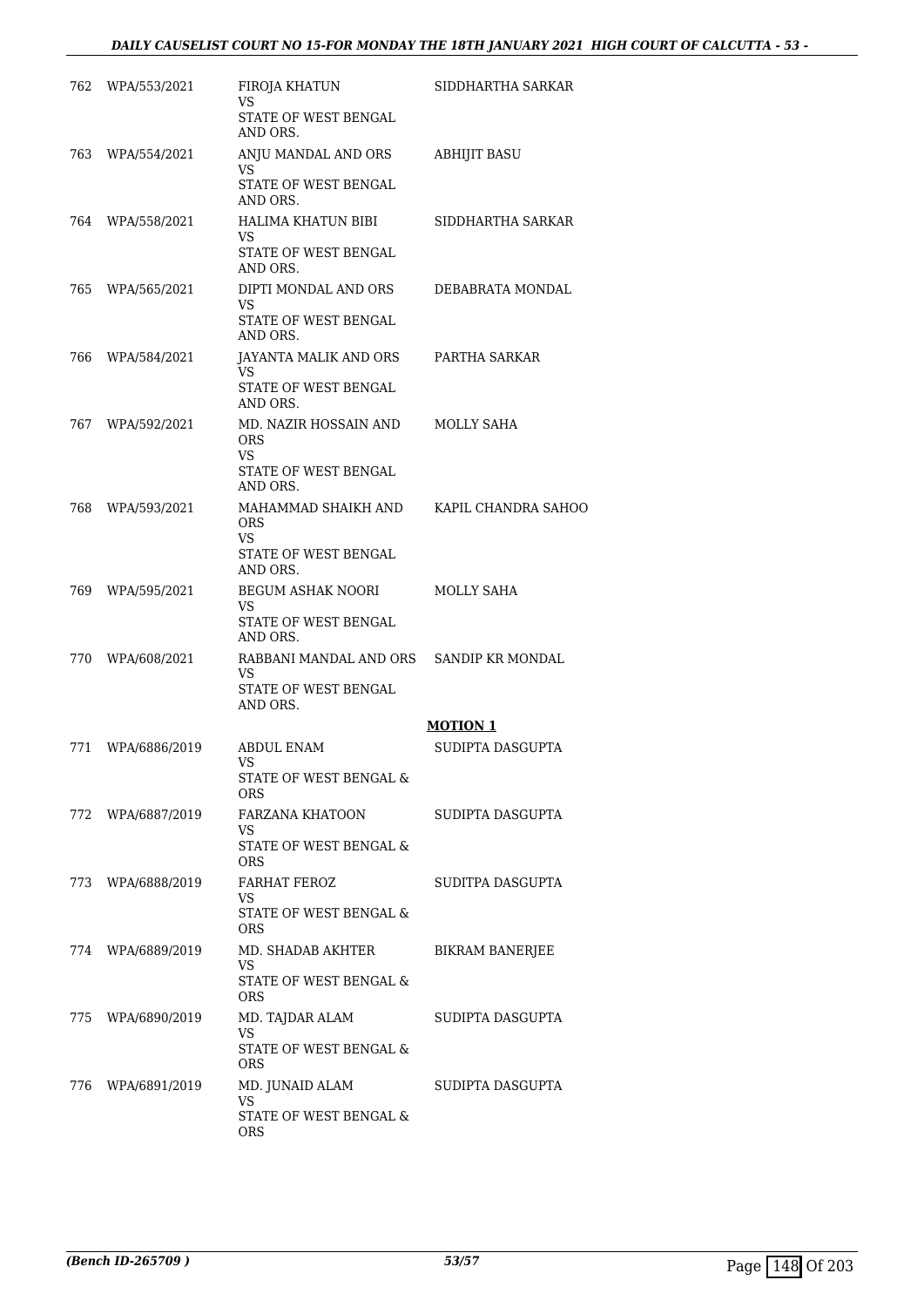| | | | |
|---|---|---|---|
| 762 | WPA/553/2021 | FIROJA KHATUN<br>VS<br>STATE OF WEST BENGAL AND ORS. | SIDDHARTHA SARKAR |
| 763 | WPA/554/2021 | ANJU MANDAL AND ORS<br>VS<br>STATE OF WEST BENGAL AND ORS. | ABHIJIT BASU |
| 764 | WPA/558/2021 | HALIMA KHATUN BIBI<br>VS<br>STATE OF WEST BENGAL AND ORS. | SIDDHARTHA SARKAR |
| 765 | WPA/565/2021 | DIPTI MONDAL AND ORS<br>VS<br>STATE OF WEST BENGAL AND ORS. | DEBABRATA MONDAL |
| 766 | WPA/584/2021 | JAYANTA MALIK AND ORS<br>VS<br>STATE OF WEST BENGAL AND ORS. | PARTHA SARKAR |
| 767 | WPA/592/2021 | MD. NAZIR HOSSAIN AND ORS<br>VS<br>STATE OF WEST BENGAL AND ORS. | MOLLY SAHA |
| 768 | WPA/593/2021 | MAHAMMAD SHAIKH AND ORS<br>VS<br>STATE OF WEST BENGAL AND ORS. | KAPIL CHANDRA SAHOO |
| 769 | WPA/595/2021 | BEGUM ASHAK NOORI<br>VS<br>STATE OF WEST BENGAL AND ORS. | MOLLY SAHA |
| 770 | WPA/608/2021 | RABBANI MANDAL AND ORS<br>VS<br>STATE OF WEST BENGAL AND ORS. | SANDIP KR MONDAL |

**MOTION 1**

| | | | |
|---|---|---|---|
| 771 | WPA/6886/2019 | ABDUL ENAM<br>VS<br>STATE OF WEST BENGAL & ORS | SUDIPTA DASGUPTA |
| 772 | WPA/6887/2019 | FARZANA KHATOON<br>VS<br>STATE OF WEST BENGAL & ORS | SUDIPTA DASGUPTA |
| 773 | WPA/6888/2019 | FARHAT FEROZ<br>VS<br>STATE OF WEST BENGAL & ORS | SUDITPA DASGUPTA |
| 774 | WPA/6889/2019 | MD. SHADAB AKHTER<br>VS<br>STATE OF WEST BENGAL & ORS | BIKRAM BANERJEE |
| 775 | WPA/6890/2019 | MD. TAJDAR ALAM<br>VS<br>STATE OF WEST BENGAL & ORS | SUDIPTA DASGUPTA |
| 776 | WPA/6891/2019 | MD. JUNAID ALAM<br>VS<br>STATE OF WEST BENGAL & ORS | SUDIPTA DASGUPTA |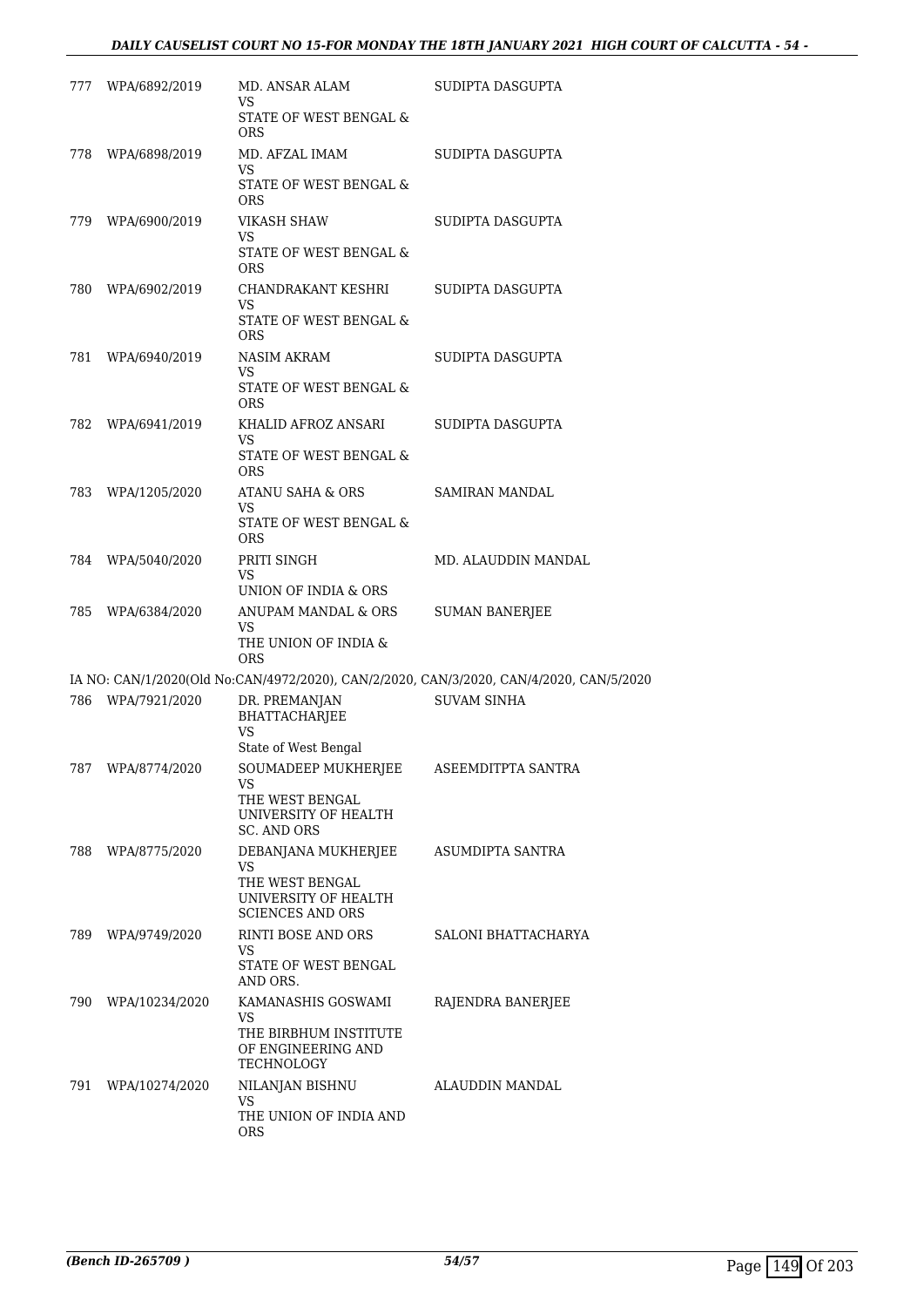| | | | |
|---|---|---|---|
| 777 | WPA/6892/2019 | MD. ANSAR ALAM<br>VS<br>STATE OF WEST BENGAL & ORS | SUDIPTA DASGUPTA |
| 778 | WPA/6898/2019 | MD. AFZAL IMAM<br>VS<br>STATE OF WEST BENGAL & ORS | SUDIPTA DASGUPTA |
| 779 | WPA/6900/2019 | VIKASH SHAW<br>VS<br>STATE OF WEST BENGAL & ORS | SUDIPTA DASGUPTA |
| 780 | WPA/6902/2019 | CHANDRAKANT KESHRI<br>VS<br>STATE OF WEST BENGAL & ORS | SUDIPTA DASGUPTA |
| 781 | WPA/6940/2019 | NASIM AKRAM<br>VS<br>STATE OF WEST BENGAL & ORS | SUDIPTA DASGUPTA |
| 782 | WPA/6941/2019 | KHALID AFROZ ANSARI<br>VS<br>STATE OF WEST BENGAL & ORS | SUDIPTA DASGUPTA |
| 783 | WPA/1205/2020 | ATANU SAHA & ORS<br>VS<br>STATE OF WEST BENGAL & ORS | SAMIRAN MANDAL |
| 784 | WPA/5040/2020 | PRITI SINGH<br>VS<br>UNION OF INDIA & ORS | MD. ALAUDDIN MANDAL |
| 785 | WPA/6384/2020 | ANUPAM MANDAL & ORS<br>VS<br>THE UNION OF INDIA & ORS | SUMAN BANERJEE |
| | IA NO: CAN/1/2020(Old No:CAN/4972/2020), CAN/2/2020, CAN/3/2020, CAN/4/2020, CAN/5/2020 | | |
| 786 | WPA/7921/2020 | DR. PREMANJAN BHATTACHARJEE<br>VS<br>State of West Bengal | SUVAM SINHA |
| 787 | WPA/8774/2020 | SOUMADEEP MUKHERJEE<br>VS<br>THE WEST BENGAL UNIVERSITY OF HEALTH SC. AND ORS | ASEEMDITPTA SANTRA |
| 788 | WPA/8775/2020 | DEBANJANA MUKHERJEE<br>VS<br>THE WEST BENGAL UNIVERSITY OF HEALTH SCIENCES AND ORS | ASUMDIPTA SANTRA |
| 789 | WPA/9749/2020 | RINTI BOSE AND ORS<br>VS<br>STATE OF WEST BENGAL AND ORS. | SALONI BHATTACHARYA |
| 790 | WPA/10234/2020 | KAMANASHIS GOSWAMI<br>VS<br>THE BIRBHUM INSTITUTE OF ENGINEERING AND TECHNOLOGY | RAJENDRA BANERJEE |
| 791 | WPA/10274/2020 | NILANJAN BISHNU<br>VS<br>THE UNION OF INDIA AND ORS | ALAUDDIN MANDAL |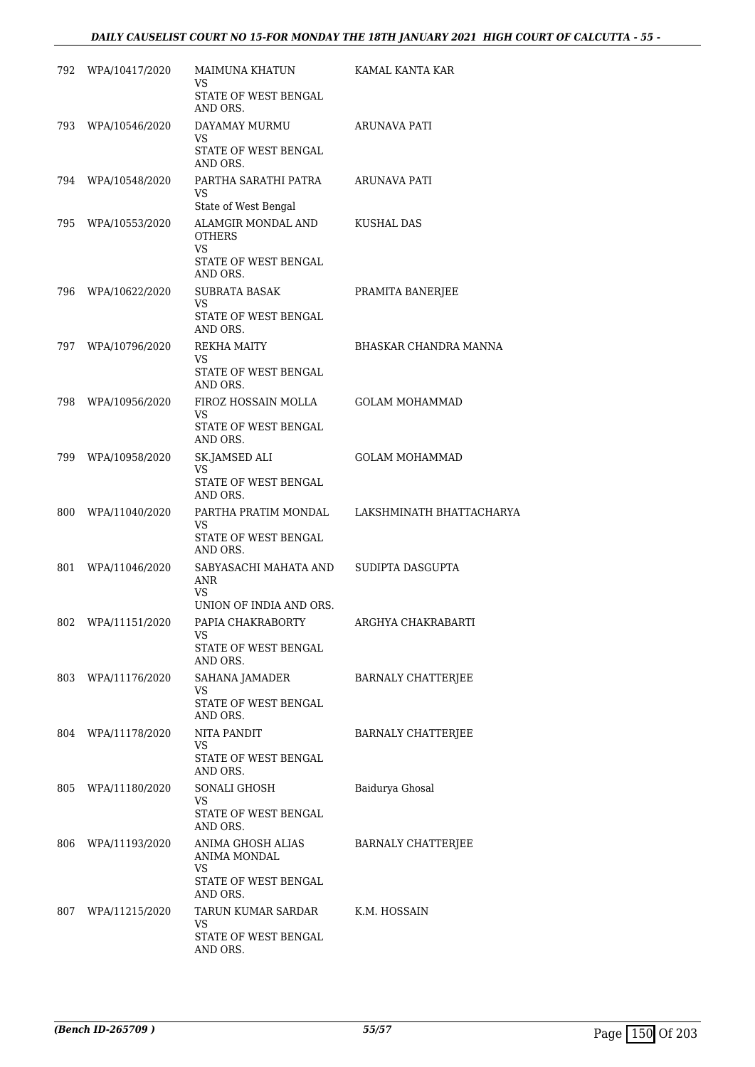| | | | |
|---|---|---|---|
| 792 | WPA/10417/2020 | MAIMUNA KHATUN<br>VS<br>STATE OF WEST BENGAL AND ORS. | KAMAL KANTA KAR |
| 793 | WPA/10546/2020 | DAYAMAY MURMU<br>VS<br>STATE OF WEST BENGAL AND ORS. | ARUNAVA PATI |
| 794 | WPA/10548/2020 | PARTHA SARATHI PATRA<br>VS<br>State of West Bengal | ARUNAVA PATI |
| 795 | WPA/10553/2020 | ALAMGIR MONDAL AND OTHERS<br>VS<br>STATE OF WEST BENGAL AND ORS. | KUSHAL DAS |
| 796 | WPA/10622/2020 | SUBRATA BASAK<br>VS<br>STATE OF WEST BENGAL AND ORS. | PRAMITA BANERJEE |
| 797 | WPA/10796/2020 | REKHA MAITY<br>VS<br>STATE OF WEST BENGAL AND ORS. | BHASKAR CHANDRA MANNA |
| 798 | WPA/10956/2020 | FIROZ HOSSAIN MOLLA<br>VS<br>STATE OF WEST BENGAL AND ORS. | GOLAM MOHAMMAD |
| 799 | WPA/10958/2020 | SK.JAMSED ALI<br>VS<br>STATE OF WEST BENGAL AND ORS. | GOLAM MOHAMMAD |
| 800 | WPA/11040/2020 | PARTHA PRATIM MONDAL<br>VS<br>STATE OF WEST BENGAL AND ORS. | LAKSHMINATH BHATTACHARYA |
| 801 | WPA/11046/2020 | SABYASACHI MAHATA AND ANR<br>VS<br>UNION OF INDIA AND ORS. | SUDIPTA DASGUPTA |
| 802 | WPA/11151/2020 | PAPIA CHAKRABORTY<br>VS<br>STATE OF WEST BENGAL AND ORS. | ARGHYA CHAKRABARTI |
| 803 | WPA/11176/2020 | SAHANA JAMADER<br>VS<br>STATE OF WEST BENGAL AND ORS. | BARNALY CHATTERJEE |
| 804 | WPA/11178/2020 | NITA PANDIT<br>VS<br>STATE OF WEST BENGAL AND ORS. | BARNALY CHATTERJEE |
| 805 | WPA/11180/2020 | SONALI GHOSH<br>VS<br>STATE OF WEST BENGAL AND ORS. | Baidurya Ghosal |
| 806 | WPA/11193/2020 | ANIMA GHOSH ALIAS ANIMA MONDAL<br>VS<br>STATE OF WEST BENGAL AND ORS. | BARNALY CHATTERJEE |
| 807 | WPA/11215/2020 | TARUN KUMAR SARDAR<br>VS<br>STATE OF WEST BENGAL AND ORS. | K.M. HOSSAIN |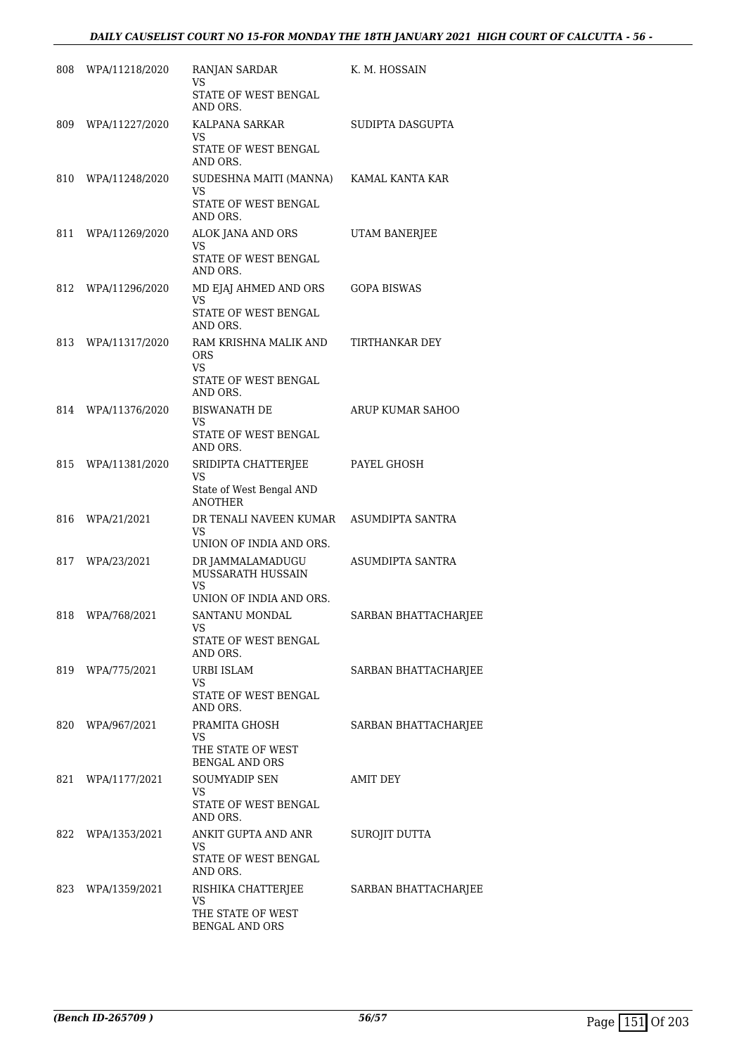| | | | |
|---|---|---|---|
| 808 | WPA/11218/2020 | RANJAN SARDAR<br>VS<br>STATE OF WEST BENGAL AND ORS. | K. M. HOSSAIN |
| 809 | WPA/11227/2020 | KALPANA SARKAR<br>VS<br>STATE OF WEST BENGAL AND ORS. | SUDIPTA DASGUPTA |
| 810 | WPA/11248/2020 | SUDESHNA MAITI (MANNA)<br>VS<br>STATE OF WEST BENGAL AND ORS. | KAMAL KANTA KAR |
| 811 | WPA/11269/2020 | ALOK JANA AND ORS<br>VS<br>STATE OF WEST BENGAL AND ORS. | UTAM BANERJEE |
| 812 | WPA/11296/2020 | MD EJAJ AHMED AND ORS<br>VS<br>STATE OF WEST BENGAL AND ORS. | GOPA BISWAS |
| 813 | WPA/11317/2020 | RAM KRISHNA MALIK AND ORS<br>VS<br>STATE OF WEST BENGAL AND ORS. | TIRTHANKAR DEY |
| 814 | WPA/11376/2020 | BISWANATH DE<br>VS<br>STATE OF WEST BENGAL AND ORS. | ARUP KUMAR SAHOO |
| 815 | WPA/11381/2020 | SRIDIPTA CHATTERJEE<br>VS<br>State of West Bengal AND ANOTHER | PAYEL GHOSH |
| 816 | WPA/21/2021 | DR TENALI NAVEEN KUMAR<br>VS<br>UNION OF INDIA AND ORS. | ASUMDIPTA SANTRA |
| 817 | WPA/23/2021 | DR JAMMALAMADUGU MUSSARATH HUSSAIN<br>VS<br>UNION OF INDIA AND ORS. | ASUMDIPTA SANTRA |
| 818 | WPA/768/2021 | SANTANU MONDAL<br>VS<br>STATE OF WEST BENGAL AND ORS. | SARBAN BHATTACHARJEE |
| 819 | WPA/775/2021 | URBI ISLAM<br>VS<br>STATE OF WEST BENGAL AND ORS. | SARBAN BHATTACHARJEE |
| 820 | WPA/967/2021 | PRAMITA GHOSH<br>VS<br>THE STATE OF WEST BENGAL AND ORS | SARBAN BHATTACHARJEE |
| 821 | WPA/1177/2021 | SOUMYADIP SEN<br>VS<br>STATE OF WEST BENGAL AND ORS. | AMIT DEY |
| 822 | WPA/1353/2021 | ANKIT GUPTA AND ANR<br>VS<br>STATE OF WEST BENGAL AND ORS. | SUROJIT DUTTA |
| 823 | WPA/1359/2021 | RISHIKA CHATTERJEE<br>VS<br>THE STATE OF WEST BENGAL AND ORS | SARBAN BHATTACHARJEE |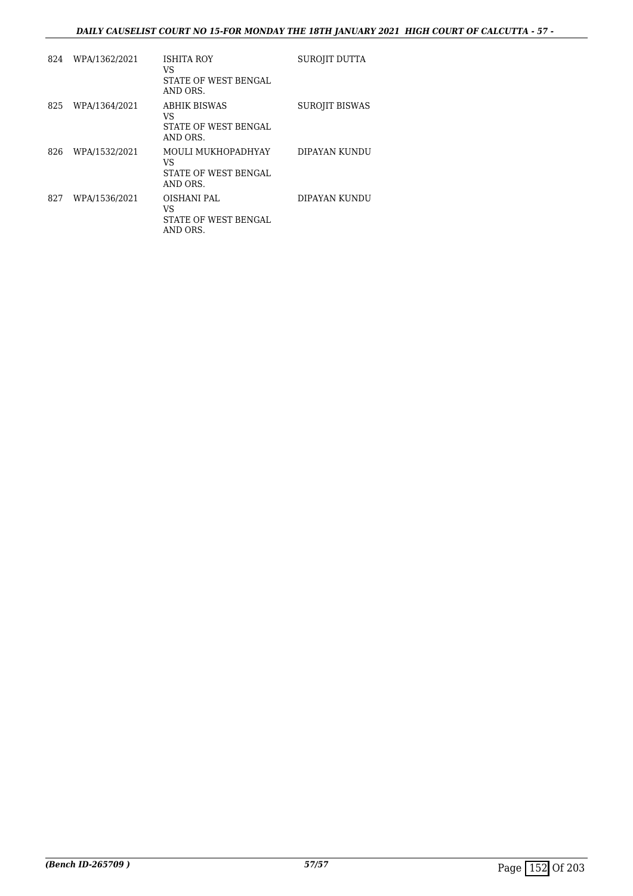| | | | |
|---|---|---|---|
| 824 | WPA/1362/2021 | ISHITA ROY<br>VS<br>STATE OF WEST BENGAL<br>AND ORS. | SUROJIT DUTTA |
| 825 | WPA/1364/2021 | ABHIK BISWAS<br>VS<br>STATE OF WEST BENGAL<br>AND ORS. | SUROJIT BISWAS |
| 826 | WPA/1532/2021 | MOULI MUKHOPADHYAY<br>VS<br>STATE OF WEST BENGAL<br>AND ORS. | DIPAYAN KUNDU |
| 827 | WPA/1536/2021 | OISHANI PAL<br>VS<br>STATE OF WEST BENGAL<br>AND ORS. | DIPAYAN KUNDU |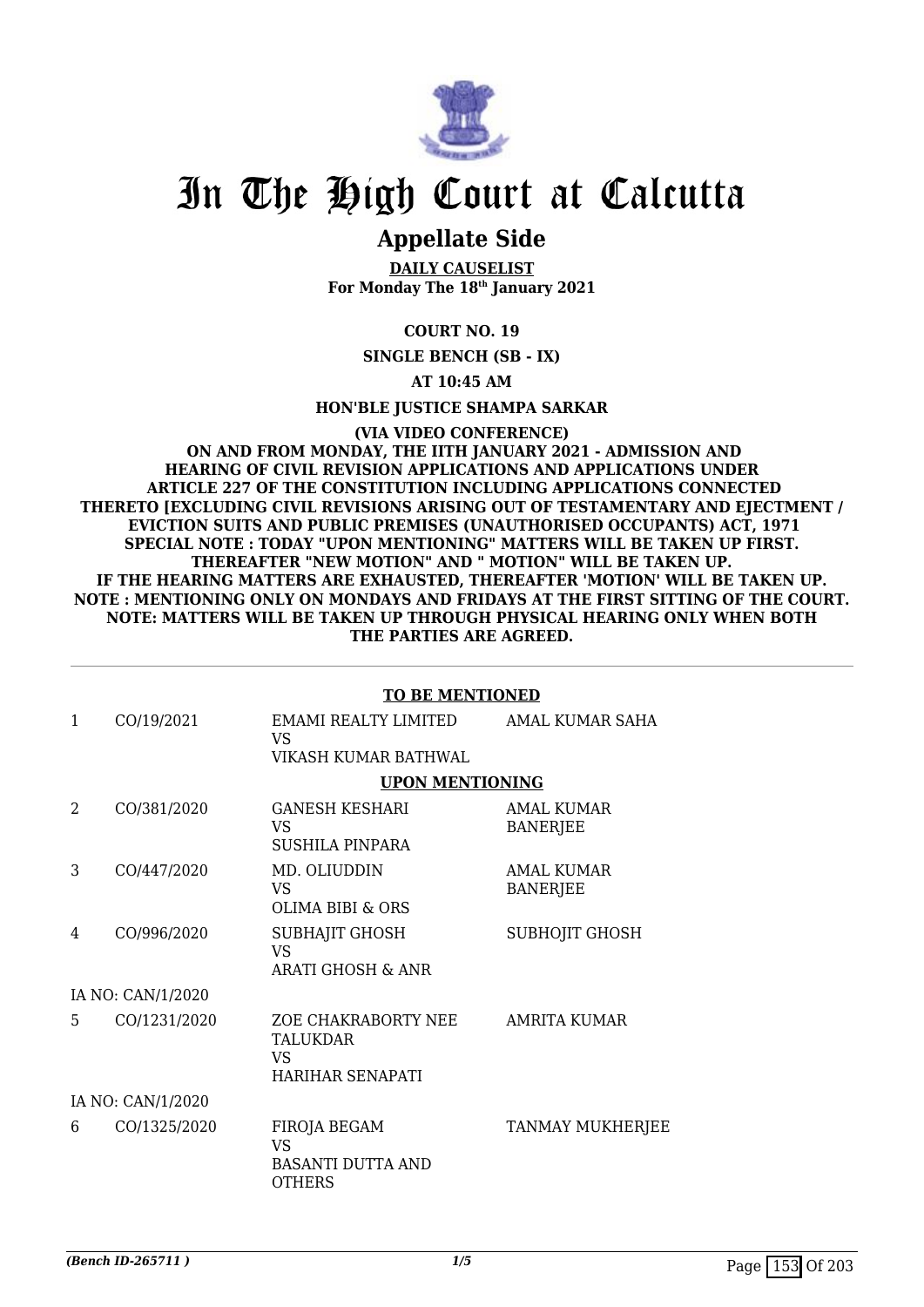# In The High Court at Calcutta

## Appellate Side

**DAILY CAUSELIST**
**For Monday The 18th January 2021**

**COURT NO. 19**

**SINGLE BENCH (SB - IX)**

**AT 10:45 AM**

**HON'BLE JUSTICE SHAMPA SARKAR**

**(VIA VIDEO CONFERENCE)**
**ON AND FROM MONDAY, THE IITH JANUARY 2021 - ADMISSION AND HEARING OF CIVIL REVISION APPLICATIONS AND APPLICATIONS UNDER ARTICLE 227 OF THE CONSTITUTION INCLUDING APPLICATIONS CONNECTED THERETO [EXCLUDING CIVIL REVISIONS ARISING OUT OF TESTAMENTARY AND EJECTMENT / EVICTION SUITS AND PUBLIC PREMISES (UNAUTHORISED OCCUPANTS) ACT, 1971**
**SPECIAL NOTE : TODAY "UPON MENTIONING" MATTERS WILL BE TAKEN UP FIRST. THEREAFTER "NEW MOTION" AND " MOTION" WILL BE TAKEN UP.**
**IF THE HEARING MATTERS ARE EXHAUSTED, THEREAFTER 'MOTION' WILL BE TAKEN UP.**
**NOTE : MENTIONING ONLY ON MONDAYS AND FRIDAYS AT THE FIRST SITTING OF THE COURT.**
**NOTE: MATTERS WILL BE TAKEN UP THROUGH PHYSICAL HEARING ONLY WHEN BOTH THE PARTIES ARE AGREED.**

**TO BE MENTIONED**

| | | | |
|---|---|---|---|
| 1 | CO/19/2021 | EMAMI REALTY LIMITED<br>VS<br>VIKASH KUMAR BATHWAL | AMAL KUMAR SAHA |

**UPON MENTIONING**

| | | | |
|---|---|---|---|
| 2 | CO/381/2020 | GANESH KESHARI<br>VS<br>SUSHILA PINPARA | AMAL KUMAR BANERJEE |
| 3 | CO/447/2020 | MD. OLIUDDIN<br>VS<br>OLIMA BIBI & ORS | AMAL KUMAR BANERJEE |
| 4 | CO/996/2020 | SUBHAJIT GHOSH<br>VS<br>ARATI GHOSH & ANR | SUBHOJIT GHOSH |
| | IA NO: CAN/1/2020 | | |
| 5 | CO/1231/2020 | ZOE CHAKRABORTY NEE TALUKDAR<br>VS<br>HARIHAR SENAPATI | AMRITA KUMAR |
| | IA NO: CAN/1/2020 | | |
| 6 | CO/1325/2020 | FIROJA BEGAM<br>VS<br>BASANTI DUTTA AND OTHERS | TANMAY MUKHERJEE |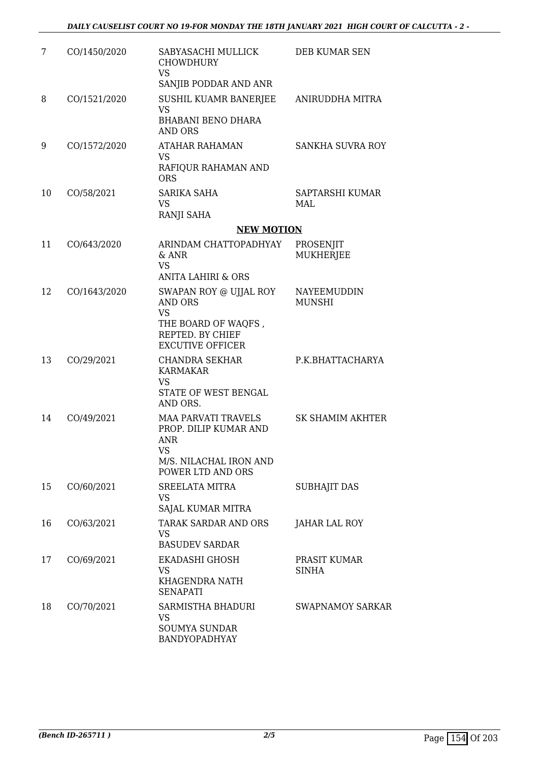| | | | |
|---|---|---|---|
| 7 | CO/1450/2020 | SABYASACHI MULLICK CHOWDHURY<br>VS<br>SANJIB PODDAR AND ANR | DEB KUMAR SEN |
| 8 | CO/1521/2020 | SUSHIL KUAMR BANERJEE<br>VS<br>BHABANI BENO DHARA AND ORS | ANIRUDDHA MITRA |
| 9 | CO/1572/2020 | ATAHAR RAHAMAN<br>VS<br>RAFIQUR RAHAMAN AND ORS | SANKHA SUVRA ROY |
| 10 | CO/58/2021 | SARIKA SAHA<br>VS<br>RANJI SAHA | SAPTARSHI KUMAR MAL |

**NEW MOTION**

| | | | |
|---|---|---|---|
| 11 | CO/643/2020 | ARINDAM CHATTOPADHYAY & ANR<br>VS<br>ANITA LAHIRI & ORS | PROSENJIT MUKHERJEE |
| 12 | CO/1643/2020 | SWAPAN ROY @ UJJAL ROY AND ORS<br>VS<br>THE BOARD OF WAQFS , REPTED. BY CHIEF EXCUTIVE OFFICER | NAYEEMUDDIN MUNSHI |
| 13 | CO/29/2021 | CHANDRA SEKHAR KARMAKAR<br>VS<br>STATE OF WEST BENGAL AND ORS. | P.K.BHATTACHARYA |
| 14 | CO/49/2021 | MAA PARVATI TRAVELS PROP. DILIP KUMAR AND ANR<br>VS<br>M/S. NILACHAL IRON AND POWER LTD AND ORS | SK SHAMIM AKHTER |
| 15 | CO/60/2021 | SREELATA MITRA<br>VS<br>SAJAL KUMAR MITRA | SUBHAJIT DAS |
| 16 | CO/63/2021 | TARAK SARDAR AND ORS<br>VS<br>BASUDEV SARDAR | JAHAR LAL ROY |
| 17 | CO/69/2021 | EKADASHI GHOSH<br>VS<br>KHAGENDRA NATH SENAPATI | PRASIT KUMAR SINHA |
| 18 | CO/70/2021 | SARMISTHA BHADURI<br>VS<br>SOUMYA SUNDAR BANDYOPADHYAY | SWAPNAMOY SARKAR |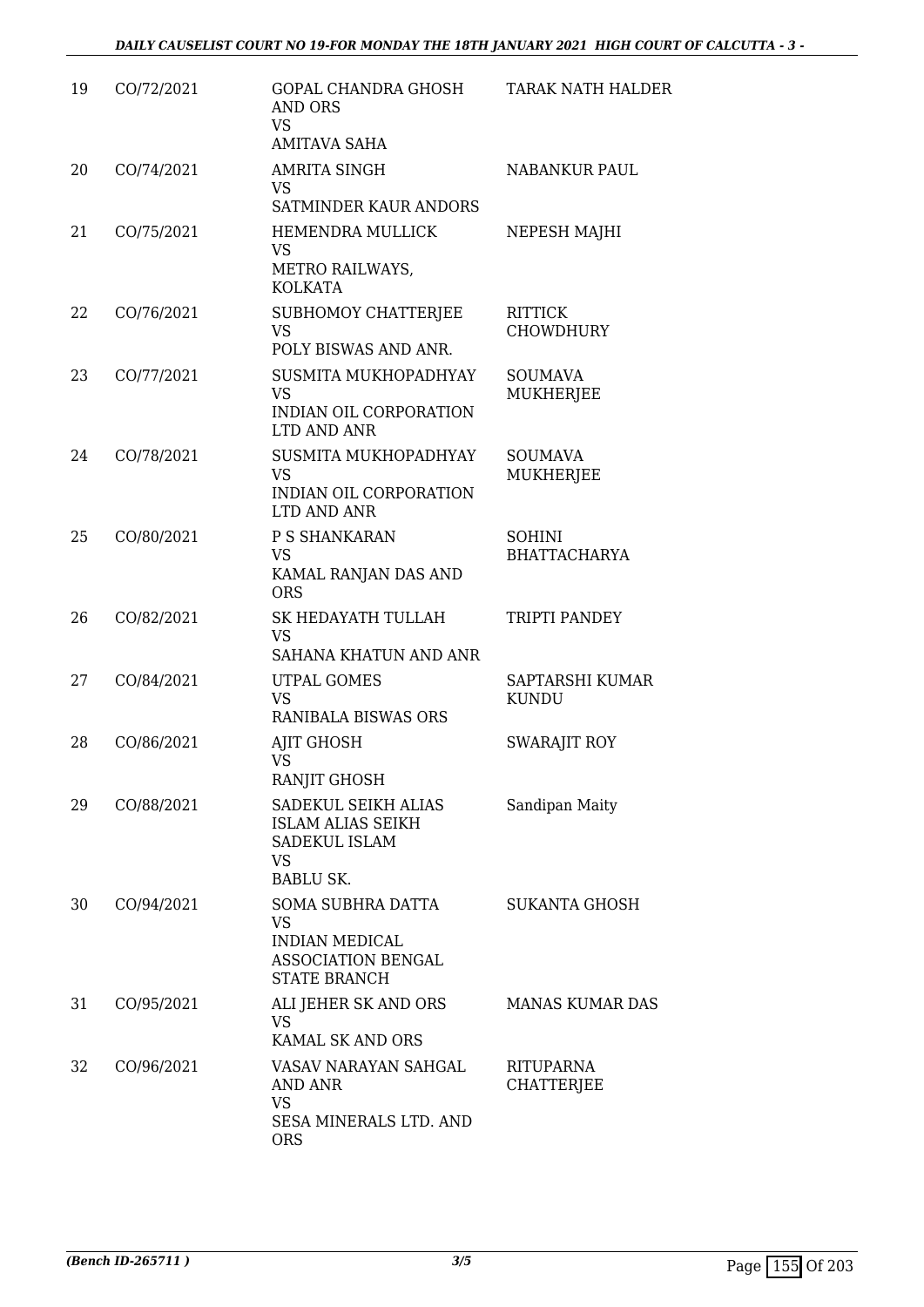| 19 | CO/72/2021 | GOPAL CHANDRA GHOSH AND ORS<br>VS<br>AMITAVA SAHA | TARAK NATH HALDER |
|---|---|---|---|
| 20 | CO/74/2021 | AMRITA SINGH<br>VS<br>SATMINDER KAUR ANDORS | NABANKUR PAUL |
| 21 | CO/75/2021 | HEMENDRA MULLICK<br>VS<br>METRO RAILWAYS, KOLKATA | NEPESH MAJHI |
| 22 | CO/76/2021 | SUBHOMOY CHATTERJEE<br>VS<br>POLY BISWAS AND ANR. | RITTICK CHOWDHURY |
| 23 | CO/77/2021 | SUSMITA MUKHOPADHYAY<br>VS<br>INDIAN OIL CORPORATION LTD AND ANR | SOUMAVA MUKHERJEE |
| 24 | CO/78/2021 | SUSMITA MUKHOPADHYAY<br>VS<br>INDIAN OIL CORPORATION LTD AND ANR | SOUMAVA MUKHERJEE |
| 25 | CO/80/2021 | P S SHANKARAN<br>VS<br>KAMAL RANJAN DAS AND ORS | SOHINI BHATTACHARYA |
| 26 | CO/82/2021 | SK HEDAYATH TULLAH<br>VS<br>SAHANA KHATUN AND ANR | TRIPTI PANDEY |
| 27 | CO/84/2021 | UTPAL GOMES<br>VS<br>RANIBALA BISWAS ORS | SAPTARSHI KUMAR KUNDU |
| 28 | CO/86/2021 | AJIT GHOSH<br>VS<br>RANJIT GHOSH | SWARAJIT ROY |
| 29 | CO/88/2021 | SADEKUL SEIKH ALIAS ISLAM ALIAS SEIKH SADEKUL ISLAM<br>VS<br>BABLU SK. | Sandipan Maity |
| 30 | CO/94/2021 | SOMA SUBHRA DATTA<br>VS<br>INDIAN MEDICAL ASSOCIATION BENGAL STATE BRANCH | SUKANTA GHOSH |
| 31 | CO/95/2021 | ALI JEHER SK AND ORS<br>VS<br>KAMAL SK AND ORS | MANAS KUMAR DAS |
| 32 | CO/96/2021 | VASAV NARAYAN SAHGAL AND ANR<br>VS<br>SESA MINERALS LTD. AND ORS | RITUPARNA CHATTERJEE |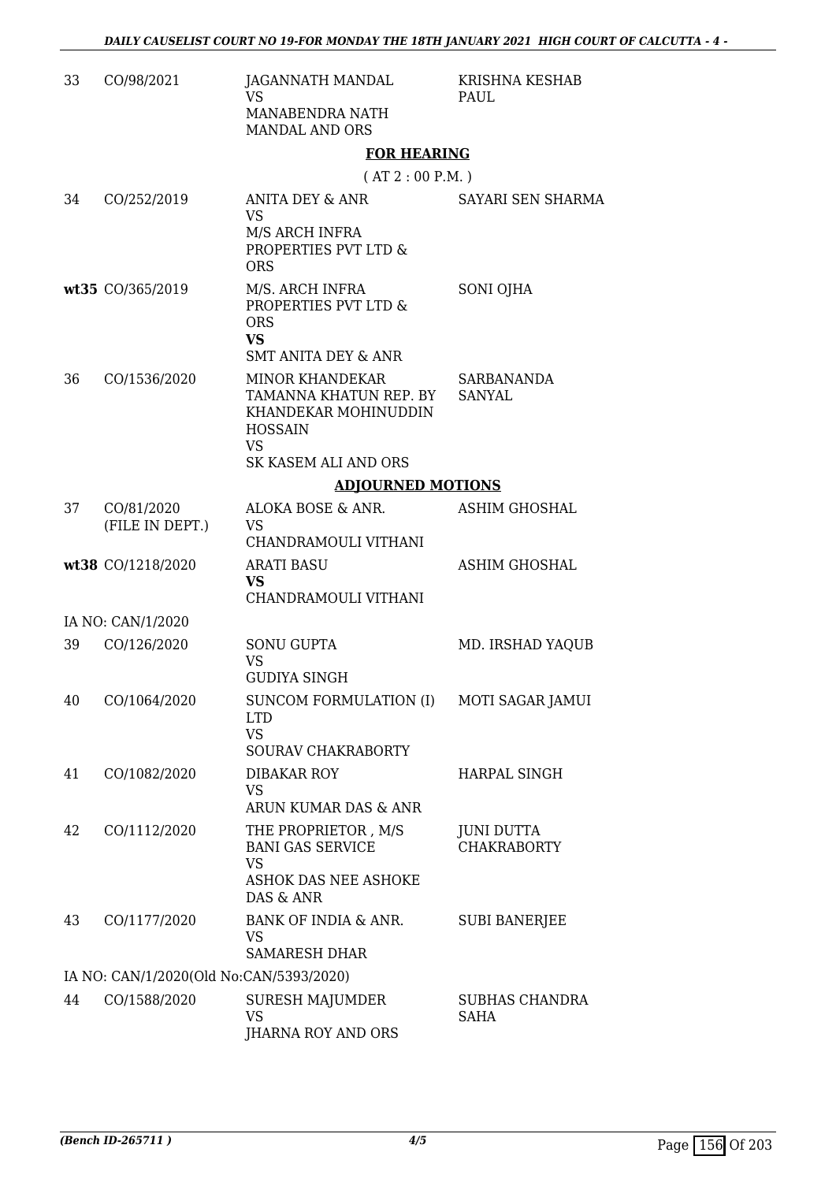| | | | |
|---|---|---|---|
| 33 | CO/98/2021 | JAGANNATH MANDAL<br>VS<br>MANABENDRA NATH MANDAL AND ORS | KRISHNA KESHAB PAUL |

**FOR HEARING**

( AT 2 : 00 P.M. )

| | | | |
|---|---|---|---|
| 34 | CO/252/2019 | ANITA DEY & ANR<br>VS<br>M/S ARCH INFRA PROPERTIES PVT LTD & ORS | SAYARI SEN SHARMA |
| **wt35** | CO/365/2019 | M/S. ARCH INFRA PROPERTIES PVT LTD & ORS<br>**VS**<br>SMT ANITA DEY & ANR | SONI OJHA |
| 36 | CO/1536/2020 | MINOR KHANDEKAR TAMANNA KHATUN REP. BY KHANDEKAR MOHINUDDIN HOSSAIN<br>VS<br>SK KASEM ALI AND ORS | SARBANANDA SANYAL |

**ADJOURNED MOTIONS**

| | | | |
|---|---|---|---|
| 37 | CO/81/2020<br>(FILE IN DEPT.) | ALOKA BOSE & ANR.<br>VS<br>CHANDRAMOULI VITHANI | ASHIM GHOSHAL |
| **wt38** | CO/1218/2020 | ARATI BASU<br>**VS**<br>CHANDRAMOULI VITHANI | ASHIM GHOSHAL |
| | IA NO: CAN/1/2020 | | |
| 39 | CO/126/2020 | SONU GUPTA<br>VS<br>GUDIYA SINGH | MD. IRSHAD YAQUB |
| 40 | CO/1064/2020 | SUNCOM FORMULATION (I) LTD<br>VS<br>SOURAV CHAKRABORTY | MOTI SAGAR JAMUI |
| 41 | CO/1082/2020 | DIBAKAR ROY<br>VS<br>ARUN KUMAR DAS & ANR | HARPAL SINGH |
| 42 | CO/1112/2020 | THE PROPRIETOR , M/S BANI GAS SERVICE<br>VS<br>ASHOK DAS NEE ASHOKE DAS & ANR | JUNI DUTTA CHAKRABORTY |
| 43 | CO/1177/2020 | BANK OF INDIA & ANR.<br>VS<br>SAMARESH DHAR | SUBI BANERJEE |
| | IA NO: CAN/1/2020(Old No:CAN/5393/2020) | | |
| 44 | CO/1588/2020 | SURESH MAJUMDER<br>VS<br>JHARNA ROY AND ORS | SUBHAS CHANDRA SAHA |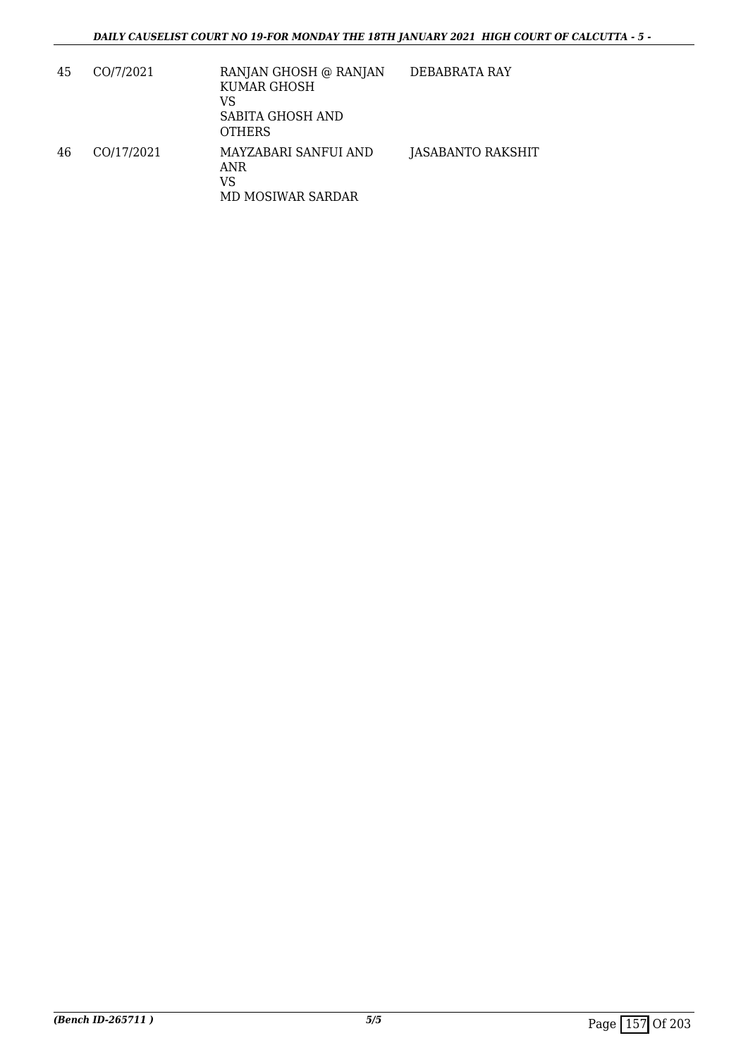| | | | |
|---|---|---|---|
| 45 | CO/7/2021 | RANJAN GHOSH @ RANJAN KUMAR GHOSH<br>VS<br>SABITA GHOSH AND OTHERS | DEBABRATA RAY |
| 46 | CO/17/2021 | MAYZABARI SANFUI AND ANR<br>VS<br>MD MOSIWAR SARDAR | JASABANTO RAKSHIT |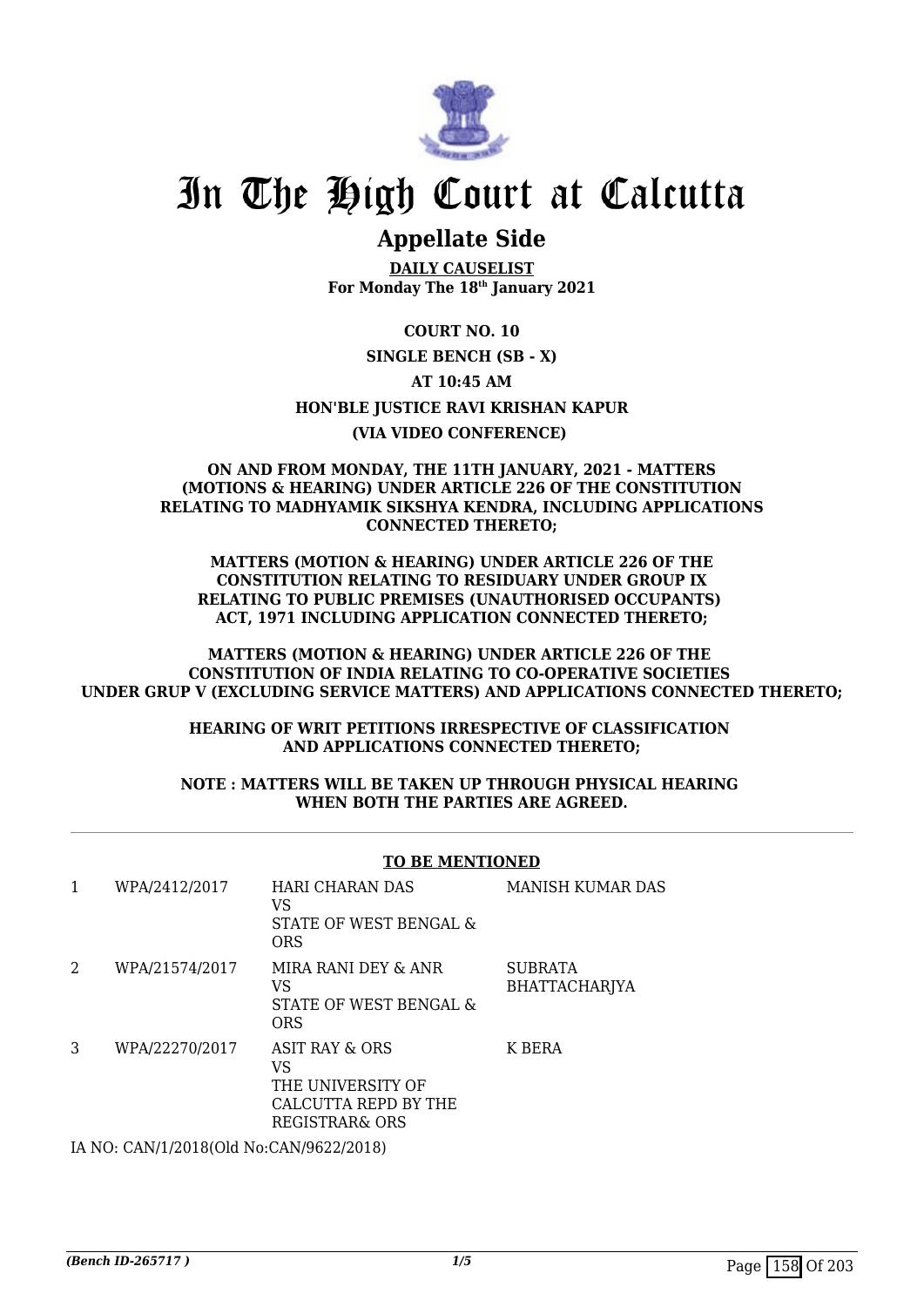# In The High Court at Calcutta

## Appellate Side

**DAILY CAUSELIST**
**For Monday The 18th January 2021**

**COURT NO. 10**

**SINGLE BENCH (SB - X)**

**AT 10:45 AM**

**HON'BLE JUSTICE RAVI KRISHAN KAPUR**

**(VIA VIDEO CONFERENCE)**

**ON AND FROM MONDAY, THE 11TH JANUARY, 2021 - MATTERS (MOTIONS & HEARING) UNDER ARTICLE 226 OF THE CONSTITUTION RELATING TO MADHYAMIK SIKSHYA KENDRA, INCLUDING APPLICATIONS CONNECTED THERETO;**

**MATTERS (MOTION & HEARING) UNDER ARTICLE 226 OF THE CONSTITUTION RELATING TO RESIDUARY UNDER GROUP IX RELATING TO PUBLIC PREMISES (UNAUTHORISED OCCUPANTS) ACT, 1971 INCLUDING APPLICATION CONNECTED THERETO;**

**MATTERS (MOTION & HEARING) UNDER ARTICLE 226 OF THE CONSTITUTION OF INDIA RELATING TO CO-OPERATIVE SOCIETIES UNDER GRUP V (EXCLUDING SERVICE MATTERS) AND APPLICATIONS CONNECTED THERETO;**

**HEARING OF WRIT PETITIONS IRRESPECTIVE OF CLASSIFICATION AND APPLICATIONS CONNECTED THERETO;**

**NOTE : MATTERS WILL BE TAKEN UP THROUGH PHYSICAL HEARING WHEN BOTH THE PARTIES ARE AGREED.**

**TO BE MENTIONED**

| | | | |
|---|---|---|---|
| 1 | WPA/2412/2017 | HARI CHARAN DAS VS STATE OF WEST BENGAL & ORS | MANISH KUMAR DAS |
| 2 | WPA/21574/2017 | MIRA RANI DEY & ANR VS STATE OF WEST BENGAL & ORS | SUBRATA BHATTACHARJYA |
| 3 | WPA/22270/2017 | ASIT RAY & ORS VS THE UNIVERSITY OF CALCUTTA REPD BY THE REGISTRAR& ORS | K BERA |

IA NO: CAN/1/2018(Old No:CAN/9622/2018)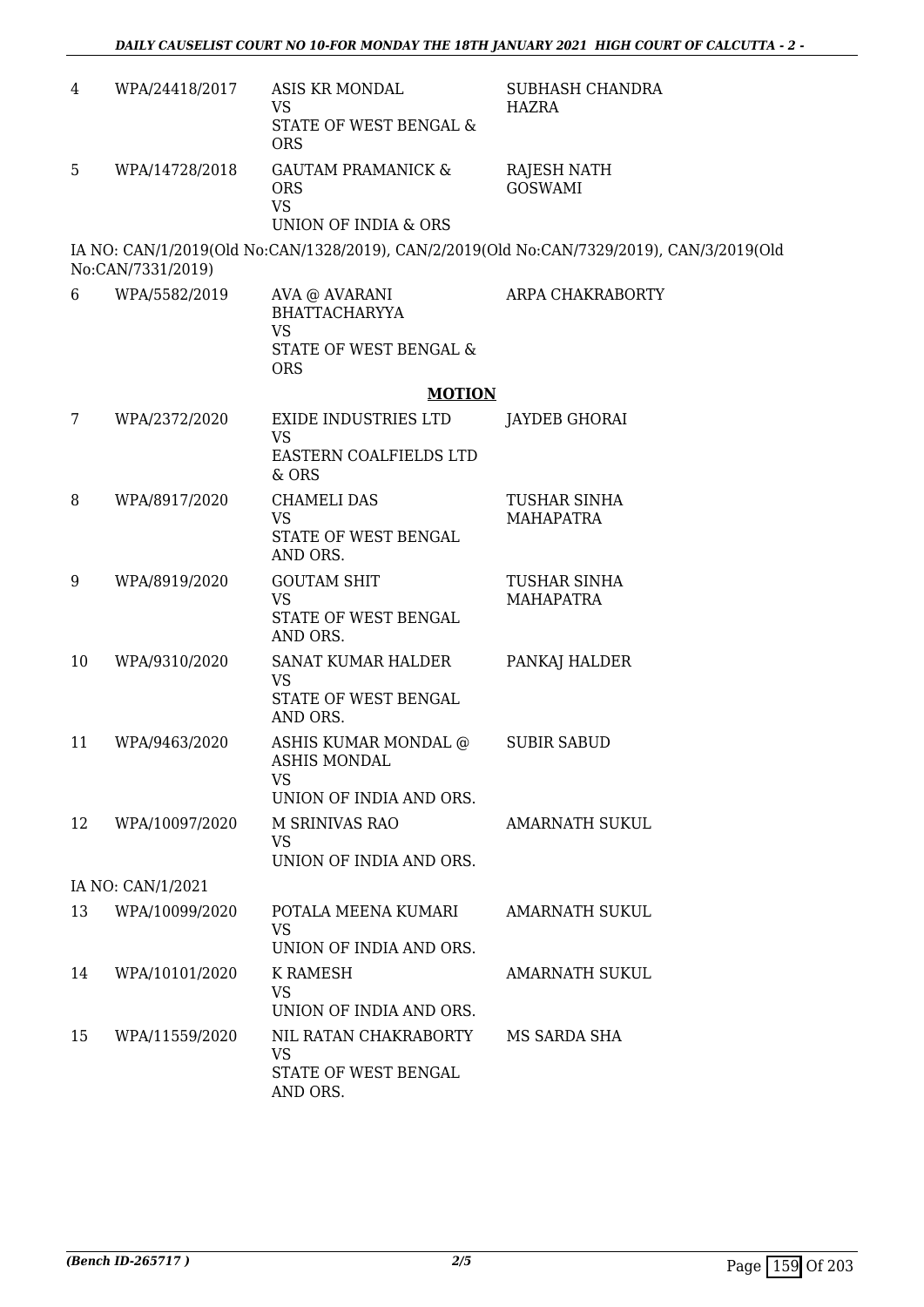| | | | |
|---|---|---|---|
| 4 | WPA/24418/2017 | ASIS KR MONDAL<br>VS<br>STATE OF WEST BENGAL & ORS | SUBHASH CHANDRA HAZRA |
| 5 | WPA/14728/2018 | GAUTAM PRAMANICK & ORS<br>VS<br>UNION OF INDIA & ORS | RAJESH NATH GOSWAMI |

IA NO: CAN/1/2019(Old No:CAN/1328/2019), CAN/2/2019(Old No:CAN/7329/2019), CAN/3/2019(Old No:CAN/7331/2019)

| | | | |
|---|---|---|---|
| 6 | WPA/5582/2019 | AVA @ AVARANI BHATTACHARYYA<br>VS<br>STATE OF WEST BENGAL & ORS | ARPA CHAKRABORTY |

**MOTION**

| | | | |
|---|---|---|---|
| 7 | WPA/2372/2020 | EXIDE INDUSTRIES LTD<br>VS<br>EASTERN COALFIELDS LTD & ORS | JAYDEB GHORAI |
| 8 | WPA/8917/2020 | CHAMELI DAS<br>VS<br>STATE OF WEST BENGAL AND ORS. | TUSHAR SINHA MAHAPATRA |
| 9 | WPA/8919/2020 | GOUTAM SHIT<br>VS<br>STATE OF WEST BENGAL AND ORS. | TUSHAR SINHA MAHAPATRA |
| 10 | WPA/9310/2020 | SANAT KUMAR HALDER<br>VS<br>STATE OF WEST BENGAL AND ORS. | PANKAJ HALDER |
| 11 | WPA/9463/2020 | ASHIS KUMAR MONDAL @ ASHIS MONDAL<br>VS<br>UNION OF INDIA AND ORS. | SUBIR SABUD |
| 12 | WPA/10097/2020 | M SRINIVAS RAO<br>VS<br>UNION OF INDIA AND ORS. | AMARNATH SUKUL |

IA NO: CAN/1/2021

| | | | |
|---|---|---|---|
| 13 | WPA/10099/2020 | POTALA MEENA KUMARI<br>VS<br>UNION OF INDIA AND ORS. | AMARNATH SUKUL |
| 14 | WPA/10101/2020 | K RAMESH<br>VS<br>UNION OF INDIA AND ORS. | AMARNATH SUKUL |
| 15 | WPA/11559/2020 | NIL RATAN CHAKRABORTY<br>VS<br>STATE OF WEST BENGAL AND ORS. | MS SARDA SHA |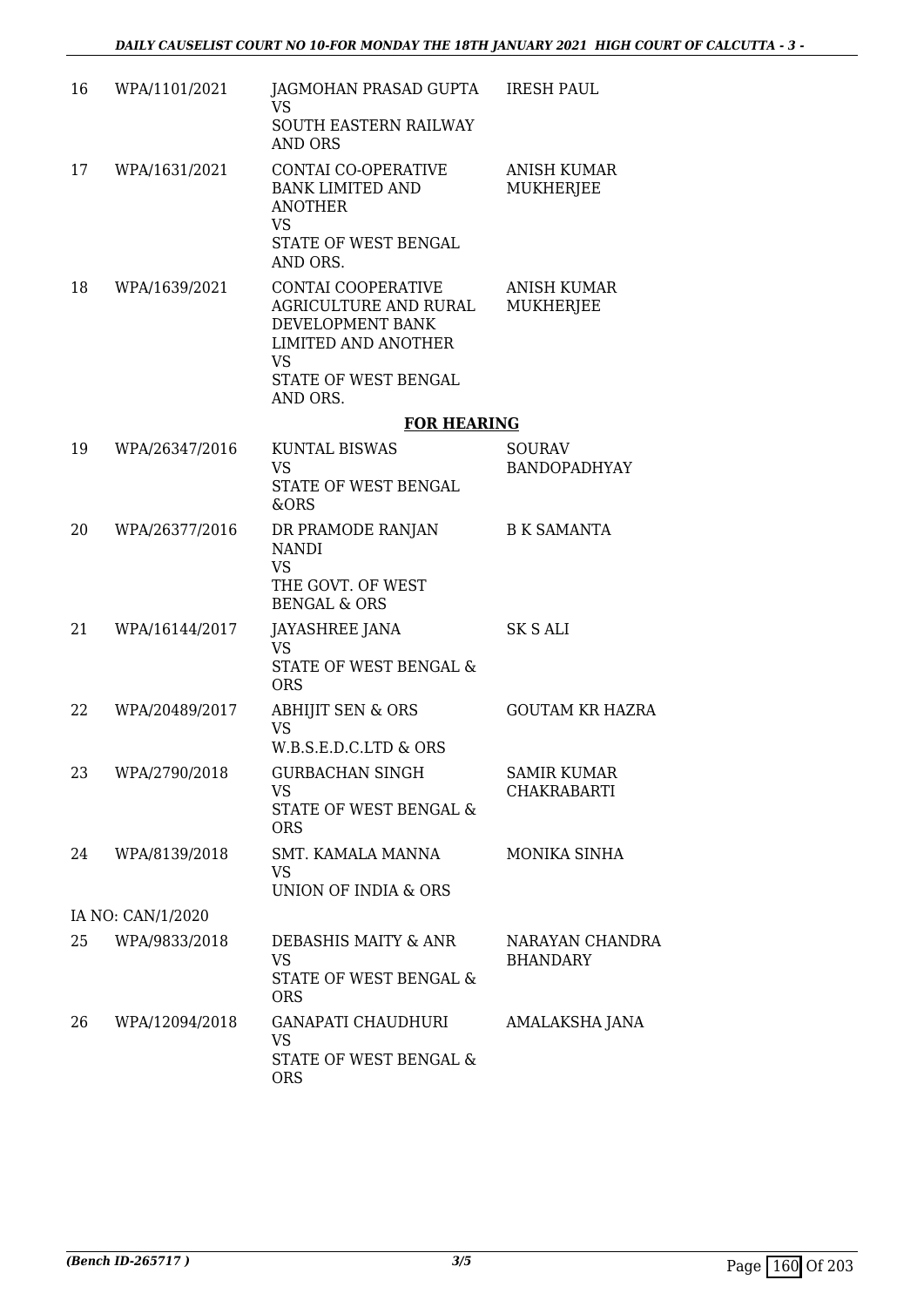| | | | |
|---|---|---|---|
| 16 | WPA/1101/2021 | JAGMOHAN PRASAD GUPTA<br>VS<br>SOUTH EASTERN RAILWAY AND ORS | IRESH PAUL |
| 17 | WPA/1631/2021 | CONTAI CO-OPERATIVE BANK LIMITED AND ANOTHER<br>VS<br>STATE OF WEST BENGAL AND ORS. | ANISH KUMAR MUKHERJEE |
| 18 | WPA/1639/2021 | CONTAI COOPERATIVE AGRICULTURE AND RURAL DEVELOPMENT BANK LIMITED AND ANOTHER<br>VS<br>STATE OF WEST BENGAL AND ORS. | ANISH KUMAR MUKHERJEE |

**FOR HEARING**

| | | | |
|---|---|---|---|
| 19 | WPA/26347/2016 | KUNTAL BISWAS<br>VS<br>STATE OF WEST BENGAL &ORS | SOURAV BANDOPADHYAY |
| 20 | WPA/26377/2016 | DR PRAMODE RANJAN NANDI<br>VS<br>THE GOVT. OF WEST BENGAL & ORS | B K SAMANTA |
| 21 | WPA/16144/2017 | JAYASHREE JANA<br>VS<br>STATE OF WEST BENGAL & ORS | SK S ALI |
| 22 | WPA/20489/2017 | ABHIJIT SEN & ORS<br>VS<br>W.B.S.E.D.C.LTD & ORS | GOUTAM KR HAZRA |
| 23 | WPA/2790/2018 | GURBACHAN SINGH<br>VS<br>STATE OF WEST BENGAL & ORS | SAMIR KUMAR CHAKRABARTI |
| 24 | WPA/8139/2018 | SMT. KAMALA MANNA<br>VS<br>UNION OF INDIA & ORS | MONIKA SINHA |
| | IA NO: CAN/1/2020 | | |
| 25 | WPA/9833/2018 | DEBASHIS MAITY & ANR<br>VS<br>STATE OF WEST BENGAL & ORS | NARAYAN CHANDRA BHANDARY |
| 26 | WPA/12094/2018 | GANAPATI CHAUDHURI<br>VS<br>STATE OF WEST BENGAL & ORS | AMALAKSHA JANA |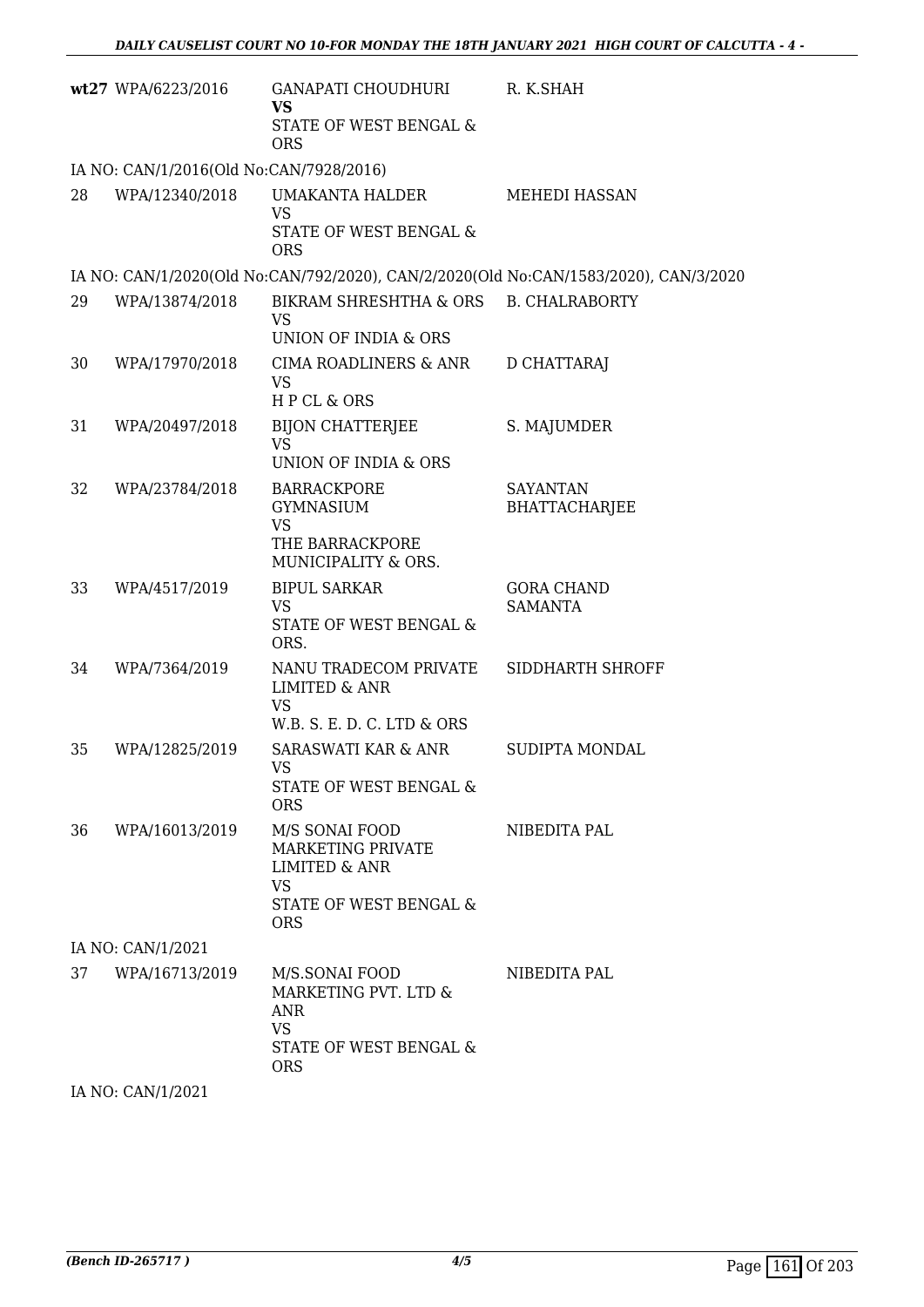| | | | |
|---|---|---|---|
| **wt27** | WPA/6223/2016 | GANAPATI CHOUDHURI **VS** STATE OF WEST BENGAL & ORS | R. K.SHAH |

IA NO: CAN/1/2016(Old No:CAN/7928/2016)

| | | | |
|---|---|---|---|
| 28 | WPA/12340/2018 | UMAKANTA HALDER VS STATE OF WEST BENGAL & ORS | MEHEDI HASSAN |

IA NO: CAN/1/2020(Old No:CAN/792/2020), CAN/2/2020(Old No:CAN/1583/2020), CAN/3/2020

| | | | |
|---|---|---|---|
| 29 | WPA/13874/2018 | BIKRAM SHRESHTHA & ORS VS UNION OF INDIA & ORS | B. CHALRABORTY |
| 30 | WPA/17970/2018 | CIMA ROADLINERS & ANR VS H P CL & ORS | D CHATTARAJ |
| 31 | WPA/20497/2018 | BIJON CHATTERJEE VS UNION OF INDIA & ORS | S. MAJUMDER |
| 32 | WPA/23784/2018 | BARRACKPORE GYMNASIUM VS THE BARRACKPORE MUNICIPALITY & ORS. | SAYANTAN BHATTACHARJEE |
| 33 | WPA/4517/2019 | BIPUL SARKAR VS STATE OF WEST BENGAL & ORS. | GORA CHAND SAMANTA |
| 34 | WPA/7364/2019 | NANU TRADECOM PRIVATE LIMITED & ANR VS W.B. S. E. D. C. LTD & ORS | SIDDHARTH SHROFF |
| 35 | WPA/12825/2019 | SARASWATI KAR & ANR VS STATE OF WEST BENGAL & ORS | SUDIPTA MONDAL |
| 36 | WPA/16013/2019 | M/S SONAI FOOD MARKETING PRIVATE LIMITED & ANR VS STATE OF WEST BENGAL & ORS | NIBEDITA PAL |

IA NO: CAN/1/2021

| | | | |
|---|---|---|---|
| 37 | WPA/16713/2019 | M/S.SONAI FOOD MARKETING PVT. LTD & ANR VS STATE OF WEST BENGAL & ORS | NIBEDITA PAL |

IA NO: CAN/1/2021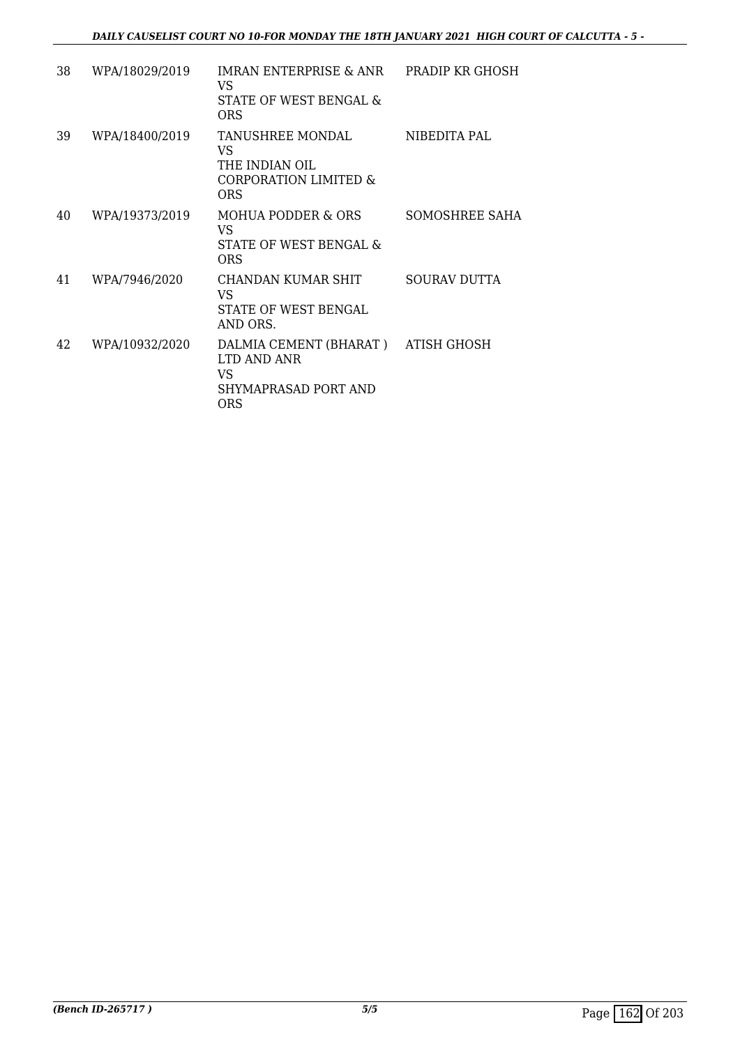| | | | |
|---|---|---|---|
| 38 | WPA/18029/2019 | IMRAN ENTERPRISE & ANR<br>VS<br>STATE OF WEST BENGAL & ORS | PRADIP KR GHOSH |
| 39 | WPA/18400/2019 | TANUSHREE MONDAL<br>VS<br>THE INDIAN OIL CORPORATION LIMITED & ORS | NIBEDITA PAL |
| 40 | WPA/19373/2019 | MOHUA PODDER & ORS<br>VS<br>STATE OF WEST BENGAL & ORS | SOMOSHREE SAHA |
| 41 | WPA/7946/2020 | CHANDAN KUMAR SHIT<br>VS<br>STATE OF WEST BENGAL AND ORS. | SOURAV DUTTA |
| 42 | WPA/10932/2020 | DALMIA CEMENT (BHARAT ) LTD AND ANR<br>VS<br>SHYMAPRASAD PORT AND ORS | ATISH GHOSH |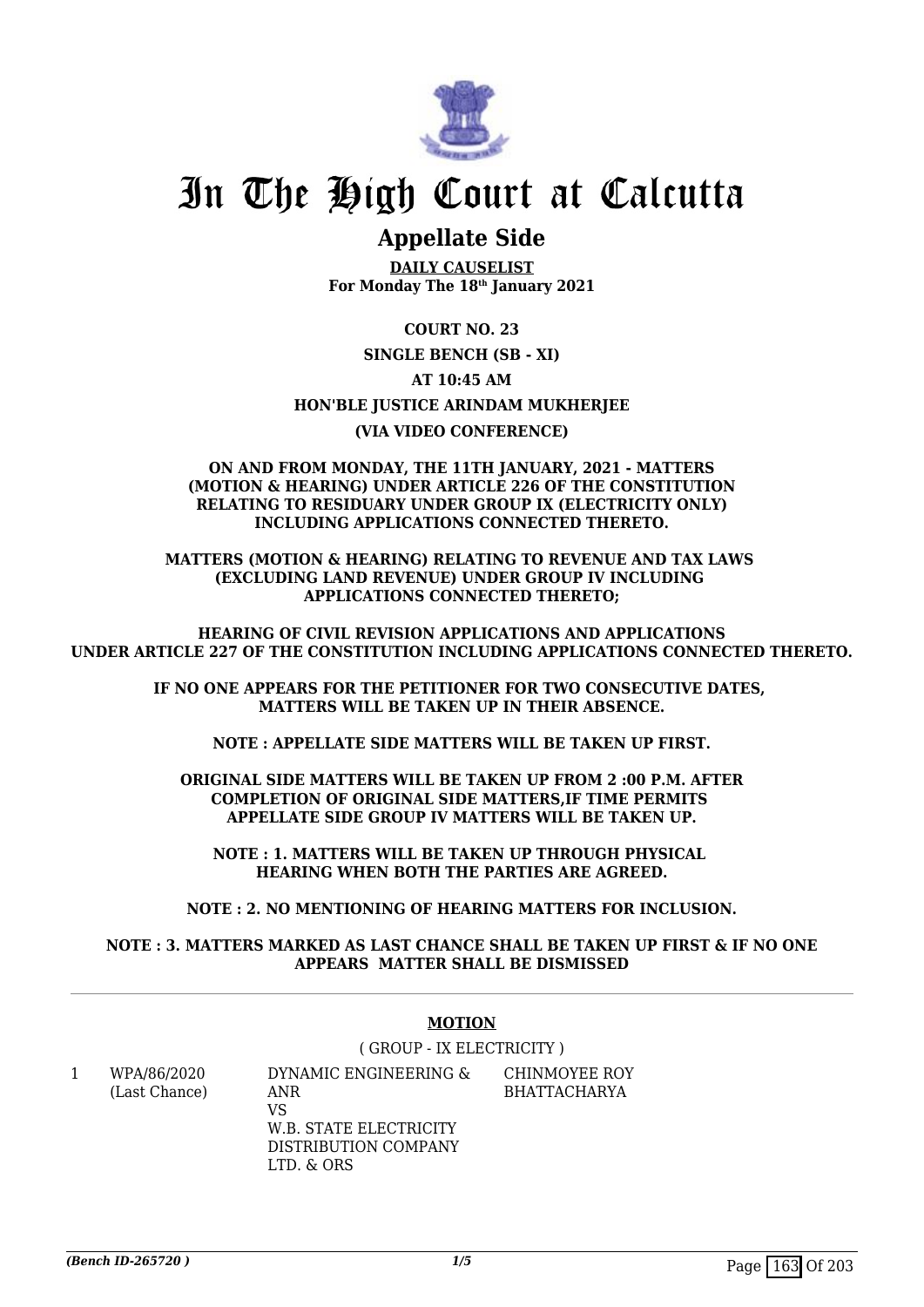# In The High Court at Calcutta

## Appellate Side

**DAILY CAUSELIST**
**For Monday The 18th January 2021**

**COURT NO. 23**

**SINGLE BENCH (SB - XI)**

**AT 10:45 AM**

**HON'BLE JUSTICE ARINDAM MUKHERJEE**

**(VIA VIDEO CONFERENCE)**

**ON AND FROM MONDAY, THE 11TH JANUARY, 2021 - MATTERS (MOTION & HEARING) UNDER ARTICLE 226 OF THE CONSTITUTION RELATING TO RESIDUARY UNDER GROUP IX (ELECTRICITY ONLY) INCLUDING APPLICATIONS CONNECTED THERETO.**

**MATTERS (MOTION & HEARING) RELATING TO REVENUE AND TAX LAWS (EXCLUDING LAND REVENUE) UNDER GROUP IV INCLUDING APPLICATIONS CONNECTED THERETO;**

**HEARING OF CIVIL REVISION APPLICATIONS AND APPLICATIONS UNDER ARTICLE 227 OF THE CONSTITUTION INCLUDING APPLICATIONS CONNECTED THERETO.**

**IF NO ONE APPEARS FOR THE PETITIONER FOR TWO CONSECUTIVE DATES, MATTERS WILL BE TAKEN UP IN THEIR ABSENCE.**

**NOTE : APPELLATE SIDE MATTERS WILL BE TAKEN UP FIRST.**

**ORIGINAL SIDE MATTERS WILL BE TAKEN UP FROM 2 :00 P.M. AFTER COMPLETION OF ORIGINAL SIDE MATTERS,IF TIME PERMITS APPELLATE SIDE GROUP IV MATTERS WILL BE TAKEN UP.**

**NOTE : 1. MATTERS WILL BE TAKEN UP THROUGH PHYSICAL HEARING WHEN BOTH THE PARTIES ARE AGREED.**

**NOTE : 2. NO MENTIONING OF HEARING MATTERS FOR INCLUSION.**

**NOTE : 3. MATTERS MARKED AS LAST CHANCE SHALL BE TAKEN UP FIRST & IF NO ONE APPEARS MATTER SHALL BE DISMISSED**

---

**MOTION**

( GROUP - IX ELECTRICITY )

| | | | |
|---|---|---|---|
| 1 | WPA/86/2020 (Last Chance) | DYNAMIC ENGINEERING & ANR VS W.B. STATE ELECTRICITY DISTRIBUTION COMPANY LTD. & ORS | CHINMOYEE ROY BHATTACHARYA |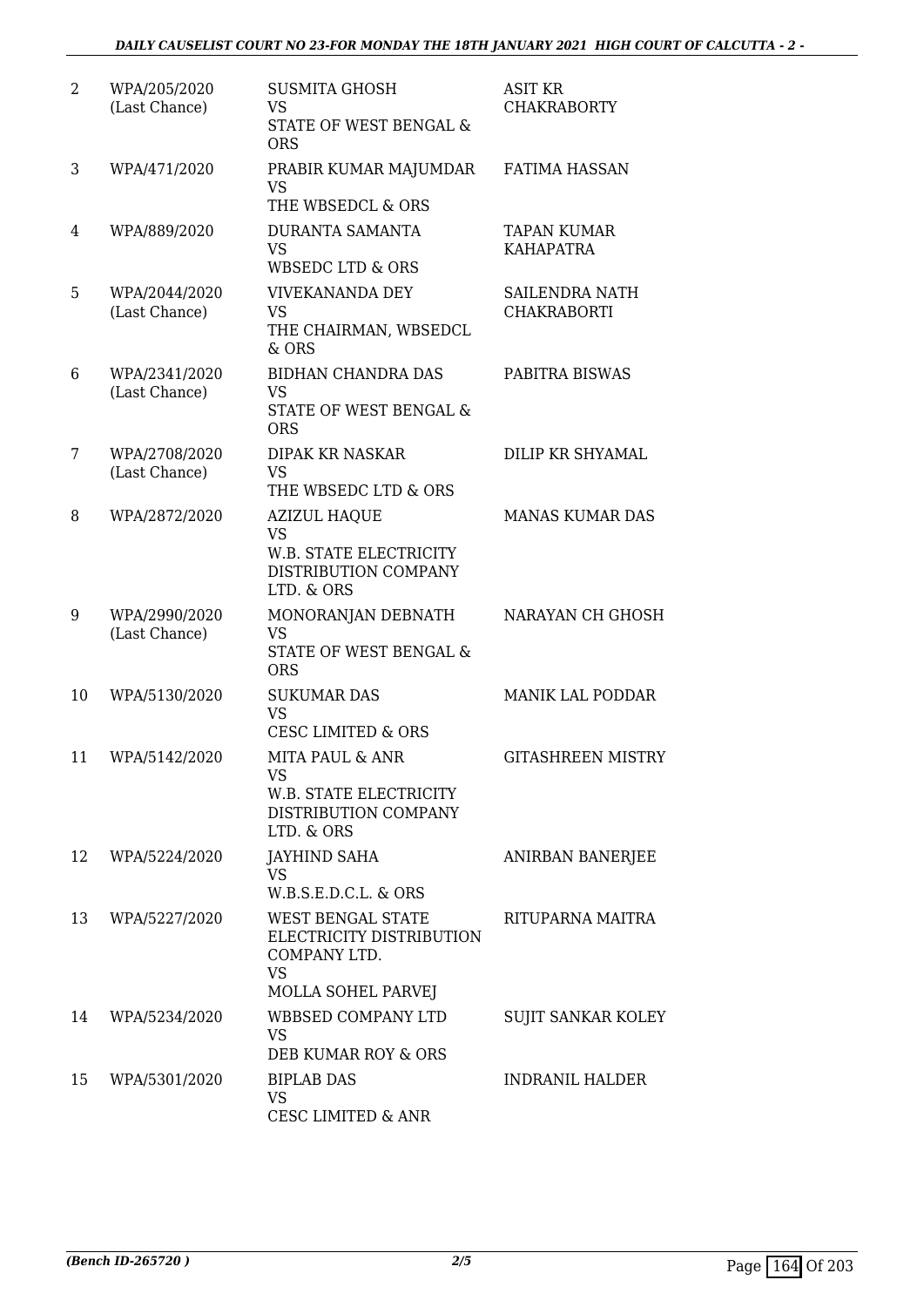| 2 | WPA/205/2020 (Last Chance) | SUSMITA GHOSH VS STATE OF WEST BENGAL & ORS | ASIT KR CHAKRABORTY |
|---|---|---|---|
| 3 | WPA/471/2020 | PRABIR KUMAR MAJUMDAR VS THE WBSEDCL & ORS | FATIMA HASSAN |
| 4 | WPA/889/2020 | DURANTA SAMANTA VS WBSEDC LTD & ORS | TAPAN KUMAR KAHAPATRA |
| 5 | WPA/2044/2020 (Last Chance) | VIVEKANANDA DEY VS THE CHAIRMAN, WBSEDCL & ORS | SAILENDRA NATH CHAKRABORTI |
| 6 | WPA/2341/2020 (Last Chance) | BIDHAN CHANDRA DAS VS STATE OF WEST BENGAL & ORS | PABITRA BISWAS |
| 7 | WPA/2708/2020 (Last Chance) | DIPAK KR NASKAR VS THE WBSEDC LTD & ORS | DILIP KR SHYAMAL |
| 8 | WPA/2872/2020 | AZIZUL HAQUE VS W.B. STATE ELECTRICITY DISTRIBUTION COMPANY LTD. & ORS | MANAS KUMAR DAS |
| 9 | WPA/2990/2020 (Last Chance) | MONORANJAN DEBNATH VS STATE OF WEST BENGAL & ORS | NARAYAN CH GHOSH |
| 10 | WPA/5130/2020 | SUKUMAR DAS VS CESC LIMITED & ORS | MANIK LAL PODDAR |
| 11 | WPA/5142/2020 | MITA PAUL & ANR VS W.B. STATE ELECTRICITY DISTRIBUTION COMPANY LTD. & ORS | GITASHREEN MISTRY |
| 12 | WPA/5224/2020 | JAYHIND SAHA VS W.B.S.E.D.C.L. & ORS | ANIRBAN BANERJEE |
| 13 | WPA/5227/2020 | WEST BENGAL STATE ELECTRICITY DISTRIBUTION COMPANY LTD. VS MOLLA SOHEL PARVEJ | RITUPARNA MAITRA |
| 14 | WPA/5234/2020 | WBBSED COMPANY LTD VS DEB KUMAR ROY & ORS | SUJIT SANKAR KOLEY |
| 15 | WPA/5301/2020 | BIPLAB DAS VS CESC LIMITED & ANR | INDRANIL HALDER |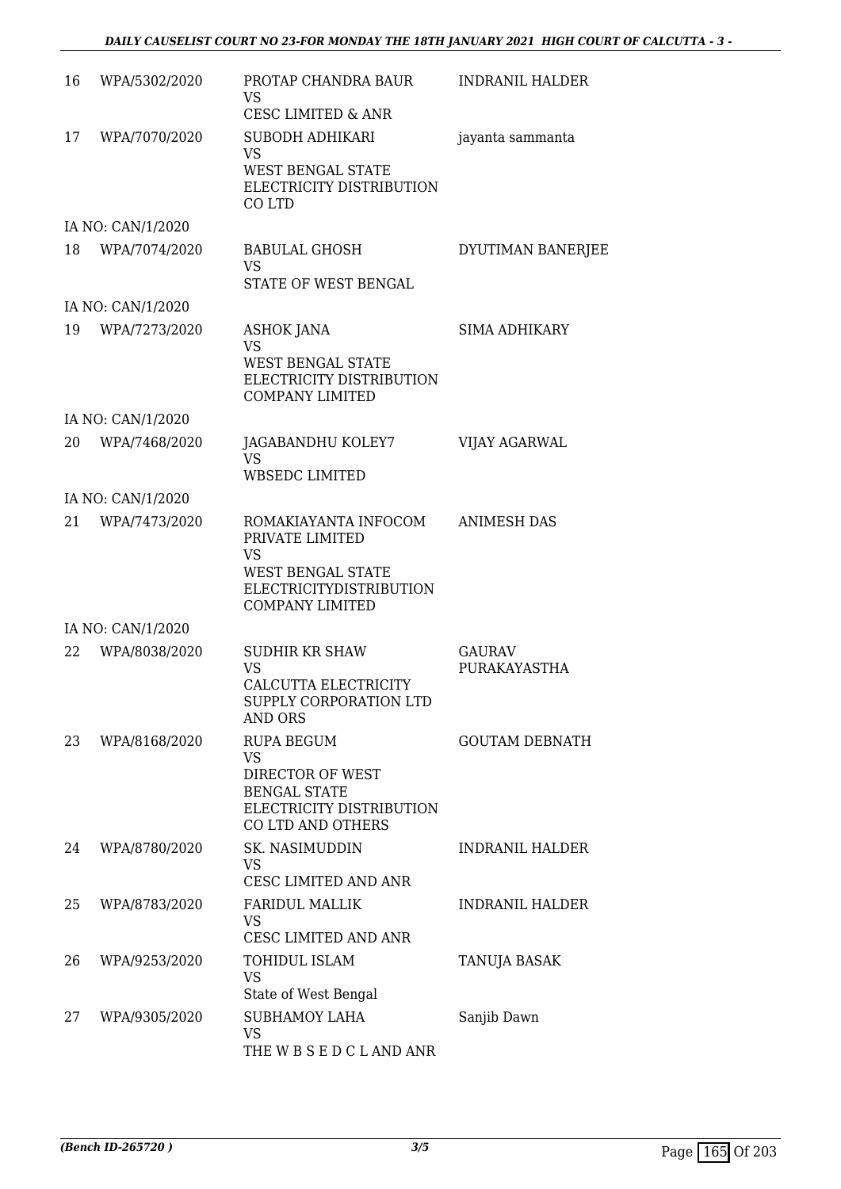| | | | |
|---|---|---|---|
| 16 | WPA/5302/2020 | PROTAP CHANDRA BAUR<br>VS<br>CESC LIMITED & ANR | INDRANIL HALDER |
| 17 | WPA/7070/2020 | SUBODH ADHIKARI<br>VS<br>WEST BENGAL STATE ELECTRICITY DISTRIBUTION CO LTD | jayanta sammanta |
| | IA NO: CAN/1/2020 | | |
| 18 | WPA/7074/2020 | BABULAL GHOSH<br>VS<br>STATE OF WEST BENGAL | DYUTIMAN BANERJEE |
| | IA NO: CAN/1/2020 | | |
| 19 | WPA/7273/2020 | ASHOK JANA<br>VS<br>WEST BENGAL STATE ELECTRICITY DISTRIBUTION COMPANY LIMITED | SIMA ADHIKARY |
| | IA NO: CAN/1/2020 | | |
| 20 | WPA/7468/2020 | JAGABANDHU KOLEY7<br>VS<br>WBSEDC LIMITED | VIJAY AGARWAL |
| | IA NO: CAN/1/2020 | | |
| 21 | WPA/7473/2020 | ROMAKIAYANTA INFOCOM PRIVATE LIMITED<br>VS<br>WEST BENGAL STATE ELECTRICITYDISTRIBUTION COMPANY LIMITED | ANIMESH DAS |
| | IA NO: CAN/1/2020 | | |
| 22 | WPA/8038/2020 | SUDHIR KR SHAW<br>VS<br>CALCUTTA ELECTRICITY SUPPLY CORPORATION LTD AND ORS | GAURAV PURAKAYASTHA |
| 23 | WPA/8168/2020 | RUPA BEGUM<br>VS<br>DIRECTOR OF WEST BENGAL STATE ELECTRICITY DISTRIBUTION CO LTD AND OTHERS | GOUTAM DEBNATH |
| 24 | WPA/8780/2020 | SK. NASIMUDDIN<br>VS<br>CESC LIMITED AND ANR | INDRANIL HALDER |
| 25 | WPA/8783/2020 | FARIDUL MALLIK<br>VS<br>CESC LIMITED AND ANR | INDRANIL HALDER |
| 26 | WPA/9253/2020 | TOHIDUL ISLAM<br>VS<br>State of West Bengal | TANUJA BASAK |
| 27 | WPA/9305/2020 | SUBHAMOY LAHA<br>VS<br>THE W B S E D C L AND ANR | Sanjib Dawn |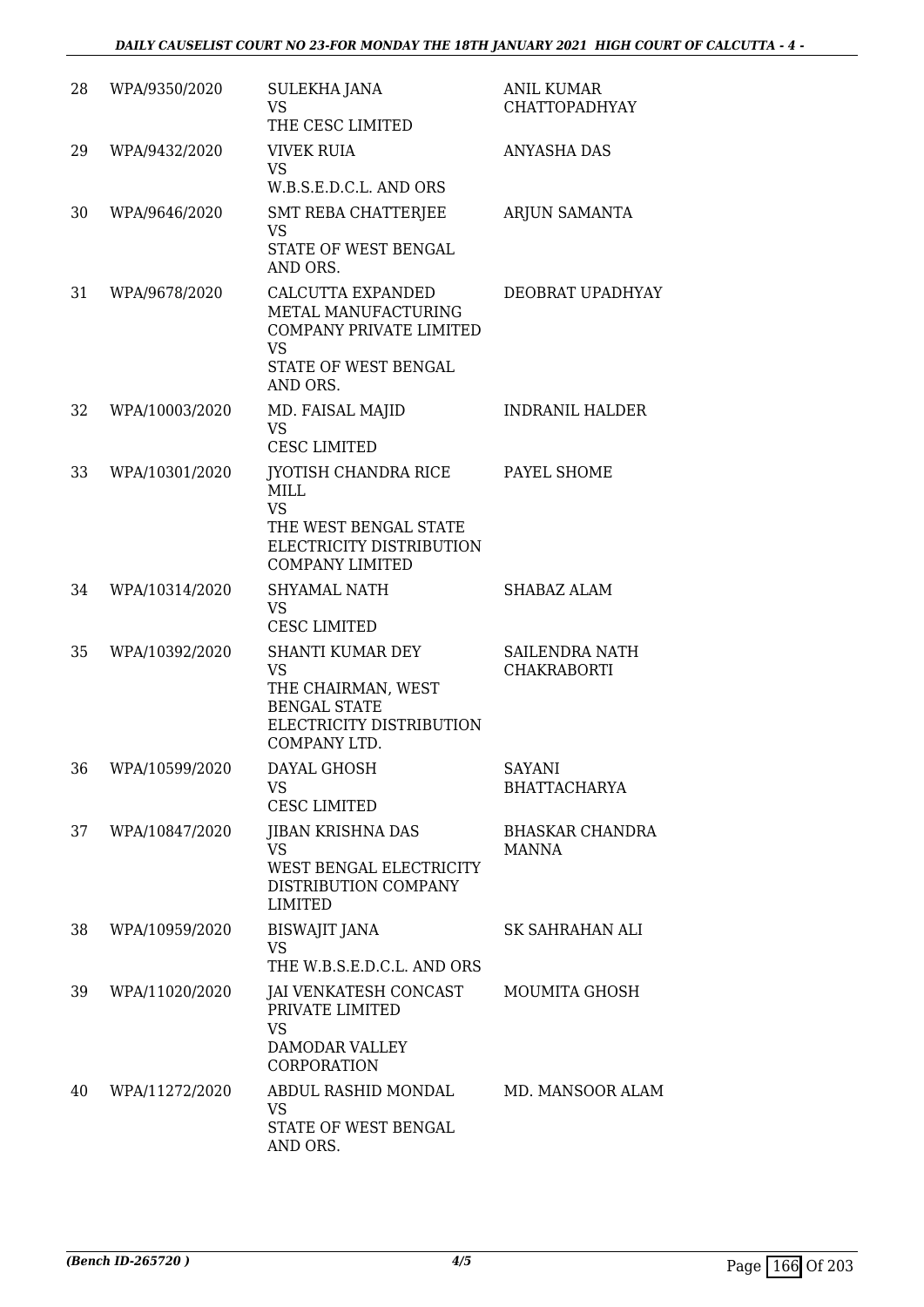| | | | |
|---|---|---|---|
| 28 | WPA/9350/2020 | SULEKHA JANA<br>VS<br>THE CESC LIMITED | ANIL KUMAR CHATTOPADHYAY |
| 29 | WPA/9432/2020 | VIVEK RUIA<br>VS<br>W.B.S.E.D.C.L. AND ORS | ANYASHA DAS |
| 30 | WPA/9646/2020 | SMT REBA CHATTERJEE<br>VS<br>STATE OF WEST BENGAL AND ORS. | ARJUN SAMANTA |
| 31 | WPA/9678/2020 | CALCUTTA EXPANDED METAL MANUFACTURING COMPANY PRIVATE LIMITED<br>VS<br>STATE OF WEST BENGAL AND ORS. | DEOBRAT UPADHYAY |
| 32 | WPA/10003/2020 | MD. FAISAL MAJID<br>VS<br>CESC LIMITED | INDRANIL HALDER |
| 33 | WPA/10301/2020 | JYOTISH CHANDRA RICE MILL<br>VS<br>THE WEST BENGAL STATE ELECTRICITY DISTRIBUTION COMPANY LIMITED | PAYEL SHOME |
| 34 | WPA/10314/2020 | SHYAMAL NATH<br>VS<br>CESC LIMITED | SHABAZ ALAM |
| 35 | WPA/10392/2020 | SHANTI KUMAR DEY<br>VS<br>THE CHAIRMAN, WEST BENGAL STATE ELECTRICITY DISTRIBUTION COMPANY LTD. | SAILENDRA NATH CHAKRABORTI |
| 36 | WPA/10599/2020 | DAYAL GHOSH<br>VS<br>CESC LIMITED | SAYANI BHATTACHARYA |
| 37 | WPA/10847/2020 | JIBAN KRISHNA DAS<br>VS<br>WEST BENGAL ELECTRICITY DISTRIBUTION COMPANY LIMITED | BHASKAR CHANDRA MANNA |
| 38 | WPA/10959/2020 | BISWAJIT JANA<br>VS<br>THE W.B.S.E.D.C.L. AND ORS | SK SAHRAHAN ALI |
| 39 | WPA/11020/2020 | JAI VENKATESH CONCAST PRIVATE LIMITED<br>VS<br>DAMODAR VALLEY CORPORATION | MOUMITA GHOSH |
| 40 | WPA/11272/2020 | ABDUL RASHID MONDAL<br>VS<br>STATE OF WEST BENGAL AND ORS. | MD. MANSOOR ALAM |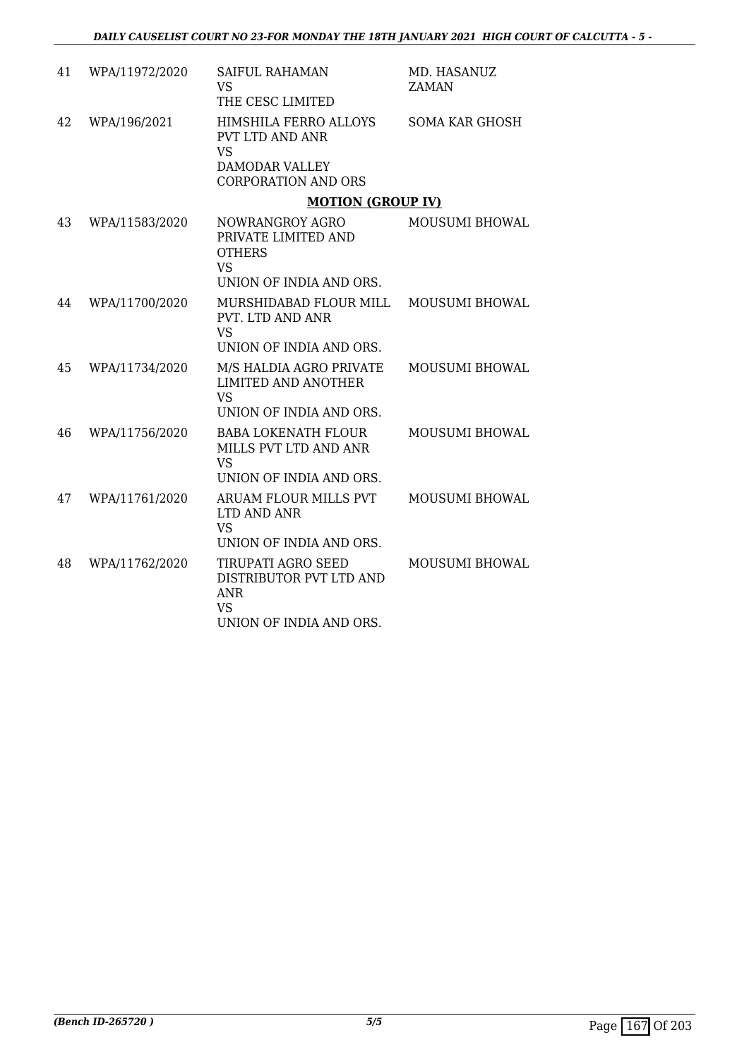| 41 | WPA/11972/2020 | SAIFUL RAHAMAN<br>VS<br>THE CESC LIMITED | MD. HASANUZ ZAMAN |
|---|---|---|---|
| 42 | WPA/196/2021 | HIMSHILA FERRO ALLOYS PVT LTD AND ANR<br>VS<br>DAMODAR VALLEY CORPORATION AND ORS | SOMA KAR GHOSH |

**MOTION (GROUP IV)**

| 43 | WPA/11583/2020 | NOWRANGROY AGRO PRIVATE LIMITED AND OTHERS<br>VS<br>UNION OF INDIA AND ORS. | MOUSUMI BHOWAL |
|---|---|---|---|
| 44 | WPA/11700/2020 | MURSHIDABAD FLOUR MILL PVT. LTD AND ANR<br>VS<br>UNION OF INDIA AND ORS. | MOUSUMI BHOWAL |
| 45 | WPA/11734/2020 | M/S HALDIA AGRO PRIVATE LIMITED AND ANOTHER<br>VS<br>UNION OF INDIA AND ORS. | MOUSUMI BHOWAL |
| 46 | WPA/11756/2020 | BABA LOKENATH FLOUR MILLS PVT LTD AND ANR<br>VS<br>UNION OF INDIA AND ORS. | MOUSUMI BHOWAL |
| 47 | WPA/11761/2020 | ARUAM FLOUR MILLS PVT LTD AND ANR<br>VS<br>UNION OF INDIA AND ORS. | MOUSUMI BHOWAL |
| 48 | WPA/11762/2020 | TIRUPATI AGRO SEED DISTRIBUTOR PVT LTD AND ANR<br>VS<br>UNION OF INDIA AND ORS. | MOUSUMI BHOWAL |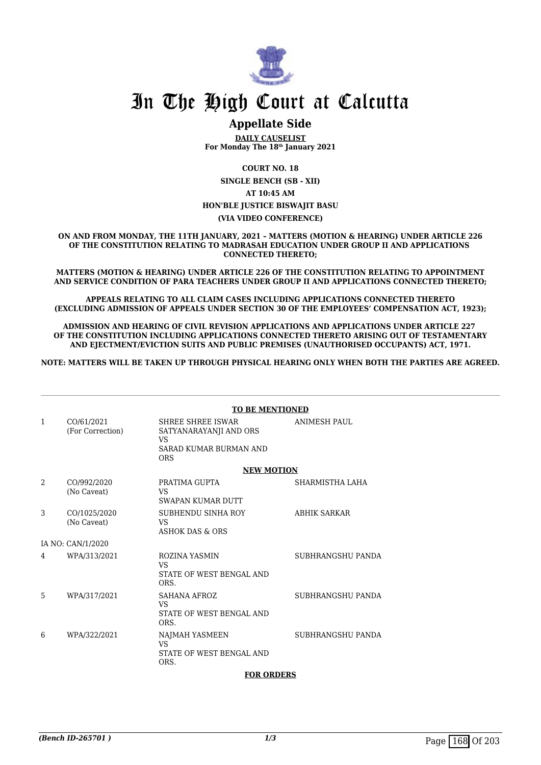# In The High Court at Calcutta

## Appellate Side

**DAILY CAUSELIST**
**For Monday The 18th January 2021**

**COURT NO. 18**

**SINGLE BENCH (SB - XII)**

**AT 10:45 AM**

**HON'BLE JUSTICE BISWAJIT BASU**

**(VIA VIDEO CONFERENCE)**

**ON AND FROM MONDAY, THE 11TH JANUARY, 2021 – MATTERS (MOTION & HEARING) UNDER ARTICLE 226 OF THE CONSTITUTION RELATING TO MADRASAH EDUCATION UNDER GROUP II AND APPLICATIONS CONNECTED THERETO;**

**MATTERS (MOTION & HEARING) UNDER ARTICLE 226 OF THE CONSTITUTION RELATING TO APPOINTMENT AND SERVICE CONDITION OF PARA TEACHERS UNDER GROUP II AND APPLICATIONS CONNECTED THERETO;**

**APPEALS RELATING TO ALL CLAIM CASES INCLUDING APPLICATIONS CONNECTED THERETO (EXCLUDING ADMISSION OF APPEALS UNDER SECTION 30 OF THE EMPLOYEES' COMPENSATION ACT, 1923);**

**ADMISSION AND HEARING OF CIVIL REVISION APPLICATIONS AND APPLICATIONS UNDER ARTICLE 227 OF THE CONSTITUTION INCLUDING APPLICATIONS CONNECTED THERETO ARISING OUT OF TESTAMENTARY AND EJECTMENT/EVICTION SUITS AND PUBLIC PREMISES (UNAUTHORISED OCCUPANTS) ACT, 1971.**

**NOTE: MATTERS WILL BE TAKEN UP THROUGH PHYSICAL HEARING ONLY WHEN BOTH THE PARTIES ARE AGREED.**

**TO BE MENTIONED**

| | | | |
|---|---|---|---|
| 1 | CO/61/2021 (For Correction) | SHREE SHREE ISWAR SATYANARAYANJI AND ORS VS SARAD KUMAR BURMAN AND ORS | ANIMESH PAUL |

**NEW MOTION**

| | | | |
|---|---|---|---|
| 2 | CO/992/2020 (No Caveat) | PRATIMA GUPTA VS SWAPAN KUMAR DUTT | SHARMISTHA LAHA |
| 3 | CO/1025/2020 (No Caveat) | SUBHENDU SINHA ROY VS ASHOK DAS & ORS | ABHIK SARKAR |
| | IA NO: CAN/1/2020 | | |
| 4 | WPA/313/2021 | ROZINA YASMIN VS STATE OF WEST BENGAL AND ORS. | SUBHRANGSHU PANDA |
| 5 | WPA/317/2021 | SAHANA AFROZ VS STATE OF WEST BENGAL AND ORS. | SUBHRANGSHU PANDA |
| 6 | WPA/322/2021 | NAJMAH YASMEEN VS STATE OF WEST BENGAL AND ORS. | SUBHRANGSHU PANDA |

**FOR ORDERS**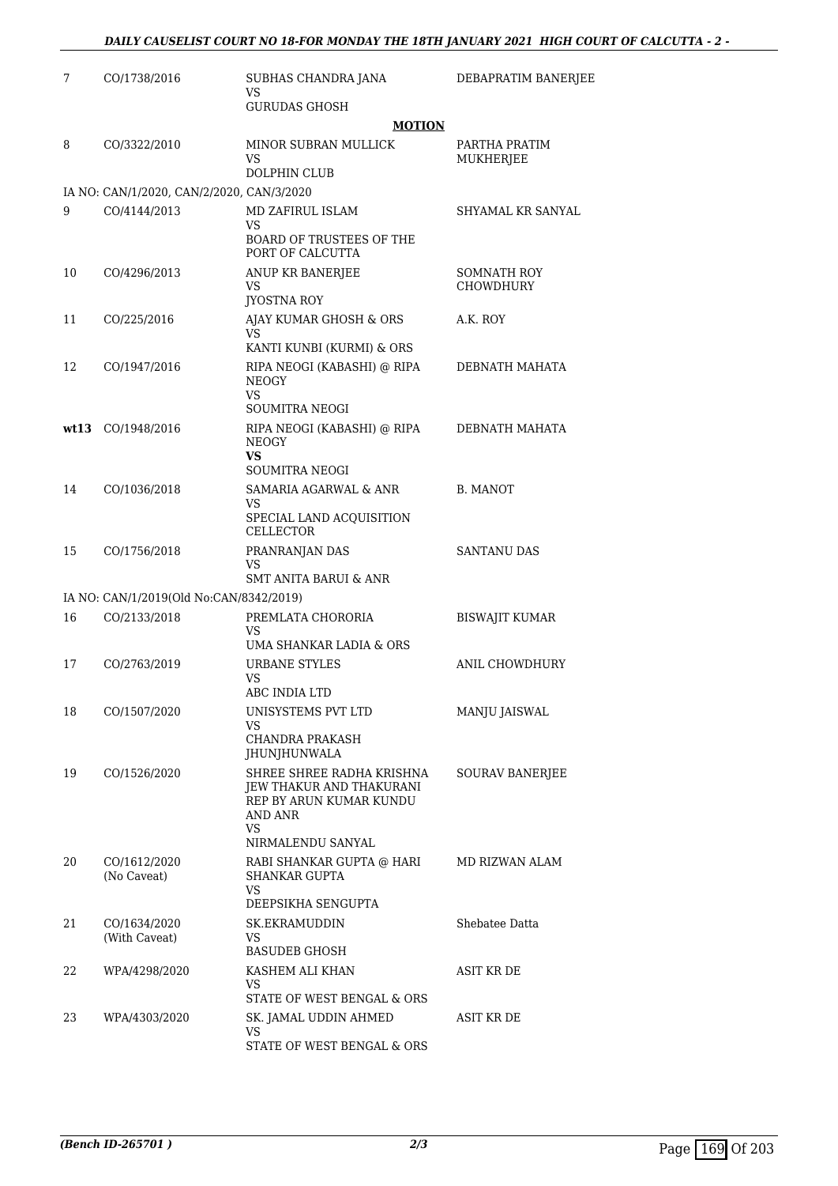| | | | |
|---|---|---|---|
| 7 | CO/1738/2016 | SUBHAS CHANDRA JANA<br>VS<br>GURUDAS GHOSH | DEBAPRATIM BANERJEE |

**MOTION**

| | | | |
|---|---|---|---|
| 8 | CO/3322/2010 | MINOR SUBRAN MULLICK<br>VS<br>DOLPHIN CLUB | PARTHA PRATIM MUKHERJEE |
| | IA NO: CAN/1/2020, CAN/2/2020, CAN/3/2020 | | |
| 9 | CO/4144/2013 | MD ZAFIRUL ISLAM<br>VS<br>BOARD OF TRUSTEES OF THE PORT OF CALCUTTA | SHYAMAL KR SANYAL |
| 10 | CO/4296/2013 | ANUP KR BANERJEE<br>VS<br>JYOSTNA ROY | SOMNATH ROY CHOWDHURY |
| 11 | CO/225/2016 | AJAY KUMAR GHOSH & ORS<br>VS<br>KANTI KUNBI (KURMI) & ORS | A.K. ROY |
| 12 | CO/1947/2016 | RIPA NEOGI (KABASHI) @ RIPA NEOGY<br>VS<br>SOUMITRA NEOGI | DEBNATH MAHATA |
| **wt13** | CO/1948/2016 | RIPA NEOGI (KABASHI) @ RIPA NEOGY<br>**VS**<br>SOUMITRA NEOGI | DEBNATH MAHATA |
| 14 | CO/1036/2018 | SAMARIA AGARWAL & ANR<br>VS<br>SPECIAL LAND ACQUISITION CELLECTOR | B. MANOT |
| 15 | CO/1756/2018 | PRANRANJAN DAS<br>VS<br>SMT ANITA BARUI & ANR | SANTANU DAS |
| | IA NO: CAN/1/2019(Old No:CAN/8342/2019) | | |
| 16 | CO/2133/2018 | PREMLATA CHORORIA<br>VS<br>UMA SHANKAR LADIA & ORS | BISWAJIT KUMAR |
| 17 | CO/2763/2019 | URBANE STYLES<br>VS<br>ABC INDIA LTD | ANIL CHOWDHURY |
| 18 | CO/1507/2020 | UNISYSTEMS PVT LTD<br>VS<br>CHANDRA PRAKASH JHUNJHUNWALA | MANJU JAISWAL |
| 19 | CO/1526/2020 | SHREE SHREE RADHA KRISHNA JEW THAKUR AND THAKURANI REP BY ARUN KUMAR KUNDU AND ANR<br>VS<br>NIRMALENDU SANYAL | SOURAV BANERJEE |
| 20 | CO/1612/2020<br>(No Caveat) | RABI SHANKAR GUPTA @ HARI SHANKAR GUPTA<br>VS<br>DEEPSIKHA SENGUPTA | MD RIZWAN ALAM |
| 21 | CO/1634/2020<br>(With Caveat) | SK.EKRAMUDDIN<br>VS<br>BASUDEB GHOSH | Shebatee Datta |
| 22 | WPA/4298/2020 | KASHEM ALI KHAN<br>VS<br>STATE OF WEST BENGAL & ORS | ASIT KR DE |
| 23 | WPA/4303/2020 | SK. JAMAL UDDIN AHMED<br>VS<br>STATE OF WEST BENGAL & ORS | ASIT KR DE |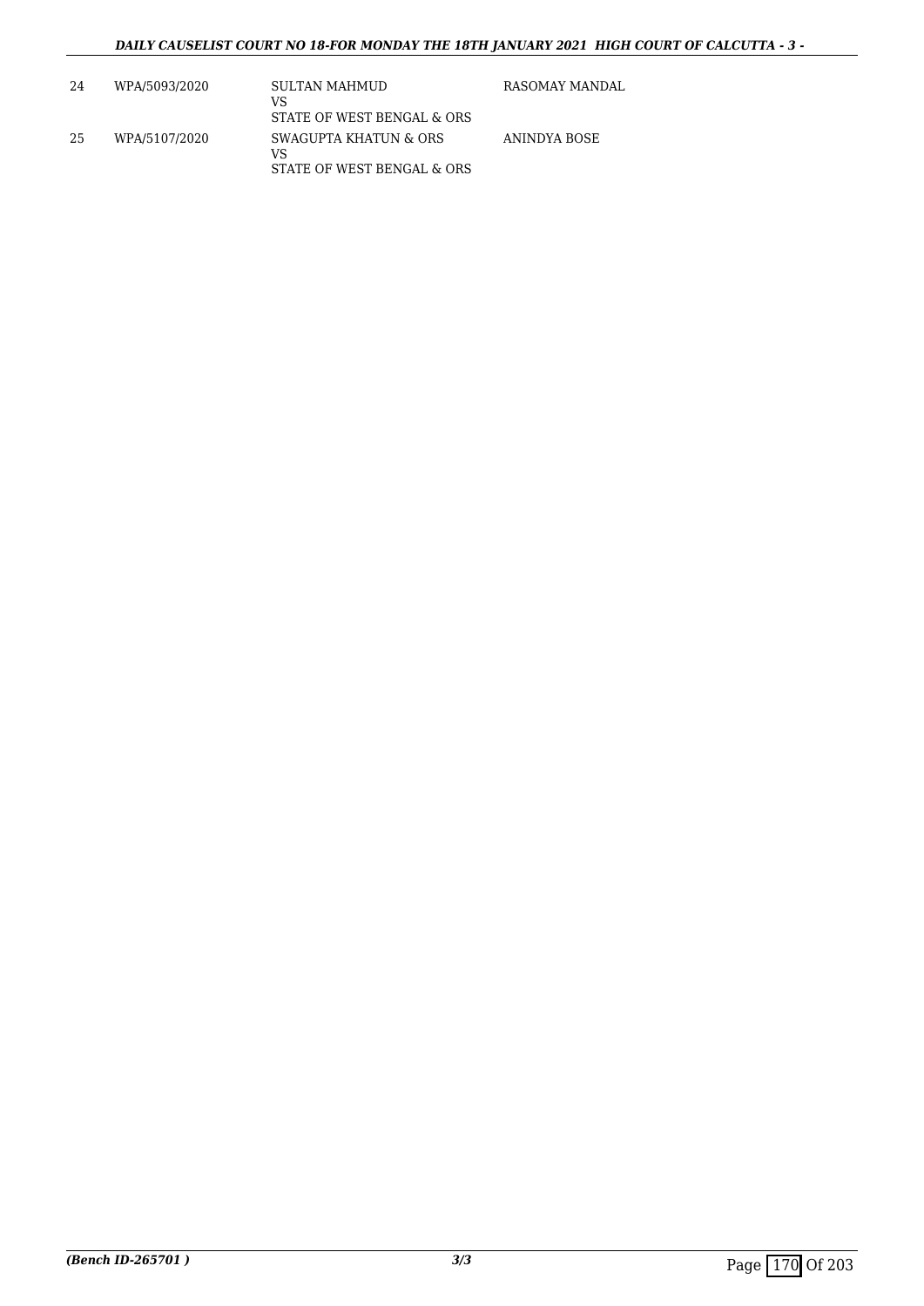| 24 | WPA/5093/2020 | SULTAN MAHMUD<br>VS<br>STATE OF WEST BENGAL & ORS | RASOMAY MANDAL |
|---|---|---|---|
| 25 | WPA/5107/2020 | SWAGUPTA KHATUN & ORS<br>VS<br>STATE OF WEST BENGAL & ORS | ANINDYA BOSE |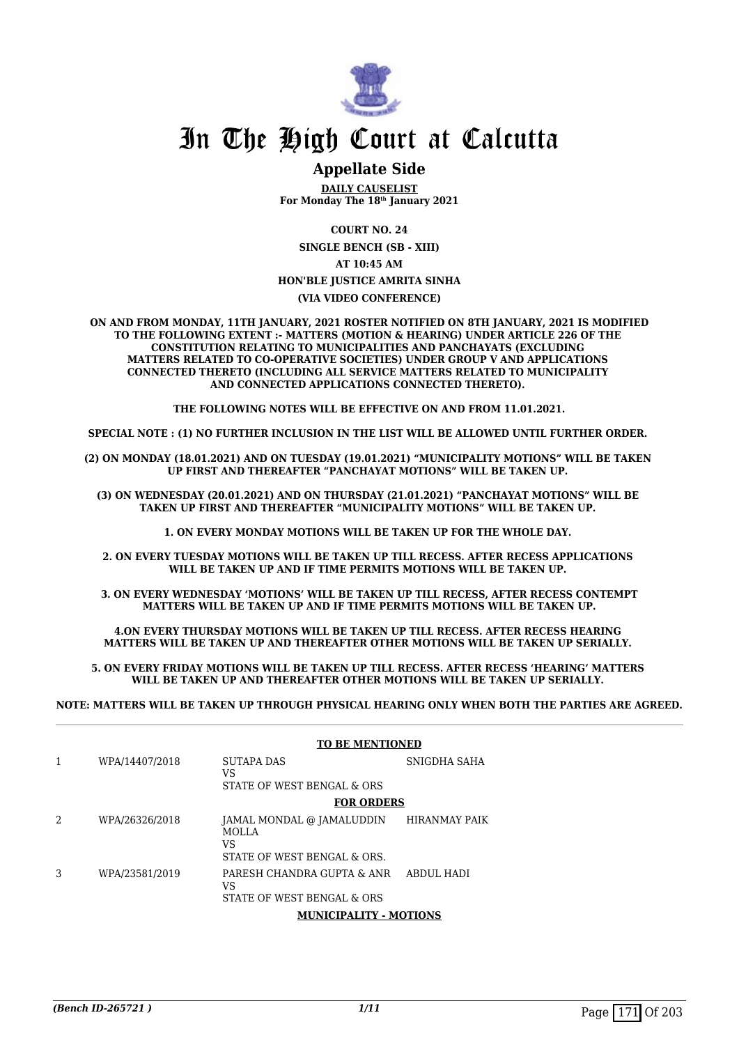# In The High Court at Calcutta

## Appellate Side

**DAILY CAUSELIST**
**For Monday The 18th January 2021**

**COURT NO. 24**
**SINGLE BENCH (SB - XIII)**
**AT 10:45 AM**
**HON'BLE JUSTICE AMRITA SINHA**
**(VIA VIDEO CONFERENCE)**

**ON AND FROM MONDAY, 11TH JANUARY, 2021 ROSTER NOTIFIED ON 8TH JANUARY, 2021 IS MODIFIED TO THE FOLLOWING EXTENT :- MATTERS (MOTION & HEARING) UNDER ARTICLE 226 OF THE CONSTITUTION RELATING TO MUNICIPALITIES AND PANCHAYATS (EXCLUDING MATTERS RELATED TO CO-OPERATIVE SOCIETIES) UNDER GROUP V AND APPLICATIONS CONNECTED THERETO (INCLUDING ALL SERVICE MATTERS RELATED TO MUNICIPALITY AND CONNECTED APPLICATIONS CONNECTED THERETO).**

**THE FOLLOWING NOTES WILL BE EFFECTIVE ON AND FROM 11.01.2021.**

**SPECIAL NOTE : (1) NO FURTHER INCLUSION IN THE LIST WILL BE ALLOWED UNTIL FURTHER ORDER.**

**(2) ON MONDAY (18.01.2021) AND ON TUESDAY (19.01.2021) "MUNICIPALITY MOTIONS" WILL BE TAKEN UP FIRST AND THEREAFTER "PANCHAYAT MOTIONS" WILL BE TAKEN UP.**

**(3) ON WEDNESDAY (20.01.2021) AND ON THURSDAY (21.01.2021) "PANCHAYAT MOTIONS" WILL BE TAKEN UP FIRST AND THEREAFTER "MUNICIPALITY MOTIONS" WILL BE TAKEN UP.**

**1. ON EVERY MONDAY MOTIONS WILL BE TAKEN UP FOR THE WHOLE DAY.**

**2. ON EVERY TUESDAY MOTIONS WILL BE TAKEN UP TILL RECESS. AFTER RECESS APPLICATIONS WILL BE TAKEN UP AND IF TIME PERMITS MOTIONS WILL BE TAKEN UP.**

**3. ON EVERY WEDNESDAY 'MOTIONS' WILL BE TAKEN UP TILL RECESS, AFTER RECESS CONTEMPT MATTERS WILL BE TAKEN UP AND IF TIME PERMITS MOTIONS WILL BE TAKEN UP.**

**4.ON EVERY THURSDAY MOTIONS WILL BE TAKEN UP TILL RECESS. AFTER RECESS HEARING MATTERS WILL BE TAKEN UP AND THEREAFTER OTHER MOTIONS WILL BE TAKEN UP SERIALLY.**

**5. ON EVERY FRIDAY MOTIONS WILL BE TAKEN UP TILL RECESS. AFTER RECESS 'HEARING' MATTERS WILL BE TAKEN UP AND THEREAFTER OTHER MOTIONS WILL BE TAKEN UP SERIALLY.**

**NOTE: MATTERS WILL BE TAKEN UP THROUGH PHYSICAL HEARING ONLY WHEN BOTH THE PARTIES ARE AGREED.**

**TO BE MENTIONED**

| | | | |
|---|---|---|---|
| 1 | WPA/14407/2018 | SUTAPA DAS<br>VS<br>STATE OF WEST BENGAL & ORS | SNIGDHA SAHA |

**FOR ORDERS**

| | | | |
|---|---|---|---|
| 2 | WPA/26326/2018 | JAMAL MONDAL @ JAMALUDDIN MOLLA<br>VS<br>STATE OF WEST BENGAL & ORS. | HIRANMAY PAIK |
| 3 | WPA/23581/2019 | PARESH CHANDRA GUPTA & ANR<br>VS<br>STATE OF WEST BENGAL & ORS | ABDUL HADI |

**MUNICIPALITY - MOTIONS**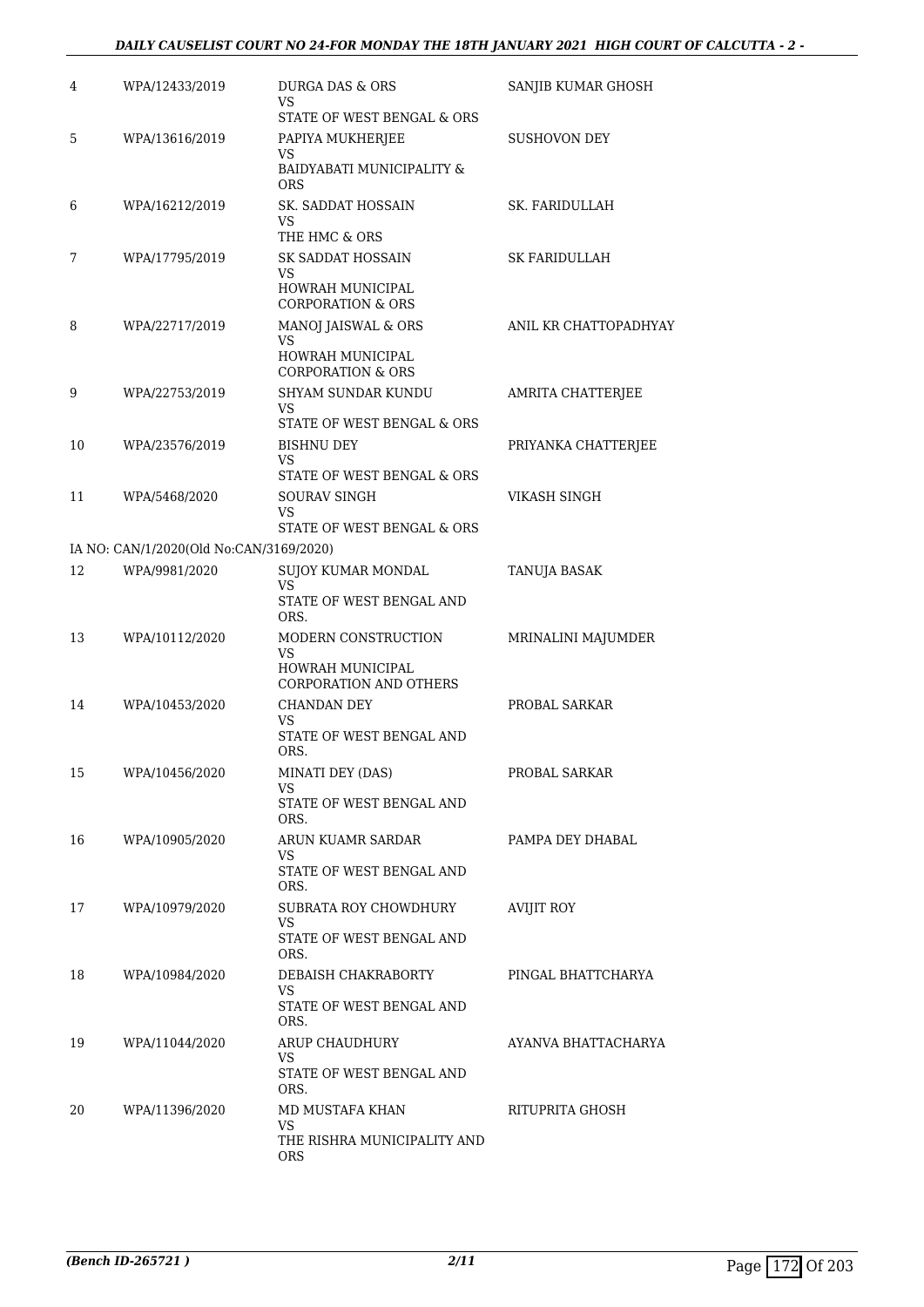| | | | |
|---|---|---|---|
| 4 | WPA/12433/2019 | DURGA DAS & ORS<br>VS<br>STATE OF WEST BENGAL & ORS | SANJIB KUMAR GHOSH |
| 5 | WPA/13616/2019 | PAPIYA MUKHERJEE<br>VS<br>BAIDYABATI MUNICIPALITY & ORS | SUSHOVON DEY |
| 6 | WPA/16212/2019 | SK. SADDAT HOSSAIN<br>VS<br>THE HMC & ORS | SK. FARIDULLAH |
| 7 | WPA/17795/2019 | SK SADDAT HOSSAIN<br>VS<br>HOWRAH MUNICIPAL CORPORATION & ORS | SK FARIDULLAH |
| 8 | WPA/22717/2019 | MANOJ JAISWAL & ORS<br>VS<br>HOWRAH MUNICIPAL CORPORATION & ORS | ANIL KR CHATTOPADHYAY |
| 9 | WPA/22753/2019 | SHYAM SUNDAR KUNDU<br>VS<br>STATE OF WEST BENGAL & ORS | AMRITA CHATTERJEE |
| 10 | WPA/23576/2019 | BISHNU DEY<br>VS<br>STATE OF WEST BENGAL & ORS | PRIYANKA CHATTERJEE |
| 11 | WPA/5468/2020 | SOURAV SINGH<br>VS<br>STATE OF WEST BENGAL & ORS | VIKASH SINGH |
| | IA NO: CAN/1/2020(Old No:CAN/3169/2020) | | |
| 12 | WPA/9981/2020 | SUJOY KUMAR MONDAL<br>VS<br>STATE OF WEST BENGAL AND ORS. | TANUJA BASAK |
| 13 | WPA/10112/2020 | MODERN CONSTRUCTION<br>VS<br>HOWRAH MUNICIPAL CORPORATION AND OTHERS | MRINALINI MAJUMDER |
| 14 | WPA/10453/2020 | CHANDAN DEY<br>VS<br>STATE OF WEST BENGAL AND ORS. | PROBAL SARKAR |
| 15 | WPA/10456/2020 | MINATI DEY (DAS)<br>VS<br>STATE OF WEST BENGAL AND ORS. | PROBAL SARKAR |
| 16 | WPA/10905/2020 | ARUN KUAMR SARDAR<br>VS<br>STATE OF WEST BENGAL AND ORS. | PAMPA DEY DHABAL |
| 17 | WPA/10979/2020 | SUBRATA ROY CHOWDHURY<br>VS<br>STATE OF WEST BENGAL AND ORS. | AVIJIT ROY |
| 18 | WPA/10984/2020 | DEBAISH CHAKRABORTY<br>VS<br>STATE OF WEST BENGAL AND ORS. | PINGAL BHATTCHARYA |
| 19 | WPA/11044/2020 | ARUP CHAUDHURY<br>VS<br>STATE OF WEST BENGAL AND ORS. | AYANVA BHATTACHARYA |
| 20 | WPA/11396/2020 | MD MUSTAFA KHAN<br>VS<br>THE RISHRA MUNICIPALITY AND ORS | RITUPRITA GHOSH |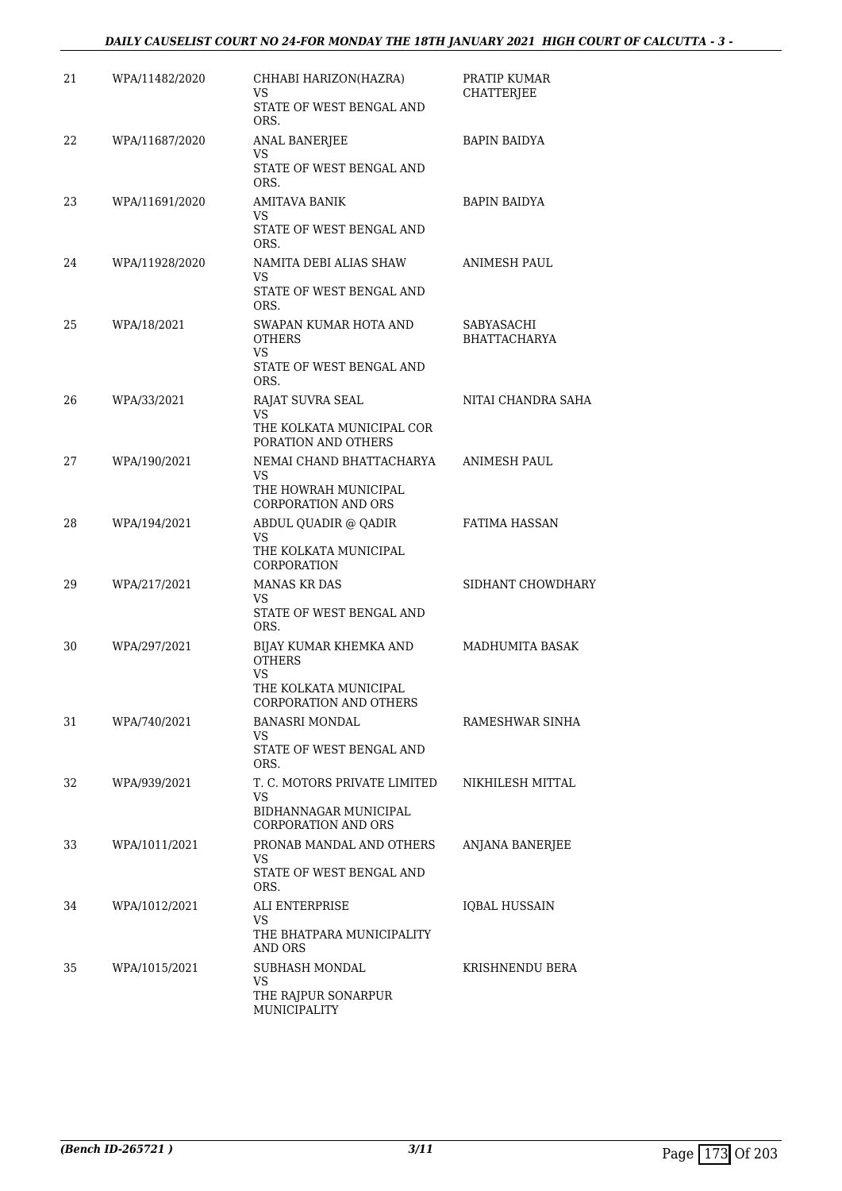| 21 | WPA/11482/2020 | CHHABI HARIZON(HAZRA)<br>VS<br>STATE OF WEST BENGAL AND ORS. | PRATIP KUMAR CHATTERJEE |
|---|---|---|---|
| 22 | WPA/11687/2020 | ANAL BANERJEE<br>VS<br>STATE OF WEST BENGAL AND ORS. | BAPIN BAIDYA |
| 23 | WPA/11691/2020 | AMITAVA BANIK<br>VS<br>STATE OF WEST BENGAL AND ORS. | BAPIN BAIDYA |
| 24 | WPA/11928/2020 | NAMITA DEBI ALIAS SHAW<br>VS<br>STATE OF WEST BENGAL AND ORS. | ANIMESH PAUL |
| 25 | WPA/18/2021 | SWAPAN KUMAR HOTA AND OTHERS<br>VS<br>STATE OF WEST BENGAL AND ORS. | SABYASACHI BHATTACHARYA |
| 26 | WPA/33/2021 | RAJAT SUVRA SEAL<br>VS<br>THE KOLKATA MUNICIPAL COR PORATION AND OTHERS | NITAI CHANDRA SAHA |
| 27 | WPA/190/2021 | NEMAI CHAND BHATTACHARYA<br>VS<br>THE HOWRAH MUNICIPAL CORPORATION AND ORS | ANIMESH PAUL |
| 28 | WPA/194/2021 | ABDUL QUADIR @ QADIR<br>VS<br>THE KOLKATA MUNICIPAL CORPORATION | FATIMA HASSAN |
| 29 | WPA/217/2021 | MANAS KR DAS<br>VS<br>STATE OF WEST BENGAL AND ORS. | SIDHANT CHOWDHARY |
| 30 | WPA/297/2021 | BIJAY KUMAR KHEMKA AND OTHERS<br>VS<br>THE KOLKATA MUNICIPAL CORPORATION AND OTHERS | MADHUMITA BASAK |
| 31 | WPA/740/2021 | BANASRI MONDAL<br>VS<br>STATE OF WEST BENGAL AND ORS. | RAMESHWAR SINHA |
| 32 | WPA/939/2021 | T. C. MOTORS PRIVATE LIMITED<br>VS<br>BIDHANNAGAR MUNICIPAL CORPORATION AND ORS | NIKHILESH MITTAL |
| 33 | WPA/1011/2021 | PRONAB MANDAL AND OTHERS<br>VS<br>STATE OF WEST BENGAL AND ORS. | ANJANA BANERJEE |
| 34 | WPA/1012/2021 | ALI ENTERPRISE<br>VS<br>THE BHATPARA MUNICIPALITY AND ORS | IQBAL HUSSAIN |
| 35 | WPA/1015/2021 | SUBHASH MONDAL<br>VS<br>THE RAJPUR SONARPUR MUNICIPALITY | KRISHNENDU BERA |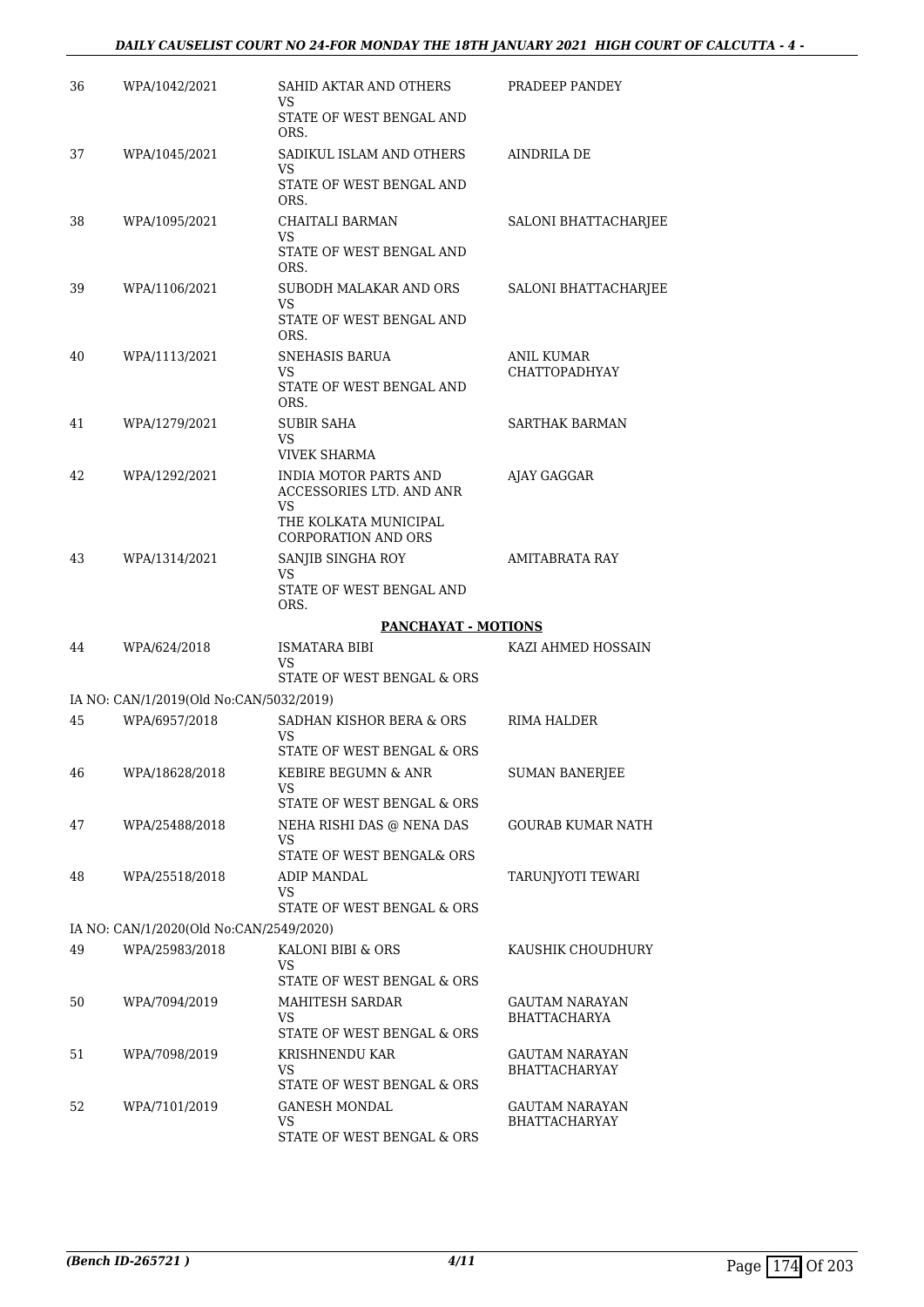| | | | |
|---|---|---|---|
| 36 | WPA/1042/2021 | SAHID AKTAR AND OTHERS<br>VS<br>STATE OF WEST BENGAL AND ORS. | PRADEEP PANDEY |
| 37 | WPA/1045/2021 | SADIKUL ISLAM AND OTHERS<br>VS<br>STATE OF WEST BENGAL AND ORS. | AINDRILA DE |
| 38 | WPA/1095/2021 | CHAITALI BARMAN<br>VS<br>STATE OF WEST BENGAL AND ORS. | SALONI BHATTACHARJEE |
| 39 | WPA/1106/2021 | SUBODH MALAKAR AND ORS<br>VS<br>STATE OF WEST BENGAL AND ORS. | SALONI BHATTACHARJEE |
| 40 | WPA/1113/2021 | SNEHASIS BARUA<br>VS<br>STATE OF WEST BENGAL AND ORS. | ANIL KUMAR CHATTOPADHYAY |
| 41 | WPA/1279/2021 | SUBIR SAHA<br>VS<br>VIVEK SHARMA | SARTHAK BARMAN |
| 42 | WPA/1292/2021 | INDIA MOTOR PARTS AND ACCESSORIES LTD. AND ANR<br>VS<br>THE KOLKATA MUNICIPAL CORPORATION AND ORS | AJAY GAGGAR |
| 43 | WPA/1314/2021 | SANJIB SINGHA ROY<br>VS<br>STATE OF WEST BENGAL AND ORS. | AMITABRATA RAY |

**PANCHAYAT - MOTIONS**

| | | | |
|---|---|---|---|
| 44 | WPA/624/2018 | ISMATARA BIBI<br>VS<br>STATE OF WEST BENGAL & ORS | KAZI AHMED HOSSAIN |
| | IA NO: CAN/1/2019(Old No:CAN/5032/2019) | | |
| 45 | WPA/6957/2018 | SADHAN KISHOR BERA & ORS<br>VS<br>STATE OF WEST BENGAL & ORS | RIMA HALDER |
| 46 | WPA/18628/2018 | KEBIRE BEGUMN & ANR<br>VS<br>STATE OF WEST BENGAL & ORS | SUMAN BANERJEE |
| 47 | WPA/25488/2018 | NEHA RISHI DAS @ NENA DAS<br>VS<br>STATE OF WEST BENGAL& ORS | GOURAB KUMAR NATH |
| 48 | WPA/25518/2018 | ADIP MANDAL<br>VS<br>STATE OF WEST BENGAL & ORS | TARUNJYOTI TEWARI |
| | IA NO: CAN/1/2020(Old No:CAN/2549/2020) | | |
| 49 | WPA/25983/2018 | KALONI BIBI & ORS<br>VS<br>STATE OF WEST BENGAL & ORS | KAUSHIK CHOUDHURY |
| 50 | WPA/7094/2019 | MAHITESH SARDAR<br>VS<br>STATE OF WEST BENGAL & ORS | GAUTAM NARAYAN BHATTACHARYA |
| 51 | WPA/7098/2019 | KRISHNENDU KAR<br>VS<br>STATE OF WEST BENGAL & ORS | GAUTAM NARAYAN BHATTACHARYAY |
| 52 | WPA/7101/2019 | GANESH MONDAL<br>VS<br>STATE OF WEST BENGAL & ORS | GAUTAM NARAYAN BHATTACHARYAY |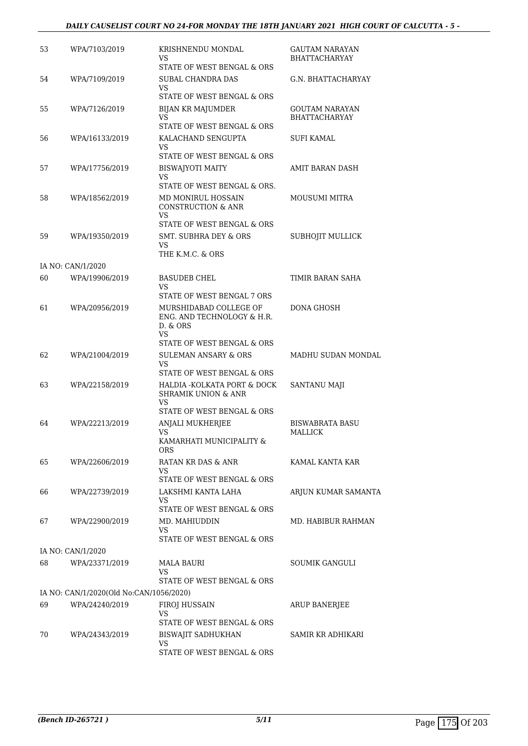| | | | |
|---|---|---|---|
| 53 | WPA/7103/2019 | KRISHNENDU MONDAL<br>VS<br>STATE OF WEST BENGAL & ORS | GAUTAM NARAYAN BHATTACHARYAY |
| 54 | WPA/7109/2019 | SUBAL CHANDRA DAS<br>VS<br>STATE OF WEST BENGAL & ORS | G.N. BHATTACHARYAY |
| 55 | WPA/7126/2019 | BIJAN KR MAJUMDER<br>VS<br>STATE OF WEST BENGAL & ORS | GOUTAM NARAYAN BHATTACHARYAY |
| 56 | WPA/16133/2019 | KALACHAND SENGUPTA<br>VS<br>STATE OF WEST BENGAL & ORS | SUFI KAMAL |
| 57 | WPA/17756/2019 | BISWAJYOTI MAITY<br>VS<br>STATE OF WEST BENGAL & ORS. | AMIT BARAN DASH |
| 58 | WPA/18562/2019 | MD MONIRUL HOSSAIN CONSTRUCTION & ANR<br>VS<br>STATE OF WEST BENGAL & ORS | MOUSUMI MITRA |
| 59 | WPA/19350/2019 | SMT. SUBHRA DEY & ORS<br>VS<br>THE K.M.C. & ORS | SUBHOJIT MULLICK |
| IA NO: CAN/1/2020 | | | |
| 60 | WPA/19906/2019 | BASUDEB CHEL<br>VS<br>STATE OF WEST BENGAL 7 ORS | TIMIR BARAN SAHA |
| 61 | WPA/20956/2019 | MURSHIDABAD COLLEGE OF ENG. AND TECHNOLOGY & H.R. D. & ORS<br>VS<br>STATE OF WEST BENGAL & ORS | DONA GHOSH |
| 62 | WPA/21004/2019 | SULEMAN ANSARY & ORS<br>VS<br>STATE OF WEST BENGAL & ORS | MADHU SUDAN MONDAL |
| 63 | WPA/22158/2019 | HALDIA -KOLKATA PORT & DOCK SHRAMIK UNION & ANR<br>VS<br>STATE OF WEST BENGAL & ORS | SANTANU MAJI |
| 64 | WPA/22213/2019 | ANJALI MUKHERJEE<br>VS<br>KAMARHATI MUNICIPALITY & ORS | BISWABRATA BASU MALLICK |
| 65 | WPA/22606/2019 | RATAN KR DAS & ANR<br>VS<br>STATE OF WEST BENGAL & ORS | KAMAL KANTA KAR |
| 66 | WPA/22739/2019 | LAKSHMI KANTA LAHA<br>VS<br>STATE OF WEST BENGAL & ORS | ARJUN KUMAR SAMANTA |
| 67 | WPA/22900/2019 | MD. MAHIUDDIN<br>VS<br>STATE OF WEST BENGAL & ORS | MD. HABIBUR RAHMAN |
| IA NO: CAN/1/2020 | | | |
| 68 | WPA/23371/2019 | MALA BAURI<br>VS<br>STATE OF WEST BENGAL & ORS | SOUMIK GANGULI |
| IA NO: CAN/1/2020(Old No:CAN/1056/2020) | | | |
| 69 | WPA/24240/2019 | FIROJ HUSSAIN<br>VS<br>STATE OF WEST BENGAL & ORS | ARUP BANERJEE |
| 70 | WPA/24343/2019 | BISWAJIT SADHUKHAN<br>VS<br>STATE OF WEST BENGAL & ORS | SAMIR KR ADHIKARI |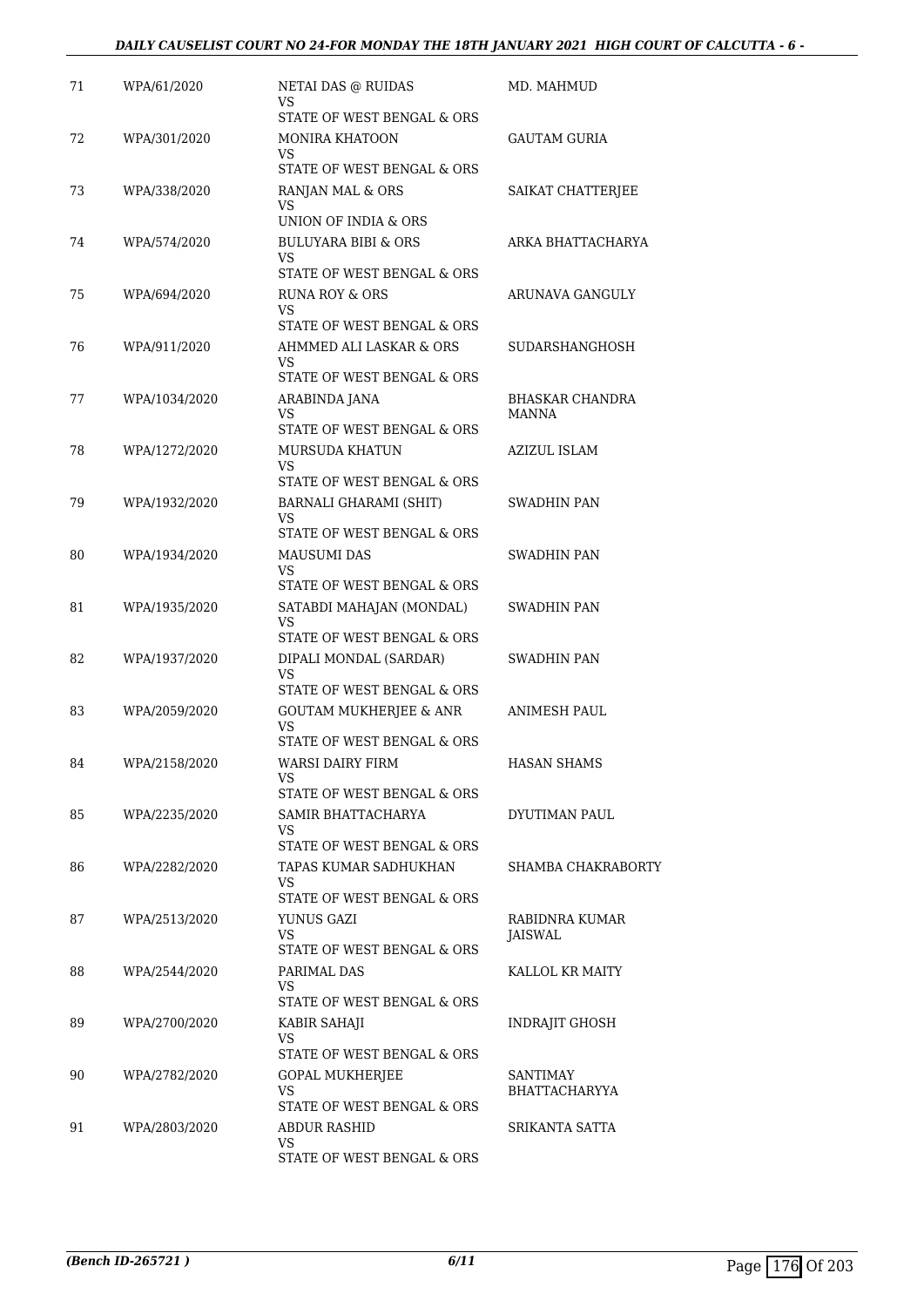| | | | |
|---|---|---|---|
| 71 | WPA/61/2020 | NETAI DAS @ RUIDAS<br>VS<br>STATE OF WEST BENGAL & ORS | MD. MAHMUD |
| 72 | WPA/301/2020 | MONIRA KHATOON<br>VS<br>STATE OF WEST BENGAL & ORS | GAUTAM GURIA |
| 73 | WPA/338/2020 | RANJAN MAL & ORS<br>VS<br>UNION OF INDIA & ORS | SAIKAT CHATTERJEE |
| 74 | WPA/574/2020 | BULUYARA BIBI & ORS<br>VS<br>STATE OF WEST BENGAL & ORS | ARKA BHATTACHARYA |
| 75 | WPA/694/2020 | RUNA ROY & ORS<br>VS<br>STATE OF WEST BENGAL & ORS | ARUNAVA GANGULY |
| 76 | WPA/911/2020 | AHMMED ALI LASKAR & ORS<br>VS<br>STATE OF WEST BENGAL & ORS | SUDARSHANGHOSH |
| 77 | WPA/1034/2020 | ARABINDA JANA<br>VS<br>STATE OF WEST BENGAL & ORS | BHASKAR CHANDRA MANNA |
| 78 | WPA/1272/2020 | MURSUDA KHATUN<br>VS<br>STATE OF WEST BENGAL & ORS | AZIZUL ISLAM |
| 79 | WPA/1932/2020 | BARNALI GHARAMI (SHIT)<br>VS<br>STATE OF WEST BENGAL & ORS | SWADHIN PAN |
| 80 | WPA/1934/2020 | MAUSUMI DAS<br>VS<br>STATE OF WEST BENGAL & ORS | SWADHIN PAN |
| 81 | WPA/1935/2020 | SATABDI MAHAJAN (MONDAL)<br>VS<br>STATE OF WEST BENGAL & ORS | SWADHIN PAN |
| 82 | WPA/1937/2020 | DIPALI MONDAL (SARDAR)<br>VS<br>STATE OF WEST BENGAL & ORS | SWADHIN PAN |
| 83 | WPA/2059/2020 | GOUTAM MUKHERJEE & ANR<br>VS<br>STATE OF WEST BENGAL & ORS | ANIMESH PAUL |
| 84 | WPA/2158/2020 | WARSI DAIRY FIRM<br>VS<br>STATE OF WEST BENGAL & ORS | HASAN SHAMS |
| 85 | WPA/2235/2020 | SAMIR BHATTACHARYA<br>VS<br>STATE OF WEST BENGAL & ORS | DYUTIMAN PAUL |
| 86 | WPA/2282/2020 | TAPAS KUMAR SADHUKHAN<br>VS<br>STATE OF WEST BENGAL & ORS | SHAMBA CHAKRABORTY |
| 87 | WPA/2513/2020 | YUNUS GAZI<br>VS<br>STATE OF WEST BENGAL & ORS | RABIDNRA KUMAR JAISWAL |
| 88 | WPA/2544/2020 | PARIMAL DAS<br>VS<br>STATE OF WEST BENGAL & ORS | KALLOL KR MAITY |
| 89 | WPA/2700/2020 | KABIR SAHAJI<br>VS<br>STATE OF WEST BENGAL & ORS | INDRAJIT GHOSH |
| 90 | WPA/2782/2020 | GOPAL MUKHERJEE<br>VS<br>STATE OF WEST BENGAL & ORS | SANTIMAY BHATTACHARYYA |
| 91 | WPA/2803/2020 | ABDUR RASHID<br>VS<br>STATE OF WEST BENGAL & ORS | SRIKANTA SATTA |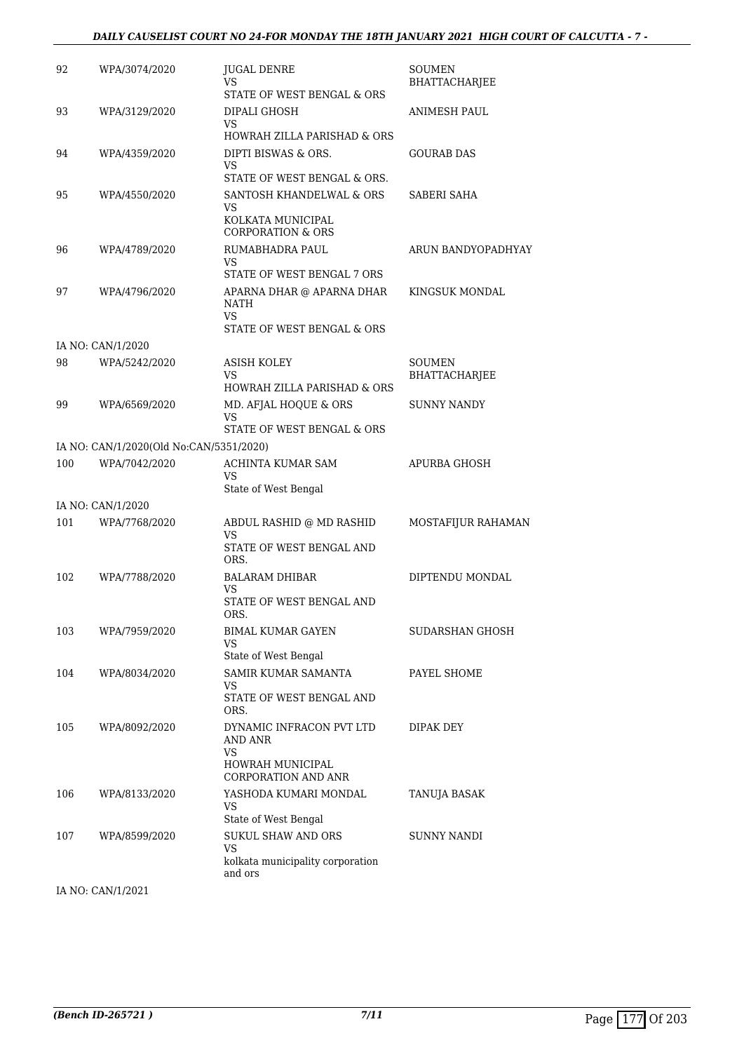| | | | |
|---|---|---|---|
| 92 | WPA/3074/2020 | JUGAL DENRE<br>VS<br>STATE OF WEST BENGAL & ORS | SOUMEN BHATTACHARJEE |
| 93 | WPA/3129/2020 | DIPALI GHOSH<br>VS<br>HOWRAH ZILLA PARISHAD & ORS | ANIMESH PAUL |
| 94 | WPA/4359/2020 | DIPTI BISWAS & ORS.<br>VS<br>STATE OF WEST BENGAL & ORS. | GOURAB DAS |
| 95 | WPA/4550/2020 | SANTOSH KHANDELWAL & ORS<br>VS<br>KOLKATA MUNICIPAL CORPORATION & ORS | SABERI SAHA |
| 96 | WPA/4789/2020 | RUMABHADRA PAUL<br>VS<br>STATE OF WEST BENGAL 7 ORS | ARUN BANDYOPADHYAY |
| 97 | WPA/4796/2020 | APARNA DHAR @ APARNA DHAR NATH<br>VS<br>STATE OF WEST BENGAL & ORS | KINGSUK MONDAL |
| | IA NO: CAN/1/2020 | | |
| 98 | WPA/5242/2020 | ASISH KOLEY<br>VS<br>HOWRAH ZILLA PARISHAD & ORS | SOUMEN BHATTACHARJEE |
| 99 | WPA/6569/2020 | MD. AFJAL HOQUE & ORS<br>VS<br>STATE OF WEST BENGAL & ORS | SUNNY NANDY |
| | IA NO: CAN/1/2020(Old No:CAN/5351/2020) | | |
| 100 | WPA/7042/2020 | ACHINTA KUMAR SAM<br>VS<br>State of West Bengal | APURBA GHOSH |
| | IA NO: CAN/1/2020 | | |
| 101 | WPA/7768/2020 | ABDUL RASHID @ MD RASHID<br>VS<br>STATE OF WEST BENGAL AND ORS. | MOSTAFIJUR RAHAMAN |
| 102 | WPA/7788/2020 | BALARAM DHIBAR<br>VS<br>STATE OF WEST BENGAL AND ORS. | DIPTENDU MONDAL |
| 103 | WPA/7959/2020 | BIMAL KUMAR GAYEN<br>VS<br>State of West Bengal | SUDARSHAN GHOSH |
| 104 | WPA/8034/2020 | SAMIR KUMAR SAMANTA<br>VS<br>STATE OF WEST BENGAL AND ORS. | PAYEL SHOME |
| 105 | WPA/8092/2020 | DYNAMIC INFRACON PVT LTD AND ANR<br>VS<br>HOWRAH MUNICIPAL CORPORATION AND ANR | DIPAK DEY |
| 106 | WPA/8133/2020 | YASHODA KUMARI MONDAL<br>VS<br>State of West Bengal | TANUJA BASAK |
| 107 | WPA/8599/2020 | SUKUL SHAW AND ORS<br>VS<br>kolkata municipality corporation and ors | SUNNY NANDI |
| | IA NO: CAN/1/2021 | | |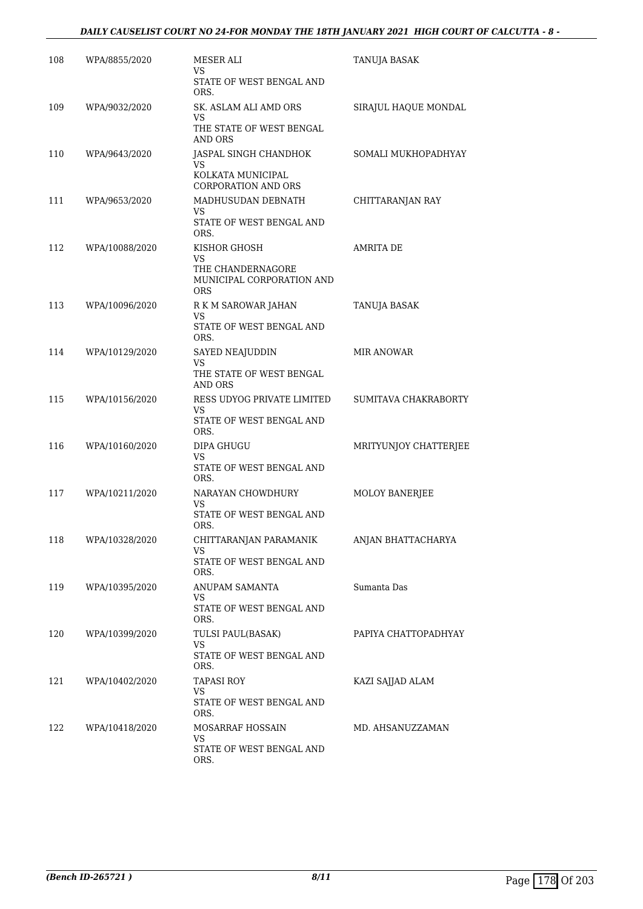| | | | |
|---|---|---|---|
| 108 | WPA/8855/2020 | MESER ALI<br>VS<br>STATE OF WEST BENGAL AND ORS. | TANUJA BASAK |
| 109 | WPA/9032/2020 | SK. ASLAM ALI AMD ORS<br>VS<br>THE STATE OF WEST BENGAL AND ORS | SIRAJUL HAQUE MONDAL |
| 110 | WPA/9643/2020 | JASPAL SINGH CHANDHOK<br>VS<br>KOLKATA MUNICIPAL CORPORATION AND ORS | SOMALI MUKHOPADHYAY |
| 111 | WPA/9653/2020 | MADHUSUDAN DEBNATH<br>VS<br>STATE OF WEST BENGAL AND ORS. | CHITTARANJAN RAY |
| 112 | WPA/10088/2020 | KISHOR GHOSH<br>VS<br>THE CHANDERNAGORE MUNICIPAL CORPORATION AND ORS | AMRITA DE |
| 113 | WPA/10096/2020 | R K M SAROWAR JAHAN<br>VS<br>STATE OF WEST BENGAL AND ORS. | TANUJA BASAK |
| 114 | WPA/10129/2020 | SAYED NEAJUDDIN<br>VS<br>THE STATE OF WEST BENGAL AND ORS | MIR ANOWAR |
| 115 | WPA/10156/2020 | RESS UDYOG PRIVATE LIMITED<br>VS<br>STATE OF WEST BENGAL AND ORS. | SUMITAVA CHAKRABORTY |
| 116 | WPA/10160/2020 | DIPA GHUGU<br>VS<br>STATE OF WEST BENGAL AND ORS. | MRITYUNJOY CHATTERJEE |
| 117 | WPA/10211/2020 | NARAYAN CHOWDHURY<br>VS<br>STATE OF WEST BENGAL AND ORS. | MOLOY BANERJEE |
| 118 | WPA/10328/2020 | CHITTARANJAN PARAMANIK<br>VS<br>STATE OF WEST BENGAL AND ORS. | ANJAN BHATTACHARYA |
| 119 | WPA/10395/2020 | ANUPAM SAMANTA<br>VS<br>STATE OF WEST BENGAL AND ORS. | Sumanta Das |
| 120 | WPA/10399/2020 | TULSI PAUL(BASAK)<br>VS<br>STATE OF WEST BENGAL AND ORS. | PAPIYA CHATTOPADHYAY |
| 121 | WPA/10402/2020 | TAPASI ROY<br>VS<br>STATE OF WEST BENGAL AND ORS. | KAZI SAJJAD ALAM |
| 122 | WPA/10418/2020 | MOSARRAF HOSSAIN<br>VS<br>STATE OF WEST BENGAL AND ORS. | MD. AHSANUZZAMAN |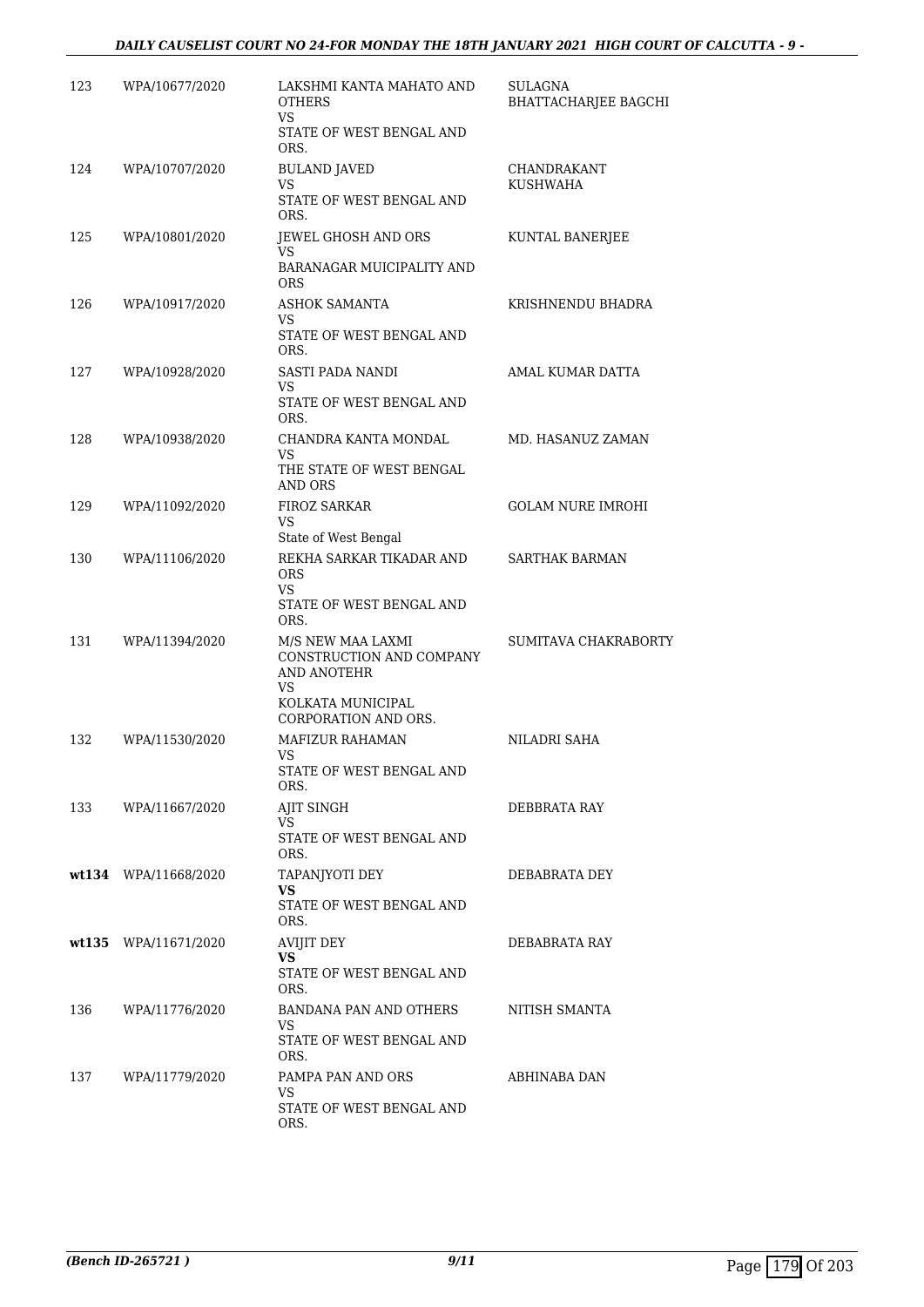| | | | |
|---|---|---|---|
| 123 | WPA/10677/2020 | LAKSHMI KANTA MAHATO AND OTHERS<br>VS<br>STATE OF WEST BENGAL AND ORS. | SULAGNA BHATTACHARJEE BAGCHI |
| 124 | WPA/10707/2020 | BULAND JAVED<br>VS<br>STATE OF WEST BENGAL AND ORS. | CHANDRAKANT KUSHWAHA |
| 125 | WPA/10801/2020 | JEWEL GHOSH AND ORS<br>VS<br>BARANAGAR MUICIPALITY AND ORS | KUNTAL BANERJEE |
| 126 | WPA/10917/2020 | ASHOK SAMANTA<br>VS<br>STATE OF WEST BENGAL AND ORS. | KRISHNENDU BHADRA |
| 127 | WPA/10928/2020 | SASTI PADA NANDI<br>VS<br>STATE OF WEST BENGAL AND ORS. | AMAL KUMAR DATTA |
| 128 | WPA/10938/2020 | CHANDRA KANTA MONDAL<br>VS<br>THE STATE OF WEST BENGAL AND ORS | MD. HASANUZ ZAMAN |
| 129 | WPA/11092/2020 | FIROZ SARKAR<br>VS<br>State of West Bengal | GOLAM NURE IMROHI |
| 130 | WPA/11106/2020 | REKHA SARKAR TIKADAR AND ORS<br>VS<br>STATE OF WEST BENGAL AND ORS. | SARTHAK BARMAN |
| 131 | WPA/11394/2020 | M/S NEW MAA LAXMI CONSTRUCTION AND COMPANY AND ANOTEHR<br>VS<br>KOLKATA MUNICIPAL CORPORATION AND ORS. | SUMITAVA CHAKRABORTY |
| 132 | WPA/11530/2020 | MAFIZUR RAHAMAN<br>VS<br>STATE OF WEST BENGAL AND ORS. | NILADRI SAHA |
| 133 | WPA/11667/2020 | AJIT SINGH<br>VS<br>STATE OF WEST BENGAL AND ORS. | DEBBRATA RAY |
| **wt134** | WPA/11668/2020 | TAPANJYOTI DEY<br>**VS**<br>STATE OF WEST BENGAL AND ORS. | DEBABRATA DEY |
| **wt135** | WPA/11671/2020 | AVIJIT DEY<br>**VS**<br>STATE OF WEST BENGAL AND ORS. | DEBABRATA RAY |
| 136 | WPA/11776/2020 | BANDANA PAN AND OTHERS<br>VS<br>STATE OF WEST BENGAL AND ORS. | NITISH SMANTA |
| 137 | WPA/11779/2020 | PAMPA PAN AND ORS<br>VS<br>STATE OF WEST BENGAL AND ORS. | ABHINABA DAN |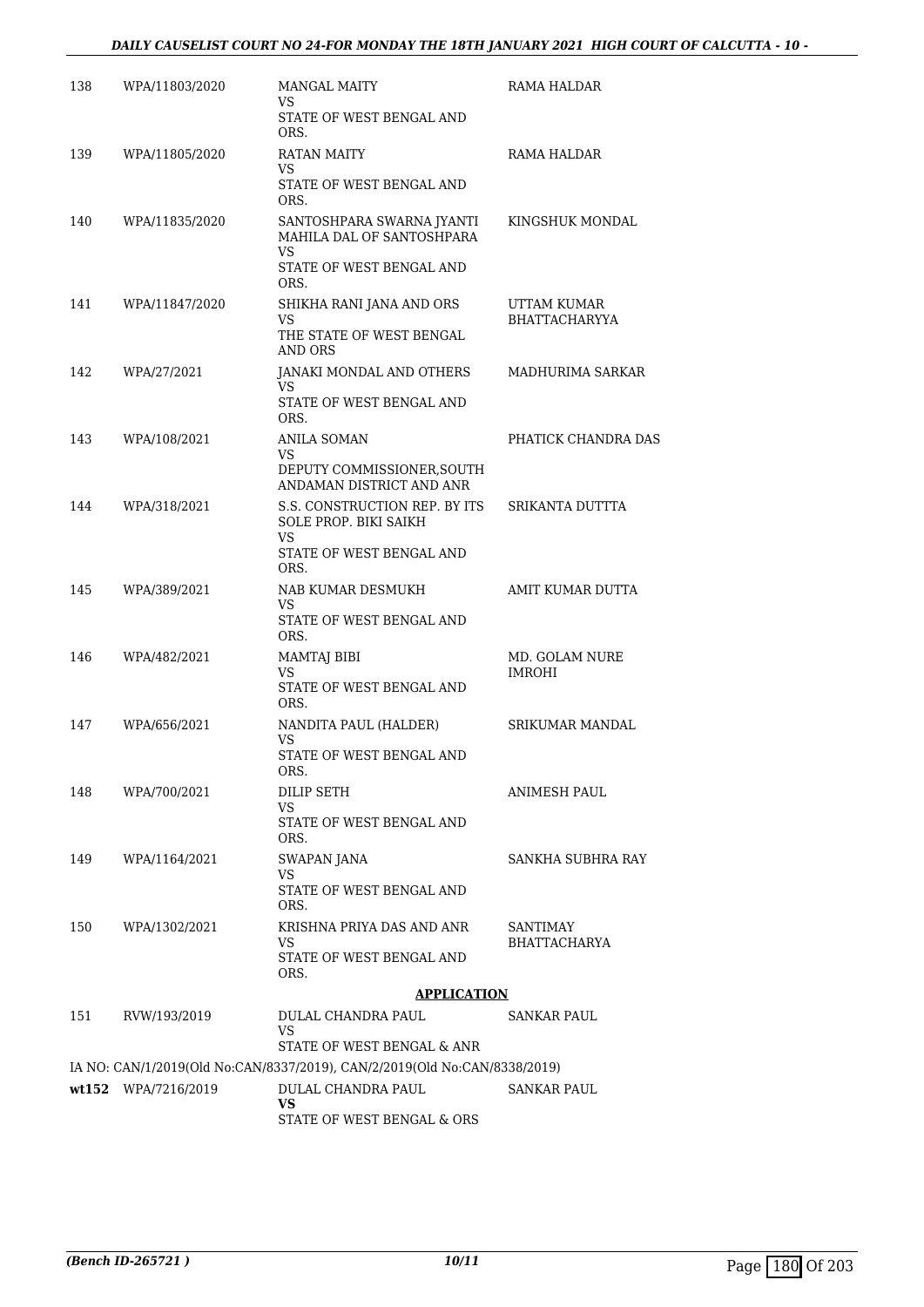| | | | |
|---|---|---|---|
| 138 | WPA/11803/2020 | MANGAL MAITY<br>VS<br>STATE OF WEST BENGAL AND ORS. | RAMA HALDAR |
| 139 | WPA/11805/2020 | RATAN MAITY<br>VS<br>STATE OF WEST BENGAL AND ORS. | RAMA HALDAR |
| 140 | WPA/11835/2020 | SANTOSHPARA SWARNA JYANTI MAHILA DAL OF SANTOSHPARA<br>VS<br>STATE OF WEST BENGAL AND ORS. | KINGSHUK MONDAL |
| 141 | WPA/11847/2020 | SHIKHA RANI JANA AND ORS<br>VS<br>THE STATE OF WEST BENGAL AND ORS | UTTAM KUMAR BHATTACHARYYA |
| 142 | WPA/27/2021 | JANAKI MONDAL AND OTHERS<br>VS<br>STATE OF WEST BENGAL AND ORS. | MADHURIMA SARKAR |
| 143 | WPA/108/2021 | ANILA SOMAN<br>VS<br>DEPUTY COMMISSIONER,SOUTH ANDAMAN DISTRICT AND ANR | PHATICK CHANDRA DAS |
| 144 | WPA/318/2021 | S.S. CONSTRUCTION REP. BY ITS SOLE PROP. BIKI SAIKH<br>VS<br>STATE OF WEST BENGAL AND ORS. | SRIKANTA DUTTTA |
| 145 | WPA/389/2021 | NAB KUMAR DESMUKH<br>VS<br>STATE OF WEST BENGAL AND ORS. | AMIT KUMAR DUTTA |
| 146 | WPA/482/2021 | MAMTAJ BIBI<br>VS<br>STATE OF WEST BENGAL AND ORS. | MD. GOLAM NURE IMROHI |
| 147 | WPA/656/2021 | NANDITA PAUL (HALDER)<br>VS<br>STATE OF WEST BENGAL AND ORS. | SRIKUMAR MANDAL |
| 148 | WPA/700/2021 | DILIP SETH<br>VS<br>STATE OF WEST BENGAL AND ORS. | ANIMESH PAUL |
| 149 | WPA/1164/2021 | SWAPAN JANA<br>VS<br>STATE OF WEST BENGAL AND ORS. | SANKHA SUBHRA RAY |
| 150 | WPA/1302/2021 | KRISHNA PRIYA DAS AND ANR<br>VS<br>STATE OF WEST BENGAL AND ORS. | SANTIMAY BHATTACHARYA |

**APPLICATION**

| | | | |
|---|---|---|---|
| 151 | RVW/193/2019 | DULAL CHANDRA PAUL<br>VS<br>STATE OF WEST BENGAL & ANR | SANKAR PAUL |

IA NO: CAN/1/2019(Old No:CAN/8337/2019), CAN/2/2019(Old No:CAN/8338/2019)

| | | | |
|---|---|---|---|
| **wt152** | WPA/7216/2019 | DULAL CHANDRA PAUL<br>**VS**<br>STATE OF WEST BENGAL & ORS | SANKAR PAUL |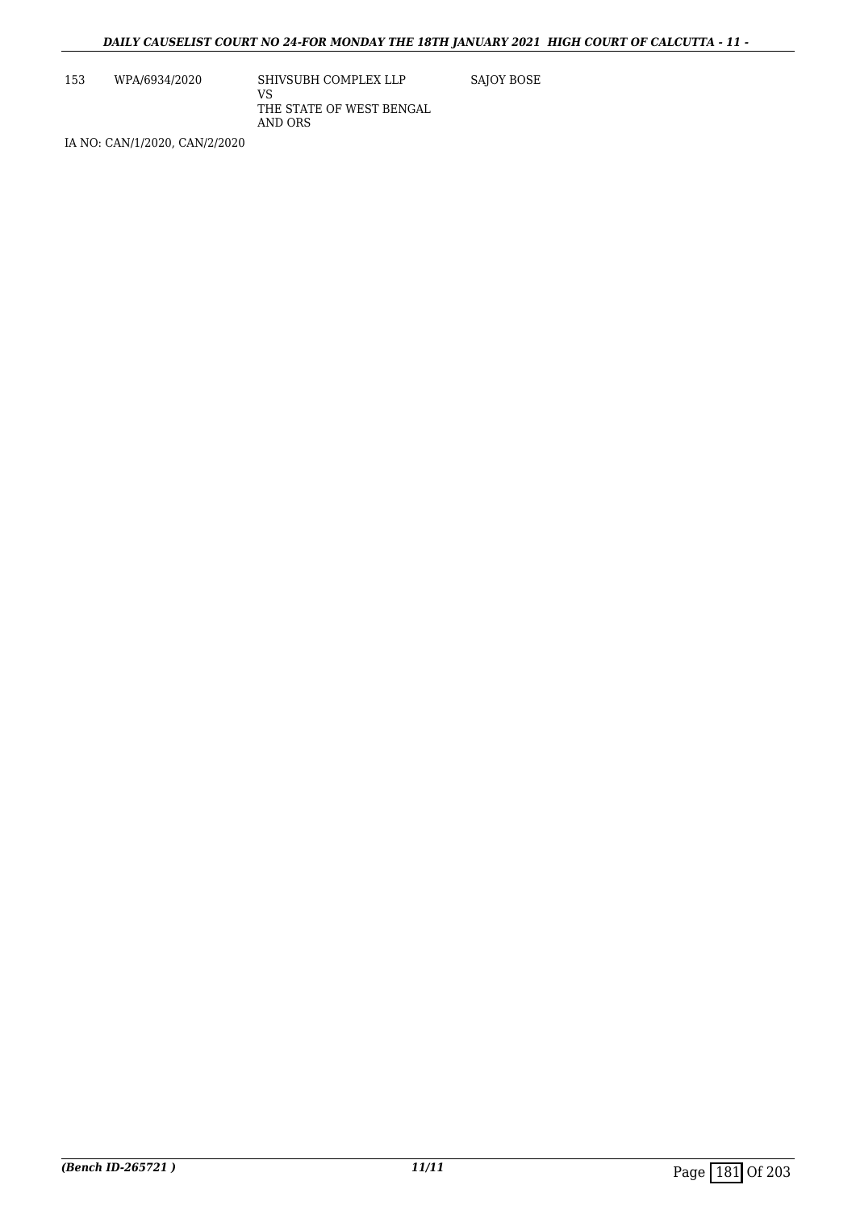| | | | |
|---|---|---|---|
| 153 | WPA/6934/2020 | SHIVSUBH COMPLEX LLP<br>VS<br>THE STATE OF WEST BENGAL AND ORS | SAJOY BOSE |

IA NO: CAN/1/2020, CAN/2/2020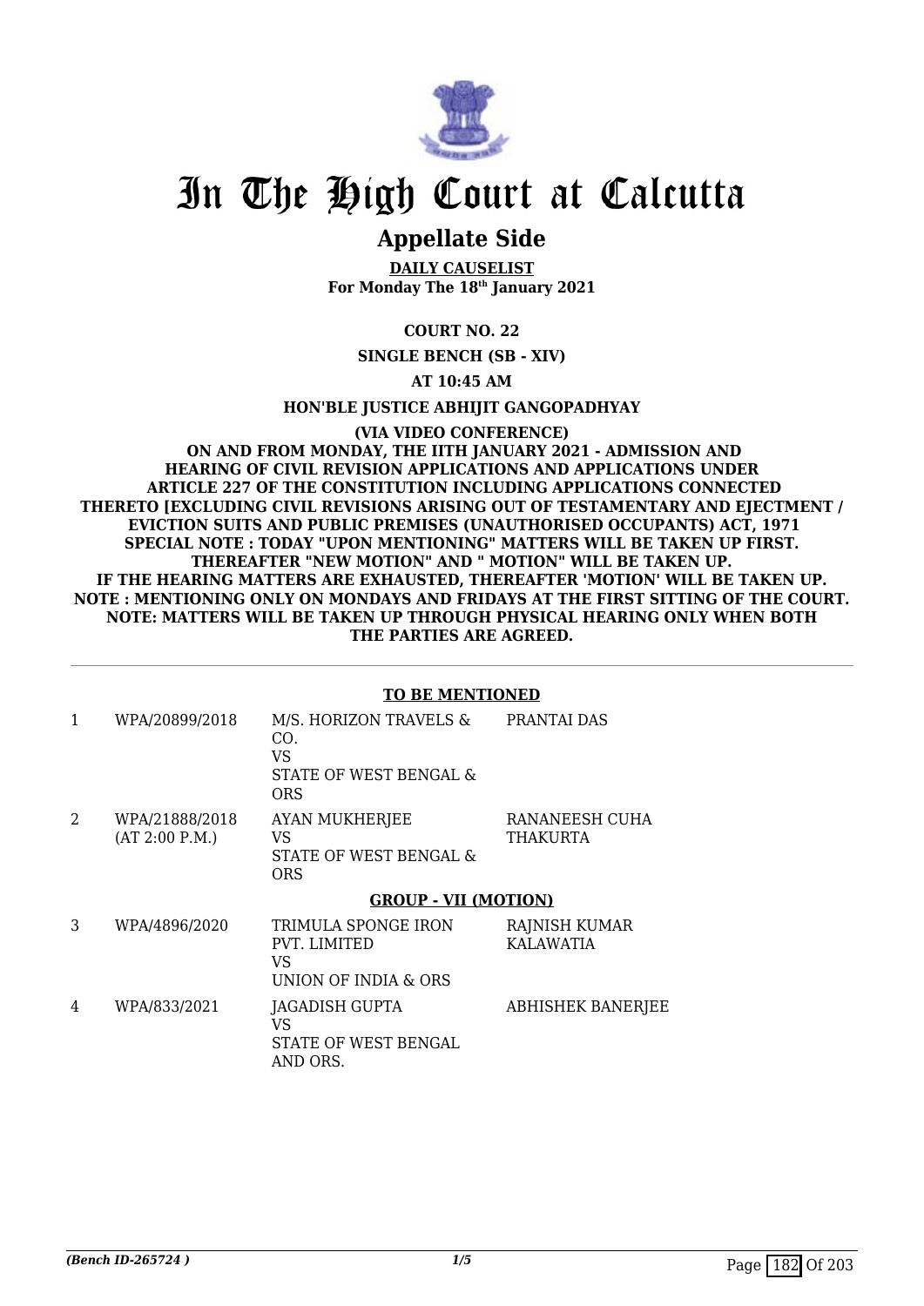# In The High Court at Calcutta

## Appellate Side

**DAILY CAUSELIST**
**For Monday The 18th January 2021**

**COURT NO. 22**

**SINGLE BENCH (SB - XIV)**

**AT 10:45 AM**

**HON'BLE JUSTICE ABHIJIT GANGOPADHYAY**

**(VIA VIDEO CONFERENCE)**
**ON AND FROM MONDAY, THE IITH JANUARY 2021 - ADMISSION AND HEARING OF CIVIL REVISION APPLICATIONS AND APPLICATIONS UNDER ARTICLE 227 OF THE CONSTITUTION INCLUDING APPLICATIONS CONNECTED THERETO [EXCLUDING CIVIL REVISIONS ARISING OUT OF TESTAMENTARY AND EJECTMENT / EVICTION SUITS AND PUBLIC PREMISES (UNAUTHORISED OCCUPANTS) ACT, 1971**
**SPECIAL NOTE : TODAY "UPON MENTIONING" MATTERS WILL BE TAKEN UP FIRST. THEREAFTER "NEW MOTION" AND " MOTION" WILL BE TAKEN UP.**
**IF THE HEARING MATTERS ARE EXHAUSTED, THEREAFTER 'MOTION' WILL BE TAKEN UP.**
**NOTE : MENTIONING ONLY ON MONDAYS AND FRIDAYS AT THE FIRST SITTING OF THE COURT.**
**NOTE: MATTERS WILL BE TAKEN UP THROUGH PHYSICAL HEARING ONLY WHEN BOTH THE PARTIES ARE AGREED.**

**TO BE MENTIONED**

| | | | |
|---|---|---|---|
| 1 | WPA/20899/2018 | M/S. HORIZON TRAVELS & CO.<br>VS<br>STATE OF WEST BENGAL & ORS | PRANTAI DAS |
| 2 | WPA/21888/2018<br>(AT 2:00 P.M.) | AYAN MUKHERJEE<br>VS<br>STATE OF WEST BENGAL & ORS | RANANEESH CUHA THAKURTA |

**GROUP - VII (MOTION)**

| | | | |
|---|---|---|---|
| 3 | WPA/4896/2020 | TRIMULA SPONGE IRON PVT. LIMITED<br>VS<br>UNION OF INDIA & ORS | RAJNISH KUMAR KALAWATIA |
| 4 | WPA/833/2021 | JAGADISH GUPTA<br>VS<br>STATE OF WEST BENGAL AND ORS. | ABHISHEK BANERJEE |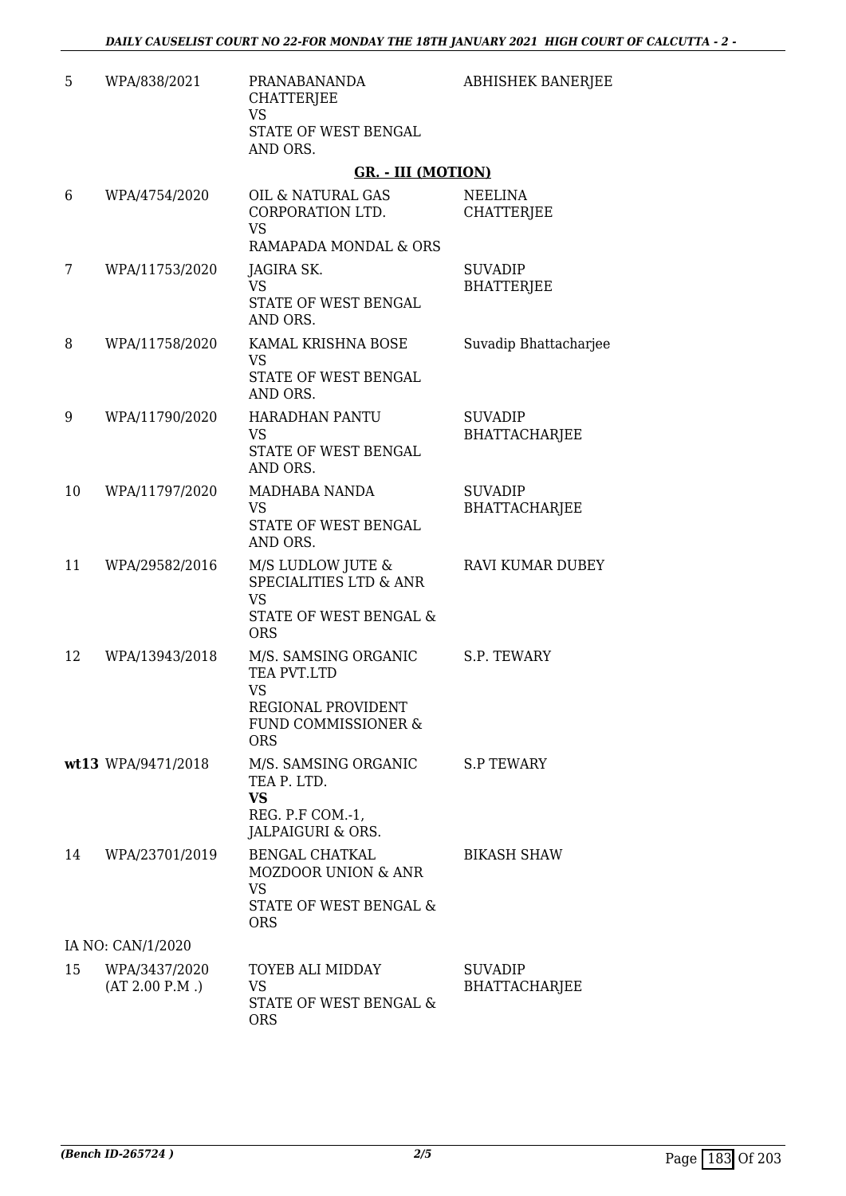| | | | |
|---|---|---|---|
| 5 | WPA/838/2021 | PRANABANANDA CHATTERJEE<br>VS<br>STATE OF WEST BENGAL AND ORS. | ABHISHEK BANERJEE |

**GR. - III (MOTION)**

| | | | |
|---|---|---|---|
| 6 | WPA/4754/2020 | OIL & NATURAL GAS CORPORATION LTD.<br>VS<br>RAMAPADA MONDAL & ORS | NEELINA CHATTERJEE |
| 7 | WPA/11753/2020 | JAGIRA SK.<br>VS<br>STATE OF WEST BENGAL AND ORS. | SUVADIP BHATTERJEE |
| 8 | WPA/11758/2020 | KAMAL KRISHNA BOSE<br>VS<br>STATE OF WEST BENGAL AND ORS. | Suvadip Bhattacharjee |
| 9 | WPA/11790/2020 | HARADHAN PANTU<br>VS<br>STATE OF WEST BENGAL AND ORS. | SUVADIP BHATTACHARJEE |
| 10 | WPA/11797/2020 | MADHABA NANDA<br>VS<br>STATE OF WEST BENGAL AND ORS. | SUVADIP BHATTACHARJEE |
| 11 | WPA/29582/2016 | M/S LUDLOW JUTE & SPECIALITIES LTD & ANR<br>VS<br>STATE OF WEST BENGAL & ORS | RAVI KUMAR DUBEY |
| 12 | WPA/13943/2018 | M/S. SAMSING ORGANIC TEA PVT.LTD<br>VS<br>REGIONAL PROVIDENT FUND COMMISSIONER & ORS | S.P. TEWARY |
| **wt13** | WPA/9471/2018 | M/S. SAMSING ORGANIC TEA P. LTD.<br>**VS**<br>REG. P.F COM.-1, JALPAIGURI & ORS. | S.P TEWARY |
| 14 | WPA/23701/2019 | BENGAL CHATKAL MOZDOOR UNION & ANR<br>VS<br>STATE OF WEST BENGAL & ORS | BIKASH SHAW |
| | IA NO: CAN/1/2020 | | |
| 15 | WPA/3437/2020<br>(AT 2.00 P.M .) | TOYEB ALI MIDDAY<br>VS<br>STATE OF WEST BENGAL & ORS | SUVADIP BHATTACHARJEE |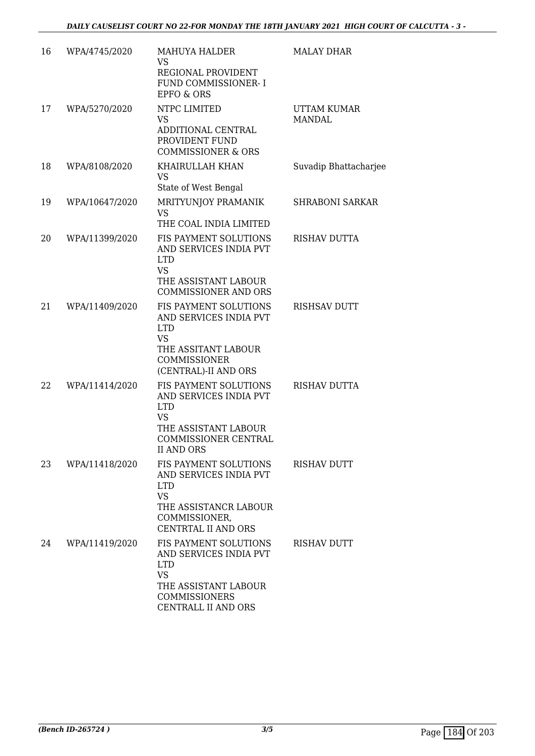| 16 | WPA/4745/2020 | MAHUYA HALDER<br>VS<br>REGIONAL PROVIDENT FUND COMMISSIONER- I EPFO & ORS | MALAY DHAR |
|---|---|---|---|
| 17 | WPA/5270/2020 | NTPC LIMITED<br>VS<br>ADDITIONAL CENTRAL PROVIDENT FUND COMMISSIONER & ORS | UTTAM KUMAR MANDAL |
| 18 | WPA/8108/2020 | KHAIRULLAH KHAN<br>VS<br>State of West Bengal | Suvadip Bhattacharjee |
| 19 | WPA/10647/2020 | MRITYUNJOY PRAMANIK<br>VS<br>THE COAL INDIA LIMITED | SHRABONI SARKAR |
| 20 | WPA/11399/2020 | FIS PAYMENT SOLUTIONS AND SERVICES INDIA PVT LTD<br>VS<br>THE ASSISTANT LABOUR COMMISSIONER AND ORS | RISHAV DUTTA |
| 21 | WPA/11409/2020 | FIS PAYMENT SOLUTIONS AND SERVICES INDIA PVT LTD<br>VS<br>THE ASSITANT LABOUR COMMISSIONER (CENTRAL)-II AND ORS | RISHSAV DUTT |
| 22 | WPA/11414/2020 | FIS PAYMENT SOLUTIONS AND SERVICES INDIA PVT LTD<br>VS<br>THE ASSISTANT LABOUR COMMISSIONER CENTRAL II AND ORS | RISHAV DUTTA |
| 23 | WPA/11418/2020 | FIS PAYMENT SOLUTIONS AND SERVICES INDIA PVT LTD<br>VS<br>THE ASSISTANCR LABOUR COMMISSIONER, CENTRTAL II AND ORS | RISHAV DUTT |
| 24 | WPA/11419/2020 | FIS PAYMENT SOLUTIONS AND SERVICES INDIA PVT LTD<br>VS<br>THE ASSISTANT LABOUR COMMISSIONERS CENTRALL II AND ORS | RISHAV DUTT |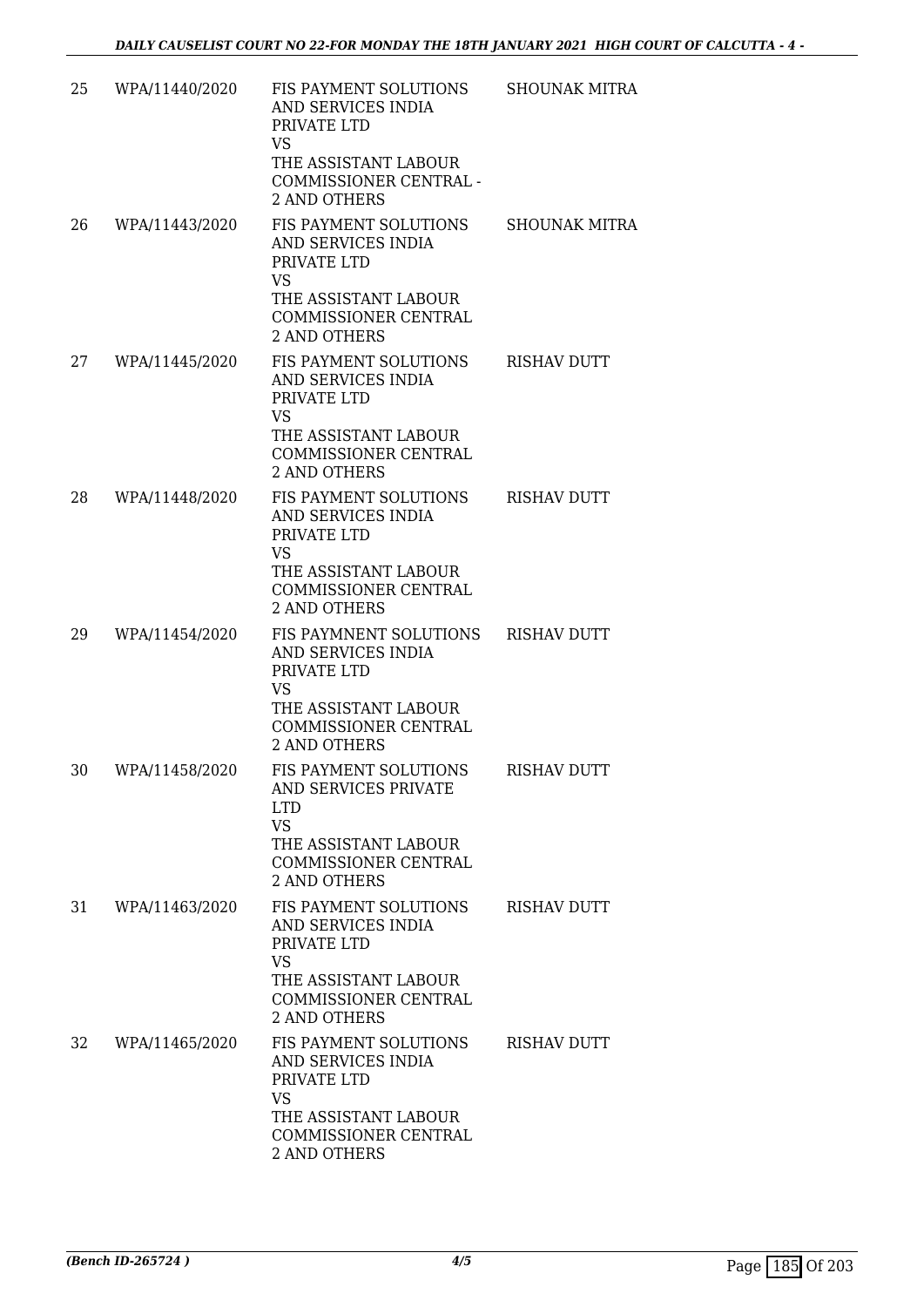| | | | |
|---|---|---|---|
| 25 | WPA/11440/2020 | FIS PAYMENT SOLUTIONS AND SERVICES INDIA PRIVATE LTD<br>VS<br>THE ASSISTANT LABOUR COMMISSIONER CENTRAL - 2 AND OTHERS | SHOUNAK MITRA |
| 26 | WPA/11443/2020 | FIS PAYMENT SOLUTIONS AND SERVICES INDIA PRIVATE LTD<br>VS<br>THE ASSISTANT LABOUR COMMISSIONER CENTRAL 2 AND OTHERS | SHOUNAK MITRA |
| 27 | WPA/11445/2020 | FIS PAYMENT SOLUTIONS AND SERVICES INDIA PRIVATE LTD<br>VS<br>THE ASSISTANT LABOUR COMMISSIONER CENTRAL 2 AND OTHERS | RISHAV DUTT |
| 28 | WPA/11448/2020 | FIS PAYMENT SOLUTIONS AND SERVICES INDIA PRIVATE LTD<br>VS<br>THE ASSISTANT LABOUR COMMISSIONER CENTRAL 2 AND OTHERS | RISHAV DUTT |
| 29 | WPA/11454/2020 | FIS PAYMNENT SOLUTIONS AND SERVICES INDIA PRIVATE LTD<br>VS<br>THE ASSISTANT LABOUR COMMISSIONER CENTRAL 2 AND OTHERS | RISHAV DUTT |
| 30 | WPA/11458/2020 | FIS PAYMENT SOLUTIONS AND SERVICES PRIVATE LTD<br>VS<br>THE ASSISTANT LABOUR COMMISSIONER CENTRAL 2 AND OTHERS | RISHAV DUTT |
| 31 | WPA/11463/2020 | FIS PAYMENT SOLUTIONS AND SERVICES INDIA PRIVATE LTD<br>VS<br>THE ASSISTANT LABOUR COMMISSIONER CENTRAL 2 AND OTHERS | RISHAV DUTT |
| 32 | WPA/11465/2020 | FIS PAYMENT SOLUTIONS AND SERVICES INDIA PRIVATE LTD<br>VS<br>THE ASSISTANT LABOUR COMMISSIONER CENTRAL 2 AND OTHERS | RISHAV DUTT |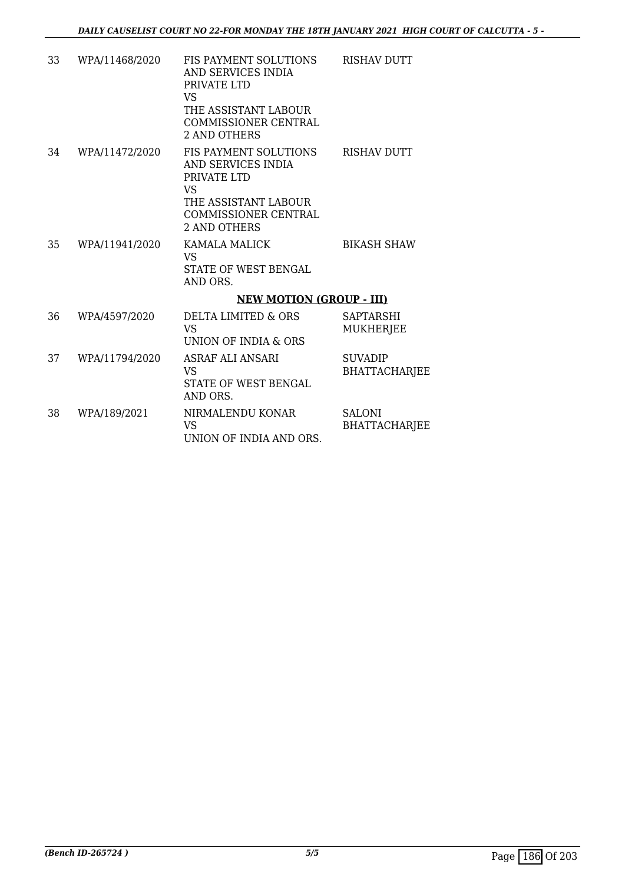| 33 | WPA/11468/2020 | FIS PAYMENT SOLUTIONS AND SERVICES INDIA PRIVATE LTD<br>VS<br>THE ASSISTANT LABOUR COMMISSIONER CENTRAL 2 AND OTHERS | RISHAV DUTT |
|---|---|---|---|
| 34 | WPA/11472/2020 | FIS PAYMENT SOLUTIONS AND SERVICES INDIA PRIVATE LTD<br>VS<br>THE ASSISTANT LABOUR COMMISSIONER CENTRAL 2 AND OTHERS | RISHAV DUTT |
| 35 | WPA/11941/2020 | KAMALA MALICK<br>VS<br>STATE OF WEST BENGAL AND ORS. | BIKASH SHAW |

**NEW MOTION (GROUP - III)**

| 36 | WPA/4597/2020 | DELTA LIMITED & ORS<br>VS<br>UNION OF INDIA & ORS | SAPTARSHI MUKHERJEE |
|---|---|---|---|
| 37 | WPA/11794/2020 | ASRAF ALI ANSARI<br>VS<br>STATE OF WEST BENGAL AND ORS. | SUVADIP BHATTACHARJEE |
| 38 | WPA/189/2021 | NIRMALENDU KONAR<br>VS<br>UNION OF INDIA AND ORS. | SALONI BHATTACHARJEE |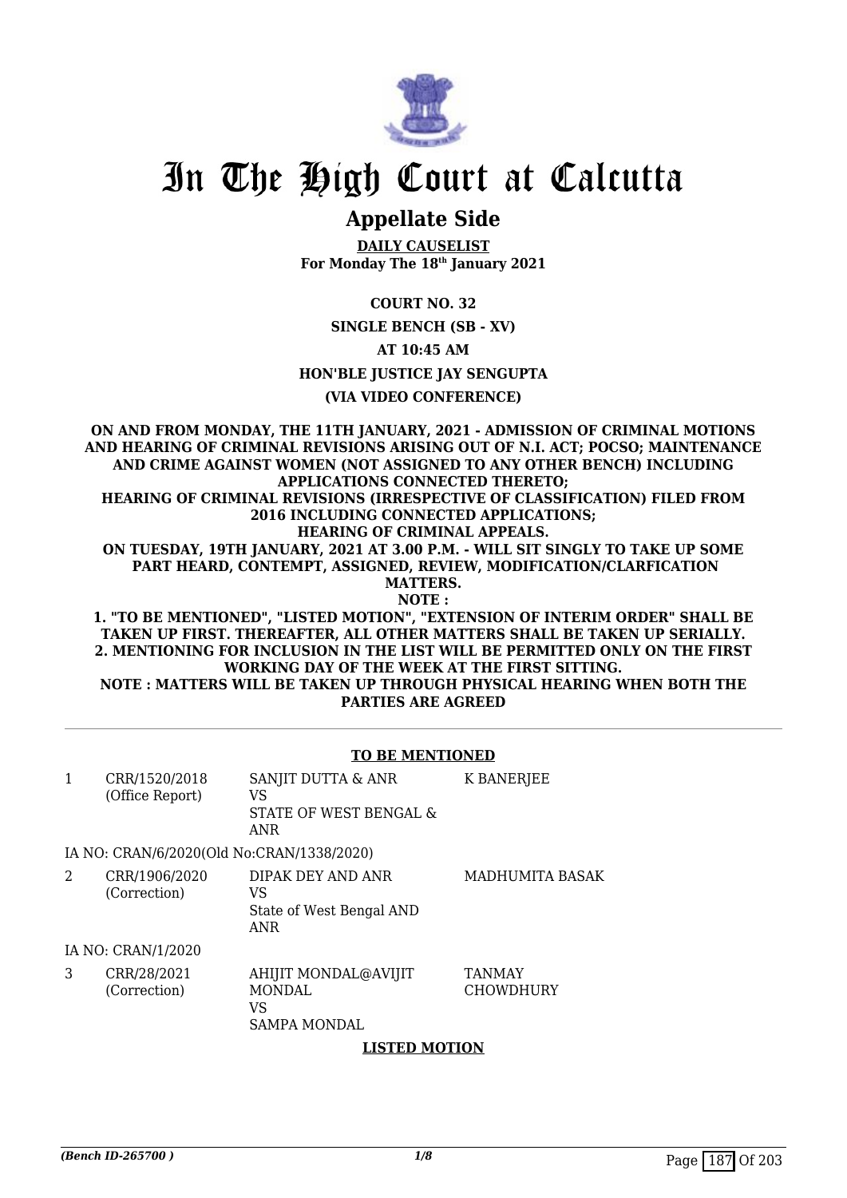# In The High Court at Calcutta

## Appellate Side

**DAILY CAUSELIST**
**For Monday The 18th January 2021**

**COURT NO. 32**

**SINGLE BENCH (SB - XV)**

**AT 10:45 AM**

**HON'BLE JUSTICE JAY SENGUPTA**

**(VIA VIDEO CONFERENCE)**

**ON AND FROM MONDAY, THE 11TH JANUARY, 2021 - ADMISSION OF CRIMINAL MOTIONS AND HEARING OF CRIMINAL REVISIONS ARISING OUT OF N.I. ACT; POCSO; MAINTENANCE AND CRIME AGAINST WOMEN (NOT ASSIGNED TO ANY OTHER BENCH) INCLUDING APPLICATIONS CONNECTED THERETO;**
**HEARING OF CRIMINAL REVISIONS (IRRESPECTIVE OF CLASSIFICATION) FILED FROM 2016 INCLUDING CONNECTED APPLICATIONS;**
**HEARING OF CRIMINAL APPEALS.**
**ON TUESDAY, 19TH JANUARY, 2021 AT 3.00 P.M. - WILL SIT SINGLY TO TAKE UP SOME PART HEARD, CONTEMPT, ASSIGNED, REVIEW, MODIFICATION/CLARFICATION MATTERS.**
**NOTE :**
**1. "TO BE MENTIONED", "LISTED MOTION", "EXTENSION OF INTERIM ORDER" SHALL BE TAKEN UP FIRST. THEREAFTER, ALL OTHER MATTERS SHALL BE TAKEN UP SERIALLY.**
**2. MENTIONING FOR INCLUSION IN THE LIST WILL BE PERMITTED ONLY ON THE FIRST WORKING DAY OF THE WEEK AT THE FIRST SITTING.**
**NOTE : MATTERS WILL BE TAKEN UP THROUGH PHYSICAL HEARING WHEN BOTH THE PARTIES ARE AGREED**

**TO BE MENTIONED**

| | | | |
|---|---|---|---|
| 1 | CRR/1520/2018 (Office Report) | SANJIT DUTTA & ANR VS STATE OF WEST BENGAL & ANR | K BANERJEE |
| | IA NO: CRAN/6/2020(Old No:CRAN/1338/2020) | | |
| 2 | CRR/1906/2020 (Correction) | DIPAK DEY AND ANR VS State of West Bengal AND ANR | MADHUMITA BASAK |
| | IA NO: CRAN/1/2020 | | |
| 3 | CRR/28/2021 (Correction) | AHIJIT MONDAL@AVIJIT MONDAL VS SAMPA MONDAL | TANMAY CHOWDHURY |

**LISTED MOTION**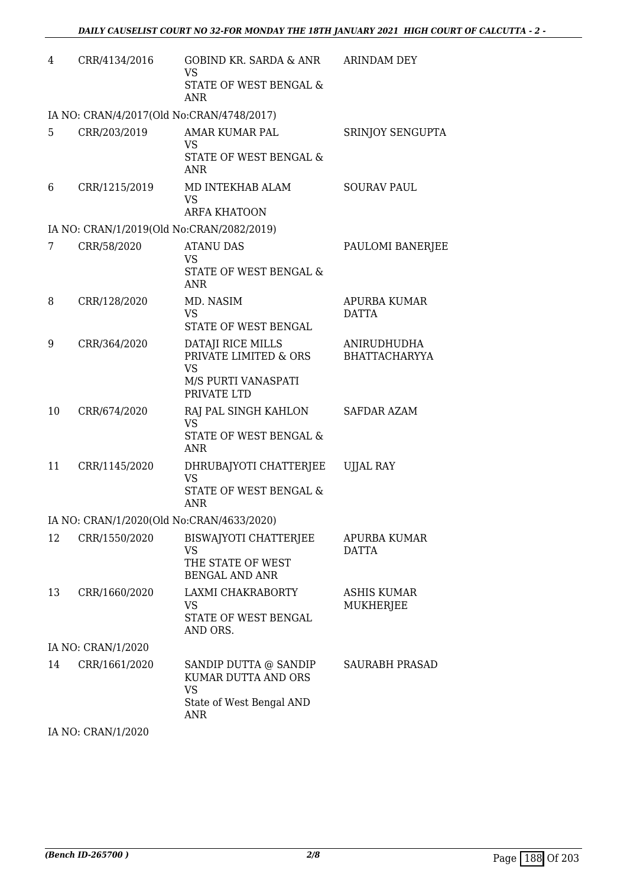| | | | |
|---|---|---|---|
| 4 | CRR/4134/2016 | GOBIND KR. SARDA & ANR<br>VS<br>STATE OF WEST BENGAL & ANR | ARINDAM DEY |
| IA NO: CRAN/4/2017(Old No:CRAN/4748/2017) | | | |
| 5 | CRR/203/2019 | AMAR KUMAR PAL<br>VS<br>STATE OF WEST BENGAL & ANR | SRINJOY SENGUPTA |
| 6 | CRR/1215/2019 | MD INTEKHAB ALAM<br>VS<br>ARFA KHATOON | SOURAV PAUL |
| IA NO: CRAN/1/2019(Old No:CRAN/2082/2019) | | | |
| 7 | CRR/58/2020 | ATANU DAS<br>VS<br>STATE OF WEST BENGAL & ANR | PAULOMI BANERJEE |
| 8 | CRR/128/2020 | MD. NASIM<br>VS<br>STATE OF WEST BENGAL | APURBA KUMAR DATTA |
| 9 | CRR/364/2020 | DATAJI RICE MILLS PRIVATE LIMITED & ORS<br>VS<br>M/S PURTI VANASPATI PRIVATE LTD | ANIRUDHUDHA BHATTACHARYYA |
| 10 | CRR/674/2020 | RAJ PAL SINGH KAHLON<br>VS<br>STATE OF WEST BENGAL & ANR | SAFDAR AZAM |
| 11 | CRR/1145/2020 | DHRUBAJYOTI CHATTERJEE<br>VS<br>STATE OF WEST BENGAL & ANR | UJJAL RAY |
| IA NO: CRAN/1/2020(Old No:CRAN/4633/2020) | | | |
| 12 | CRR/1550/2020 | BISWAJYOTI CHATTERJEE<br>VS<br>THE STATE OF WEST BENGAL AND ANR | APURBA KUMAR DATTA |
| 13 | CRR/1660/2020 | LAXMI CHAKRABORTY<br>VS<br>STATE OF WEST BENGAL AND ORS. | ASHIS KUMAR MUKHERJEE |
| IA NO: CRAN/1/2020 | | | |
| 14 | CRR/1661/2020 | SANDIP DUTTA @ SANDIP KUMAR DUTTA AND ORS<br>VS<br>State of West Bengal AND ANR | SAURABH PRASAD |
| IA NO: CRAN/1/2020 | | | |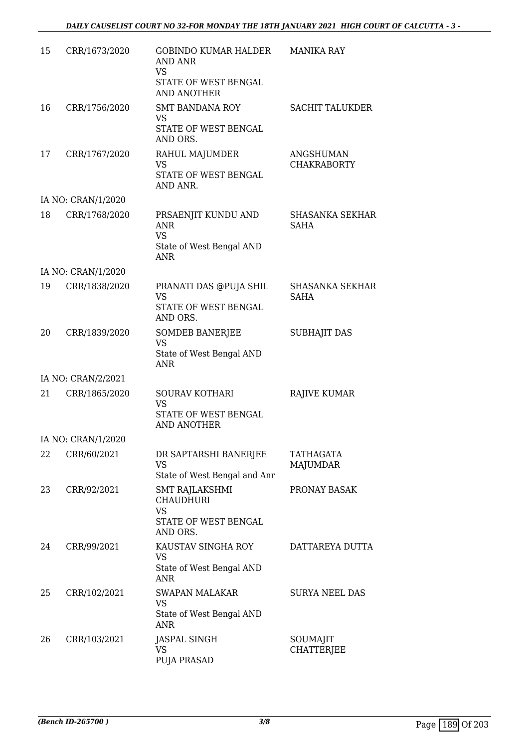| | | | |
|---|---|---|---|
| 15 | CRR/1673/2020 | GOBINDO KUMAR HALDER AND ANR<br>VS<br>STATE OF WEST BENGAL AND ANOTHER | MANIKA RAY |
| 16 | CRR/1756/2020 | SMT BANDANA ROY<br>VS<br>STATE OF WEST BENGAL AND ORS. | SACHIT TALUKDER |
| 17 | CRR/1767/2020 | RAHUL MAJUMDER<br>VS<br>STATE OF WEST BENGAL AND ANR. | ANGSHUMAN CHAKRABORTY |
| | IA NO: CRAN/1/2020 | | |
| 18 | CRR/1768/2020 | PRSAENJIT KUNDU AND ANR<br>VS<br>State of West Bengal AND ANR | SHASANKA SEKHAR SAHA |
| | IA NO: CRAN/1/2020 | | |
| 19 | CRR/1838/2020 | PRANATI DAS @PUJA SHIL<br>VS<br>STATE OF WEST BENGAL AND ORS. | SHASANKA SEKHAR SAHA |
| 20 | CRR/1839/2020 | SOMDEB BANERJEE<br>VS<br>State of West Bengal AND ANR | SUBHAJIT DAS |
| | IA NO: CRAN/2/2021 | | |
| 21 | CRR/1865/2020 | SOURAV KOTHARI<br>VS<br>STATE OF WEST BENGAL AND ANOTHER | RAJIVE KUMAR |
| | IA NO: CRAN/1/2020 | | |
| 22 | CRR/60/2021 | DR SAPTARSHI BANERJEE<br>VS<br>State of West Bengal and Anr | TATHAGATA MAJUMDAR |
| 23 | CRR/92/2021 | SMT RAJLAKSHMI CHAUDHURI<br>VS<br>STATE OF WEST BENGAL AND ORS. | PRONAY BASAK |
| 24 | CRR/99/2021 | KAUSTAV SINGHA ROY<br>VS<br>State of West Bengal AND ANR | DATTAREYA DUTTA |
| 25 | CRR/102/2021 | SWAPAN MALAKAR<br>VS<br>State of West Bengal AND ANR | SURYA NEEL DAS |
| 26 | CRR/103/2021 | JASPAL SINGH<br>VS<br>PUJA PRASAD | SOUMAJIT CHATTERJEE |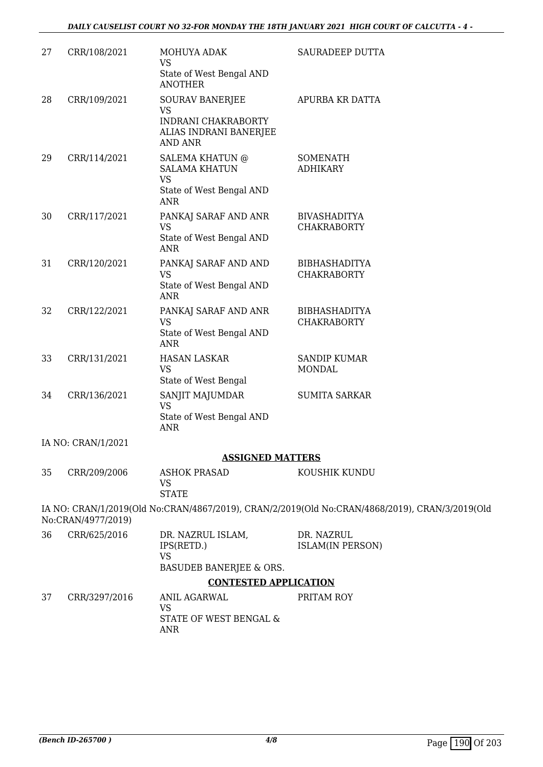| | | | |
|---|---|---|---|
| 27 | CRR/108/2021 | MOHUYA ADAK<br>VS<br>State of West Bengal AND ANOTHER | SAURADEEP DUTTA |
| 28 | CRR/109/2021 | SOURAV BANERJEE<br>VS<br>INDRANI CHAKRABORTY ALIAS INDRANI BANERJEE AND ANR | APURBA KR DATTA |
| 29 | CRR/114/2021 | SALEMA KHATUN @ SALAMA KHATUN<br>VS<br>State of West Bengal AND ANR | SOMENATH ADHIKARY |
| 30 | CRR/117/2021 | PANKAJ SARAF AND ANR<br>VS<br>State of West Bengal AND ANR | BIVASHADITYA CHAKRABORTY |
| 31 | CRR/120/2021 | PANKAJ SARAF AND AND<br>VS<br>State of West Bengal AND ANR | BIBHASHADITYA CHAKRABORTY |
| 32 | CRR/122/2021 | PANKAJ SARAF AND ANR<br>VS<br>State of West Bengal AND ANR | BIBHASHADITYA CHAKRABORTY |
| 33 | CRR/131/2021 | HASAN LASKAR<br>VS<br>State of West Bengal | SANDIP KUMAR MONDAL |
| 34 | CRR/136/2021 | SANJIT MAJUMDAR<br>VS<br>State of West Bengal AND ANR | SUMITA SARKAR |

IA NO: CRAN/1/2021

**ASSIGNED MATTERS**

| | | | |
|---|---|---|---|
| 35 | CRR/209/2006 | ASHOK PRASAD<br>VS<br>STATE | KOUSHIK KUNDU |

IA NO: CRAN/1/2019(Old No:CRAN/4867/2019), CRAN/2/2019(Old No:CRAN/4868/2019), CRAN/3/2019(Old No:CRAN/4977/2019)

| | | | |
|---|---|---|---|
| 36 | CRR/625/2016 | DR. NAZRUL ISLAM, IPS(RETD.)<br>VS<br>BASUDEB BANERJEE & ORS. | DR. NAZRUL ISLAM(IN PERSON) |

**CONTESTED APPLICATION**

| | | | |
|---|---|---|---|
| 37 | CRR/3297/2016 | ANIL AGARWAL<br>VS<br>STATE OF WEST BENGAL & ANR | PRITAM ROY |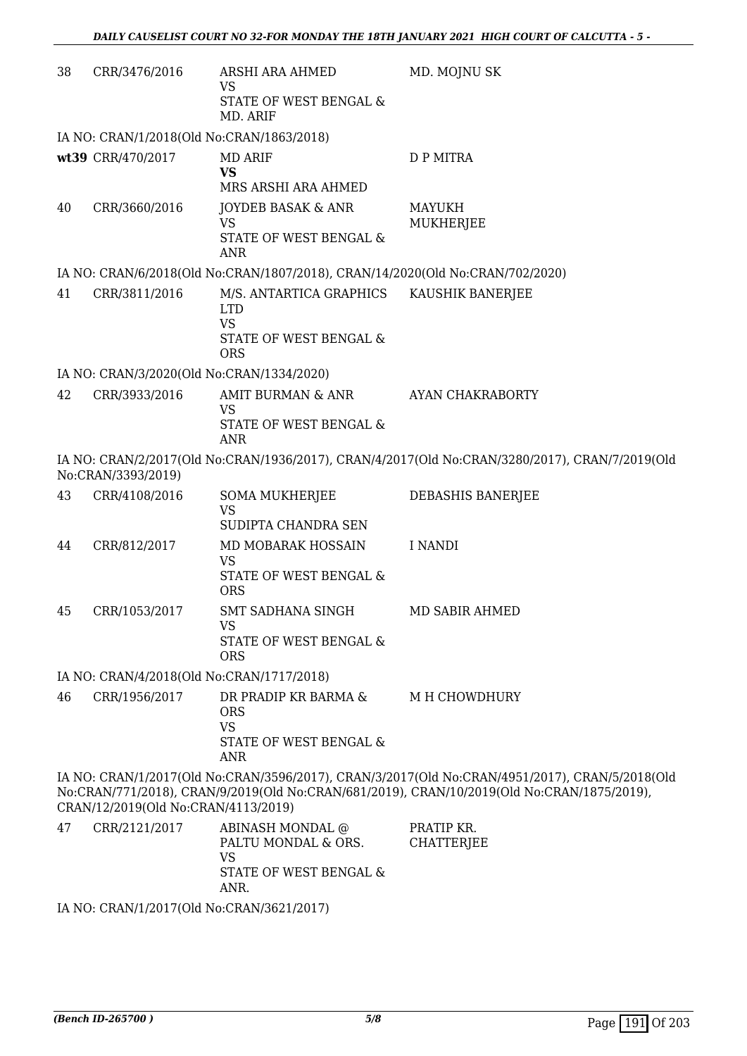| | | | |
|---|---|---|---|
| 38 | CRR/3476/2016 | ARSHI ARA AHMED<br>VS<br>STATE OF WEST BENGAL & MD. ARIF | MD. MOJNU SK |

IA NO: CRAN/1/2018(Old No:CRAN/1863/2018)

| | | | |
|---|---|---|---|
| **wt39** | CRR/470/2017 | MD ARIF<br>**VS**<br>MRS ARSHI ARA AHMED | D P MITRA |
| 40 | CRR/3660/2016 | JOYDEB BASAK & ANR<br>VS<br>STATE OF WEST BENGAL & ANR | MAYUKH MUKHERJEE |

IA NO: CRAN/6/2018(Old No:CRAN/1807/2018), CRAN/14/2020(Old No:CRAN/702/2020)

| | | | |
|---|---|---|---|
| 41 | CRR/3811/2016 | M/S. ANTARTICA GRAPHICS LTD<br>VS<br>STATE OF WEST BENGAL & ORS | KAUSHIK BANERJEE |

IA NO: CRAN/3/2020(Old No:CRAN/1334/2020)

| | | | |
|---|---|---|---|
| 42 | CRR/3933/2016 | AMIT BURMAN & ANR<br>VS<br>STATE OF WEST BENGAL & ANR | AYAN CHAKRABORTY |

IA NO: CRAN/2/2017(Old No:CRAN/1936/2017), CRAN/4/2017(Old No:CRAN/3280/2017), CRAN/7/2019(Old No:CRAN/3393/2019)

| | | | |
|---|---|---|---|
| 43 | CRR/4108/2016 | SOMA MUKHERJEE<br>VS<br>SUDIPTA CHANDRA SEN | DEBASHIS BANERJEE |
| 44 | CRR/812/2017 | MD MOBARAK HOSSAIN<br>VS<br>STATE OF WEST BENGAL & ORS | I NANDI |
| 45 | CRR/1053/2017 | SMT SADHANA SINGH<br>VS<br>STATE OF WEST BENGAL & ORS | MD SABIR AHMED |

IA NO: CRAN/4/2018(Old No:CRAN/1717/2018)

| | | | |
|---|---|---|---|
| 46 | CRR/1956/2017 | DR PRADIP KR BARMA & ORS<br>VS<br>STATE OF WEST BENGAL & ANR | M H CHOWDHURY |

IA NO: CRAN/1/2017(Old No:CRAN/3596/2017), CRAN/3/2017(Old No:CRAN/4951/2017), CRAN/5/2018(Old No:CRAN/771/2018), CRAN/9/2019(Old No:CRAN/681/2019), CRAN/10/2019(Old No:CRAN/1875/2019), CRAN/12/2019(Old No:CRAN/4113/2019)

| | | | |
|---|---|---|---|
| 47 | CRR/2121/2017 | ABINASH MONDAL @ PALTU MONDAL & ORS.<br>VS<br>STATE OF WEST BENGAL & ANR. | PRATIP KR. CHATTERJEE |

IA NO: CRAN/1/2017(Old No:CRAN/3621/2017)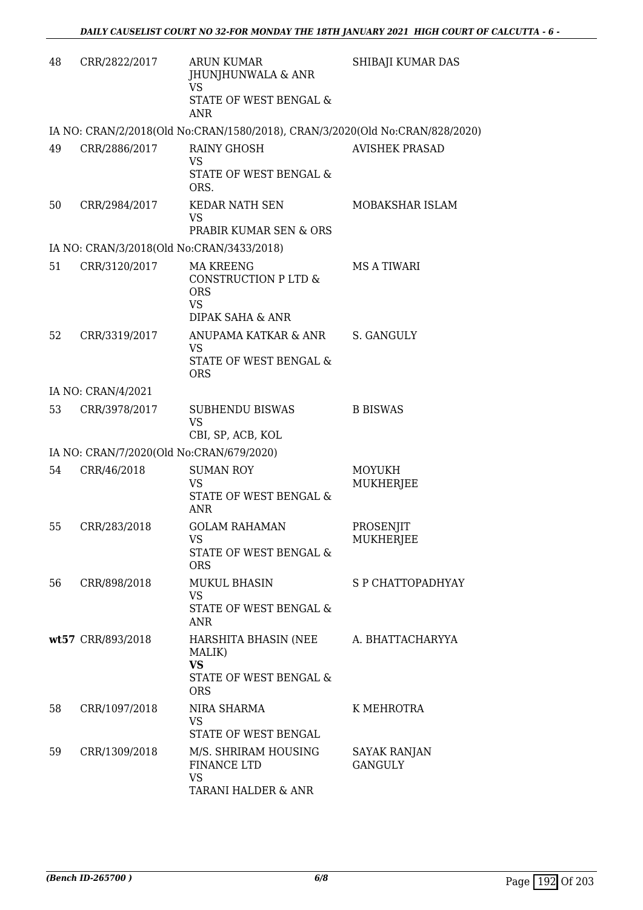| | | | |
|---|---|---|---|
| 48 | CRR/2822/2017 | ARUN KUMAR JHUNJHUNWALA & ANR<br>VS<br>STATE OF WEST BENGAL & ANR | SHIBAJI KUMAR DAS |

IA NO: CRAN/2/2018(Old No:CRAN/1580/2018), CRAN/3/2020(Old No:CRAN/828/2020)

| | | | |
|---|---|---|---|
| 49 | CRR/2886/2017 | RAINY GHOSH<br>VS<br>STATE OF WEST BENGAL & ORS. | AVISHEK PRASAD |
| 50 | CRR/2984/2017 | KEDAR NATH SEN<br>VS<br>PRABIR KUMAR SEN & ORS | MOBAKSHAR ISLAM |

IA NO: CRAN/3/2018(Old No:CRAN/3433/2018)

| | | | |
|---|---|---|---|
| 51 | CRR/3120/2017 | MA KREENG CONSTRUCTION P LTD & ORS<br>VS<br>DIPAK SAHA & ANR | MS A TIWARI |
| 52 | CRR/3319/2017 | ANUPAMA KATKAR & ANR<br>VS<br>STATE OF WEST BENGAL & ORS | S. GANGULY |

IA NO: CRAN/4/2021

| | | | |
|---|---|---|---|
| 53 | CRR/3978/2017 | SUBHENDU BISWAS<br>VS<br>CBI, SP, ACB, KOL | B BISWAS |

IA NO: CRAN/7/2020(Old No:CRAN/679/2020)

| | | | |
|---|---|---|---|
| 54 | CRR/46/2018 | SUMAN ROY<br>VS<br>STATE OF WEST BENGAL & ANR | MOYUKH MUKHERJEE |
| 55 | CRR/283/2018 | GOLAM RAHAMAN<br>VS<br>STATE OF WEST BENGAL & ORS | PROSENJIT MUKHERJEE |
| 56 | CRR/898/2018 | MUKUL BHASIN<br>VS<br>STATE OF WEST BENGAL & ANR | S P CHATTOPADHYAY |
| **wt**57 | CRR/893/2018 | HARSHITA BHASIN (NEE MALIK)<br>**VS**<br>STATE OF WEST BENGAL & ORS | A. BHATTACHARYYA |
| 58 | CRR/1097/2018 | NIRA SHARMA<br>VS<br>STATE OF WEST BENGAL | K MEHROTRA |
| 59 | CRR/1309/2018 | M/S. SHRIRAM HOUSING FINANCE LTD<br>VS<br>TARANI HALDER & ANR | SAYAK RANJAN GANGULY |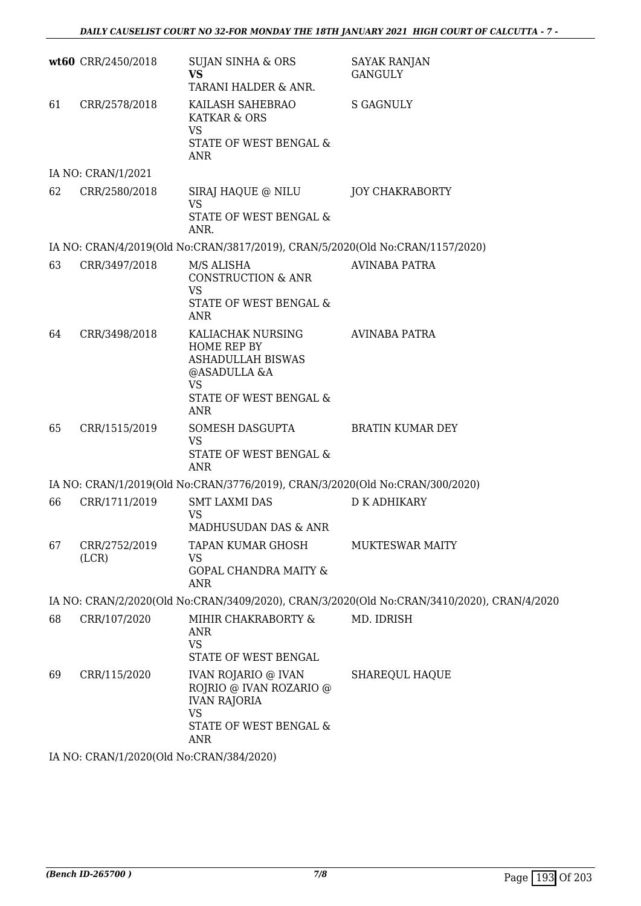| | | | |
|---|---|---|---|
| **wt60** | CRR/2450/2018 | SUJAN SINHA & ORS<br>**VS**<br>TARANI HALDER & ANR. | SAYAK RANJAN GANGULY |
| 61 | CRR/2578/2018 | KAILASH SAHEBRAO KATKAR & ORS<br>VS<br>STATE OF WEST BENGAL & ANR | S GAGNULY |
| IA NO: CRAN/1/2021 | | | |
| 62 | CRR/2580/2018 | SIRAJ HAQUE @ NILU<br>VS<br>STATE OF WEST BENGAL & ANR. | JOY CHAKRABORTY |
| IA NO: CRAN/4/2019(Old No:CRAN/3817/2019), CRAN/5/2020(Old No:CRAN/1157/2020) | | | |
| 63 | CRR/3497/2018 | M/S ALISHA CONSTRUCTION & ANR<br>VS<br>STATE OF WEST BENGAL & ANR | AVINABA PATRA |
| 64 | CRR/3498/2018 | KALIACHAK NURSING HOME REP BY ASHADULLAH BISWAS @ASADULLA &A<br>VS<br>STATE OF WEST BENGAL & ANR | AVINABA PATRA |
| 65 | CRR/1515/2019 | SOMESH DASGUPTA<br>VS<br>STATE OF WEST BENGAL & ANR | BRATIN KUMAR DEY |
| IA NO: CRAN/1/2019(Old No:CRAN/3776/2019), CRAN/3/2020(Old No:CRAN/300/2020) | | | |
| 66 | CRR/1711/2019 | SMT LAXMI DAS<br>VS<br>MADHUSUDAN DAS & ANR | D K ADHIKARY |
| 67 | CRR/2752/2019 (LCR) | TAPAN KUMAR GHOSH<br>VS<br>GOPAL CHANDRA MAITY & ANR | MUKTESWAR MAITY |
| IA NO: CRAN/2/2020(Old No:CRAN/3409/2020), CRAN/3/2020(Old No:CRAN/3410/2020), CRAN/4/2020 | | | |
| 68 | CRR/107/2020 | MIHIR CHAKRABORTY & ANR<br>VS<br>STATE OF WEST BENGAL | MD. IDRISH |
| 69 | CRR/115/2020 | IVAN ROJARIO @ IVAN ROJRIO @ IVAN ROZARIO @ IVAN RAJORIA<br>VS<br>STATE OF WEST BENGAL & ANR | SHAREQUL HAQUE |
| IA NO: CRAN/1/2020(Old No:CRAN/384/2020) | | | |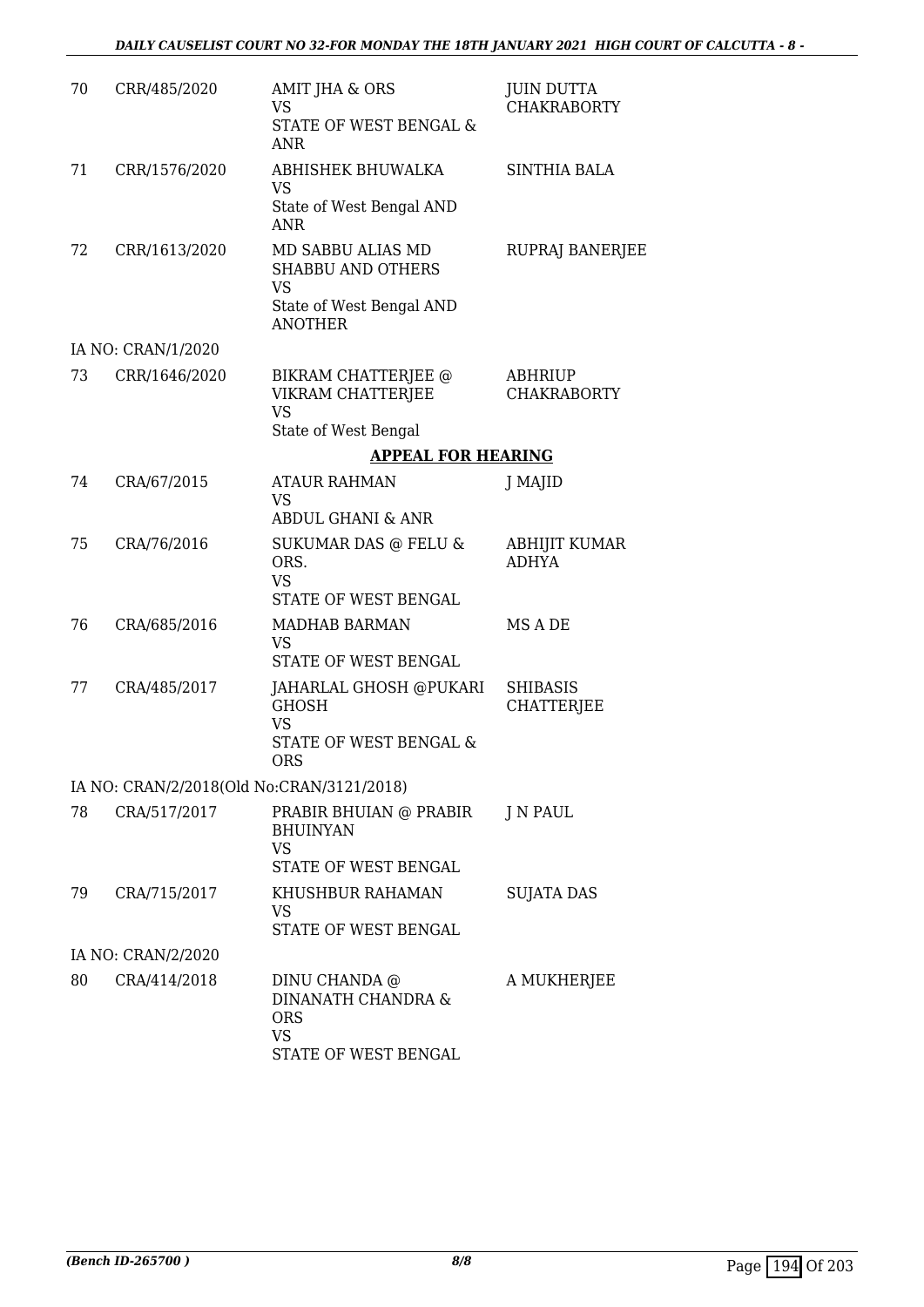| | | | |
|---|---|---|---|
| 70 | CRR/485/2020 | AMIT JHA & ORS<br>VS<br>STATE OF WEST BENGAL & ANR | JUIN DUTTA CHAKRABORTY |
| 71 | CRR/1576/2020 | ABHISHEK BHUWALKA<br>VS<br>State of West Bengal AND ANR | SINTHIA BALA |
| 72 | CRR/1613/2020 | MD SABBU ALIAS MD SHABBU AND OTHERS<br>VS<br>State of West Bengal AND ANOTHER | RUPRAJ BANERJEE |
| | IA NO: CRAN/1/2020 | | |
| 73 | CRR/1646/2020 | BIKRAM CHATTERJEE @ VIKRAM CHATTERJEE<br>VS<br>State of West Bengal | ABHRIUP CHAKRABORTY |

**APPEAL FOR HEARING**

| | | | |
|---|---|---|---|
| 74 | CRA/67/2015 | ATAUR RAHMAN<br>VS<br>ABDUL GHANI & ANR | J MAJID |
| 75 | CRA/76/2016 | SUKUMAR DAS @ FELU & ORS.<br>VS<br>STATE OF WEST BENGAL | ABHIJIT KUMAR ADHYA |
| 76 | CRA/685/2016 | MADHAB BARMAN<br>VS<br>STATE OF WEST BENGAL | MS A DE |
| 77 | CRA/485/2017 | JAHARLAL GHOSH @PUKARI GHOSH<br>VS<br>STATE OF WEST BENGAL & ORS | SHIBASIS CHATTERJEE |
| | IA NO: CRAN/2/2018(Old No:CRAN/3121/2018) | | |
| 78 | CRA/517/2017 | PRABIR BHUIAN @ PRABIR BHUINYAN<br>VS<br>STATE OF WEST BENGAL | J N PAUL |
| 79 | CRA/715/2017 | KHUSHBUR RAHAMAN<br>VS<br>STATE OF WEST BENGAL | SUJATA DAS |
| | IA NO: CRAN/2/2020 | | |
| 80 | CRA/414/2018 | DINU CHANDA @ DINANATH CHANDRA & ORS<br>VS<br>STATE OF WEST BENGAL | A MUKHERJEE |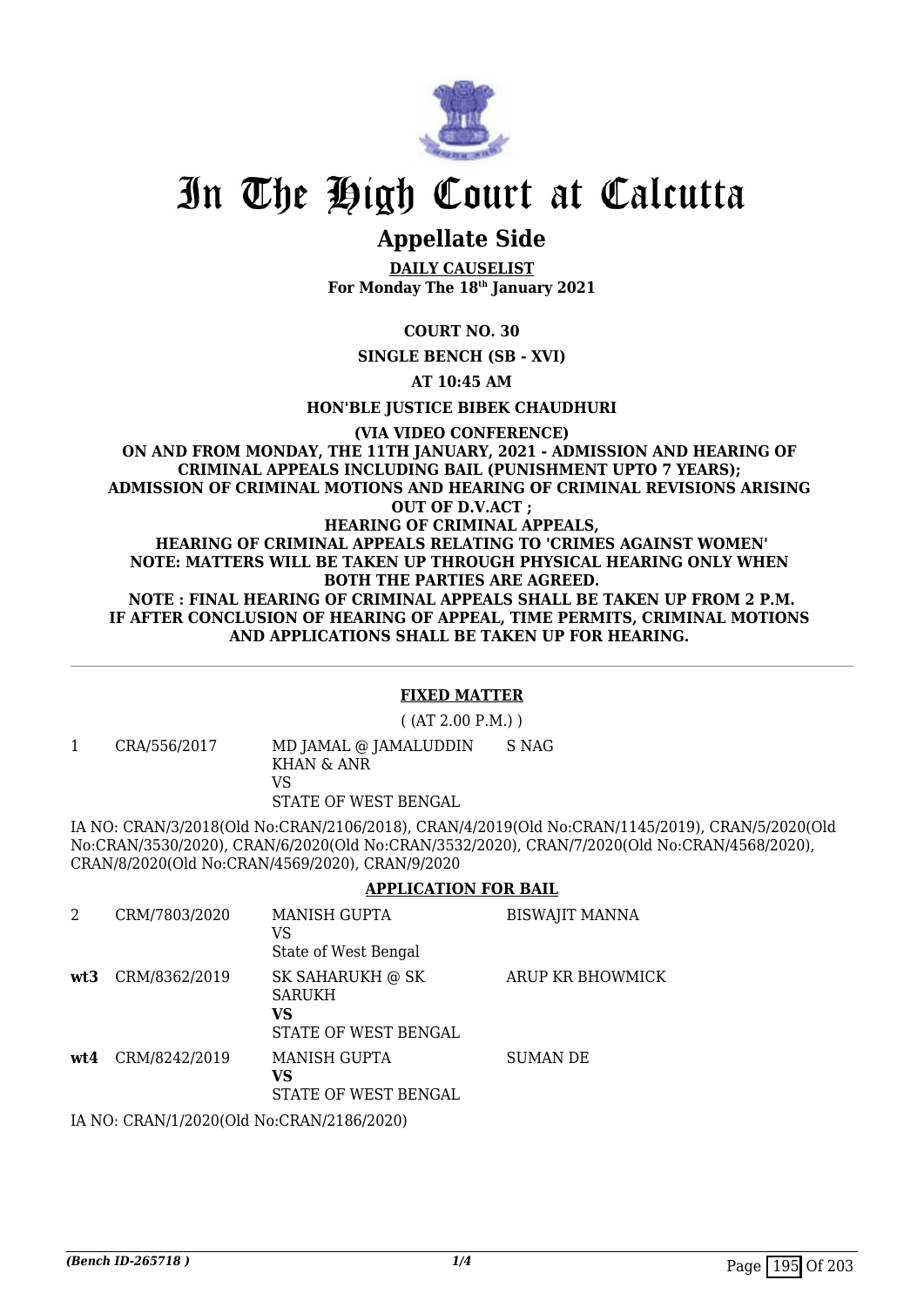# In The High Court at Calcutta

## Appellate Side

**DAILY CAUSELIST**
**For Monday The 18th January 2021**

**COURT NO. 30**

**SINGLE BENCH (SB - XVI)**

**AT 10:45 AM**

**HON'BLE JUSTICE BIBEK CHAUDHURI**

**(VIA VIDEO CONFERENCE)**
**ON AND FROM MONDAY, THE 11TH JANUARY, 2021 - ADMISSION AND HEARING OF CRIMINAL APPEALS INCLUDING BAIL (PUNISHMENT UPTO 7 YEARS); ADMISSION OF CRIMINAL MOTIONS AND HEARING OF CRIMINAL REVISIONS ARISING OUT OF D.V.ACT ;**
**HEARING OF CRIMINAL APPEALS,**
**HEARING OF CRIMINAL APPEALS RELATING TO 'CRIMES AGAINST WOMEN'**
**NOTE: MATTERS WILL BE TAKEN UP THROUGH PHYSICAL HEARING ONLY WHEN BOTH THE PARTIES ARE AGREED.**
**NOTE : FINAL HEARING OF CRIMINAL APPEALS SHALL BE TAKEN UP FROM 2 P.M. IF AFTER CONCLUSION OF HEARING OF APPEAL, TIME PERMITS, CRIMINAL MOTIONS AND APPLICATIONS SHALL BE TAKEN UP FOR HEARING.**

---

**FIXED MATTER**

( (AT 2.00 P.M.) )

| | | | |
|---|---|---|---|
| 1 | CRA/556/2017 | MD JAMAL @ JAMALUDDIN KHAN & ANR<br>VS<br>STATE OF WEST BENGAL | S NAG |

IA NO: CRAN/3/2018(Old No:CRAN/2106/2018), CRAN/4/2019(Old No:CRAN/1145/2019), CRAN/5/2020(Old No:CRAN/3530/2020), CRAN/6/2020(Old No:CRAN/3532/2020), CRAN/7/2020(Old No:CRAN/4568/2020), CRAN/8/2020(Old No:CRAN/4569/2020), CRAN/9/2020

**APPLICATION FOR BAIL**

| | | | |
|---|---|---|---|
| 2 | CRM/7803/2020 | MANISH GUPTA<br>VS<br>State of West Bengal | BISWAJIT MANNA |
| **wt3** | CRM/8362/2019 | SK SAHARUKH @ SK SARUKH<br>**VS**<br>STATE OF WEST BENGAL | ARUP KR BHOWMICK |
| **wt4** | CRM/8242/2019 | MANISH GUPTA<br>**VS**<br>STATE OF WEST BENGAL | SUMAN DE |

IA NO: CRAN/1/2020(Old No:CRAN/2186/2020)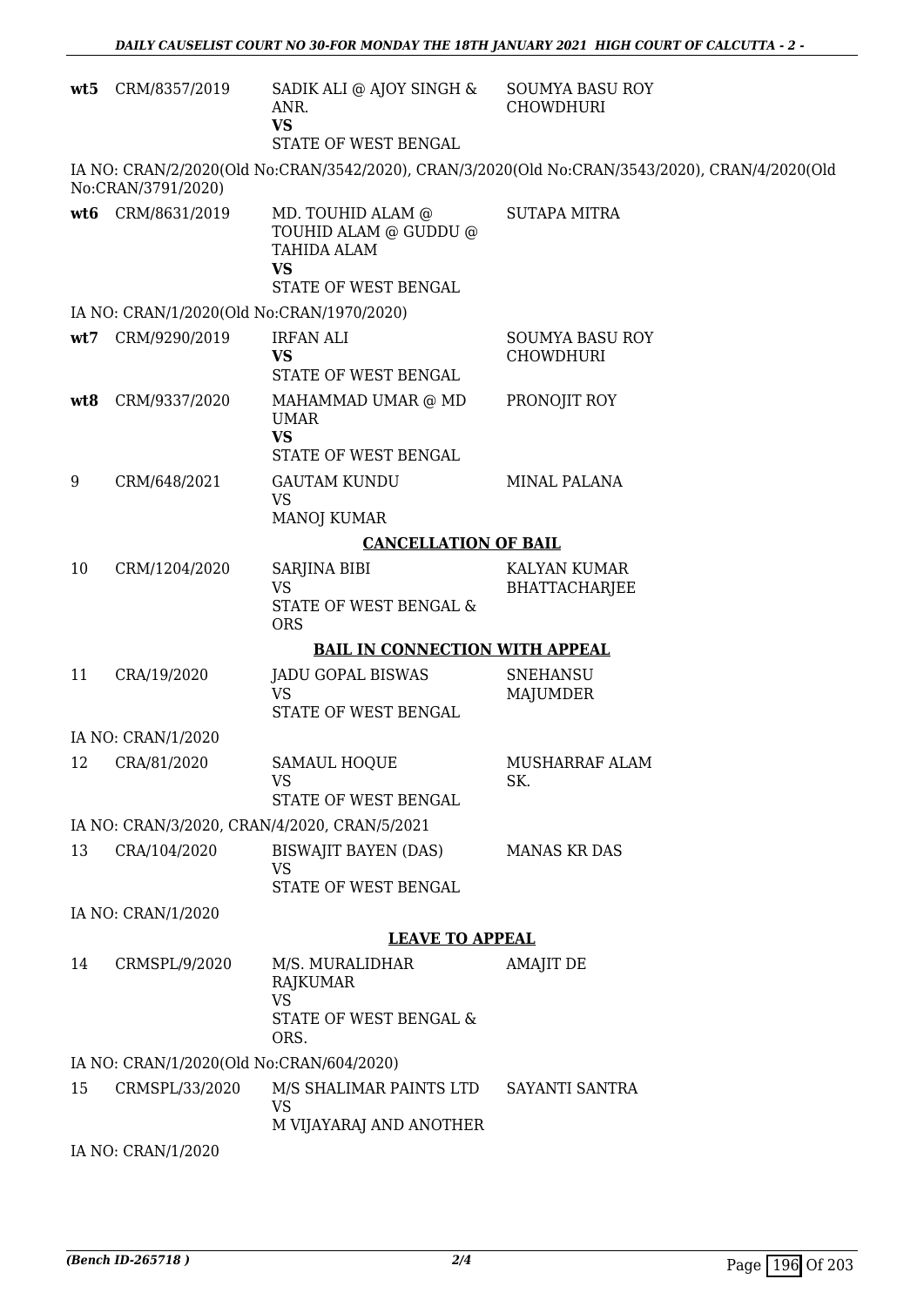| | | | |
|---|---|---|---|
| **wt5** | CRM/8357/2019 | SADIK ALI @ AJOY SINGH & ANR.<br>**VS**<br>STATE OF WEST BENGAL | SOUMYA BASU ROY CHOWDHURI |

IA NO: CRAN/2/2020(Old No:CRAN/3542/2020), CRAN/3/2020(Old No:CRAN/3543/2020), CRAN/4/2020(Old No:CRAN/3791/2020)

| | | | |
|---|---|---|---|
| **wt6** | CRM/8631/2019 | MD. TOUHID ALAM @ TOUHID ALAM @ GUDDU @ TAHIDA ALAM<br>**VS**<br>STATE OF WEST BENGAL | SUTAPA MITRA |

IA NO: CRAN/1/2020(Old No:CRAN/1970/2020)

| | | | |
|---|---|---|---|
| **wt7** | CRM/9290/2019 | IRFAN ALI<br>**VS**<br>STATE OF WEST BENGAL | SOUMYA BASU ROY CHOWDHURI |
| **wt8** | CRM/9337/2020 | MAHAMMAD UMAR @ MD UMAR<br>**VS**<br>STATE OF WEST BENGAL | PRONOJIT ROY |
| 9 | CRM/648/2021 | GAUTAM KUNDU<br>VS<br>MANOJ KUMAR | MINAL PALANA |

**CANCELLATION OF BAIL**

| | | | |
|---|---|---|---|
| 10 | CRM/1204/2020 | SARJINA BIBI<br>VS<br>STATE OF WEST BENGAL & ORS | KALYAN KUMAR BHATTACHARJEE |

**BAIL IN CONNECTION WITH APPEAL**

| | | | |
|---|---|---|---|
| 11 | CRA/19/2020 | JADU GOPAL BISWAS<br>VS<br>STATE OF WEST BENGAL | SNEHANSU MAJUMDER |

IA NO: CRAN/1/2020

| | | | |
|---|---|---|---|
| 12 | CRA/81/2020 | SAMAUL HOQUE<br>VS<br>STATE OF WEST BENGAL | MUSHARRAF ALAM SK. |

IA NO: CRAN/3/2020, CRAN/4/2020, CRAN/5/2021

| | | | |
|---|---|---|---|
| 13 | CRA/104/2020 | BISWAJIT BAYEN (DAS)<br>VS<br>STATE OF WEST BENGAL | MANAS KR DAS |

IA NO: CRAN/1/2020

**LEAVE TO APPEAL**

| | | | |
|---|---|---|---|
| 14 | CRMSPL/9/2020 | M/S. MURALIDHAR RAJKUMAR<br>VS<br>STATE OF WEST BENGAL & ORS. | AMAJIT DE |

IA NO: CRAN/1/2020(Old No:CRAN/604/2020)

| | | | |
|---|---|---|---|
| 15 | CRMSPL/33/2020 | M/S SHALIMAR PAINTS LTD<br>VS<br>M VIJAYARAJ AND ANOTHER | SAYANTI SANTRA |

IA NO: CRAN/1/2020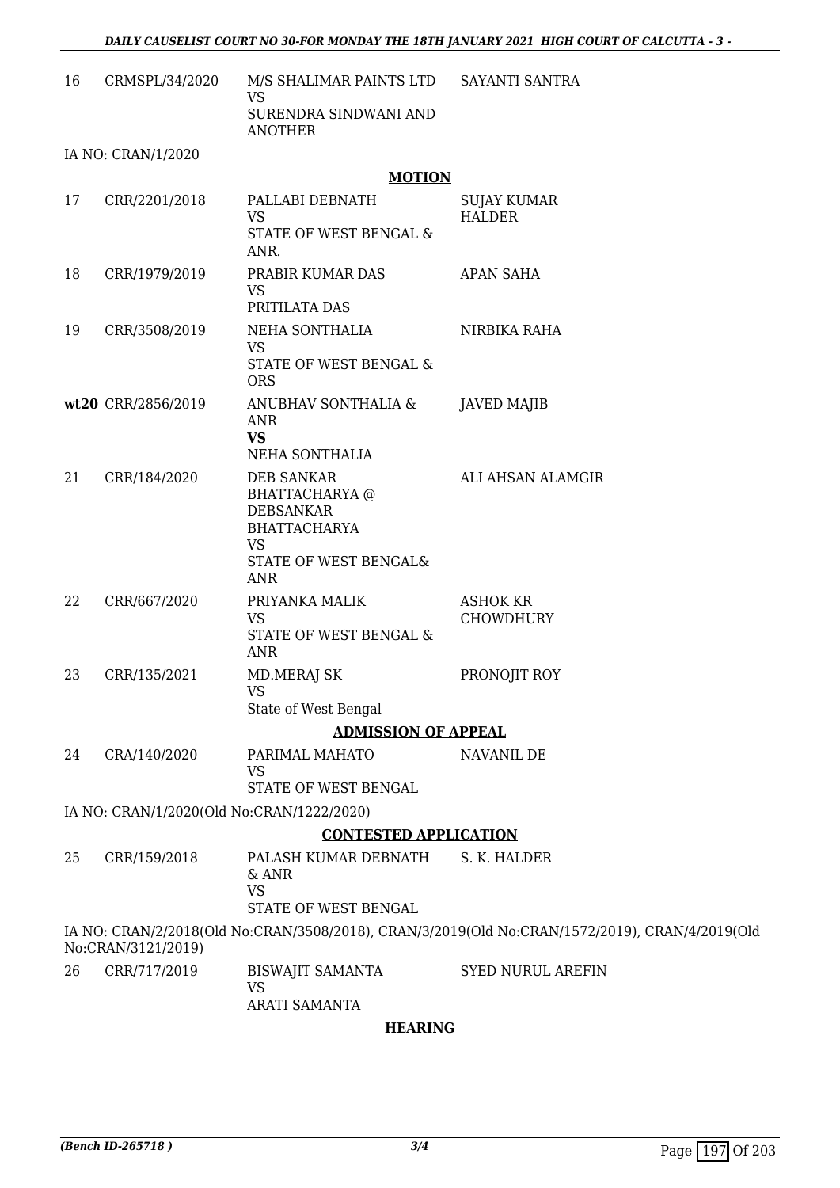| | | | |
|---|---|---|---|
| 16 | CRMSPL/34/2020 | M/S SHALIMAR PAINTS LTD<br>VS<br>SURENDRA SINDWANI AND ANOTHER | SAYANTI SANTRA |

IA NO: CRAN/1/2020

**MOTION**

| | | | |
|---|---|---|---|
| 17 | CRR/2201/2018 | PALLABI DEBNATH<br>VS<br>STATE OF WEST BENGAL & ANR. | SUJAY KUMAR HALDER |
| 18 | CRR/1979/2019 | PRABIR KUMAR DAS<br>VS<br>PRITILATA DAS | APAN SAHA |
| 19 | CRR/3508/2019 | NEHA SONTHALIA<br>VS<br>STATE OF WEST BENGAL & ORS | NIRBIKA RAHA |
| **wt20** | CRR/2856/2019 | ANUBHAV SONTHALIA & ANR<br>**VS**<br>NEHA SONTHALIA | JAVED MAJIB |
| 21 | CRR/184/2020 | DEB SANKAR BHATTACHARYA @ DEBSANKAR BHATTACHARYA<br>VS<br>STATE OF WEST BENGAL& ANR | ALI AHSAN ALAMGIR |
| 22 | CRR/667/2020 | PRIYANKA MALIK<br>VS<br>STATE OF WEST BENGAL & ANR | ASHOK KR CHOWDHURY |
| 23 | CRR/135/2021 | MD.MERAJ SK<br>VS<br>State of West Bengal | PRONOJIT ROY |

**ADMISSION OF APPEAL**

| | | | |
|---|---|---|---|
| 24 | CRA/140/2020 | PARIMAL MAHATO<br>VS<br>STATE OF WEST BENGAL | NAVANIL DE |

IA NO: CRAN/1/2020(Old No:CRAN/1222/2020)

**CONTESTED APPLICATION**

| | | | |
|---|---|---|---|
| 25 | CRR/159/2018 | PALASH KUMAR DEBNATH & ANR<br>VS<br>STATE OF WEST BENGAL | S. K. HALDER |

IA NO: CRAN/2/2018(Old No:CRAN/3508/2018), CRAN/3/2019(Old No:CRAN/1572/2019), CRAN/4/2019(Old No:CRAN/3121/2019)

| | | | |
|---|---|---|---|
| 26 | CRR/717/2019 | BISWAJIT SAMANTA<br>VS<br>ARATI SAMANTA | SYED NURUL AREFIN |

**HEARING**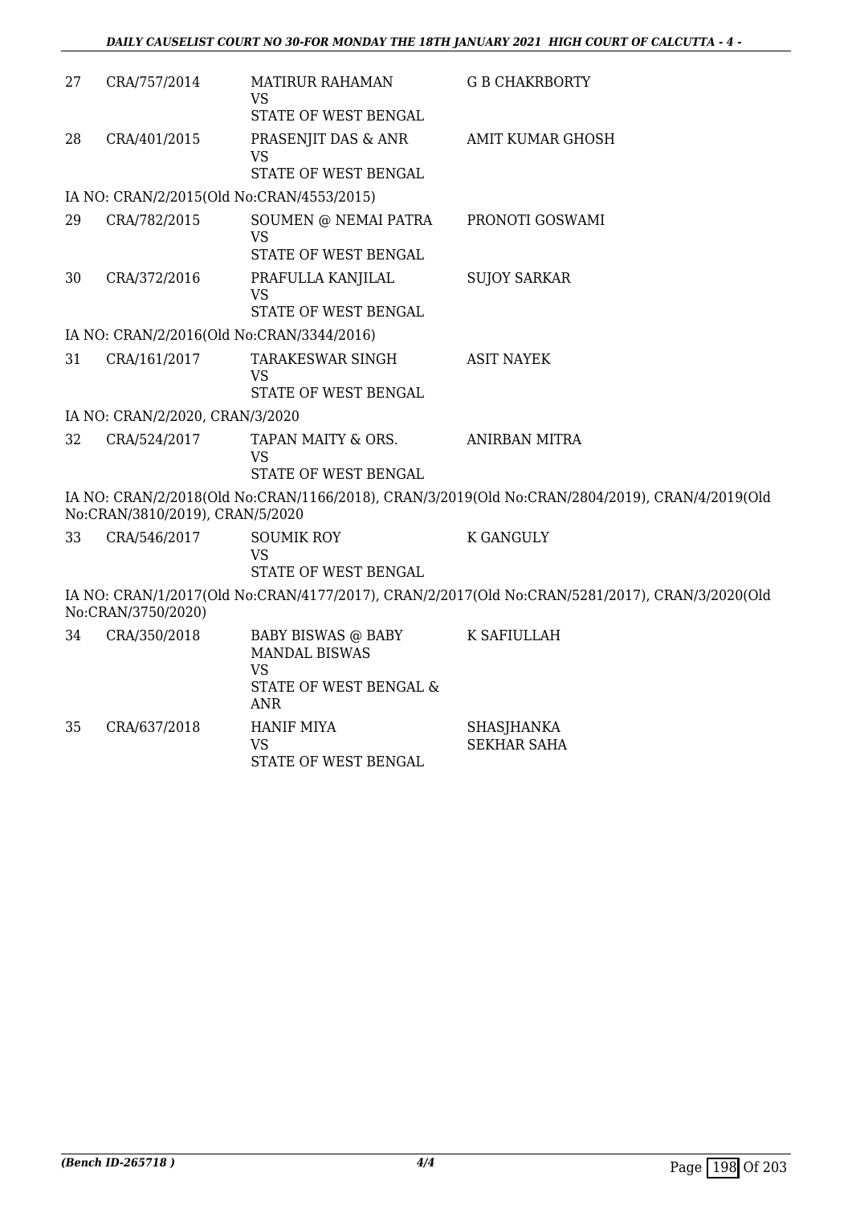| | | | |
|---|---|---|---|
| 27 | CRA/757/2014 | MATIRUR RAHAMAN<br>VS<br>STATE OF WEST BENGAL | G B CHAKRBORTY |
| 28 | CRA/401/2015 | PRASENJIT DAS & ANR<br>VS<br>STATE OF WEST BENGAL | AMIT KUMAR GHOSH |
| | IA NO: CRAN/2/2015(Old No:CRAN/4553/2015) | | |
| 29 | CRA/782/2015 | SOUMEN @ NEMAI PATRA<br>VS<br>STATE OF WEST BENGAL | PRONOTI GOSWAMI |
| 30 | CRA/372/2016 | PRAFULLA KANJILAL<br>VS<br>STATE OF WEST BENGAL | SUJOY SARKAR |
| | IA NO: CRAN/2/2016(Old No:CRAN/3344/2016) | | |
| 31 | CRA/161/2017 | TARAKESWAR SINGH<br>VS<br>STATE OF WEST BENGAL | ASIT NAYEK |
| | IA NO: CRAN/2/2020, CRAN/3/2020 | | |
| 32 | CRA/524/2017 | TAPAN MAITY & ORS.<br>VS<br>STATE OF WEST BENGAL | ANIRBAN MITRA |
| | IA NO: CRAN/2/2018(Old No:CRAN/1166/2018), CRAN/3/2019(Old No:CRAN/2804/2019), CRAN/4/2019(Old No:CRAN/3810/2019), CRAN/5/2020 | | |
| 33 | CRA/546/2017 | SOUMIK ROY<br>VS<br>STATE OF WEST BENGAL | K GANGULY |
| | IA NO: CRAN/1/2017(Old No:CRAN/4177/2017), CRAN/2/2017(Old No:CRAN/5281/2017), CRAN/3/2020(Old No:CRAN/3750/2020) | | |
| 34 | CRA/350/2018 | BABY BISWAS @ BABY MANDAL BISWAS<br>VS<br>STATE OF WEST BENGAL & ANR | K SAFIULLAH |
| 35 | CRA/637/2018 | HANIF MIYA<br>VS<br>STATE OF WEST BENGAL | SHASJHANKA SEKHAR SAHA |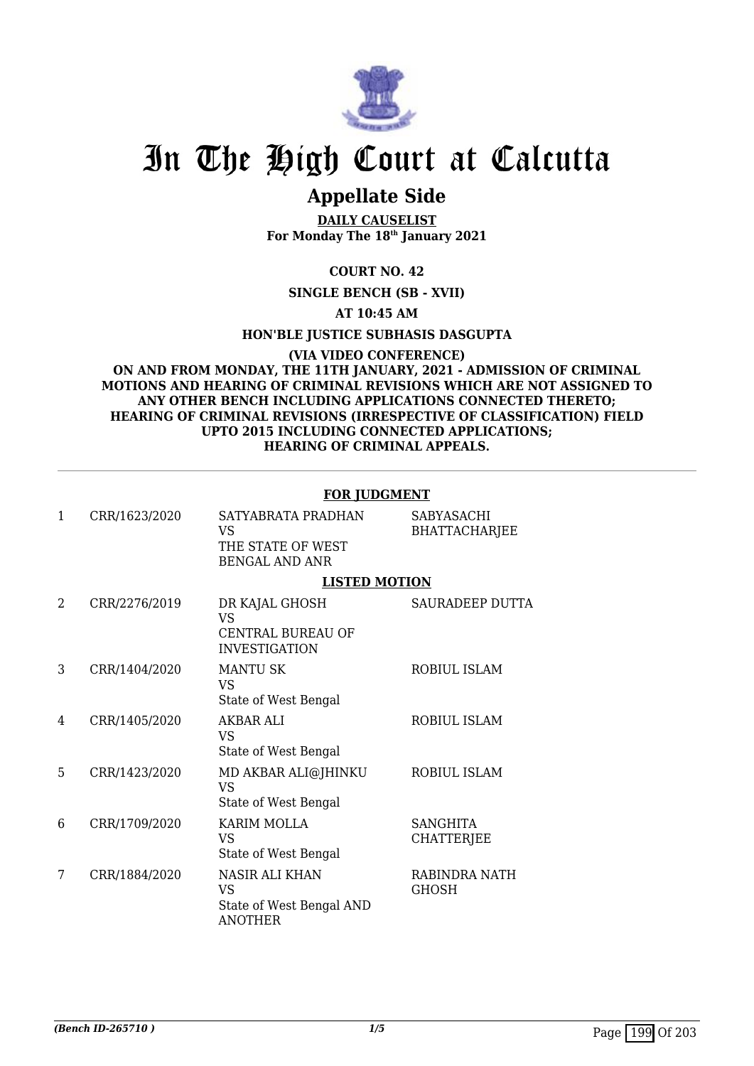# In The High Court at Calcutta

## Appellate Side

**DAILY CAUSELIST**
**For Monday The 18th January 2021**

**COURT NO. 42**

**SINGLE BENCH (SB - XVII)**

**AT 10:45 AM**

**HON'BLE JUSTICE SUBHASIS DASGUPTA**

**(VIA VIDEO CONFERENCE)**
**ON AND FROM MONDAY, THE 11TH JANUARY, 2021 - ADMISSION OF CRIMINAL MOTIONS AND HEARING OF CRIMINAL REVISIONS WHICH ARE NOT ASSIGNED TO ANY OTHER BENCH INCLUDING APPLICATIONS CONNECTED THERETO; HEARING OF CRIMINAL REVISIONS (IRRESPECTIVE OF CLASSIFICATION) FIELD UPTO 2015 INCLUDING CONNECTED APPLICATIONS; HEARING OF CRIMINAL APPEALS.**

**FOR JUDGMENT**

| | | | |
|---|---|---|---|
| 1 | CRR/1623/2020 | SATYABRATA PRADHAN VS THE STATE OF WEST BENGAL AND ANR | SABYASACHI BHATTACHARJEE |

**LISTED MOTION**

| | | | |
|---|---|---|---|
| 2 | CRR/2276/2019 | DR KAJAL GHOSH VS CENTRAL BUREAU OF INVESTIGATION | SAURADEEP DUTTA |
| 3 | CRR/1404/2020 | MANTU SK VS State of West Bengal | ROBIUL ISLAM |
| 4 | CRR/1405/2020 | AKBAR ALI VS State of West Bengal | ROBIUL ISLAM |
| 5 | CRR/1423/2020 | MD AKBAR ALI@JHINKU VS State of West Bengal | ROBIUL ISLAM |
| 6 | CRR/1709/2020 | KARIM MOLLA VS State of West Bengal | SANGHITA CHATTERJEE |
| 7 | CRR/1884/2020 | NASIR ALI KHAN VS State of West Bengal AND ANOTHER | RABINDRA NATH GHOSH |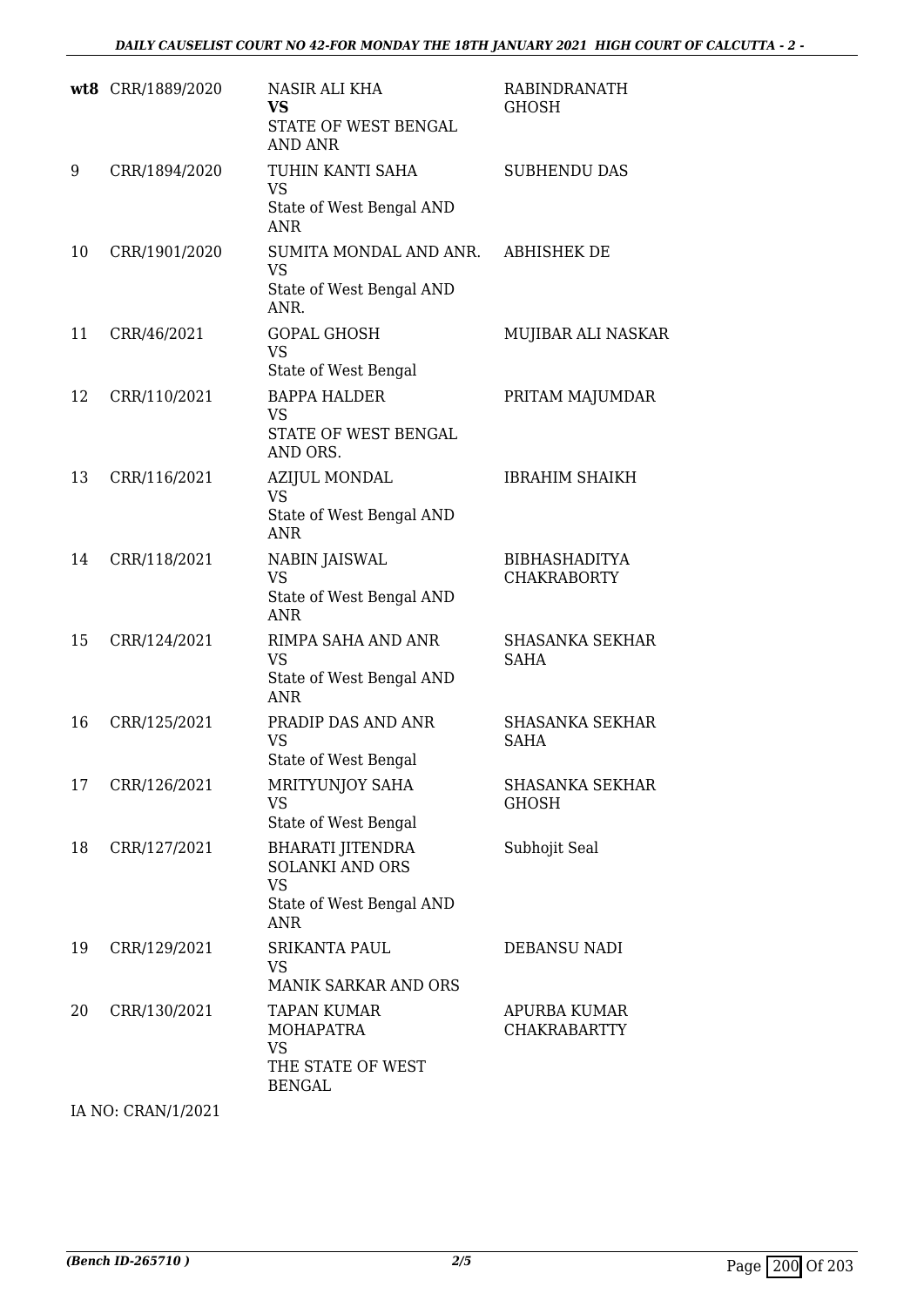| | | | |
|---|---|---|---|
| **wt8** | CRR/1889/2020 | NASIR ALI KHA<br>**VS**<br>STATE OF WEST BENGAL AND ANR | RABINDRANATH GHOSH |
| 9 | CRR/1894/2020 | TUHIN KANTI SAHA<br>VS<br>State of West Bengal AND ANR | SUBHENDU DAS |
| 10 | CRR/1901/2020 | SUMITA MONDAL AND ANR.<br>VS<br>State of West Bengal AND ANR. | ABHISHEK DE |
| 11 | CRR/46/2021 | GOPAL GHOSH<br>VS<br>State of West Bengal | MUJIBAR ALI NASKAR |
| 12 | CRR/110/2021 | BAPPA HALDER<br>VS<br>STATE OF WEST BENGAL AND ORS. | PRITAM MAJUMDAR |
| 13 | CRR/116/2021 | AZIJUL MONDAL<br>VS<br>State of West Bengal AND ANR | IBRAHIM SHAIKH |
| 14 | CRR/118/2021 | NABIN JAISWAL<br>VS<br>State of West Bengal AND ANR | BIBHASHADITYA CHAKRABORTY |
| 15 | CRR/124/2021 | RIMPA SAHA AND ANR<br>VS<br>State of West Bengal AND ANR | SHASANKA SEKHAR SAHA |
| 16 | CRR/125/2021 | PRADIP DAS AND ANR<br>VS<br>State of West Bengal | SHASANKA SEKHAR SAHA |
| 17 | CRR/126/2021 | MRITYUNJOY SAHA<br>VS<br>State of West Bengal | SHASANKA SEKHAR GHOSH |
| 18 | CRR/127/2021 | BHARATI JITENDRA SOLANKI AND ORS<br>VS<br>State of West Bengal AND ANR | Subhojit Seal |
| 19 | CRR/129/2021 | SRIKANTA PAUL<br>VS<br>MANIK SARKAR AND ORS | DEBANSU NADI |
| 20 | CRR/130/2021 | TAPAN KUMAR MOHAPATRA<br>VS<br>THE STATE OF WEST BENGAL | APURBA KUMAR CHAKRABARTTY |

IA NO: CRAN/1/2021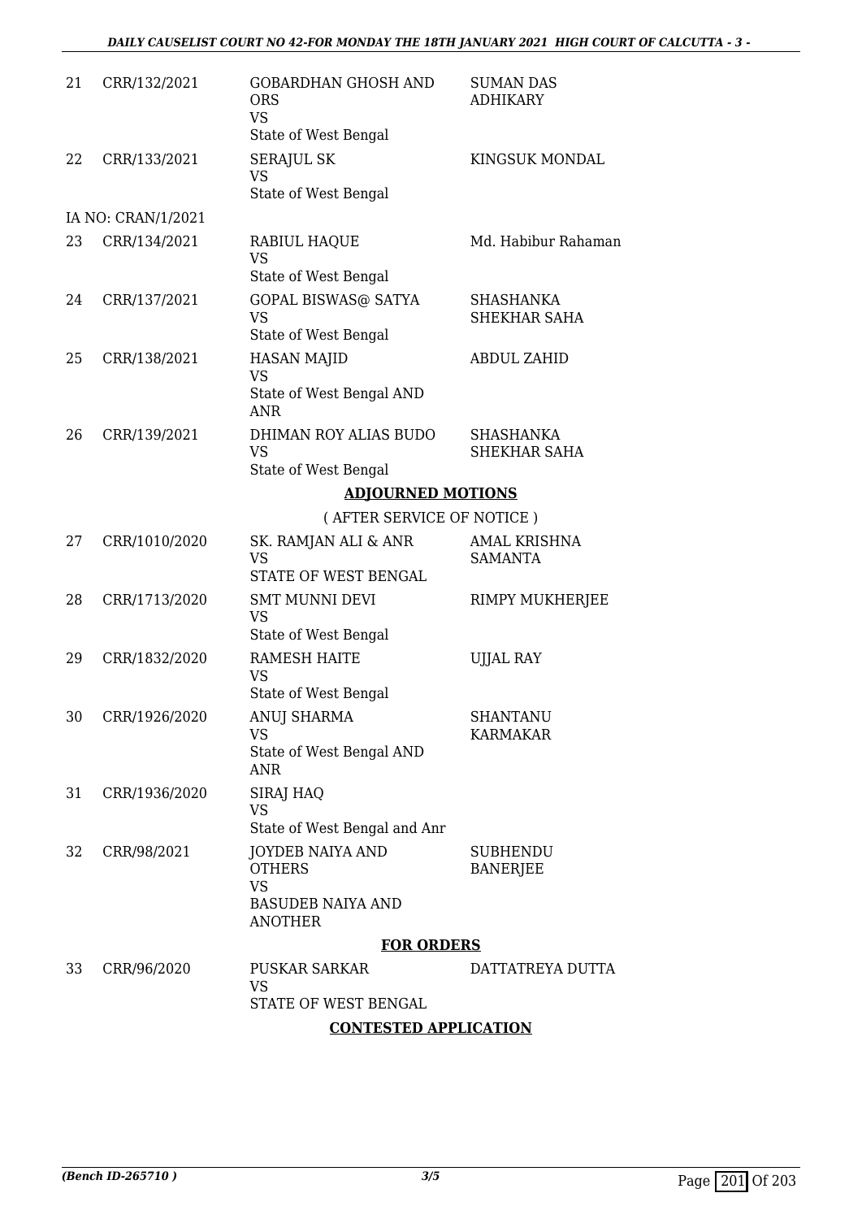| | | | |
|---|---|---|---|
| 21 | CRR/132/2021 | GOBARDHAN GHOSH AND ORS<br>VS<br>State of West Bengal | SUMAN DAS ADHIKARY |
| 22 | CRR/133/2021 | SERAJUL SK<br>VS<br>State of West Bengal | KINGSUK MONDAL |
| | IA NO: CRAN/1/2021 | | |
| 23 | CRR/134/2021 | RABIUL HAQUE<br>VS<br>State of West Bengal | Md. Habibur Rahaman |
| 24 | CRR/137/2021 | GOPAL BISWAS@ SATYA<br>VS<br>State of West Bengal | SHASHANKA SHEKHAR SAHA |
| 25 | CRR/138/2021 | HASAN MAJID<br>VS<br>State of West Bengal AND ANR | ABDUL ZAHID |
| 26 | CRR/139/2021 | DHIMAN ROY ALIAS BUDO<br>VS<br>State of West Bengal | SHASHANKA SHEKHAR SAHA |

**ADJOURNED MOTIONS**

( AFTER SERVICE OF NOTICE )

| | | | |
|---|---|---|---|
| 27 | CRR/1010/2020 | SK. RAMJAN ALI & ANR<br>VS<br>STATE OF WEST BENGAL | AMAL KRISHNA SAMANTA |
| 28 | CRR/1713/2020 | SMT MUNNI DEVI<br>VS<br>State of West Bengal | RIMPY MUKHERJEE |
| 29 | CRR/1832/2020 | RAMESH HAITE<br>VS<br>State of West Bengal | UJJAL RAY |
| 30 | CRR/1926/2020 | ANUJ SHARMA<br>VS<br>State of West Bengal AND ANR | SHANTANU KARMAKAR |
| 31 | CRR/1936/2020 | SIRAJ HAQ<br>VS<br>State of West Bengal and Anr | |
| 32 | CRR/98/2021 | JOYDEB NAIYA AND OTHERS<br>VS<br>BASUDEB NAIYA AND ANOTHER | SUBHENDU BANERJEE |

**FOR ORDERS**

| | | | |
|---|---|---|---|
| 33 | CRR/96/2020 | PUSKAR SARKAR<br>VS<br>STATE OF WEST BENGAL | DATTATREYA DUTTA |

**CONTESTED APPLICATION**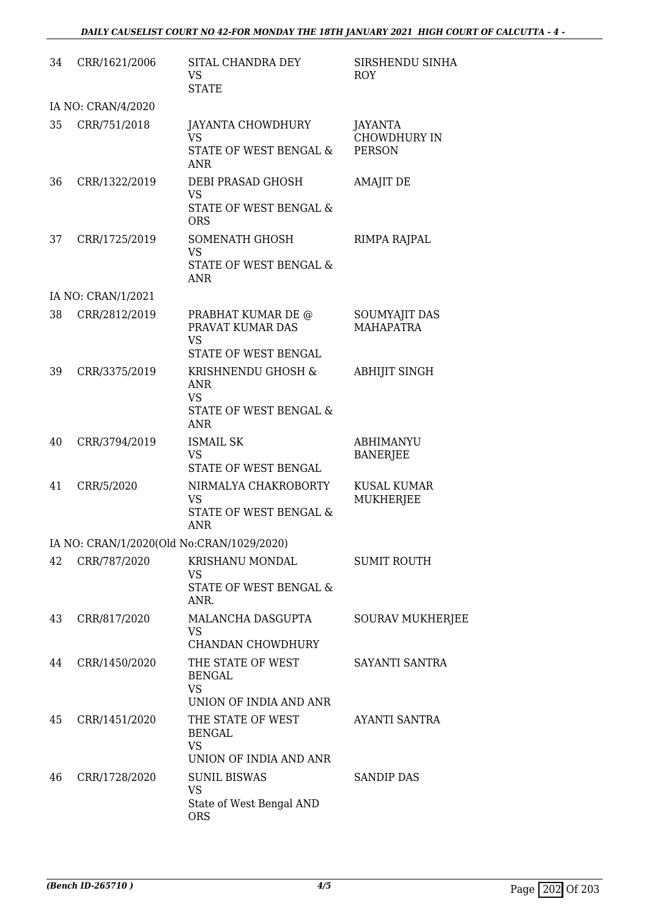| | | | |
|---|---|---|---|
| 34 | CRR/1621/2006 | SITAL CHANDRA DEY<br>VS<br>STATE | SIRSHENDU SINHA ROY |
| IA NO: CRAN/4/2020 | | | |
| 35 | CRR/751/2018 | JAYANTA CHOWDHURY<br>VS<br>STATE OF WEST BENGAL & ANR | JAYANTA CHOWDHURY IN PERSON |
| 36 | CRR/1322/2019 | DEBI PRASAD GHOSH<br>VS<br>STATE OF WEST BENGAL & ORS | AMAJIT DE |
| 37 | CRR/1725/2019 | SOMENATH GHOSH<br>VS<br>STATE OF WEST BENGAL & ANR | RIMPA RAJPAL |
| IA NO: CRAN/1/2021 | | | |
| 38 | CRR/2812/2019 | PRABHAT KUMAR DE @ PRAVAT KUMAR DAS<br>VS<br>STATE OF WEST BENGAL | SOUMYAJIT DAS MAHAPATRA |
| 39 | CRR/3375/2019 | KRISHNENDU GHOSH & ANR<br>VS<br>STATE OF WEST BENGAL & ANR | ABHIJIT SINGH |
| 40 | CRR/3794/2019 | ISMAIL SK<br>VS<br>STATE OF WEST BENGAL | ABHIMANYU BANERJEE |
| 41 | CRR/5/2020 | NIRMALYA CHAKROBORTY<br>VS<br>STATE OF WEST BENGAL & ANR | KUSAL KUMAR MUKHERJEE |
| IA NO: CRAN/1/2020(Old No:CRAN/1029/2020) | | | |
| 42 | CRR/787/2020 | KRISHANU MONDAL<br>VS<br>STATE OF WEST BENGAL & ANR. | SUMIT ROUTH |
| 43 | CRR/817/2020 | MALANCHA DASGUPTA<br>VS<br>CHANDAN CHOWDHURY | SOURAV MUKHERJEE |
| 44 | CRR/1450/2020 | THE STATE OF WEST BENGAL<br>VS<br>UNION OF INDIA AND ANR | SAYANTI SANTRA |
| 45 | CRR/1451/2020 | THE STATE OF WEST BENGAL<br>VS<br>UNION OF INDIA AND ANR | AYANTI SANTRA |
| 46 | CRR/1728/2020 | SUNIL BISWAS<br>VS<br>State of West Bengal AND ORS | SANDIP DAS |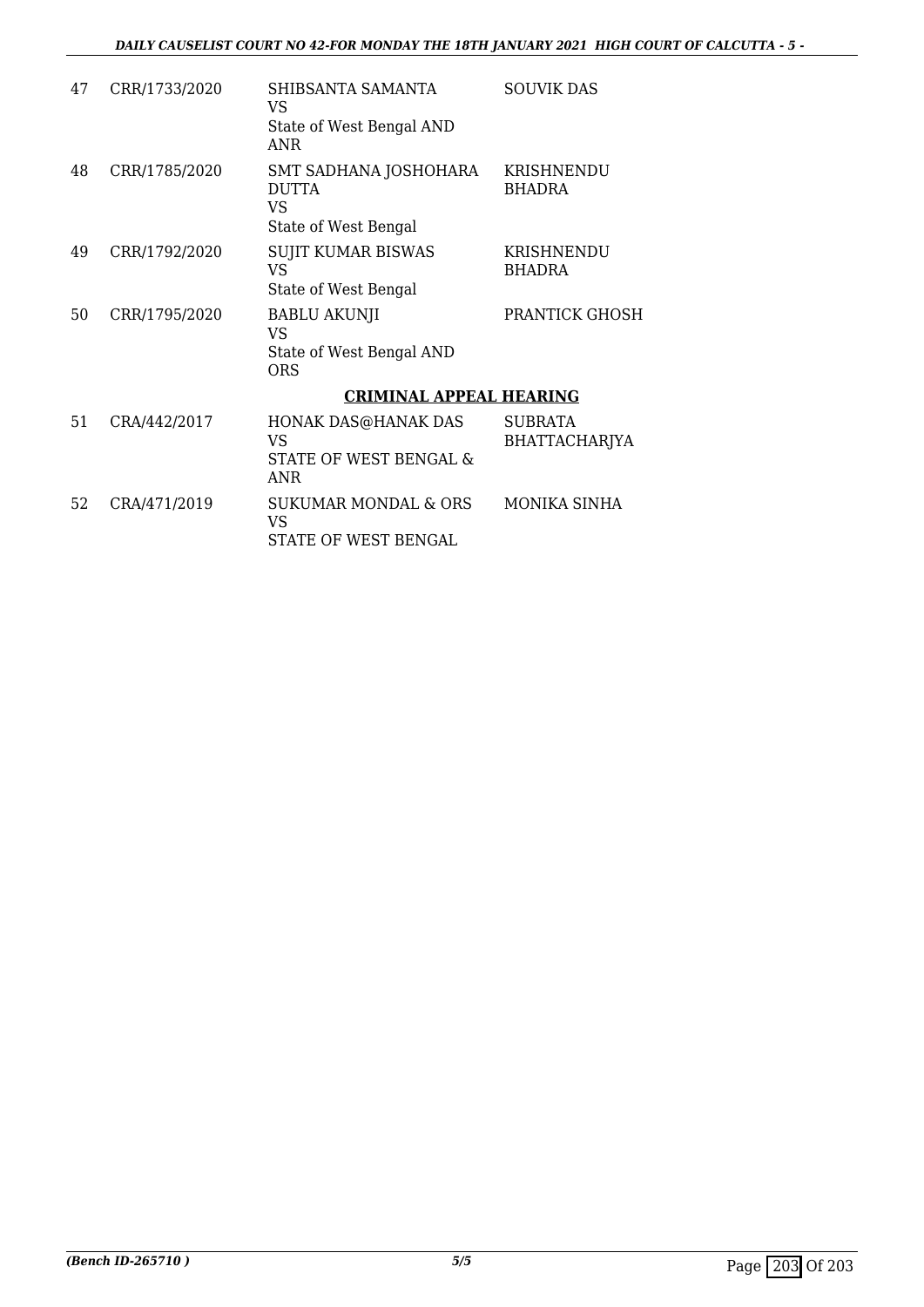| | | | |
|---|---|---|---|
| 47 | CRR/1733/2020 | SHIBSANTA SAMANTA<br>VS<br>State of West Bengal AND ANR | SOUVIK DAS |
| 48 | CRR/1785/2020 | SMT SADHANA JOSHOHARA DUTTA<br>VS<br>State of West Bengal | KRISHNENDU BHADRA |
| 49 | CRR/1792/2020 | SUJIT KUMAR BISWAS<br>VS<br>State of West Bengal | KRISHNENDU BHADRA |
| 50 | CRR/1795/2020 | BABLU AKUNJI<br>VS<br>State of West Bengal AND ORS | PRANTICK GHOSH |

**CRIMINAL APPEAL HEARING**

| | | | |
|---|---|---|---|
| 51 | CRA/442/2017 | HONAK DAS@HANAK DAS<br>VS<br>STATE OF WEST BENGAL & ANR | SUBRATA BHATTACHARJYA |
| 52 | CRA/471/2019 | SUKUMAR MONDAL & ORS<br>VS<br>STATE OF WEST BENGAL | MONIKA SINHA |